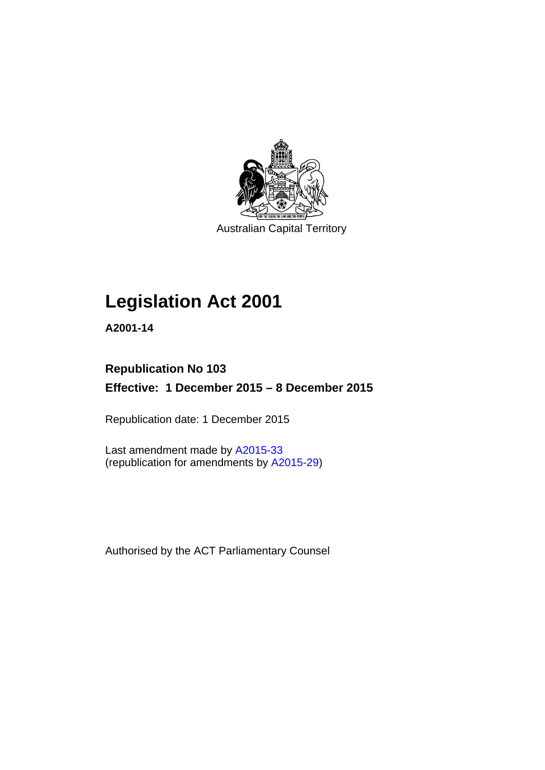Australian Capital Territory

# Legislation Act 2001

**A2001-14**

**Republication No 103**

**Effective: 1 December 2015 – 8 December 2015**

Republication date: 1 December 2015

Last amendment made by A2015-33
(republication for amendments by A2015-29)

Authorised by the ACT Parliamentary Counsel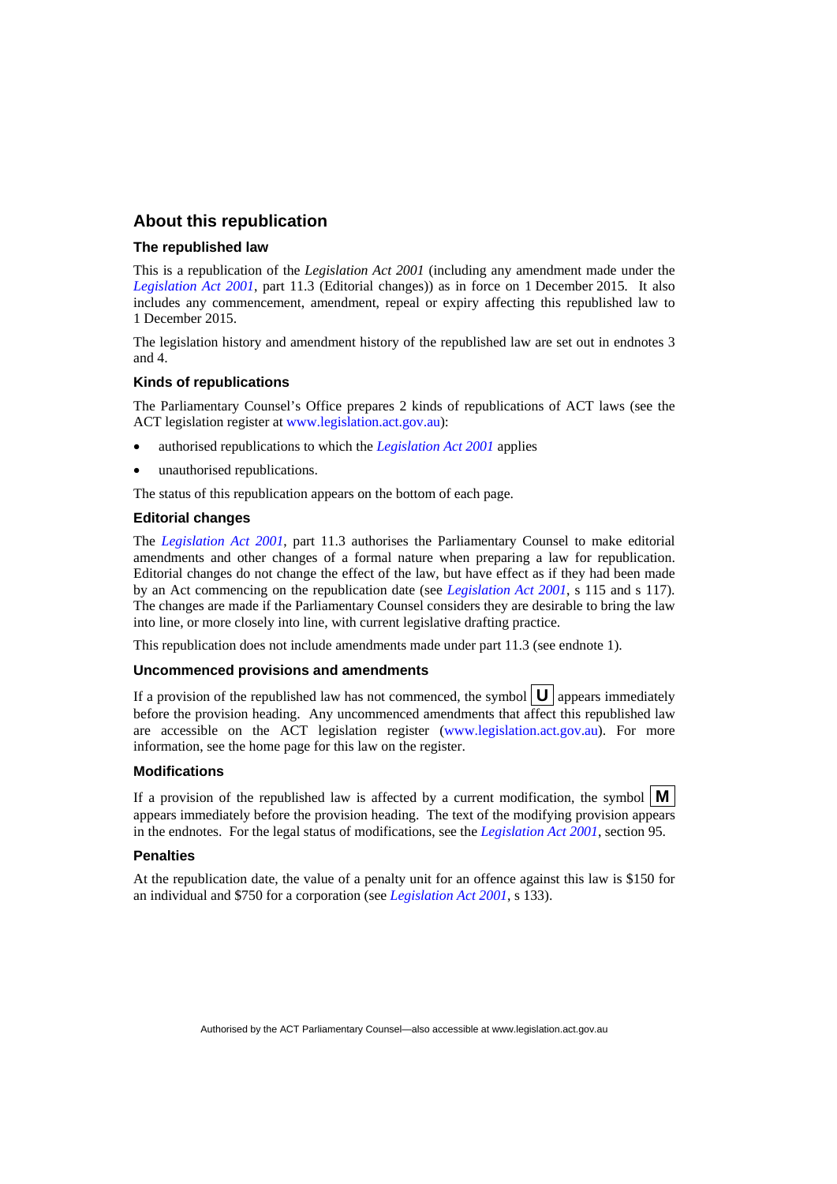## About this republication

### The republished law

This is a republication of the *Legislation Act 2001* (including any amendment made under the *Legislation Act 2001*, part 11.3 (Editorial changes)) as in force on 1 December 2015. It also includes any commencement, amendment, repeal or expiry affecting this republished law to 1 December 2015.

The legislation history and amendment history of the republished law are set out in endnotes 3 and 4.

### Kinds of republications

The Parliamentary Counsel's Office prepares 2 kinds of republications of ACT laws (see the ACT legislation register at www.legislation.act.gov.au):

- authorised republications to which the *Legislation Act 2001* applies
- unauthorised republications.

The status of this republication appears on the bottom of each page.

### Editorial changes

The *Legislation Act 2001*, part 11.3 authorises the Parliamentary Counsel to make editorial amendments and other changes of a formal nature when preparing a law for republication. Editorial changes do not change the effect of the law, but have effect as if they had been made by an Act commencing on the republication date (see *Legislation Act 2001*, s 115 and s 117). The changes are made if the Parliamentary Counsel considers they are desirable to bring the law into line, or more closely into line, with current legislative drafting practice.

This republication does not include amendments made under part 11.3 (see endnote 1).

### Uncommenced provisions and amendments

If a provision of the republished law has not commenced, the symbol **U** appears immediately before the provision heading. Any uncommenced amendments that affect this republished law are accessible on the ACT legislation register (www.legislation.act.gov.au). For more information, see the home page for this law on the register.

### Modifications

If a provision of the republished law is affected by a current modification, the symbol **M** appears immediately before the provision heading. The text of the modifying provision appears in the endnotes. For the legal status of modifications, see the *Legislation Act 2001*, section 95.

### Penalties

At the republication date, the value of a penalty unit for an offence against this law is $150 for an individual and $750 for a corporation (see *Legislation Act 2001*, s 133).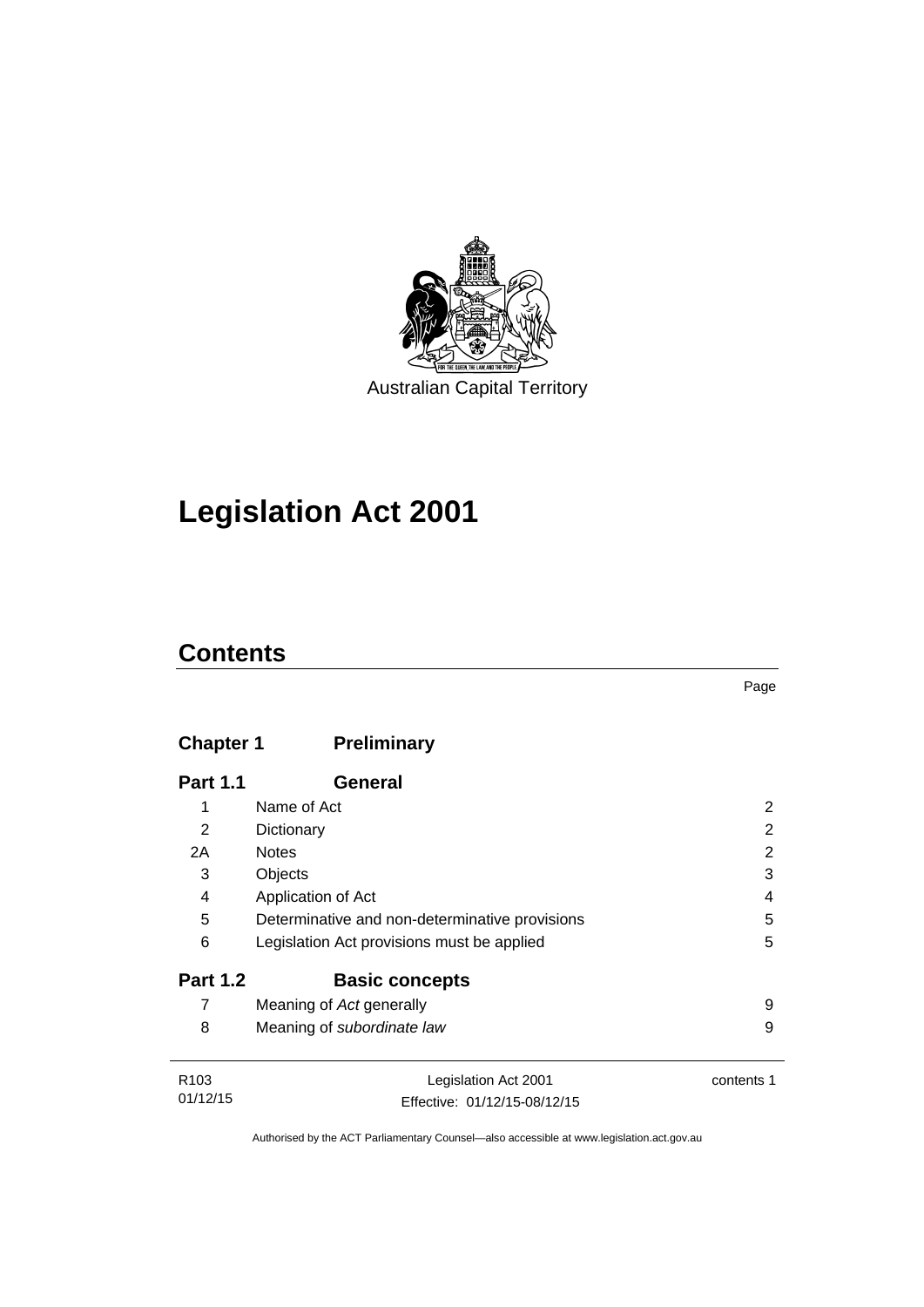Australian Capital Territory

# Legislation Act 2001

## Contents

| | | Page |
|---|---|---|
| **Chapter 1** | **Preliminary** | |
| **Part 1.1** | **General** | |
| 1 | Name of Act | 2 |
| 2 | Dictionary | 2 |
| 2A | Notes | 2 |
| 3 | Objects | 3 |
| 4 | Application of Act | 4 |
| 5 | Determinative and non-determinative provisions | 5 |
| 6 | Legislation Act provisions must be applied | 5 |
| **Part 1.2** | **Basic concepts** | |
| 7 | Meaning of *Act* generally | 9 |
| 8 | Meaning of *subordinate law* | 9 |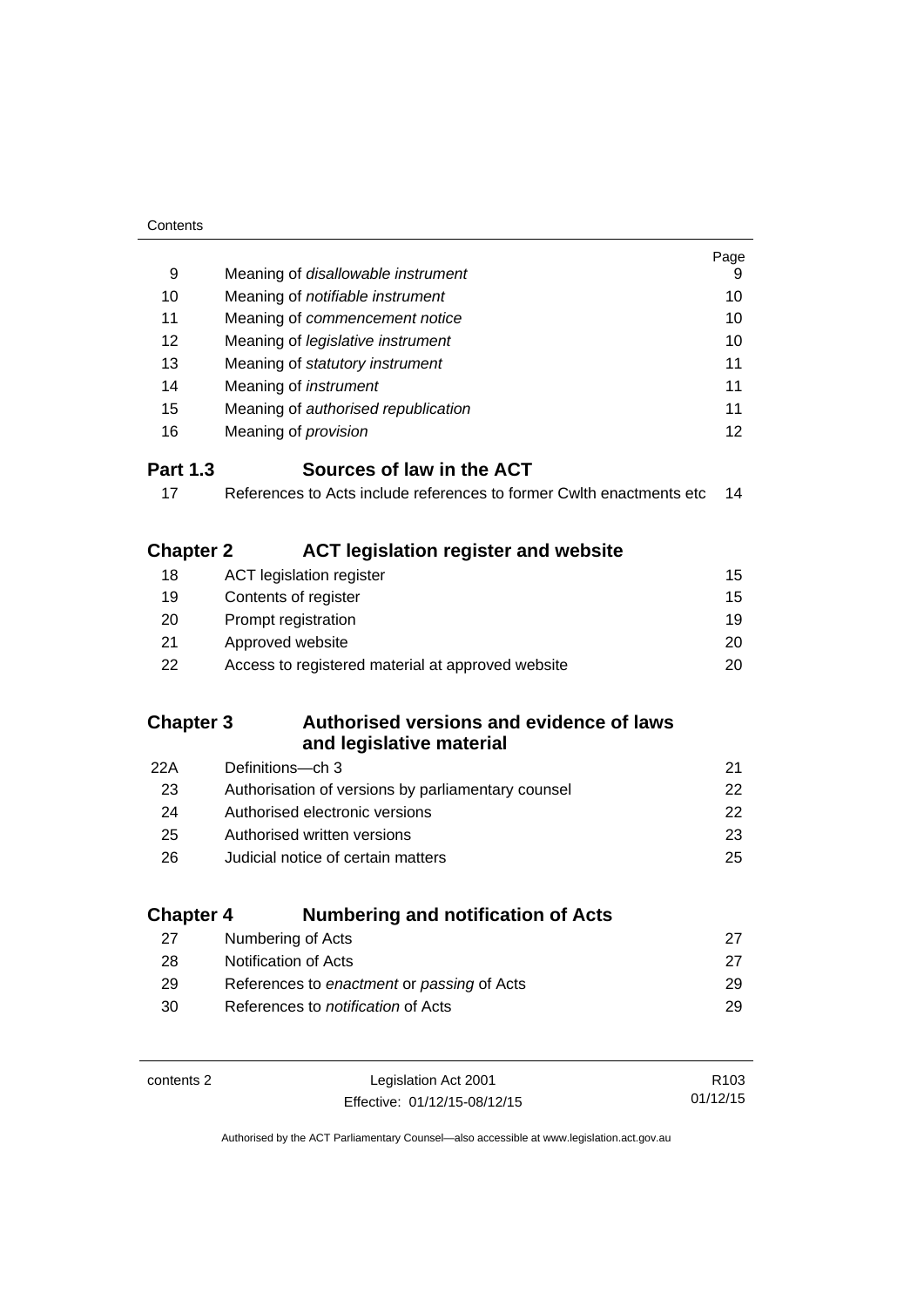| | | Page |
|---|---|---|
| 9 | Meaning of *disallowable instrument* | 9 |
| 10 | Meaning of *notifiable instrument* | 10 |
| 11 | Meaning of *commencement notice* | 10 |
| 12 | Meaning of *legislative instrument* | 10 |
| 13 | Meaning of *statutory instrument* | 11 |
| 14 | Meaning of *instrument* | 11 |
| 15 | Meaning of *authorised republication* | 11 |
| 16 | Meaning of *provision* | 12 |

**Part 1.3 Sources of law in the ACT**

| | | |
|---|---|---|
| 17 | References to Acts include references to former Cwlth enactments etc | 14 |

**Chapter 2 ACT legislation register and website**

| | | |
|---|---|---|
| 18 | ACT legislation register | 15 |
| 19 | Contents of register | 15 |
| 20 | Prompt registration | 19 |
| 21 | Approved website | 20 |
| 22 | Access to registered material at approved website | 20 |

**Chapter 3 Authorised versions and evidence of laws and legislative material**

| | | |
|---|---|---|
| 22A | Definitions—ch 3 | 21 |
| 23 | Authorisation of versions by parliamentary counsel | 22 |
| 24 | Authorised electronic versions | 22 |
| 25 | Authorised written versions | 23 |
| 26 | Judicial notice of certain matters | 25 |

**Chapter 4 Numbering and notification of Acts**

| | | |
|---|---|---|
| 27 | Numbering of Acts | 27 |
| 28 | Notification of Acts | 27 |
| 29 | References to *enactment* or *passing* of Acts | 29 |
| 30 | References to *notification* of Acts | 29 |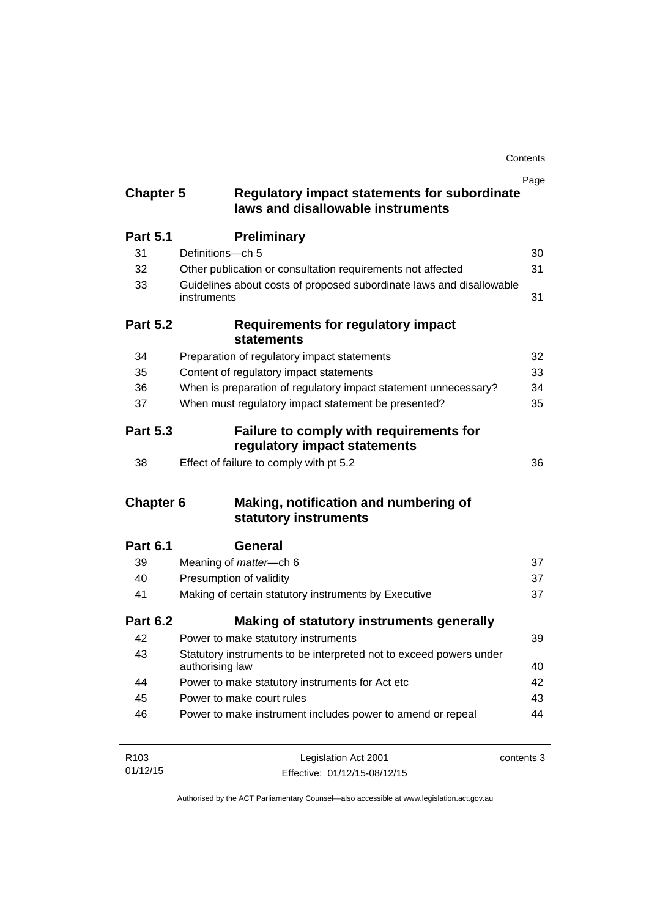| | | Page |
|---|---|---|
| **Chapter 5** | **Regulatory impact statements for subordinate laws and disallowable instruments** | |
| **Part 5.1** | **Preliminary** | |
| 31 | Definitions—ch 5 | 30 |
| 32 | Other publication or consultation requirements not affected | 31 |
| 33 | Guidelines about costs of proposed subordinate laws and disallowable instruments | 31 |
| **Part 5.2** | **Requirements for regulatory impact statements** | |
| 34 | Preparation of regulatory impact statements | 32 |
| 35 | Content of regulatory impact statements | 33 |
| 36 | When is preparation of regulatory impact statement unnecessary? | 34 |
| 37 | When must regulatory impact statement be presented? | 35 |
| **Part 5.3** | **Failure to comply with requirements for regulatory impact statements** | |
| 38 | Effect of failure to comply with pt 5.2 | 36 |
| **Chapter 6** | **Making, notification and numbering of statutory instruments** | |
| **Part 6.1** | **General** | |
| 39 | Meaning of *matter*—ch 6 | 37 |
| 40 | Presumption of validity | 37 |
| 41 | Making of certain statutory instruments by Executive | 37 |
| **Part 6.2** | **Making of statutory instruments generally** | |
| 42 | Power to make statutory instruments | 39 |
| 43 | Statutory instruments to be interpreted not to exceed powers under authorising law | 40 |
| 44 | Power to make statutory instruments for Act etc | 42 |
| 45 | Power to make court rules | 43 |
| 46 | Power to make instrument includes power to amend or repeal | 44 |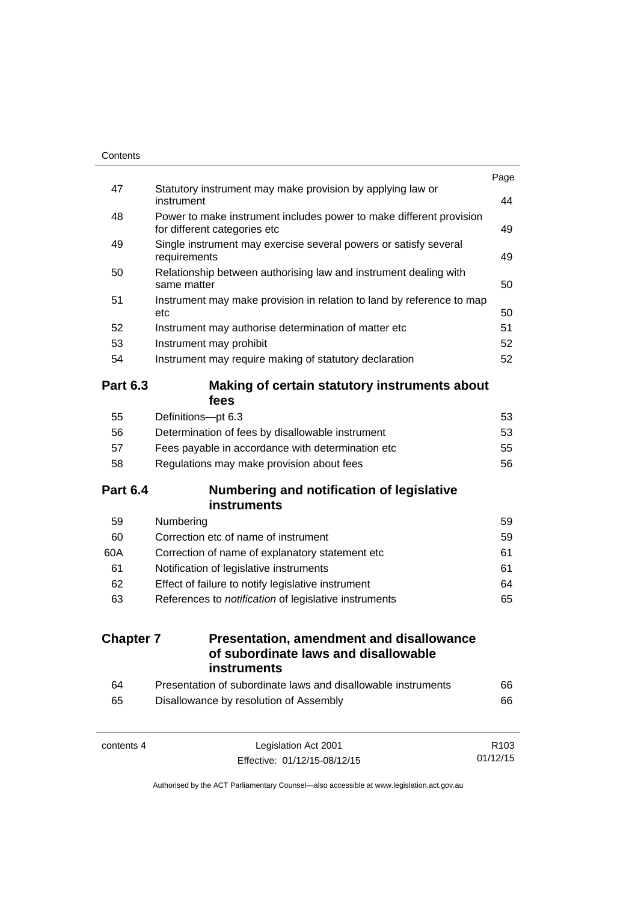| | | Page |
|---|---|---|
| 47 | Statutory instrument may make provision by applying law or instrument | 44 |
| 48 | Power to make instrument includes power to make different provision for different categories etc | 49 |
| 49 | Single instrument may exercise several powers or satisfy several requirements | 49 |
| 50 | Relationship between authorising law and instrument dealing with same matter | 50 |
| 51 | Instrument may make provision in relation to land by reference to map etc | 50 |
| 52 | Instrument may authorise determination of matter etc | 51 |
| 53 | Instrument may prohibit | 52 |
| 54 | Instrument may require making of statutory declaration | 52 |

## Part 6.3 Making of certain statutory instruments about fees

| | | |
|---|---|---|
| 55 | Definitions—pt 6.3 | 53 |
| 56 | Determination of fees by disallowable instrument | 53 |
| 57 | Fees payable in accordance with determination etc | 55 |
| 58 | Regulations may make provision about fees | 56 |

## Part 6.4 Numbering and notification of legislative instruments

| | | |
|---|---|---|
| 59 | Numbering | 59 |
| 60 | Correction etc of name of instrument | 59 |
| 60A | Correction of name of explanatory statement etc | 61 |
| 61 | Notification of legislative instruments | 61 |
| 62 | Effect of failure to notify legislative instrument | 64 |
| 63 | References to *notification* of legislative instruments | 65 |

# Chapter 7 Presentation, amendment and disallowance of subordinate laws and disallowable instruments

| | | |
|---|---|---|
| 64 | Presentation of subordinate laws and disallowable instruments | 66 |
| 65 | Disallowance by resolution of Assembly | 66 |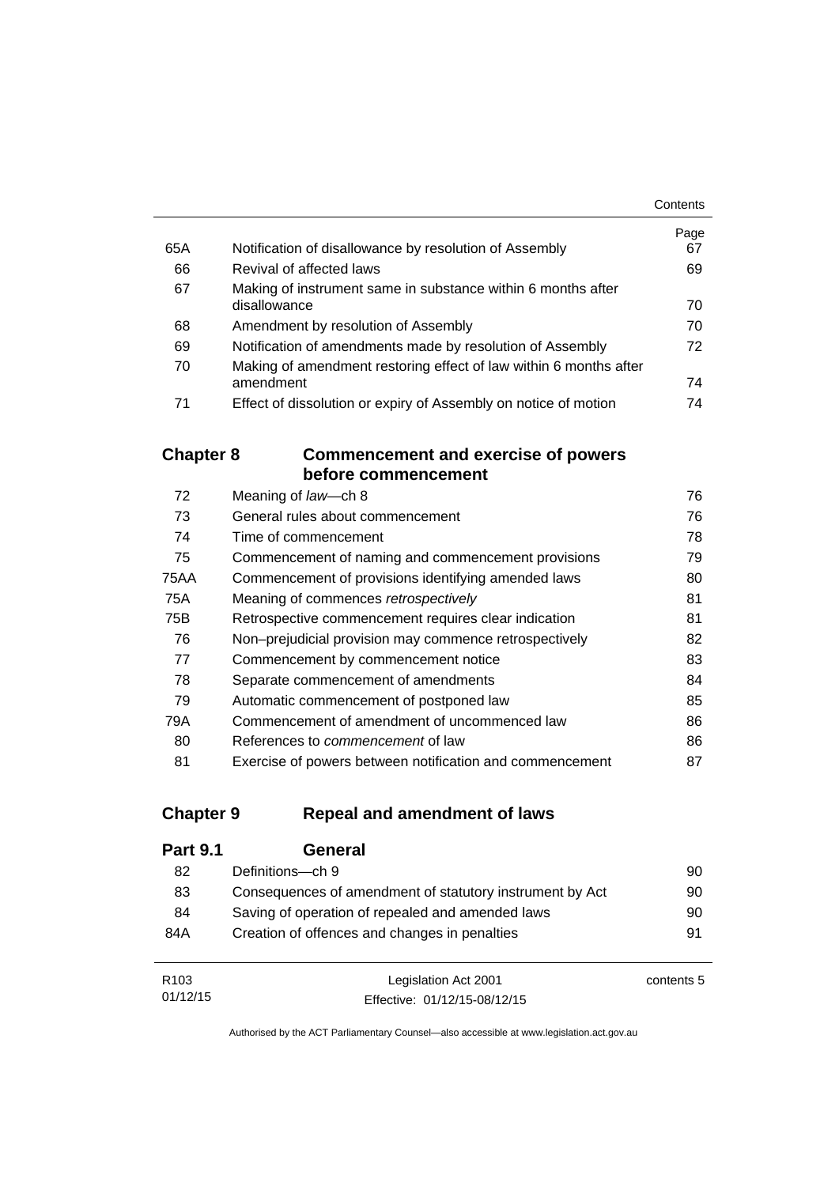| | | Page |
|---|---|---|
| 65A | Notification of disallowance by resolution of Assembly | 67 |
| 66 | Revival of affected laws | 69 |
| 67 | Making of instrument same in substance within 6 months after disallowance | 70 |
| 68 | Amendment by resolution of Assembly | 70 |
| 69 | Notification of amendments made by resolution of Assembly | 72 |
| 70 | Making of amendment restoring effect of law within 6 months after amendment | 74 |
| 71 | Effect of dissolution or expiry of Assembly on notice of motion | 74 |

## Chapter 8 Commencement and exercise of powers before commencement

| | | |
|---|---|---|
| 72 | Meaning of *law*—ch 8 | 76 |
| 73 | General rules about commencement | 76 |
| 74 | Time of commencement | 78 |
| 75 | Commencement of naming and commencement provisions | 79 |
| 75AA | Commencement of provisions identifying amended laws | 80 |
| 75A | Meaning of commences *retrospectively* | 81 |
| 75B | Retrospective commencement requires clear indication | 81 |
| 76 | Non–prejudicial provision may commence retrospectively | 82 |
| 77 | Commencement by commencement notice | 83 |
| 78 | Separate commencement of amendments | 84 |
| 79 | Automatic commencement of postponed law | 85 |
| 79A | Commencement of amendment of uncommenced law | 86 |
| 80 | References to *commencement* of law | 86 |
| 81 | Exercise of powers between notification and commencement | 87 |

## Chapter 9 Repeal and amendment of laws

### Part 9.1 General

| | | |
|---|---|---|
| 82 | Definitions—ch 9 | 90 |
| 83 | Consequences of amendment of statutory instrument by Act | 90 |
| 84 | Saving of operation of repealed and amended laws | 90 |
| 84A | Creation of offences and changes in penalties | 91 |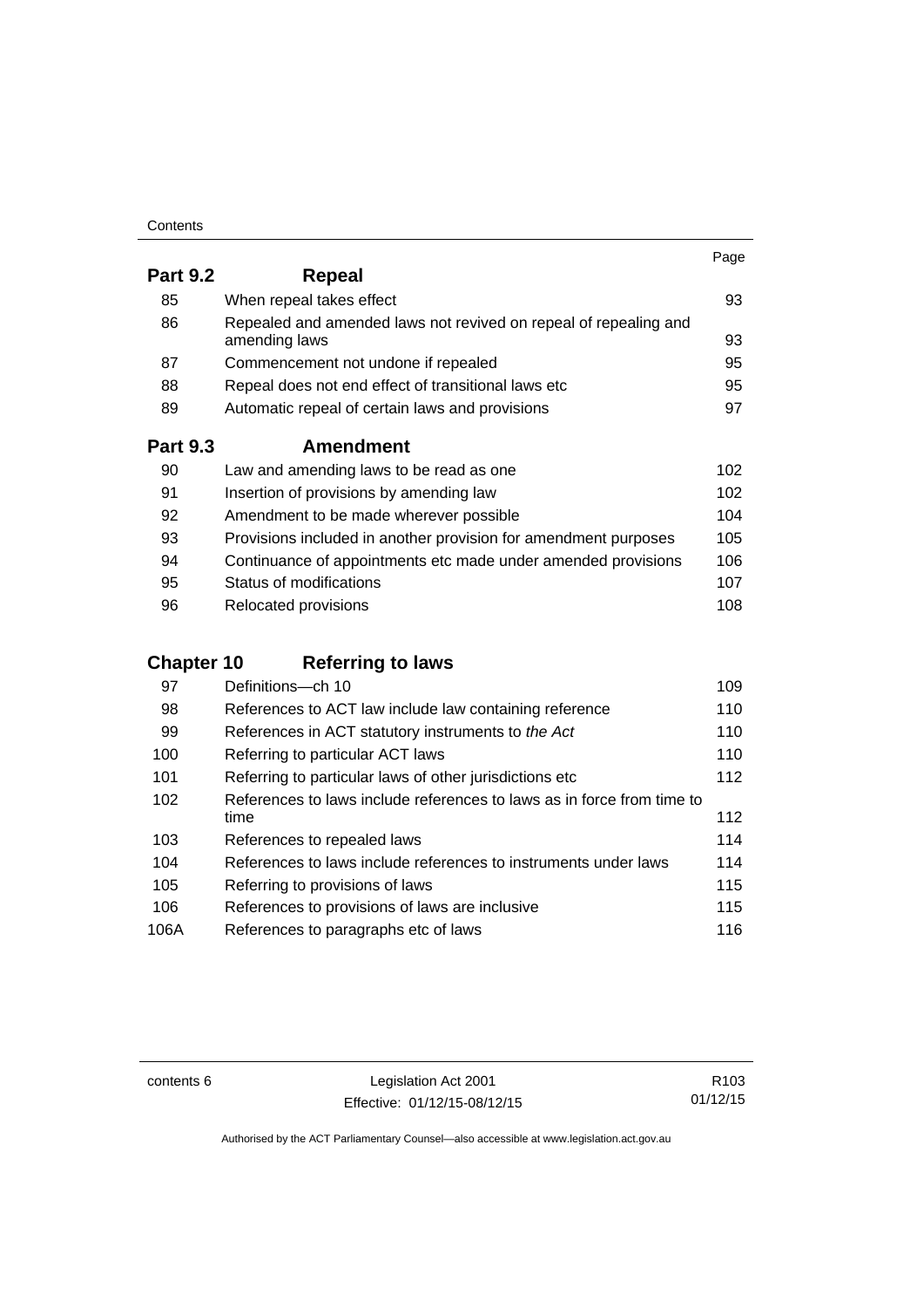| | | Page |
|---|---|---|
| **Part 9.2** | **Repeal** | |
| 85 | When repeal takes effect | 93 |
| 86 | Repealed and amended laws not revived on repeal of repealing and amending laws | 93 |
| 87 | Commencement not undone if repealed | 95 |
| 88 | Repeal does not end effect of transitional laws etc | 95 |
| 89 | Automatic repeal of certain laws and provisions | 97 |
| **Part 9.3** | **Amendment** | |
| 90 | Law and amending laws to be read as one | 102 |
| 91 | Insertion of provisions by amending law | 102 |
| 92 | Amendment to be made wherever possible | 104 |
| 93 | Provisions included in another provision for amendment purposes | 105 |
| 94 | Continuance of appointments etc made under amended provisions | 106 |
| 95 | Status of modifications | 107 |
| 96 | Relocated provisions | 108 |
| **Chapter 10** | **Referring to laws** | |
| 97 | Definitions—ch 10 | 109 |
| 98 | References to ACT law include law containing reference | 110 |
| 99 | References in ACT statutory instruments to *the Act* | 110 |
| 100 | Referring to particular ACT laws | 110 |
| 101 | Referring to particular laws of other jurisdictions etc | 112 |
| 102 | References to laws include references to laws as in force from time to time | 112 |
| 103 | References to repealed laws | 114 |
| 104 | References to laws include references to instruments under laws | 114 |
| 105 | Referring to provisions of laws | 115 |
| 106 | References to provisions of laws are inclusive | 115 |
| 106A | References to paragraphs etc of laws | 116 |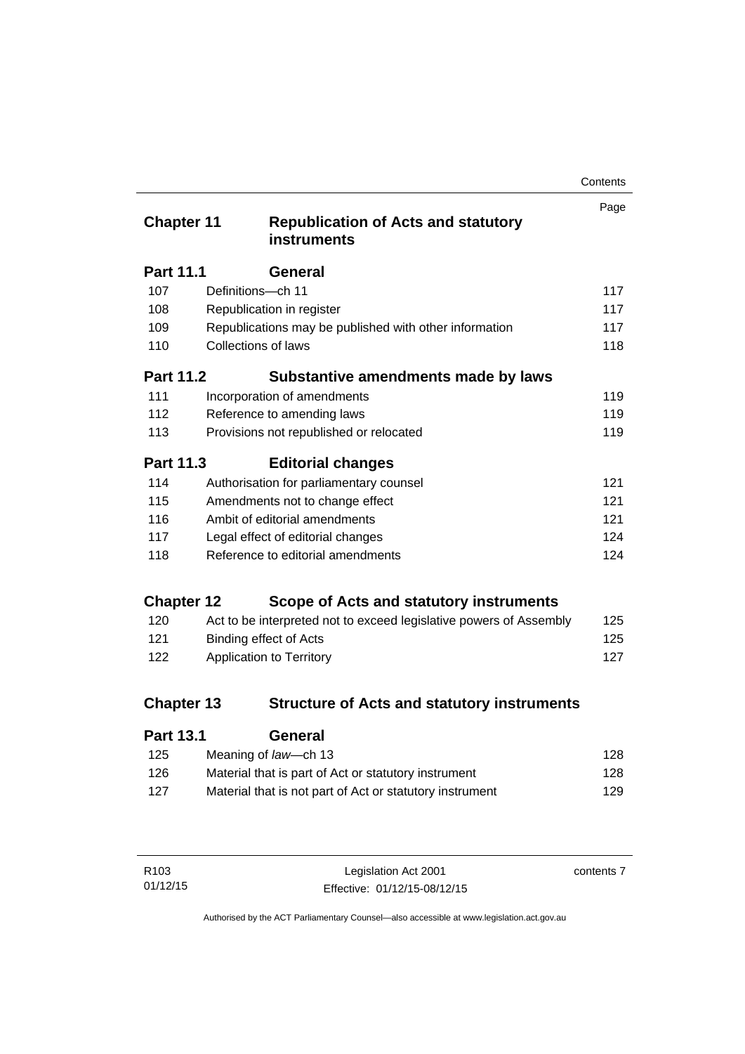| | | Page |
|---|---|---|
| **Chapter 11** | **Republication of Acts and statutory instruments** | |
| **Part 11.1** | **General** | |
| 107 | Definitions—ch 11 | 117 |
| 108 | Republication in register | 117 |
| 109 | Republications may be published with other information | 117 |
| 110 | Collections of laws | 118 |
| **Part 11.2** | **Substantive amendments made by laws** | |
| 111 | Incorporation of amendments | 119 |
| 112 | Reference to amending laws | 119 |
| 113 | Provisions not republished or relocated | 119 |
| **Part 11.3** | **Editorial changes** | |
| 114 | Authorisation for parliamentary counsel | 121 |
| 115 | Amendments not to change effect | 121 |
| 116 | Ambit of editorial amendments | 121 |
| 117 | Legal effect of editorial changes | 124 |
| 118 | Reference to editorial amendments | 124 |
| **Chapter 12** | **Scope of Acts and statutory instruments** | |
| 120 | Act to be interpreted not to exceed legislative powers of Assembly | 125 |
| 121 | Binding effect of Acts | 125 |
| 122 | Application to Territory | 127 |
| **Chapter 13** | **Structure of Acts and statutory instruments** | |
| **Part 13.1** | **General** | |
| 125 | Meaning of *law*—ch 13 | 128 |
| 126 | Material that is part of Act or statutory instrument | 128 |
| 127 | Material that is not part of Act or statutory instrument | 129 |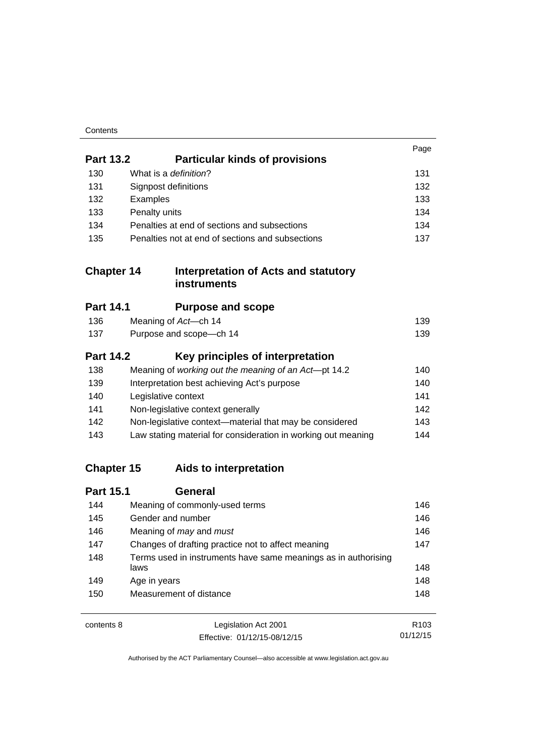| | | Page |
|---|---|---|
| **Part 13.2** | **Particular kinds of provisions** | |
| 130 | What is a *definition*? | 131 |
| 131 | Signpost definitions | 132 |
| 132 | Examples | 133 |
| 133 | Penalty units | 134 |
| 134 | Penalties at end of sections and subsections | 134 |
| 135 | Penalties not at end of sections and subsections | 137 |
| **Chapter 14** | **Interpretation of Acts and statutory instruments** | |
| **Part 14.1** | **Purpose and scope** | |
| 136 | Meaning of *Act*—ch 14 | 139 |
| 137 | Purpose and scope—ch 14 | 139 |
| **Part 14.2** | **Key principles of interpretation** | |
| 138 | Meaning of *working out the meaning of an Act*—pt 14.2 | 140 |
| 139 | Interpretation best achieving Act's purpose | 140 |
| 140 | Legislative context | 141 |
| 141 | Non-legislative context generally | 142 |
| 142 | Non-legislative context—material that may be considered | 143 |
| 143 | Law stating material for consideration in working out meaning | 144 |
| **Chapter 15** | **Aids to interpretation** | |
| **Part 15.1** | **General** | |
| 144 | Meaning of commonly-used terms | 146 |
| 145 | Gender and number | 146 |
| 146 | Meaning of *may* and *must* | 146 |
| 147 | Changes of drafting practice not to affect meaning | 147 |
| 148 | Terms used in instruments have same meanings as in authorising laws | 148 |
| 149 | Age in years | 148 |
| 150 | Measurement of distance | 148 |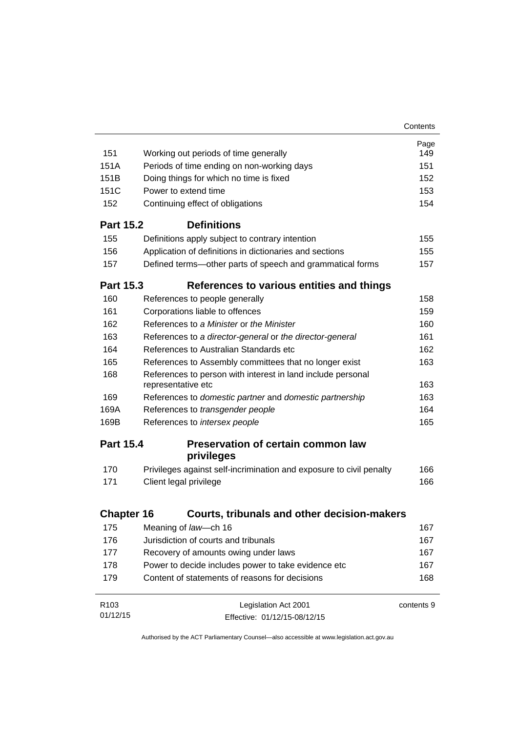| | | Page |
|---|---|---|
| 151 | Working out periods of time generally | 149 |
| 151A | Periods of time ending on non-working days | 151 |
| 151B | Doing things for which no time is fixed | 152 |
| 151C | Power to extend time | 153 |
| 152 | Continuing effect of obligations | 154 |
| **Part 15.2** | **Definitions** | |
| 155 | Definitions apply subject to contrary intention | 155 |
| 156 | Application of definitions in dictionaries and sections | 155 |
| 157 | Defined terms—other parts of speech and grammatical forms | 157 |
| **Part 15.3** | **References to various entities and things** | |
| 160 | References to people generally | 158 |
| 161 | Corporations liable to offences | 159 |
| 162 | References to *a Minister* or *the Minister* | 160 |
| 163 | References to *a director-general* or *the director-general* | 161 |
| 164 | References to Australian Standards etc | 162 |
| 165 | References to Assembly committees that no longer exist | 163 |
| 168 | References to person with interest in land include personal representative etc | 163 |
| 169 | References to *domestic partner* and *domestic partnership* | 163 |
| 169A | References to *transgender people* | 164 |
| 169B | References to *intersex people* | 165 |
| **Part 15.4** | **Preservation of certain common law privileges** | |
| 170 | Privileges against self-incrimination and exposure to civil penalty | 166 |
| 171 | Client legal privilege | 166 |
| **Chapter 16** | **Courts, tribunals and other decision-makers** | |
| 175 | Meaning of *law*—ch 16 | 167 |
| 176 | Jurisdiction of courts and tribunals | 167 |
| 177 | Recovery of amounts owing under laws | 167 |
| 178 | Power to decide includes power to take evidence etc | 167 |
| 179 | Content of statements of reasons for decisions | 168 |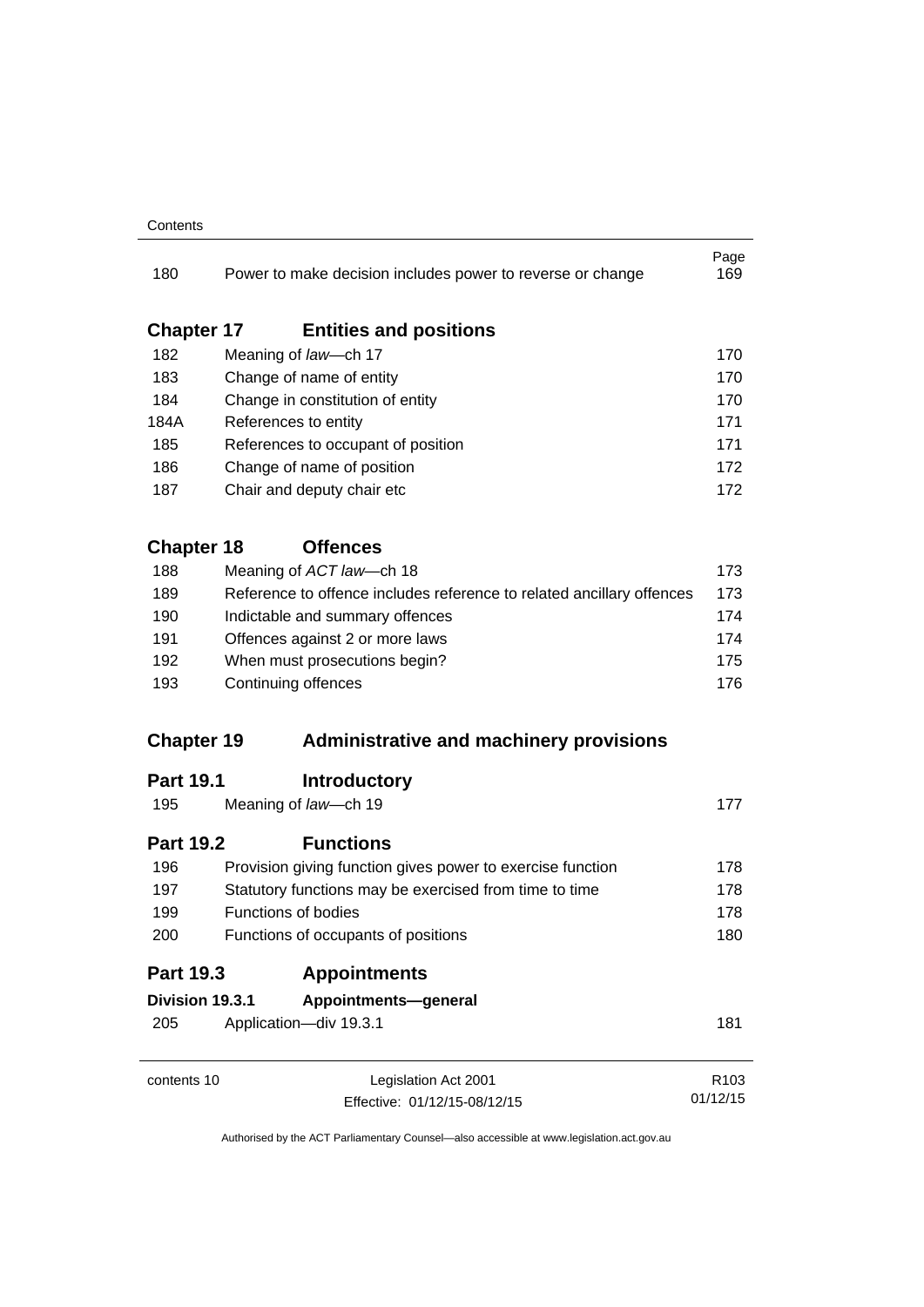| | | Page |
|---|---|---|
| 180 | Power to make decision includes power to reverse or change | 169 |

## Chapter 17 Entities and positions

| | | |
|---|---|---|
| 182 | Meaning of *law*—ch 17 | 170 |
| 183 | Change of name of entity | 170 |
| 184 | Change in constitution of entity | 170 |
| 184A | References to entity | 171 |
| 185 | References to occupant of position | 171 |
| 186 | Change of name of position | 172 |
| 187 | Chair and deputy chair etc | 172 |

## Chapter 18 Offences

| | | |
|---|---|---|
| 188 | Meaning of *ACT law*—ch 18 | 173 |
| 189 | Reference to offence includes reference to related ancillary offences | 173 |
| 190 | Indictable and summary offences | 174 |
| 191 | Offences against 2 or more laws | 174 |
| 192 | When must prosecutions begin? | 175 |
| 193 | Continuing offences | 176 |

## Chapter 19 Administrative and machinery provisions

### Part 19.1 Introductory

| | | |
|---|---|---|
| 195 | Meaning of *law*—ch 19 | 177 |

### Part 19.2 Functions

| | | |
|---|---|---|
| 196 | Provision giving function gives power to exercise function | 178 |
| 197 | Statutory functions may be exercised from time to time | 178 |
| 199 | Functions of bodies | 178 |
| 200 | Functions of occupants of positions | 180 |

### Part 19.3 Appointments

#### Division 19.3.1 Appointments—general

| | | |
|---|---|---|
| 205 | Application—div 19.3.1 | 181 |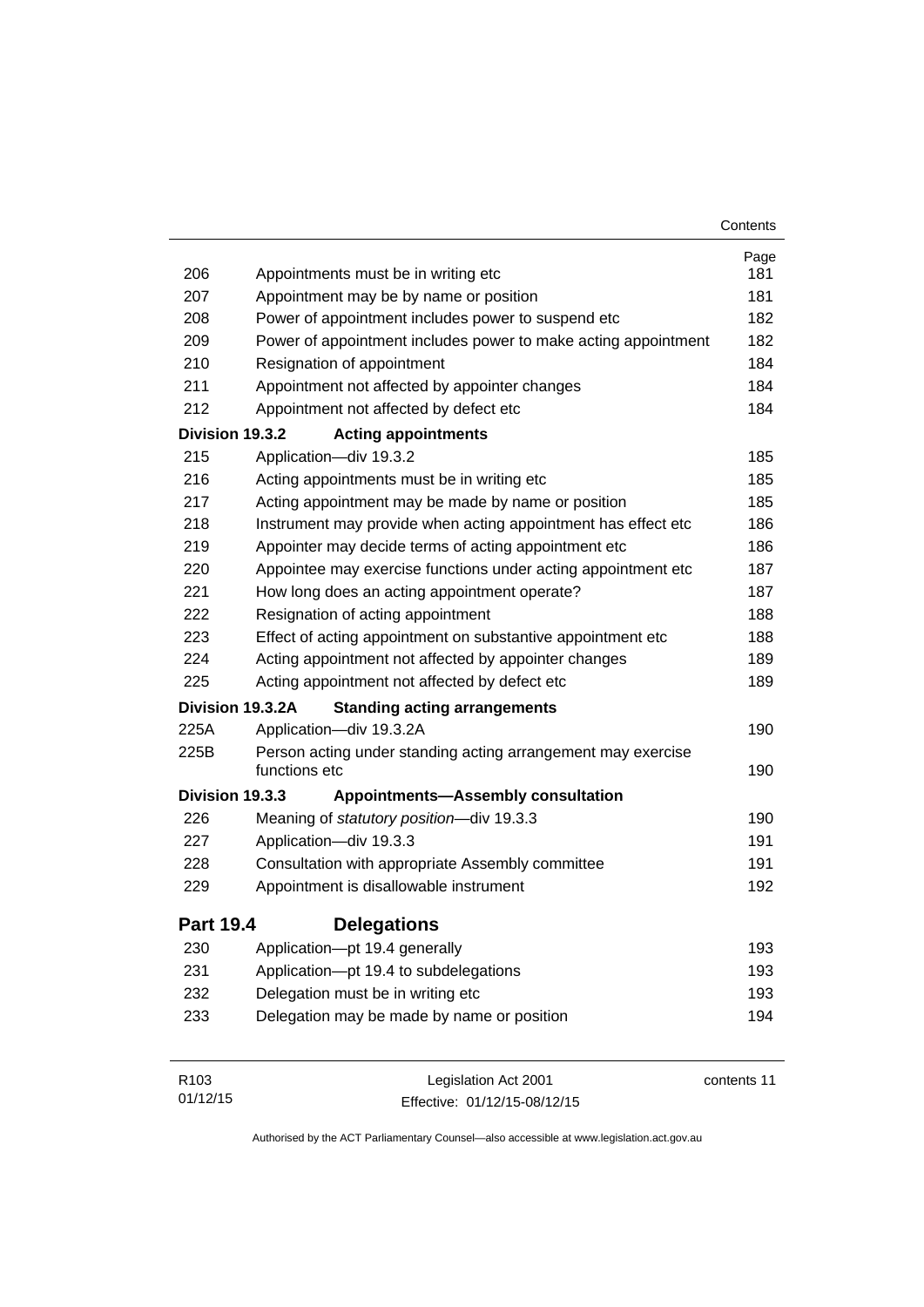| | | Page |
|---|---|---|
| 206 | Appointments must be in writing etc | 181 |
| 207 | Appointment may be by name or position | 181 |
| 208 | Power of appointment includes power to suspend etc | 182 |
| 209 | Power of appointment includes power to make acting appointment | 182 |
| 210 | Resignation of appointment | 184 |
| 211 | Appointment not affected by appointer changes | 184 |
| 212 | Appointment not affected by defect etc | 184 |
| **Division 19.3.2** | **Acting appointments** | |
| 215 | Application—div 19.3.2 | 185 |
| 216 | Acting appointments must be in writing etc | 185 |
| 217 | Acting appointment may be made by name or position | 185 |
| 218 | Instrument may provide when acting appointment has effect etc | 186 |
| 219 | Appointer may decide terms of acting appointment etc | 186 |
| 220 | Appointee may exercise functions under acting appointment etc | 187 |
| 221 | How long does an acting appointment operate? | 187 |
| 222 | Resignation of acting appointment | 188 |
| 223 | Effect of acting appointment on substantive appointment etc | 188 |
| 224 | Acting appointment not affected by appointer changes | 189 |
| 225 | Acting appointment not affected by defect etc | 189 |
| **Division 19.3.2A** | **Standing acting arrangements** | |
| 225A | Application—div 19.3.2A | 190 |
| 225B | Person acting under standing acting arrangement may exercise functions etc | 190 |
| **Division 19.3.3** | **Appointments—Assembly consultation** | |
| 226 | Meaning of *statutory position*—div 19.3.3 | 190 |
| 227 | Application—div 19.3.3 | 191 |
| 228 | Consultation with appropriate Assembly committee | 191 |
| 229 | Appointment is disallowable instrument | 192 |
| **Part 19.4** | **Delegations** | |
| 230 | Application—pt 19.4 generally | 193 |
| 231 | Application—pt 19.4 to subdelegations | 193 |
| 232 | Delegation must be in writing etc | 193 |
| 233 | Delegation may be made by name or position | 194 |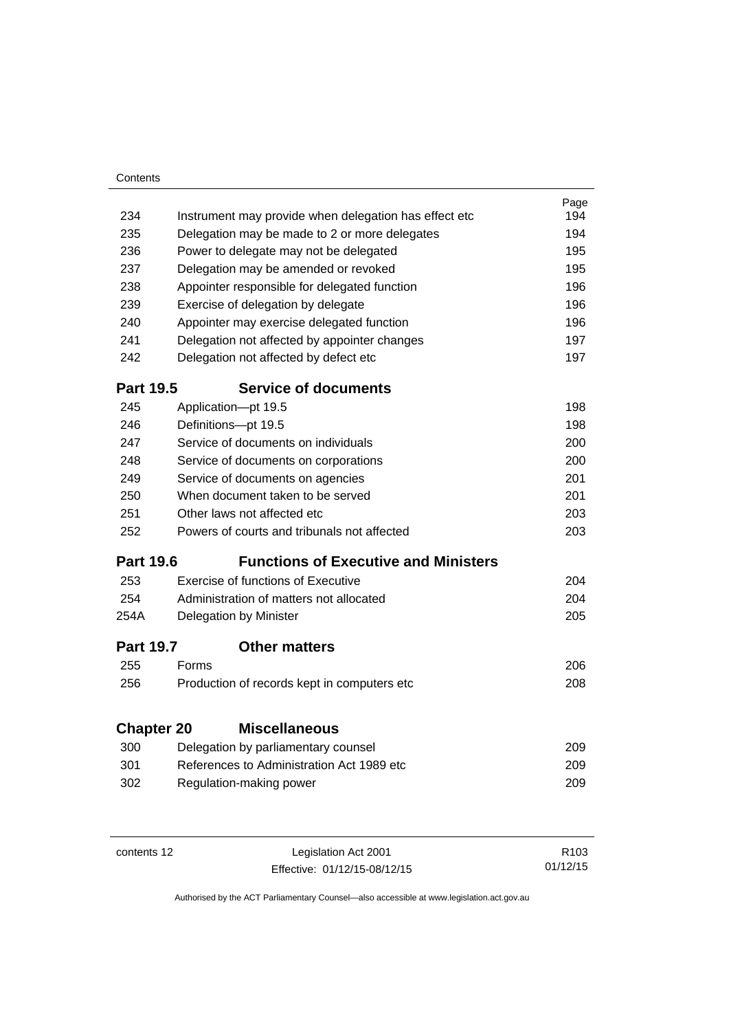| | | Page |
|---|---|---|
| 234 | Instrument may provide when delegation has effect etc | 194 |
| 235 | Delegation may be made to 2 or more delegates | 194 |
| 236 | Power to delegate may not be delegated | 195 |
| 237 | Delegation may be amended or revoked | 195 |
| 238 | Appointer responsible for delegated function | 196 |
| 239 | Exercise of delegation by delegate | 196 |
| 240 | Appointer may exercise delegated function | 196 |
| 241 | Delegation not affected by appointer changes | 197 |
| 242 | Delegation not affected by defect etc | 197 |

### Part 19.5 Service of documents

| | | |
|---|---|---|
| 245 | Application—pt 19.5 | 198 |
| 246 | Definitions—pt 19.5 | 198 |
| 247 | Service of documents on individuals | 200 |
| 248 | Service of documents on corporations | 200 |
| 249 | Service of documents on agencies | 201 |
| 250 | When document taken to be served | 201 |
| 251 | Other laws not affected etc | 203 |
| 252 | Powers of courts and tribunals not affected | 203 |

### Part 19.6 Functions of Executive and Ministers

| | | |
|---|---|---|
| 253 | Exercise of functions of Executive | 204 |
| 254 | Administration of matters not allocated | 204 |
| 254A | Delegation by Minister | 205 |

### Part 19.7 Other matters

| | | |
|---|---|---|
| 255 | Forms | 206 |
| 256 | Production of records kept in computers etc | 208 |

## Chapter 20 Miscellaneous

| | | |
|---|---|---|
| 300 | Delegation by parliamentary counsel | 209 |
| 301 | References to Administration Act 1989 etc | 209 |
| 302 | Regulation-making power | 209 |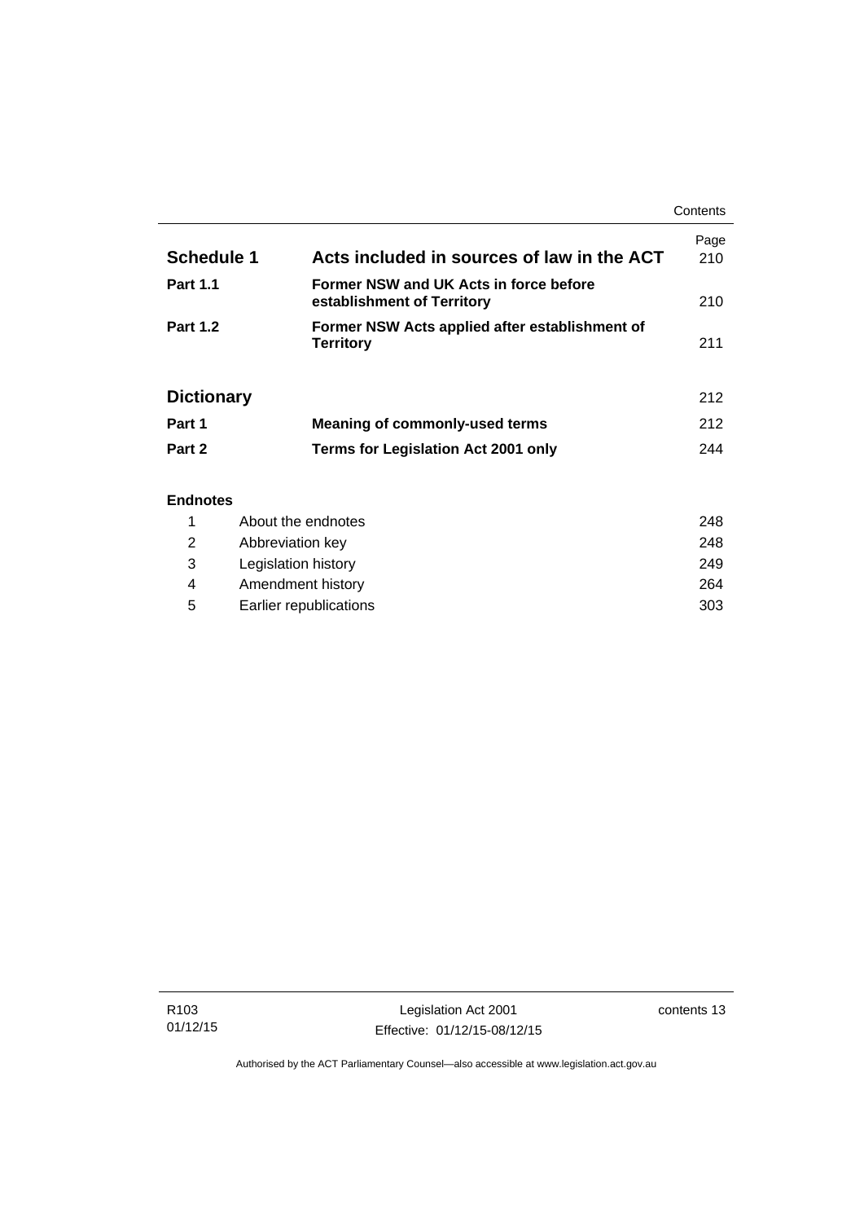| | | Page |
|---|---|---|
| **Schedule 1** | **Acts included in sources of law in the ACT** | 210 |
| **Part 1.1** | **Former NSW and UK Acts in force before establishment of Territory** | 210 |
| **Part 1.2** | **Former NSW Acts applied after establishment of Territory** | 211 |
| **Dictionary** | | 212 |
| **Part 1** | **Meaning of commonly-used terms** | 212 |
| **Part 2** | **Terms for Legislation Act 2001 only** | 244 |

**Endnotes**

| | | |
|---|---|---|
| 1 | About the endnotes | 248 |
| 2 | Abbreviation key | 248 |
| 3 | Legislation history | 249 |
| 4 | Amendment history | 264 |
| 5 | Earlier republications | 303 |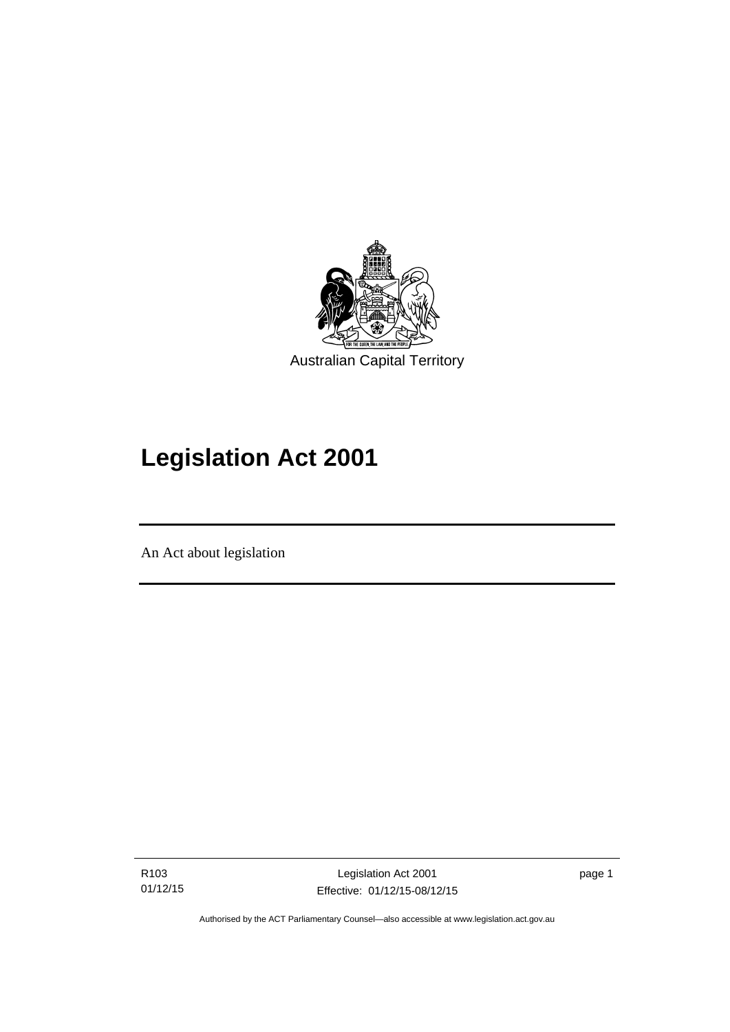Australian Capital Territory

# Legislation Act 2001

An Act about legislation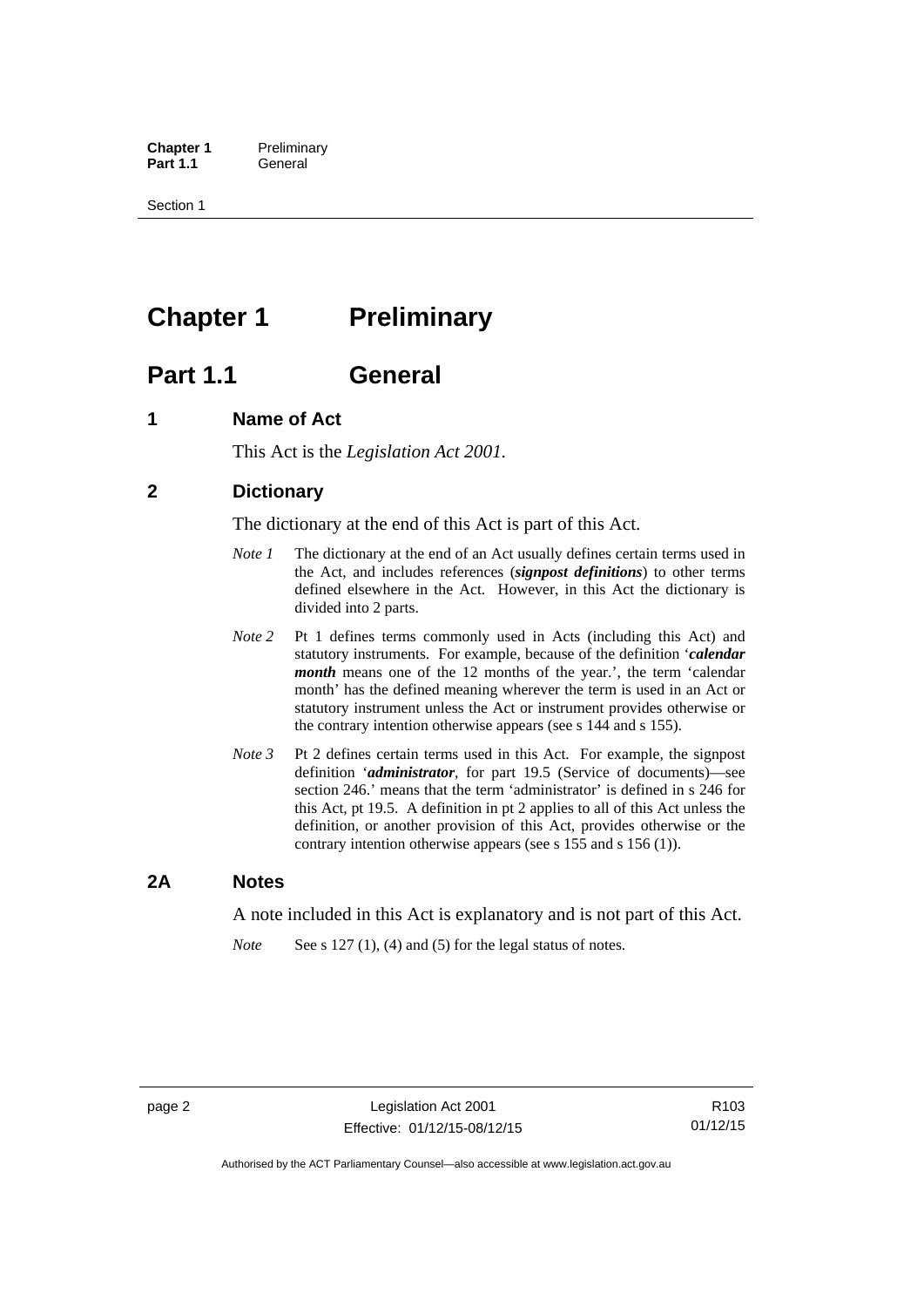# Chapter 1 Preliminary

## Part 1.1 General

### 1 Name of Act

This Act is the *Legislation Act 2001*.

### 2 Dictionary

The dictionary at the end of this Act is part of this Act.

*Note 1* The dictionary at the end of an Act usually defines certain terms used in the Act, and includes references (***signpost definitions***) to other terms defined elsewhere in the Act. However, in this Act the dictionary is divided into 2 parts.

*Note 2* Pt 1 defines terms commonly used in Acts (including this Act) and statutory instruments. For example, because of the definition '***calendar month*** means one of the 12 months of the year.', the term 'calendar month' has the defined meaning wherever the term is used in an Act or statutory instrument unless the Act or instrument provides otherwise or the contrary intention otherwise appears (see s 144 and s 155).

*Note 3* Pt 2 defines certain terms used in this Act. For example, the signpost definition '***administrator***, for part 19.5 (Service of documents)—see section 246.' means that the term 'administrator' is defined in s 246 for this Act, pt 19.5. A definition in pt 2 applies to all of this Act unless the definition, or another provision of this Act, provides otherwise or the contrary intention otherwise appears (see s 155 and s 156 (1)).

### 2A Notes

A note included in this Act is explanatory and is not part of this Act.

*Note* See s 127 (1), (4) and (5) for the legal status of notes.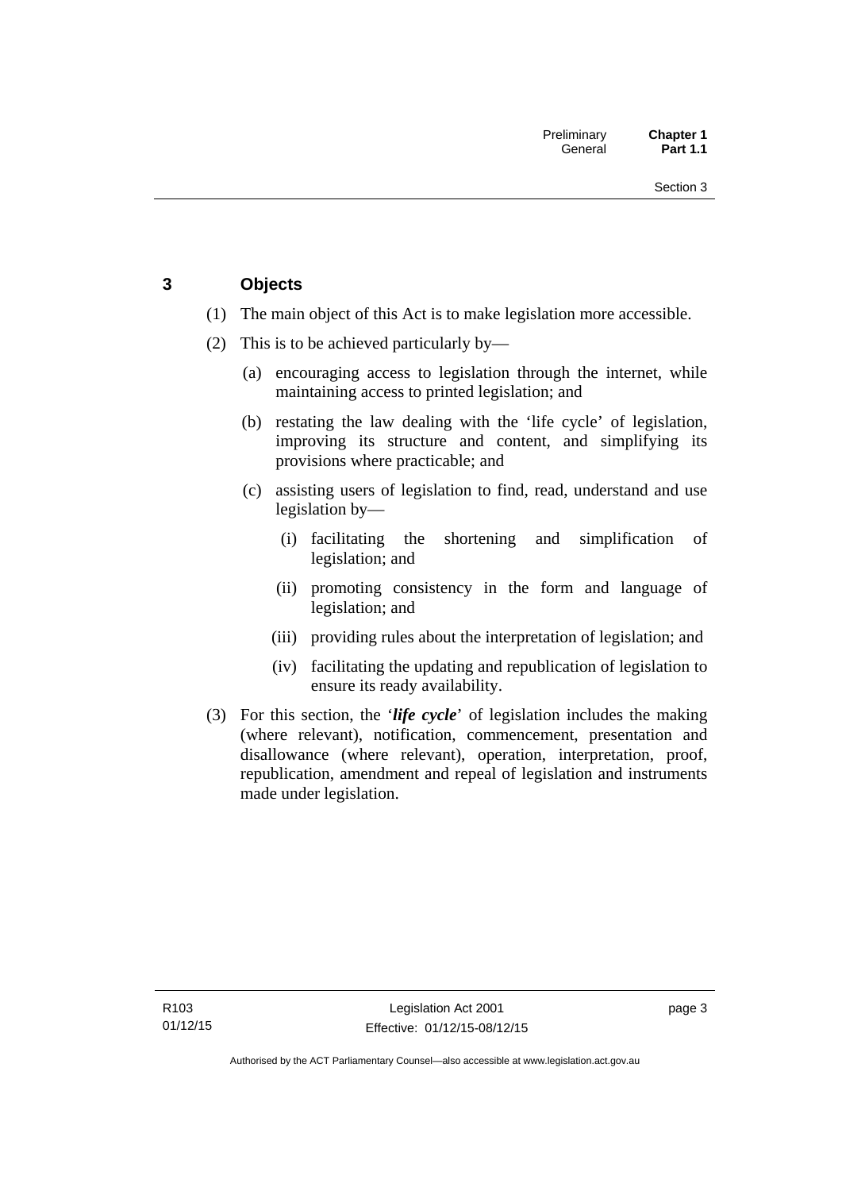## 3 Objects

(1) The main object of this Act is to make legislation more accessible.

(2) This is to be achieved particularly by—

(a) encouraging access to legislation through the internet, while maintaining access to printed legislation; and

(b) restating the law dealing with the 'life cycle' of legislation, improving its structure and content, and simplifying its provisions where practicable; and

(c) assisting users of legislation to find, read, understand and use legislation by—

(i) facilitating the shortening and simplification of legislation; and

(ii) promoting consistency in the form and language of legislation; and

(iii) providing rules about the interpretation of legislation; and

(iv) facilitating the updating and republication of legislation to ensure its ready availability.

(3) For this section, the '***life cycle***' of legislation includes the making (where relevant), notification, commencement, presentation and disallowance (where relevant), operation, interpretation, proof, republication, amendment and repeal of legislation and instruments made under legislation.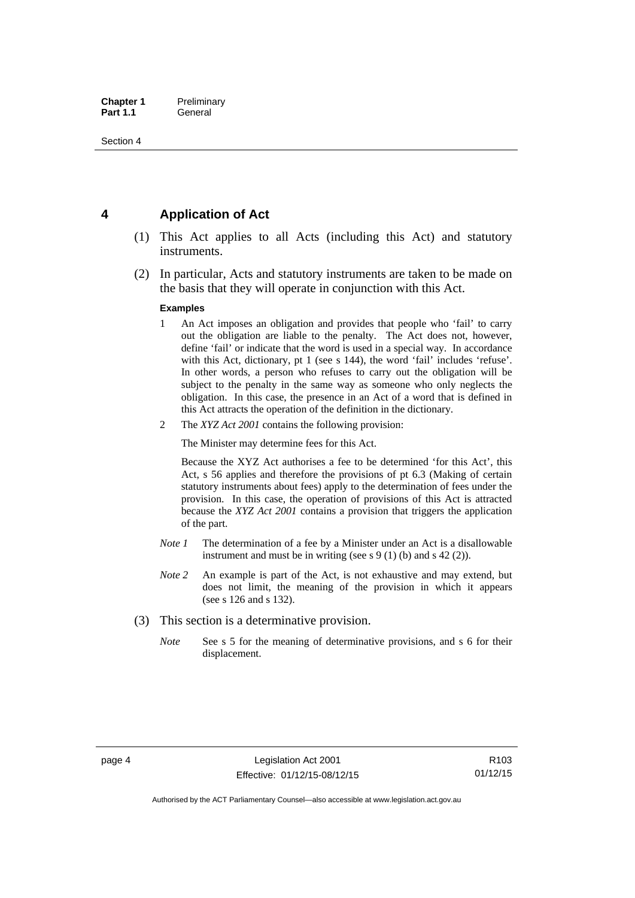## 4 Application of Act

(1) This Act applies to all Acts (including this Act) and statutory instruments.

(2) In particular, Acts and statutory instruments are taken to be made on the basis that they will operate in conjunction with this Act.

**Examples**

1. An Act imposes an obligation and provides that people who 'fail' to carry out the obligation are liable to the penalty. The Act does not, however, define 'fail' or indicate that the word is used in a special way. In accordance with this Act, dictionary, pt 1 (see s 144), the word 'fail' includes 'refuse'. In other words, a person who refuses to carry out the obligation will be subject to the penalty in the same way as someone who only neglects the obligation. In this case, the presence in an Act of a word that is defined in this Act attracts the operation of the definition in the dictionary.

2. The *XYZ Act 2001* contains the following provision:

   The Minister may determine fees for this Act.

   Because the XYZ Act authorises a fee to be determined 'for this Act', this Act, s 56 applies and therefore the provisions of pt 6.3 (Making of certain statutory instruments about fees) apply to the determination of fees under the provision. In this case, the operation of provisions of this Act is attracted because the *XYZ Act 2001* contains a provision that triggers the application of the part.

*Note 1* The determination of a fee by a Minister under an Act is a disallowable instrument and must be in writing (see s 9 (1) (b) and s 42 (2)).

*Note 2* An example is part of the Act, is not exhaustive and may extend, but does not limit, the meaning of the provision in which it appears (see s 126 and s 132).

(3) This section is a determinative provision.

*Note* See s 5 for the meaning of determinative provisions, and s 6 for their displacement.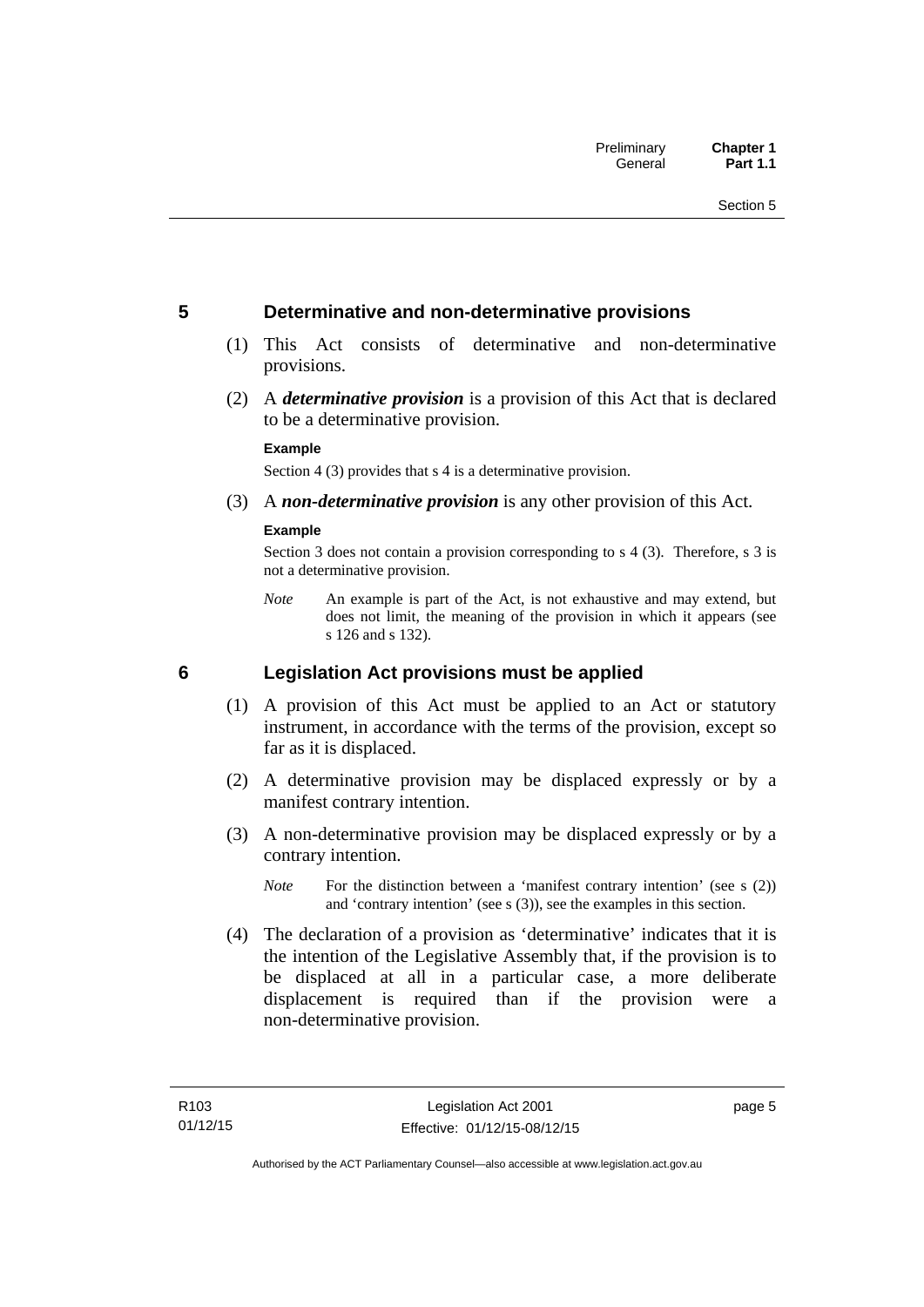## 5 Determinative and non-determinative provisions

(1) This Act consists of determinative and non-determinative provisions.

(2) A ***determinative provision*** is a provision of this Act that is declared to be a determinative provision.

**Example**

Section 4 (3) provides that s 4 is a determinative provision.

(3) A ***non-determinative provision*** is any other provision of this Act.

**Example**

Section 3 does not contain a provision corresponding to s 4 (3). Therefore, s 3 is not a determinative provision.

*Note* An example is part of the Act, is not exhaustive and may extend, but does not limit, the meaning of the provision in which it appears (see s 126 and s 132).

## 6 Legislation Act provisions must be applied

(1) A provision of this Act must be applied to an Act or statutory instrument, in accordance with the terms of the provision, except so far as it is displaced.

(2) A determinative provision may be displaced expressly or by a manifest contrary intention.

(3) A non-determinative provision may be displaced expressly or by a contrary intention.

*Note* For the distinction between a 'manifest contrary intention' (see s (2)) and 'contrary intention' (see s (3)), see the examples in this section.

(4) The declaration of a provision as 'determinative' indicates that it is the intention of the Legislative Assembly that, if the provision is to be displaced at all in a particular case, a more deliberate displacement is required than if the provision were a non-determinative provision.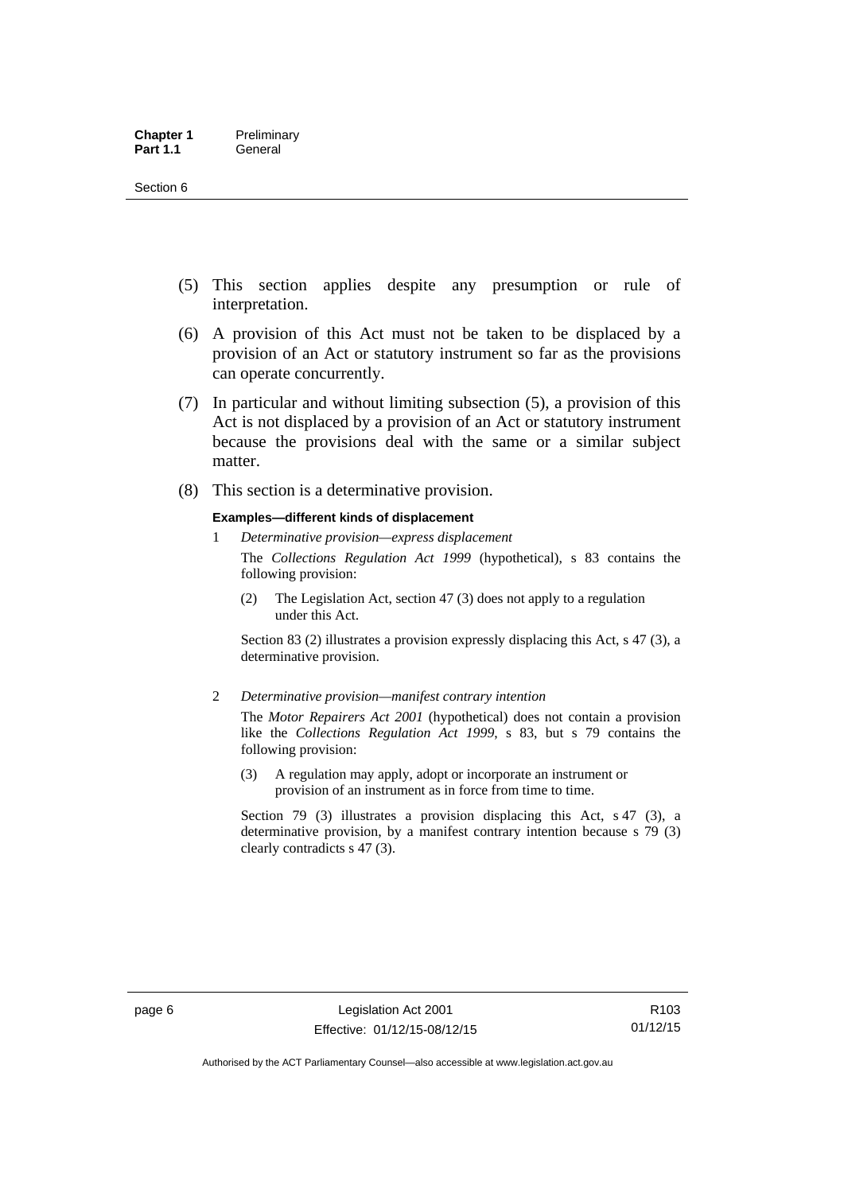(5) This section applies despite any presumption or rule of interpretation.

(6) A provision of this Act must not be taken to be displaced by a provision of an Act or statutory instrument so far as the provisions can operate concurrently.

(7) In particular and without limiting subsection (5), a provision of this Act is not displaced by a provision of an Act or statutory instrument because the provisions deal with the same or a similar subject matter.

(8) This section is a determinative provision.

**Examples—different kinds of displacement**

1 *Determinative provision—express displacement*

The *Collections Regulation Act 1999* (hypothetical), s 83 contains the following provision:

> (2) The Legislation Act, section 47 (3) does not apply to a regulation under this Act.

Section 83 (2) illustrates a provision expressly displacing this Act, s 47 (3), a determinative provision.

2 *Determinative provision—manifest contrary intention*

The *Motor Repairers Act 2001* (hypothetical) does not contain a provision like the *Collections Regulation Act 1999*, s 83, but s 79 contains the following provision:

> (3) A regulation may apply, adopt or incorporate an instrument or provision of an instrument as in force from time to time.

Section 79 (3) illustrates a provision displacing this Act, s 47 (3), a determinative provision, by a manifest contrary intention because s 79 (3) clearly contradicts s 47 (3).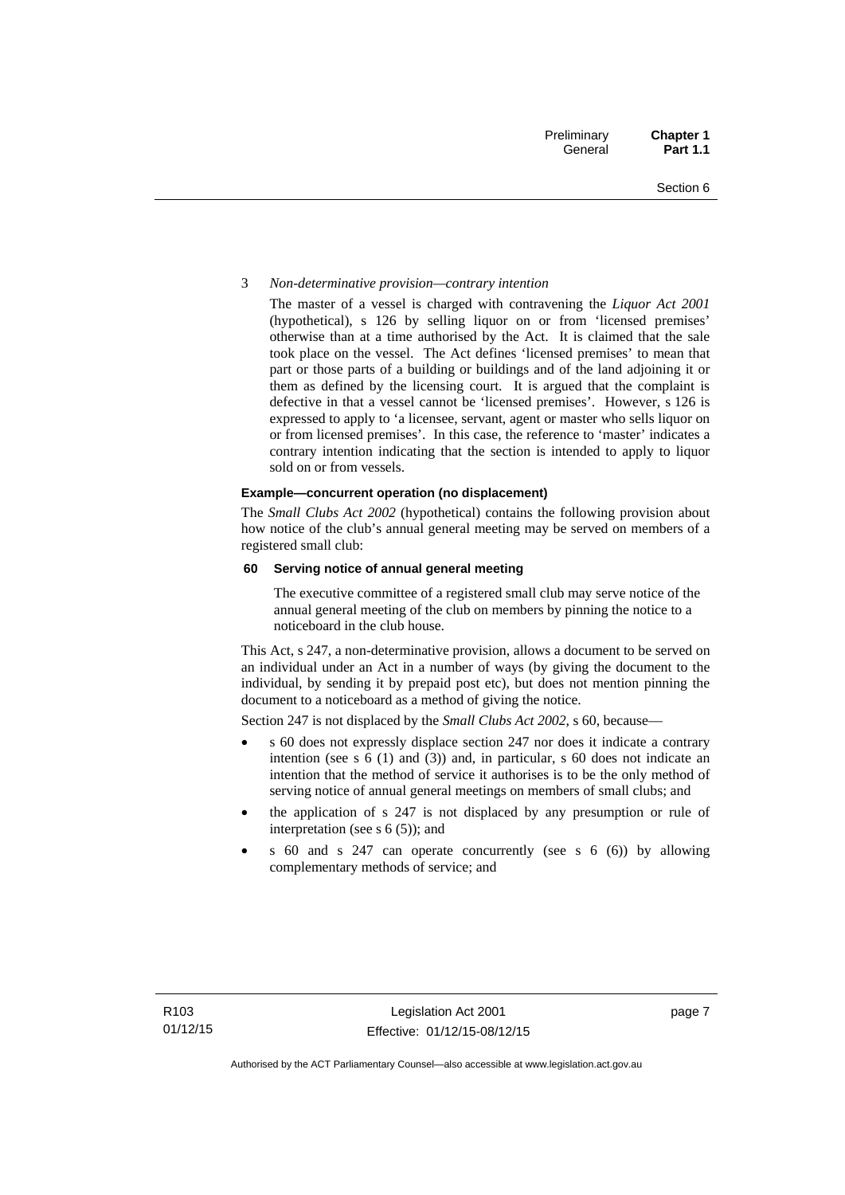3 *Non-determinative provision—contrary intention*

The master of a vessel is charged with contravening the *Liquor Act 2001* (hypothetical), s 126 by selling liquor on or from 'licensed premises' otherwise than at a time authorised by the Act. It is claimed that the sale took place on the vessel. The Act defines 'licensed premises' to mean that part or those parts of a building or buildings and of the land adjoining it or them as defined by the licensing court. It is argued that the complaint is defective in that a vessel cannot be 'licensed premises'. However, s 126 is expressed to apply to 'a licensee, servant, agent or master who sells liquor on or from licensed premises'. In this case, the reference to 'master' indicates a contrary intention indicating that the section is intended to apply to liquor sold on or from vessels.

**Example—concurrent operation (no displacement)**

The *Small Clubs Act 2002* (hypothetical) contains the following provision about how notice of the club's annual general meeting may be served on members of a registered small club:

**60 Serving notice of annual general meeting**

The executive committee of a registered small club may serve notice of the annual general meeting of the club on members by pinning the notice to a noticeboard in the club house.

This Act, s 247, a non-determinative provision, allows a document to be served on an individual under an Act in a number of ways (by giving the document to the individual, by sending it by prepaid post etc), but does not mention pinning the document to a noticeboard as a method of giving the notice.

Section 247 is not displaced by the *Small Clubs Act 2002*, s 60, because—

- s 60 does not expressly displace section 247 nor does it indicate a contrary intention (see s 6 (1) and (3)) and, in particular, s 60 does not indicate an intention that the method of service it authorises is to be the only method of serving notice of annual general meetings on members of small clubs; and
- the application of s 247 is not displaced by any presumption or rule of interpretation (see s 6 (5)); and
- s 60 and s 247 can operate concurrently (see s 6 (6)) by allowing complementary methods of service; and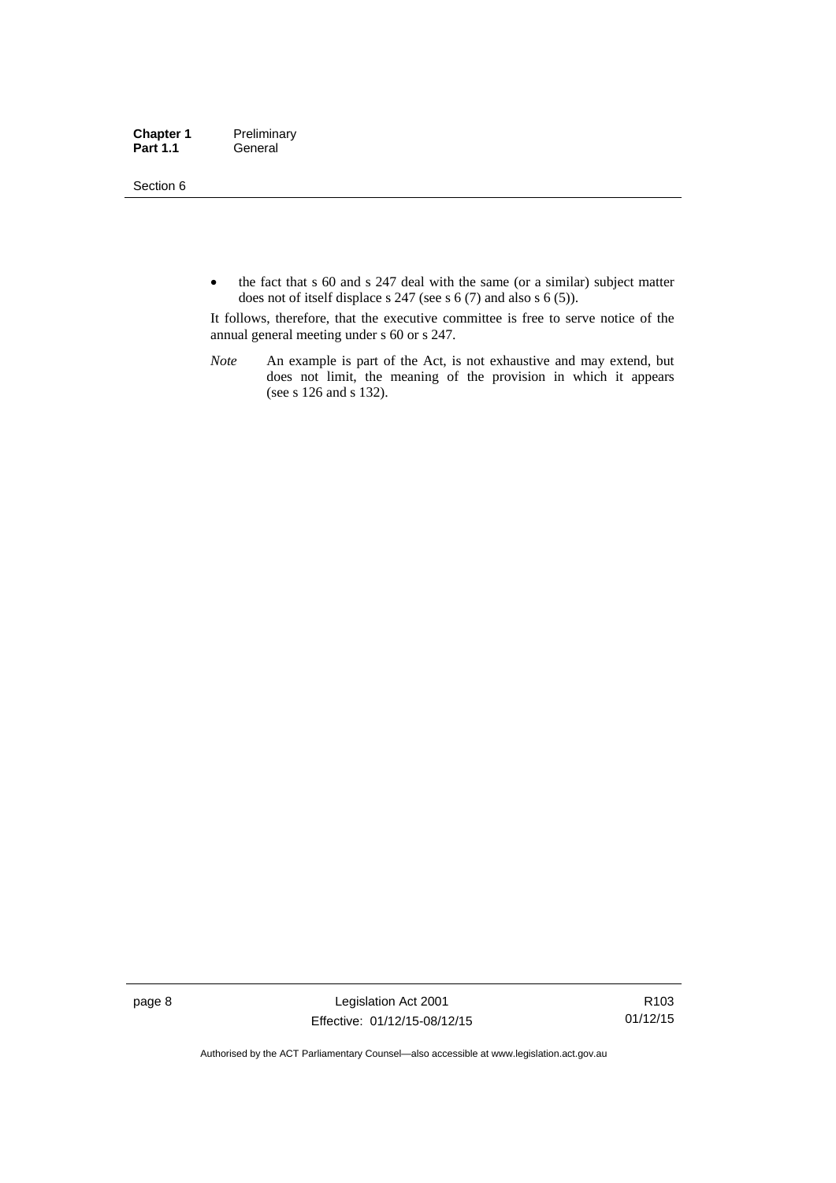- the fact that s 60 and s 247 deal with the same (or a similar) subject matter does not of itself displace s 247 (see s 6 (7) and also s 6 (5)).

It follows, therefore, that the executive committee is free to serve notice of the annual general meeting under s 60 or s 247.

*Note* An example is part of the Act, is not exhaustive and may extend, but does not limit, the meaning of the provision in which it appears (see s 126 and s 132).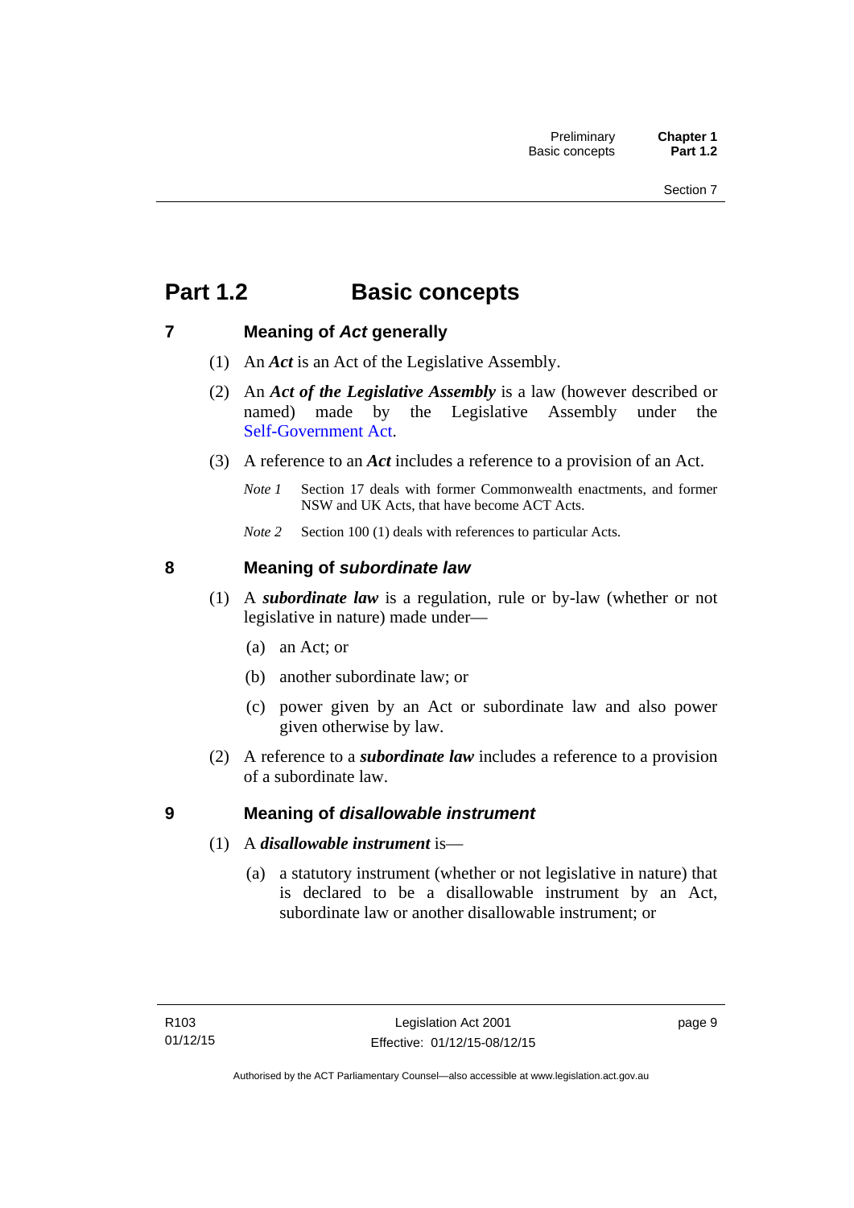# Part 1.2 Basic concepts

## 7 Meaning of *Act* generally

(1) An ***Act*** is an Act of the Legislative Assembly.

(2) An ***Act of the Legislative Assembly*** is a law (however described or named) made by the Legislative Assembly under the Self-Government Act.

(3) A reference to an ***Act*** includes a reference to a provision of an Act.

*Note 1* Section 17 deals with former Commonwealth enactments, and former NSW and UK Acts, that have become ACT Acts.

*Note 2* Section 100 (1) deals with references to particular Acts.

## 8 Meaning of *subordinate law*

(1) A ***subordinate law*** is a regulation, rule or by-law (whether or not legislative in nature) made under—

(a) an Act; or

(b) another subordinate law; or

(c) power given by an Act or subordinate law and also power given otherwise by law.

(2) A reference to a ***subordinate law*** includes a reference to a provision of a subordinate law.

## 9 Meaning of *disallowable instrument*

(1) A ***disallowable instrument*** is—

(a) a statutory instrument (whether or not legislative in nature) that is declared to be a disallowable instrument by an Act, subordinate law or another disallowable instrument; or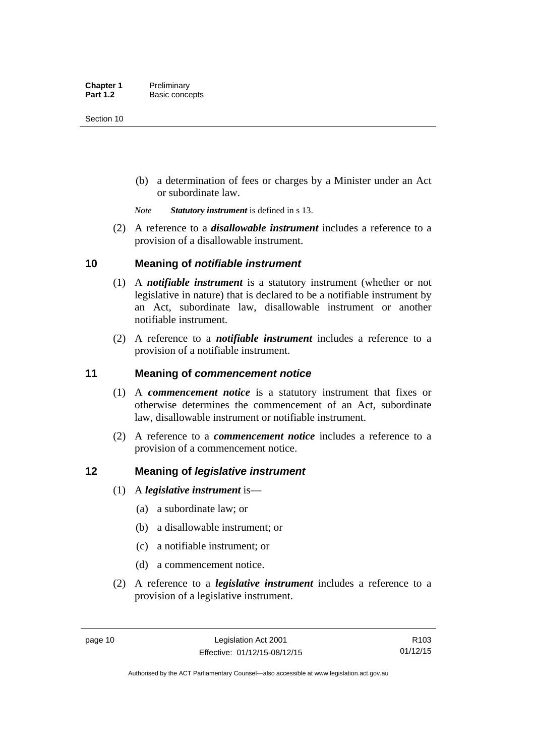(b) a determination of fees or charges by a Minister under an Act or subordinate law.

*Note* ***Statutory instrument*** is defined in s 13.

(2) A reference to a ***disallowable instrument*** includes a reference to a provision of a disallowable instrument.

## 10 Meaning of *notifiable instrument*

(1) A ***notifiable instrument*** is a statutory instrument (whether or not legislative in nature) that is declared to be a notifiable instrument by an Act, subordinate law, disallowable instrument or another notifiable instrument.

(2) A reference to a ***notifiable instrument*** includes a reference to a provision of a notifiable instrument.

## 11 Meaning of *commencement notice*

(1) A ***commencement notice*** is a statutory instrument that fixes or otherwise determines the commencement of an Act, subordinate law, disallowable instrument or notifiable instrument.

(2) A reference to a ***commencement notice*** includes a reference to a provision of a commencement notice.

## 12 Meaning of *legislative instrument*

(1) A ***legislative instrument*** is—

(a) a subordinate law; or

(b) a disallowable instrument; or

(c) a notifiable instrument; or

(d) a commencement notice.

(2) A reference to a ***legislative instrument*** includes a reference to a provision of a legislative instrument.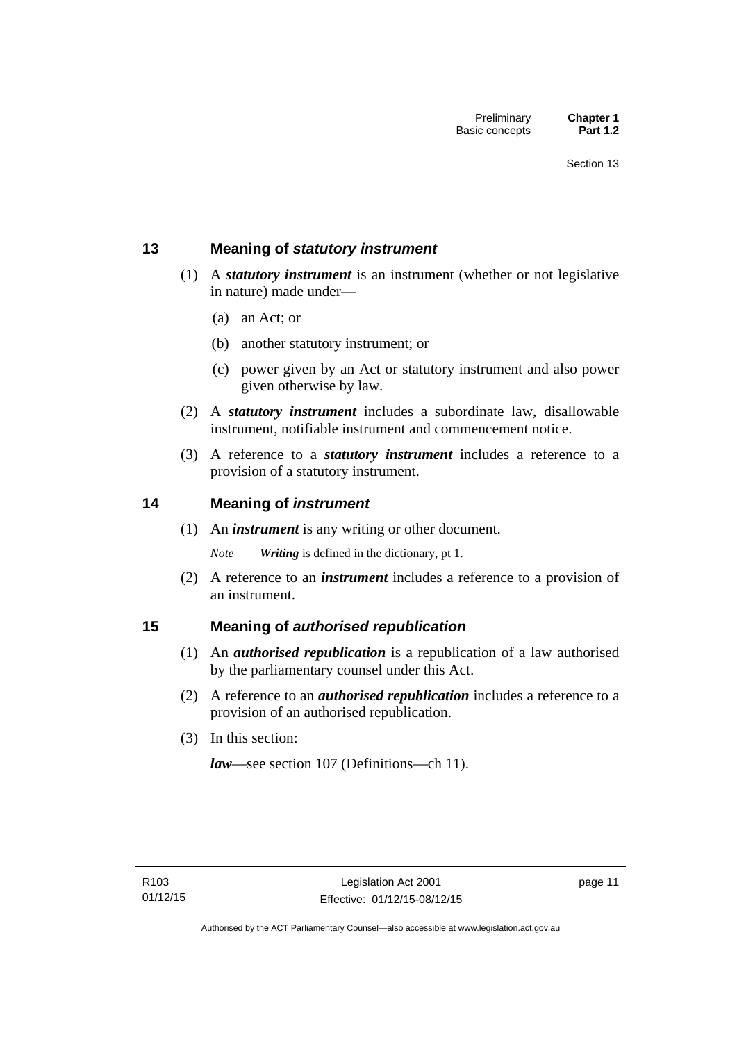## 13 Meaning of *statutory instrument*

(1) A ***statutory instrument*** is an instrument (whether or not legislative in nature) made under—

(a) an Act; or

(b) another statutory instrument; or

(c) power given by an Act or statutory instrument and also power given otherwise by law.

(2) A ***statutory instrument*** includes a subordinate law, disallowable instrument, notifiable instrument and commencement notice.

(3) A reference to a ***statutory instrument*** includes a reference to a provision of a statutory instrument.

## 14 Meaning of *instrument*

(1) An ***instrument*** is any writing or other document.

*Note* ***Writing*** is defined in the dictionary, pt 1.

(2) A reference to an ***instrument*** includes a reference to a provision of an instrument.

## 15 Meaning of *authorised republication*

(1) An ***authorised republication*** is a republication of a law authorised by the parliamentary counsel under this Act.

(2) A reference to an ***authorised republication*** includes a reference to a provision of an authorised republication.

(3) In this section:

***law***—see section 107 (Definitions—ch 11).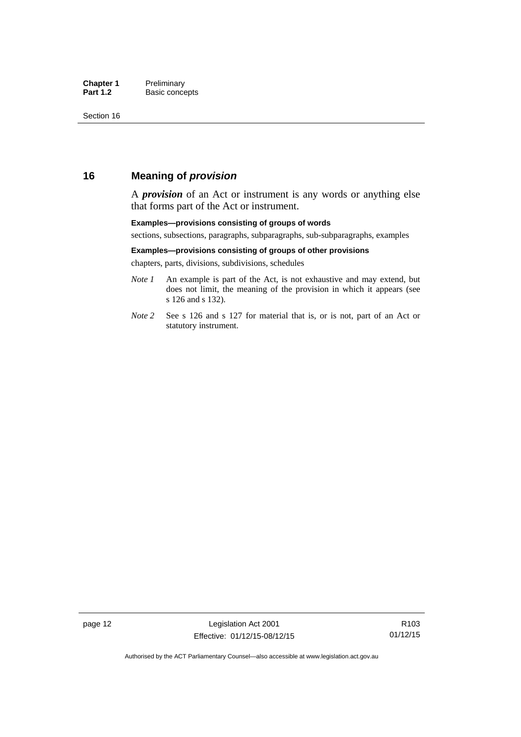## 16 Meaning of *provision*

A ***provision*** of an Act or instrument is any words or anything else that forms part of the Act or instrument.

**Examples—provisions consisting of groups of words**

sections, subsections, paragraphs, subparagraphs, sub-subparagraphs, examples

**Examples—provisions consisting of groups of other provisions**

chapters, parts, divisions, subdivisions, schedules

*Note 1* An example is part of the Act, is not exhaustive and may extend, but does not limit, the meaning of the provision in which it appears (see s 126 and s 132).

*Note 2* See s 126 and s 127 for material that is, or is not, part of an Act or statutory instrument.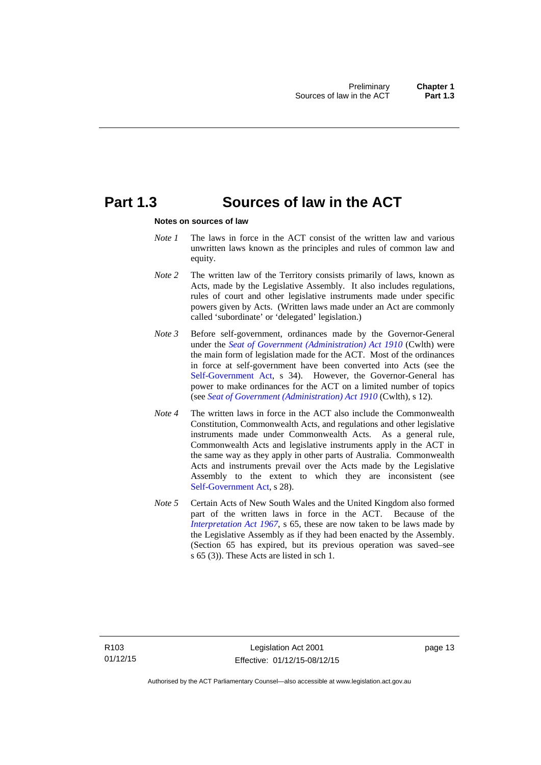# Part 1.3 Sources of law in the ACT

### Notes on sources of law

*Note 1* The laws in force in the ACT consist of the written law and various unwritten laws known as the principles and rules of common law and equity.

*Note 2* The written law of the Territory consists primarily of laws, known as Acts, made by the Legislative Assembly. It also includes regulations, rules of court and other legislative instruments made under specific powers given by Acts. (Written laws made under an Act are commonly called 'subordinate' or 'delegated' legislation.)

*Note 3* Before self-government, ordinances made by the Governor-General under the *Seat of Government (Administration) Act 1910* (Cwlth) were the main form of legislation made for the ACT. Most of the ordinances in force at self-government have been converted into Acts (see the Self-Government Act, s 34). However, the Governor-General has power to make ordinances for the ACT on a limited number of topics (see *Seat of Government (Administration) Act 1910* (Cwlth), s 12).

*Note 4* The written laws in force in the ACT also include the Commonwealth Constitution, Commonwealth Acts, and regulations and other legislative instruments made under Commonwealth Acts. As a general rule, Commonwealth Acts and legislative instruments apply in the ACT in the same way as they apply in other parts of Australia. Commonwealth Acts and instruments prevail over the Acts made by the Legislative Assembly to the extent to which they are inconsistent (see Self-Government Act, s 28).

*Note 5* Certain Acts of New South Wales and the United Kingdom also formed part of the written laws in force in the ACT. Because of the *Interpretation Act 1967*, s 65, these are now taken to be laws made by the Legislative Assembly as if they had been enacted by the Assembly. (Section 65 has expired, but its previous operation was saved–see s 65 (3)). These Acts are listed in sch 1.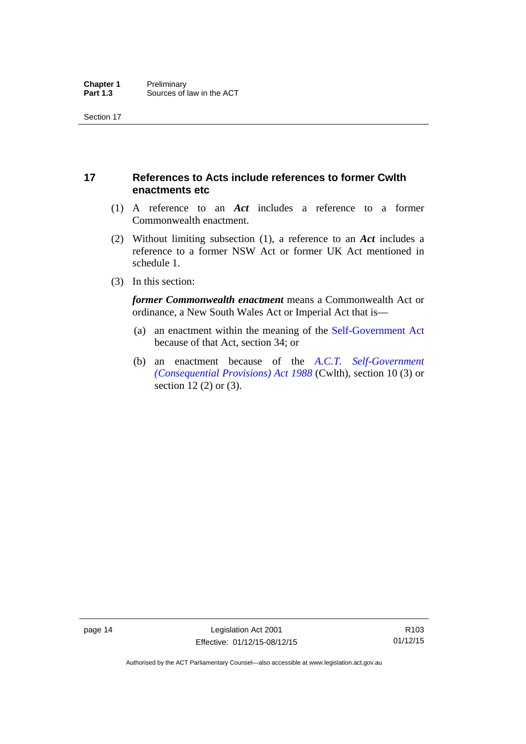## 17 References to Acts include references to former Cwlth enactments etc

(1) A reference to an ***Act*** includes a reference to a former Commonwealth enactment.

(2) Without limiting subsection (1), a reference to an ***Act*** includes a reference to a former NSW Act or former UK Act mentioned in schedule 1.

(3) In this section:

***former Commonwealth enactment*** means a Commonwealth Act or ordinance, a New South Wales Act or Imperial Act that is—

(a) an enactment within the meaning of the Self-Government Act because of that Act, section 34; or

(b) an enactment because of the *A.C.T. Self-Government (Consequential Provisions) Act 1988* (Cwlth), section 10 (3) or section 12 (2) or (3).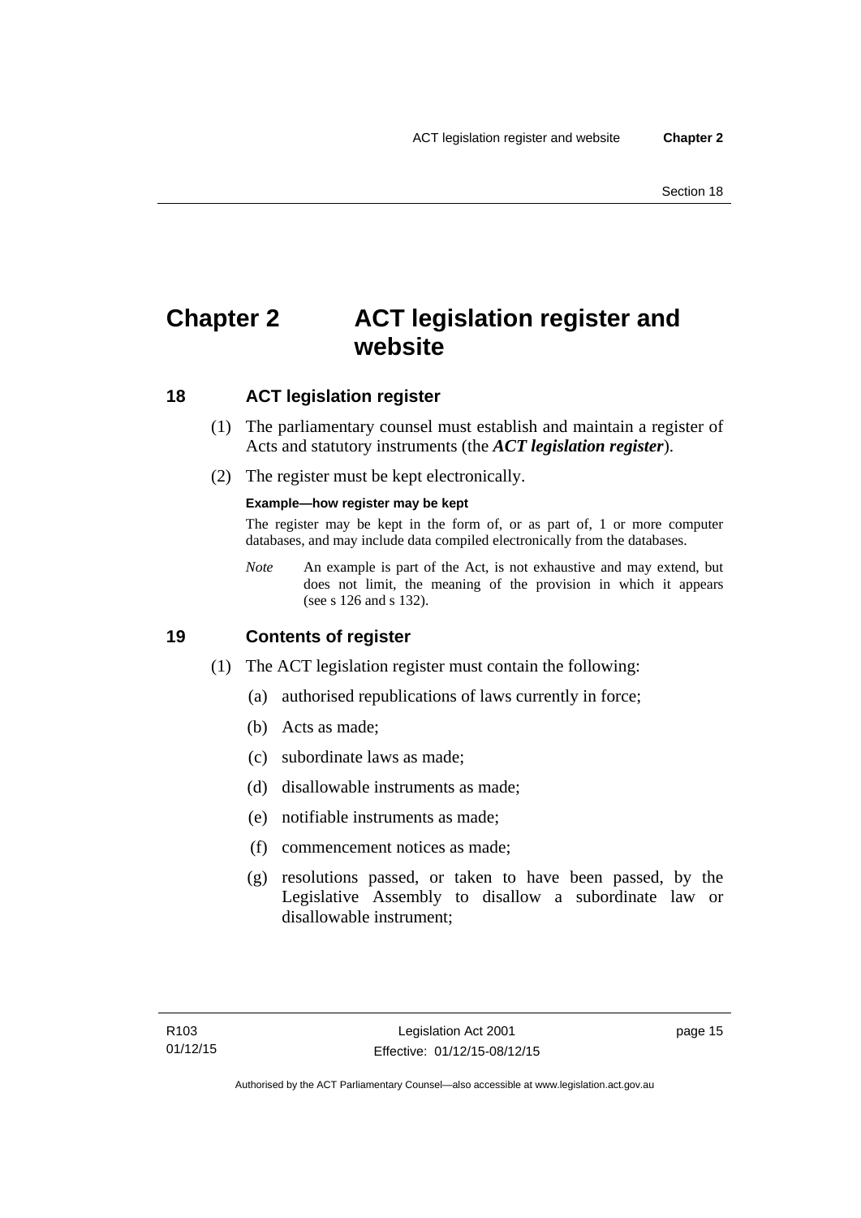# Chapter 2 ACT legislation register and website

## 18 ACT legislation register

(1) The parliamentary counsel must establish and maintain a register of Acts and statutory instruments (the ***ACT legislation register***).

(2) The register must be kept electronically.

**Example—how register may be kept**

The register may be kept in the form of, or as part of, 1 or more computer databases, and may include data compiled electronically from the databases.

*Note* An example is part of the Act, is not exhaustive and may extend, but does not limit, the meaning of the provision in which it appears (see s 126 and s 132).

## 19 Contents of register

(1) The ACT legislation register must contain the following:

(a) authorised republications of laws currently in force;

(b) Acts as made;

(c) subordinate laws as made;

(d) disallowable instruments as made;

(e) notifiable instruments as made;

(f) commencement notices as made;

(g) resolutions passed, or taken to have been passed, by the Legislative Assembly to disallow a subordinate law or disallowable instrument;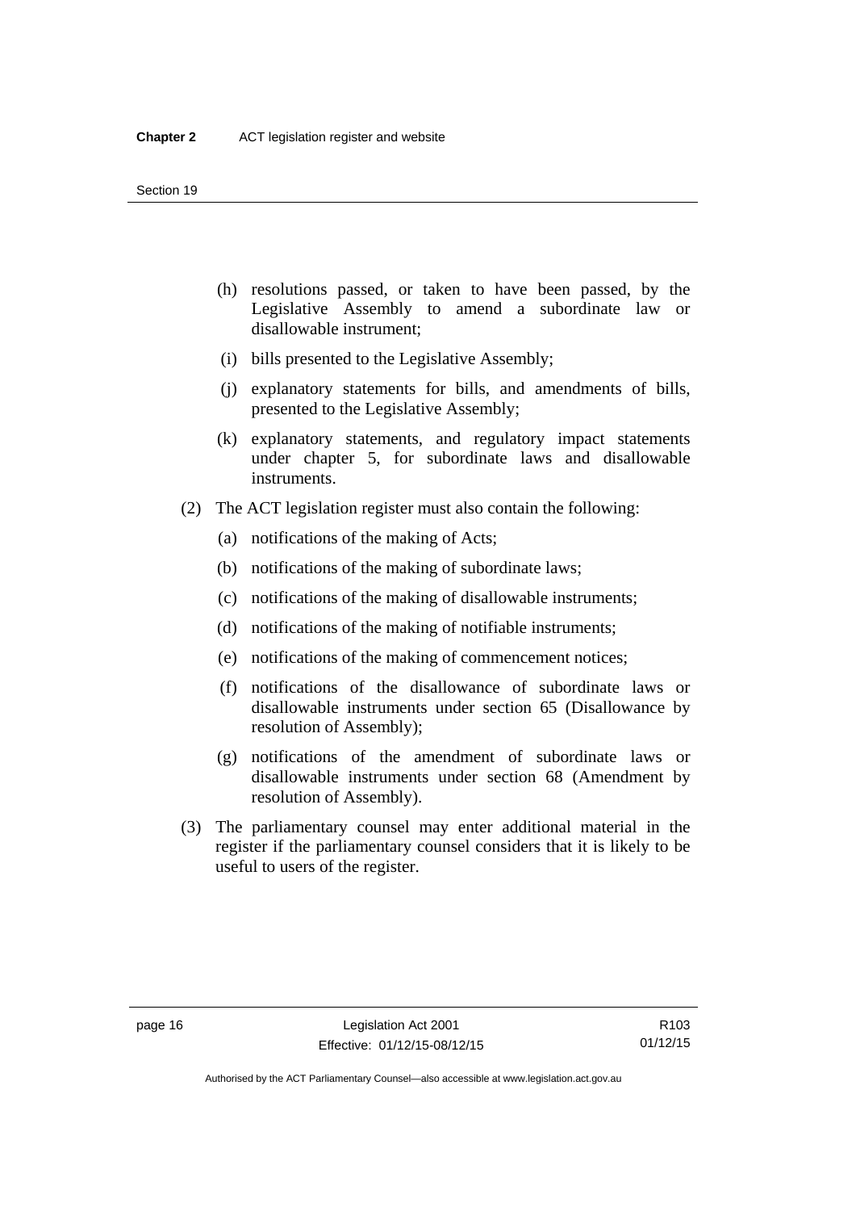(h) resolutions passed, or taken to have been passed, by the Legislative Assembly to amend a subordinate law or disallowable instrument;

(i) bills presented to the Legislative Assembly;

(j) explanatory statements for bills, and amendments of bills, presented to the Legislative Assembly;

(k) explanatory statements, and regulatory impact statements under chapter 5, for subordinate laws and disallowable instruments.

(2) The ACT legislation register must also contain the following:

(a) notifications of the making of Acts;

(b) notifications of the making of subordinate laws;

(c) notifications of the making of disallowable instruments;

(d) notifications of the making of notifiable instruments;

(e) notifications of the making of commencement notices;

(f) notifications of the disallowance of subordinate laws or disallowable instruments under section 65 (Disallowance by resolution of Assembly);

(g) notifications of the amendment of subordinate laws or disallowable instruments under section 68 (Amendment by resolution of Assembly).

(3) The parliamentary counsel may enter additional material in the register if the parliamentary counsel considers that it is likely to be useful to users of the register.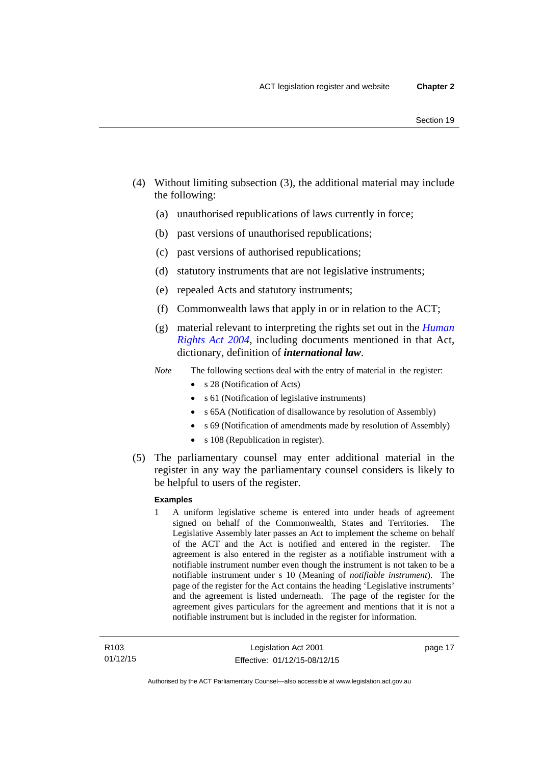(4) Without limiting subsection (3), the additional material may include the following:

(a) unauthorised republications of laws currently in force;

(b) past versions of unauthorised republications;

(c) past versions of authorised republications;

(d) statutory instruments that are not legislative instruments;

(e) repealed Acts and statutory instruments;

(f) Commonwealth laws that apply in or in relation to the ACT;

(g) material relevant to interpreting the rights set out in the *Human Rights Act 2004*, including documents mentioned in that Act, dictionary, definition of ***international law***.

*Note* The following sections deal with the entry of material in the register:

- s 28 (Notification of Acts)
- s 61 (Notification of legislative instruments)
- s 65A (Notification of disallowance by resolution of Assembly)
- s 69 (Notification of amendments made by resolution of Assembly)
- s 108 (Republication in register).

(5) The parliamentary counsel may enter additional material in the register in any way the parliamentary counsel considers is likely to be helpful to users of the register.

**Examples**

1 A uniform legislative scheme is entered into under heads of agreement signed on behalf of the Commonwealth, States and Territories. The Legislative Assembly later passes an Act to implement the scheme on behalf of the ACT and the Act is notified and entered in the register. The agreement is also entered in the register as a notifiable instrument with a notifiable instrument number even though the instrument is not taken to be a notifiable instrument under s 10 (Meaning of *notifiable instrument*). The page of the register for the Act contains the heading 'Legislative instruments' and the agreement is listed underneath. The page of the register for the agreement gives particulars for the agreement and mentions that it is not a notifiable instrument but is included in the register for information.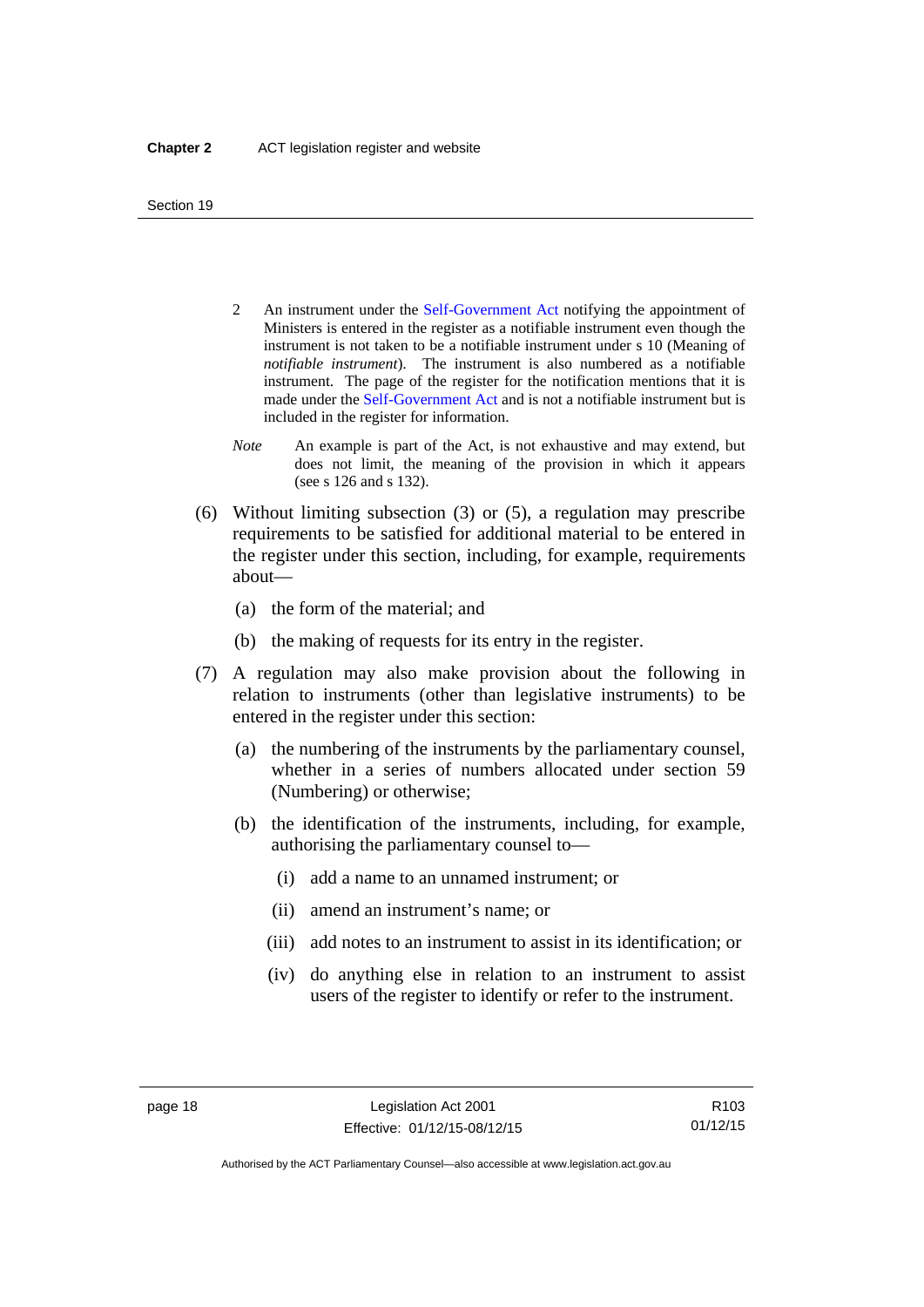2 An instrument under the Self-Government Act notifying the appointment of Ministers is entered in the register as a notifiable instrument even though the instrument is not taken to be a notifiable instrument under s 10 (Meaning of *notifiable instrument*). The instrument is also numbered as a notifiable instrument. The page of the register for the notification mentions that it is made under the Self-Government Act and is not a notifiable instrument but is included in the register for information.

*Note* An example is part of the Act, is not exhaustive and may extend, but does not limit, the meaning of the provision in which it appears (see s 126 and s 132).

(6) Without limiting subsection (3) or (5), a regulation may prescribe requirements to be satisfied for additional material to be entered in the register under this section, including, for example, requirements about—

(a) the form of the material; and

(b) the making of requests for its entry in the register.

(7) A regulation may also make provision about the following in relation to instruments (other than legislative instruments) to be entered in the register under this section:

(a) the numbering of the instruments by the parliamentary counsel, whether in a series of numbers allocated under section 59 (Numbering) or otherwise;

(b) the identification of the instruments, including, for example, authorising the parliamentary counsel to—

(i) add a name to an unnamed instrument; or

(ii) amend an instrument's name; or

(iii) add notes to an instrument to assist in its identification; or

(iv) do anything else in relation to an instrument to assist users of the register to identify or refer to the instrument.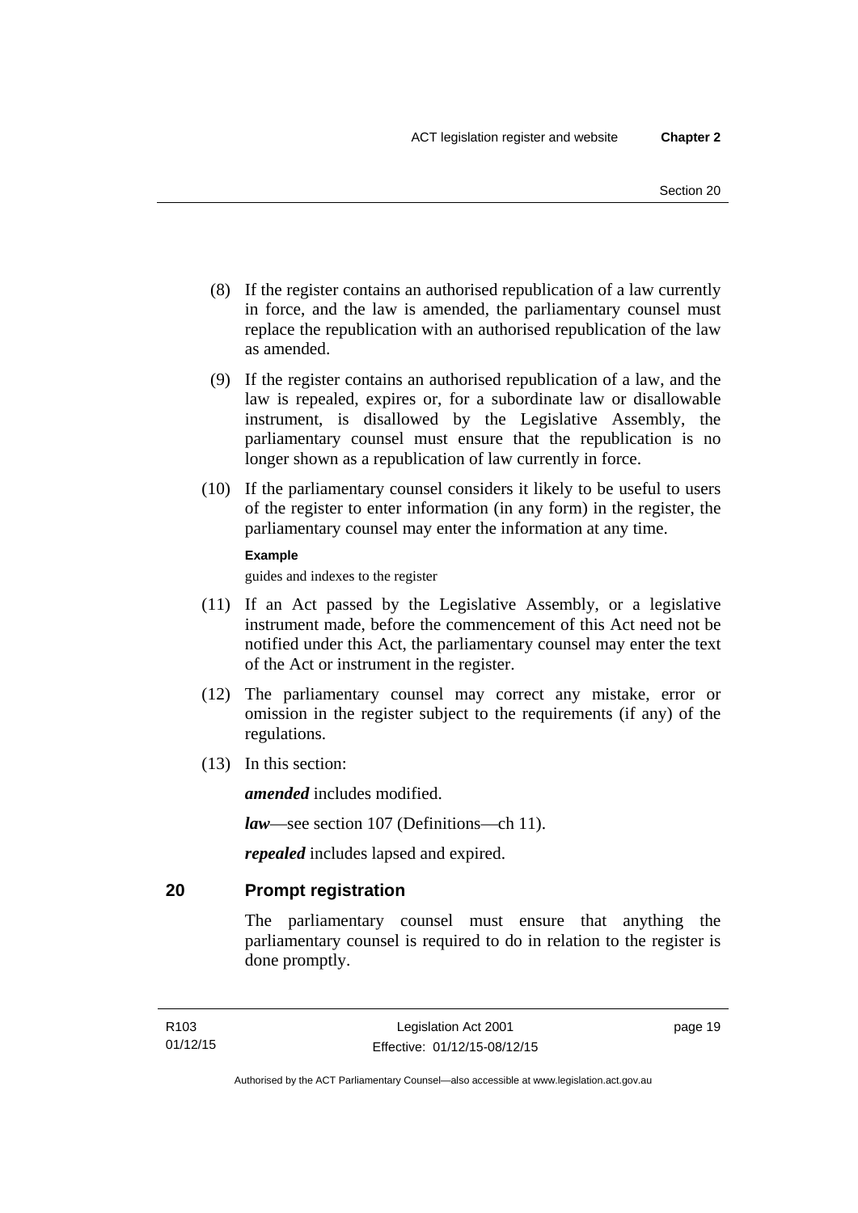(8) If the register contains an authorised republication of a law currently in force, and the law is amended, the parliamentary counsel must replace the republication with an authorised republication of the law as amended.

(9) If the register contains an authorised republication of a law, and the law is repealed, expires or, for a subordinate law or disallowable instrument, is disallowed by the Legislative Assembly, the parliamentary counsel must ensure that the republication is no longer shown as a republication of law currently in force.

(10) If the parliamentary counsel considers it likely to be useful to users of the register to enter information (in any form) in the register, the parliamentary counsel may enter the information at any time.

**Example**

guides and indexes to the register

(11) If an Act passed by the Legislative Assembly, or a legislative instrument made, before the commencement of this Act need not be notified under this Act, the parliamentary counsel may enter the text of the Act or instrument in the register.

(12) The parliamentary counsel may correct any mistake, error or omission in the register subject to the requirements (if any) of the regulations.

(13) In this section:

***amended*** includes modified.

***law***—see section 107 (Definitions—ch 11).

***repealed*** includes lapsed and expired.

## 20 Prompt registration

The parliamentary counsel must ensure that anything the parliamentary counsel is required to do in relation to the register is done promptly.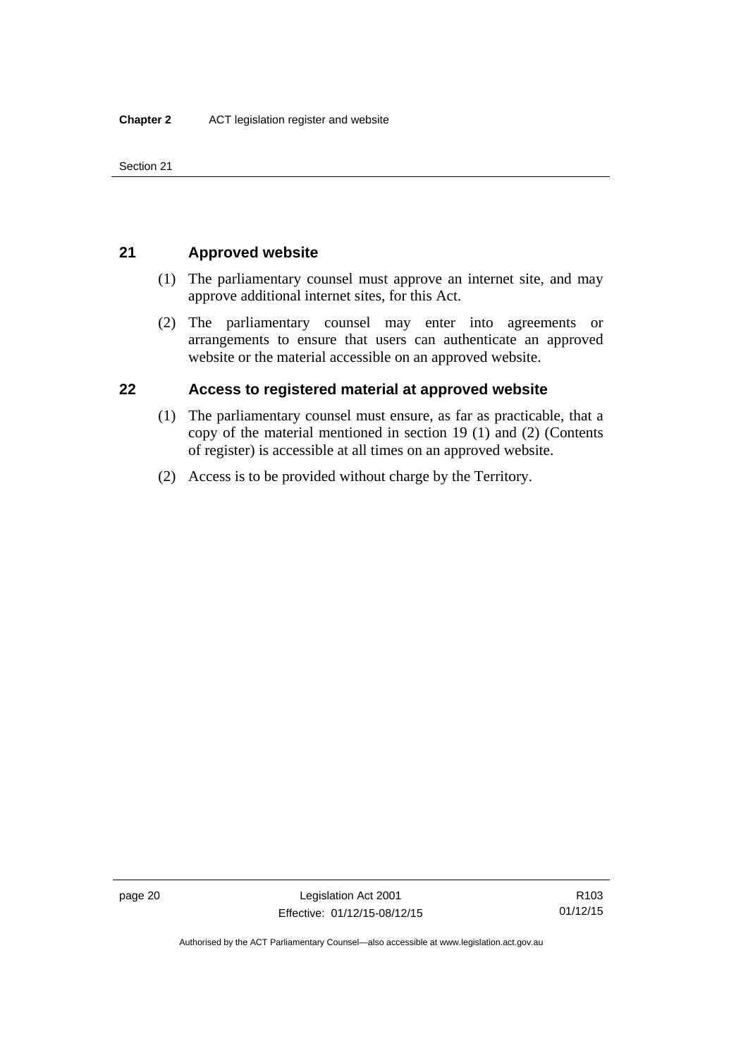## 21 Approved website

(1) The parliamentary counsel must approve an internet site, and may approve additional internet sites, for this Act.

(2) The parliamentary counsel may enter into agreements or arrangements to ensure that users can authenticate an approved website or the material accessible on an approved website.

## 22 Access to registered material at approved website

(1) The parliamentary counsel must ensure, as far as practicable, that a copy of the material mentioned in section 19 (1) and (2) (Contents of register) is accessible at all times on an approved website.

(2) Access is to be provided without charge by the Territory.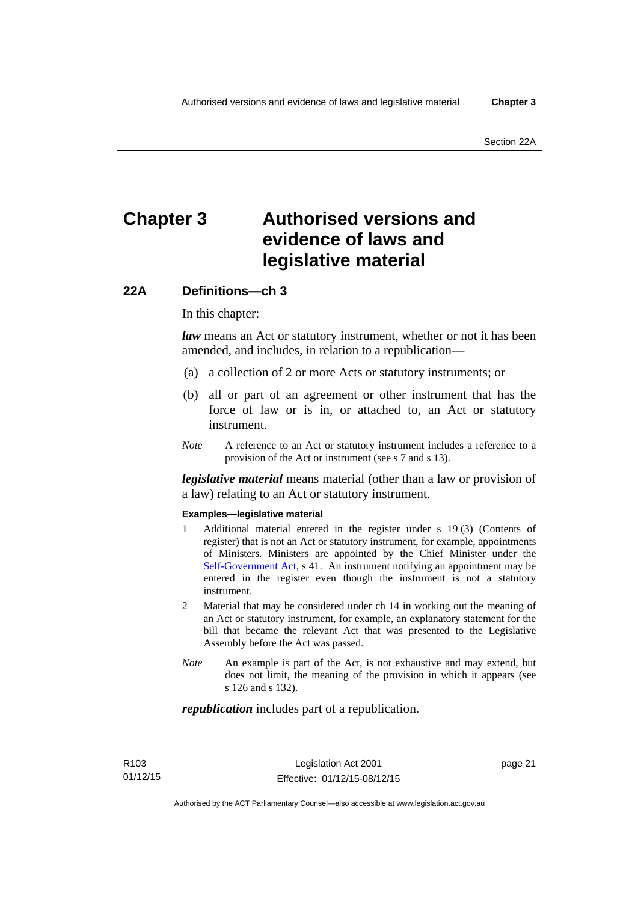# Chapter 3 Authorised versions and evidence of laws and legislative material

## 22A Definitions—ch 3

In this chapter:

***law*** means an Act or statutory instrument, whether or not it has been amended, and includes, in relation to a republication—

(a) a collection of 2 or more Acts or statutory instruments; or

(b) all or part of an agreement or other instrument that has the force of law or is in, or attached to, an Act or statutory instrument.

*Note* A reference to an Act or statutory instrument includes a reference to a provision of the Act or instrument (see s 7 and s 13).

***legislative material*** means material (other than a law or provision of a law) relating to an Act or statutory instrument.

**Examples—legislative material**

1 Additional material entered in the register under s 19 (3) (Contents of register) that is not an Act or statutory instrument, for example, appointments of Ministers. Ministers are appointed by the Chief Minister under the Self-Government Act, s 41. An instrument notifying an appointment may be entered in the register even though the instrument is not a statutory instrument.

2 Material that may be considered under ch 14 in working out the meaning of an Act or statutory instrument, for example, an explanatory statement for the bill that became the relevant Act that was presented to the Legislative Assembly before the Act was passed.

*Note* An example is part of the Act, is not exhaustive and may extend, but does not limit, the meaning of the provision in which it appears (see s 126 and s 132).

***republication*** includes part of a republication.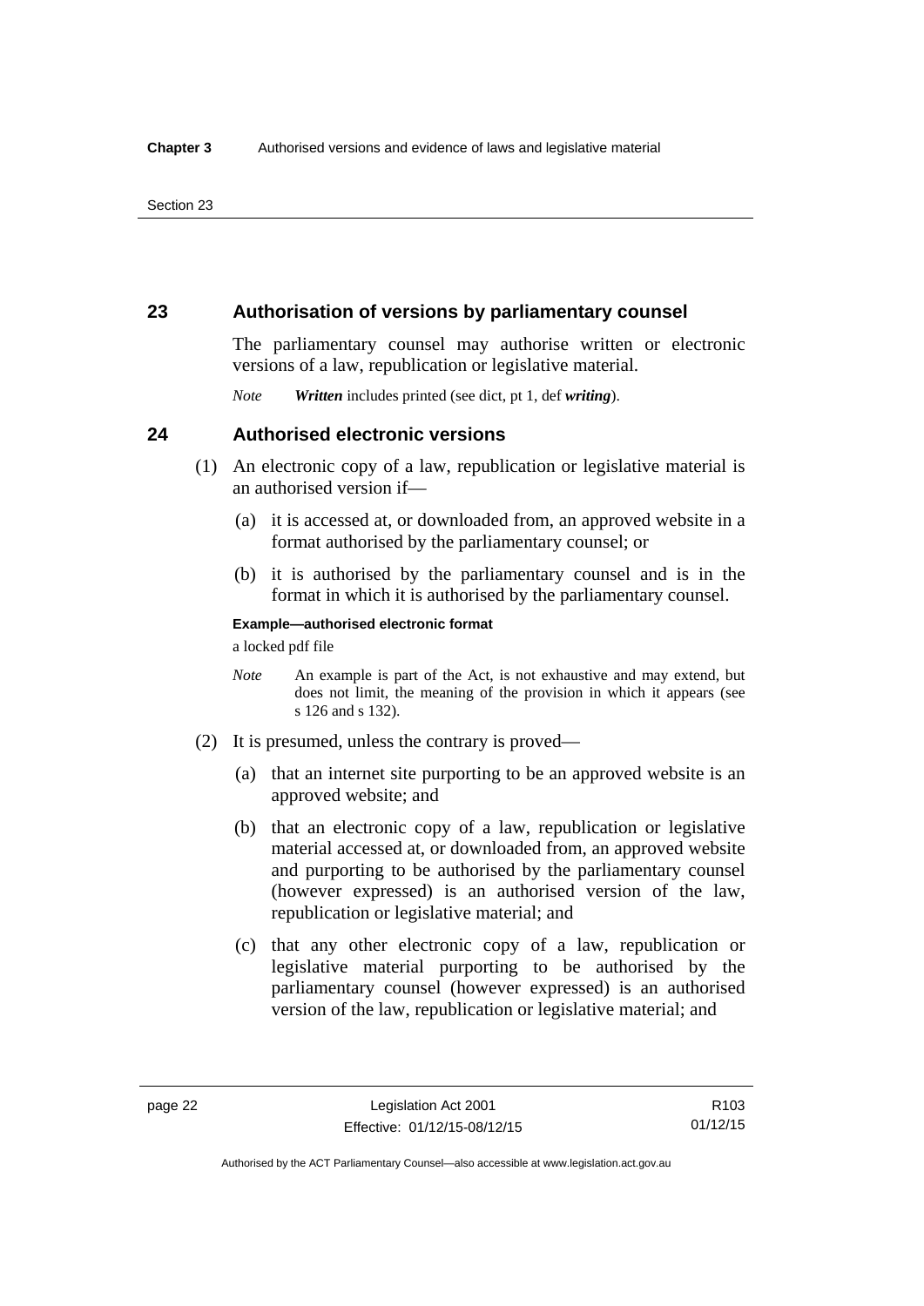## 23 Authorisation of versions by parliamentary counsel

The parliamentary counsel may authorise written or electronic versions of a law, republication or legislative material.

*Note* ***Written*** includes printed (see dict, pt 1, def ***writing***).

## 24 Authorised electronic versions

(1) An electronic copy of a law, republication or legislative material is an authorised version if—

(a) it is accessed at, or downloaded from, an approved website in a format authorised by the parliamentary counsel; or

(b) it is authorised by the parliamentary counsel and is in the format in which it is authorised by the parliamentary counsel.

**Example—authorised electronic format**

a locked pdf file

*Note* An example is part of the Act, is not exhaustive and may extend, but does not limit, the meaning of the provision in which it appears (see s 126 and s 132).

(2) It is presumed, unless the contrary is proved—

(a) that an internet site purporting to be an approved website is an approved website; and

(b) that an electronic copy of a law, republication or legislative material accessed at, or downloaded from, an approved website and purporting to be authorised by the parliamentary counsel (however expressed) is an authorised version of the law, republication or legislative material; and

(c) that any other electronic copy of a law, republication or legislative material purporting to be authorised by the parliamentary counsel (however expressed) is an authorised version of the law, republication or legislative material; and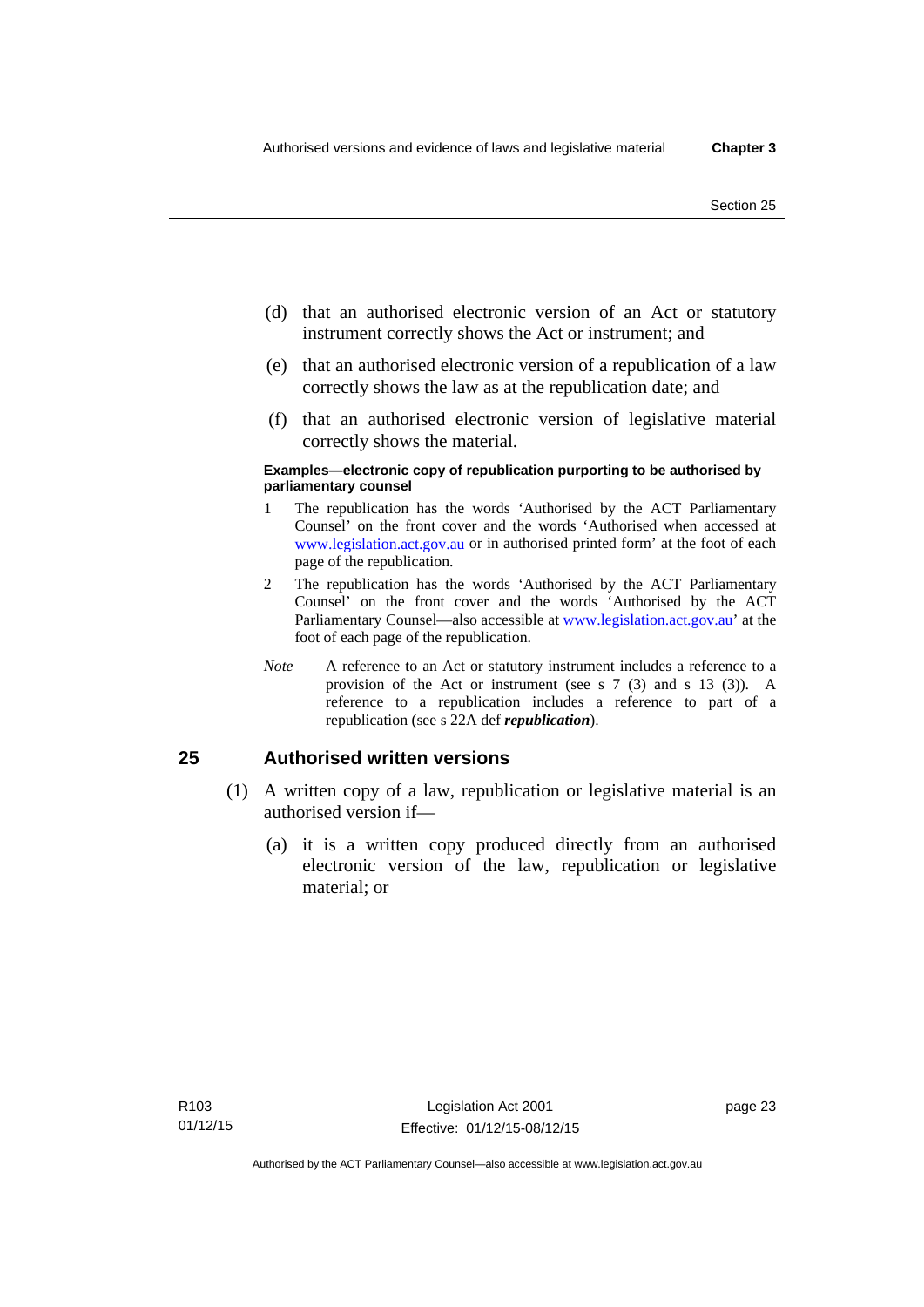(d) that an authorised electronic version of an Act or statutory instrument correctly shows the Act or instrument; and

(e) that an authorised electronic version of a republication of a law correctly shows the law as at the republication date; and

(f) that an authorised electronic version of legislative material correctly shows the material.

**Examples—electronic copy of republication purporting to be authorised by parliamentary counsel**

1 The republication has the words 'Authorised by the ACT Parliamentary Counsel' on the front cover and the words 'Authorised when accessed at www.legislation.act.gov.au or in authorised printed form' at the foot of each page of the republication.

2 The republication has the words 'Authorised by the ACT Parliamentary Counsel' on the front cover and the words 'Authorised by the ACT Parliamentary Counsel—also accessible at www.legislation.act.gov.au' at the foot of each page of the republication.

*Note* A reference to an Act or statutory instrument includes a reference to a provision of the Act or instrument (see s 7 (3) and s 13 (3)). A reference to a republication includes a reference to part of a republication (see s 22A def ***republication***).

## 25 Authorised written versions

(1) A written copy of a law, republication or legislative material is an authorised version if—

(a) it is a written copy produced directly from an authorised electronic version of the law, republication or legislative material; or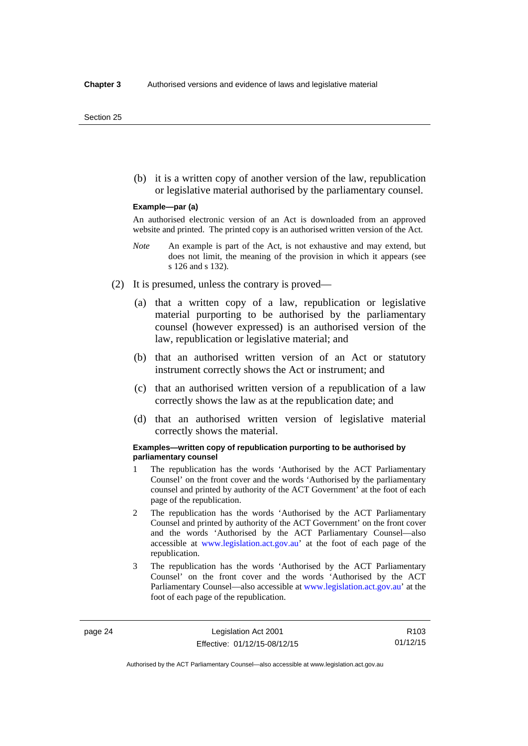(b) it is a written copy of another version of the law, republication or legislative material authorised by the parliamentary counsel.

**Example—par (a)**

An authorised electronic version of an Act is downloaded from an approved website and printed. The printed copy is an authorised written version of the Act.

*Note* An example is part of the Act, is not exhaustive and may extend, but does not limit, the meaning of the provision in which it appears (see s 126 and s 132).

(2) It is presumed, unless the contrary is proved—

(a) that a written copy of a law, republication or legislative material purporting to be authorised by the parliamentary counsel (however expressed) is an authorised version of the law, republication or legislative material; and

(b) that an authorised written version of an Act or statutory instrument correctly shows the Act or instrument; and

(c) that an authorised written version of a republication of a law correctly shows the law as at the republication date; and

(d) that an authorised written version of legislative material correctly shows the material.

**Examples—written copy of republication purporting to be authorised by parliamentary counsel**

1 The republication has the words 'Authorised by the ACT Parliamentary Counsel' on the front cover and the words 'Authorised by the parliamentary counsel and printed by authority of the ACT Government' at the foot of each page of the republication.

2 The republication has the words 'Authorised by the ACT Parliamentary Counsel and printed by authority of the ACT Government' on the front cover and the words 'Authorised by the ACT Parliamentary Counsel—also accessible at www.legislation.act.gov.au' at the foot of each page of the republication.

3 The republication has the words 'Authorised by the ACT Parliamentary Counsel' on the front cover and the words 'Authorised by the ACT Parliamentary Counsel—also accessible at www.legislation.act.gov.au' at the foot of each page of the republication.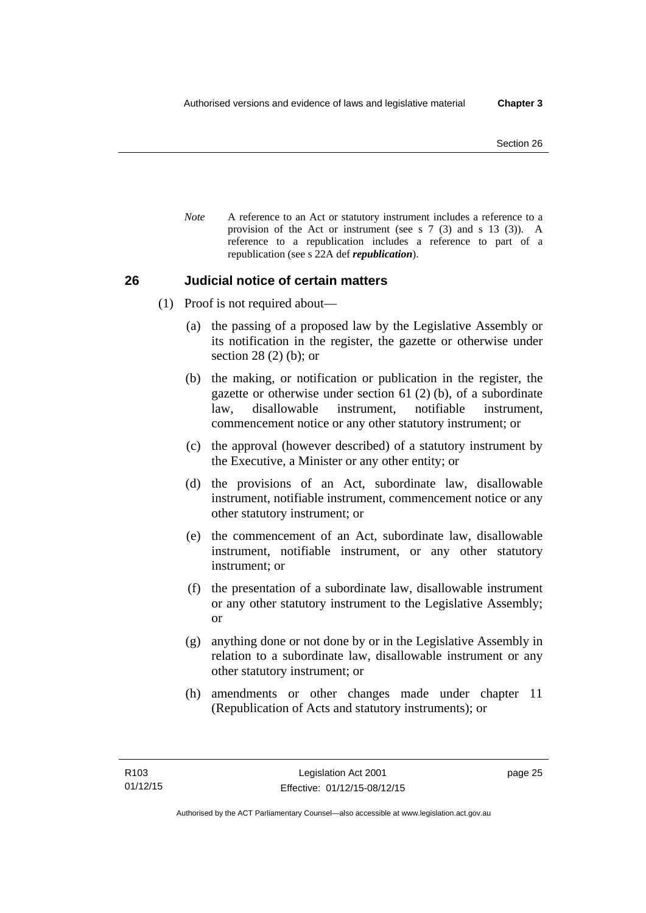*Note* A reference to an Act or statutory instrument includes a reference to a provision of the Act or instrument (see s 7 (3) and s 13 (3)). A reference to a republication includes a reference to part of a republication (see s 22A def ***republication***).

## 26 Judicial notice of certain matters

(1) Proof is not required about—

(a) the passing of a proposed law by the Legislative Assembly or its notification in the register, the gazette or otherwise under section 28 (2) (b); or

(b) the making, or notification or publication in the register, the gazette or otherwise under section 61 (2) (b), of a subordinate law, disallowable instrument, notifiable instrument, commencement notice or any other statutory instrument; or

(c) the approval (however described) of a statutory instrument by the Executive, a Minister or any other entity; or

(d) the provisions of an Act, subordinate law, disallowable instrument, notifiable instrument, commencement notice or any other statutory instrument; or

(e) the commencement of an Act, subordinate law, disallowable instrument, notifiable instrument, or any other statutory instrument; or

(f) the presentation of a subordinate law, disallowable instrument or any other statutory instrument to the Legislative Assembly; or

(g) anything done or not done by or in the Legislative Assembly in relation to a subordinate law, disallowable instrument or any other statutory instrument; or

(h) amendments or other changes made under chapter 11 (Republication of Acts and statutory instruments); or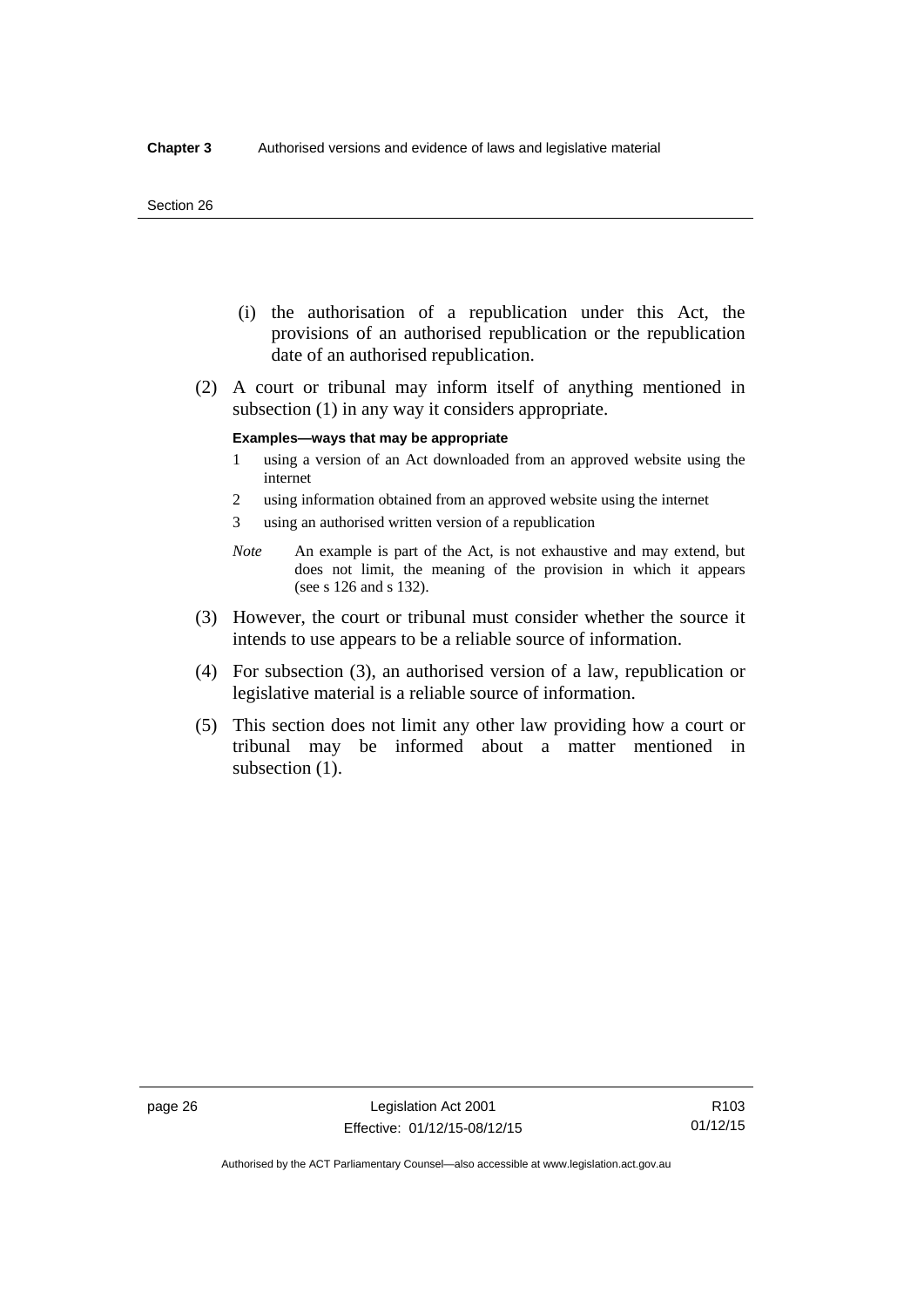(i) the authorisation of a republication under this Act, the provisions of an authorised republication or the republication date of an authorised republication.

(2) A court or tribunal may inform itself of anything mentioned in subsection (1) in any way it considers appropriate.

**Examples—ways that may be appropriate**

1 using a version of an Act downloaded from an approved website using the internet

2 using information obtained from an approved website using the internet

3 using an authorised written version of a republication

*Note* An example is part of the Act, is not exhaustive and may extend, but does not limit, the meaning of the provision in which it appears (see s 126 and s 132).

(3) However, the court or tribunal must consider whether the source it intends to use appears to be a reliable source of information.

(4) For subsection (3), an authorised version of a law, republication or legislative material is a reliable source of information.

(5) This section does not limit any other law providing how a court or tribunal may be informed about a matter mentioned in subsection (1).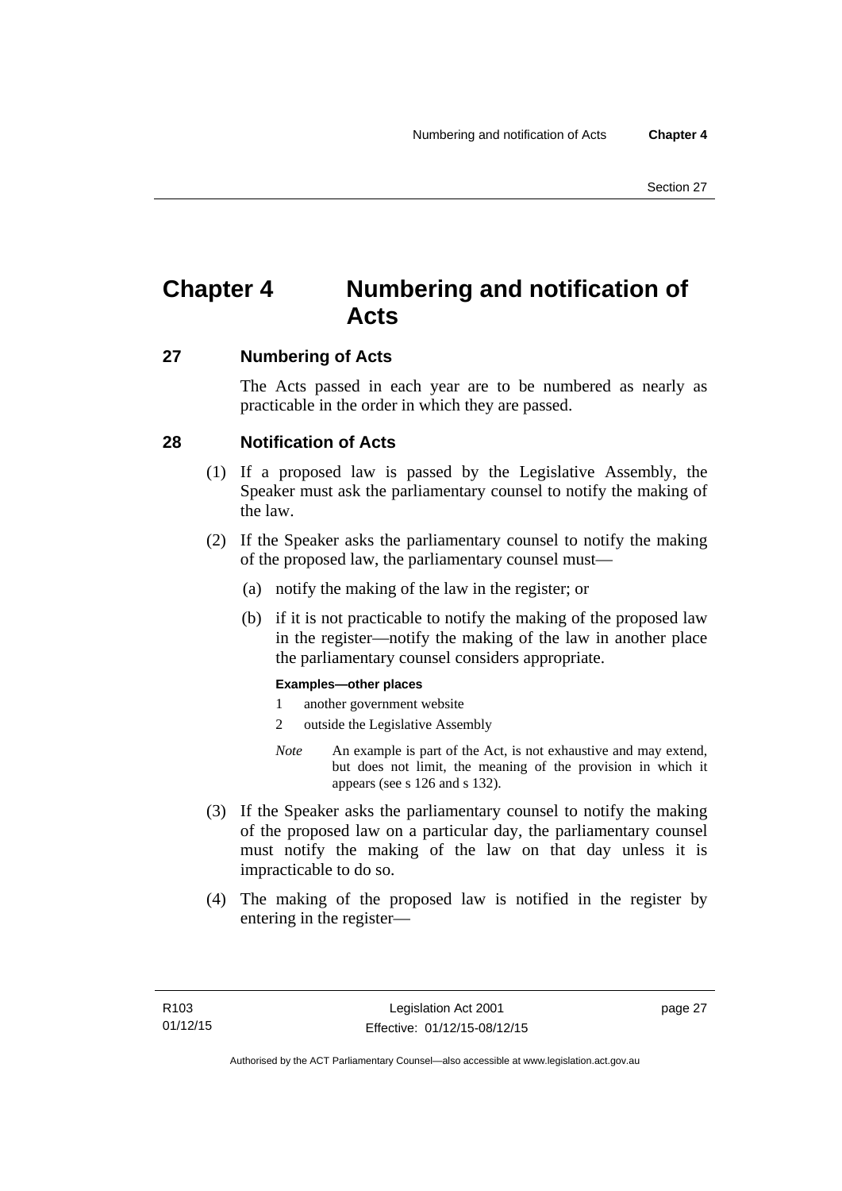# Chapter 4 Numbering and notification of Acts

## 27 Numbering of Acts

The Acts passed in each year are to be numbered as nearly as practicable in the order in which they are passed.

## 28 Notification of Acts

(1) If a proposed law is passed by the Legislative Assembly, the Speaker must ask the parliamentary counsel to notify the making of the law.

(2) If the Speaker asks the parliamentary counsel to notify the making of the proposed law, the parliamentary counsel must—

(a) notify the making of the law in the register; or

(b) if it is not practicable to notify the making of the proposed law in the register—notify the making of the law in another place the parliamentary counsel considers appropriate.

**Examples—other places**

1 another government website

2 outside the Legislative Assembly

*Note* An example is part of the Act, is not exhaustive and may extend, but does not limit, the meaning of the provision in which it appears (see s 126 and s 132).

(3) If the Speaker asks the parliamentary counsel to notify the making of the proposed law on a particular day, the parliamentary counsel must notify the making of the law on that day unless it is impracticable to do so.

(4) The making of the proposed law is notified in the register by entering in the register—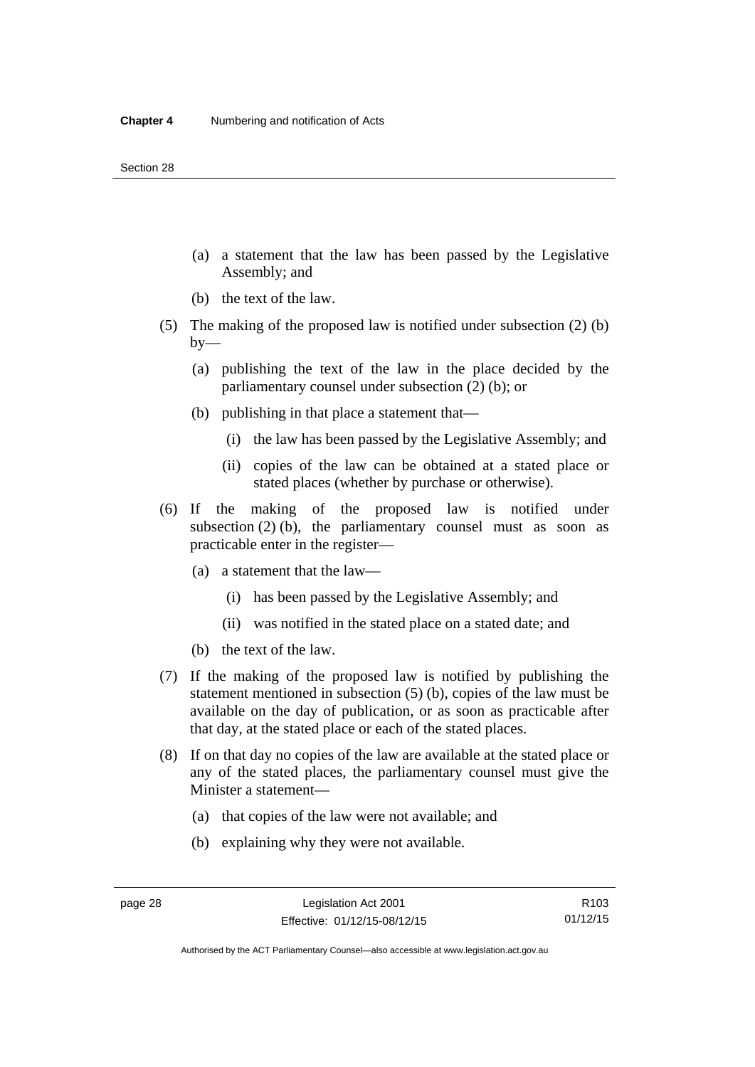(a) a statement that the law has been passed by the Legislative Assembly; and

(b) the text of the law.

(5) The making of the proposed law is notified under subsection (2) (b) by—

(a) publishing the text of the law in the place decided by the parliamentary counsel under subsection (2) (b); or

(b) publishing in that place a statement that—

(i) the law has been passed by the Legislative Assembly; and

(ii) copies of the law can be obtained at a stated place or stated places (whether by purchase or otherwise).

(6) If the making of the proposed law is notified under subsection (2) (b), the parliamentary counsel must as soon as practicable enter in the register—

(a) a statement that the law—

(i) has been passed by the Legislative Assembly; and

(ii) was notified in the stated place on a stated date; and

(b) the text of the law.

(7) If the making of the proposed law is notified by publishing the statement mentioned in subsection (5) (b), copies of the law must be available on the day of publication, or as soon as practicable after that day, at the stated place or each of the stated places.

(8) If on that day no copies of the law are available at the stated place or any of the stated places, the parliamentary counsel must give the Minister a statement—

(a) that copies of the law were not available; and

(b) explaining why they were not available.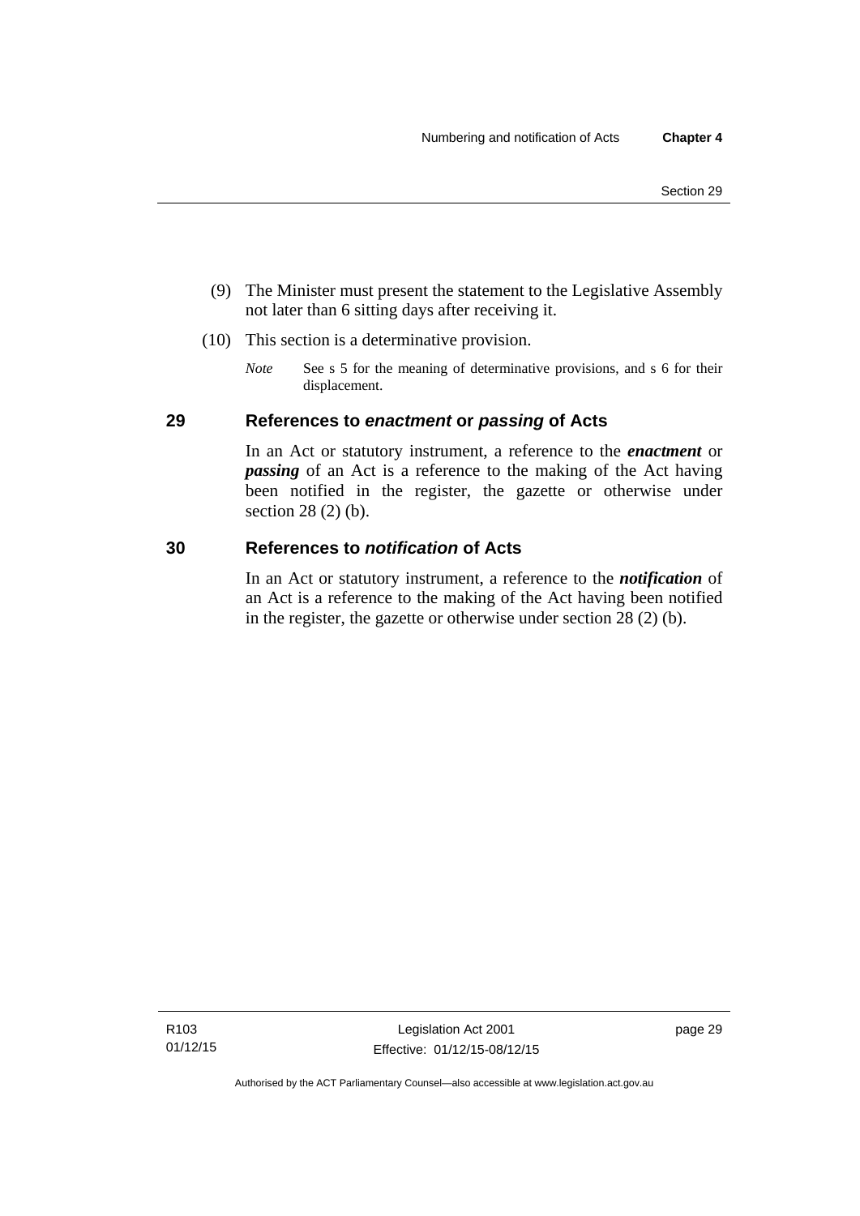(9) The Minister must present the statement to the Legislative Assembly not later than 6 sitting days after receiving it.

(10) This section is a determinative provision.

*Note* See s 5 for the meaning of determinative provisions, and s 6 for their displacement.

## 29 References to *enactment* or *passing* of Acts

In an Act or statutory instrument, a reference to the ***enactment*** or ***passing*** of an Act is a reference to the making of the Act having been notified in the register, the gazette or otherwise under section 28 (2) (b).

## 30 References to *notification* of Acts

In an Act or statutory instrument, a reference to the ***notification*** of an Act is a reference to the making of the Act having been notified in the register, the gazette or otherwise under section 28 (2) (b).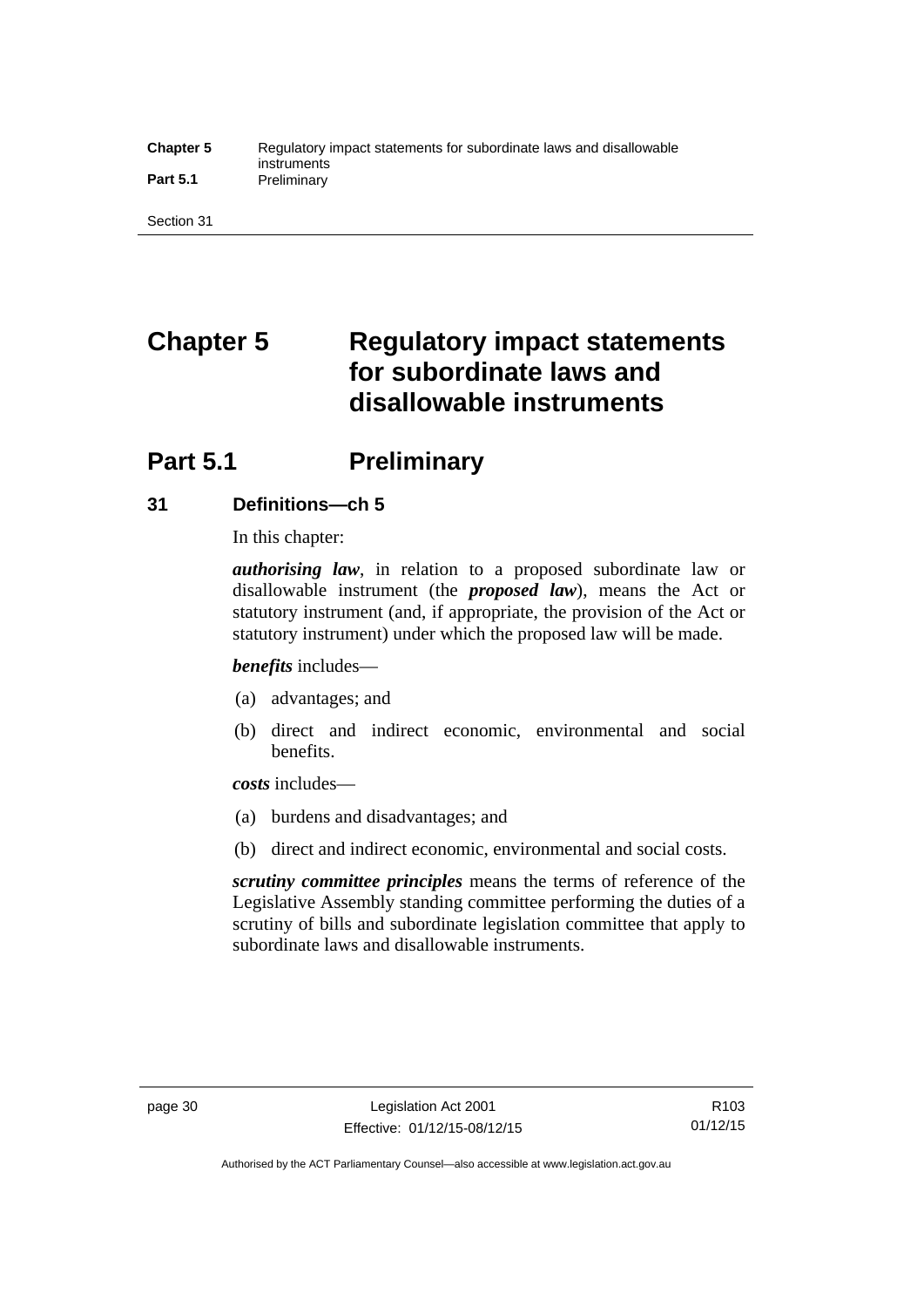# Chapter 5 Regulatory impact statements for subordinate laws and disallowable instruments

## Part 5.1 Preliminary

### 31 Definitions—ch 5

In this chapter:

***authorising law***, in relation to a proposed subordinate law or disallowable instrument (the ***proposed law***), means the Act or statutory instrument (and, if appropriate, the provision of the Act or statutory instrument) under which the proposed law will be made.

***benefits*** includes—

(a) advantages; and

(b) direct and indirect economic, environmental and social benefits.

***costs*** includes—

(a) burdens and disadvantages; and

(b) direct and indirect economic, environmental and social costs.

***scrutiny committee principles*** means the terms of reference of the Legislative Assembly standing committee performing the duties of a scrutiny of bills and subordinate legislation committee that apply to subordinate laws and disallowable instruments.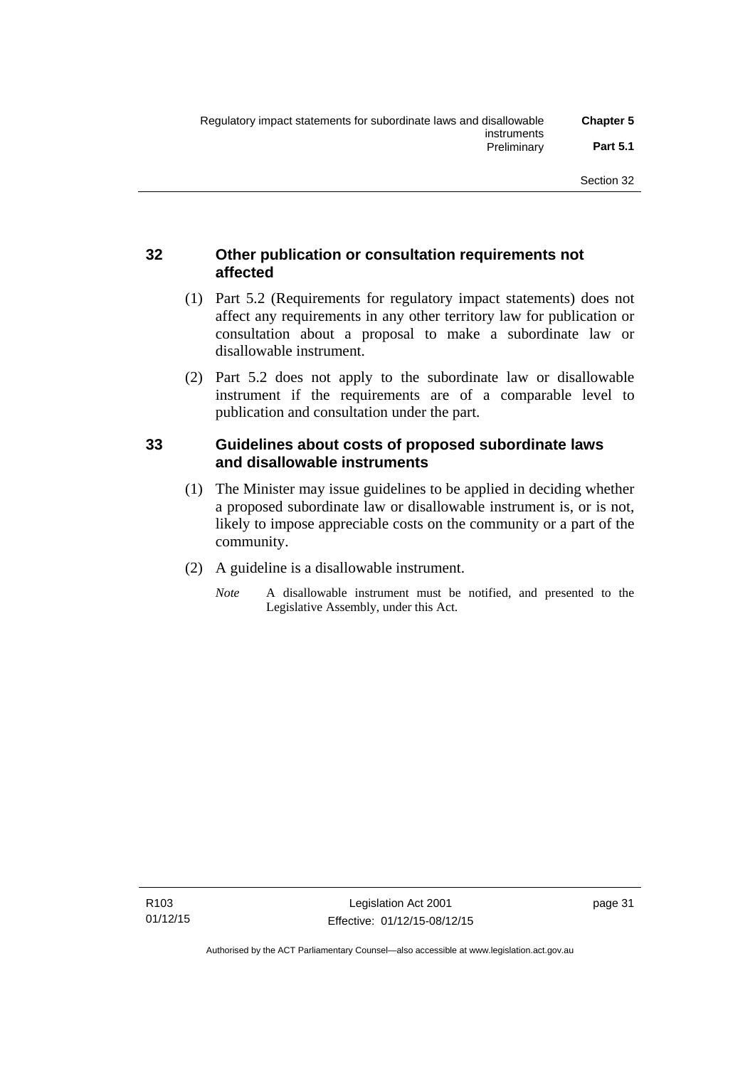## 32 Other publication or consultation requirements not affected

(1) Part 5.2 (Requirements for regulatory impact statements) does not affect any requirements in any other territory law for publication or consultation about a proposal to make a subordinate law or disallowable instrument.

(2) Part 5.2 does not apply to the subordinate law or disallowable instrument if the requirements are of a comparable level to publication and consultation under the part.

## 33 Guidelines about costs of proposed subordinate laws and disallowable instruments

(1) The Minister may issue guidelines to be applied in deciding whether a proposed subordinate law or disallowable instrument is, or is not, likely to impose appreciable costs on the community or a part of the community.

(2) A guideline is a disallowable instrument.

*Note* A disallowable instrument must be notified, and presented to the Legislative Assembly, under this Act.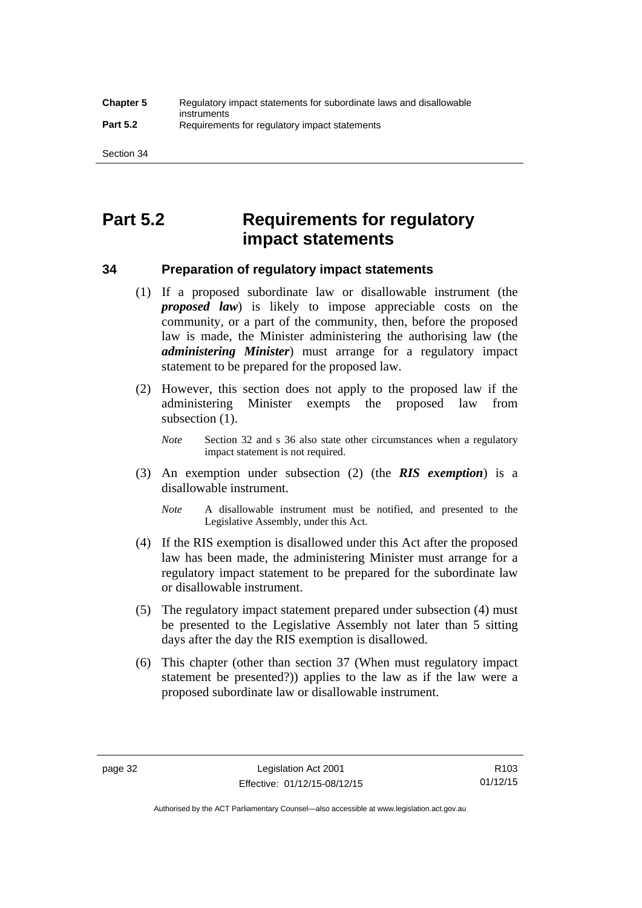# Part 5.2 Requirements for regulatory impact statements

## 34 Preparation of regulatory impact statements

(1) If a proposed subordinate law or disallowable instrument (the ***proposed law***) is likely to impose appreciable costs on the community, or a part of the community, then, before the proposed law is made, the Minister administering the authorising law (the ***administering Minister***) must arrange for a regulatory impact statement to be prepared for the proposed law.

(2) However, this section does not apply to the proposed law if the administering Minister exempts the proposed law from subsection (1).

*Note* Section 32 and s 36 also state other circumstances when a regulatory impact statement is not required.

(3) An exemption under subsection (2) (the ***RIS exemption***) is a disallowable instrument.

*Note* A disallowable instrument must be notified, and presented to the Legislative Assembly, under this Act.

(4) If the RIS exemption is disallowed under this Act after the proposed law has been made, the administering Minister must arrange for a regulatory impact statement to be prepared for the subordinate law or disallowable instrument.

(5) The regulatory impact statement prepared under subsection (4) must be presented to the Legislative Assembly not later than 5 sitting days after the day the RIS exemption is disallowed.

(6) This chapter (other than section 37 (When must regulatory impact statement be presented?)) applies to the law as if the law were a proposed subordinate law or disallowable instrument.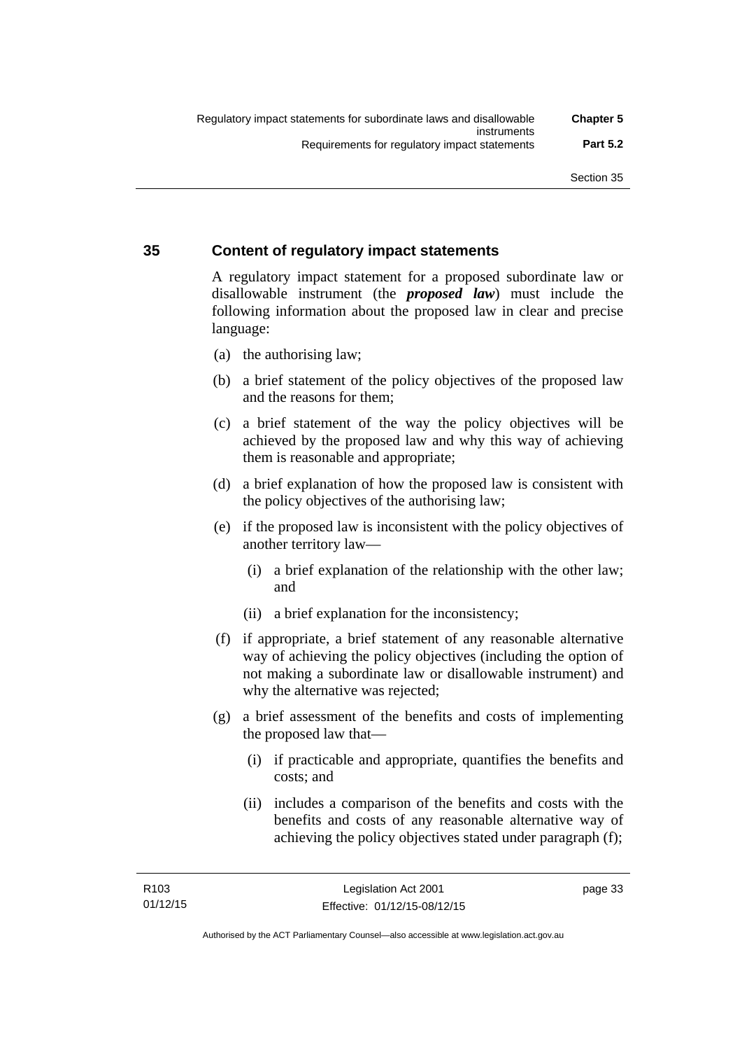## 35 Content of regulatory impact statements

A regulatory impact statement for a proposed subordinate law or disallowable instrument (the ***proposed law***) must include the following information about the proposed law in clear and precise language:

(a) the authorising law;

(b) a brief statement of the policy objectives of the proposed law and the reasons for them;

(c) a brief statement of the way the policy objectives will be achieved by the proposed law and why this way of achieving them is reasonable and appropriate;

(d) a brief explanation of how the proposed law is consistent with the policy objectives of the authorising law;

(e) if the proposed law is inconsistent with the policy objectives of another territory law—

  (i) a brief explanation of the relationship with the other law; and

  (ii) a brief explanation for the inconsistency;

(f) if appropriate, a brief statement of any reasonable alternative way of achieving the policy objectives (including the option of not making a subordinate law or disallowable instrument) and why the alternative was rejected;

(g) a brief assessment of the benefits and costs of implementing the proposed law that—

  (i) if practicable and appropriate, quantifies the benefits and costs; and

  (ii) includes a comparison of the benefits and costs with the benefits and costs of any reasonable alternative way of achieving the policy objectives stated under paragraph (f);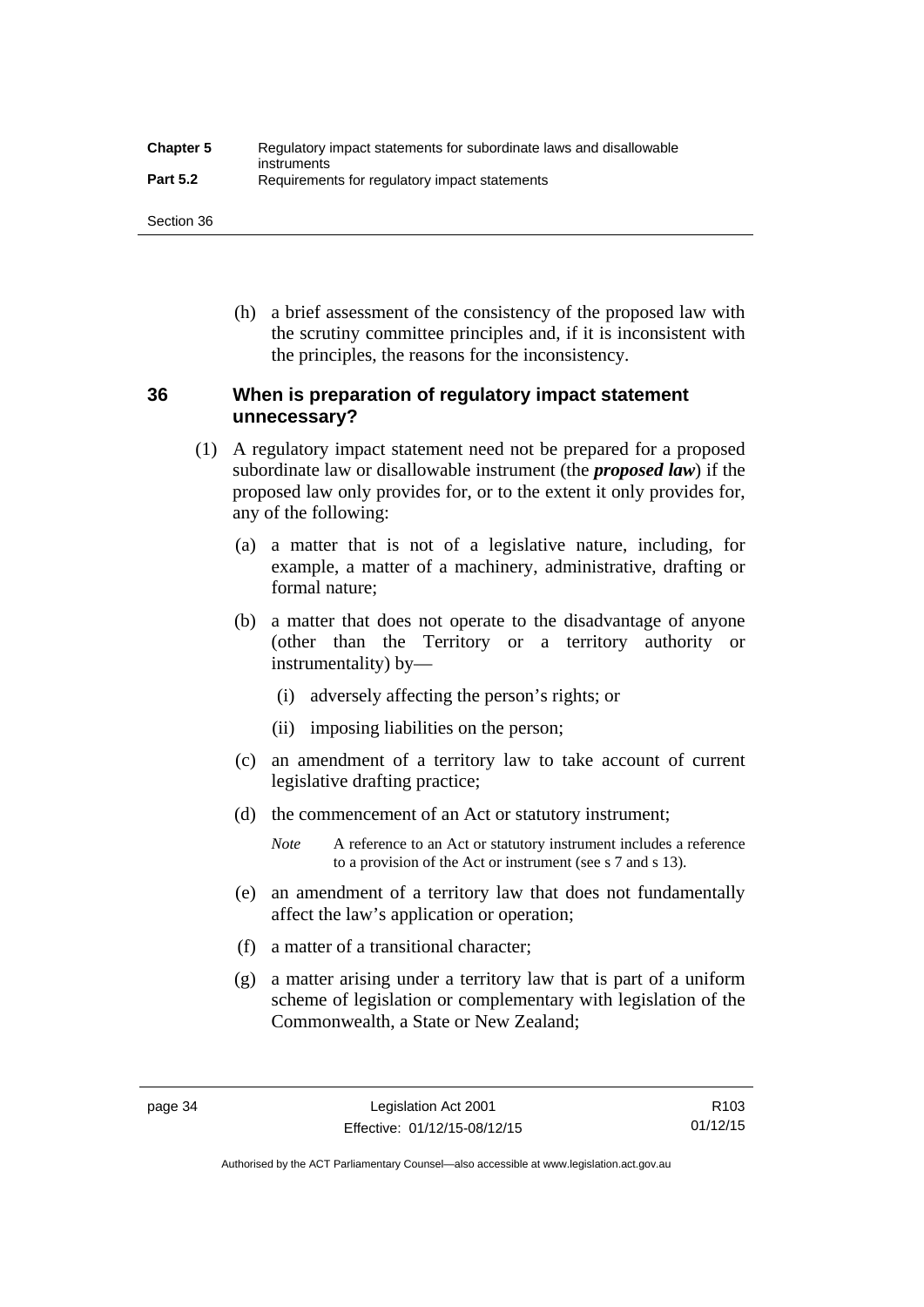(h) a brief assessment of the consistency of the proposed law with the scrutiny committee principles and, if it is inconsistent with the principles, the reasons for the inconsistency.

## 36 When is preparation of regulatory impact statement unnecessary?

(1) A regulatory impact statement need not be prepared for a proposed subordinate law or disallowable instrument (the ***proposed law***) if the proposed law only provides for, or to the extent it only provides for, any of the following:

(a) a matter that is not of a legislative nature, including, for example, a matter of a machinery, administrative, drafting or formal nature;

(b) a matter that does not operate to the disadvantage of anyone (other than the Territory or a territory authority or instrumentality) by—

(i) adversely affecting the person's rights; or

(ii) imposing liabilities on the person;

(c) an amendment of a territory law to take account of current legislative drafting practice;

(d) the commencement of an Act or statutory instrument;

*Note* A reference to an Act or statutory instrument includes a reference to a provision of the Act or instrument (see s 7 and s 13).

(e) an amendment of a territory law that does not fundamentally affect the law's application or operation;

(f) a matter of a transitional character;

(g) a matter arising under a territory law that is part of a uniform scheme of legislation or complementary with legislation of the Commonwealth, a State or New Zealand;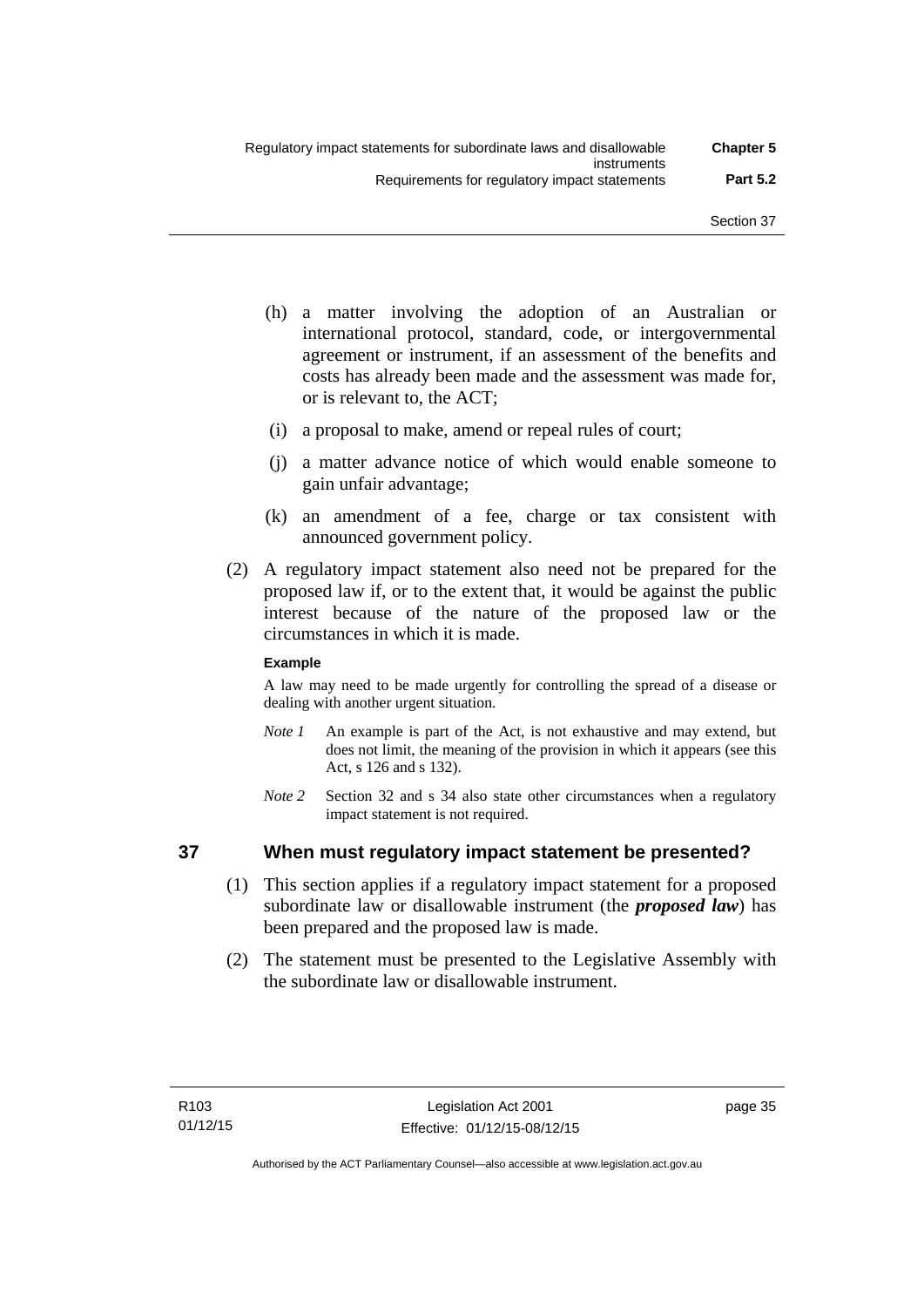(h) a matter involving the adoption of an Australian or international protocol, standard, code, or intergovernmental agreement or instrument, if an assessment of the benefits and costs has already been made and the assessment was made for, or is relevant to, the ACT;

(i) a proposal to make, amend or repeal rules of court;

(j) a matter advance notice of which would enable someone to gain unfair advantage;

(k) an amendment of a fee, charge or tax consistent with announced government policy.

(2) A regulatory impact statement also need not be prepared for the proposed law if, or to the extent that, it would be against the public interest because of the nature of the proposed law or the circumstances in which it is made.

**Example**

A law may need to be made urgently for controlling the spread of a disease or dealing with another urgent situation.

*Note 1* An example is part of the Act, is not exhaustive and may extend, but does not limit, the meaning of the provision in which it appears (see this Act, s 126 and s 132).

*Note 2* Section 32 and s 34 also state other circumstances when a regulatory impact statement is not required.

## 37 When must regulatory impact statement be presented?

(1) This section applies if a regulatory impact statement for a proposed subordinate law or disallowable instrument (the ***proposed law***) has been prepared and the proposed law is made.

(2) The statement must be presented to the Legislative Assembly with the subordinate law or disallowable instrument.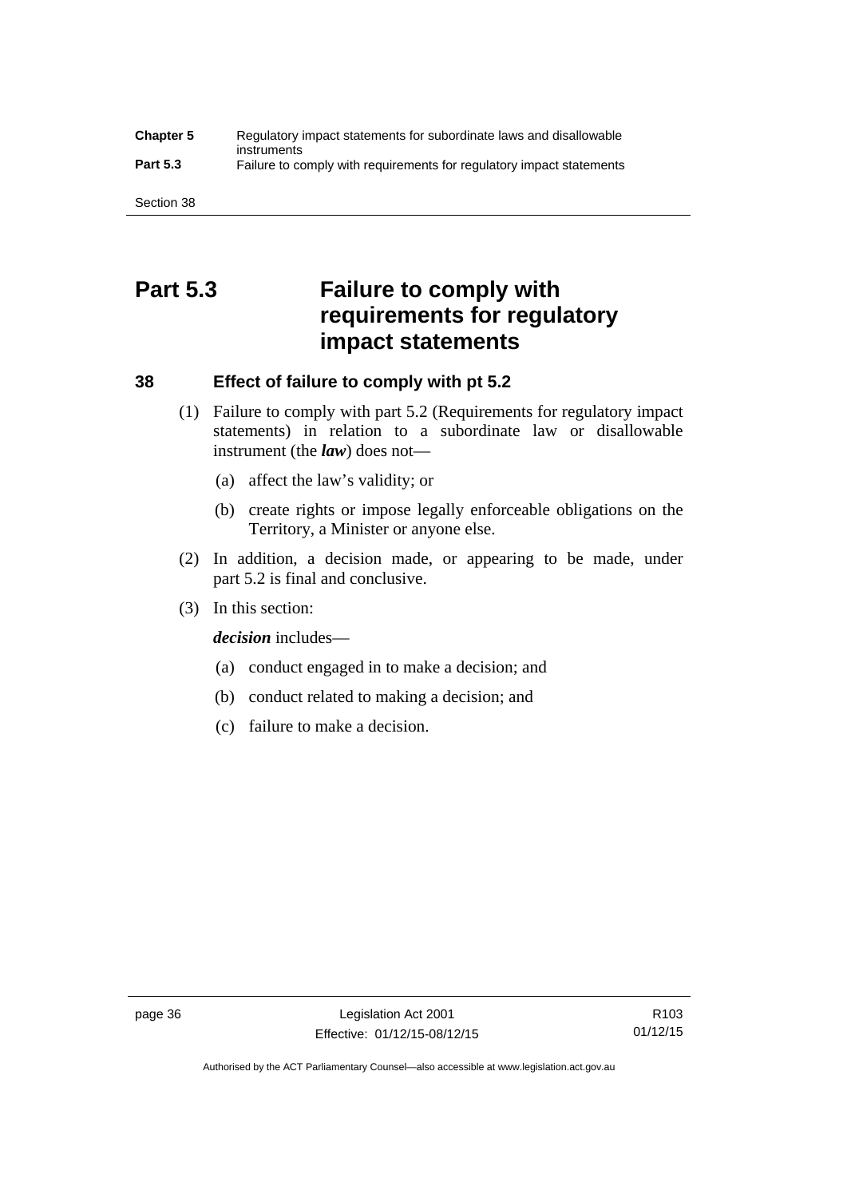# Part 5.3 Failure to comply with requirements for regulatory impact statements

## 38 Effect of failure to comply with pt 5.2

(1) Failure to comply with part 5.2 (Requirements for regulatory impact statements) in relation to a subordinate law or disallowable instrument (the ***law***) does not—

(a) affect the law's validity; or

(b) create rights or impose legally enforceable obligations on the Territory, a Minister or anyone else.

(2) In addition, a decision made, or appearing to be made, under part 5.2 is final and conclusive.

(3) In this section:

***decision*** includes—

(a) conduct engaged in to make a decision; and

(b) conduct related to making a decision; and

(c) failure to make a decision.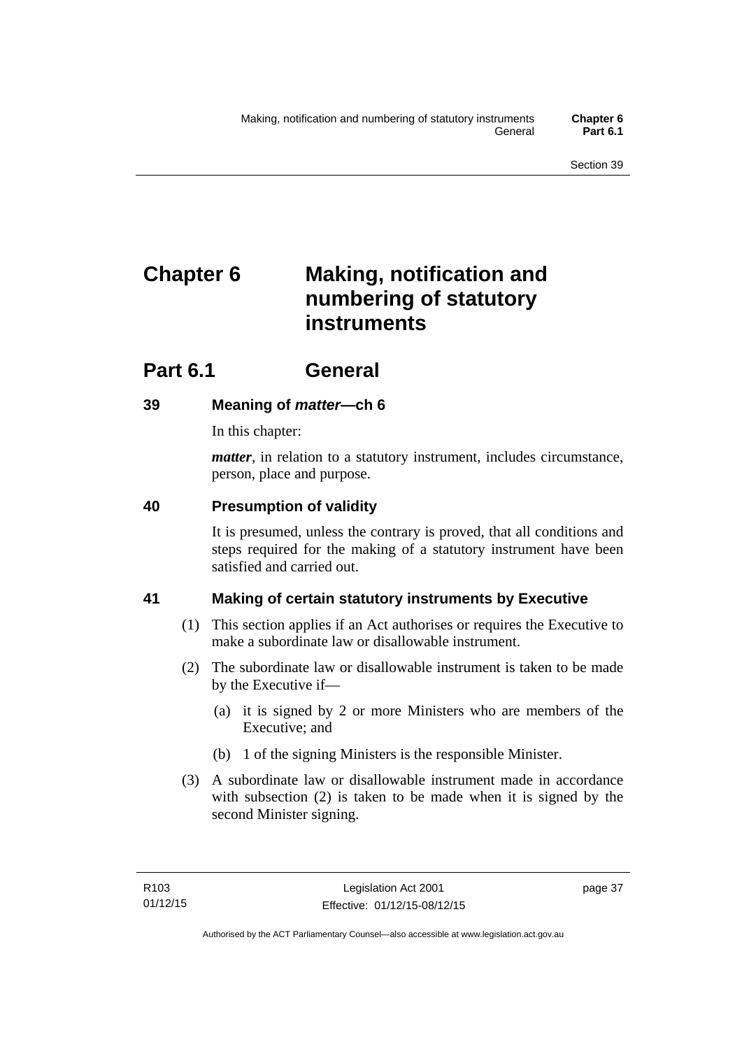# Chapter 6 Making, notification and numbering of statutory instruments

## Part 6.1 General

### 39 Meaning of *matter*—ch 6

In this chapter:

***matter***, in relation to a statutory instrument, includes circumstance, person, place and purpose.

### 40 Presumption of validity

It is presumed, unless the contrary is proved, that all conditions and steps required for the making of a statutory instrument have been satisfied and carried out.

### 41 Making of certain statutory instruments by Executive

(1) This section applies if an Act authorises or requires the Executive to make a subordinate law or disallowable instrument.

(2) The subordinate law or disallowable instrument is taken to be made by the Executive if—

   (a) it is signed by 2 or more Ministers who are members of the Executive; and

   (b) 1 of the signing Ministers is the responsible Minister.

(3) A subordinate law or disallowable instrument made in accordance with subsection (2) is taken to be made when it is signed by the second Minister signing.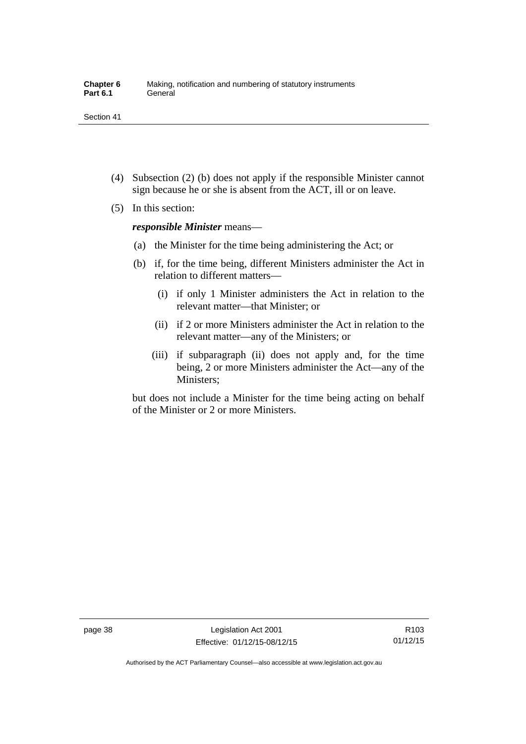(4) Subsection (2) (b) does not apply if the responsible Minister cannot sign because he or she is absent from the ACT, ill or on leave.

(5) In this section:

***responsible Minister*** means—

(a) the Minister for the time being administering the Act; or

(b) if, for the time being, different Ministers administer the Act in relation to different matters—

(i) if only 1 Minister administers the Act in relation to the relevant matter—that Minister; or

(ii) if 2 or more Ministers administer the Act in relation to the relevant matter—any of the Ministers; or

(iii) if subparagraph (ii) does not apply and, for the time being, 2 or more Ministers administer the Act—any of the Ministers;

but does not include a Minister for the time being acting on behalf of the Minister or 2 or more Ministers.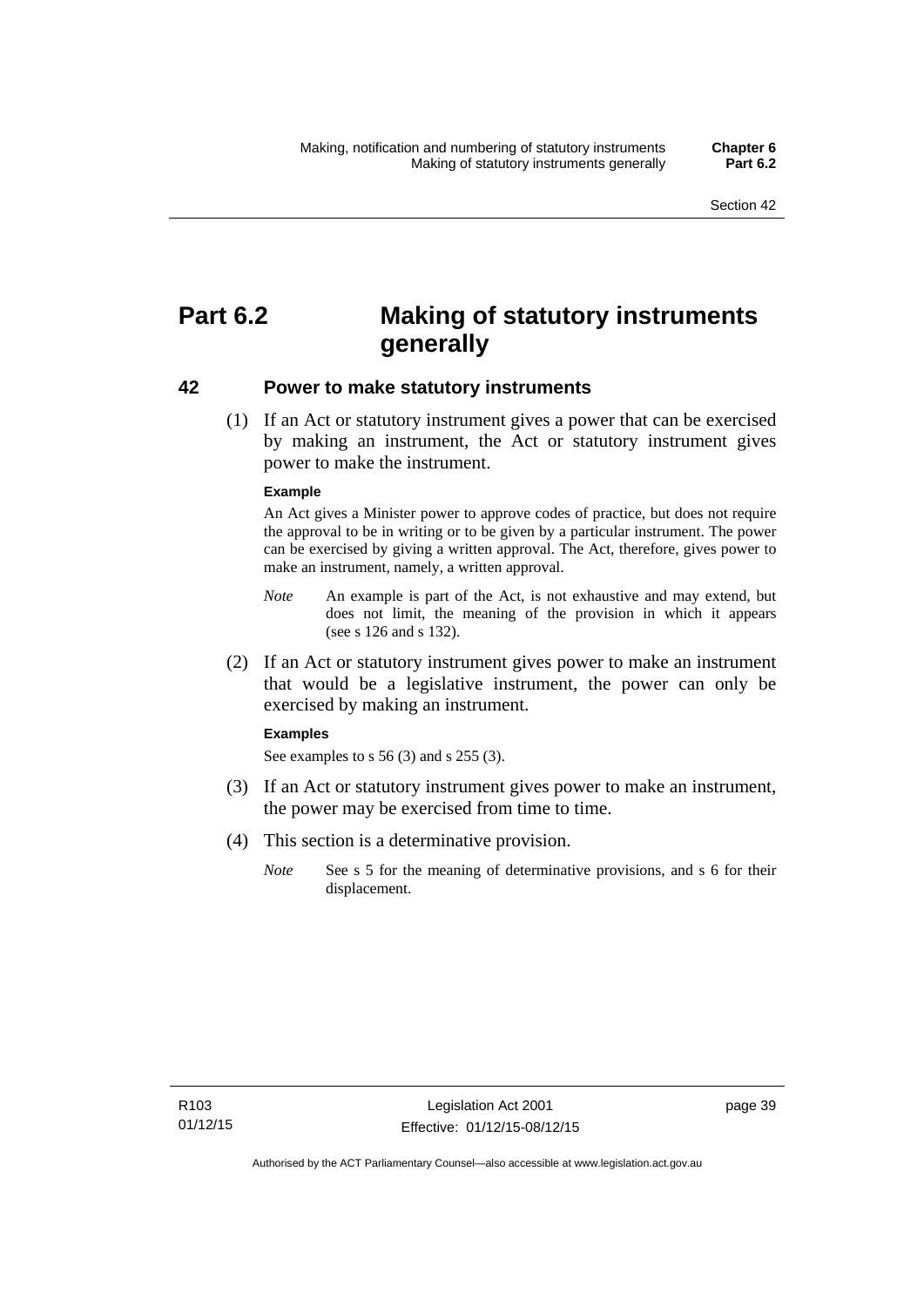# Part 6.2 Making of statutory instruments generally

## 42 Power to make statutory instruments

(1) If an Act or statutory instrument gives a power that can be exercised by making an instrument, the Act or statutory instrument gives power to make the instrument.

**Example**

An Act gives a Minister power to approve codes of practice, but does not require the approval to be in writing or to be given by a particular instrument. The power can be exercised by giving a written approval. The Act, therefore, gives power to make an instrument, namely, a written approval.

*Note* An example is part of the Act, is not exhaustive and may extend, but does not limit, the meaning of the provision in which it appears (see s 126 and s 132).

(2) If an Act or statutory instrument gives power to make an instrument that would be a legislative instrument, the power can only be exercised by making an instrument.

**Examples**

See examples to s 56 (3) and s 255 (3).

(3) If an Act or statutory instrument gives power to make an instrument, the power may be exercised from time to time.

(4) This section is a determinative provision.

*Note* See s 5 for the meaning of determinative provisions, and s 6 for their displacement.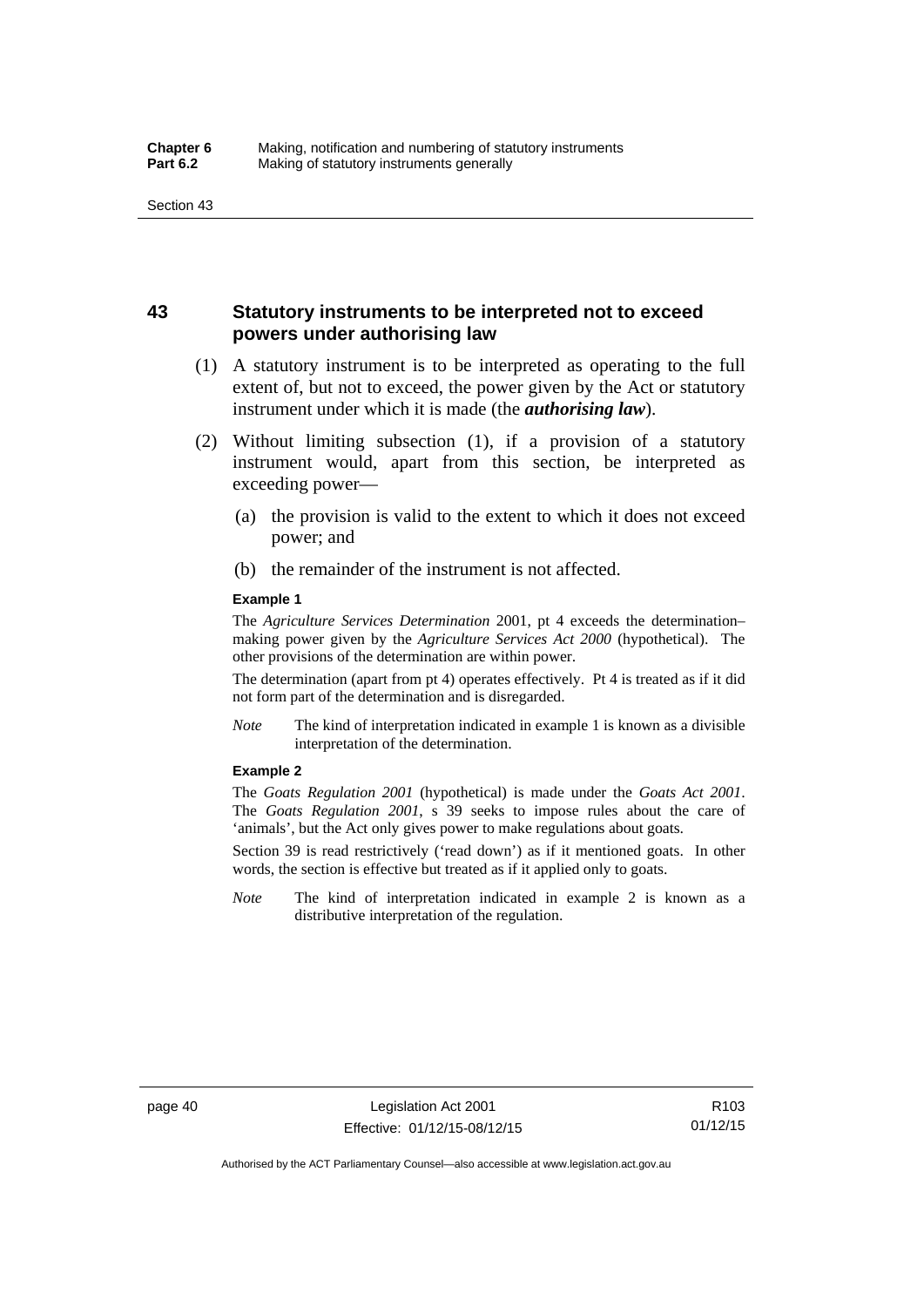## 43 Statutory instruments to be interpreted not to exceed powers under authorising law

(1) A statutory instrument is to be interpreted as operating to the full extent of, but not to exceed, the power given by the Act or statutory instrument under which it is made (the ***authorising law***).

(2) Without limiting subsection (1), if a provision of a statutory instrument would, apart from this section, be interpreted as exceeding power—

(a) the provision is valid to the extent to which it does not exceed power; and

(b) the remainder of the instrument is not affected.

**Example 1**

The *Agriculture Services Determination* 2001, pt 4 exceeds the determination–making power given by the *Agriculture Services Act 2000* (hypothetical). The other provisions of the determination are within power.

The determination (apart from pt 4) operates effectively. Pt 4 is treated as if it did not form part of the determination and is disregarded.

*Note* The kind of interpretation indicated in example 1 is known as a divisible interpretation of the determination.

**Example 2**

The *Goats Regulation 2001* (hypothetical) is made under the *Goats Act 2001*. The *Goats Regulation 2001*, s 39 seeks to impose rules about the care of 'animals', but the Act only gives power to make regulations about goats.

Section 39 is read restrictively ('read down') as if it mentioned goats. In other words, the section is effective but treated as if it applied only to goats.

*Note* The kind of interpretation indicated in example 2 is known as a distributive interpretation of the regulation.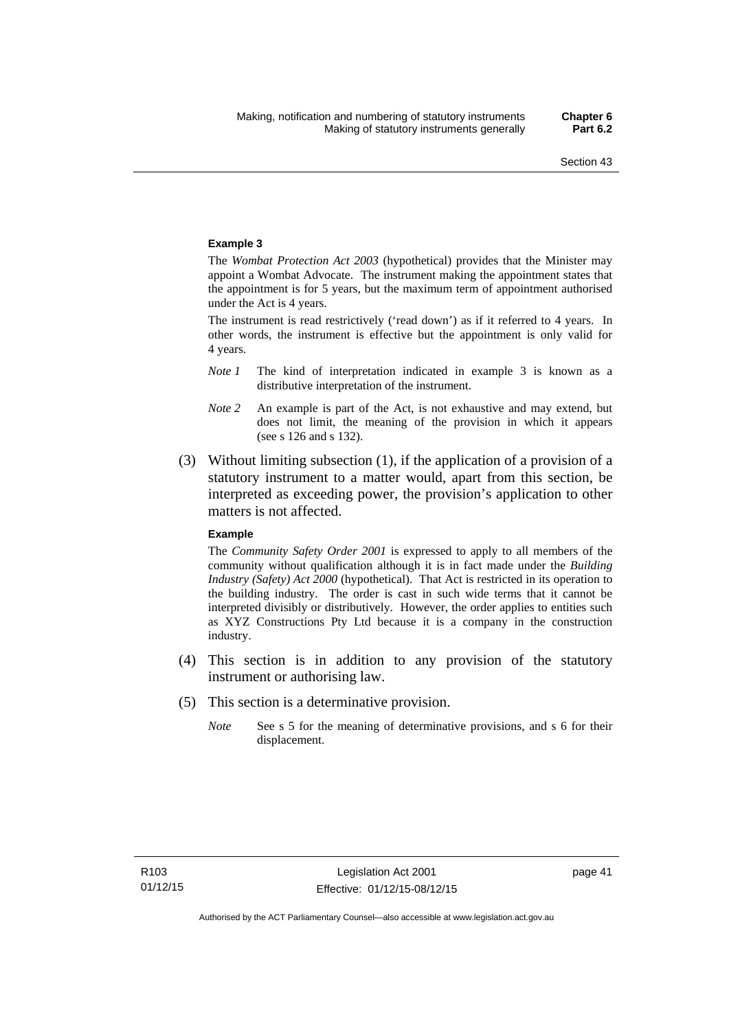**Example 3**

The *Wombat Protection Act 2003* (hypothetical) provides that the Minister may appoint a Wombat Advocate. The instrument making the appointment states that the appointment is for 5 years, but the maximum term of appointment authorised under the Act is 4 years.

The instrument is read restrictively ('read down') as if it referred to 4 years. In other words, the instrument is effective but the appointment is only valid for 4 years.

*Note 1* The kind of interpretation indicated in example 3 is known as a distributive interpretation of the instrument.

*Note 2* An example is part of the Act, is not exhaustive and may extend, but does not limit, the meaning of the provision in which it appears (see s 126 and s 132).

(3) Without limiting subsection (1), if the application of a provision of a statutory instrument to a matter would, apart from this section, be interpreted as exceeding power, the provision's application to other matters is not affected.

**Example**

The *Community Safety Order 2001* is expressed to apply to all members of the community without qualification although it is in fact made under the *Building Industry (Safety) Act 2000* (hypothetical). That Act is restricted in its operation to the building industry. The order is cast in such wide terms that it cannot be interpreted divisibly or distributively. However, the order applies to entities such as XYZ Constructions Pty Ltd because it is a company in the construction industry.

(4) This section is in addition to any provision of the statutory instrument or authorising law.

(5) This section is a determinative provision.

*Note* See s 5 for the meaning of determinative provisions, and s 6 for their displacement.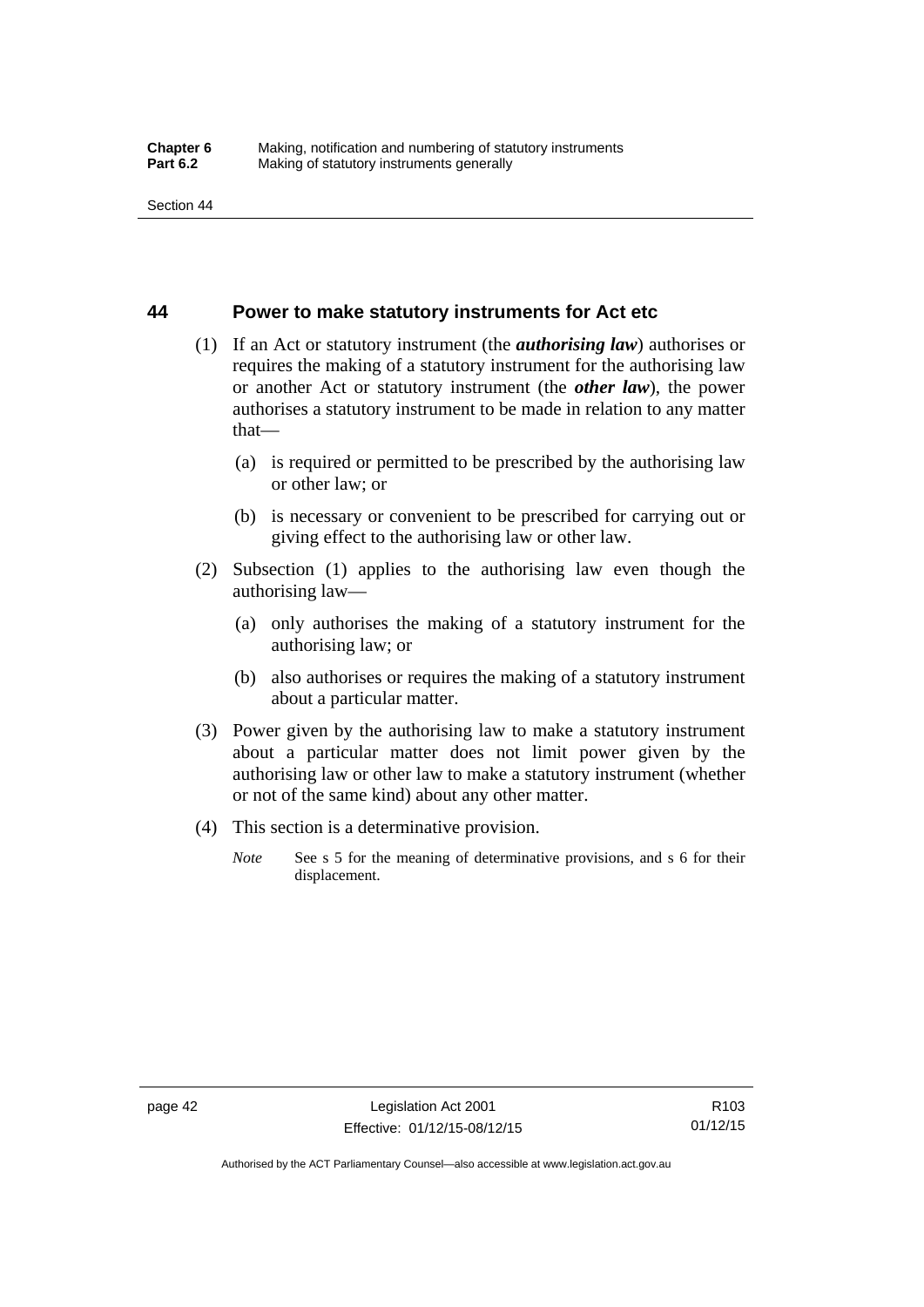## 44 Power to make statutory instruments for Act etc

(1) If an Act or statutory instrument (the ***authorising law***) authorises or requires the making of a statutory instrument for the authorising law or another Act or statutory instrument (the ***other law***), the power authorises a statutory instrument to be made in relation to any matter that—

(a) is required or permitted to be prescribed by the authorising law or other law; or

(b) is necessary or convenient to be prescribed for carrying out or giving effect to the authorising law or other law.

(2) Subsection (1) applies to the authorising law even though the authorising law—

(a) only authorises the making of a statutory instrument for the authorising law; or

(b) also authorises or requires the making of a statutory instrument about a particular matter.

(3) Power given by the authorising law to make a statutory instrument about a particular matter does not limit power given by the authorising law or other law to make a statutory instrument (whether or not of the same kind) about any other matter.

(4) This section is a determinative provision.

*Note* See s 5 for the meaning of determinative provisions, and s 6 for their displacement.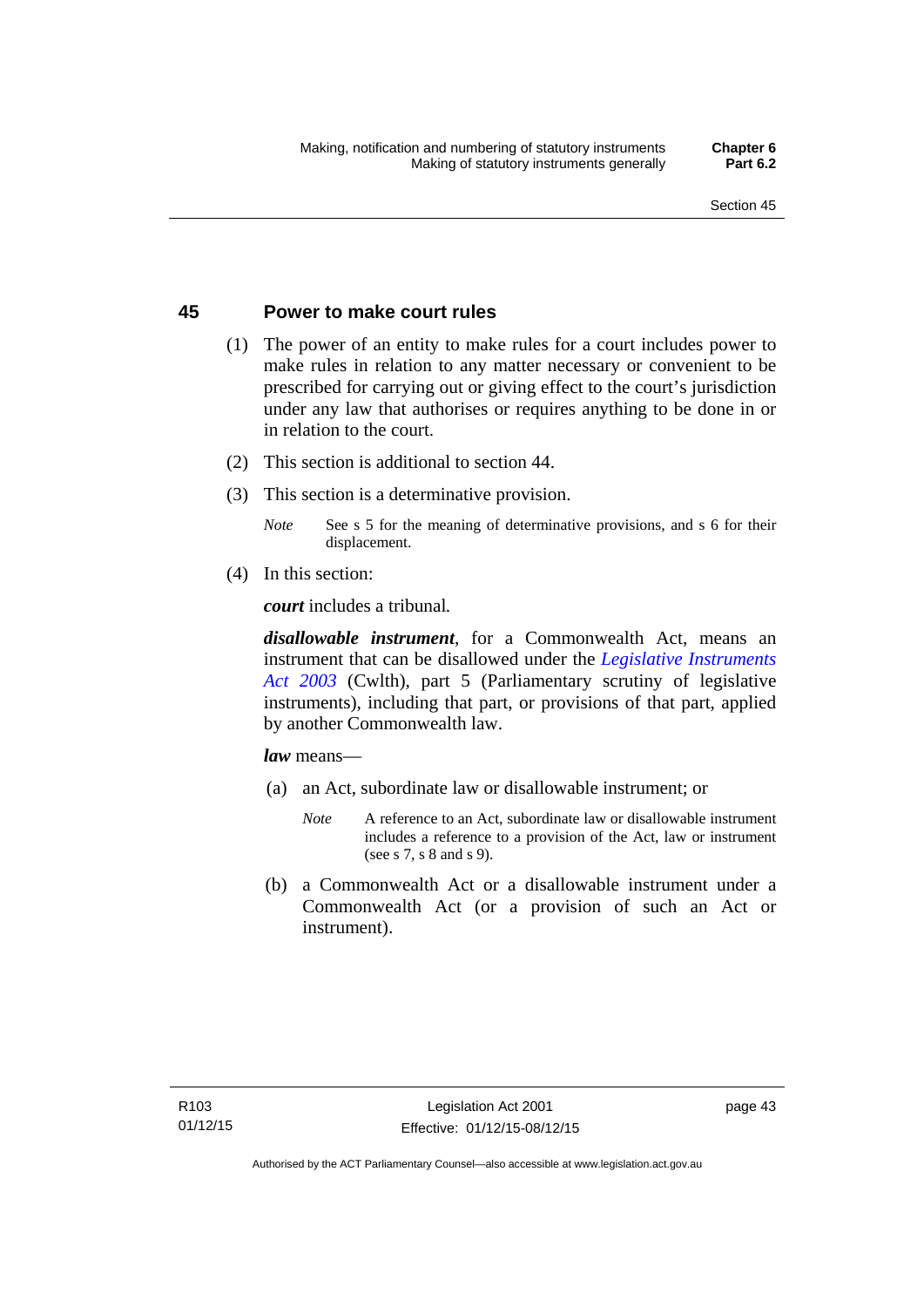### 45 Power to make court rules

(1) The power of an entity to make rules for a court includes power to make rules in relation to any matter necessary or convenient to be prescribed for carrying out or giving effect to the court's jurisdiction under any law that authorises or requires anything to be done in or in relation to the court.

(2) This section is additional to section 44.

(3) This section is a determinative provision.

*Note* See s 5 for the meaning of determinative provisions, and s 6 for their displacement.

(4) In this section:

***court*** includes a tribunal.

***disallowable instrument***, for a Commonwealth Act, means an instrument that can be disallowed under the *Legislative Instruments Act 2003* (Cwlth), part 5 (Parliamentary scrutiny of legislative instruments), including that part, or provisions of that part, applied by another Commonwealth law.

***law*** means—

(a) an Act, subordinate law or disallowable instrument; or

*Note* A reference to an Act, subordinate law or disallowable instrument includes a reference to a provision of the Act, law or instrument (see s 7, s 8 and s 9).

(b) a Commonwealth Act or a disallowable instrument under a Commonwealth Act (or a provision of such an Act or instrument).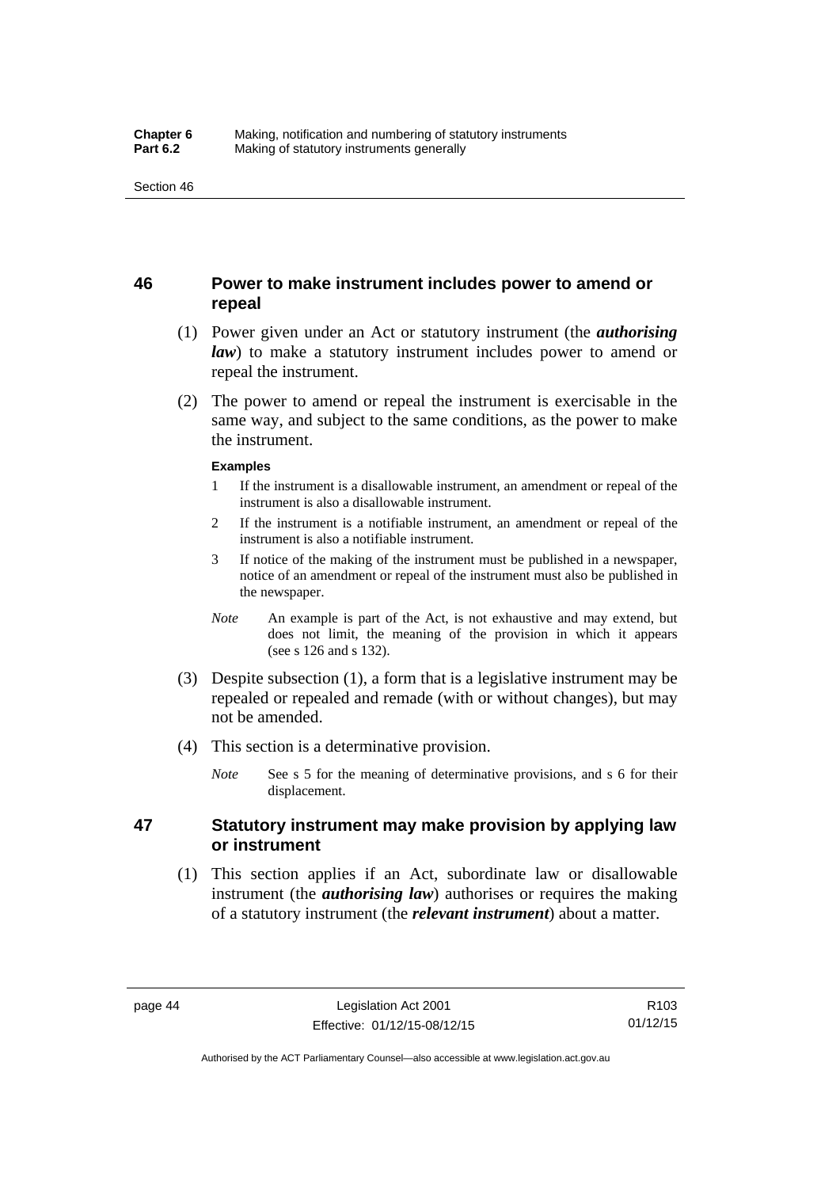## 46 Power to make instrument includes power to amend or repeal

(1) Power given under an Act or statutory instrument (the ***authorising law***) to make a statutory instrument includes power to amend or repeal the instrument.

(2) The power to amend or repeal the instrument is exercisable in the same way, and subject to the same conditions, as the power to make the instrument.

**Examples**

1 If the instrument is a disallowable instrument, an amendment or repeal of the instrument is also a disallowable instrument.

2 If the instrument is a notifiable instrument, an amendment or repeal of the instrument is also a notifiable instrument.

3 If notice of the making of the instrument must be published in a newspaper, notice of an amendment or repeal of the instrument must also be published in the newspaper.

*Note* An example is part of the Act, is not exhaustive and may extend, but does not limit, the meaning of the provision in which it appears (see s 126 and s 132).

(3) Despite subsection (1), a form that is a legislative instrument may be repealed or repealed and remade (with or without changes), but may not be amended.

(4) This section is a determinative provision.

*Note* See s 5 for the meaning of determinative provisions, and s 6 for their displacement.

## 47 Statutory instrument may make provision by applying law or instrument

(1) This section applies if an Act, subordinate law or disallowable instrument (the ***authorising law***) authorises or requires the making of a statutory instrument (the ***relevant instrument***) about a matter.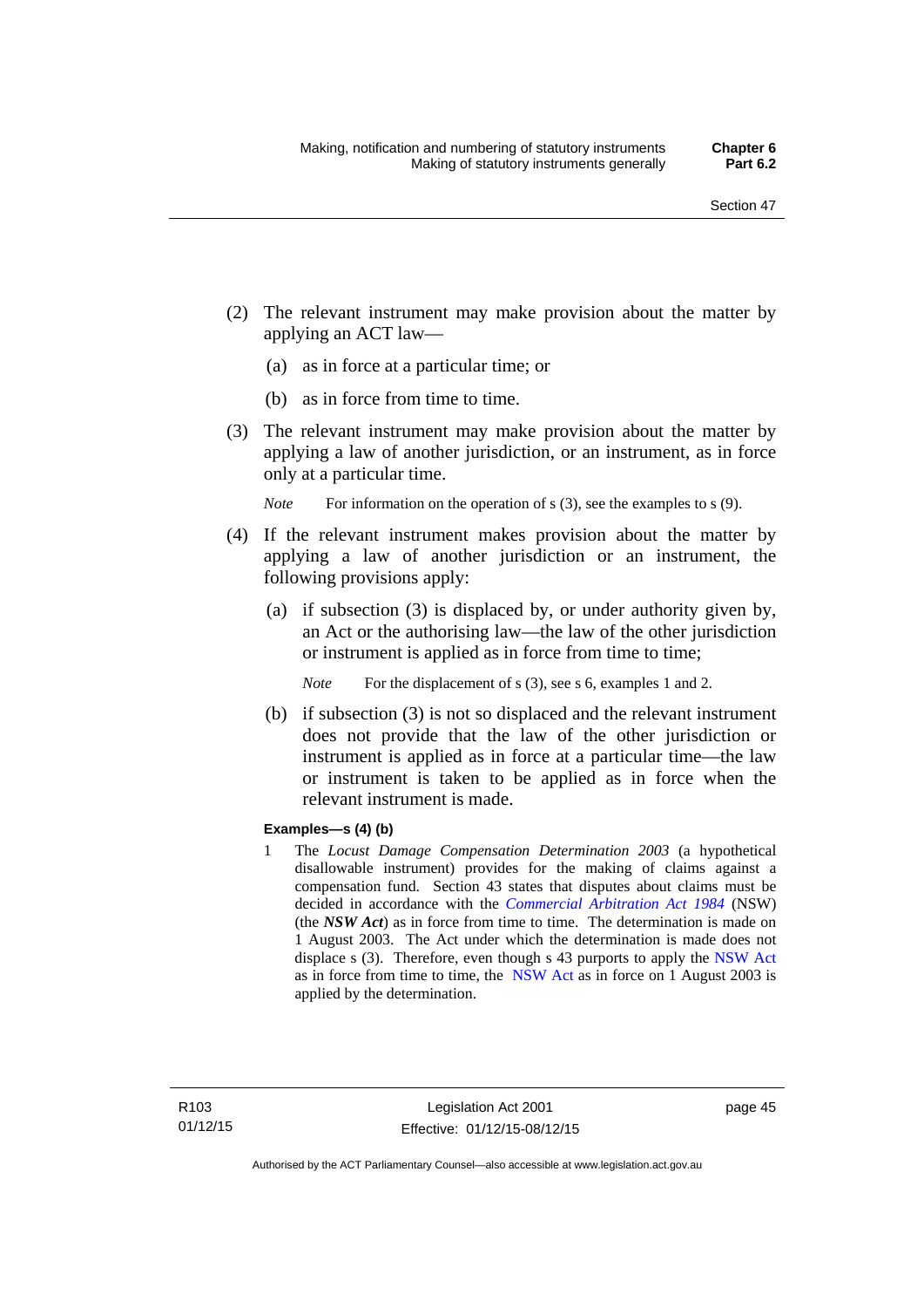(2) The relevant instrument may make provision about the matter by applying an ACT law—

   (a) as in force at a particular time; or

   (b) as in force from time to time.

(3) The relevant instrument may make provision about the matter by applying a law of another jurisdiction, or an instrument, as in force only at a particular time.

   *Note* For information on the operation of s (3), see the examples to s (9).

(4) If the relevant instrument makes provision about the matter by applying a law of another jurisdiction or an instrument, the following provisions apply:

   (a) if subsection (3) is displaced by, or under authority given by, an Act or the authorising law—the law of the other jurisdiction or instrument is applied as in force from time to time;

      *Note* For the displacement of s (3), see s 6, examples 1 and 2.

   (b) if subsection (3) is not so displaced and the relevant instrument does not provide that the law of the other jurisdiction or instrument is applied as in force at a particular time—the law or instrument is taken to be applied as in force when the relevant instrument is made.

**Examples—s (4) (b)**

1 The *Locust Damage Compensation Determination 2003* (a hypothetical disallowable instrument) provides for the making of claims against a compensation fund. Section 43 states that disputes about claims must be decided in accordance with the *Commercial Arbitration Act 1984* (NSW) (the ***NSW Act***) as in force from time to time. The determination is made on 1 August 2003. The Act under which the determination is made does not displace s (3). Therefore, even though s 43 purports to apply the NSW Act as in force from time to time, the NSW Act as in force on 1 August 2003 is applied by the determination.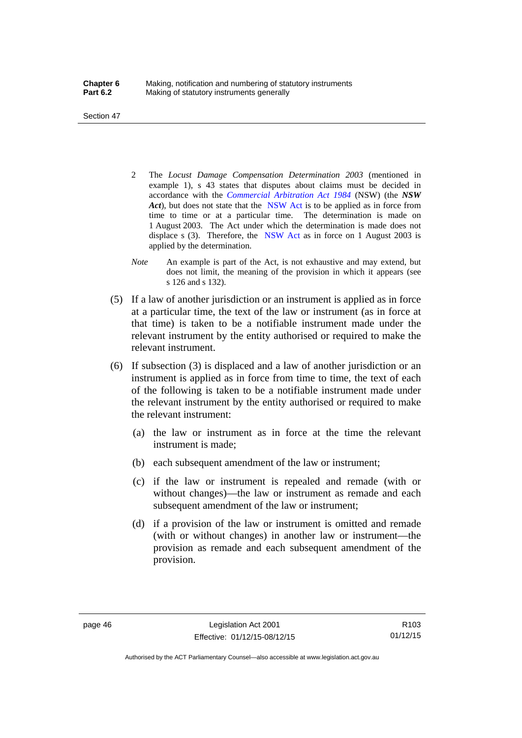2 The *Locust Damage Compensation Determination 2003* (mentioned in example 1), s 43 states that disputes about claims must be decided in accordance with the *Commercial Arbitration Act 1984* (NSW) (the ***NSW Act***), but does not state that the NSW Act is to be applied as in force from time to time or at a particular time. The determination is made on 1 August 2003. The Act under which the determination is made does not displace s (3). Therefore, the NSW Act as in force on 1 August 2003 is applied by the determination.

*Note* An example is part of the Act, is not exhaustive and may extend, but does not limit, the meaning of the provision in which it appears (see s 126 and s 132).

(5) If a law of another jurisdiction or an instrument is applied as in force at a particular time, the text of the law or instrument (as in force at that time) is taken to be a notifiable instrument made under the relevant instrument by the entity authorised or required to make the relevant instrument.

(6) If subsection (3) is displaced and a law of another jurisdiction or an instrument is applied as in force from time to time, the text of each of the following is taken to be a notifiable instrument made under the relevant instrument by the entity authorised or required to make the relevant instrument:

(a) the law or instrument as in force at the time the relevant instrument is made;

(b) each subsequent amendment of the law or instrument;

(c) if the law or instrument is repealed and remade (with or without changes)—the law or instrument as remade and each subsequent amendment of the law or instrument;

(d) if a provision of the law or instrument is omitted and remade (with or without changes) in another law or instrument—the provision as remade and each subsequent amendment of the provision.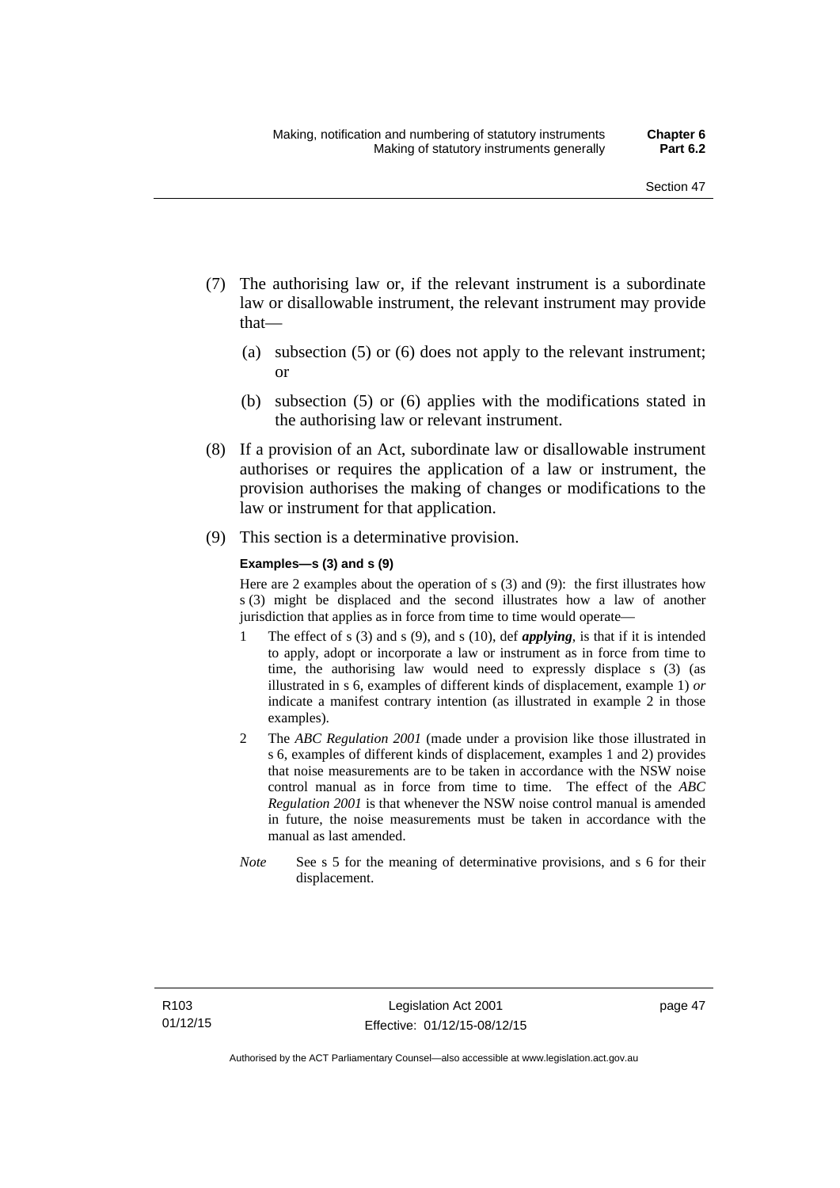(7) The authorising law or, if the relevant instrument is a subordinate law or disallowable instrument, the relevant instrument may provide that—

(a) subsection (5) or (6) does not apply to the relevant instrument; or

(b) subsection (5) or (6) applies with the modifications stated in the authorising law or relevant instrument.

(8) If a provision of an Act, subordinate law or disallowable instrument authorises or requires the application of a law or instrument, the provision authorises the making of changes or modifications to the law or instrument for that application.

(9) This section is a determinative provision.

**Examples—s (3) and s (9)**

Here are 2 examples about the operation of s (3) and (9): the first illustrates how s (3) might be displaced and the second illustrates how a law of another jurisdiction that applies as in force from time to time would operate—

1 The effect of s (3) and s (9), and s (10), def ***applying***, is that if it is intended to apply, adopt or incorporate a law or instrument as in force from time to time, the authorising law would need to expressly displace s (3) (as illustrated in s 6, examples of different kinds of displacement, example 1) *or* indicate a manifest contrary intention (as illustrated in example 2 in those examples).

2 The *ABC Regulation 2001* (made under a provision like those illustrated in s 6, examples of different kinds of displacement, examples 1 and 2) provides that noise measurements are to be taken in accordance with the NSW noise control manual as in force from time to time. The effect of the *ABC Regulation 2001* is that whenever the NSW noise control manual is amended in future, the noise measurements must be taken in accordance with the manual as last amended.

*Note* See s 5 for the meaning of determinative provisions, and s 6 for their displacement.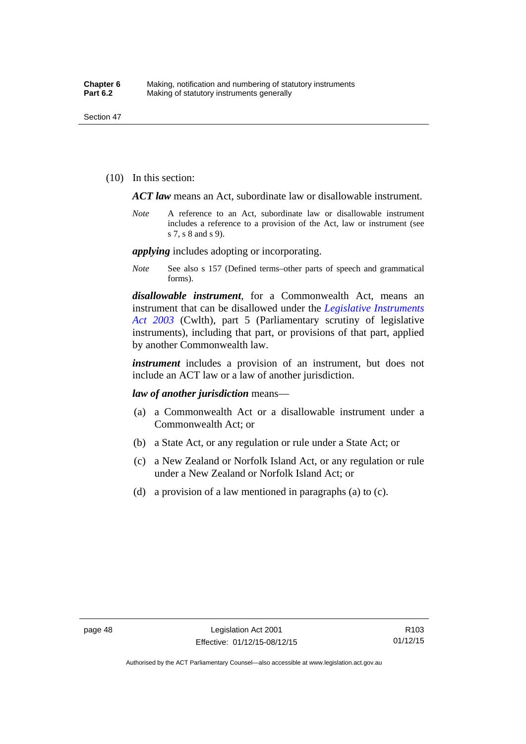(10) In this section:

***ACT law*** means an Act, subordinate law or disallowable instrument.

*Note* A reference to an Act, subordinate law or disallowable instrument includes a reference to a provision of the Act, law or instrument (see s 7, s 8 and s 9).

***applying*** includes adopting or incorporating.

*Note* See also s 157 (Defined terms–other parts of speech and grammatical forms).

***disallowable instrument***, for a Commonwealth Act, means an instrument that can be disallowed under the *Legislative Instruments Act 2003* (Cwlth), part 5 (Parliamentary scrutiny of legislative instruments), including that part, or provisions of that part, applied by another Commonwealth law.

***instrument*** includes a provision of an instrument, but does not include an ACT law or a law of another jurisdiction.

***law of another jurisdiction*** means—

(a) a Commonwealth Act or a disallowable instrument under a Commonwealth Act; or

(b) a State Act, or any regulation or rule under a State Act; or

(c) a New Zealand or Norfolk Island Act, or any regulation or rule under a New Zealand or Norfolk Island Act; or

(d) a provision of a law mentioned in paragraphs (a) to (c).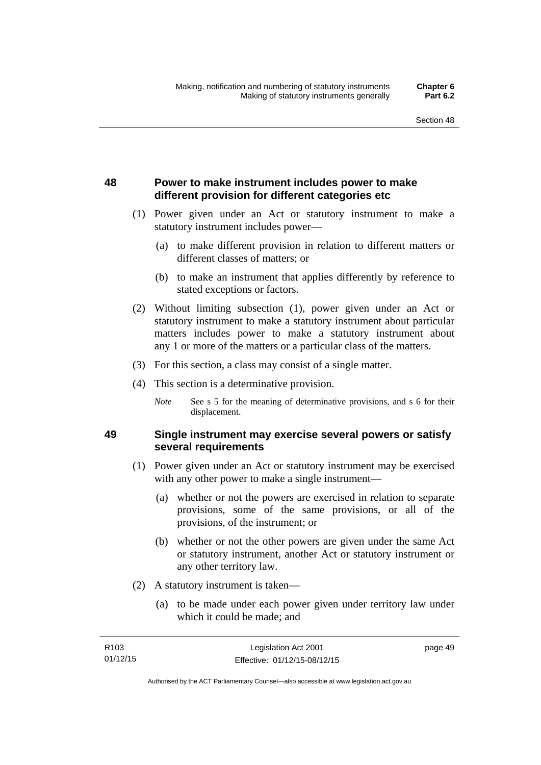## 48 Power to make instrument includes power to make different provision for different categories etc

(1) Power given under an Act or statutory instrument to make a statutory instrument includes power—

(a) to make different provision in relation to different matters or different classes of matters; or

(b) to make an instrument that applies differently by reference to stated exceptions or factors.

(2) Without limiting subsection (1), power given under an Act or statutory instrument to make a statutory instrument about particular matters includes power to make a statutory instrument about any 1 or more of the matters or a particular class of the matters.

(3) For this section, a class may consist of a single matter.

(4) This section is a determinative provision.

*Note* See s 5 for the meaning of determinative provisions, and s 6 for their displacement.

## 49 Single instrument may exercise several powers or satisfy several requirements

(1) Power given under an Act or statutory instrument may be exercised with any other power to make a single instrument—

(a) whether or not the powers are exercised in relation to separate provisions, some of the same provisions, or all of the provisions, of the instrument; or

(b) whether or not the other powers are given under the same Act or statutory instrument, another Act or statutory instrument or any other territory law.

(2) A statutory instrument is taken—

(a) to be made under each power given under territory law under which it could be made; and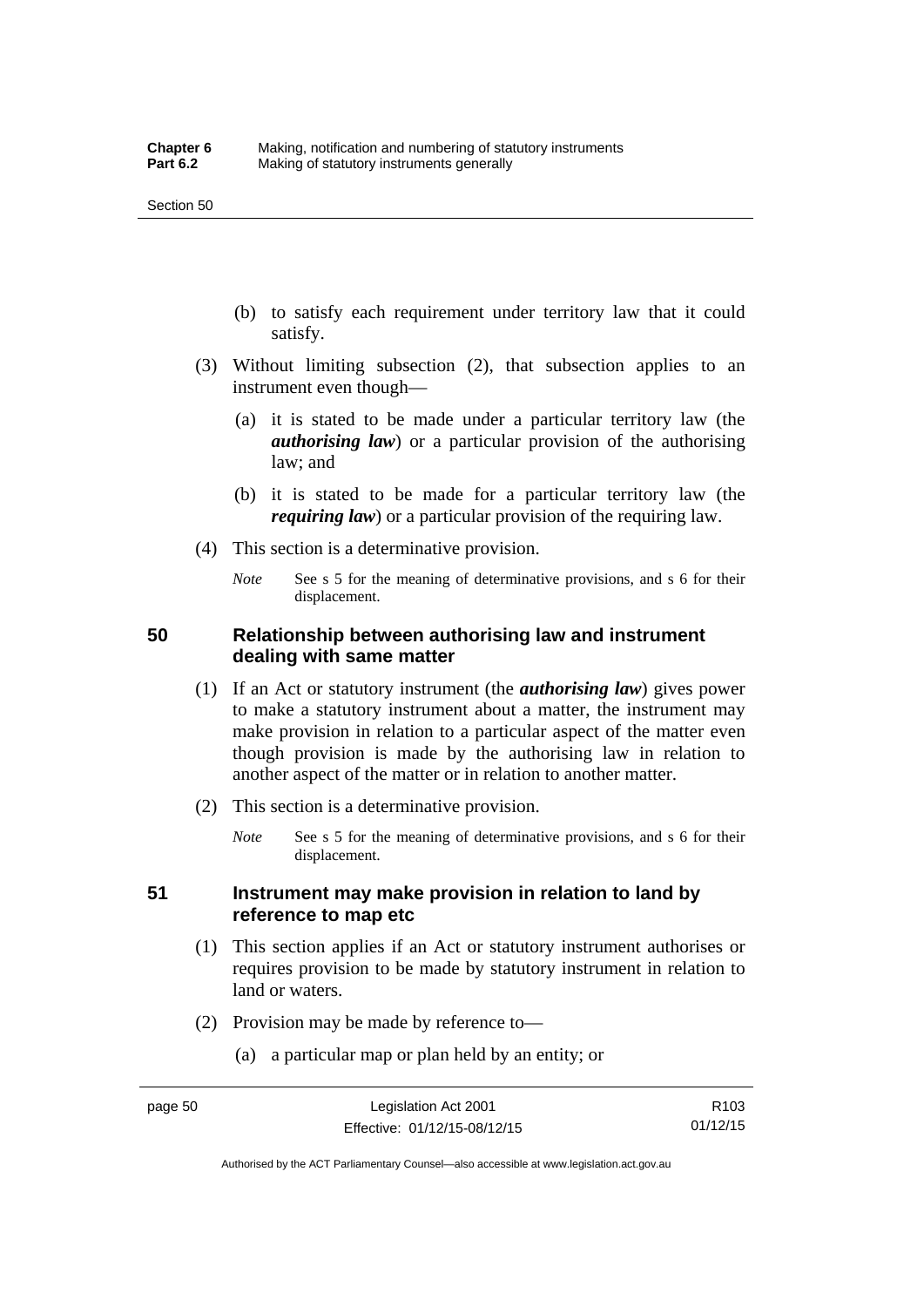(b) to satisfy each requirement under territory law that it could satisfy.

(3) Without limiting subsection (2), that subsection applies to an instrument even though—

(a) it is stated to be made under a particular territory law (the ***authorising law***) or a particular provision of the authorising law; and

(b) it is stated to be made for a particular territory law (the ***requiring law***) or a particular provision of the requiring law.

(4) This section is a determinative provision.

*Note* See s 5 for the meaning of determinative provisions, and s 6 for their displacement.

## 50 Relationship between authorising law and instrument dealing with same matter

(1) If an Act or statutory instrument (the ***authorising law***) gives power to make a statutory instrument about a matter, the instrument may make provision in relation to a particular aspect of the matter even though provision is made by the authorising law in relation to another aspect of the matter or in relation to another matter.

(2) This section is a determinative provision.

*Note* See s 5 for the meaning of determinative provisions, and s 6 for their displacement.

## 51 Instrument may make provision in relation to land by reference to map etc

(1) This section applies if an Act or statutory instrument authorises or requires provision to be made by statutory instrument in relation to land or waters.

(2) Provision may be made by reference to—

(a) a particular map or plan held by an entity; or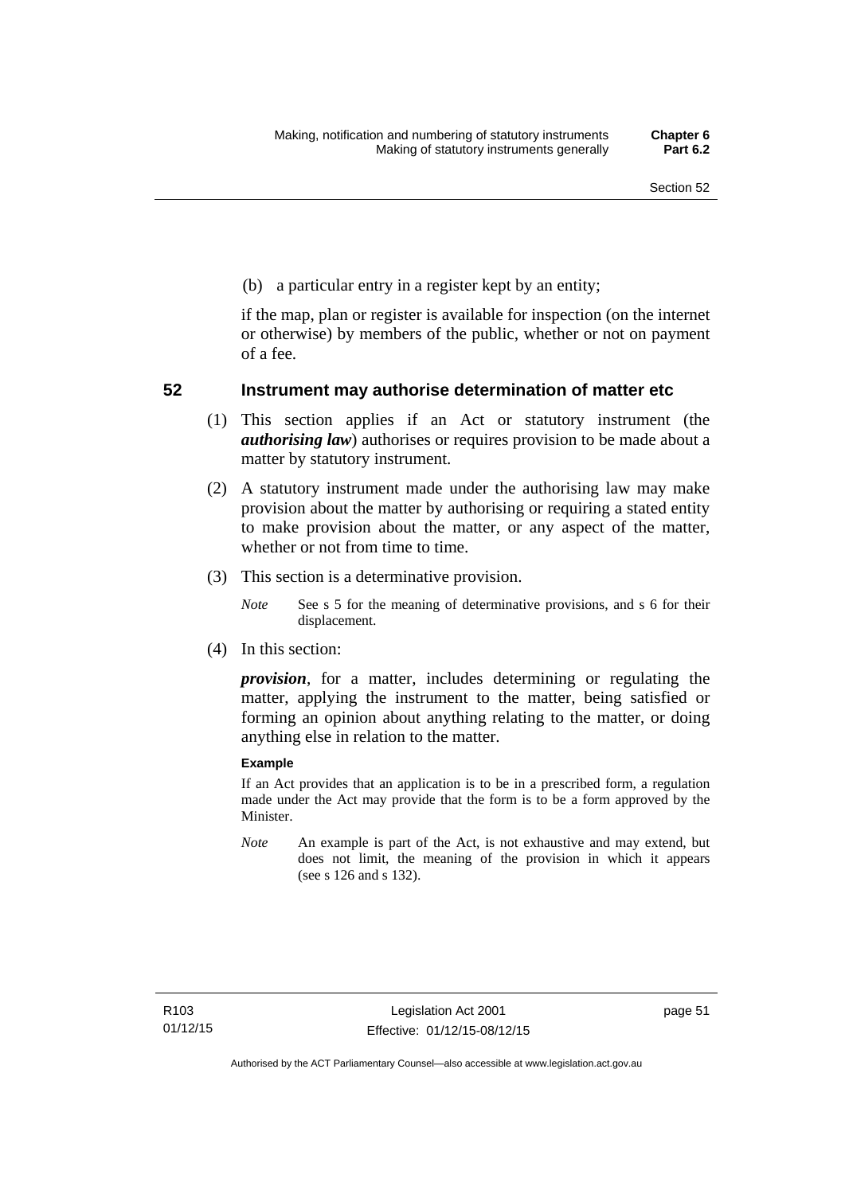(b) a particular entry in a register kept by an entity;

if the map, plan or register is available for inspection (on the internet or otherwise) by members of the public, whether or not on payment of a fee.

## 52 Instrument may authorise determination of matter etc

(1) This section applies if an Act or statutory instrument (the ***authorising law***) authorises or requires provision to be made about a matter by statutory instrument.

(2) A statutory instrument made under the authorising law may make provision about the matter by authorising or requiring a stated entity to make provision about the matter, or any aspect of the matter, whether or not from time to time.

(3) This section is a determinative provision.

*Note* See s 5 for the meaning of determinative provisions, and s 6 for their displacement.

(4) In this section:

***provision***, for a matter, includes determining or regulating the matter, applying the instrument to the matter, being satisfied or forming an opinion about anything relating to the matter, or doing anything else in relation to the matter.

**Example**

If an Act provides that an application is to be in a prescribed form, a regulation made under the Act may provide that the form is to be a form approved by the Minister.

*Note* An example is part of the Act, is not exhaustive and may extend, but does not limit, the meaning of the provision in which it appears (see s 126 and s 132).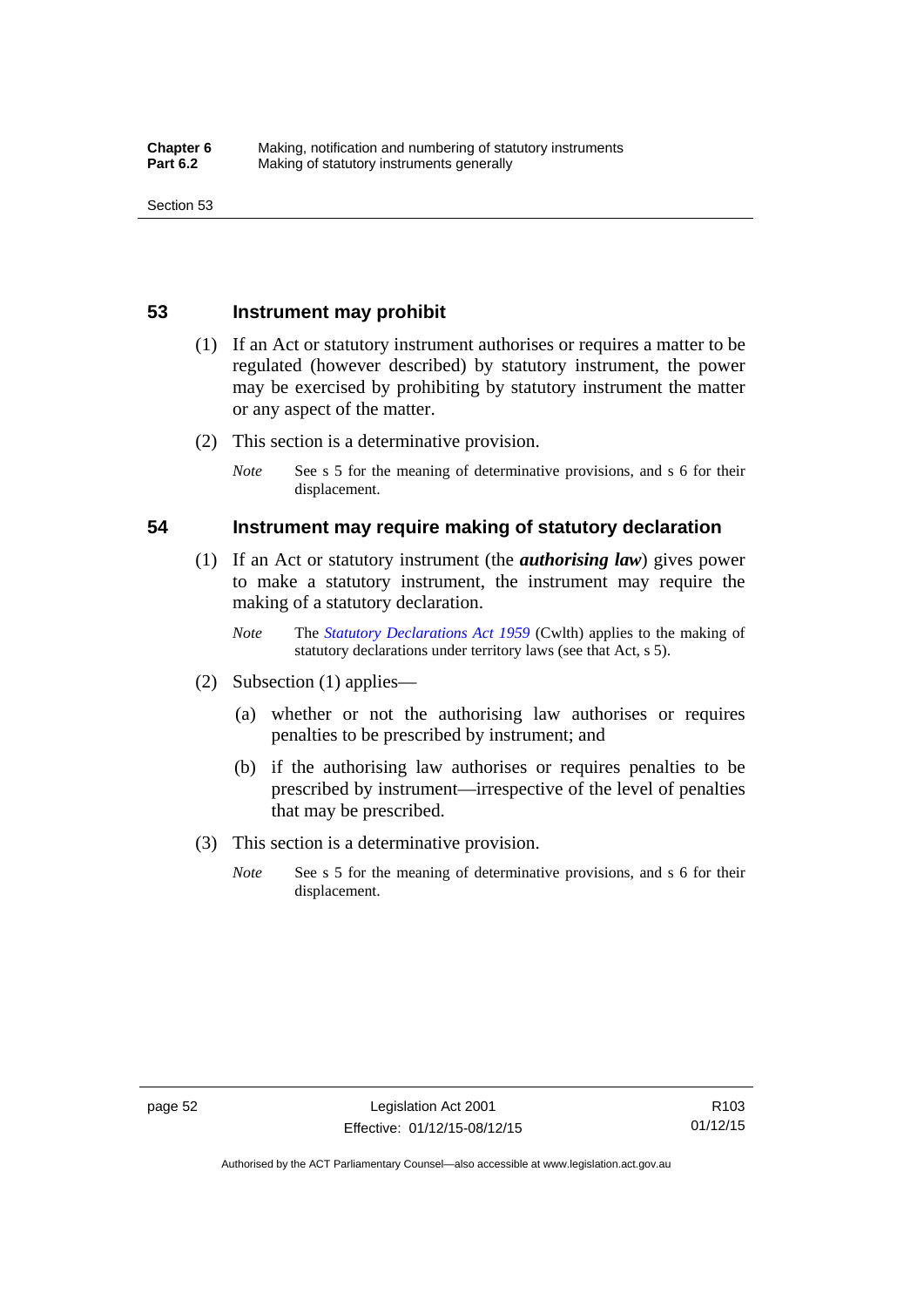## 53 Instrument may prohibit

(1) If an Act or statutory instrument authorises or requires a matter to be regulated (however described) by statutory instrument, the power may be exercised by prohibiting by statutory instrument the matter or any aspect of the matter.

(2) This section is a determinative provision.

*Note* See s 5 for the meaning of determinative provisions, and s 6 for their displacement.

## 54 Instrument may require making of statutory declaration

(1) If an Act or statutory instrument (the ***authorising law***) gives power to make a statutory instrument, the instrument may require the making of a statutory declaration.

*Note* The *Statutory Declarations Act 1959* (Cwlth) applies to the making of statutory declarations under territory laws (see that Act, s 5).

(2) Subsection (1) applies—

(a) whether or not the authorising law authorises or requires penalties to be prescribed by instrument; and

(b) if the authorising law authorises or requires penalties to be prescribed by instrument—irrespective of the level of penalties that may be prescribed.

(3) This section is a determinative provision.

*Note* See s 5 for the meaning of determinative provisions, and s 6 for their displacement.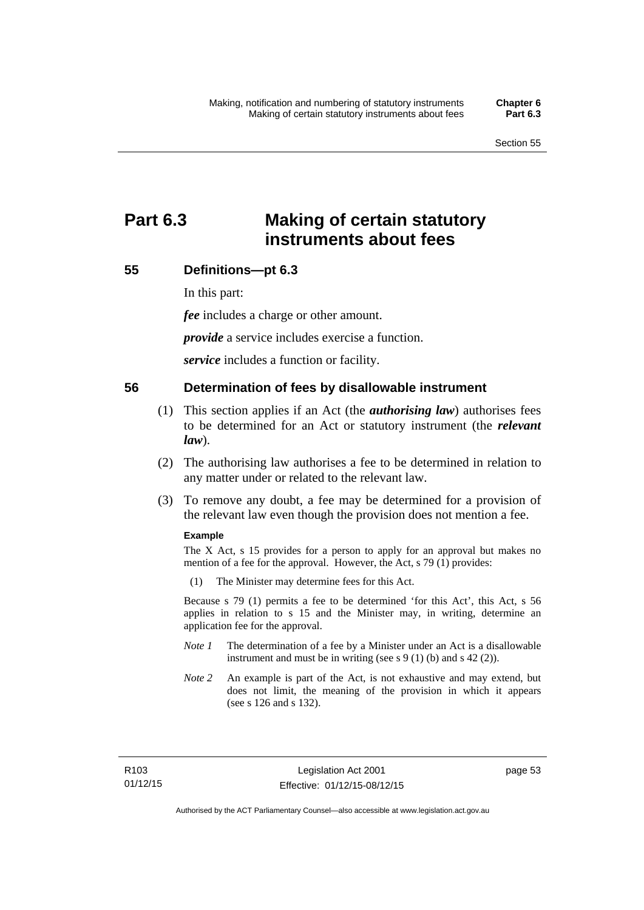# Part 6.3 Making of certain statutory instruments about fees

## 55 Definitions—pt 6.3

In this part:

***fee*** includes a charge or other amount.

***provide*** a service includes exercise a function.

***service*** includes a function or facility.

## 56 Determination of fees by disallowable instrument

(1) This section applies if an Act (the ***authorising law***) authorises fees to be determined for an Act or statutory instrument (the ***relevant law***).

(2) The authorising law authorises a fee to be determined in relation to any matter under or related to the relevant law.

(3) To remove any doubt, a fee may be determined for a provision of the relevant law even though the provision does not mention a fee.

**Example**

The X Act, s 15 provides for a person to apply for an approval but makes no mention of a fee for the approval. However, the Act, s 79 (1) provides:

(1) The Minister may determine fees for this Act.

Because s 79 (1) permits a fee to be determined 'for this Act', this Act, s 56 applies in relation to s 15 and the Minister may, in writing, determine an application fee for the approval.

*Note 1* The determination of a fee by a Minister under an Act is a disallowable instrument and must be in writing (see s 9 (1) (b) and s 42 (2)).

*Note 2* An example is part of the Act, is not exhaustive and may extend, but does not limit, the meaning of the provision in which it appears (see s 126 and s 132).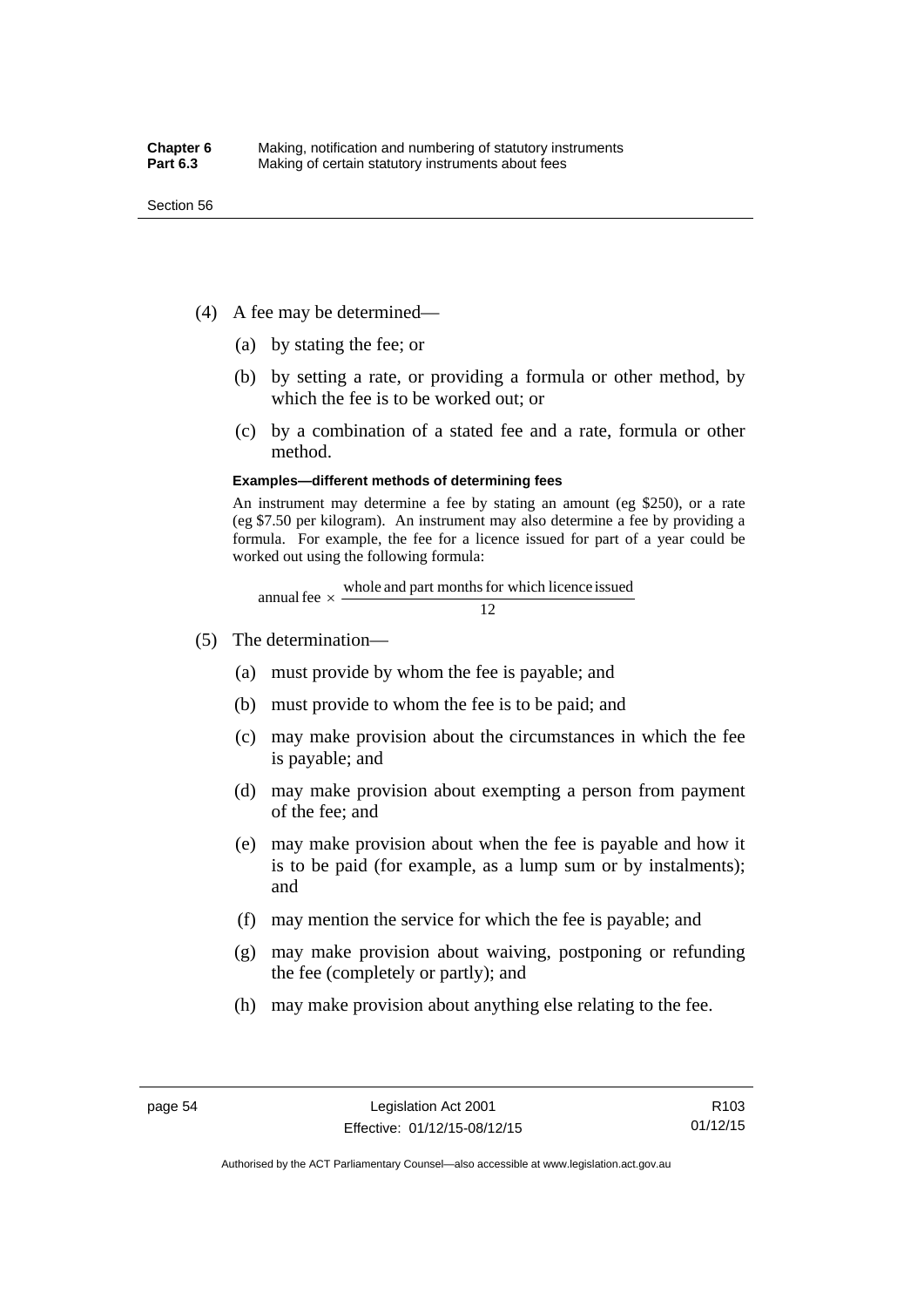(4) A fee may be determined—

(a) by stating the fee; or

(b) by setting a rate, or providing a formula or other method, by which the fee is to be worked out; or

(c) by a combination of a stated fee and a rate, formula or other method.

**Examples—different methods of determining fees**

An instrument may determine a fee by stating an amount (eg $250), or a rate (eg $7.50 per kilogram). An instrument may also determine a fee by providing a formula. For example, the fee for a licence issued for part of a year could be worked out using the following formula:

$$\text{annual fee} \times \frac{\text{whole and part months for which licence issued}}{12}$$

(5) The determination—

(a) must provide by whom the fee is payable; and

(b) must provide to whom the fee is to be paid; and

(c) may make provision about the circumstances in which the fee is payable; and

(d) may make provision about exempting a person from payment of the fee; and

(e) may make provision about when the fee is payable and how it is to be paid (for example, as a lump sum or by instalments); and

(f) may mention the service for which the fee is payable; and

(g) may make provision about waiving, postponing or refunding the fee (completely or partly); and

(h) may make provision about anything else relating to the fee.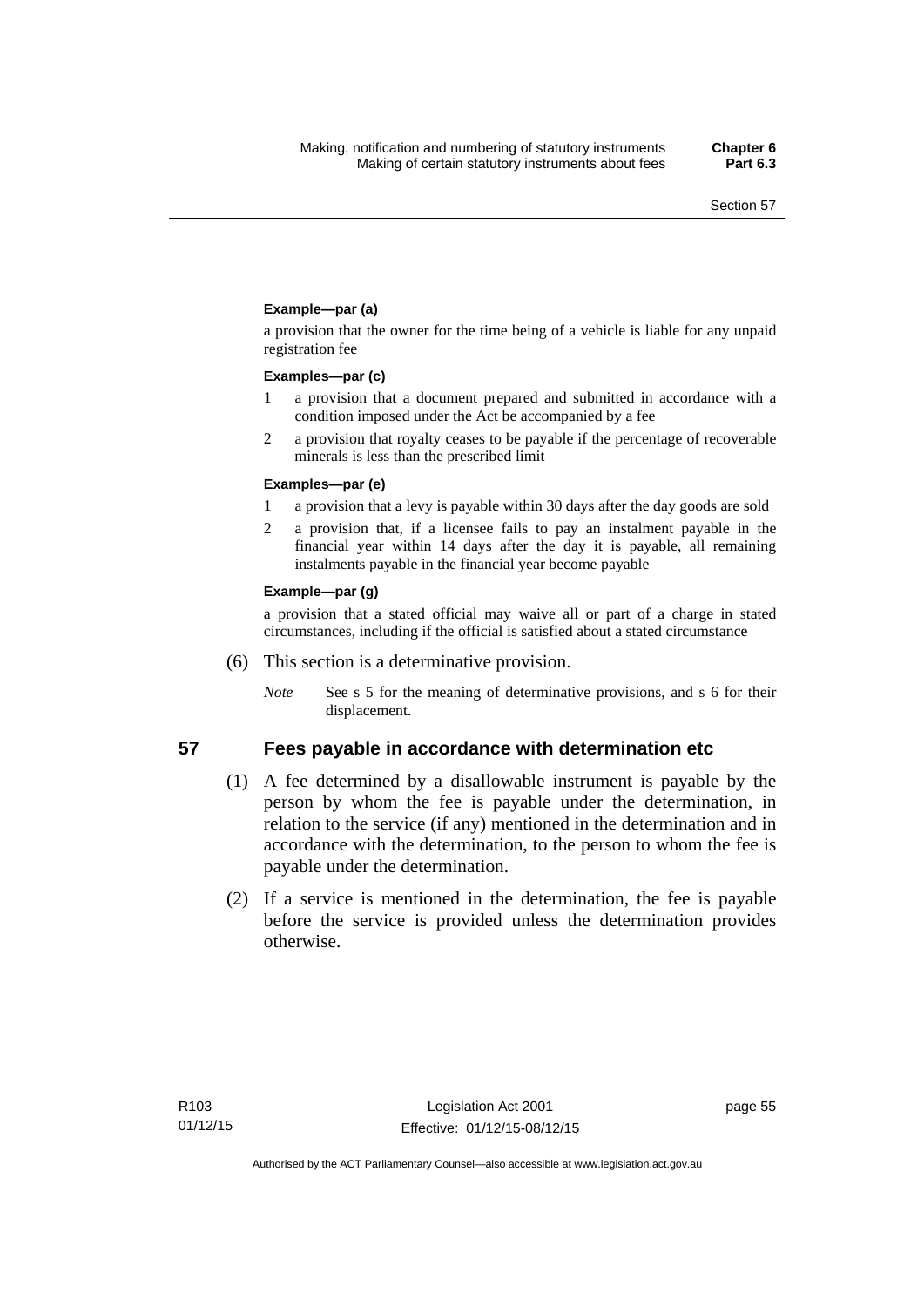**Example—par (a)**

a provision that the owner for the time being of a vehicle is liable for any unpaid registration fee

**Examples—par (c)**

1 a provision that a document prepared and submitted in accordance with a condition imposed under the Act be accompanied by a fee

2 a provision that royalty ceases to be payable if the percentage of recoverable minerals is less than the prescribed limit

**Examples—par (e)**

1 a provision that a levy is payable within 30 days after the day goods are sold

2 a provision that, if a licensee fails to pay an instalment payable in the financial year within 14 days after the day it is payable, all remaining instalments payable in the financial year become payable

**Example—par (g)**

a provision that a stated official may waive all or part of a charge in stated circumstances, including if the official is satisfied about a stated circumstance

(6) This section is a determinative provision.

*Note* See s 5 for the meaning of determinative provisions, and s 6 for their displacement.

## 57 Fees payable in accordance with determination etc

(1) A fee determined by a disallowable instrument is payable by the person by whom the fee is payable under the determination, in relation to the service (if any) mentioned in the determination and in accordance with the determination, to the person to whom the fee is payable under the determination.

(2) If a service is mentioned in the determination, the fee is payable before the service is provided unless the determination provides otherwise.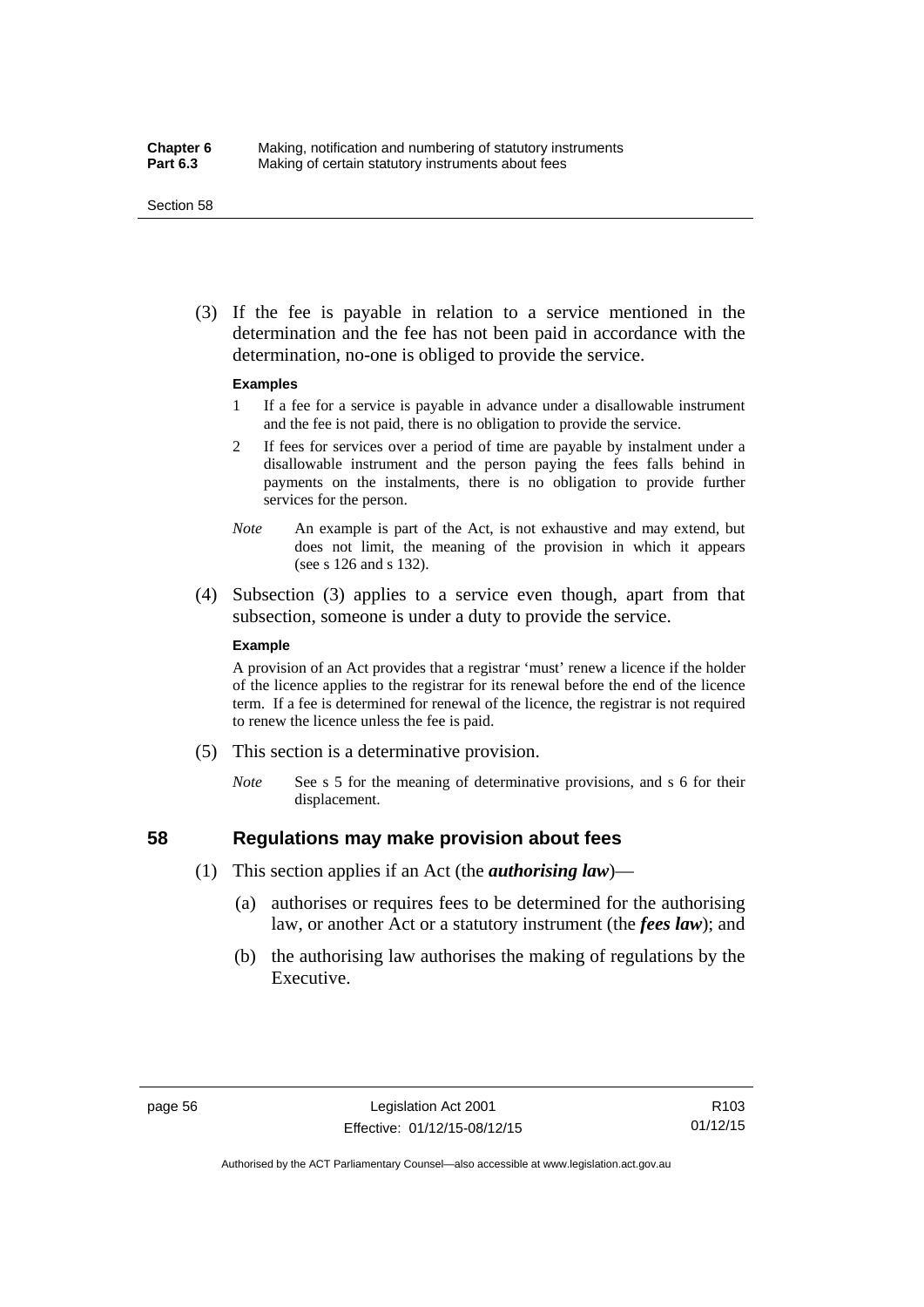(3) If the fee is payable in relation to a service mentioned in the determination and the fee has not been paid in accordance with the determination, no-one is obliged to provide the service.

**Examples**

1 If a fee for a service is payable in advance under a disallowable instrument and the fee is not paid, there is no obligation to provide the service.

2 If fees for services over a period of time are payable by instalment under a disallowable instrument and the person paying the fees falls behind in payments on the instalments, there is no obligation to provide further services for the person.

*Note* An example is part of the Act, is not exhaustive and may extend, but does not limit, the meaning of the provision in which it appears (see s 126 and s 132).

(4) Subsection (3) applies to a service even though, apart from that subsection, someone is under a duty to provide the service.

**Example**

A provision of an Act provides that a registrar 'must' renew a licence if the holder of the licence applies to the registrar for its renewal before the end of the licence term. If a fee is determined for renewal of the licence, the registrar is not required to renew the licence unless the fee is paid.

(5) This section is a determinative provision.

*Note* See s 5 for the meaning of determinative provisions, and s 6 for their displacement.

## 58 Regulations may make provision about fees

(1) This section applies if an Act (the ***authorising law***)—

(a) authorises or requires fees to be determined for the authorising law, or another Act or a statutory instrument (the ***fees law***); and

(b) the authorising law authorises the making of regulations by the Executive.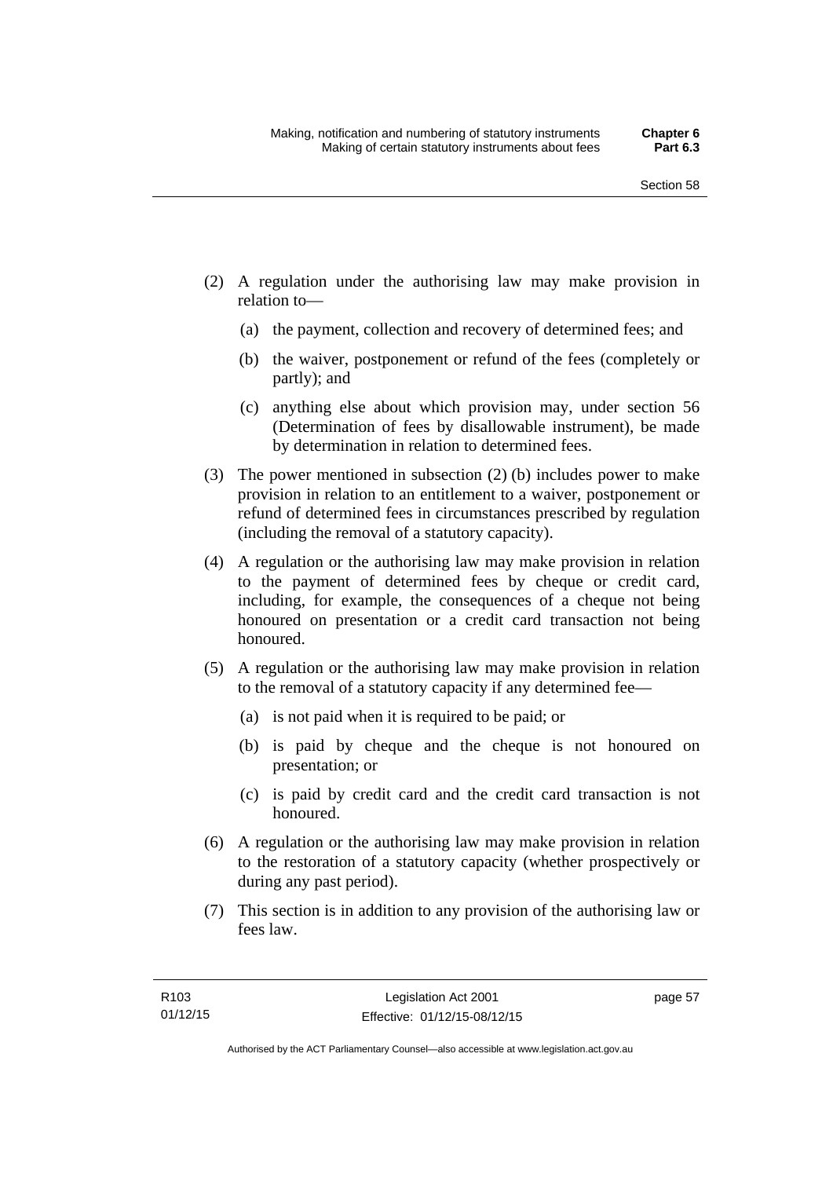(2) A regulation under the authorising law may make provision in relation to—

(a) the payment, collection and recovery of determined fees; and

(b) the waiver, postponement or refund of the fees (completely or partly); and

(c) anything else about which provision may, under section 56 (Determination of fees by disallowable instrument), be made by determination in relation to determined fees.

(3) The power mentioned in subsection (2) (b) includes power to make provision in relation to an entitlement to a waiver, postponement or refund of determined fees in circumstances prescribed by regulation (including the removal of a statutory capacity).

(4) A regulation or the authorising law may make provision in relation to the payment of determined fees by cheque or credit card, including, for example, the consequences of a cheque not being honoured on presentation or a credit card transaction not being honoured.

(5) A regulation or the authorising law may make provision in relation to the removal of a statutory capacity if any determined fee—

(a) is not paid when it is required to be paid; or

(b) is paid by cheque and the cheque is not honoured on presentation; or

(c) is paid by credit card and the credit card transaction is not honoured.

(6) A regulation or the authorising law may make provision in relation to the restoration of a statutory capacity (whether prospectively or during any past period).

(7) This section is in addition to any provision of the authorising law or fees law.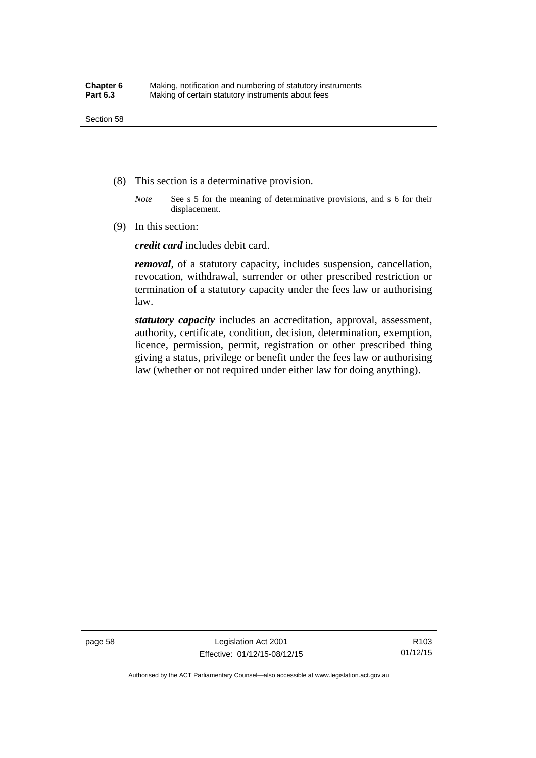(8) This section is a determinative provision.

*Note* See s 5 for the meaning of determinative provisions, and s 6 for their displacement.

(9) In this section:

***credit card*** includes debit card.

***removal***, of a statutory capacity, includes suspension, cancellation, revocation, withdrawal, surrender or other prescribed restriction or termination of a statutory capacity under the fees law or authorising law.

***statutory capacity*** includes an accreditation, approval, assessment, authority, certificate, condition, decision, determination, exemption, licence, permission, permit, registration or other prescribed thing giving a status, privilege or benefit under the fees law or authorising law (whether or not required under either law for doing anything).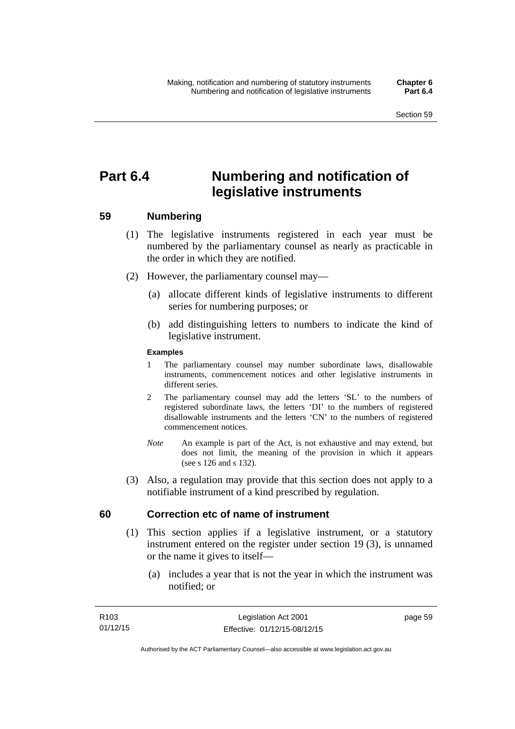# Part 6.4 Numbering and notification of legislative instruments

## 59 Numbering

(1) The legislative instruments registered in each year must be numbered by the parliamentary counsel as nearly as practicable in the order in which they are notified.

(2) However, the parliamentary counsel may—

(a) allocate different kinds of legislative instruments to different series for numbering purposes; or

(b) add distinguishing letters to numbers to indicate the kind of legislative instrument.

**Examples**

1 The parliamentary counsel may number subordinate laws, disallowable instruments, commencement notices and other legislative instruments in different series.

2 The parliamentary counsel may add the letters 'SL' to the numbers of registered subordinate laws, the letters 'DI' to the numbers of registered disallowable instruments and the letters 'CN' to the numbers of registered commencement notices.

*Note* An example is part of the Act, is not exhaustive and may extend, but does not limit, the meaning of the provision in which it appears (see s 126 and s 132).

(3) Also, a regulation may provide that this section does not apply to a notifiable instrument of a kind prescribed by regulation.

## 60 Correction etc of name of instrument

(1) This section applies if a legislative instrument, or a statutory instrument entered on the register under section 19 (3), is unnamed or the name it gives to itself—

(a) includes a year that is not the year in which the instrument was notified; or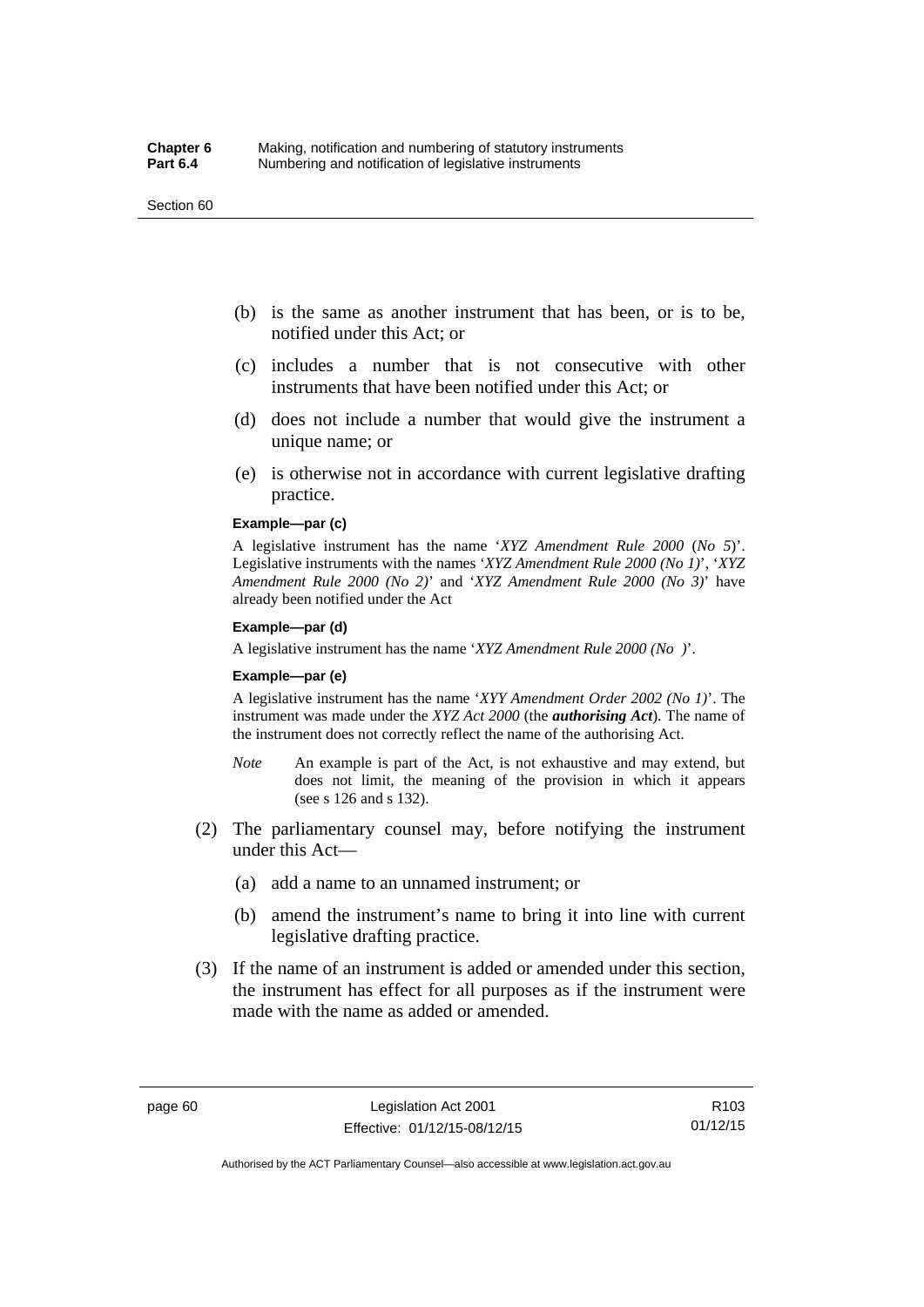(b) is the same as another instrument that has been, or is to be, notified under this Act; or

(c) includes a number that is not consecutive with other instruments that have been notified under this Act; or

(d) does not include a number that would give the instrument a unique name; or

(e) is otherwise not in accordance with current legislative drafting practice.

**Example—par (c)**

A legislative instrument has the name '*XYZ Amendment Rule 2000* (*No 5*)'. Legislative instruments with the names '*XYZ Amendment Rule 2000 (No 1)*', '*XYZ Amendment Rule 2000 (No 2)*' and '*XYZ Amendment Rule 2000 (No 3)*' have already been notified under the Act

**Example—par (d)**

A legislative instrument has the name '*XYZ Amendment Rule 2000 (No )*'.

**Example—par (e)**

A legislative instrument has the name '*XYY Amendment Order 2002 (No 1)*'. The instrument was made under the *XYZ Act 2000* (the ***authorising Act***). The name of the instrument does not correctly reflect the name of the authorising Act.

*Note* An example is part of the Act, is not exhaustive and may extend, but does not limit, the meaning of the provision in which it appears (see s 126 and s 132).

(2) The parliamentary counsel may, before notifying the instrument under this Act—

(a) add a name to an unnamed instrument; or

(b) amend the instrument's name to bring it into line with current legislative drafting practice.

(3) If the name of an instrument is added or amended under this section, the instrument has effect for all purposes as if the instrument were made with the name as added or amended.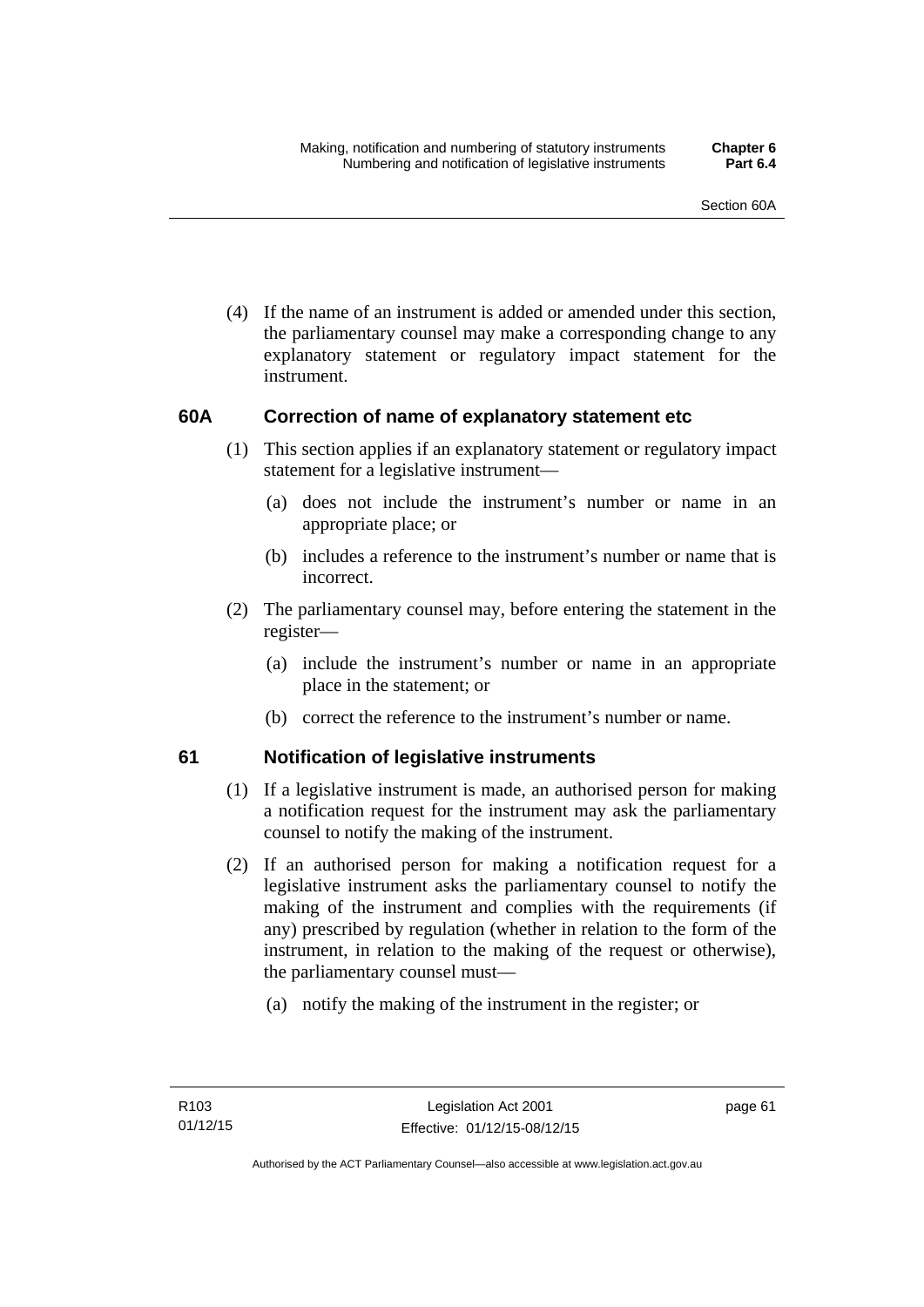(4) If the name of an instrument is added or amended under this section, the parliamentary counsel may make a corresponding change to any explanatory statement or regulatory impact statement for the instrument.

### 60A Correction of name of explanatory statement etc

(1) This section applies if an explanatory statement or regulatory impact statement for a legislative instrument—

(a) does not include the instrument's number or name in an appropriate place; or

(b) includes a reference to the instrument's number or name that is incorrect.

(2) The parliamentary counsel may, before entering the statement in the register—

(a) include the instrument's number or name in an appropriate place in the statement; or

(b) correct the reference to the instrument's number or name.

### 61 Notification of legislative instruments

(1) If a legislative instrument is made, an authorised person for making a notification request for the instrument may ask the parliamentary counsel to notify the making of the instrument.

(2) If an authorised person for making a notification request for a legislative instrument asks the parliamentary counsel to notify the making of the instrument and complies with the requirements (if any) prescribed by regulation (whether in relation to the form of the instrument, in relation to the making of the request or otherwise), the parliamentary counsel must—

(a) notify the making of the instrument in the register; or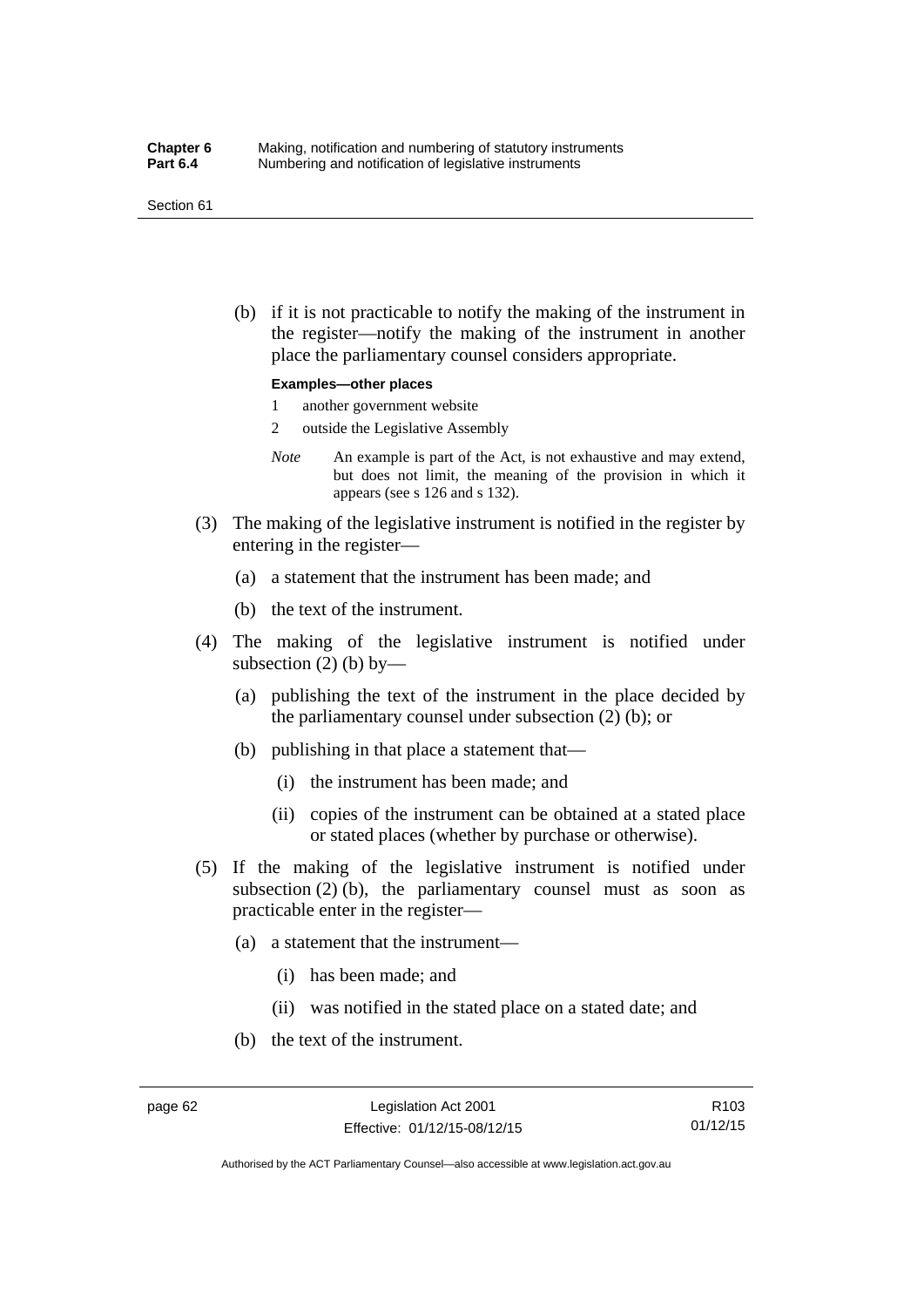(b) if it is not practicable to notify the making of the instrument in the register—notify the making of the instrument in another place the parliamentary counsel considers appropriate.

**Examples—other places**

1 another government website

2 outside the Legislative Assembly

*Note* An example is part of the Act, is not exhaustive and may extend, but does not limit, the meaning of the provision in which it appears (see s 126 and s 132).

(3) The making of the legislative instrument is notified in the register by entering in the register—

(a) a statement that the instrument has been made; and

(b) the text of the instrument.

(4) The making of the legislative instrument is notified under subsection (2) (b) by—

(a) publishing the text of the instrument in the place decided by the parliamentary counsel under subsection (2) (b); or

(b) publishing in that place a statement that—

(i) the instrument has been made; and

(ii) copies of the instrument can be obtained at a stated place or stated places (whether by purchase or otherwise).

(5) If the making of the legislative instrument is notified under subsection (2) (b), the parliamentary counsel must as soon as practicable enter in the register—

(a) a statement that the instrument—

(i) has been made; and

(ii) was notified in the stated place on a stated date; and

(b) the text of the instrument.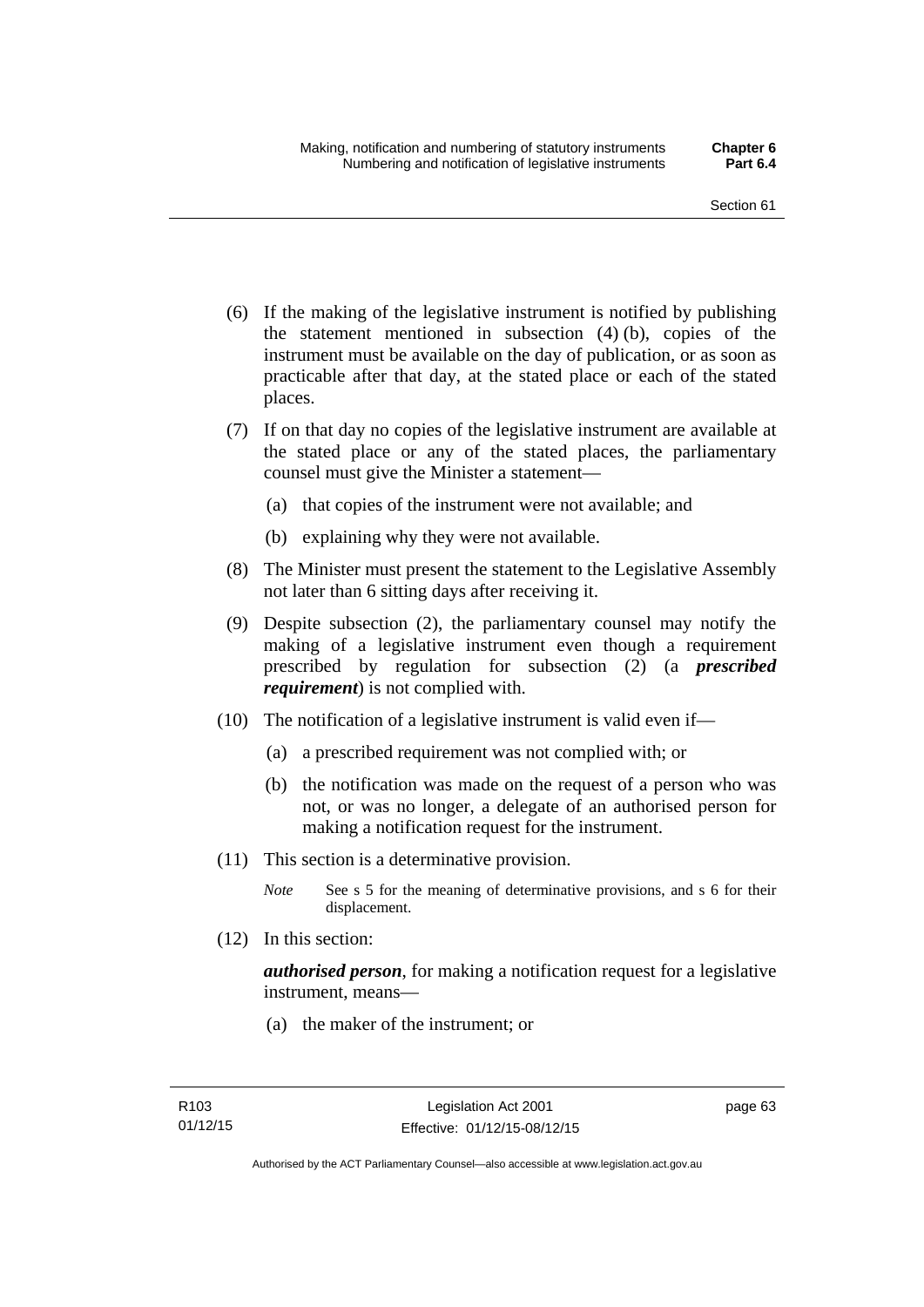(6) If the making of the legislative instrument is notified by publishing the statement mentioned in subsection (4) (b), copies of the instrument must be available on the day of publication, or as soon as practicable after that day, at the stated place or each of the stated places.

(7) If on that day no copies of the legislative instrument are available at the stated place or any of the stated places, the parliamentary counsel must give the Minister a statement—

(a) that copies of the instrument were not available; and

(b) explaining why they were not available.

(8) The Minister must present the statement to the Legislative Assembly not later than 6 sitting days after receiving it.

(9) Despite subsection (2), the parliamentary counsel may notify the making of a legislative instrument even though a requirement prescribed by regulation for subsection (2) (a ***prescribed requirement***) is not complied with.

(10) The notification of a legislative instrument is valid even if—

(a) a prescribed requirement was not complied with; or

(b) the notification was made on the request of a person who was not, or was no longer, a delegate of an authorised person for making a notification request for the instrument.

(11) This section is a determinative provision.

*Note* See s 5 for the meaning of determinative provisions, and s 6 for their displacement.

(12) In this section:

***authorised person***, for making a notification request for a legislative instrument, means—

(a) the maker of the instrument; or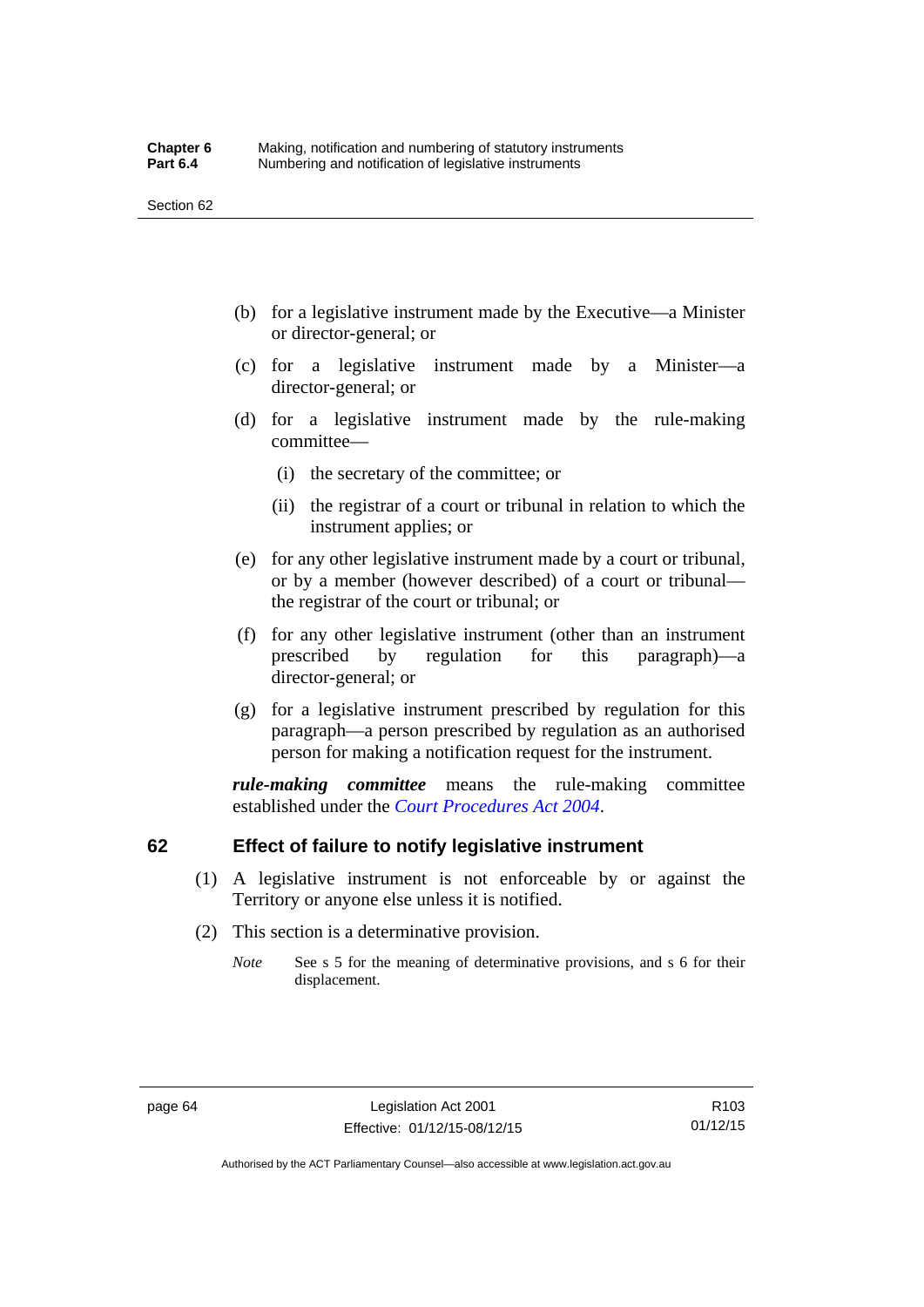(b) for a legislative instrument made by the Executive—a Minister or director-general; or

(c) for a legislative instrument made by a Minister—a director-general; or

(d) for a legislative instrument made by the rule-making committee—

(i) the secretary of the committee; or

(ii) the registrar of a court or tribunal in relation to which the instrument applies; or

(e) for any other legislative instrument made by a court or tribunal, or by a member (however described) of a court or tribunal—the registrar of the court or tribunal; or

(f) for any other legislative instrument (other than an instrument prescribed by regulation for this paragraph)—a director-general; or

(g) for a legislative instrument prescribed by regulation for this paragraph—a person prescribed by regulation as an authorised person for making a notification request for the instrument.

***rule-making committee*** means the rule-making committee established under the *Court Procedures Act 2004*.

## 62 Effect of failure to notify legislative instrument

(1) A legislative instrument is not enforceable by or against the Territory or anyone else unless it is notified.

(2) This section is a determinative provision.

*Note* See s 5 for the meaning of determinative provisions, and s 6 for their displacement.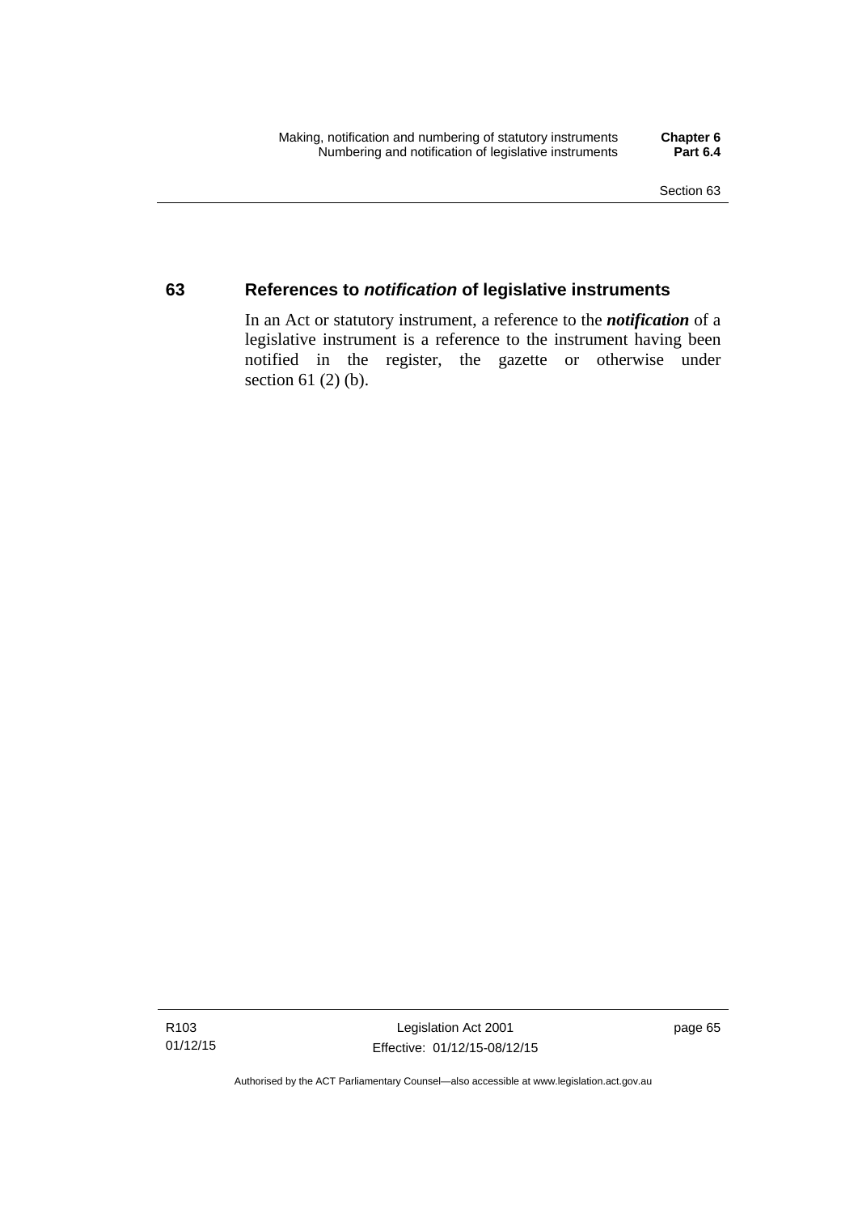## 63 References to *notification* of legislative instruments

In an Act or statutory instrument, a reference to the ***notification*** of a legislative instrument is a reference to the instrument having been notified in the register, the gazette or otherwise under section 61 (2) (b).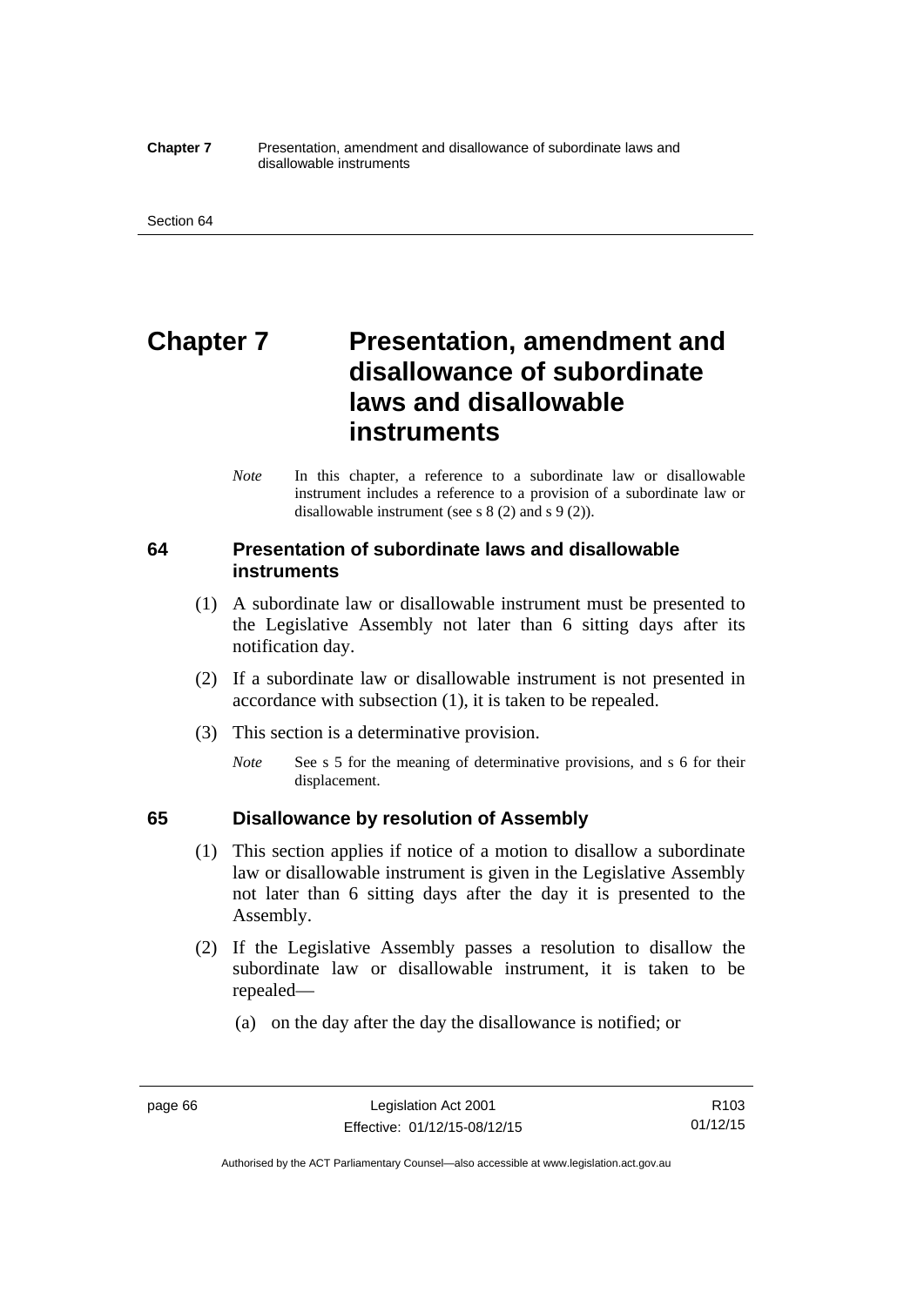# Chapter 7 Presentation, amendment and disallowance of subordinate laws and disallowable instruments

*Note* In this chapter, a reference to a subordinate law or disallowable instrument includes a reference to a provision of a subordinate law or disallowable instrument (see s 8 (2) and s 9 (2)).

## 64 Presentation of subordinate laws and disallowable instruments

(1) A subordinate law or disallowable instrument must be presented to the Legislative Assembly not later than 6 sitting days after its notification day.

(2) If a subordinate law or disallowable instrument is not presented in accordance with subsection (1), it is taken to be repealed.

(3) This section is a determinative provision.

*Note* See s 5 for the meaning of determinative provisions, and s 6 for their displacement.

## 65 Disallowance by resolution of Assembly

(1) This section applies if notice of a motion to disallow a subordinate law or disallowable instrument is given in the Legislative Assembly not later than 6 sitting days after the day it is presented to the Assembly.

(2) If the Legislative Assembly passes a resolution to disallow the subordinate law or disallowable instrument, it is taken to be repealed—

(a) on the day after the day the disallowance is notified; or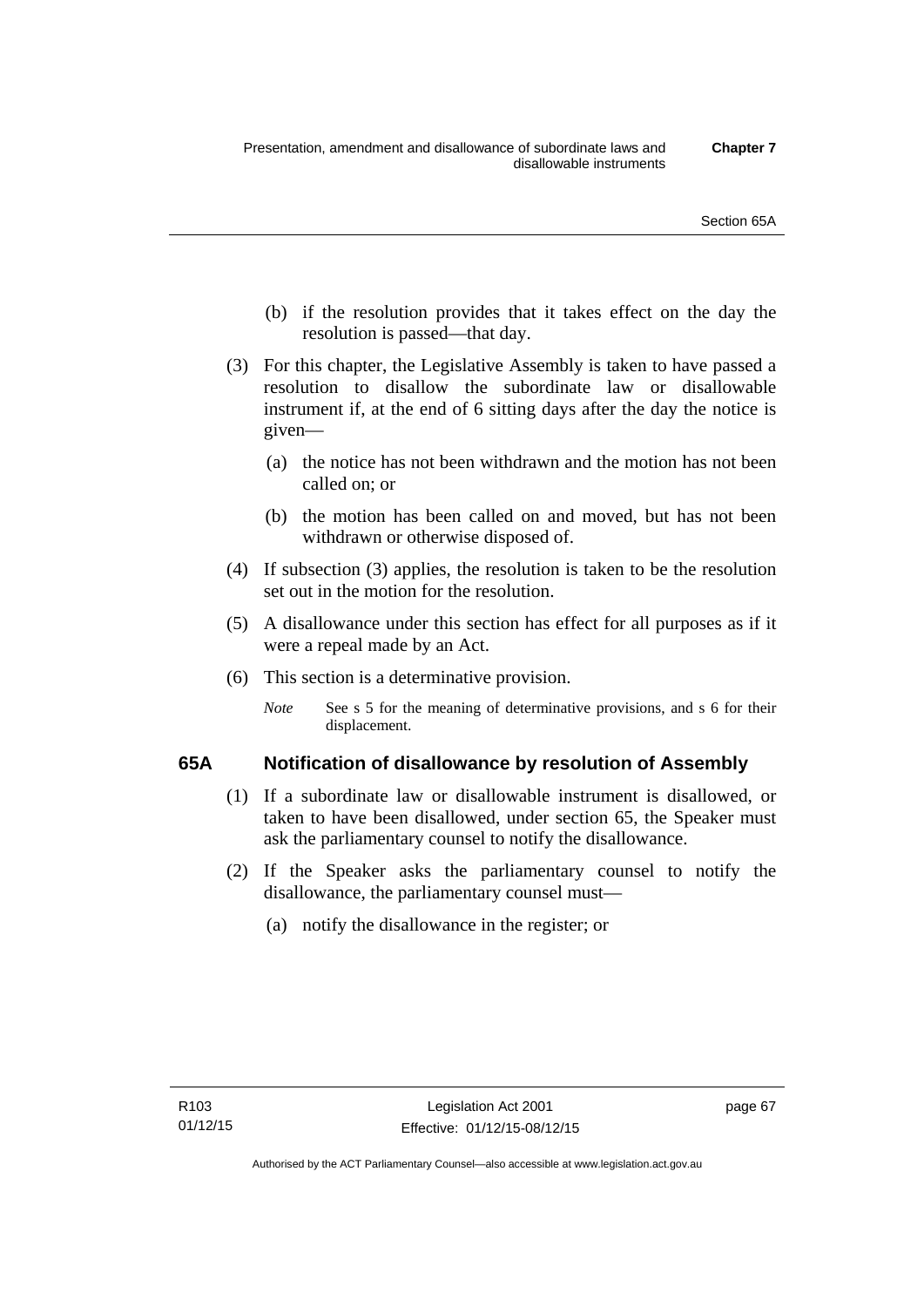(b) if the resolution provides that it takes effect on the day the resolution is passed—that day.

(3) For this chapter, the Legislative Assembly is taken to have passed a resolution to disallow the subordinate law or disallowable instrument if, at the end of 6 sitting days after the day the notice is given—

(a) the notice has not been withdrawn and the motion has not been called on; or

(b) the motion has been called on and moved, but has not been withdrawn or otherwise disposed of.

(4) If subsection (3) applies, the resolution is taken to be the resolution set out in the motion for the resolution.

(5) A disallowance under this section has effect for all purposes as if it were a repeal made by an Act.

(6) This section is a determinative provision.

*Note* See s 5 for the meaning of determinative provisions, and s 6 for their displacement.

## 65A Notification of disallowance by resolution of Assembly

(1) If a subordinate law or disallowable instrument is disallowed, or taken to have been disallowed, under section 65, the Speaker must ask the parliamentary counsel to notify the disallowance.

(2) If the Speaker asks the parliamentary counsel to notify the disallowance, the parliamentary counsel must—

(a) notify the disallowance in the register; or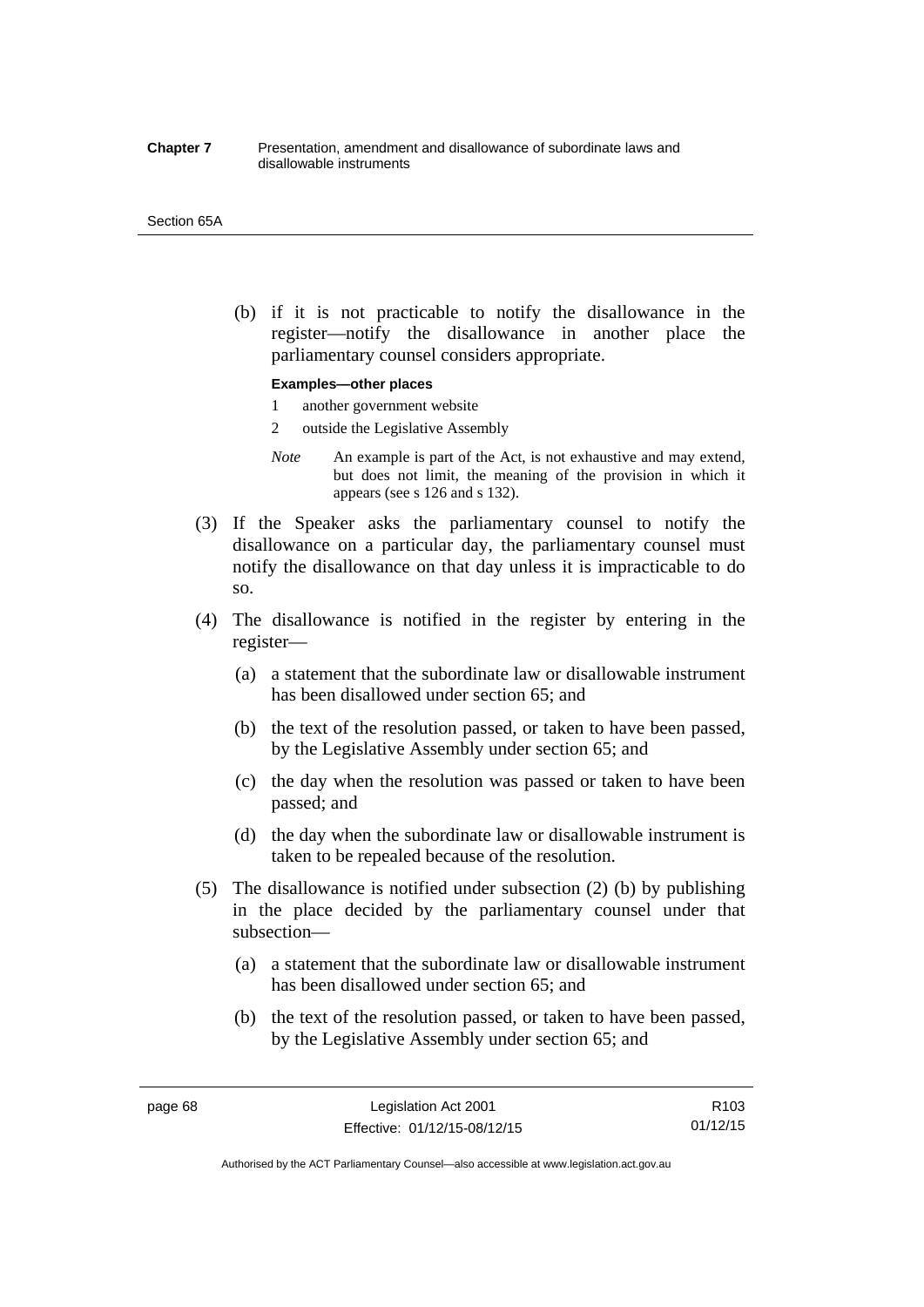(b) if it is not practicable to notify the disallowance in the register—notify the disallowance in another place the parliamentary counsel considers appropriate.

**Examples—other places**

1 another government website

2 outside the Legislative Assembly

*Note* An example is part of the Act, is not exhaustive and may extend, but does not limit, the meaning of the provision in which it appears (see s 126 and s 132).

(3) If the Speaker asks the parliamentary counsel to notify the disallowance on a particular day, the parliamentary counsel must notify the disallowance on that day unless it is impracticable to do so.

(4) The disallowance is notified in the register by entering in the register—

(a) a statement that the subordinate law or disallowable instrument has been disallowed under section 65; and

(b) the text of the resolution passed, or taken to have been passed, by the Legislative Assembly under section 65; and

(c) the day when the resolution was passed or taken to have been passed; and

(d) the day when the subordinate law or disallowable instrument is taken to be repealed because of the resolution.

(5) The disallowance is notified under subsection (2) (b) by publishing in the place decided by the parliamentary counsel under that subsection—

(a) a statement that the subordinate law or disallowable instrument has been disallowed under section 65; and

(b) the text of the resolution passed, or taken to have been passed, by the Legislative Assembly under section 65; and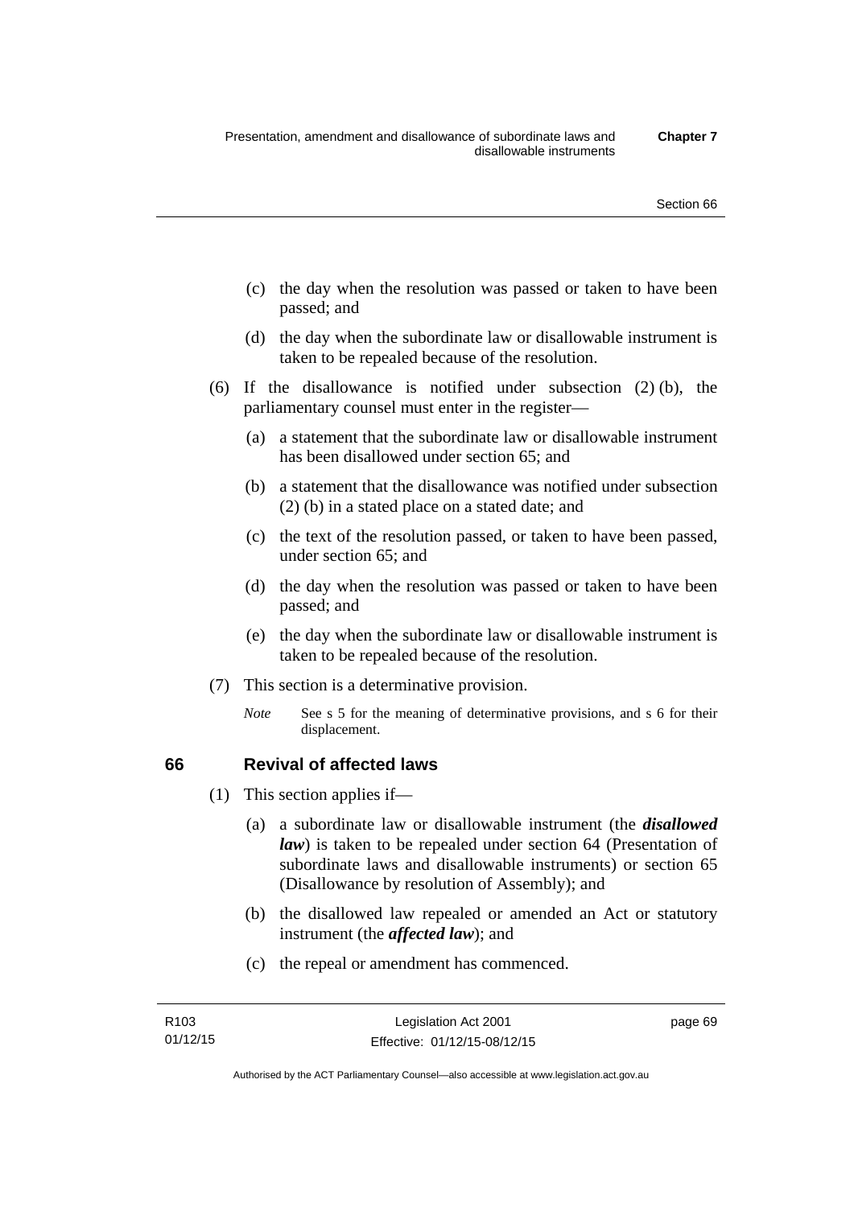(c) the day when the resolution was passed or taken to have been passed; and

(d) the day when the subordinate law or disallowable instrument is taken to be repealed because of the resolution.

(6) If the disallowance is notified under subsection (2) (b), the parliamentary counsel must enter in the register—

(a) a statement that the subordinate law or disallowable instrument has been disallowed under section 65; and

(b) a statement that the disallowance was notified under subsection (2) (b) in a stated place on a stated date; and

(c) the text of the resolution passed, or taken to have been passed, under section 65; and

(d) the day when the resolution was passed or taken to have been passed; and

(e) the day when the subordinate law or disallowable instrument is taken to be repealed because of the resolution.

(7) This section is a determinative provision.

*Note* See s 5 for the meaning of determinative provisions, and s 6 for their displacement.

## 66 Revival of affected laws

(1) This section applies if—

(a) a subordinate law or disallowable instrument (the ***disallowed law***) is taken to be repealed under section 64 (Presentation of subordinate laws and disallowable instruments) or section 65 (Disallowance by resolution of Assembly); and

(b) the disallowed law repealed or amended an Act or statutory instrument (the ***affected law***); and

(c) the repeal or amendment has commenced.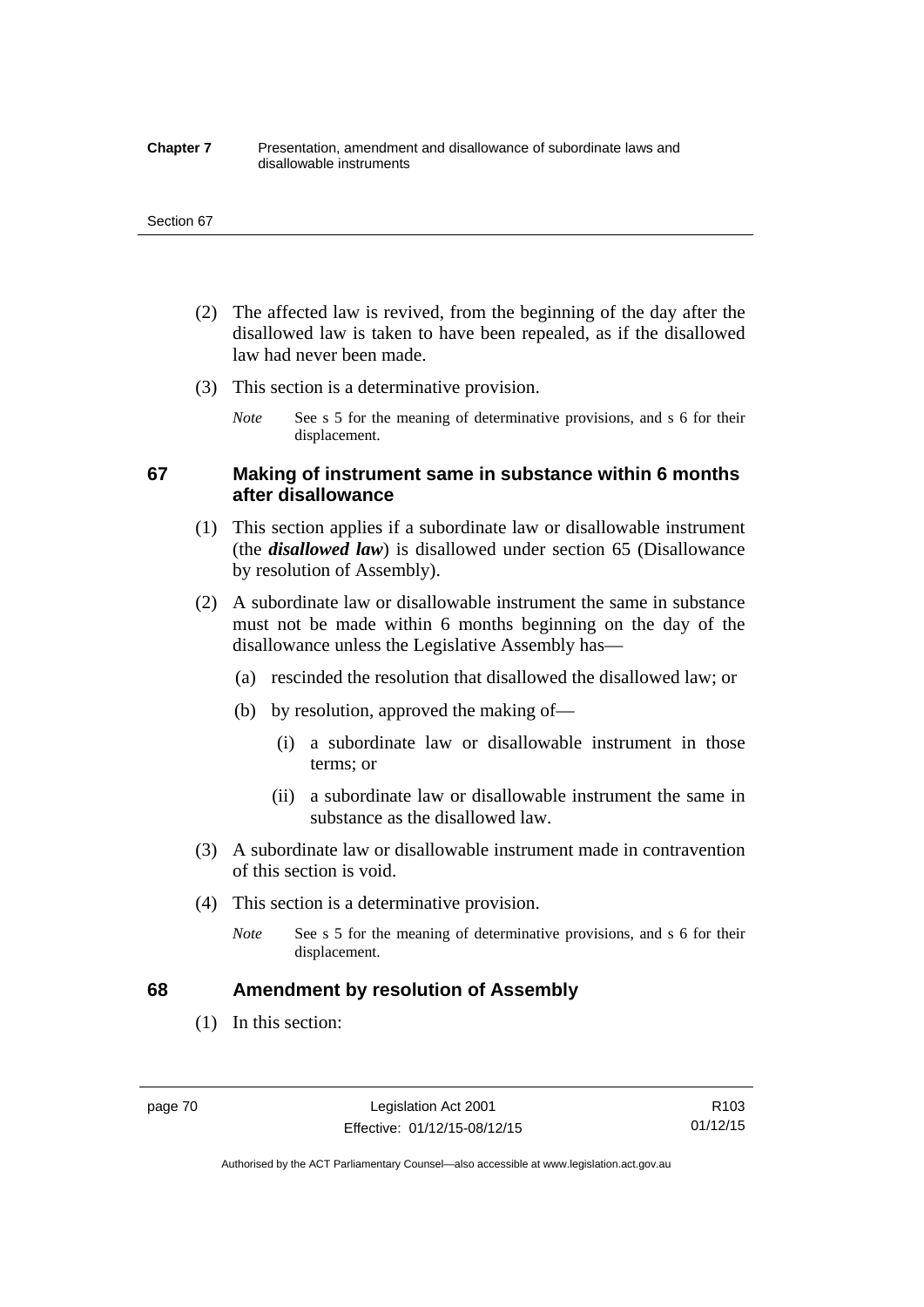(2) The affected law is revived, from the beginning of the day after the disallowed law is taken to have been repealed, as if the disallowed law had never been made.

(3) This section is a determinative provision.

*Note* See s 5 for the meaning of determinative provisions, and s 6 for their displacement.

## 67 Making of instrument same in substance within 6 months after disallowance

(1) This section applies if a subordinate law or disallowable instrument (the ***disallowed law***) is disallowed under section 65 (Disallowance by resolution of Assembly).

(2) A subordinate law or disallowable instrument the same in substance must not be made within 6 months beginning on the day of the disallowance unless the Legislative Assembly has—

- (a) rescinded the resolution that disallowed the disallowed law; or
- (b) by resolution, approved the making of—
  - (i) a subordinate law or disallowable instrument in those terms; or
  - (ii) a subordinate law or disallowable instrument the same in substance as the disallowed law.

(3) A subordinate law or disallowable instrument made in contravention of this section is void.

(4) This section is a determinative provision.

*Note* See s 5 for the meaning of determinative provisions, and s 6 for their displacement.

## 68 Amendment by resolution of Assembly

(1) In this section: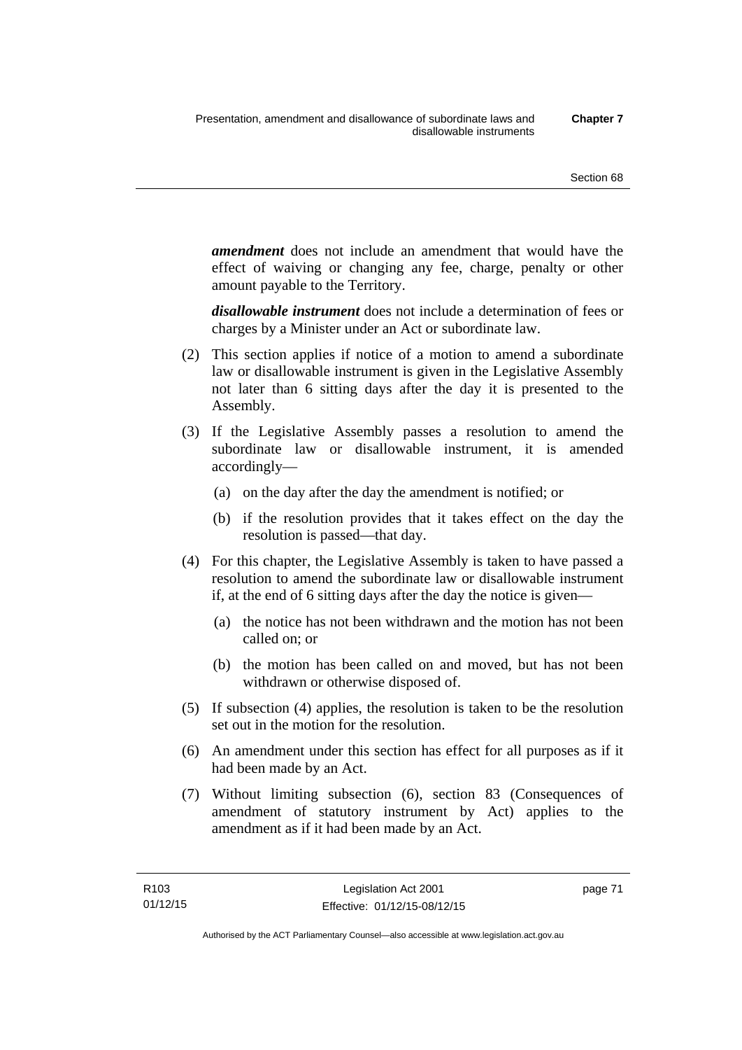***amendment*** does not include an amendment that would have the effect of waiving or changing any fee, charge, penalty or other amount payable to the Territory.

***disallowable instrument*** does not include a determination of fees or charges by a Minister under an Act or subordinate law.

(2) This section applies if notice of a motion to amend a subordinate law or disallowable instrument is given in the Legislative Assembly not later than 6 sitting days after the day it is presented to the Assembly.

(3) If the Legislative Assembly passes a resolution to amend the subordinate law or disallowable instrument, it is amended accordingly—

(a) on the day after the day the amendment is notified; or

(b) if the resolution provides that it takes effect on the day the resolution is passed—that day.

(4) For this chapter, the Legislative Assembly is taken to have passed a resolution to amend the subordinate law or disallowable instrument if, at the end of 6 sitting days after the day the notice is given—

(a) the notice has not been withdrawn and the motion has not been called on; or

(b) the motion has been called on and moved, but has not been withdrawn or otherwise disposed of.

(5) If subsection (4) applies, the resolution is taken to be the resolution set out in the motion for the resolution.

(6) An amendment under this section has effect for all purposes as if it had been made by an Act.

(7) Without limiting subsection (6), section 83 (Consequences of amendment of statutory instrument by Act) applies to the amendment as if it had been made by an Act.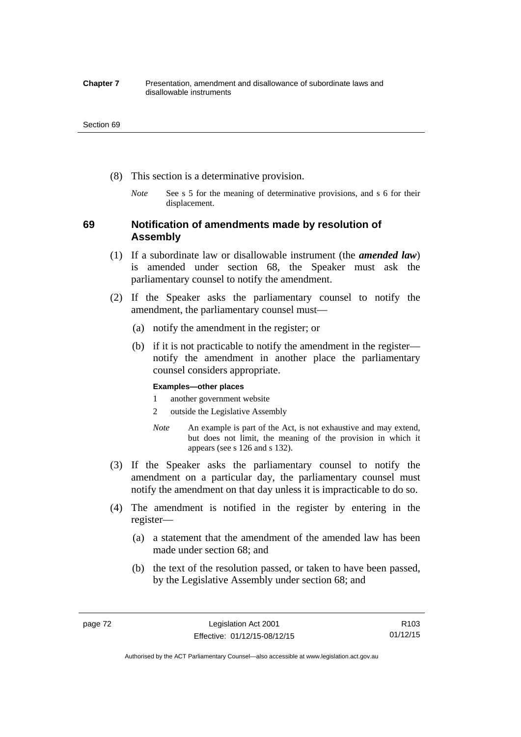(8) This section is a determinative provision.

*Note* See s 5 for the meaning of determinative provisions, and s 6 for their displacement.

## 69 Notification of amendments made by resolution of Assembly

(1) If a subordinate law or disallowable instrument (the ***amended law***) is amended under section 68, the Speaker must ask the parliamentary counsel to notify the amendment.

(2) If the Speaker asks the parliamentary counsel to notify the amendment, the parliamentary counsel must—

(a) notify the amendment in the register; or

(b) if it is not practicable to notify the amendment in the register—notify the amendment in another place the parliamentary counsel considers appropriate.

**Examples—other places**

1 another government website

2 outside the Legislative Assembly

*Note* An example is part of the Act, is not exhaustive and may extend, but does not limit, the meaning of the provision in which it appears (see s 126 and s 132).

(3) If the Speaker asks the parliamentary counsel to notify the amendment on a particular day, the parliamentary counsel must notify the amendment on that day unless it is impracticable to do so.

(4) The amendment is notified in the register by entering in the register—

(a) a statement that the amendment of the amended law has been made under section 68; and

(b) the text of the resolution passed, or taken to have been passed, by the Legislative Assembly under section 68; and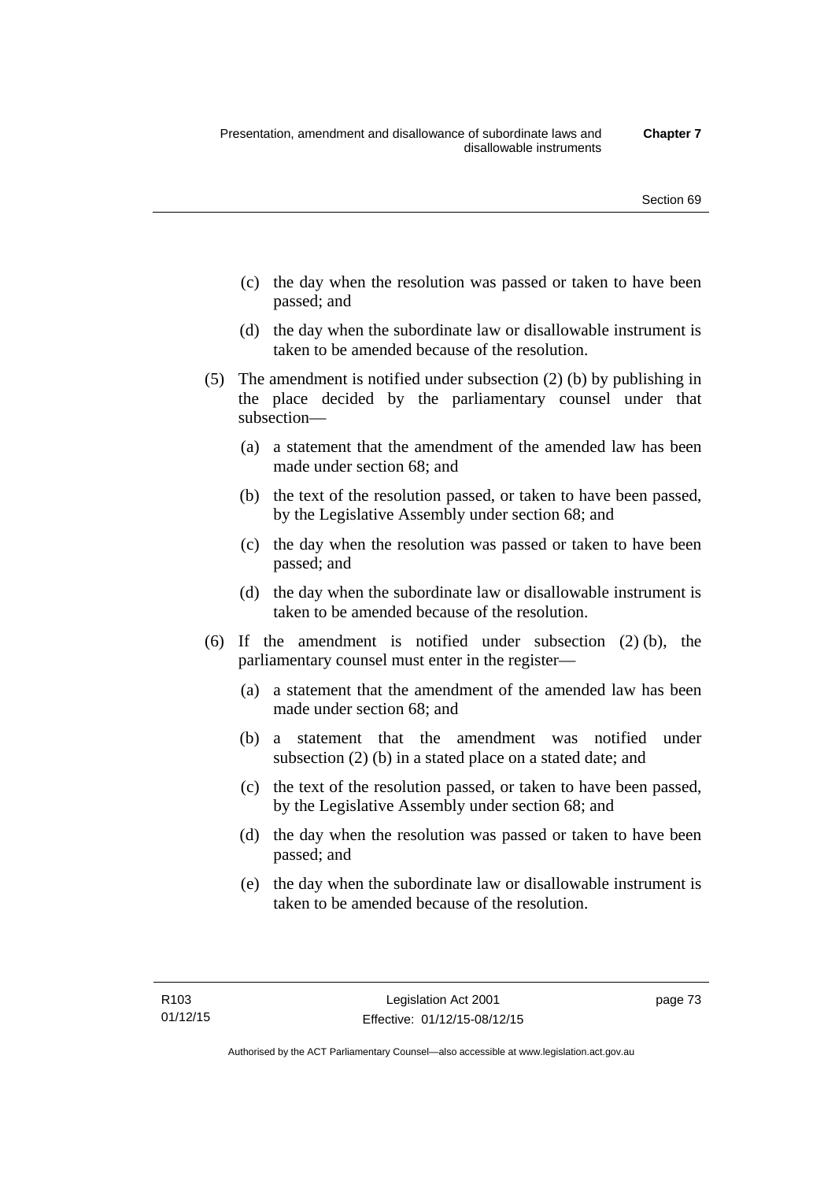(c) the day when the resolution was passed or taken to have been passed; and

(d) the day when the subordinate law or disallowable instrument is taken to be amended because of the resolution.

(5) The amendment is notified under subsection (2) (b) by publishing in the place decided by the parliamentary counsel under that subsection—

(a) a statement that the amendment of the amended law has been made under section 68; and

(b) the text of the resolution passed, or taken to have been passed, by the Legislative Assembly under section 68; and

(c) the day when the resolution was passed or taken to have been passed; and

(d) the day when the subordinate law or disallowable instrument is taken to be amended because of the resolution.

(6) If the amendment is notified under subsection (2) (b), the parliamentary counsel must enter in the register—

(a) a statement that the amendment of the amended law has been made under section 68; and

(b) a statement that the amendment was notified under subsection (2) (b) in a stated place on a stated date; and

(c) the text of the resolution passed, or taken to have been passed, by the Legislative Assembly under section 68; and

(d) the day when the resolution was passed or taken to have been passed; and

(e) the day when the subordinate law or disallowable instrument is taken to be amended because of the resolution.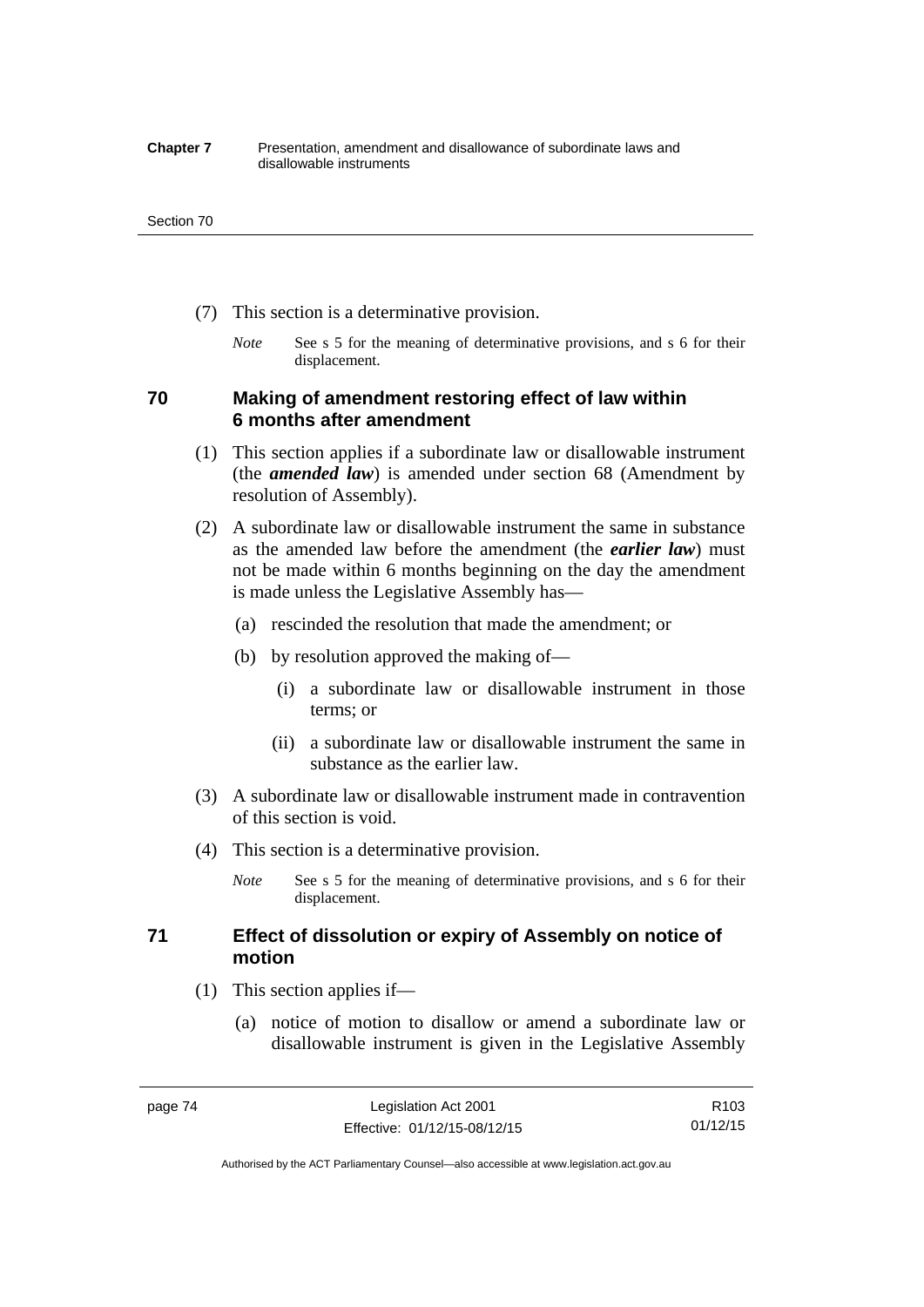(7) This section is a determinative provision.

*Note* See s 5 for the meaning of determinative provisions, and s 6 for their displacement.

## 70 Making of amendment restoring effect of law within 6 months after amendment

(1) This section applies if a subordinate law or disallowable instrument (the ***amended law***) is amended under section 68 (Amendment by resolution of Assembly).

(2) A subordinate law or disallowable instrument the same in substance as the amended law before the amendment (the ***earlier law***) must not be made within 6 months beginning on the day the amendment is made unless the Legislative Assembly has—

(a) rescinded the resolution that made the amendment; or

(b) by resolution approved the making of—

(i) a subordinate law or disallowable instrument in those terms; or

(ii) a subordinate law or disallowable instrument the same in substance as the earlier law.

(3) A subordinate law or disallowable instrument made in contravention of this section is void.

(4) This section is a determinative provision.

*Note* See s 5 for the meaning of determinative provisions, and s 6 for their displacement.

## 71 Effect of dissolution or expiry of Assembly on notice of motion

(1) This section applies if—

(a) notice of motion to disallow or amend a subordinate law or disallowable instrument is given in the Legislative Assembly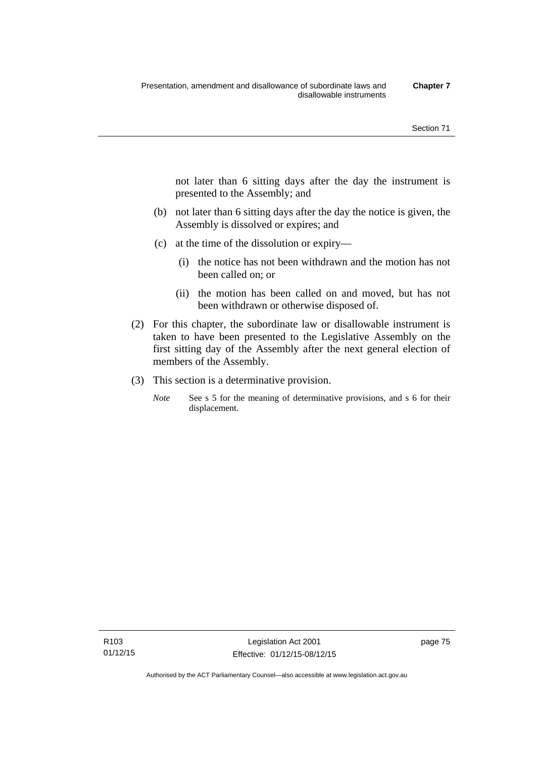not later than 6 sitting days after the day the instrument is presented to the Assembly; and

(b) not later than 6 sitting days after the day the notice is given, the Assembly is dissolved or expires; and

(c) at the time of the dissolution or expiry—

  (i) the notice has not been withdrawn and the motion has not been called on; or

  (ii) the motion has been called on and moved, but has not been withdrawn or otherwise disposed of.

(2) For this chapter, the subordinate law or disallowable instrument is taken to have been presented to the Legislative Assembly on the first sitting day of the Assembly after the next general election of members of the Assembly.

(3) This section is a determinative provision.

*Note* See s 5 for the meaning of determinative provisions, and s 6 for their displacement.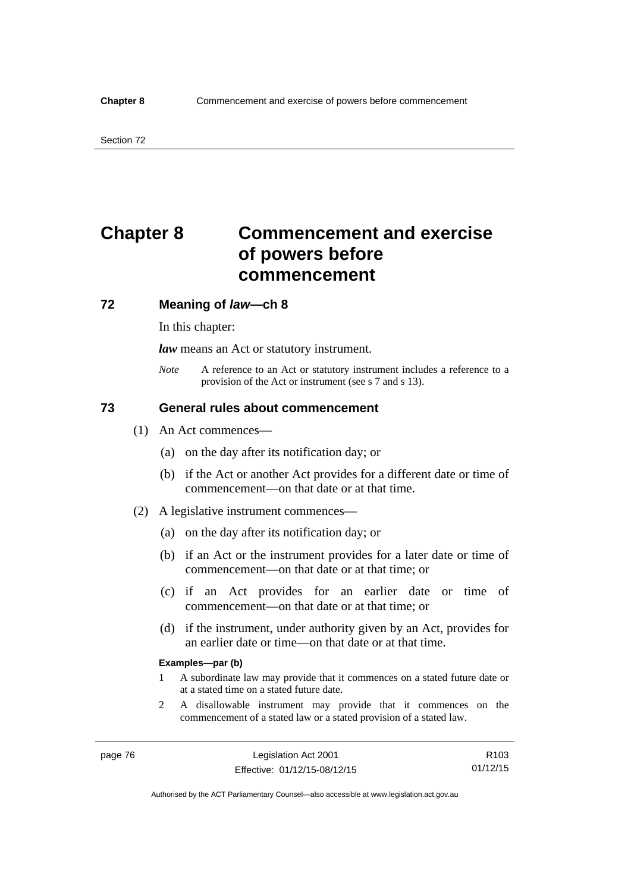# Chapter 8 Commencement and exercise of powers before commencement

## 72 Meaning of *law*—ch 8

In this chapter:

***law*** means an Act or statutory instrument.

*Note* A reference to an Act or statutory instrument includes a reference to a provision of the Act or instrument (see s 7 and s 13).

## 73 General rules about commencement

(1) An Act commences—

(a) on the day after its notification day; or

(b) if the Act or another Act provides for a different date or time of commencement—on that date or at that time.

(2) A legislative instrument commences—

(a) on the day after its notification day; or

(b) if an Act or the instrument provides for a later date or time of commencement—on that date or at that time; or

(c) if an Act provides for an earlier date or time of commencement—on that date or at that time; or

(d) if the instrument, under authority given by an Act, provides for an earlier date or time—on that date or at that time.

**Examples—par (b)**

1 A subordinate law may provide that it commences on a stated future date or at a stated time on a stated future date.

2 A disallowable instrument may provide that it commences on the commencement of a stated law or a stated provision of a stated law.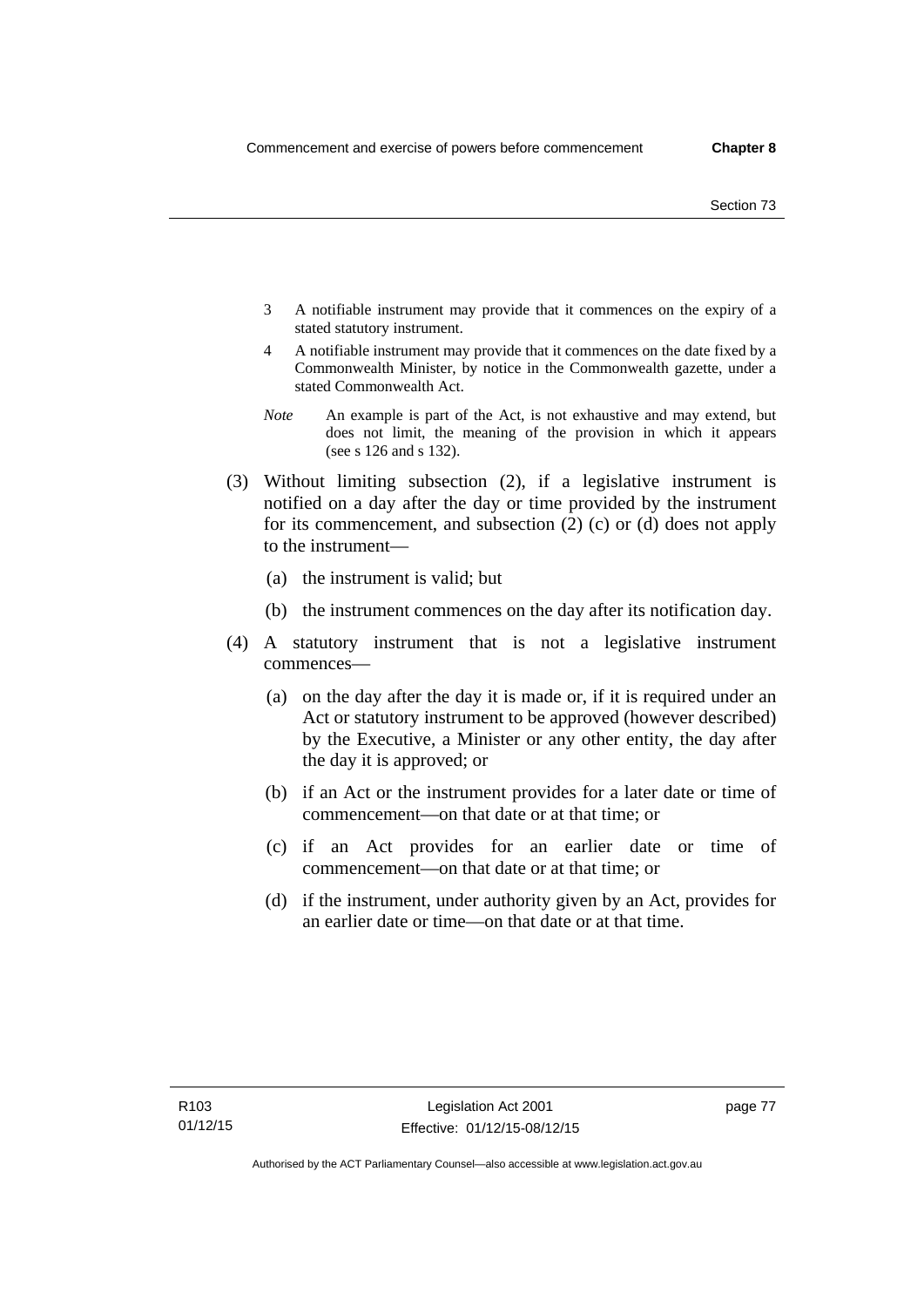3 A notifiable instrument may provide that it commences on the expiry of a stated statutory instrument.

4 A notifiable instrument may provide that it commences on the date fixed by a Commonwealth Minister, by notice in the Commonwealth gazette, under a stated Commonwealth Act.

*Note* An example is part of the Act, is not exhaustive and may extend, but does not limit, the meaning of the provision in which it appears (see s 126 and s 132).

(3) Without limiting subsection (2), if a legislative instrument is notified on a day after the day or time provided by the instrument for its commencement, and subsection (2) (c) or (d) does not apply to the instrument—

(a) the instrument is valid; but

(b) the instrument commences on the day after its notification day.

(4) A statutory instrument that is not a legislative instrument commences—

(a) on the day after the day it is made or, if it is required under an Act or statutory instrument to be approved (however described) by the Executive, a Minister or any other entity, the day after the day it is approved; or

(b) if an Act or the instrument provides for a later date or time of commencement—on that date or at that time; or

(c) if an Act provides for an earlier date or time of commencement—on that date or at that time; or

(d) if the instrument, under authority given by an Act, provides for an earlier date or time—on that date or at that time.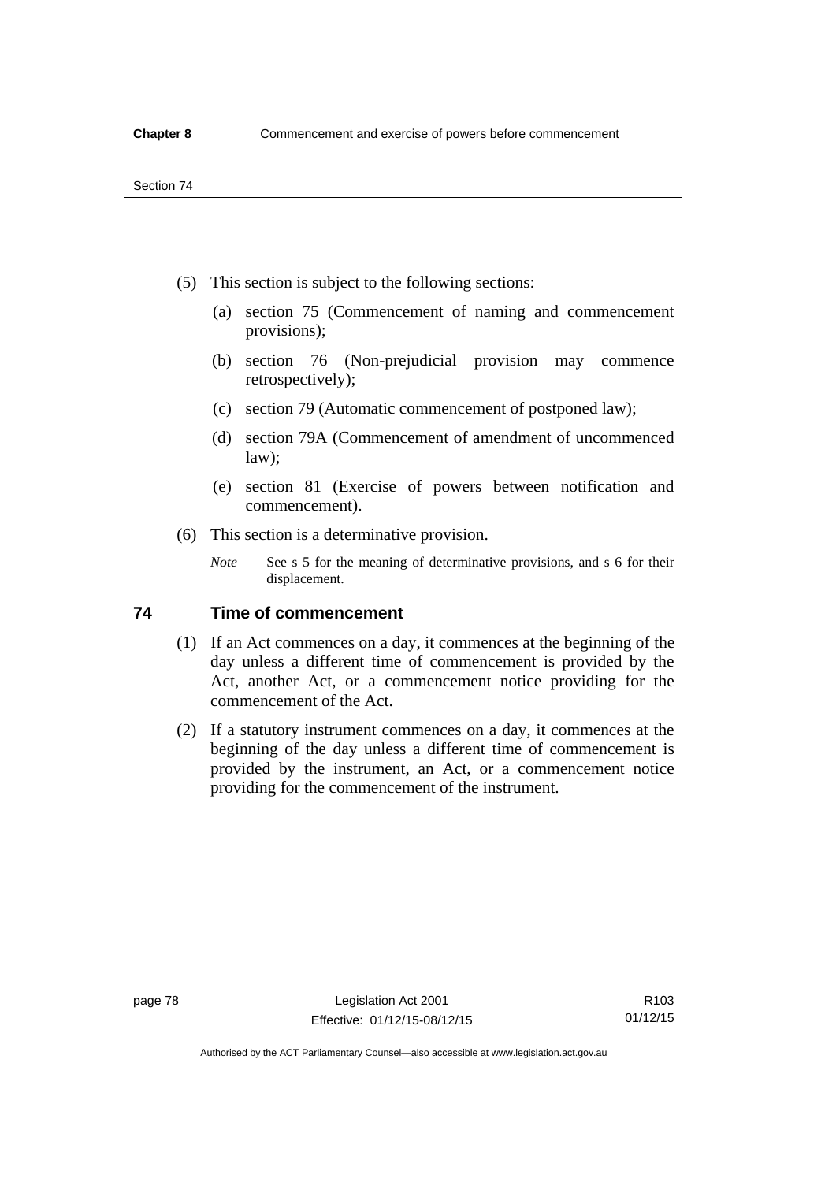(5) This section is subject to the following sections:

(a) section 75 (Commencement of naming and commencement provisions);

(b) section 76 (Non-prejudicial provision may commence retrospectively);

(c) section 79 (Automatic commencement of postponed law);

(d) section 79A (Commencement of amendment of uncommenced law);

(e) section 81 (Exercise of powers between notification and commencement).

(6) This section is a determinative provision.

*Note* See s 5 for the meaning of determinative provisions, and s 6 for their displacement.

## 74 Time of commencement

(1) If an Act commences on a day, it commences at the beginning of the day unless a different time of commencement is provided by the Act, another Act, or a commencement notice providing for the commencement of the Act.

(2) If a statutory instrument commences on a day, it commences at the beginning of the day unless a different time of commencement is provided by the instrument, an Act, or a commencement notice providing for the commencement of the instrument.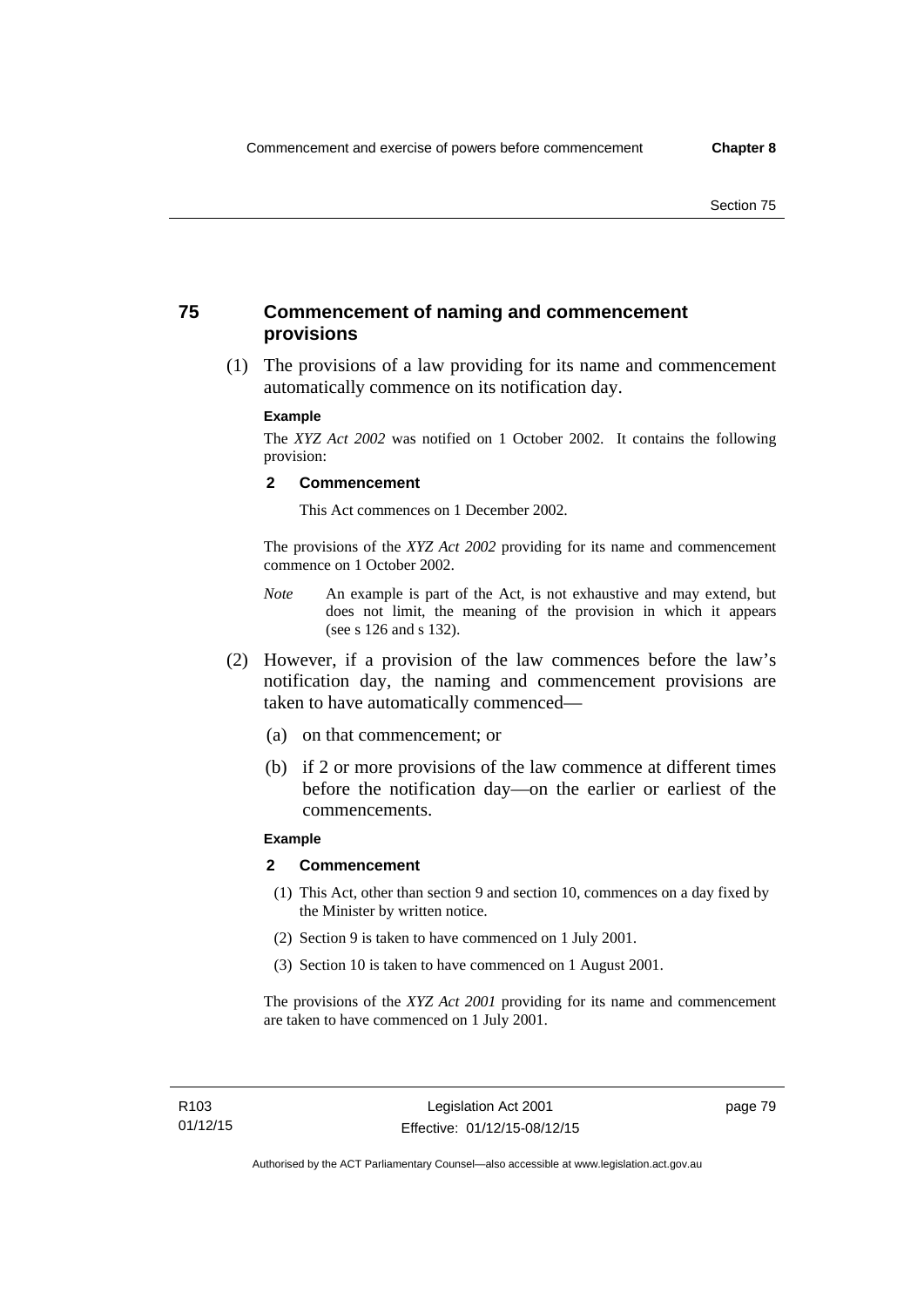## 75 Commencement of naming and commencement provisions

(1) The provisions of a law providing for its name and commencement automatically commence on its notification day.

**Example**

The *XYZ Act 2002* was notified on 1 October 2002. It contains the following provision:

**2 Commencement**

This Act commences on 1 December 2002.

The provisions of the *XYZ Act 2002* providing for its name and commencement commence on 1 October 2002.

*Note* An example is part of the Act, is not exhaustive and may extend, but does not limit, the meaning of the provision in which it appears (see s 126 and s 132).

(2) However, if a provision of the law commences before the law's notification day, the naming and commencement provisions are taken to have automatically commenced—

(a) on that commencement; or

(b) if 2 or more provisions of the law commence at different times before the notification day—on the earlier or earliest of the commencements.

**Example**

**2 Commencement**

(1) This Act, other than section 9 and section 10, commences on a day fixed by the Minister by written notice.

(2) Section 9 is taken to have commenced on 1 July 2001.

(3) Section 10 is taken to have commenced on 1 August 2001.

The provisions of the *XYZ Act 2001* providing for its name and commencement are taken to have commenced on 1 July 2001.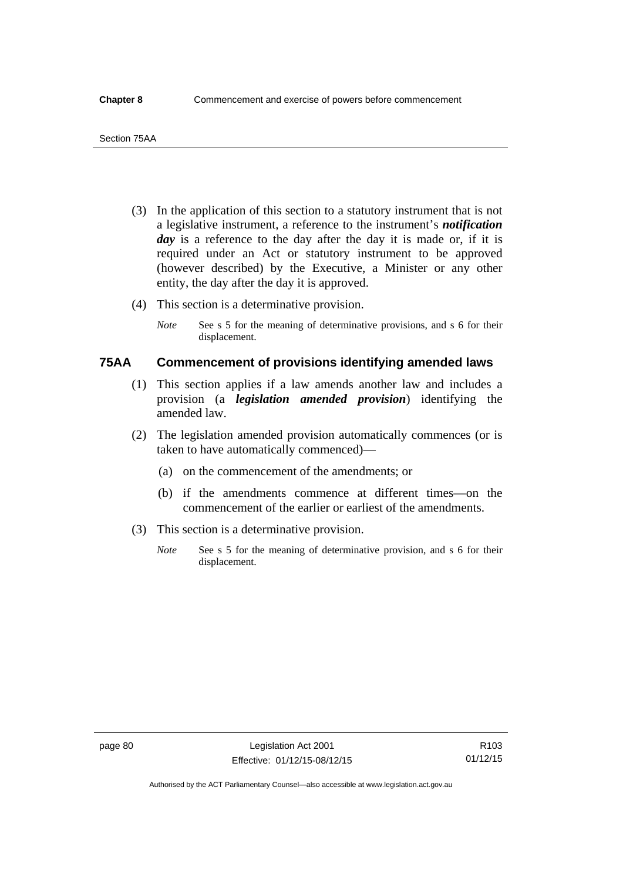(3) In the application of this section to a statutory instrument that is not a legislative instrument, a reference to the instrument's ***notification day*** is a reference to the day after the day it is made or, if it is required under an Act or statutory instrument to be approved (however described) by the Executive, a Minister or any other entity, the day after the day it is approved.

(4) This section is a determinative provision.

*Note* See s 5 for the meaning of determinative provisions, and s 6 for their displacement.

### 75AA Commencement of provisions identifying amended laws

(1) This section applies if a law amends another law and includes a provision (a ***legislation amended provision***) identifying the amended law.

(2) The legislation amended provision automatically commences (or is taken to have automatically commenced)—

(a) on the commencement of the amendments; or

(b) if the amendments commence at different times—on the commencement of the earlier or earliest of the amendments.

(3) This section is a determinative provision.

*Note* See s 5 for the meaning of determinative provision, and s 6 for their displacement.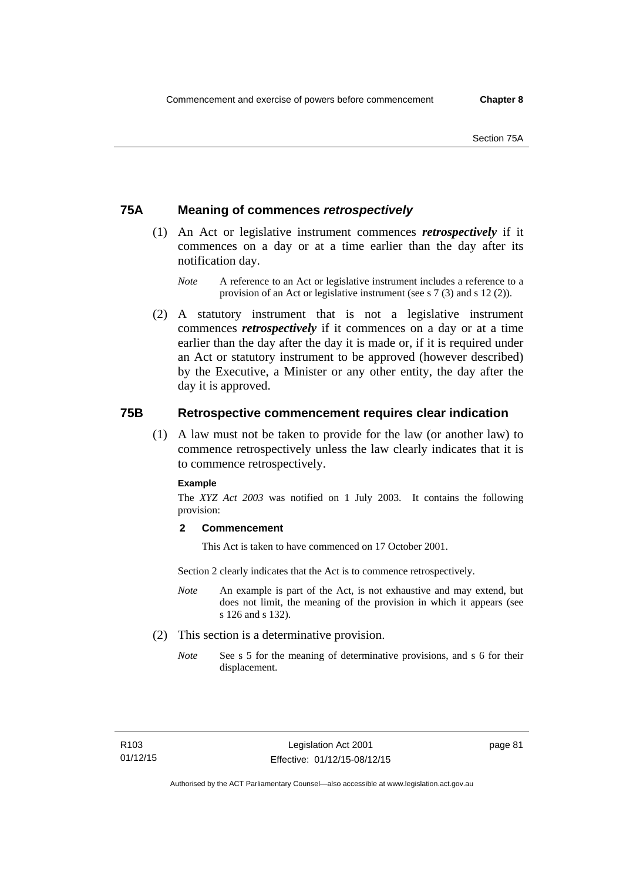## 75A Meaning of commences *retrospectively*

(1) An Act or legislative instrument commences ***retrospectively*** if it commences on a day or at a time earlier than the day after its notification day.

*Note* A reference to an Act or legislative instrument includes a reference to a provision of an Act or legislative instrument (see s 7 (3) and s 12 (2)).

(2) A statutory instrument that is not a legislative instrument commences ***retrospectively*** if it commences on a day or at a time earlier than the day after the day it is made or, if it is required under an Act or statutory instrument to be approved (however described) by the Executive, a Minister or any other entity, the day after the day it is approved.

## 75B Retrospective commencement requires clear indication

(1) A law must not be taken to provide for the law (or another law) to commence retrospectively unless the law clearly indicates that it is to commence retrospectively.

**Example**

The *XYZ Act 2003* was notified on 1 July 2003. It contains the following provision:

**2 Commencement**

This Act is taken to have commenced on 17 October 2001.

Section 2 clearly indicates that the Act is to commence retrospectively.

*Note* An example is part of the Act, is not exhaustive and may extend, but does not limit, the meaning of the provision in which it appears (see s 126 and s 132).

(2) This section is a determinative provision.

*Note* See s 5 for the meaning of determinative provisions, and s 6 for their displacement.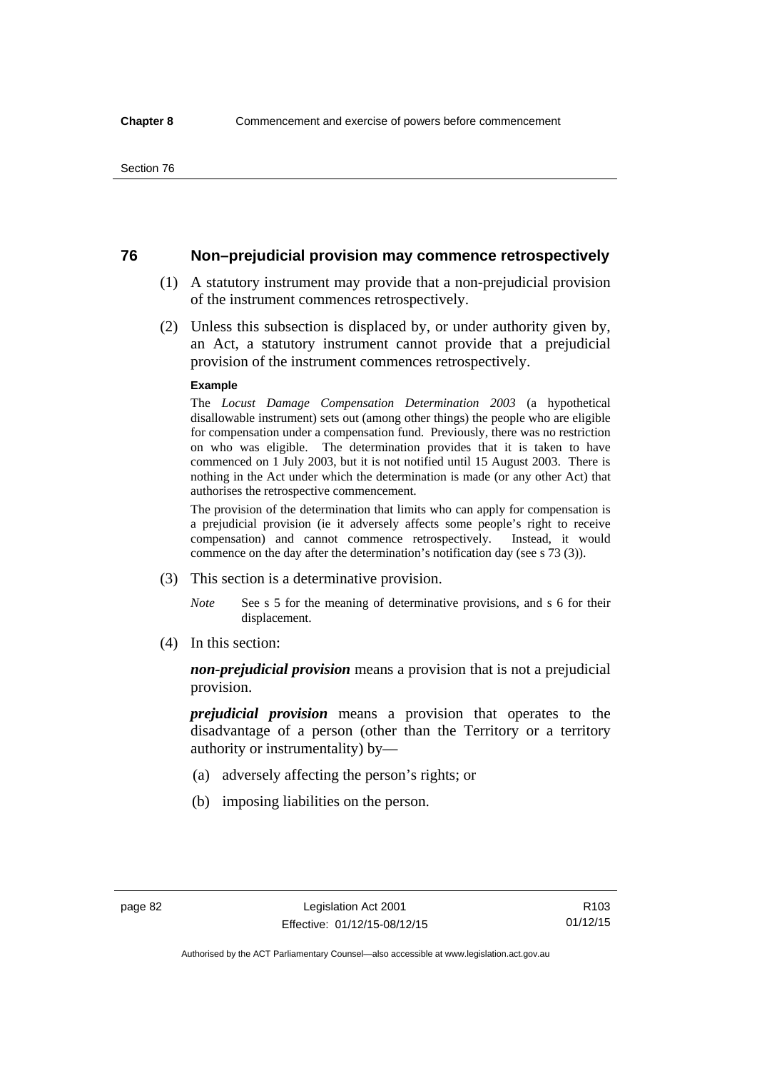## 76 Non–prejudicial provision may commence retrospectively

(1) A statutory instrument may provide that a non-prejudicial provision of the instrument commences retrospectively.

(2) Unless this subsection is displaced by, or under authority given by, an Act, a statutory instrument cannot provide that a prejudicial provision of the instrument commences retrospectively.

**Example**

The *Locust Damage Compensation Determination 2003* (a hypothetical disallowable instrument) sets out (among other things) the people who are eligible for compensation under a compensation fund. Previously, there was no restriction on who was eligible. The determination provides that it is taken to have commenced on 1 July 2003, but it is not notified until 15 August 2003. There is nothing in the Act under which the determination is made (or any other Act) that authorises the retrospective commencement.

The provision of the determination that limits who can apply for compensation is a prejudicial provision (ie it adversely affects some people's right to receive compensation) and cannot commence retrospectively. Instead, it would commence on the day after the determination's notification day (see s 73 (3)).

(3) This section is a determinative provision.

*Note* See s 5 for the meaning of determinative provisions, and s 6 for their displacement.

(4) In this section:

***non-prejudicial provision*** means a provision that is not a prejudicial provision.

***prejudicial provision*** means a provision that operates to the disadvantage of a person (other than the Territory or a territory authority or instrumentality) by—

(a) adversely affecting the person's rights; or

(b) imposing liabilities on the person.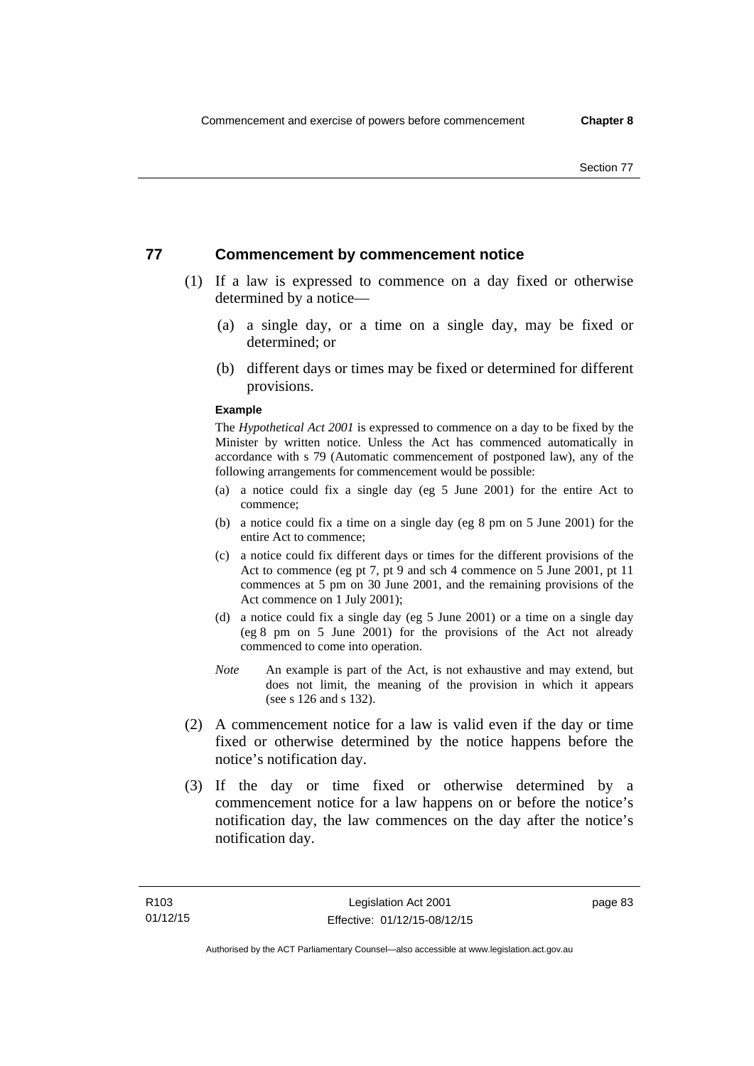## 77 Commencement by commencement notice

(1) If a law is expressed to commence on a day fixed or otherwise determined by a notice—

(a) a single day, or a time on a single day, may be fixed or determined; or

(b) different days or times may be fixed or determined for different provisions.

**Example**

The *Hypothetical Act 2001* is expressed to commence on a day to be fixed by the Minister by written notice. Unless the Act has commenced automatically in accordance with s 79 (Automatic commencement of postponed law), any of the following arrangements for commencement would be possible:

(a) a notice could fix a single day (eg 5 June 2001) for the entire Act to commence;

(b) a notice could fix a time on a single day (eg 8 pm on 5 June 2001) for the entire Act to commence;

(c) a notice could fix different days or times for the different provisions of the Act to commence (eg pt 7, pt 9 and sch 4 commence on 5 June 2001, pt 11 commences at 5 pm on 30 June 2001, and the remaining provisions of the Act commence on 1 July 2001);

(d) a notice could fix a single day (eg 5 June 2001) or a time on a single day (eg 8 pm on 5 June 2001) for the provisions of the Act not already commenced to come into operation.

*Note* An example is part of the Act, is not exhaustive and may extend, but does not limit, the meaning of the provision in which it appears (see s 126 and s 132).

(2) A commencement notice for a law is valid even if the day or time fixed or otherwise determined by the notice happens before the notice's notification day.

(3) If the day or time fixed or otherwise determined by a commencement notice for a law happens on or before the notice's notification day, the law commences on the day after the notice's notification day.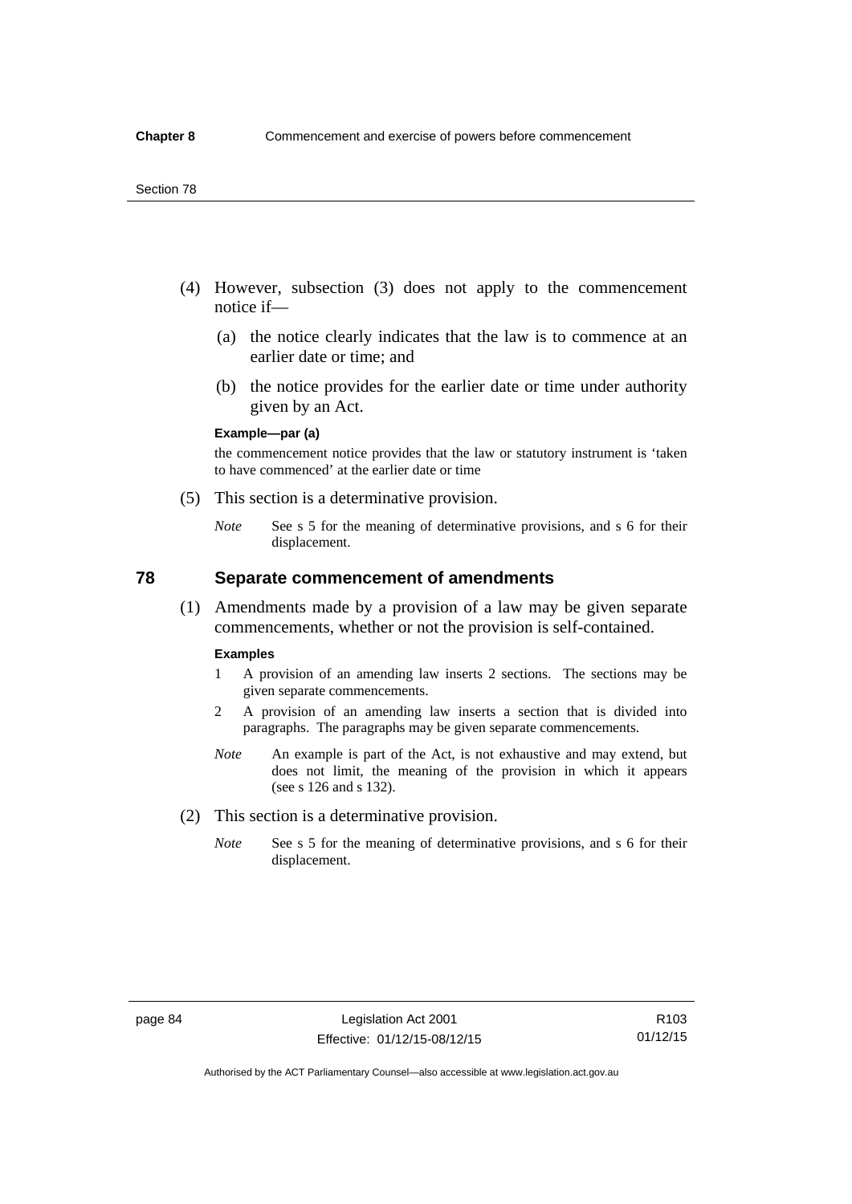(4) However, subsection (3) does not apply to the commencement notice if—

(a) the notice clearly indicates that the law is to commence at an earlier date or time; and

(b) the notice provides for the earlier date or time under authority given by an Act.

**Example—par (a)**

the commencement notice provides that the law or statutory instrument is 'taken to have commenced' at the earlier date or time

(5) This section is a determinative provision.

*Note* See s 5 for the meaning of determinative provisions, and s 6 for their displacement.

## 78 Separate commencement of amendments

(1) Amendments made by a provision of a law may be given separate commencements, whether or not the provision is self-contained.

**Examples**

1 A provision of an amending law inserts 2 sections. The sections may be given separate commencements.

2 A provision of an amending law inserts a section that is divided into paragraphs. The paragraphs may be given separate commencements.

*Note* An example is part of the Act, is not exhaustive and may extend, but does not limit, the meaning of the provision in which it appears (see s 126 and s 132).

(2) This section is a determinative provision.

*Note* See s 5 for the meaning of determinative provisions, and s 6 for their displacement.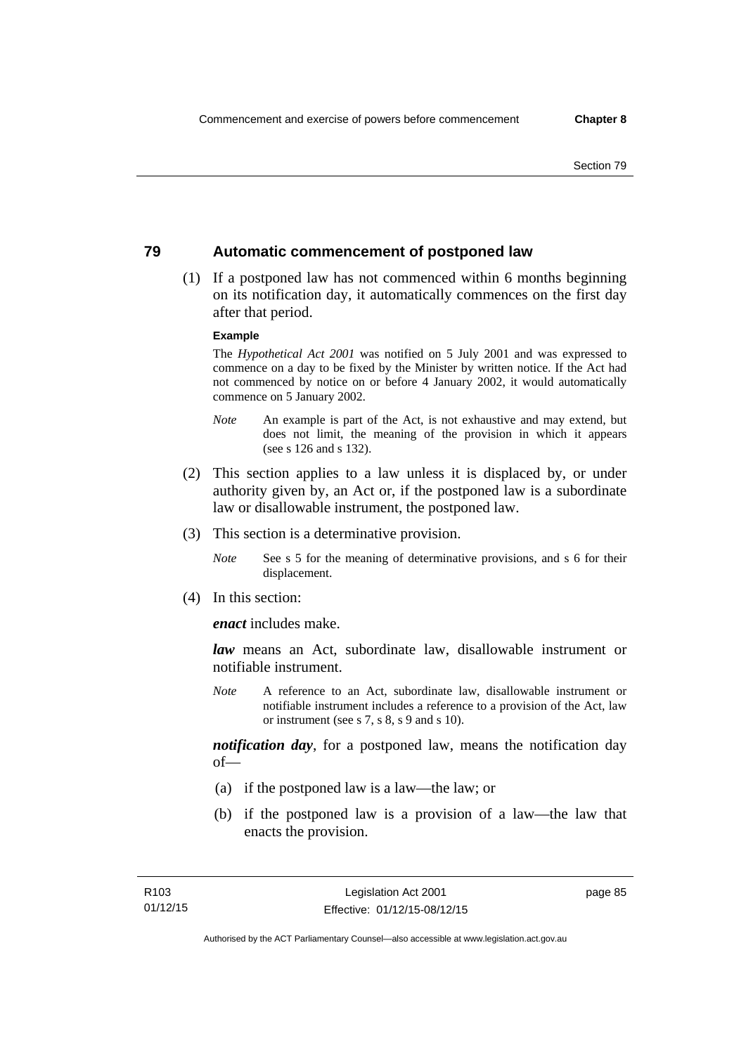## 79 Automatic commencement of postponed law

(1) If a postponed law has not commenced within 6 months beginning on its notification day, it automatically commences on the first day after that period.

**Example**

The *Hypothetical Act 2001* was notified on 5 July 2001 and was expressed to commence on a day to be fixed by the Minister by written notice. If the Act had not commenced by notice on or before 4 January 2002, it would automatically commence on 5 January 2002.

*Note* An example is part of the Act, is not exhaustive and may extend, but does not limit, the meaning of the provision in which it appears (see s 126 and s 132).

(2) This section applies to a law unless it is displaced by, or under authority given by, an Act or, if the postponed law is a subordinate law or disallowable instrument, the postponed law.

(3) This section is a determinative provision.

*Note* See s 5 for the meaning of determinative provisions, and s 6 for their displacement.

(4) In this section:

***enact*** includes make.

***law*** means an Act, subordinate law, disallowable instrument or notifiable instrument.

*Note* A reference to an Act, subordinate law, disallowable instrument or notifiable instrument includes a reference to a provision of the Act, law or instrument (see s 7, s 8, s 9 and s 10).

***notification day***, for a postponed law, means the notification day of—

(a) if the postponed law is a law—the law; or

(b) if the postponed law is a provision of a law—the law that enacts the provision.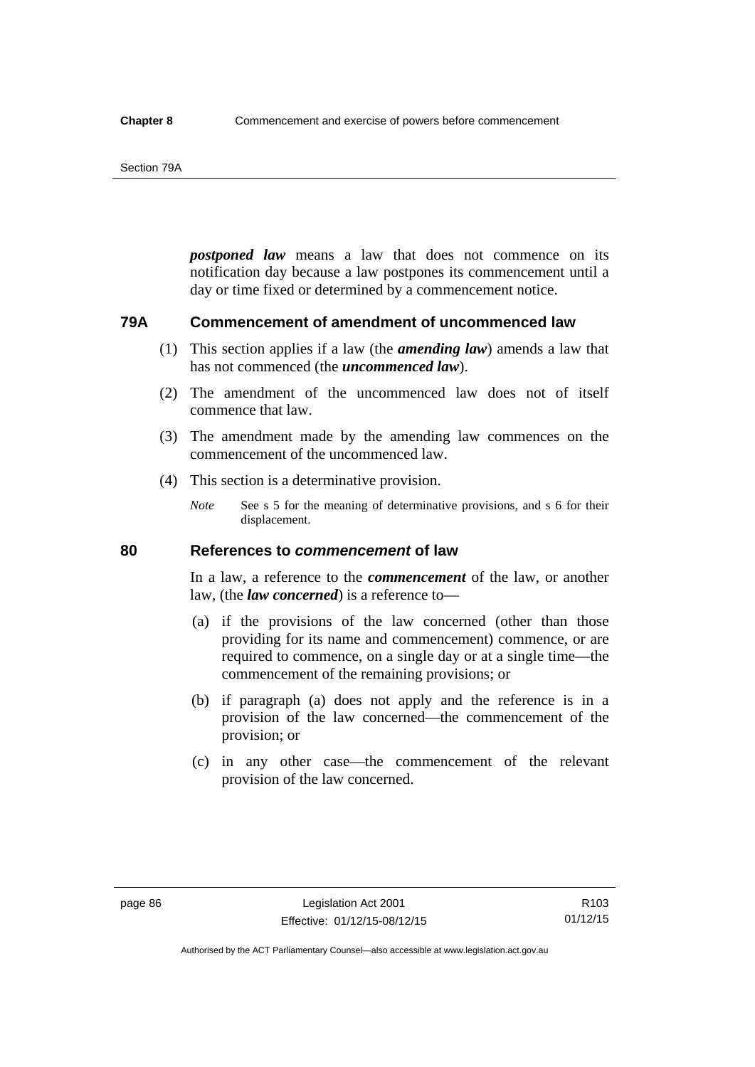***postponed law*** means a law that does not commence on its notification day because a law postpones its commencement until a day or time fixed or determined by a commencement notice.

## 79A Commencement of amendment of uncommenced law

(1) This section applies if a law (the ***amending law***) amends a law that has not commenced (the ***uncommenced law***).

(2) The amendment of the uncommenced law does not of itself commence that law.

(3) The amendment made by the amending law commences on the commencement of the uncommenced law.

(4) This section is a determinative provision.

*Note* See s 5 for the meaning of determinative provisions, and s 6 for their displacement.

## 80 References to *commencement* of law

In a law, a reference to the ***commencement*** of the law, or another law, (the ***law concerned***) is a reference to—

(a) if the provisions of the law concerned (other than those providing for its name and commencement) commence, or are required to commence, on a single day or at a single time—the commencement of the remaining provisions; or

(b) if paragraph (a) does not apply and the reference is in a provision of the law concerned—the commencement of the provision; or

(c) in any other case—the commencement of the relevant provision of the law concerned.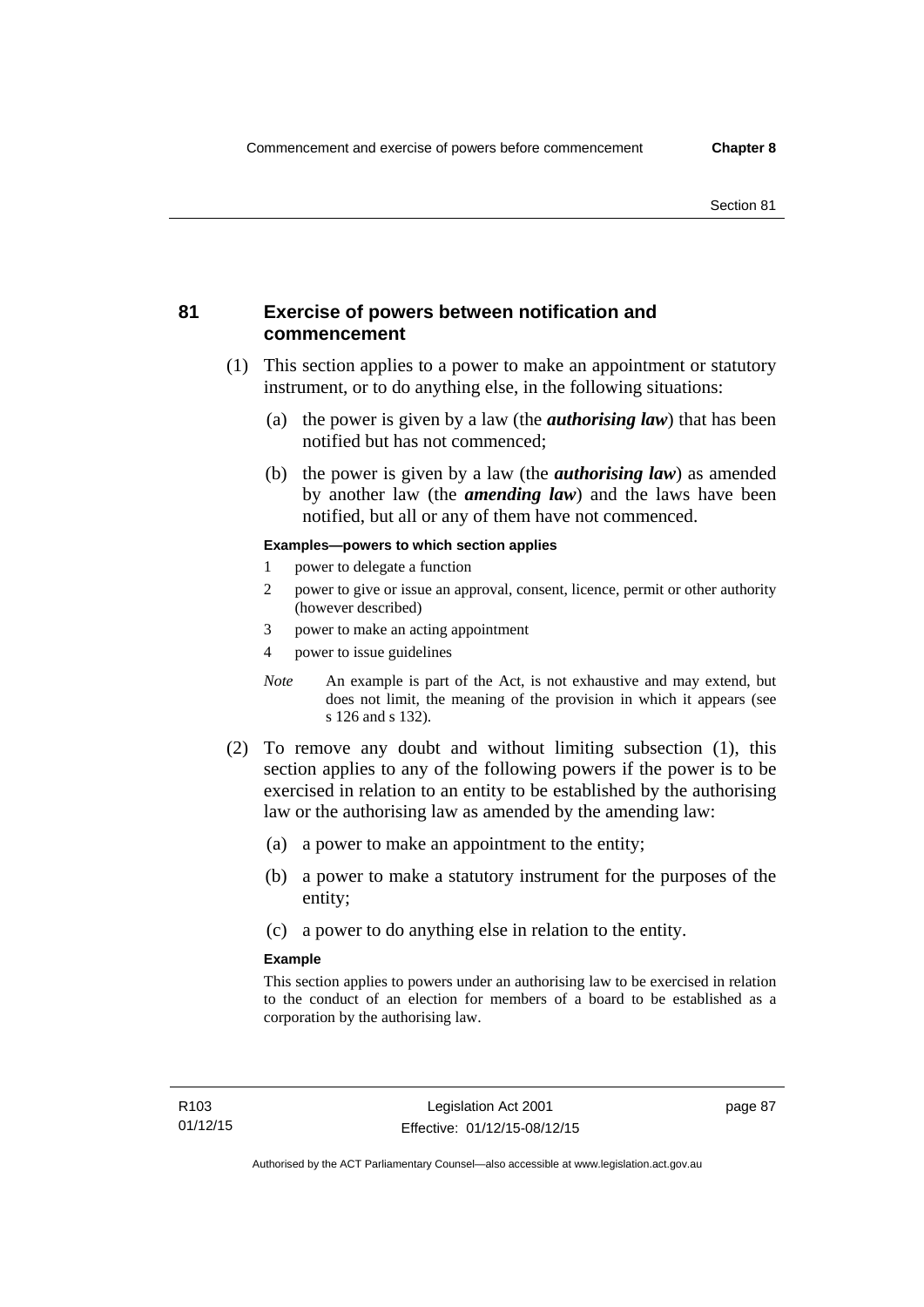## 81 Exercise of powers between notification and commencement

(1) This section applies to a power to make an appointment or statutory instrument, or to do anything else, in the following situations:

(a) the power is given by a law (the ***authorising law***) that has been notified but has not commenced;

(b) the power is given by a law (the ***authorising law***) as amended by another law (the ***amending law***) and the laws have been notified, but all or any of them have not commenced.

**Examples—powers to which section applies**

1 power to delegate a function

2 power to give or issue an approval, consent, licence, permit or other authority (however described)

3 power to make an acting appointment

4 power to issue guidelines

*Note* An example is part of the Act, is not exhaustive and may extend, but does not limit, the meaning of the provision in which it appears (see s 126 and s 132).

(2) To remove any doubt and without limiting subsection (1), this section applies to any of the following powers if the power is to be exercised in relation to an entity to be established by the authorising law or the authorising law as amended by the amending law:

(a) a power to make an appointment to the entity;

(b) a power to make a statutory instrument for the purposes of the entity;

(c) a power to do anything else in relation to the entity.

**Example**

This section applies to powers under an authorising law to be exercised in relation to the conduct of an election for members of a board to be established as a corporation by the authorising law.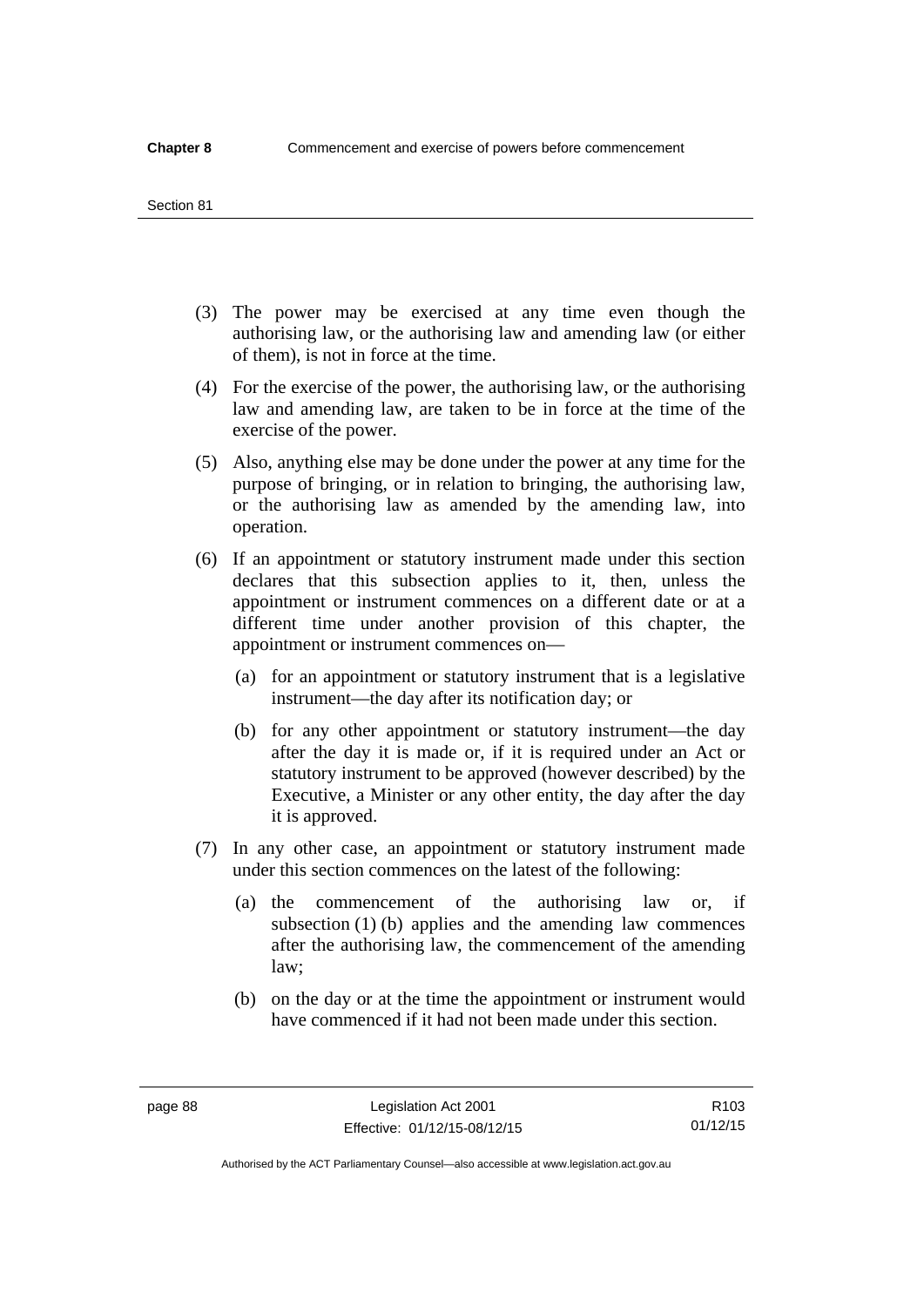(3) The power may be exercised at any time even though the authorising law, or the authorising law and amending law (or either of them), is not in force at the time.

(4) For the exercise of the power, the authorising law, or the authorising law and amending law, are taken to be in force at the time of the exercise of the power.

(5) Also, anything else may be done under the power at any time for the purpose of bringing, or in relation to bringing, the authorising law, or the authorising law as amended by the amending law, into operation.

(6) If an appointment or statutory instrument made under this section declares that this subsection applies to it, then, unless the appointment or instrument commences on a different date or at a different time under another provision of this chapter, the appointment or instrument commences on—

(a) for an appointment or statutory instrument that is a legislative instrument—the day after its notification day; or

(b) for any other appointment or statutory instrument—the day after the day it is made or, if it is required under an Act or statutory instrument to be approved (however described) by the Executive, a Minister or any other entity, the day after the day it is approved.

(7) In any other case, an appointment or statutory instrument made under this section commences on the latest of the following:

(a) the commencement of the authorising law or, if subsection (1) (b) applies and the amending law commences after the authorising law, the commencement of the amending law;

(b) on the day or at the time the appointment or instrument would have commenced if it had not been made under this section.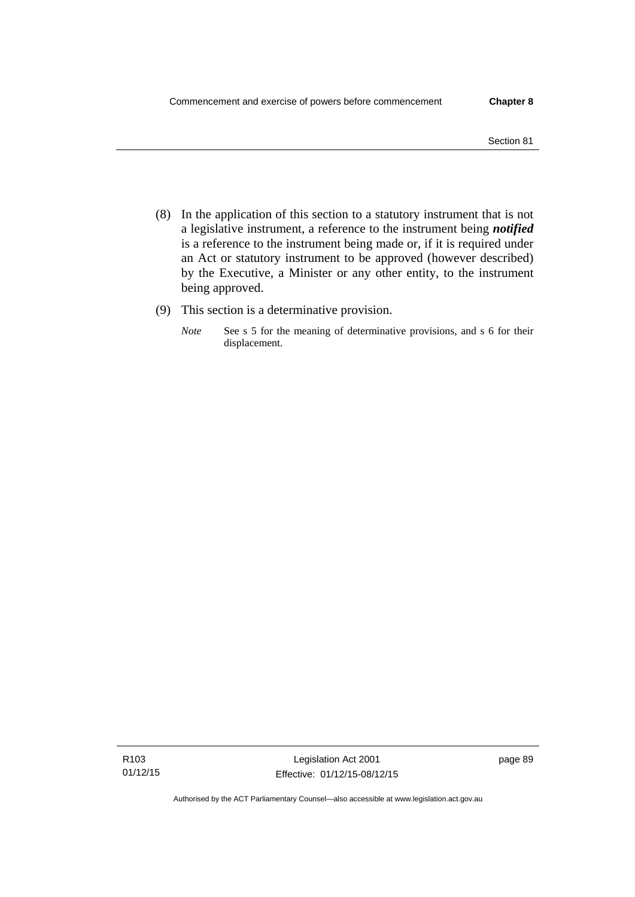(8) In the application of this section to a statutory instrument that is not a legislative instrument, a reference to the instrument being ***notified*** is a reference to the instrument being made or, if it is required under an Act or statutory instrument to be approved (however described) by the Executive, a Minister or any other entity, to the instrument being approved.

(9) This section is a determinative provision.

*Note* See s 5 for the meaning of determinative provisions, and s 6 for their displacement.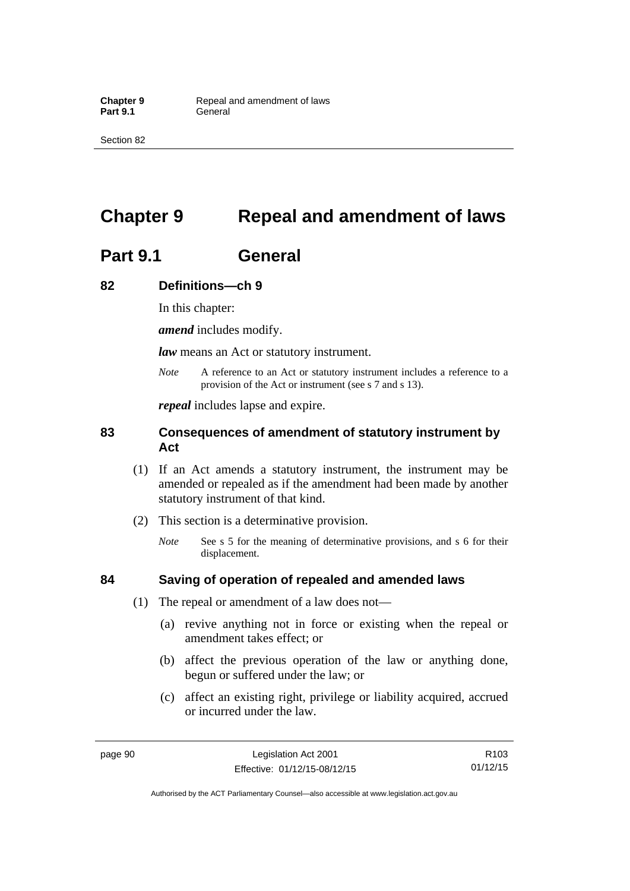# Chapter 9 Repeal and amendment of laws

## Part 9.1 General

### 82 Definitions—ch 9

In this chapter:

***amend*** includes modify.

***law*** means an Act or statutory instrument.

*Note* A reference to an Act or statutory instrument includes a reference to a provision of the Act or instrument (see s 7 and s 13).

***repeal*** includes lapse and expire.

### 83 Consequences of amendment of statutory instrument by Act

(1) If an Act amends a statutory instrument, the instrument may be amended or repealed as if the amendment had been made by another statutory instrument of that kind.

(2) This section is a determinative provision.

*Note* See s 5 for the meaning of determinative provisions, and s 6 for their displacement.

### 84 Saving of operation of repealed and amended laws

(1) The repeal or amendment of a law does not—

(a) revive anything not in force or existing when the repeal or amendment takes effect; or

(b) affect the previous operation of the law or anything done, begun or suffered under the law; or

(c) affect an existing right, privilege or liability acquired, accrued or incurred under the law.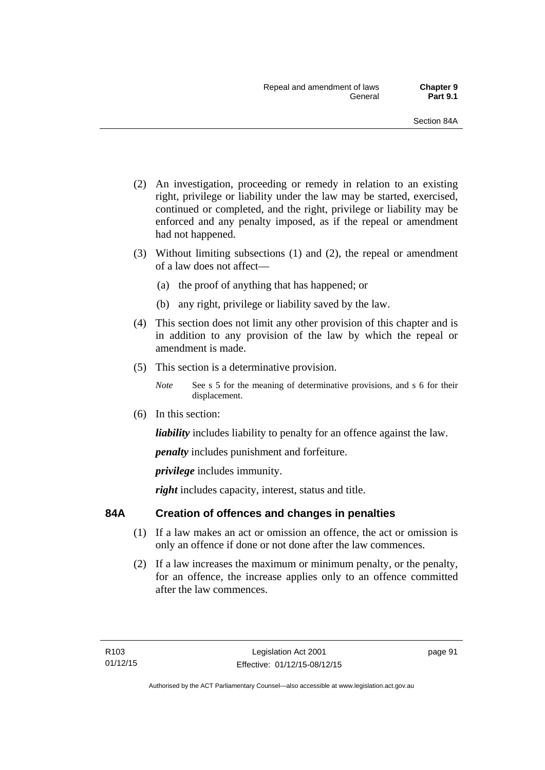(2) An investigation, proceeding or remedy in relation to an existing right, privilege or liability under the law may be started, exercised, continued or completed, and the right, privilege or liability may be enforced and any penalty imposed, as if the repeal or amendment had not happened.

(3) Without limiting subsections (1) and (2), the repeal or amendment of a law does not affect—

(a) the proof of anything that has happened; or

(b) any right, privilege or liability saved by the law.

(4) This section does not limit any other provision of this chapter and is in addition to any provision of the law by which the repeal or amendment is made.

(5) This section is a determinative provision.

*Note* See s 5 for the meaning of determinative provisions, and s 6 for their displacement.

(6) In this section:

***liability*** includes liability to penalty for an offence against the law.

***penalty*** includes punishment and forfeiture.

***privilege*** includes immunity.

***right*** includes capacity, interest, status and title.

## 84A Creation of offences and changes in penalties

(1) If a law makes an act or omission an offence, the act or omission is only an offence if done or not done after the law commences.

(2) If a law increases the maximum or minimum penalty, or the penalty, for an offence, the increase applies only to an offence committed after the law commences.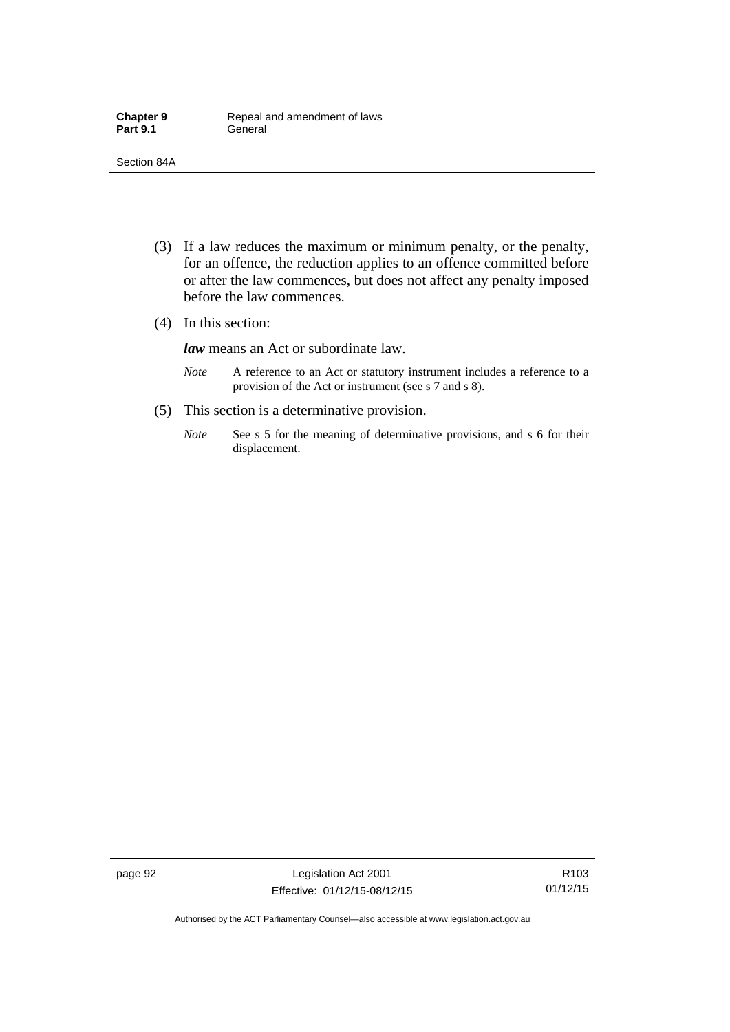(3) If a law reduces the maximum or minimum penalty, or the penalty, for an offence, the reduction applies to an offence committed before or after the law commences, but does not affect any penalty imposed before the law commences.

(4) In this section:

***law*** means an Act or subordinate law.

*Note* A reference to an Act or statutory instrument includes a reference to a provision of the Act or instrument (see s 7 and s 8).

(5) This section is a determinative provision.

*Note* See s 5 for the meaning of determinative provisions, and s 6 for their displacement.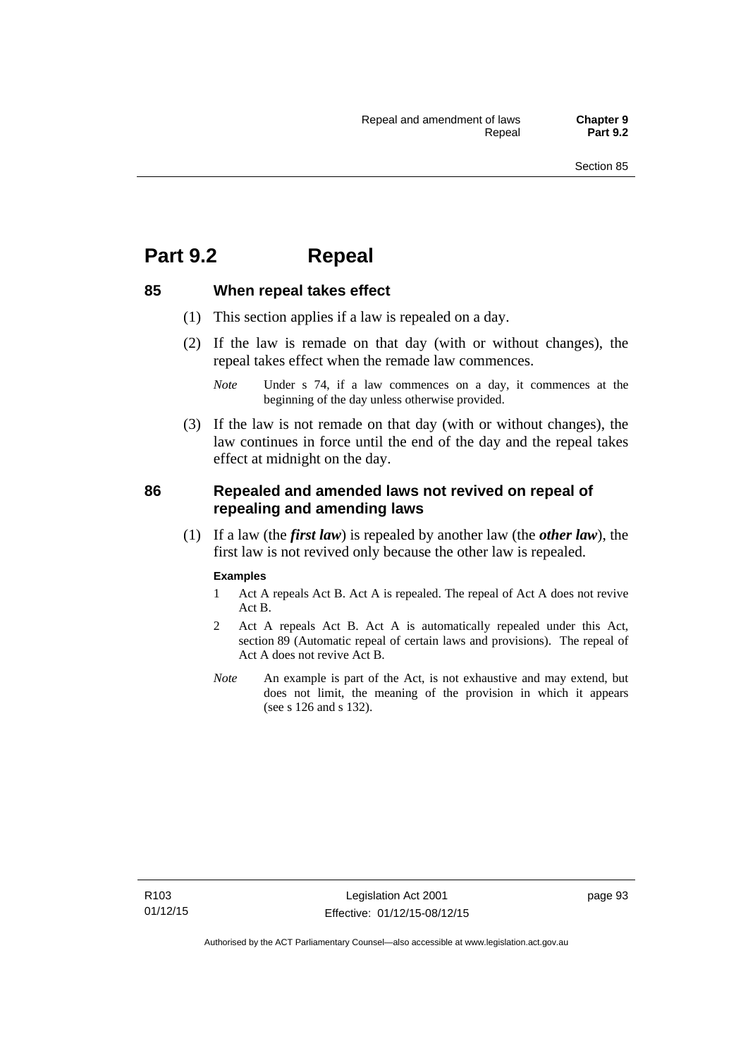# Part 9.2 Repeal

## 85 When repeal takes effect

(1) This section applies if a law is repealed on a day.

(2) If the law is remade on that day (with or without changes), the repeal takes effect when the remade law commences.

*Note* Under s 74, if a law commences on a day, it commences at the beginning of the day unless otherwise provided.

(3) If the law is not remade on that day (with or without changes), the law continues in force until the end of the day and the repeal takes effect at midnight on the day.

## 86 Repealed and amended laws not revived on repeal of repealing and amending laws

(1) If a law (the ***first law***) is repealed by another law (the ***other law***), the first law is not revived only because the other law is repealed.

**Examples**

1 Act A repeals Act B. Act A is repealed. The repeal of Act A does not revive Act B.

2 Act A repeals Act B. Act A is automatically repealed under this Act, section 89 (Automatic repeal of certain laws and provisions). The repeal of Act A does not revive Act B.

*Note* An example is part of the Act, is not exhaustive and may extend, but does not limit, the meaning of the provision in which it appears (see s 126 and s 132).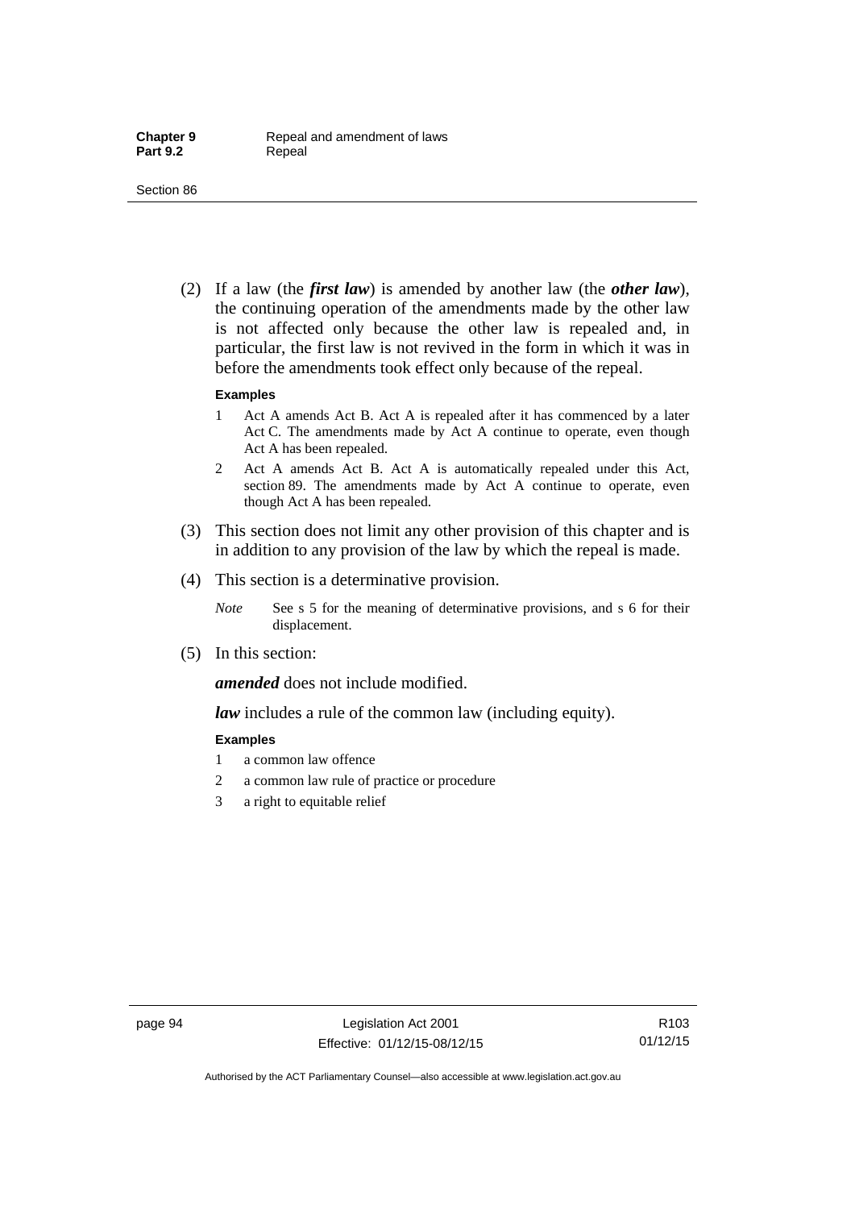(2) If a law (the ***first law***) is amended by another law (the ***other law***), the continuing operation of the amendments made by the other law is not affected only because the other law is repealed and, in particular, the first law is not revived in the form in which it was in before the amendments took effect only because of the repeal.

**Examples**

1 Act A amends Act B. Act A is repealed after it has commenced by a later Act C. The amendments made by Act A continue to operate, even though Act A has been repealed.

2 Act A amends Act B. Act A is automatically repealed under this Act, section 89. The amendments made by Act A continue to operate, even though Act A has been repealed.

(3) This section does not limit any other provision of this chapter and is in addition to any provision of the law by which the repeal is made.

(4) This section is a determinative provision.

*Note* See s 5 for the meaning of determinative provisions, and s 6 for their displacement.

(5) In this section:

***amended*** does not include modified.

***law*** includes a rule of the common law (including equity).

**Examples**

1 a common law offence

2 a common law rule of practice or procedure

3 a right to equitable relief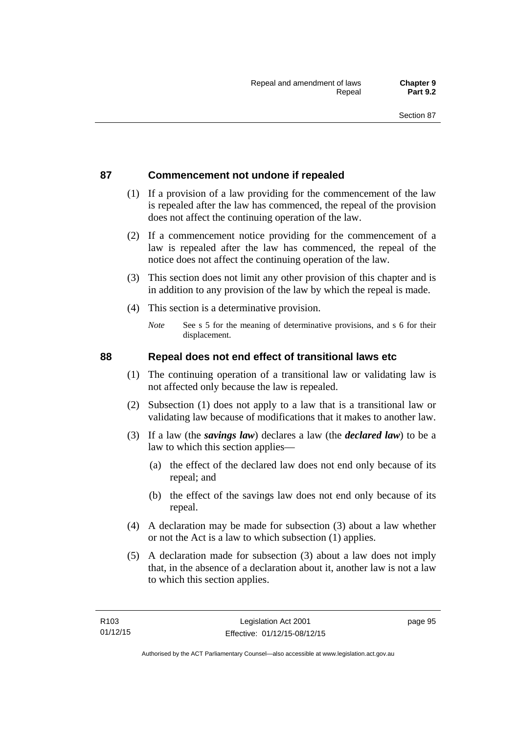## 87 Commencement not undone if repealed

(1) If a provision of a law providing for the commencement of the law is repealed after the law has commenced, the repeal of the provision does not affect the continuing operation of the law.

(2) If a commencement notice providing for the commencement of a law is repealed after the law has commenced, the repeal of the notice does not affect the continuing operation of the law.

(3) This section does not limit any other provision of this chapter and is in addition to any provision of the law by which the repeal is made.

(4) This section is a determinative provision.

*Note* See s 5 for the meaning of determinative provisions, and s 6 for their displacement.

## 88 Repeal does not end effect of transitional laws etc

(1) The continuing operation of a transitional law or validating law is not affected only because the law is repealed.

(2) Subsection (1) does not apply to a law that is a transitional law or validating law because of modifications that it makes to another law.

(3) If a law (the ***savings law***) declares a law (the ***declared law***) to be a law to which this section applies—

(a) the effect of the declared law does not end only because of its repeal; and

(b) the effect of the savings law does not end only because of its repeal.

(4) A declaration may be made for subsection (3) about a law whether or not the Act is a law to which subsection (1) applies.

(5) A declaration made for subsection (3) about a law does not imply that, in the absence of a declaration about it, another law is not a law to which this section applies.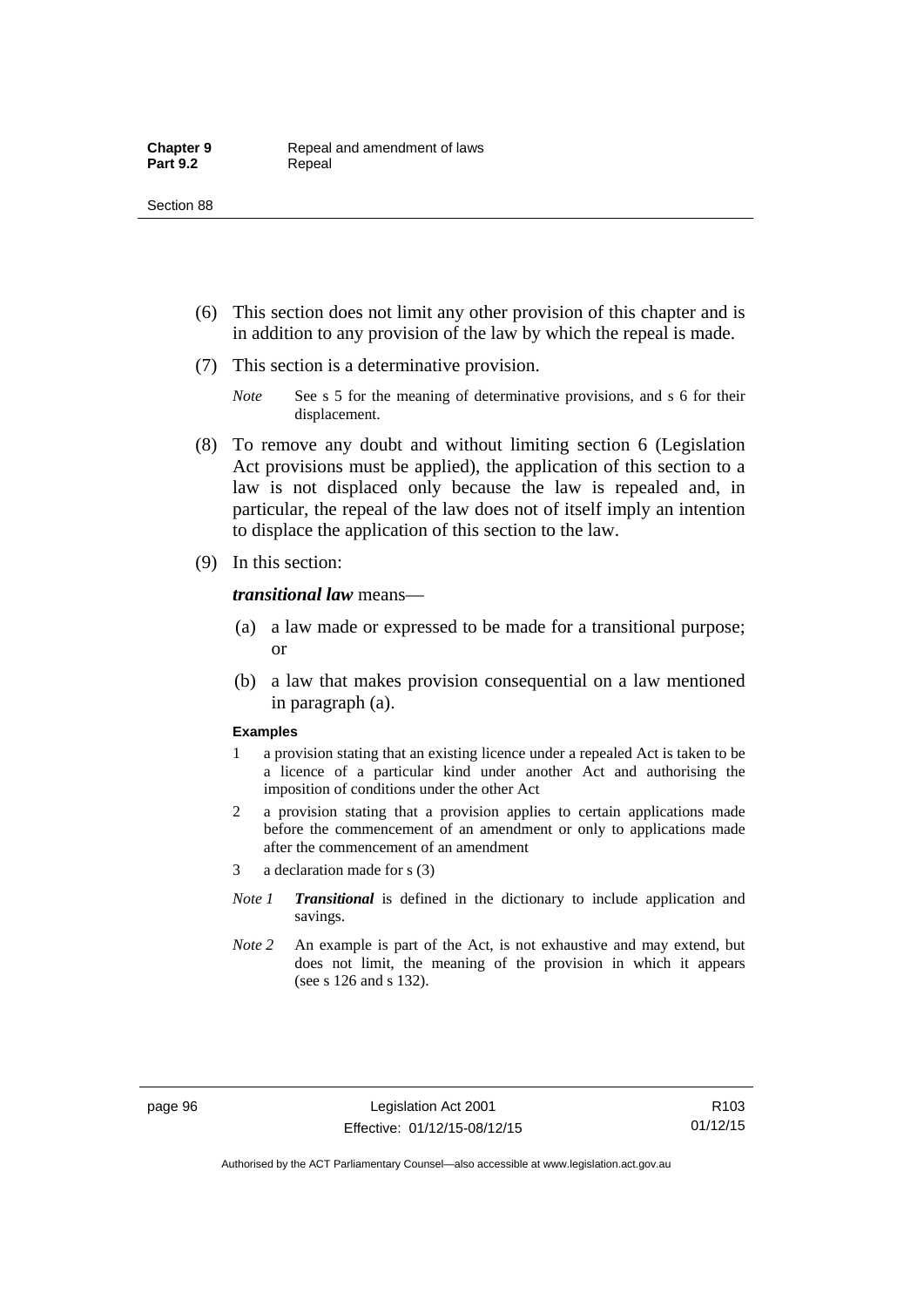(6) This section does not limit any other provision of this chapter and is in addition to any provision of the law by which the repeal is made.

(7) This section is a determinative provision.

*Note* See s 5 for the meaning of determinative provisions, and s 6 for their displacement.

(8) To remove any doubt and without limiting section 6 (Legislation Act provisions must be applied), the application of this section to a law is not displaced only because the law is repealed and, in particular, the repeal of the law does not of itself imply an intention to displace the application of this section to the law.

(9) In this section:

***transitional law*** means—

(a) a law made or expressed to be made for a transitional purpose; or

(b) a law that makes provision consequential on a law mentioned in paragraph (a).

**Examples**

1 a provision stating that an existing licence under a repealed Act is taken to be a licence of a particular kind under another Act and authorising the imposition of conditions under the other Act

2 a provision stating that a provision applies to certain applications made before the commencement of an amendment or only to applications made after the commencement of an amendment

3 a declaration made for s (3)

*Note 1* ***Transitional*** is defined in the dictionary to include application and savings.

*Note 2* An example is part of the Act, is not exhaustive and may extend, but does not limit, the meaning of the provision in which it appears (see s 126 and s 132).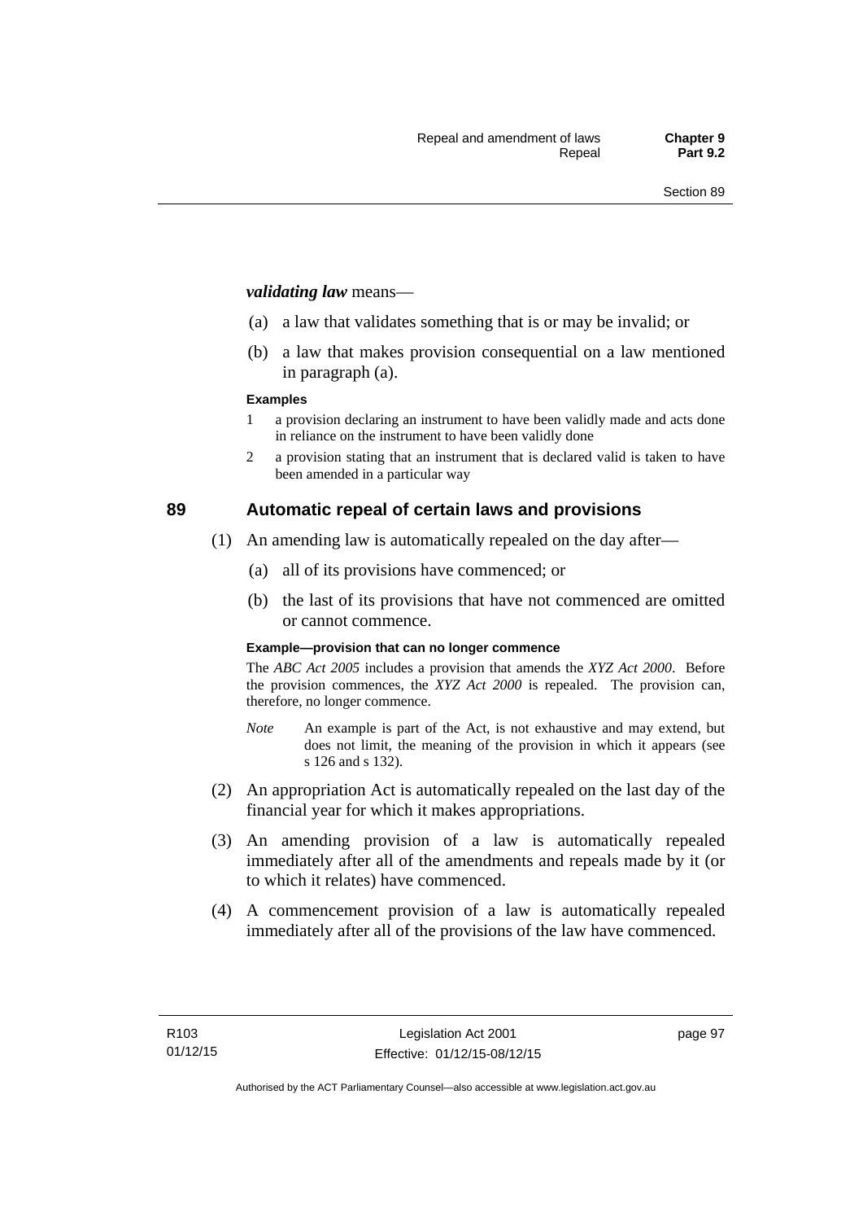***validating law*** means—

(a) a law that validates something that is or may be invalid; or

(b) a law that makes provision consequential on a law mentioned in paragraph (a).

**Examples**

1 a provision declaring an instrument to have been validly made and acts done in reliance on the instrument to have been validly done

2 a provision stating that an instrument that is declared valid is taken to have been amended in a particular way

## 89 Automatic repeal of certain laws and provisions

(1) An amending law is automatically repealed on the day after—

(a) all of its provisions have commenced; or

(b) the last of its provisions that have not commenced are omitted or cannot commence.

**Example—provision that can no longer commence**

The *ABC Act 2005* includes a provision that amends the *XYZ Act 2000*. Before the provision commences, the *XYZ Act 2000* is repealed. The provision can, therefore, no longer commence.

*Note* An example is part of the Act, is not exhaustive and may extend, but does not limit, the meaning of the provision in which it appears (see s 126 and s 132).

(2) An appropriation Act is automatically repealed on the last day of the financial year for which it makes appropriations.

(3) An amending provision of a law is automatically repealed immediately after all of the amendments and repeals made by it (or to which it relates) have commenced.

(4) A commencement provision of a law is automatically repealed immediately after all of the provisions of the law have commenced.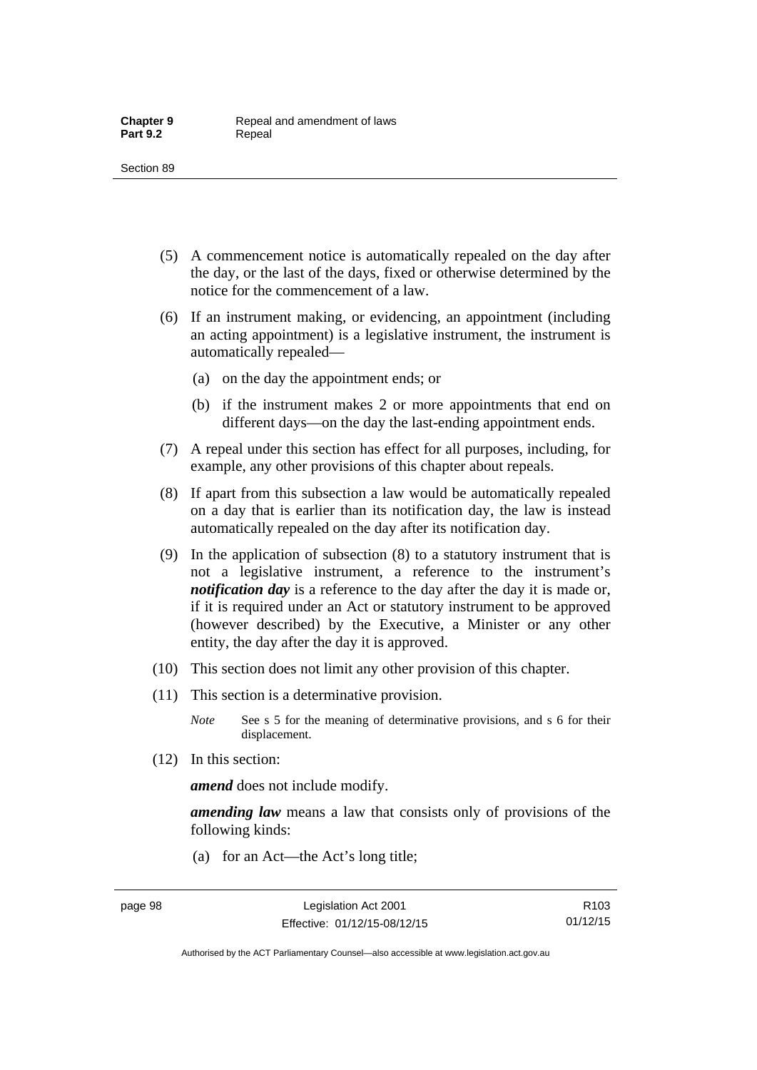(5) A commencement notice is automatically repealed on the day after the day, or the last of the days, fixed or otherwise determined by the notice for the commencement of a law.

(6) If an instrument making, or evidencing, an appointment (including an acting appointment) is a legislative instrument, the instrument is automatically repealed—

(a) on the day the appointment ends; or

(b) if the instrument makes 2 or more appointments that end on different days—on the day the last-ending appointment ends.

(7) A repeal under this section has effect for all purposes, including, for example, any other provisions of this chapter about repeals.

(8) If apart from this subsection a law would be automatically repealed on a day that is earlier than its notification day, the law is instead automatically repealed on the day after its notification day.

(9) In the application of subsection (8) to a statutory instrument that is not a legislative instrument, a reference to the instrument's ***notification day*** is a reference to the day after the day it is made or, if it is required under an Act or statutory instrument to be approved (however described) by the Executive, a Minister or any other entity, the day after the day it is approved.

(10) This section does not limit any other provision of this chapter.

(11) This section is a determinative provision.

*Note* See s 5 for the meaning of determinative provisions, and s 6 for their displacement.

(12) In this section:

***amend*** does not include modify.

***amending law*** means a law that consists only of provisions of the following kinds:

(a) for an Act—the Act's long title;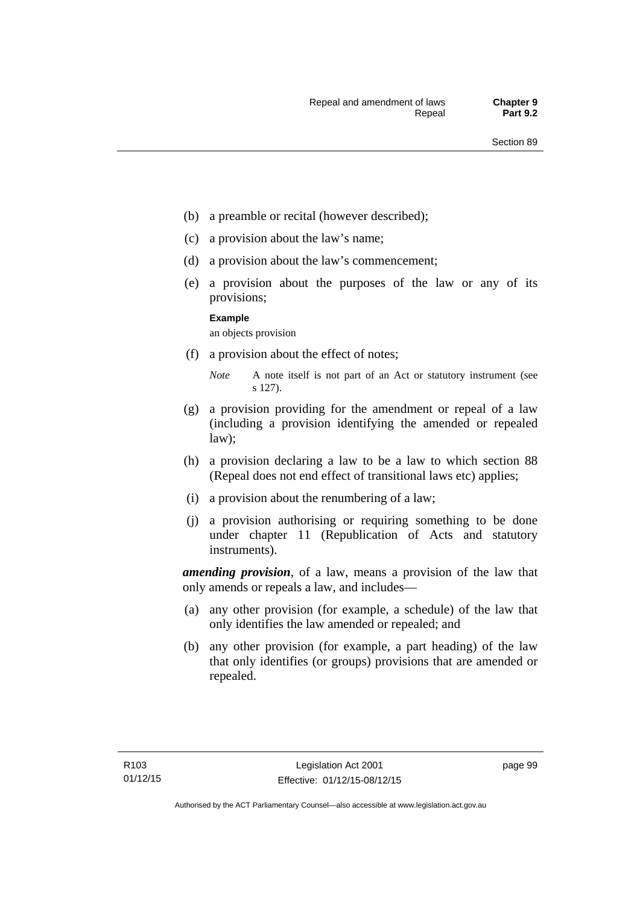(b) a preamble or recital (however described);

(c) a provision about the law's name;

(d) a provision about the law's commencement;

(e) a provision about the purposes of the law or any of its provisions;

**Example**

an objects provision

(f) a provision about the effect of notes;

*Note* A note itself is not part of an Act or statutory instrument (see s 127).

(g) a provision providing for the amendment or repeal of a law (including a provision identifying the amended or repealed law);

(h) a provision declaring a law to be a law to which section 88 (Repeal does not end effect of transitional laws etc) applies;

(i) a provision about the renumbering of a law;

(j) a provision authorising or requiring something to be done under chapter 11 (Republication of Acts and statutory instruments).

***amending provision***, of a law, means a provision of the law that only amends or repeals a law, and includes—

(a) any other provision (for example, a schedule) of the law that only identifies the law amended or repealed; and

(b) any other provision (for example, a part heading) of the law that only identifies (or groups) provisions that are amended or repealed.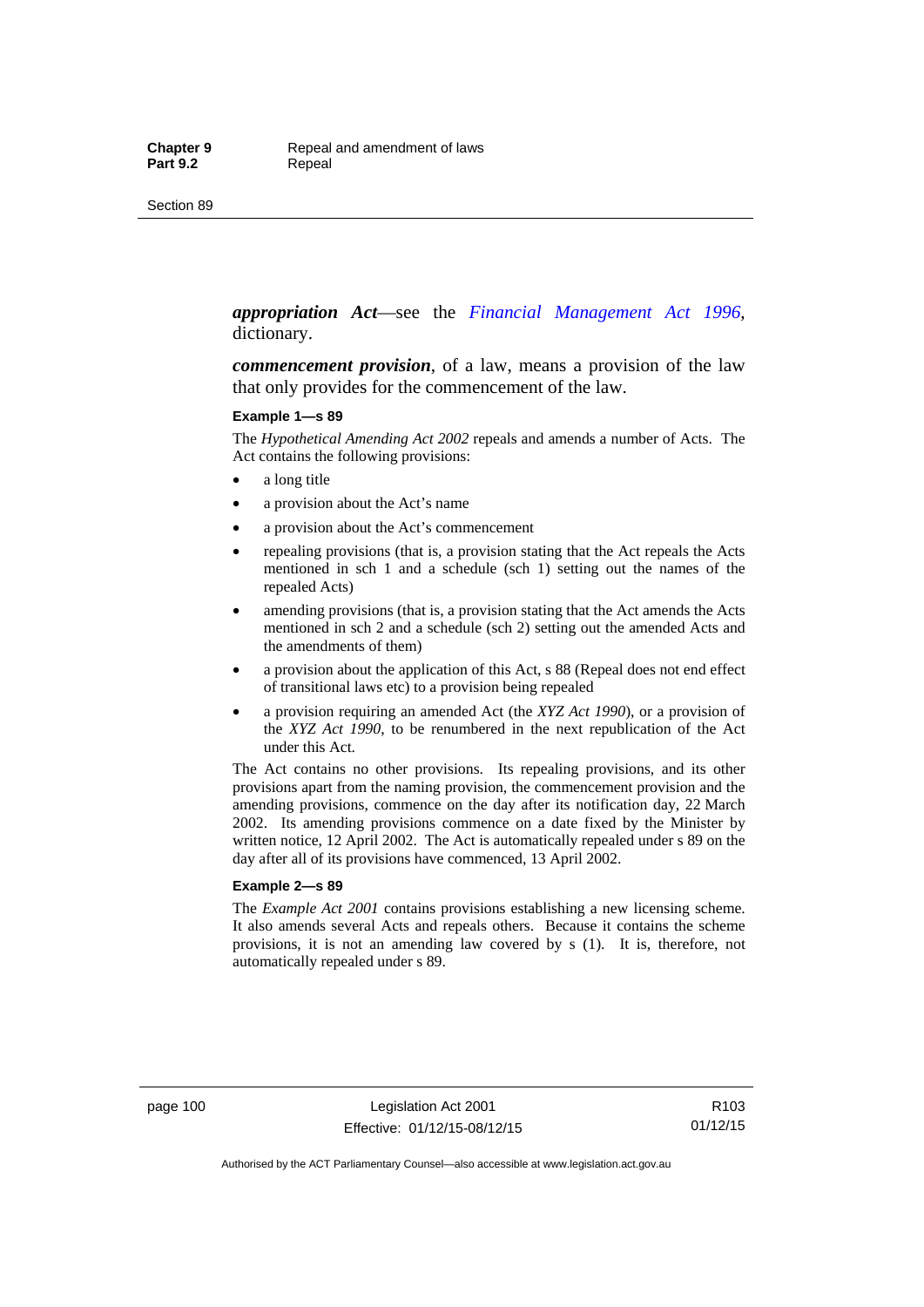***appropriation Act***—see the *Financial Management Act 1996*, dictionary.

***commencement provision***, of a law, means a provision of the law that only provides for the commencement of the law.

**Example 1—s 89**

The *Hypothetical Amending Act 2002* repeals and amends a number of Acts. The Act contains the following provisions:

- a long title
- a provision about the Act's name
- a provision about the Act's commencement
- repealing provisions (that is, a provision stating that the Act repeals the Acts mentioned in sch 1 and a schedule (sch 1) setting out the names of the repealed Acts)
- amending provisions (that is, a provision stating that the Act amends the Acts mentioned in sch 2 and a schedule (sch 2) setting out the amended Acts and the amendments of them)
- a provision about the application of this Act, s 88 (Repeal does not end effect of transitional laws etc) to a provision being repealed
- a provision requiring an amended Act (the *XYZ Act 1990*), or a provision of the *XYZ Act 1990*, to be renumbered in the next republication of the Act under this Act.

The Act contains no other provisions. Its repealing provisions, and its other provisions apart from the naming provision, the commencement provision and the amending provisions, commence on the day after its notification day, 22 March 2002. Its amending provisions commence on a date fixed by the Minister by written notice, 12 April 2002. The Act is automatically repealed under s 89 on the day after all of its provisions have commenced, 13 April 2002.

**Example 2—s 89**

The *Example Act 2001* contains provisions establishing a new licensing scheme. It also amends several Acts and repeals others. Because it contains the scheme provisions, it is not an amending law covered by s (1). It is, therefore, not automatically repealed under s 89.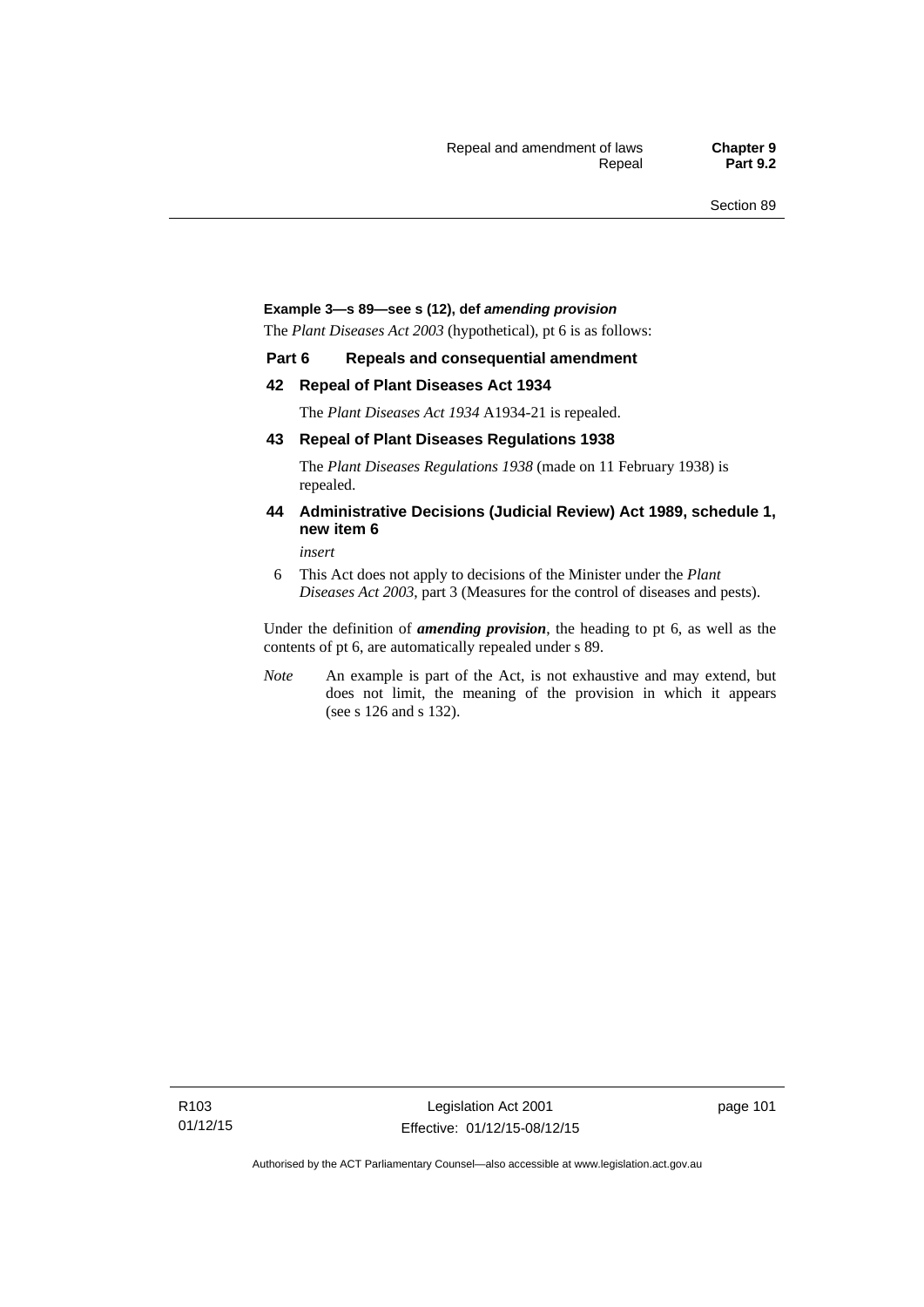**Example 3—s 89—see s (12), def *amending provision***

The *Plant Diseases Act 2003* (hypothetical), pt 6 is as follows:

**Part 6 Repeals and consequential amendment**

**42 Repeal of Plant Diseases Act 1934**

The *Plant Diseases Act 1934* A1934-21 is repealed.

**43 Repeal of Plant Diseases Regulations 1938**

The *Plant Diseases Regulations 1938* (made on 11 February 1938) is repealed.

**44 Administrative Decisions (Judicial Review) Act 1989, schedule 1, new item 6**

*insert*

6 This Act does not apply to decisions of the Minister under the *Plant Diseases Act 2003*, part 3 (Measures for the control of diseases and pests).

Under the definition of ***amending provision***, the heading to pt 6, as well as the contents of pt 6, are automatically repealed under s 89.

*Note* An example is part of the Act, is not exhaustive and may extend, but does not limit, the meaning of the provision in which it appears (see s 126 and s 132).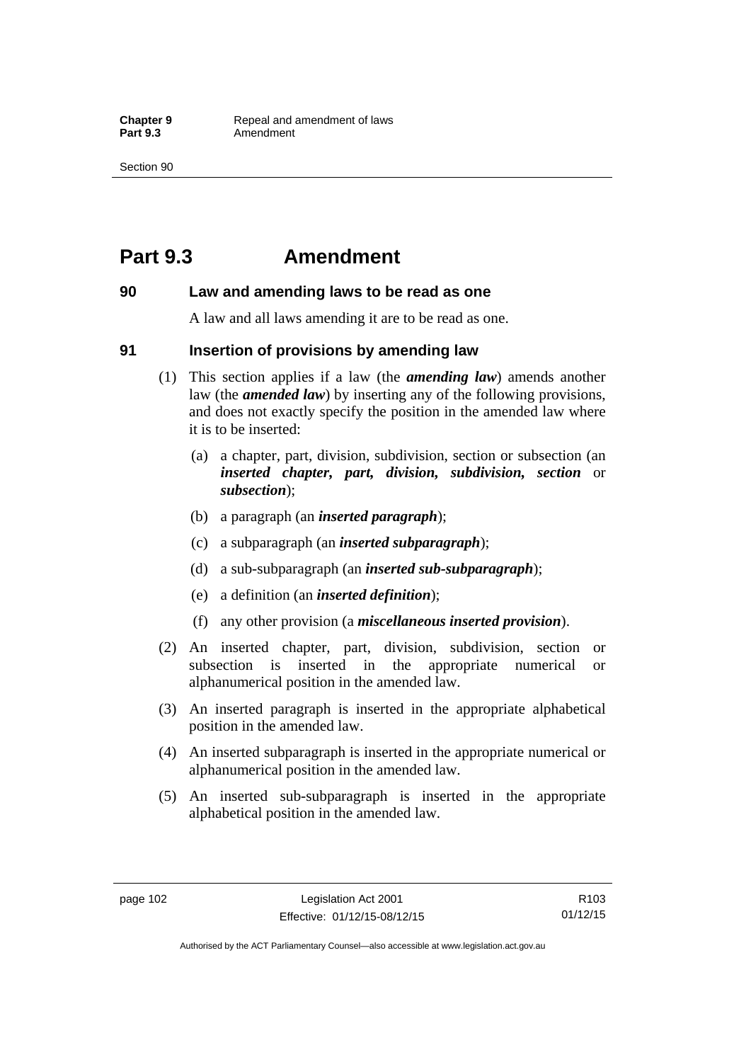# Part 9.3 Amendment

## 90 Law and amending laws to be read as one

A law and all laws amending it are to be read as one.

## 91 Insertion of provisions by amending law

(1) This section applies if a law (the ***amending law***) amends another law (the ***amended law***) by inserting any of the following provisions, and does not exactly specify the position in the amended law where it is to be inserted:

(a) a chapter, part, division, subdivision, section or subsection (an ***inserted chapter, part, division, subdivision, section*** or ***subsection***);

(b) a paragraph (an ***inserted paragraph***);

(c) a subparagraph (an ***inserted subparagraph***);

(d) a sub-subparagraph (an ***inserted sub-subparagraph***);

(e) a definition (an ***inserted definition***);

(f) any other provision (a ***miscellaneous inserted provision***).

(2) An inserted chapter, part, division, subdivision, section or subsection is inserted in the appropriate numerical or alphanumerical position in the amended law.

(3) An inserted paragraph is inserted in the appropriate alphabetical position in the amended law.

(4) An inserted subparagraph is inserted in the appropriate numerical or alphanumerical position in the amended law.

(5) An inserted sub-subparagraph is inserted in the appropriate alphabetical position in the amended law.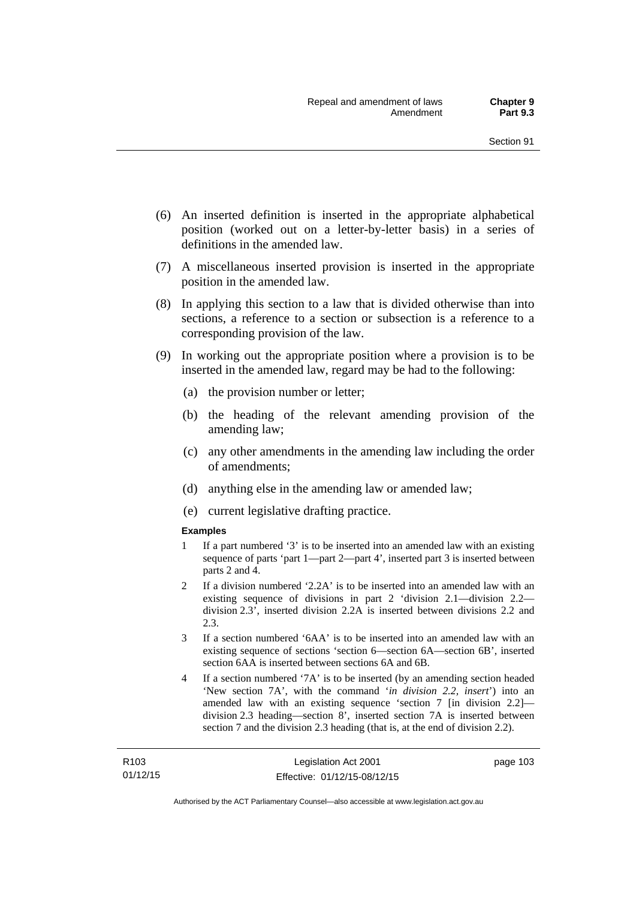(6) An inserted definition is inserted in the appropriate alphabetical position (worked out on a letter-by-letter basis) in a series of definitions in the amended law.

(7) A miscellaneous inserted provision is inserted in the appropriate position in the amended law.

(8) In applying this section to a law that is divided otherwise than into sections, a reference to a section or subsection is a reference to a corresponding provision of the law.

(9) In working out the appropriate position where a provision is to be inserted in the amended law, regard may be had to the following:

(a) the provision number or letter;

(b) the heading of the relevant amending provision of the amending law;

(c) any other amendments in the amending law including the order of amendments;

(d) anything else in the amending law or amended law;

(e) current legislative drafting practice.

**Examples**

1 If a part numbered '3' is to be inserted into an amended law with an existing sequence of parts 'part 1—part 2—part 4', inserted part 3 is inserted between parts 2 and 4.

2 If a division numbered '2.2A' is to be inserted into an amended law with an existing sequence of divisions in part 2 'division 2.1—division 2.2—division 2.3', inserted division 2.2A is inserted between divisions 2.2 and 2.3.

3 If a section numbered '6AA' is to be inserted into an amended law with an existing sequence of sections 'section 6—section 6A—section 6B', inserted section 6AA is inserted between sections 6A and 6B.

4 If a section numbered '7A' is to be inserted (by an amending section headed 'New section 7A', with the command '*in division 2.2, insert*') into an amended law with an existing sequence 'section 7 [in division 2.2]—division 2.3 heading—section 8', inserted section 7A is inserted between section 7 and the division 2.3 heading (that is, at the end of division 2.2).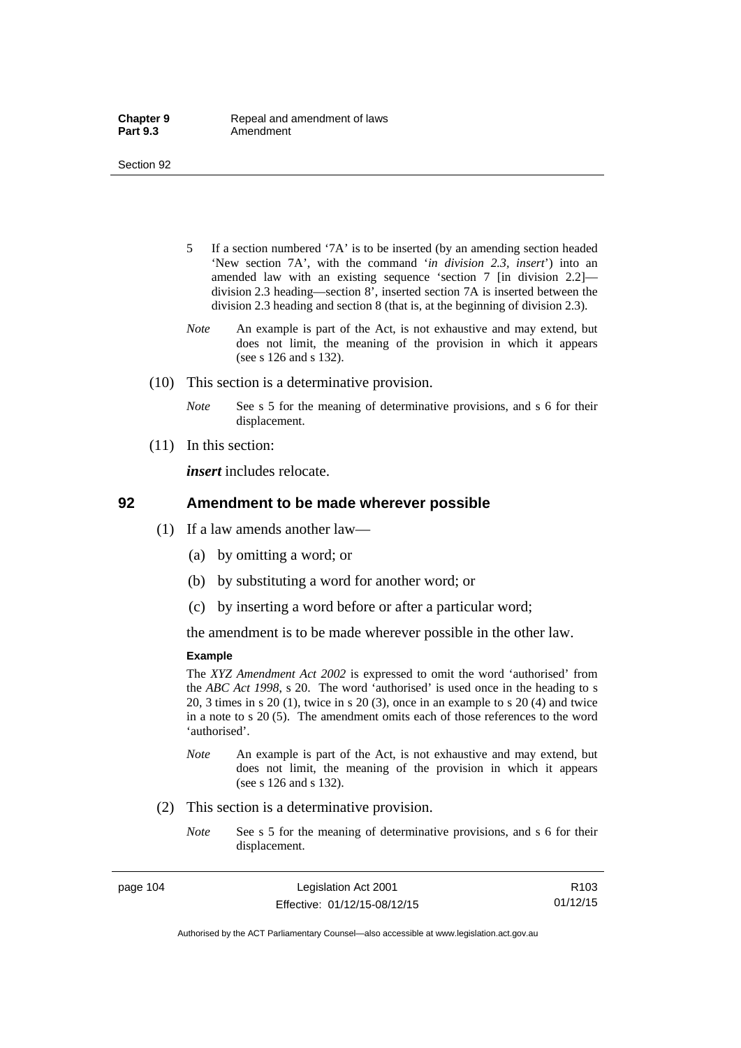5 If a section numbered '7A' is to be inserted (by an amending section headed 'New section 7A', with the command '*in division 2.3, insert*') into an amended law with an existing sequence 'section 7 [in division 2.2]—division 2.3 heading—section 8', inserted section 7A is inserted between the division 2.3 heading and section 8 (that is, at the beginning of division 2.3).

*Note* An example is part of the Act, is not exhaustive and may extend, but does not limit, the meaning of the provision in which it appears (see s 126 and s 132).

(10) This section is a determinative provision.

*Note* See s 5 for the meaning of determinative provisions, and s 6 for their displacement.

(11) In this section:

***insert*** includes relocate.

## 92 Amendment to be made wherever possible

(1) If a law amends another law—

(a) by omitting a word; or

(b) by substituting a word for another word; or

(c) by inserting a word before or after a particular word;

the amendment is to be made wherever possible in the other law.

**Example**

The *XYZ Amendment Act 2002* is expressed to omit the word 'authorised' from the *ABC Act 1998*, s 20. The word 'authorised' is used once in the heading to s 20, 3 times in s 20 (1), twice in s 20 (3), once in an example to s 20 (4) and twice in a note to s 20 (5). The amendment omits each of those references to the word 'authorised'.

*Note* An example is part of the Act, is not exhaustive and may extend, but does not limit, the meaning of the provision in which it appears (see s 126 and s 132).

(2) This section is a determinative provision.

*Note* See s 5 for the meaning of determinative provisions, and s 6 for their displacement.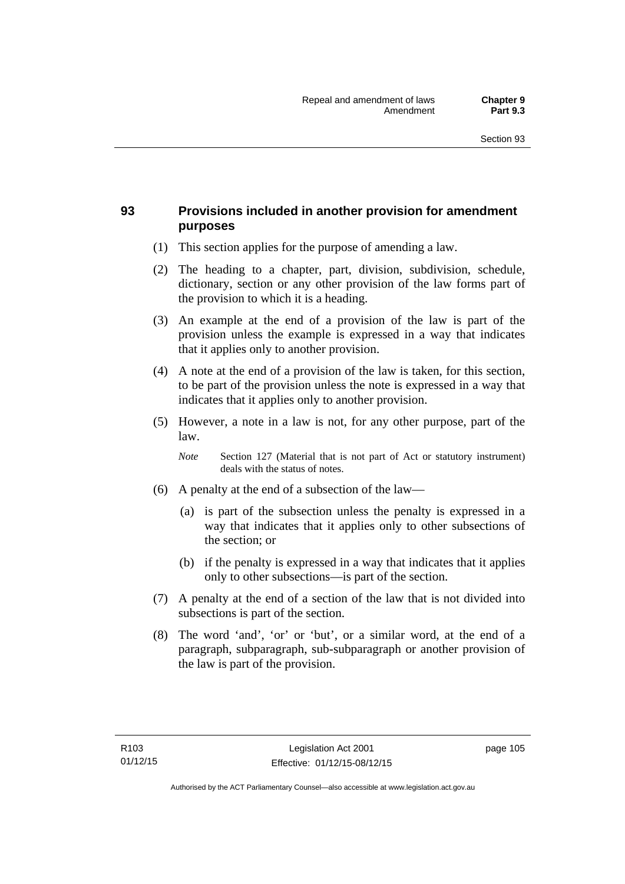## 93 Provisions included in another provision for amendment purposes

(1) This section applies for the purpose of amending a law.

(2) The heading to a chapter, part, division, subdivision, schedule, dictionary, section or any other provision of the law forms part of the provision to which it is a heading.

(3) An example at the end of a provision of the law is part of the provision unless the example is expressed in a way that indicates that it applies only to another provision.

(4) A note at the end of a provision of the law is taken, for this section, to be part of the provision unless the note is expressed in a way that indicates that it applies only to another provision.

(5) However, a note in a law is not, for any other purpose, part of the law.

*Note* Section 127 (Material that is not part of Act or statutory instrument) deals with the status of notes.

(6) A penalty at the end of a subsection of the law—

(a) is part of the subsection unless the penalty is expressed in a way that indicates that it applies only to other subsections of the section; or

(b) if the penalty is expressed in a way that indicates that it applies only to other subsections—is part of the section.

(7) A penalty at the end of a section of the law that is not divided into subsections is part of the section.

(8) The word 'and', 'or' or 'but', or a similar word, at the end of a paragraph, subparagraph, sub-subparagraph or another provision of the law is part of the provision.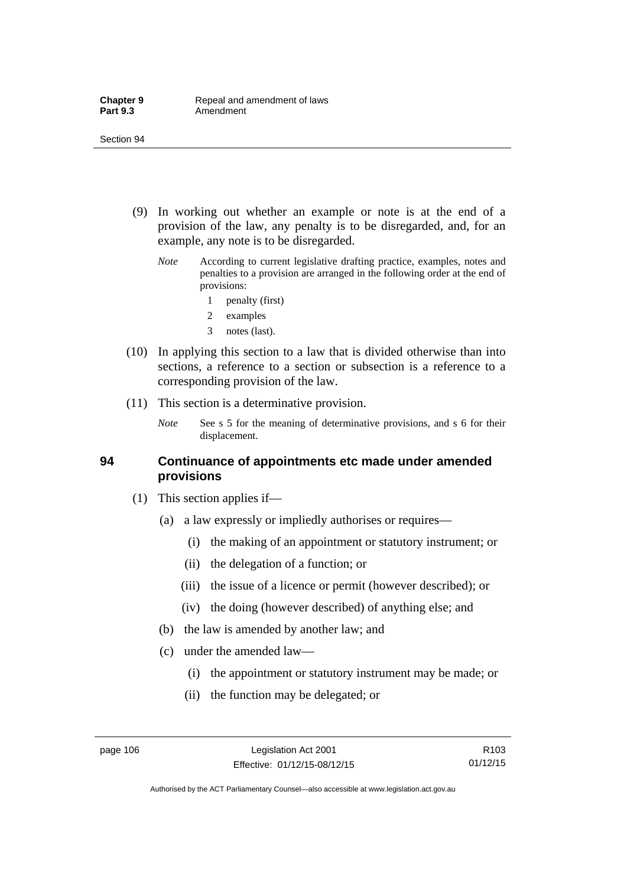(9) In working out whether an example or note is at the end of a provision of the law, any penalty is to be disregarded, and, for an example, any note is to be disregarded.

*Note* According to current legislative drafting practice, examples, notes and penalties to a provision are arranged in the following order at the end of provisions:

1 penalty (first)

2 examples

3 notes (last).

(10) In applying this section to a law that is divided otherwise than into sections, a reference to a section or subsection is a reference to a corresponding provision of the law.

(11) This section is a determinative provision.

*Note* See s 5 for the meaning of determinative provisions, and s 6 for their displacement.

## 94 Continuance of appointments etc made under amended provisions

(1) This section applies if—

(a) a law expressly or impliedly authorises or requires—

(i) the making of an appointment or statutory instrument; or

(ii) the delegation of a function; or

(iii) the issue of a licence or permit (however described); or

(iv) the doing (however described) of anything else; and

(b) the law is amended by another law; and

(c) under the amended law—

(i) the appointment or statutory instrument may be made; or

(ii) the function may be delegated; or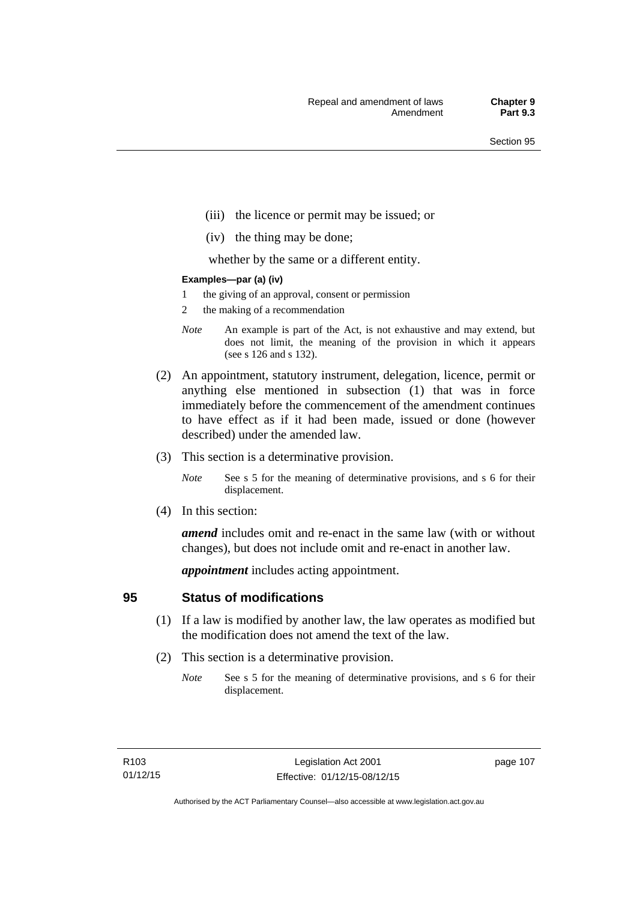(iii) the licence or permit may be issued; or

(iv) the thing may be done;

whether by the same or a different entity.

**Examples—par (a) (iv)**

1 the giving of an approval, consent or permission

2 the making of a recommendation

*Note* An example is part of the Act, is not exhaustive and may extend, but does not limit, the meaning of the provision in which it appears (see s 126 and s 132).

(2) An appointment, statutory instrument, delegation, licence, permit or anything else mentioned in subsection (1) that was in force immediately before the commencement of the amendment continues to have effect as if it had been made, issued or done (however described) under the amended law.

(3) This section is a determinative provision.

*Note* See s 5 for the meaning of determinative provisions, and s 6 for their displacement.

(4) In this section:

***amend*** includes omit and re-enact in the same law (with or without changes), but does not include omit and re-enact in another law.

***appointment*** includes acting appointment.

## 95 Status of modifications

(1) If a law is modified by another law, the law operates as modified but the modification does not amend the text of the law.

(2) This section is a determinative provision.

*Note* See s 5 for the meaning of determinative provisions, and s 6 for their displacement.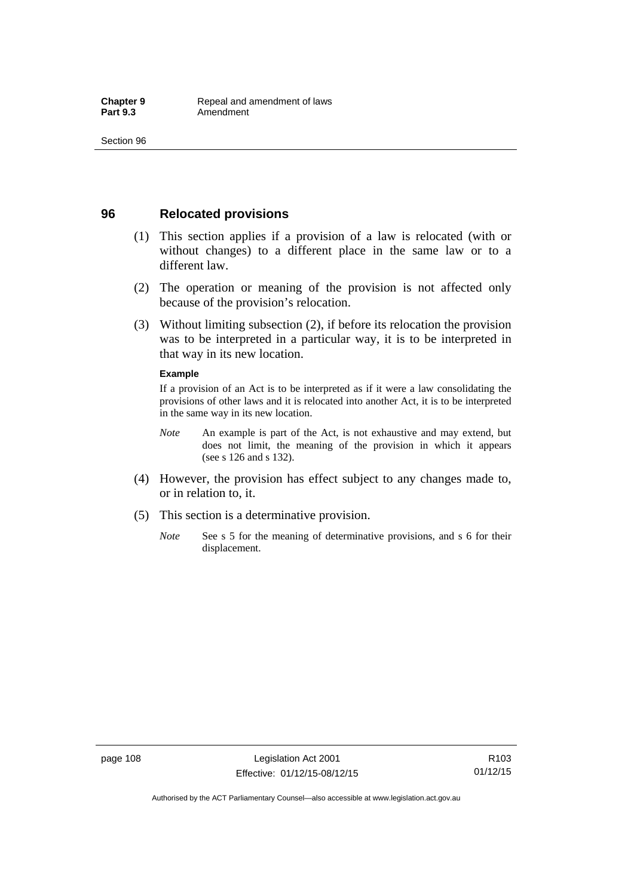## 96 Relocated provisions

(1) This section applies if a provision of a law is relocated (with or without changes) to a different place in the same law or to a different law.

(2) The operation or meaning of the provision is not affected only because of the provision's relocation.

(3) Without limiting subsection (2), if before its relocation the provision was to be interpreted in a particular way, it is to be interpreted in that way in its new location.

**Example**

If a provision of an Act is to be interpreted as if it were a law consolidating the provisions of other laws and it is relocated into another Act, it is to be interpreted in the same way in its new location.

*Note* An example is part of the Act, is not exhaustive and may extend, but does not limit, the meaning of the provision in which it appears (see s 126 and s 132).

(4) However, the provision has effect subject to any changes made to, or in relation to, it.

(5) This section is a determinative provision.

*Note* See s 5 for the meaning of determinative provisions, and s 6 for their displacement.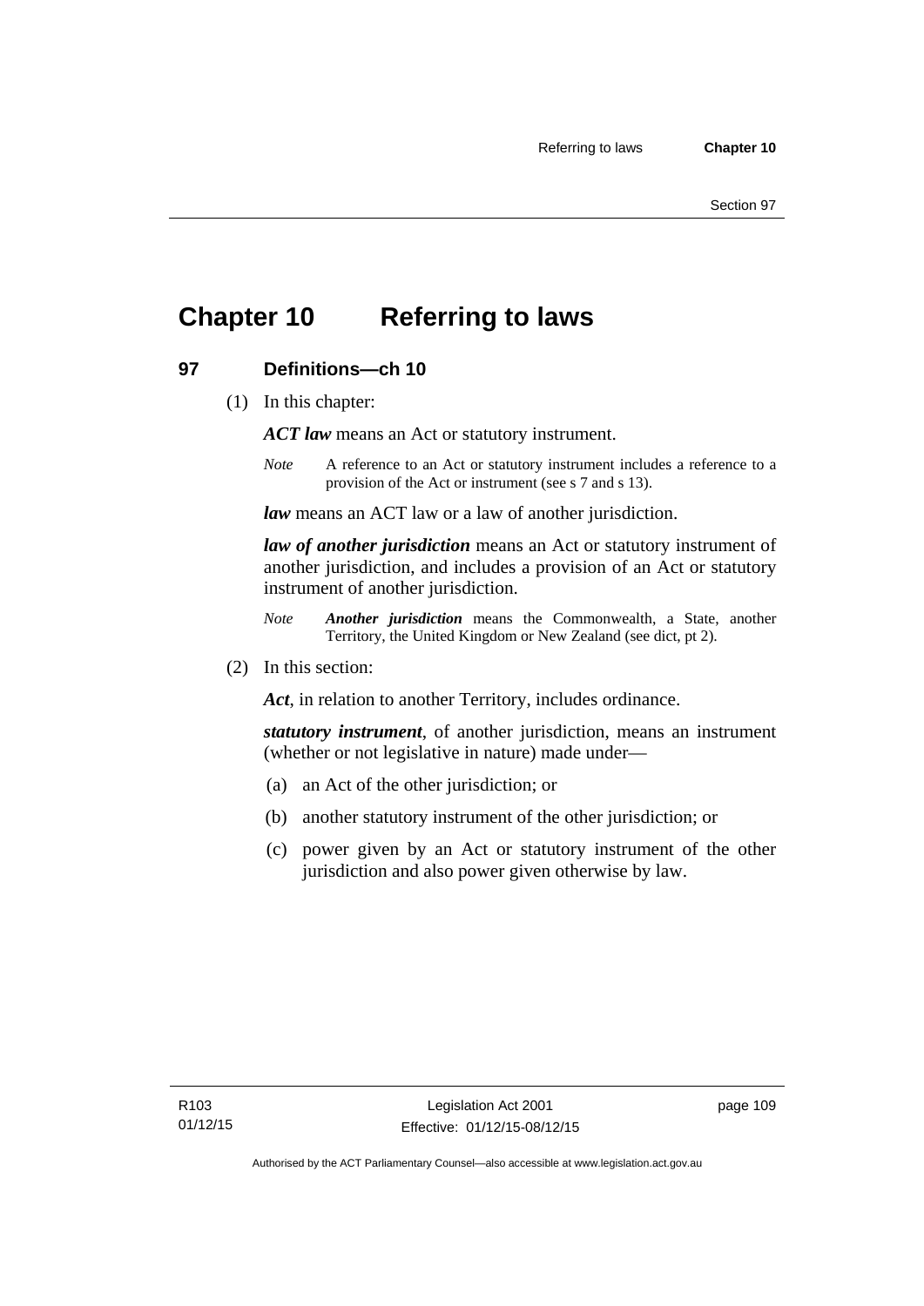# Chapter 10 Referring to laws

## 97 Definitions—ch 10

(1) In this chapter:

***ACT law*** means an Act or statutory instrument.

*Note* A reference to an Act or statutory instrument includes a reference to a provision of the Act or instrument (see s 7 and s 13).

***law*** means an ACT law or a law of another jurisdiction.

***law of another jurisdiction*** means an Act or statutory instrument of another jurisdiction, and includes a provision of an Act or statutory instrument of another jurisdiction.

*Note* ***Another jurisdiction*** means the Commonwealth, a State, another Territory, the United Kingdom or New Zealand (see dict, pt 2).

(2) In this section:

***Act***, in relation to another Territory, includes ordinance.

***statutory instrument***, of another jurisdiction, means an instrument (whether or not legislative in nature) made under—

(a) an Act of the other jurisdiction; or

(b) another statutory instrument of the other jurisdiction; or

(c) power given by an Act or statutory instrument of the other jurisdiction and also power given otherwise by law.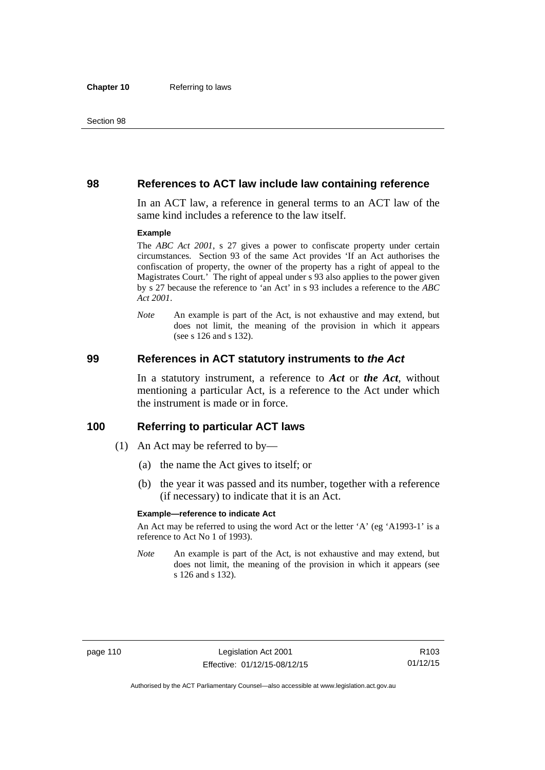## 98 References to ACT law include law containing reference

In an ACT law, a reference in general terms to an ACT law of the same kind includes a reference to the law itself.

**Example**

The *ABC Act 2001*, s 27 gives a power to confiscate property under certain circumstances. Section 93 of the same Act provides 'If an Act authorises the confiscation of property, the owner of the property has a right of appeal to the Magistrates Court.' The right of appeal under s 93 also applies to the power given by s 27 because the reference to 'an Act' in s 93 includes a reference to the *ABC Act 2001*.

*Note* An example is part of the Act, is not exhaustive and may extend, but does not limit, the meaning of the provision in which it appears (see s 126 and s 132).

## 99 References in ACT statutory instruments to *the Act*

In a statutory instrument, a reference to ***Act*** or ***the Act***, without mentioning a particular Act, is a reference to the Act under which the instrument is made or in force.

## 100 Referring to particular ACT laws

(1) An Act may be referred to by—

(a) the name the Act gives to itself; or

(b) the year it was passed and its number, together with a reference (if necessary) to indicate that it is an Act.

**Example—reference to indicate Act**

An Act may be referred to using the word Act or the letter 'A' (eg 'A1993-1' is a reference to Act No 1 of 1993).

*Note* An example is part of the Act, is not exhaustive and may extend, but does not limit, the meaning of the provision in which it appears (see s 126 and s 132).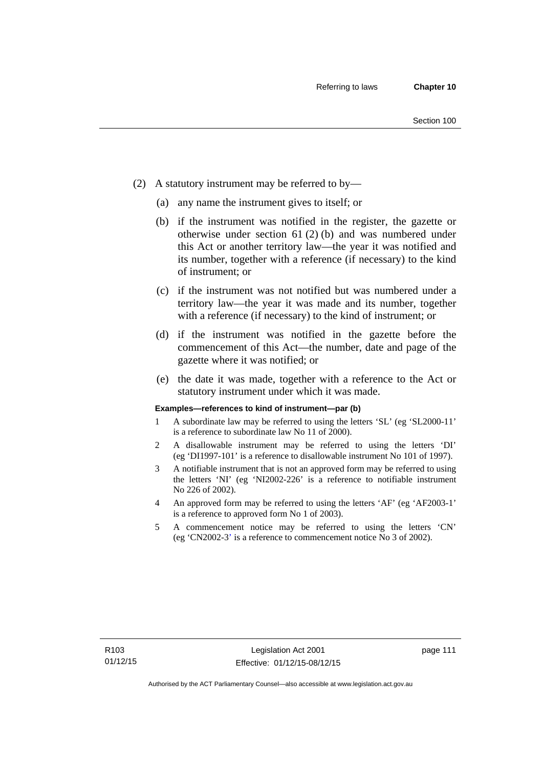(2) A statutory instrument may be referred to by—

(a) any name the instrument gives to itself; or

(b) if the instrument was notified in the register, the gazette or otherwise under section 61 (2) (b) and was numbered under this Act or another territory law—the year it was notified and its number, together with a reference (if necessary) to the kind of instrument; or

(c) if the instrument was not notified but was numbered under a territory law—the year it was made and its number, together with a reference (if necessary) to the kind of instrument; or

(d) if the instrument was notified in the gazette before the commencement of this Act—the number, date and page of the gazette where it was notified; or

(e) the date it was made, together with a reference to the Act or statutory instrument under which it was made.

**Examples—references to kind of instrument—par (b)**

1 A subordinate law may be referred to using the letters 'SL' (eg 'SL2000-11' is a reference to subordinate law No 11 of 2000).

2 A disallowable instrument may be referred to using the letters 'DI' (eg 'DI1997-101' is a reference to disallowable instrument No 101 of 1997).

3 A notifiable instrument that is not an approved form may be referred to using the letters 'NI' (eg 'NI2002-226' is a reference to notifiable instrument No 226 of 2002).

4 An approved form may be referred to using the letters 'AF' (eg 'AF2003-1' is a reference to approved form No 1 of 2003).

5 A commencement notice may be referred to using the letters 'CN' (eg 'CN2002-3' is a reference to commencement notice No 3 of 2002).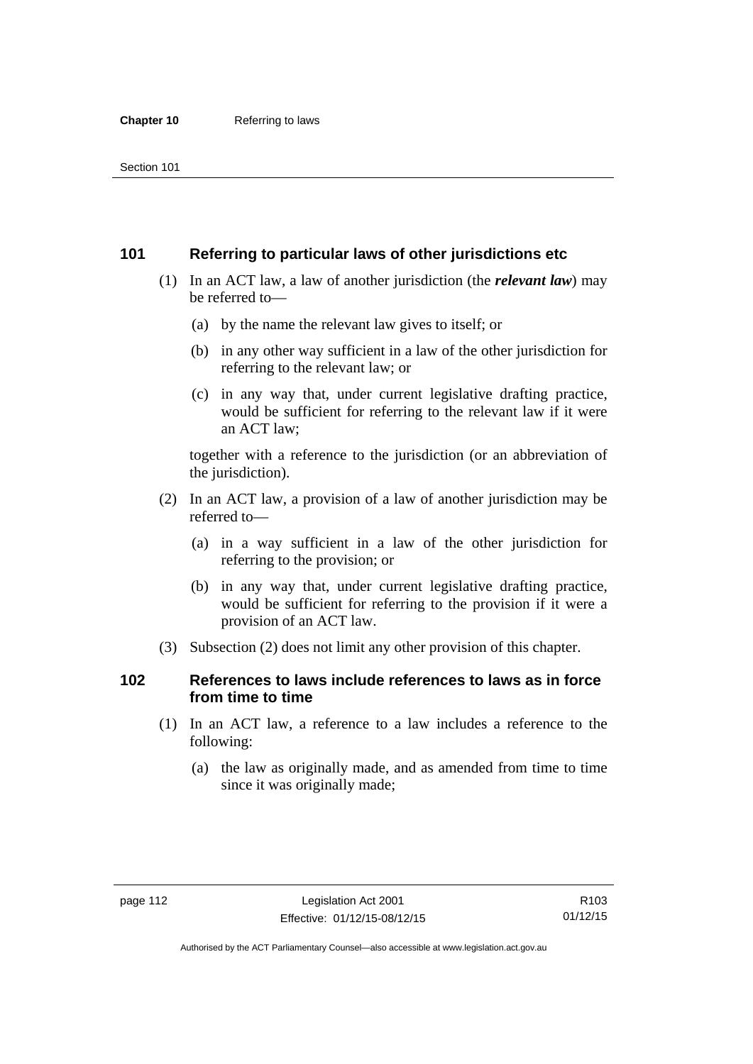## 101 Referring to particular laws of other jurisdictions etc

(1) In an ACT law, a law of another jurisdiction (the ***relevant law***) may be referred to—

(a) by the name the relevant law gives to itself; or

(b) in any other way sufficient in a law of the other jurisdiction for referring to the relevant law; or

(c) in any way that, under current legislative drafting practice, would be sufficient for referring to the relevant law if it were an ACT law;

together with a reference to the jurisdiction (or an abbreviation of the jurisdiction).

(2) In an ACT law, a provision of a law of another jurisdiction may be referred to—

(a) in a way sufficient in a law of the other jurisdiction for referring to the provision; or

(b) in any way that, under current legislative drafting practice, would be sufficient for referring to the provision if it were a provision of an ACT law.

(3) Subsection (2) does not limit any other provision of this chapter.

## 102 References to laws include references to laws as in force from time to time

(1) In an ACT law, a reference to a law includes a reference to the following:

(a) the law as originally made, and as amended from time to time since it was originally made;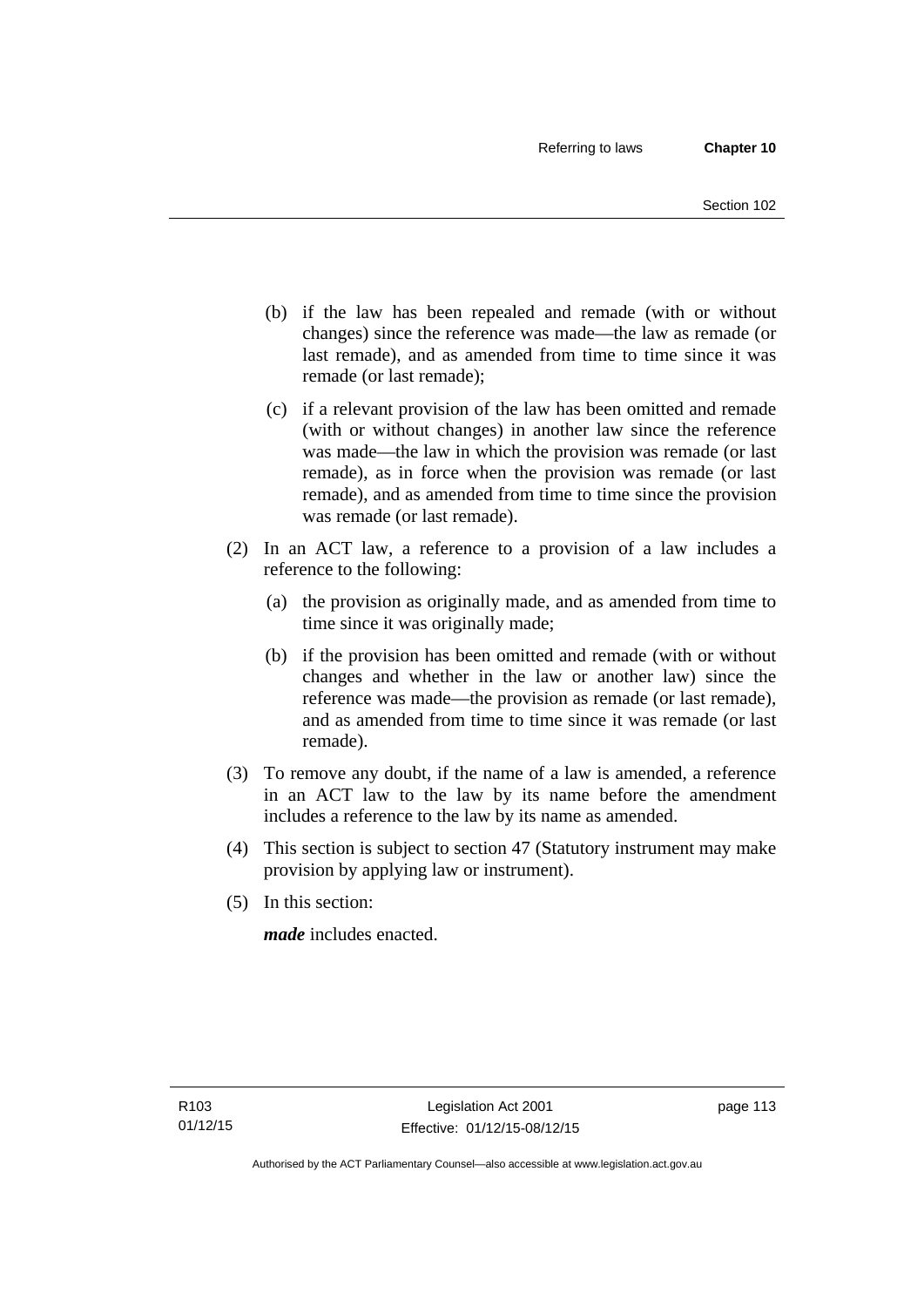(b) if the law has been repealed and remade (with or without changes) since the reference was made—the law as remade (or last remade), and as amended from time to time since it was remade (or last remade);

(c) if a relevant provision of the law has been omitted and remade (with or without changes) in another law since the reference was made—the law in which the provision was remade (or last remade), as in force when the provision was remade (or last remade), and as amended from time to time since the provision was remade (or last remade).

(2) In an ACT law, a reference to a provision of a law includes a reference to the following:

(a) the provision as originally made, and as amended from time to time since it was originally made;

(b) if the provision has been omitted and remade (with or without changes and whether in the law or another law) since the reference was made—the provision as remade (or last remade), and as amended from time to time since it was remade (or last remade).

(3) To remove any doubt, if the name of a law is amended, a reference in an ACT law to the law by its name before the amendment includes a reference to the law by its name as amended.

(4) This section is subject to section 47 (Statutory instrument may make provision by applying law or instrument).

(5) In this section:

***made*** includes enacted.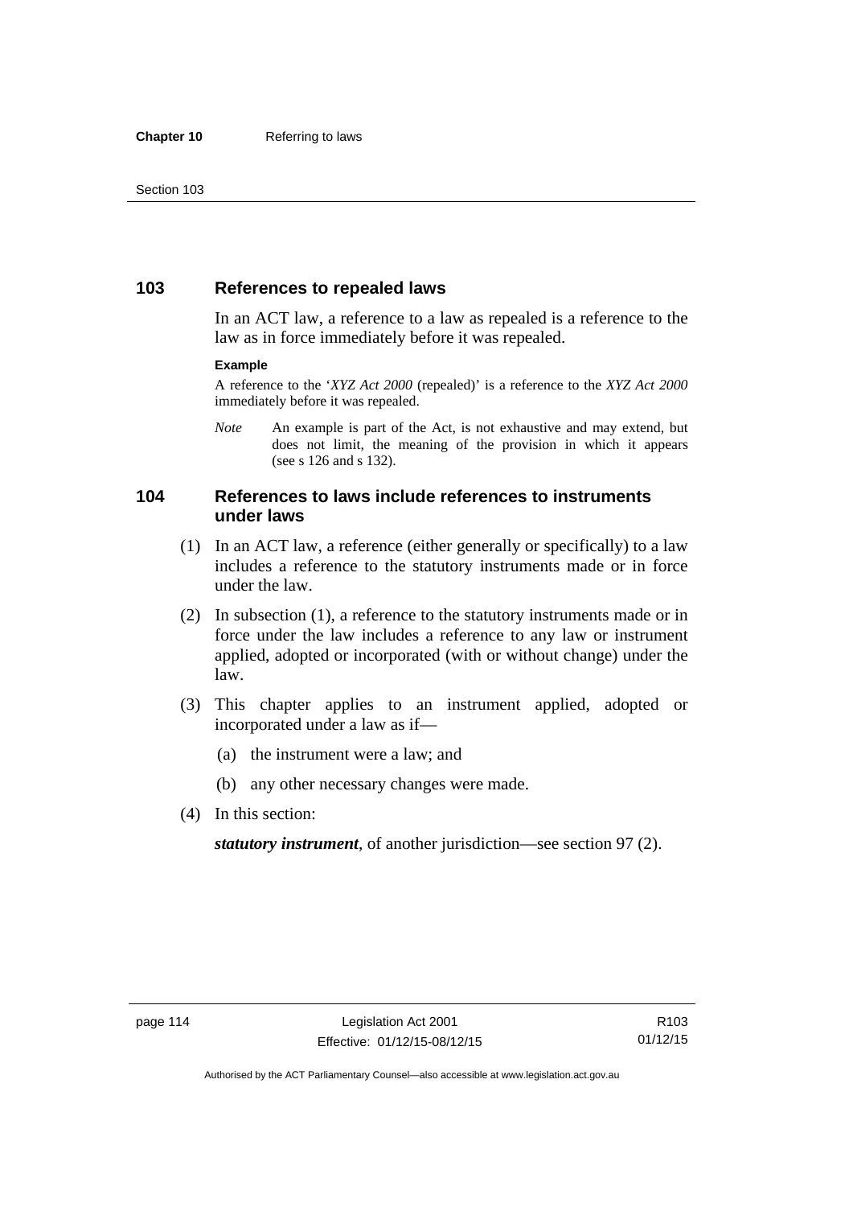## 103 References to repealed laws

In an ACT law, a reference to a law as repealed is a reference to the law as in force immediately before it was repealed.

**Example**

A reference to the '*XYZ Act 2000* (repealed)' is a reference to the *XYZ Act 2000* immediately before it was repealed.

*Note* An example is part of the Act, is not exhaustive and may extend, but does not limit, the meaning of the provision in which it appears (see s 126 and s 132).

## 104 References to laws include references to instruments under laws

(1) In an ACT law, a reference (either generally or specifically) to a law includes a reference to the statutory instruments made or in force under the law.

(2) In subsection (1), a reference to the statutory instruments made or in force under the law includes a reference to any law or instrument applied, adopted or incorporated (with or without change) under the law.

(3) This chapter applies to an instrument applied, adopted or incorporated under a law as if—

(a) the instrument were a law; and

(b) any other necessary changes were made.

(4) In this section:

***statutory instrument***, of another jurisdiction—see section 97 (2).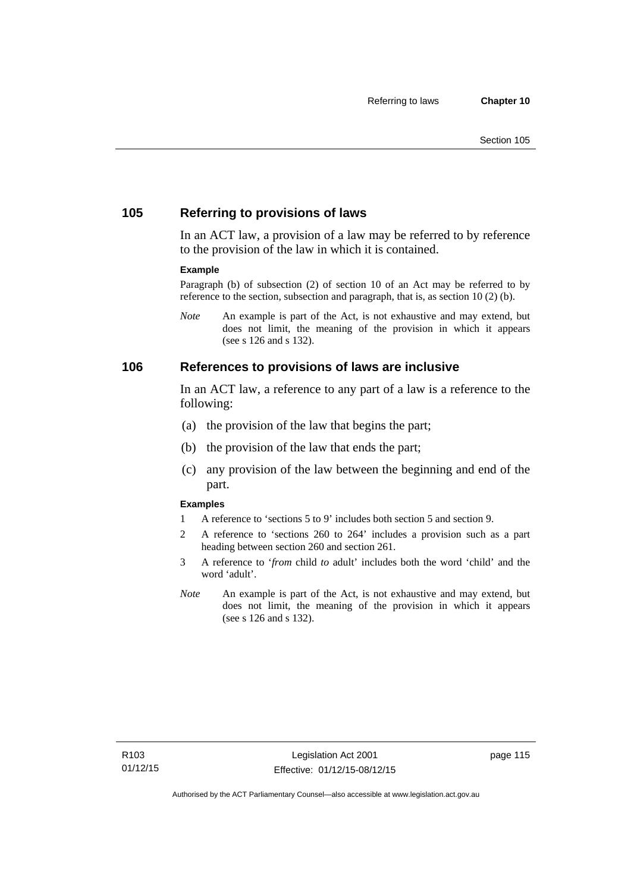## 105 Referring to provisions of laws

In an ACT law, a provision of a law may be referred to by reference to the provision of the law in which it is contained.

**Example**

Paragraph (b) of subsection (2) of section 10 of an Act may be referred to by reference to the section, subsection and paragraph, that is, as section 10 (2) (b).

*Note* An example is part of the Act, is not exhaustive and may extend, but does not limit, the meaning of the provision in which it appears (see s 126 and s 132).

## 106 References to provisions of laws are inclusive

In an ACT law, a reference to any part of a law is a reference to the following:

(a) the provision of the law that begins the part;

(b) the provision of the law that ends the part;

(c) any provision of the law between the beginning and end of the part.

**Examples**

1 A reference to 'sections 5 to 9' includes both section 5 and section 9.

2 A reference to 'sections 260 to 264' includes a provision such as a part heading between section 260 and section 261.

3 A reference to '*from* child *to* adult' includes both the word 'child' and the word 'adult'.

*Note* An example is part of the Act, is not exhaustive and may extend, but does not limit, the meaning of the provision in which it appears (see s 126 and s 132).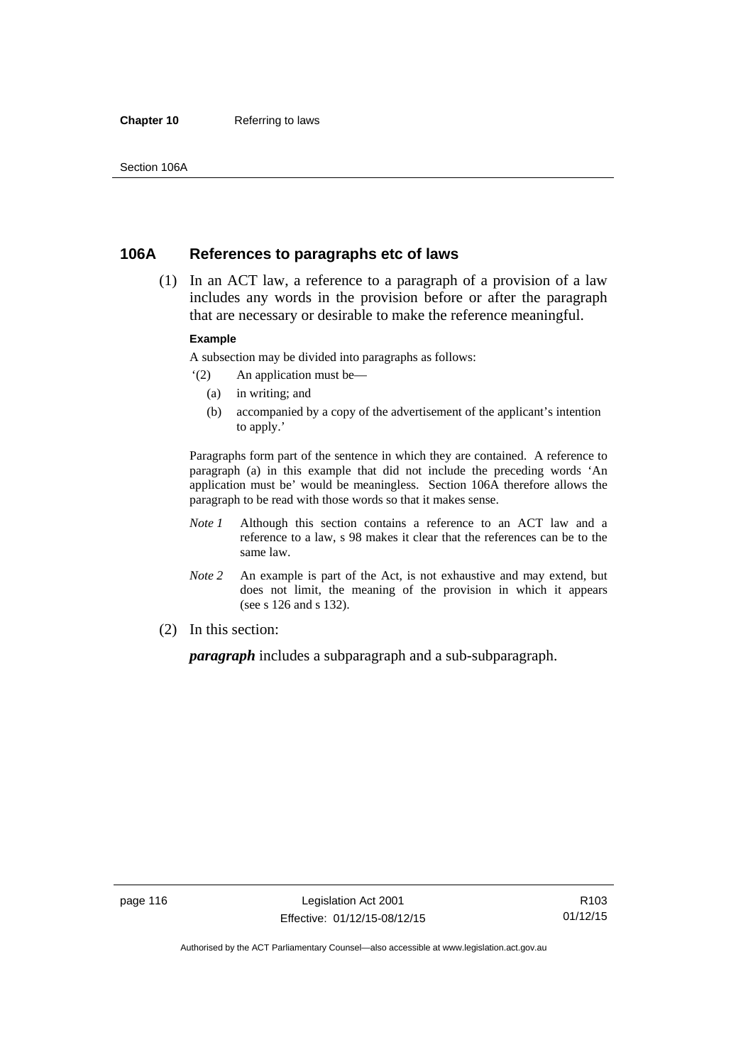## 106A References to paragraphs etc of laws

(1) In an ACT law, a reference to a paragraph of a provision of a law includes any words in the provision before or after the paragraph that are necessary or desirable to make the reference meaningful.

**Example**

A subsection may be divided into paragraphs as follows:

'(2) An application must be—

(a) in writing; and

(b) accompanied by a copy of the advertisement of the applicant's intention to apply.'

Paragraphs form part of the sentence in which they are contained. A reference to paragraph (a) in this example that did not include the preceding words 'An application must be' would be meaningless. Section 106A therefore allows the paragraph to be read with those words so that it makes sense.

*Note 1* Although this section contains a reference to an ACT law and a reference to a law, s 98 makes it clear that the references can be to the same law.

*Note 2* An example is part of the Act, is not exhaustive and may extend, but does not limit, the meaning of the provision in which it appears (see s 126 and s 132).

(2) In this section:

***paragraph*** includes a subparagraph and a sub-subparagraph.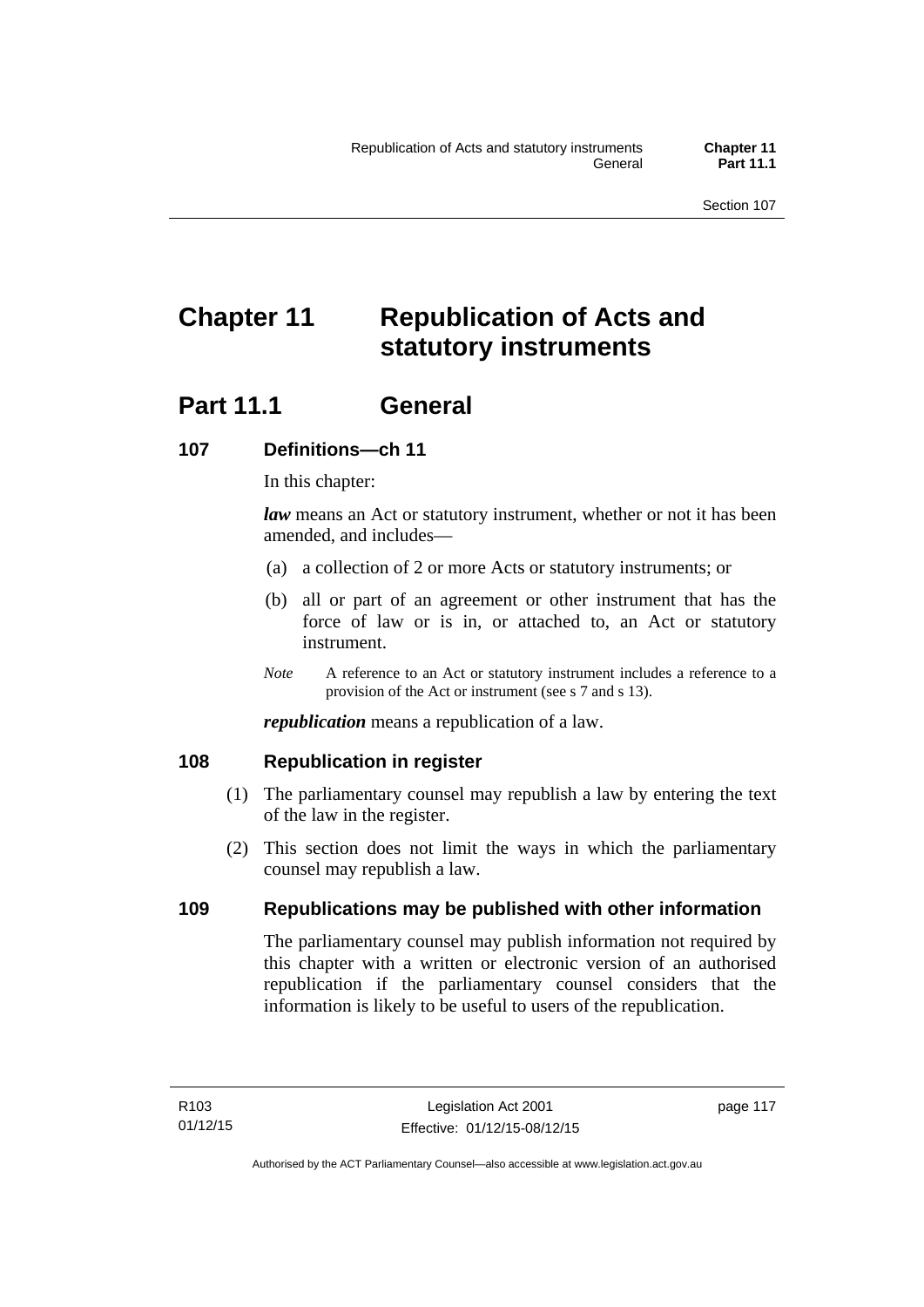# Chapter 11 Republication of Acts and statutory instruments

## Part 11.1 General

### 107 Definitions—ch 11

In this chapter:

***law*** means an Act or statutory instrument, whether or not it has been amended, and includes—

(a) a collection of 2 or more Acts or statutory instruments; or

(b) all or part of an agreement or other instrument that has the force of law or is in, or attached to, an Act or statutory instrument.

*Note* A reference to an Act or statutory instrument includes a reference to a provision of the Act or instrument (see s 7 and s 13).

***republication*** means a republication of a law.

### 108 Republication in register

(1) The parliamentary counsel may republish a law by entering the text of the law in the register.

(2) This section does not limit the ways in which the parliamentary counsel may republish a law.

### 109 Republications may be published with other information

The parliamentary counsel may publish information not required by this chapter with a written or electronic version of an authorised republication if the parliamentary counsel considers that the information is likely to be useful to users of the republication.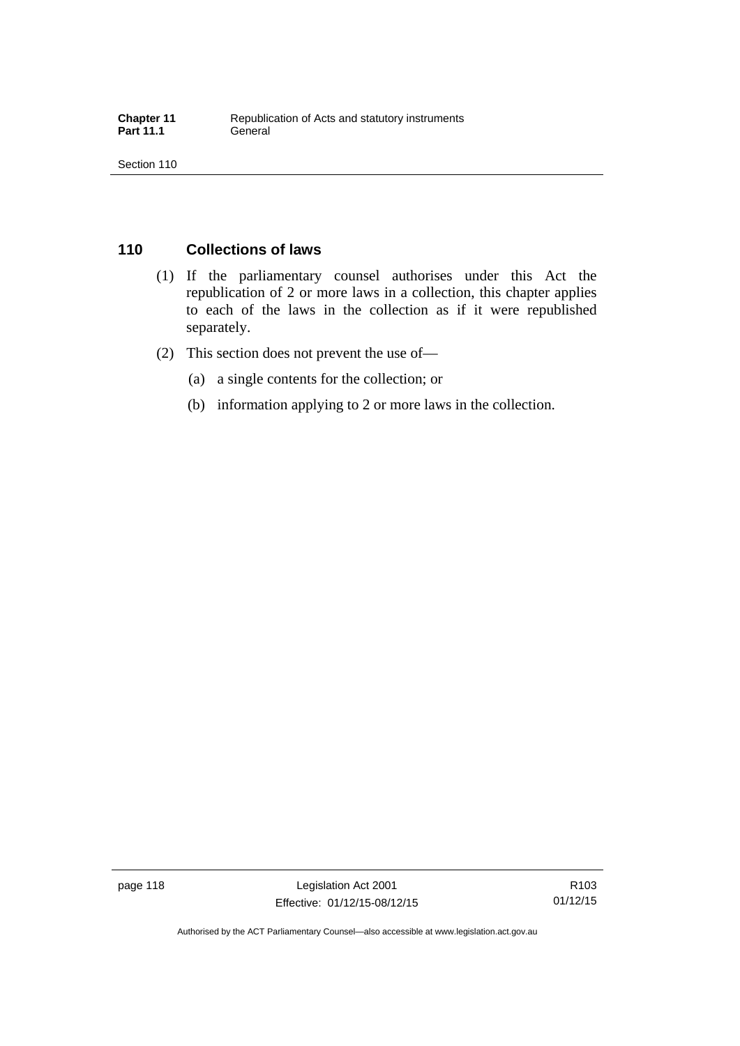## 110 Collections of laws

(1) If the parliamentary counsel authorises under this Act the republication of 2 or more laws in a collection, this chapter applies to each of the laws in the collection as if it were republished separately.

(2) This section does not prevent the use of—

(a) a single contents for the collection; or

(b) information applying to 2 or more laws in the collection.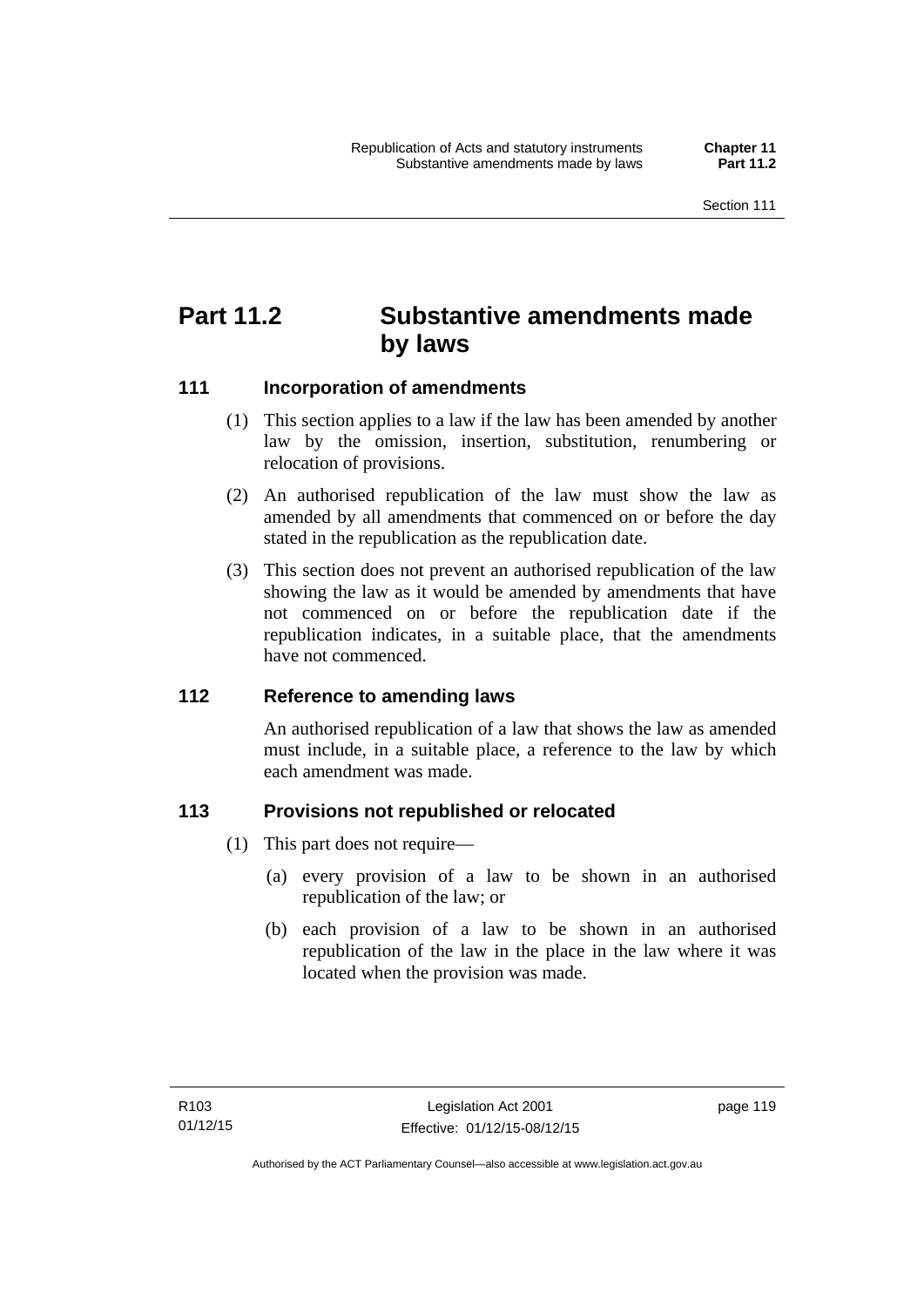# Part 11.2 Substantive amendments made by laws

## 111 Incorporation of amendments

(1) This section applies to a law if the law has been amended by another law by the omission, insertion, substitution, renumbering or relocation of provisions.

(2) An authorised republication of the law must show the law as amended by all amendments that commenced on or before the day stated in the republication as the republication date.

(3) This section does not prevent an authorised republication of the law showing the law as it would be amended by amendments that have not commenced on or before the republication date if the republication indicates, in a suitable place, that the amendments have not commenced.

## 112 Reference to amending laws

An authorised republication of a law that shows the law as amended must include, in a suitable place, a reference to the law by which each amendment was made.

## 113 Provisions not republished or relocated

(1) This part does not require—

(a) every provision of a law to be shown in an authorised republication of the law; or

(b) each provision of a law to be shown in an authorised republication of the law in the place in the law where it was located when the provision was made.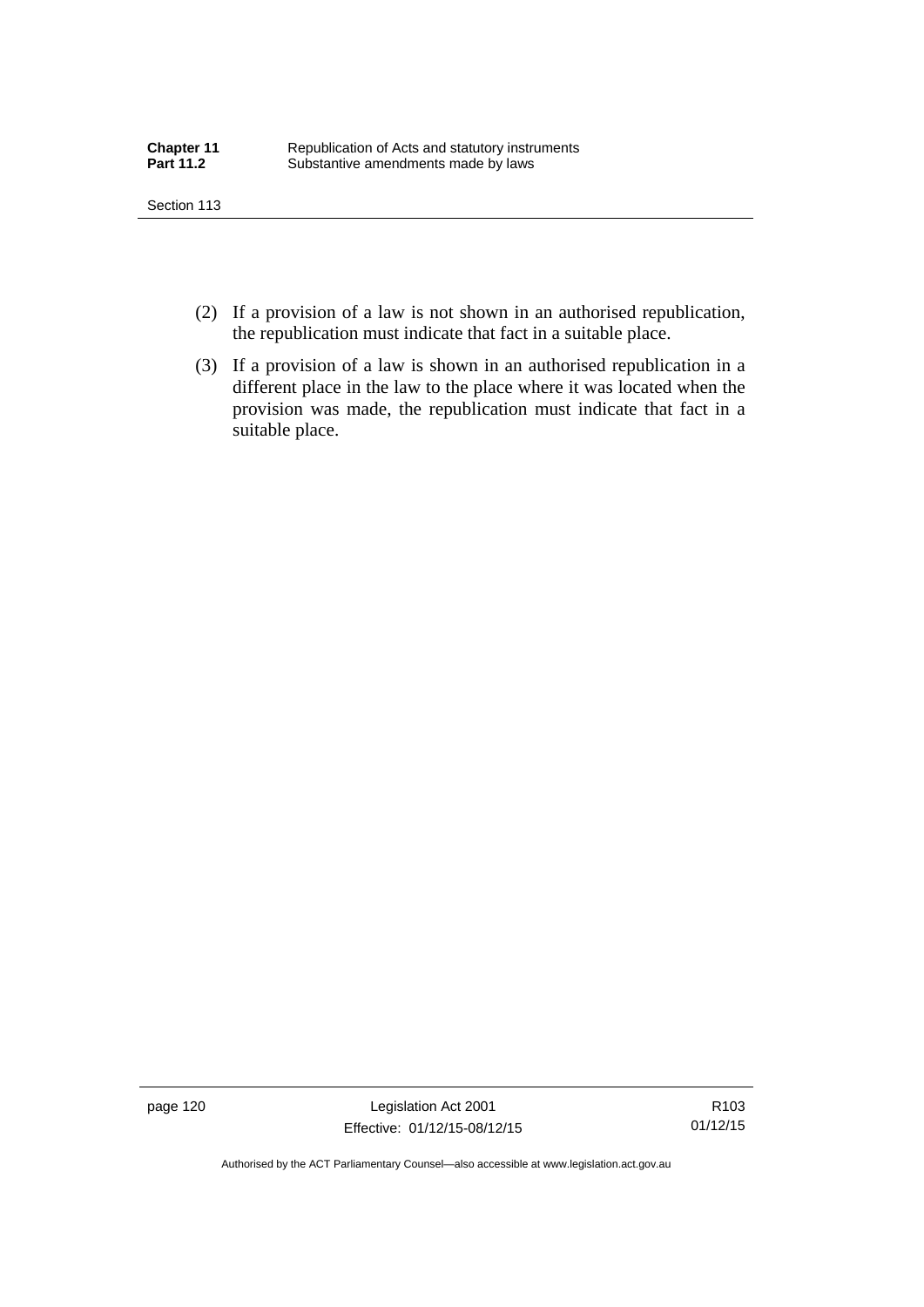(2) If a provision of a law is not shown in an authorised republication, the republication must indicate that fact in a suitable place.

(3) If a provision of a law is shown in an authorised republication in a different place in the law to the place where it was located when the provision was made, the republication must indicate that fact in a suitable place.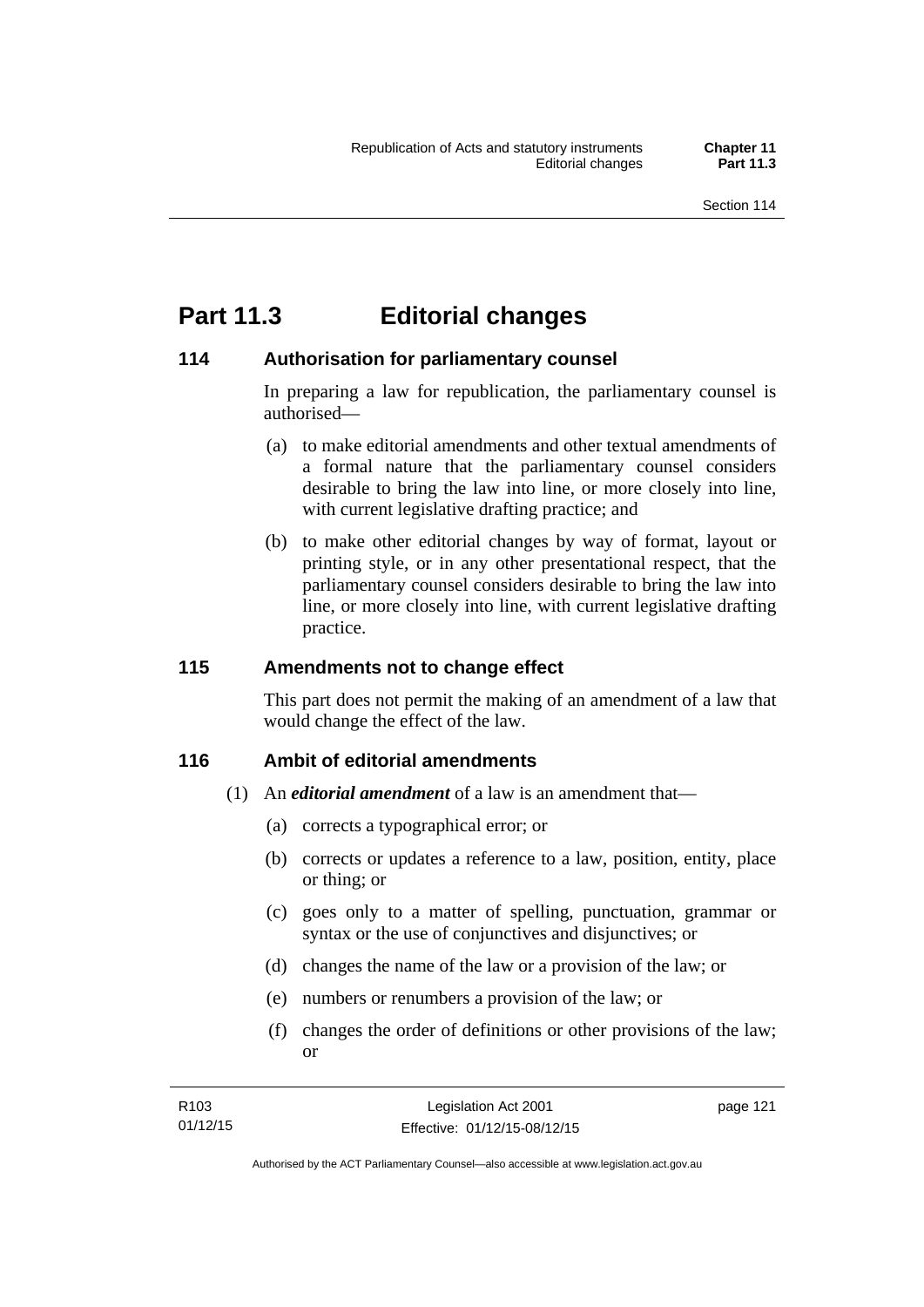# Part 11.3 Editorial changes

## 114 Authorisation for parliamentary counsel

In preparing a law for republication, the parliamentary counsel is authorised—

(a) to make editorial amendments and other textual amendments of a formal nature that the parliamentary counsel considers desirable to bring the law into line, or more closely into line, with current legislative drafting practice; and

(b) to make other editorial changes by way of format, layout or printing style, or in any other presentational respect, that the parliamentary counsel considers desirable to bring the law into line, or more closely into line, with current legislative drafting practice.

## 115 Amendments not to change effect

This part does not permit the making of an amendment of a law that would change the effect of the law.

## 116 Ambit of editorial amendments

(1) An ***editorial amendment*** of a law is an amendment that—

(a) corrects a typographical error; or

(b) corrects or updates a reference to a law, position, entity, place or thing; or

(c) goes only to a matter of spelling, punctuation, grammar or syntax or the use of conjunctives and disjunctives; or

(d) changes the name of the law or a provision of the law; or

(e) numbers or renumbers a provision of the law; or

(f) changes the order of definitions or other provisions of the law; or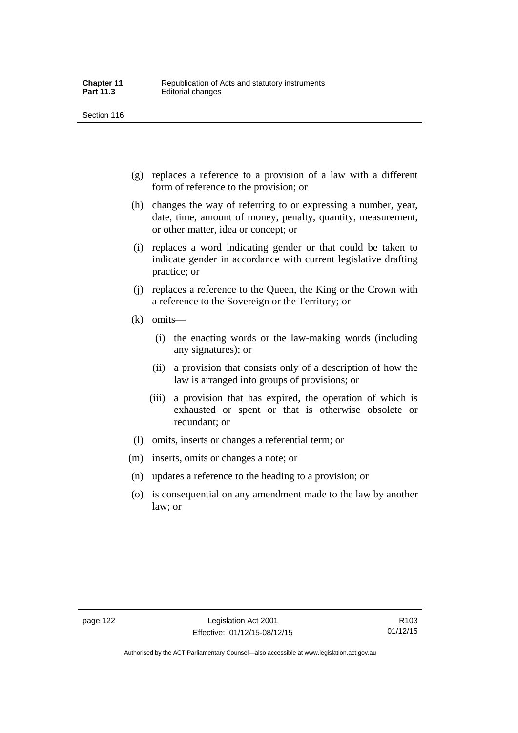(g) replaces a reference to a provision of a law with a different form of reference to the provision; or

(h) changes the way of referring to or expressing a number, year, date, time, amount of money, penalty, quantity, measurement, or other matter, idea or concept; or

(i) replaces a word indicating gender or that could be taken to indicate gender in accordance with current legislative drafting practice; or

(j) replaces a reference to the Queen, the King or the Crown with a reference to the Sovereign or the Territory; or

(k) omits—

   (i) the enacting words or the law-making words (including any signatures); or

   (ii) a provision that consists only of a description of how the law is arranged into groups of provisions; or

   (iii) a provision that has expired, the operation of which is exhausted or spent or that is otherwise obsolete or redundant; or

(l) omits, inserts or changes a referential term; or

(m) inserts, omits or changes a note; or

(n) updates a reference to the heading to a provision; or

(o) is consequential on any amendment made to the law by another law; or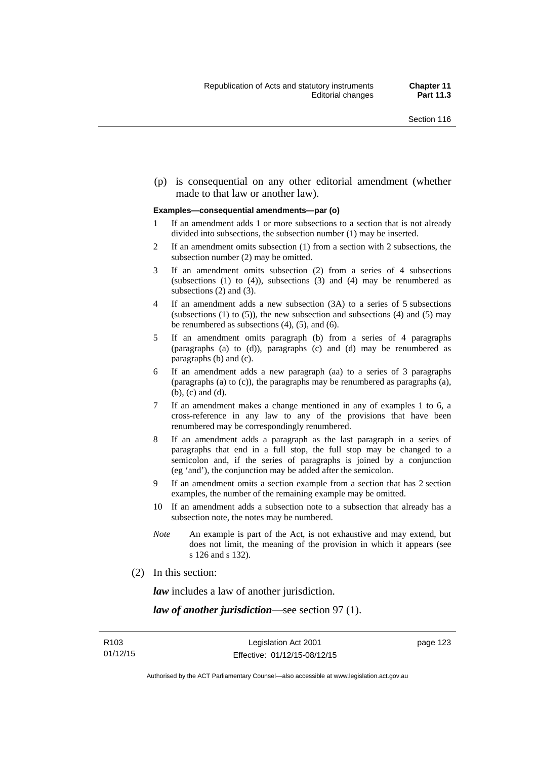(p) is consequential on any other editorial amendment (whether made to that law or another law).

**Examples—consequential amendments—par (o)**

1 If an amendment adds 1 or more subsections to a section that is not already divided into subsections, the subsection number (1) may be inserted.

2 If an amendment omits subsection (1) from a section with 2 subsections, the subsection number (2) may be omitted.

3 If an amendment omits subsection (2) from a series of 4 subsections (subsections (1) to (4)), subsections (3) and (4) may be renumbered as subsections (2) and (3).

4 If an amendment adds a new subsection (3A) to a series of 5 subsections (subsections (1) to (5)), the new subsection and subsections (4) and (5) may be renumbered as subsections (4), (5), and (6).

5 If an amendment omits paragraph (b) from a series of 4 paragraphs (paragraphs (a) to (d)), paragraphs (c) and (d) may be renumbered as paragraphs (b) and (c).

6 If an amendment adds a new paragraph (aa) to a series of 3 paragraphs (paragraphs (a) to (c)), the paragraphs may be renumbered as paragraphs (a), (b), (c) and (d).

7 If an amendment makes a change mentioned in any of examples 1 to 6, a cross-reference in any law to any of the provisions that have been renumbered may be correspondingly renumbered.

8 If an amendment adds a paragraph as the last paragraph in a series of paragraphs that end in a full stop, the full stop may be changed to a semicolon and, if the series of paragraphs is joined by a conjunction (eg 'and'), the conjunction may be added after the semicolon.

9 If an amendment omits a section example from a section that has 2 section examples, the number of the remaining example may be omitted.

10 If an amendment adds a subsection note to a subsection that already has a subsection note, the notes may be numbered.

*Note* An example is part of the Act, is not exhaustive and may extend, but does not limit, the meaning of the provision in which it appears (see s 126 and s 132).

(2) In this section:

***law*** includes a law of another jurisdiction.

***law of another jurisdiction***—see section 97 (1).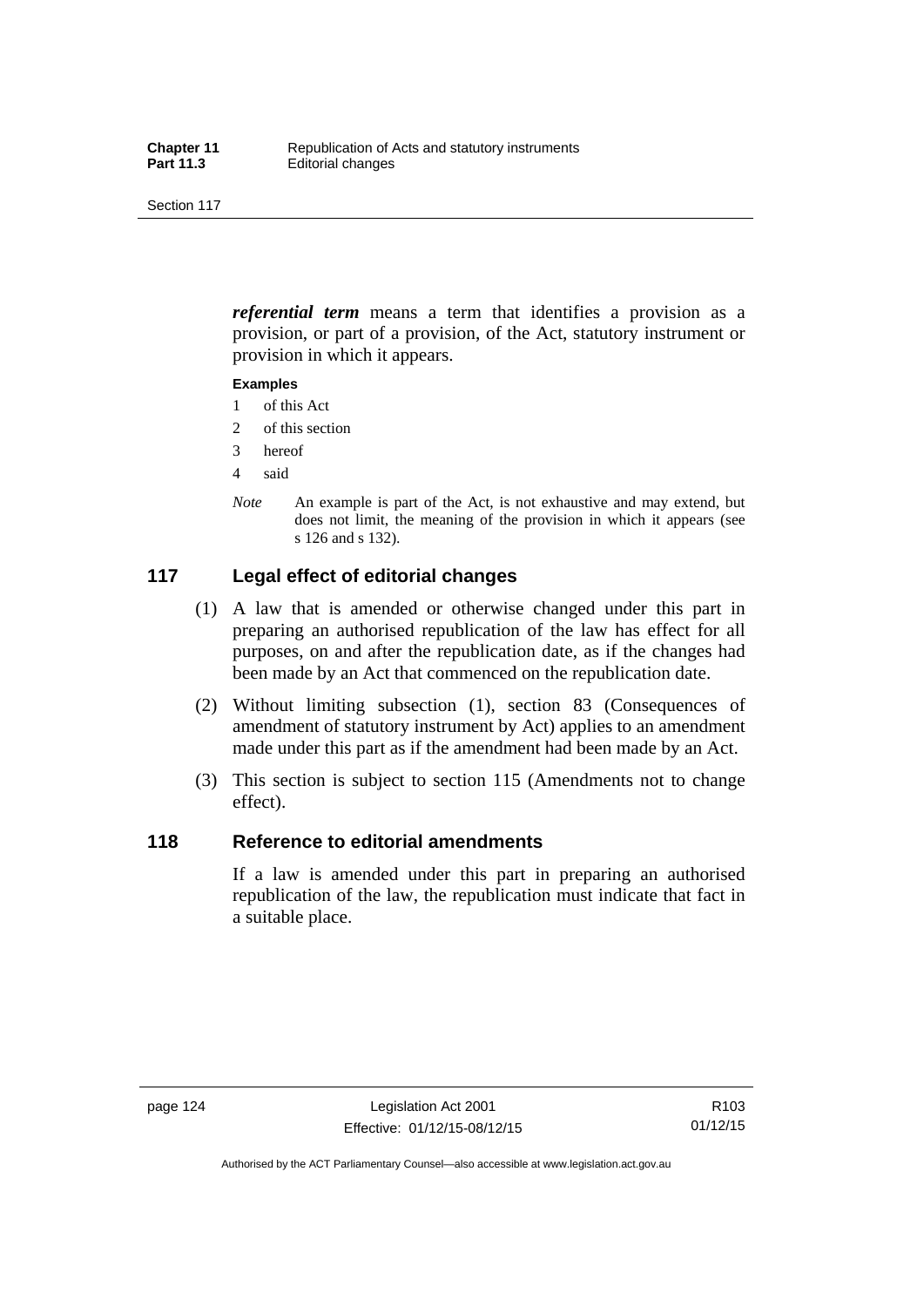***referential term*** means a term that identifies a provision as a provision, or part of a provision, of the Act, statutory instrument or provision in which it appears.

**Examples**

1 of this Act

2 of this section

3 hereof

4 said

*Note* An example is part of the Act, is not exhaustive and may extend, but does not limit, the meaning of the provision in which it appears (see s 126 and s 132).

## 117 Legal effect of editorial changes

(1) A law that is amended or otherwise changed under this part in preparing an authorised republication of the law has effect for all purposes, on and after the republication date, as if the changes had been made by an Act that commenced on the republication date.

(2) Without limiting subsection (1), section 83 (Consequences of amendment of statutory instrument by Act) applies to an amendment made under this part as if the amendment had been made by an Act.

(3) This section is subject to section 115 (Amendments not to change effect).

## 118 Reference to editorial amendments

If a law is amended under this part in preparing an authorised republication of the law, the republication must indicate that fact in a suitable place.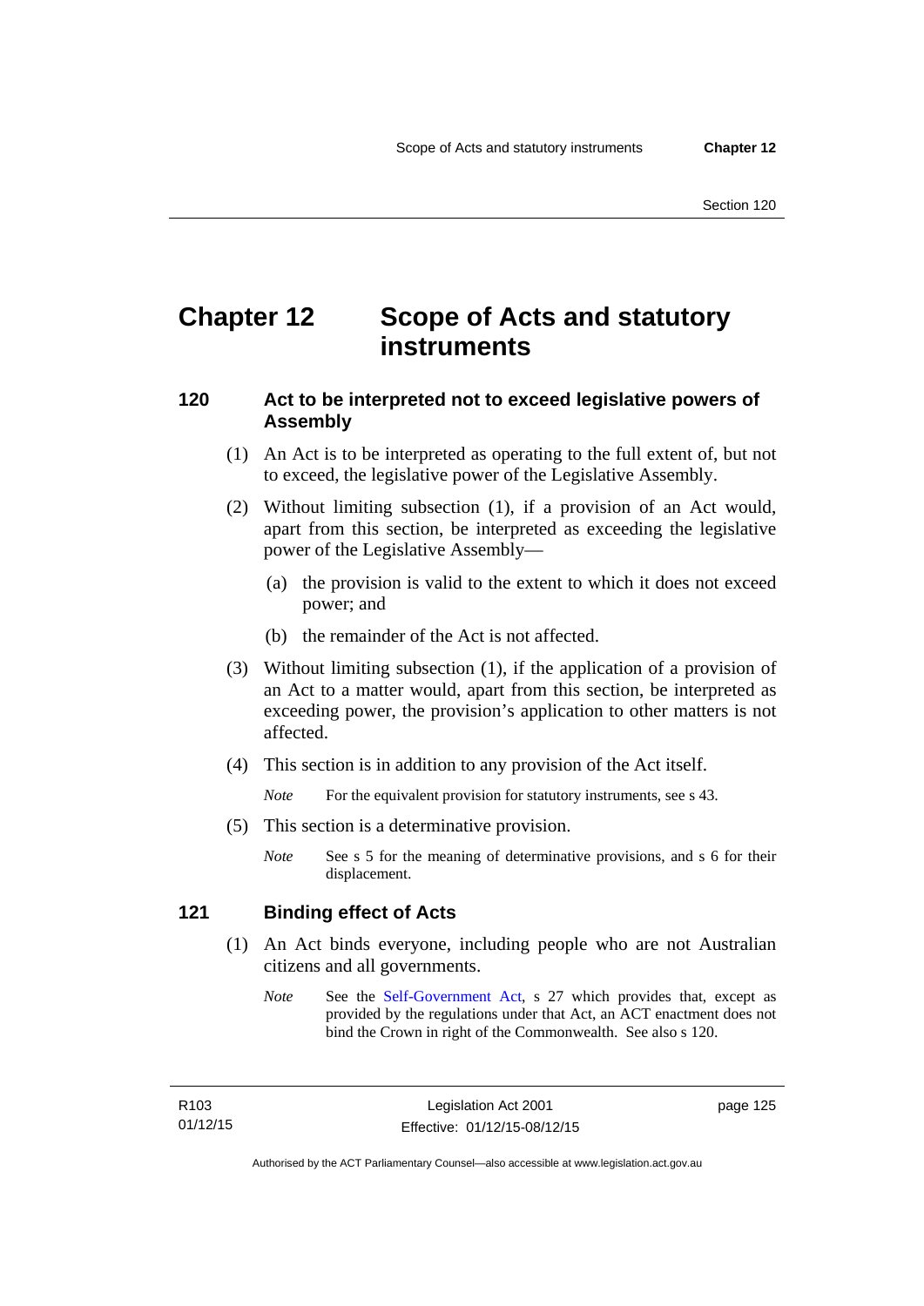# Chapter 12 Scope of Acts and statutory instruments

## 120 Act to be interpreted not to exceed legislative powers of Assembly

(1) An Act is to be interpreted as operating to the full extent of, but not to exceed, the legislative power of the Legislative Assembly.

(2) Without limiting subsection (1), if a provision of an Act would, apart from this section, be interpreted as exceeding the legislative power of the Legislative Assembly—

(a) the provision is valid to the extent to which it does not exceed power; and

(b) the remainder of the Act is not affected.

(3) Without limiting subsection (1), if the application of a provision of an Act to a matter would, apart from this section, be interpreted as exceeding power, the provision's application to other matters is not affected.

(4) This section is in addition to any provision of the Act itself.

*Note* For the equivalent provision for statutory instruments, see s 43.

(5) This section is a determinative provision.

*Note* See s 5 for the meaning of determinative provisions, and s 6 for their displacement.

## 121 Binding effect of Acts

(1) An Act binds everyone, including people who are not Australian citizens and all governments.

*Note* See the Self-Government Act, s 27 which provides that, except as provided by the regulations under that Act, an ACT enactment does not bind the Crown in right of the Commonwealth. See also s 120.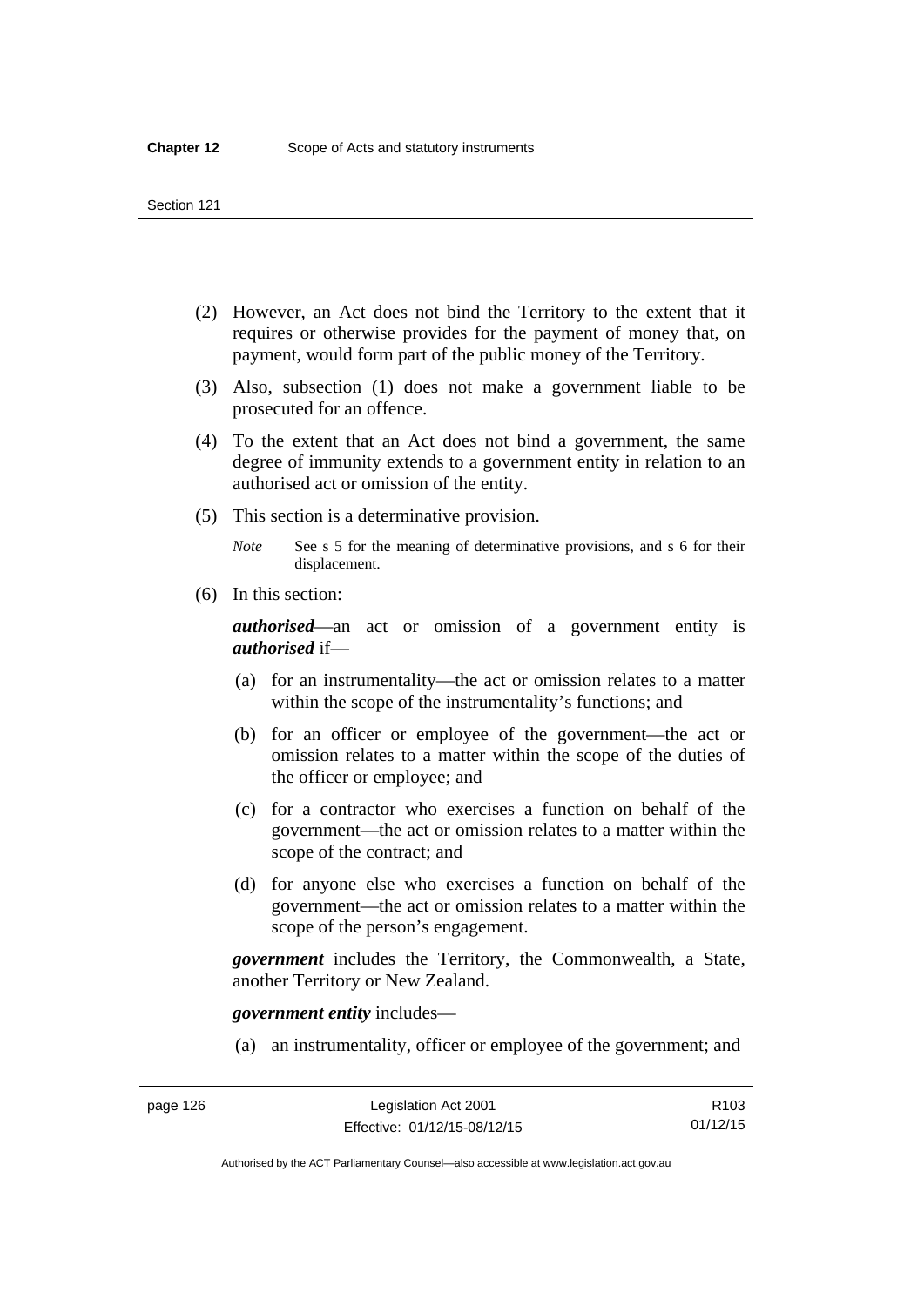(2) However, an Act does not bind the Territory to the extent that it requires or otherwise provides for the payment of money that, on payment, would form part of the public money of the Territory.

(3) Also, subsection (1) does not make a government liable to be prosecuted for an offence.

(4) To the extent that an Act does not bind a government, the same degree of immunity extends to a government entity in relation to an authorised act or omission of the entity.

(5) This section is a determinative provision.

*Note* See s 5 for the meaning of determinative provisions, and s 6 for their displacement.

(6) In this section:

***authorised***—an act or omission of a government entity is ***authorised*** if—

(a) for an instrumentality—the act or omission relates to a matter within the scope of the instrumentality's functions; and

(b) for an officer or employee of the government—the act or omission relates to a matter within the scope of the duties of the officer or employee; and

(c) for a contractor who exercises a function on behalf of the government—the act or omission relates to a matter within the scope of the contract; and

(d) for anyone else who exercises a function on behalf of the government—the act or omission relates to a matter within the scope of the person's engagement.

***government*** includes the Territory, the Commonwealth, a State, another Territory or New Zealand.

***government entity*** includes—

(a) an instrumentality, officer or employee of the government; and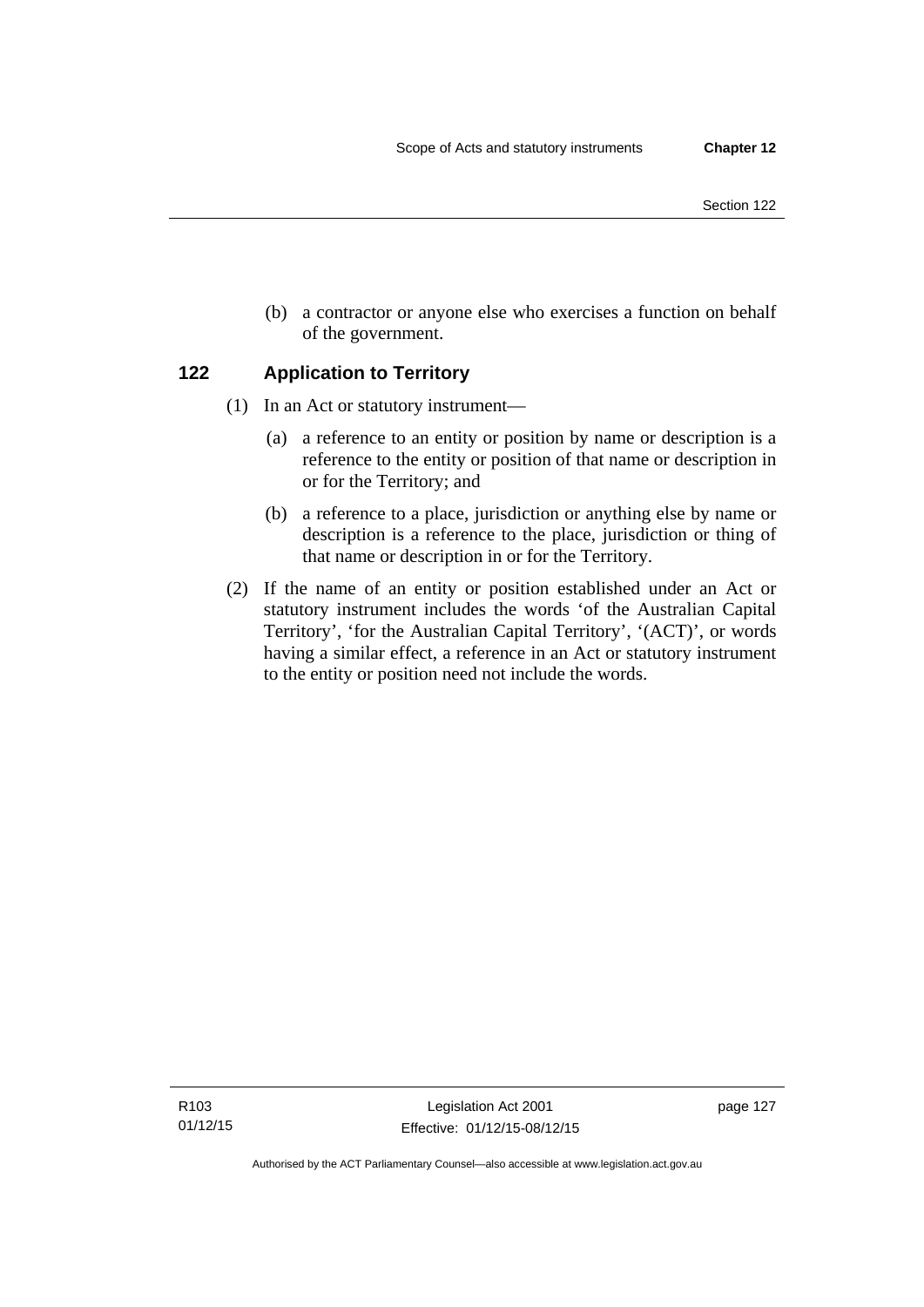(b) a contractor or anyone else who exercises a function on behalf of the government.

## 122 Application to Territory

(1) In an Act or statutory instrument—

(a) a reference to an entity or position by name or description is a reference to the entity or position of that name or description in or for the Territory; and

(b) a reference to a place, jurisdiction or anything else by name or description is a reference to the place, jurisdiction or thing of that name or description in or for the Territory.

(2) If the name of an entity or position established under an Act or statutory instrument includes the words 'of the Australian Capital Territory', 'for the Australian Capital Territory', '(ACT)', or words having a similar effect, a reference in an Act or statutory instrument to the entity or position need not include the words.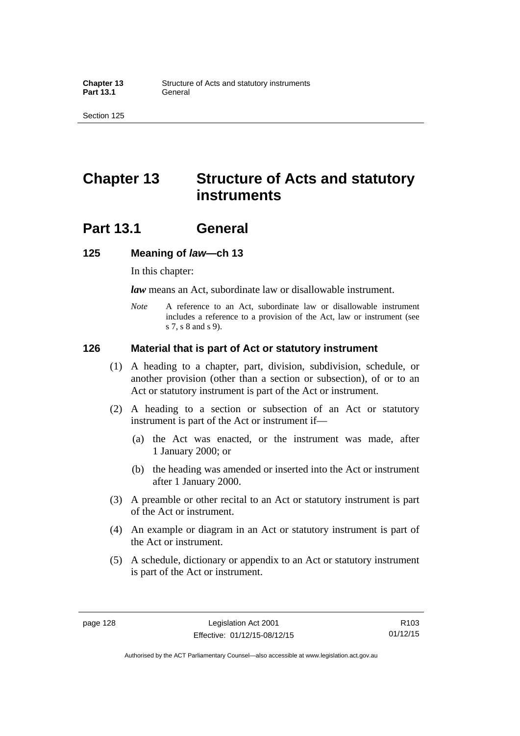# Chapter 13 Structure of Acts and statutory instruments

## Part 13.1 General

### 125 Meaning of *law*—ch 13

In this chapter:

***law*** means an Act, subordinate law or disallowable instrument.

*Note* A reference to an Act, subordinate law or disallowable instrument includes a reference to a provision of the Act, law or instrument (see s 7, s 8 and s 9).

### 126 Material that is part of Act or statutory instrument

(1) A heading to a chapter, part, division, subdivision, schedule, or another provision (other than a section or subsection), of or to an Act or statutory instrument is part of the Act or instrument.

(2) A heading to a section or subsection of an Act or statutory instrument is part of the Act or instrument if—

(a) the Act was enacted, or the instrument was made, after 1 January 2000; or

(b) the heading was amended or inserted into the Act or instrument after 1 January 2000.

(3) A preamble or other recital to an Act or statutory instrument is part of the Act or instrument.

(4) An example or diagram in an Act or statutory instrument is part of the Act or instrument.

(5) A schedule, dictionary or appendix to an Act or statutory instrument is part of the Act or instrument.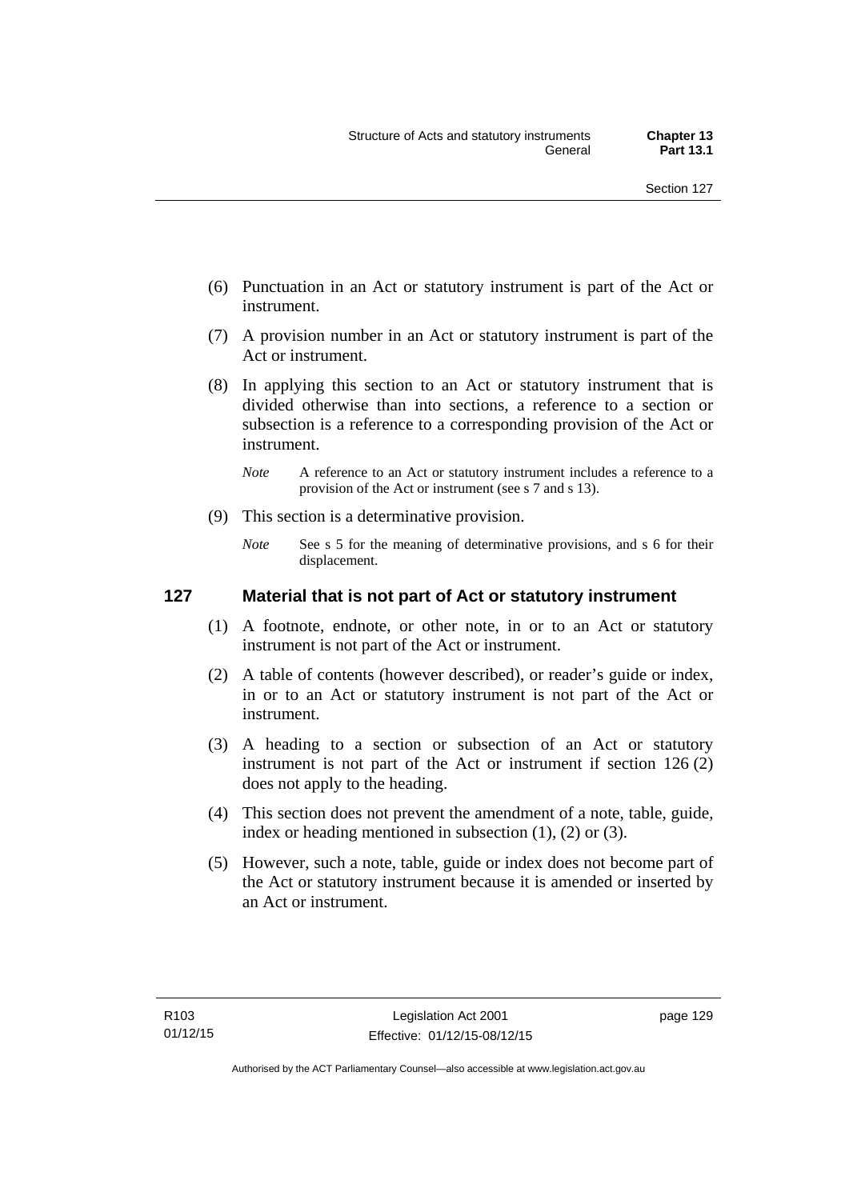(6) Punctuation in an Act or statutory instrument is part of the Act or instrument.

(7) A provision number in an Act or statutory instrument is part of the Act or instrument.

(8) In applying this section to an Act or statutory instrument that is divided otherwise than into sections, a reference to a section or subsection is a reference to a corresponding provision of the Act or instrument.

*Note* A reference to an Act or statutory instrument includes a reference to a provision of the Act or instrument (see s 7 and s 13).

(9) This section is a determinative provision.

*Note* See s 5 for the meaning of determinative provisions, and s 6 for their displacement.

### 127 Material that is not part of Act or statutory instrument

(1) A footnote, endnote, or other note, in or to an Act or statutory instrument is not part of the Act or instrument.

(2) A table of contents (however described), or reader's guide or index, in or to an Act or statutory instrument is not part of the Act or instrument.

(3) A heading to a section or subsection of an Act or statutory instrument is not part of the Act or instrument if section 126 (2) does not apply to the heading.

(4) This section does not prevent the amendment of a note, table, guide, index or heading mentioned in subsection (1), (2) or (3).

(5) However, such a note, table, guide or index does not become part of the Act or statutory instrument because it is amended or inserted by an Act or instrument.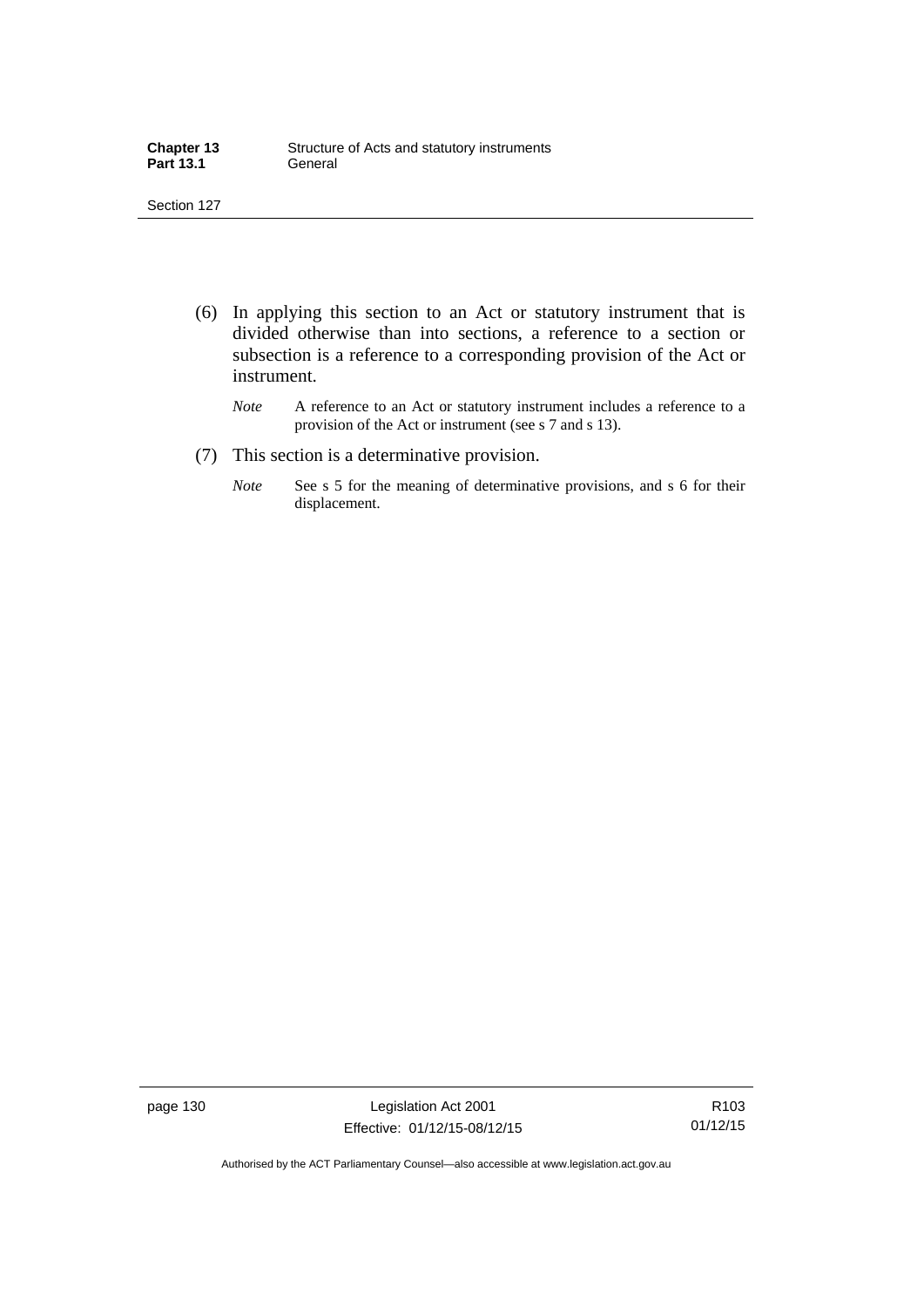(6) In applying this section to an Act or statutory instrument that is divided otherwise than into sections, a reference to a section or subsection is a reference to a corresponding provision of the Act or instrument.

*Note* A reference to an Act or statutory instrument includes a reference to a provision of the Act or instrument (see s 7 and s 13).

(7) This section is a determinative provision.

*Note* See s 5 for the meaning of determinative provisions, and s 6 for their displacement.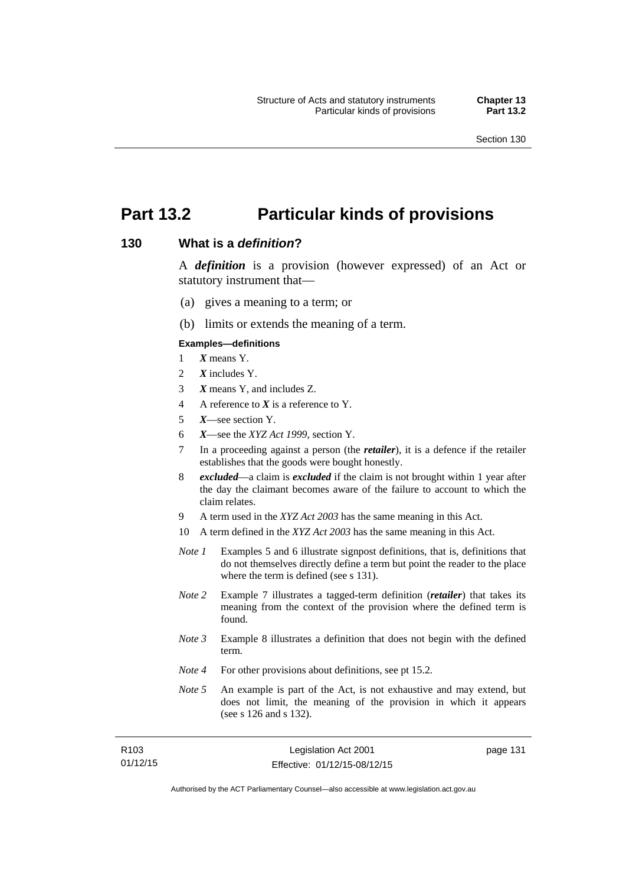# Part 13.2 Particular kinds of provisions

## 130 What is a *definition*?

A ***definition*** is a provision (however expressed) of an Act or statutory instrument that—

(a) gives a meaning to a term; or

(b) limits or extends the meaning of a term.

**Examples—definitions**

1. ***X*** means Y.
2. ***X*** includes Y.
3. ***X*** means Y, and includes Z.
4. A reference to ***X*** is a reference to Y.
5. ***X***—see section Y.
6. ***X***—see the *XYZ Act 1999*, section Y.
7. In a proceeding against a person (the ***retailer***), it is a defence if the retailer establishes that the goods were bought honestly.
8. ***excluded***—a claim is ***excluded*** if the claim is not brought within 1 year after the day the claimant becomes aware of the failure to account to which the claim relates.
9. A term used in the *XYZ Act 2003* has the same meaning in this Act.
10. A term defined in the *XYZ Act 2003* has the same meaning in this Act.

*Note 1* Examples 5 and 6 illustrate signpost definitions, that is, definitions that do not themselves directly define a term but point the reader to the place where the term is defined (see s 131).

*Note 2* Example 7 illustrates a tagged-term definition (***retailer***) that takes its meaning from the context of the provision where the defined term is found.

*Note 3* Example 8 illustrates a definition that does not begin with the defined term.

*Note 4* For other provisions about definitions, see pt 15.2.

*Note 5* An example is part of the Act, is not exhaustive and may extend, but does not limit, the meaning of the provision in which it appears (see s 126 and s 132).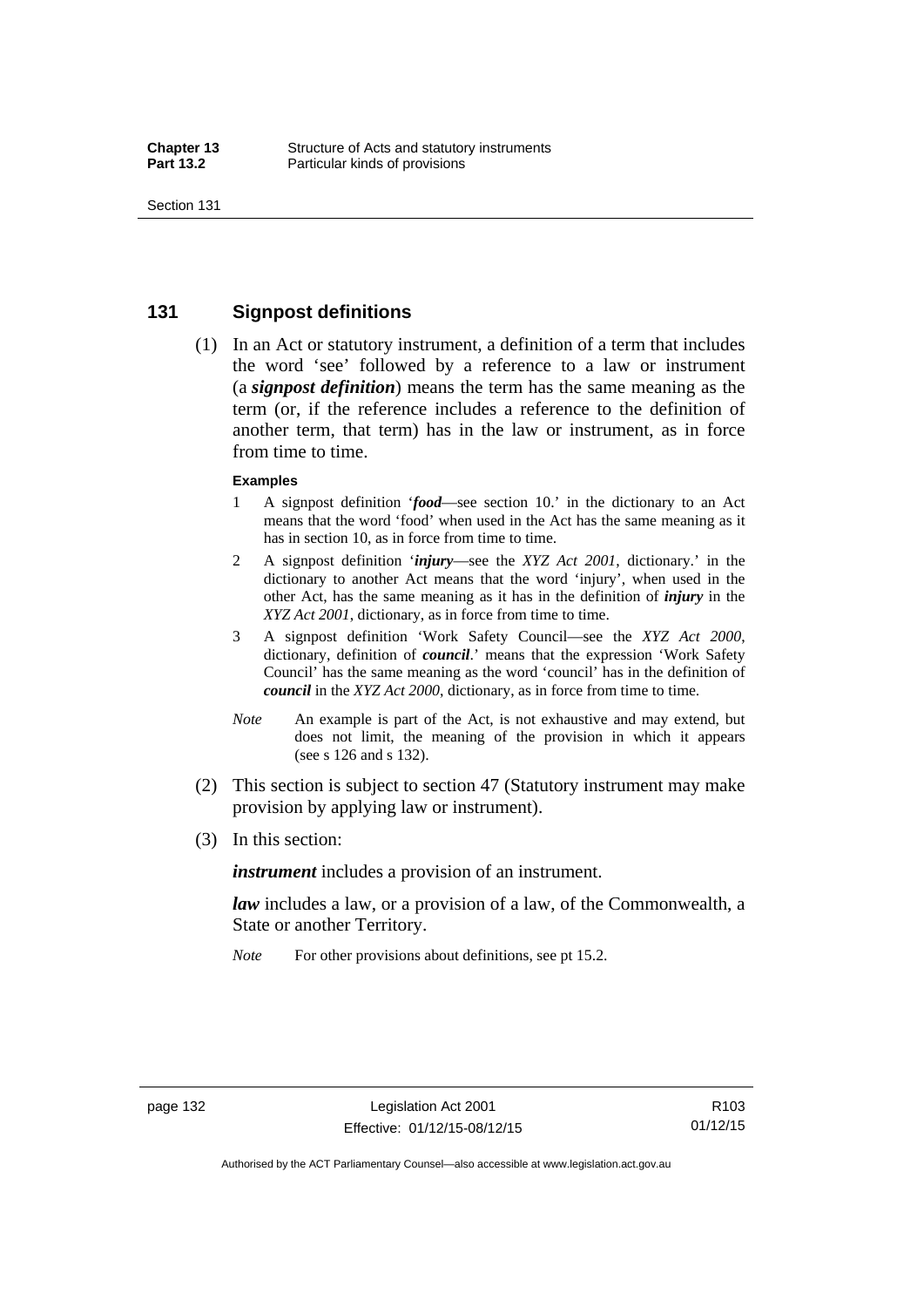## 131 Signpost definitions

(1) In an Act or statutory instrument, a definition of a term that includes the word 'see' followed by a reference to a law or instrument (a ***signpost definition***) means the term has the same meaning as the term (or, if the reference includes a reference to the definition of another term, that term) has in the law or instrument, as in force from time to time.

**Examples**

1. A signpost definition '***food***—see section 10.' in the dictionary to an Act means that the word 'food' when used in the Act has the same meaning as it has in section 10, as in force from time to time.
2. A signpost definition '***injury***—see the *XYZ Act 2001*, dictionary.' in the dictionary to another Act means that the word 'injury', when used in the other Act, has the same meaning as it has in the definition of ***injury*** in the *XYZ Act 2001*, dictionary, as in force from time to time.
3. A signpost definition 'Work Safety Council—see the *XYZ Act 2000*, dictionary, definition of ***council***.' means that the expression 'Work Safety Council' has the same meaning as the word 'council' has in the definition of ***council*** in the *XYZ Act 2000*, dictionary, as in force from time to time.

*Note* An example is part of the Act, is not exhaustive and may extend, but does not limit, the meaning of the provision in which it appears (see s 126 and s 132).

(2) This section is subject to section 47 (Statutory instrument may make provision by applying law or instrument).

(3) In this section:

***instrument*** includes a provision of an instrument.

***law*** includes a law, or a provision of a law, of the Commonwealth, a State or another Territory.

*Note* For other provisions about definitions, see pt 15.2.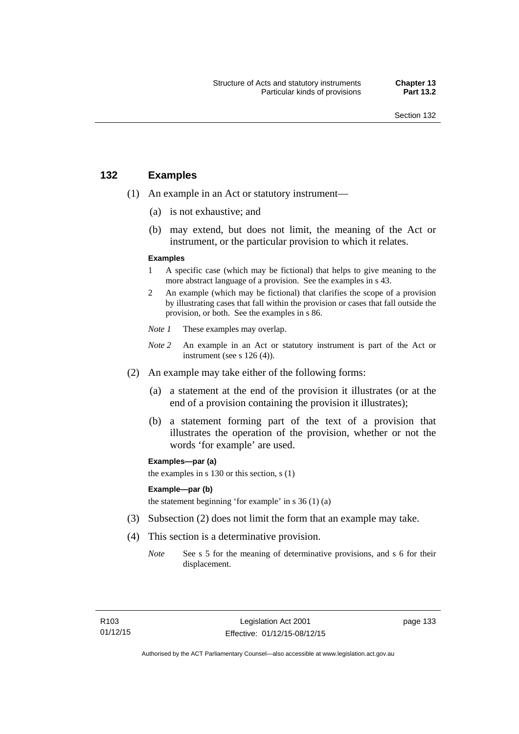## 132 Examples

(1) An example in an Act or statutory instrument—

(a) is not exhaustive; and

(b) may extend, but does not limit, the meaning of the Act or instrument, or the particular provision to which it relates.

**Examples**

1 A specific case (which may be fictional) that helps to give meaning to the more abstract language of a provision. See the examples in s 43.

2 An example (which may be fictional) that clarifies the scope of a provision by illustrating cases that fall within the provision or cases that fall outside the provision, or both. See the examples in s 86.

*Note 1* These examples may overlap.

*Note 2* An example in an Act or statutory instrument is part of the Act or instrument (see s 126 (4)).

(2) An example may take either of the following forms:

(a) a statement at the end of the provision it illustrates (or at the end of a provision containing the provision it illustrates);

(b) a statement forming part of the text of a provision that illustrates the operation of the provision, whether or not the words 'for example' are used.

**Examples—par (a)**

the examples in s 130 or this section, s (1)

**Example—par (b)**

the statement beginning 'for example' in s 36 (1) (a)

(3) Subsection (2) does not limit the form that an example may take.

(4) This section is a determinative provision.

*Note* See s 5 for the meaning of determinative provisions, and s 6 for their displacement.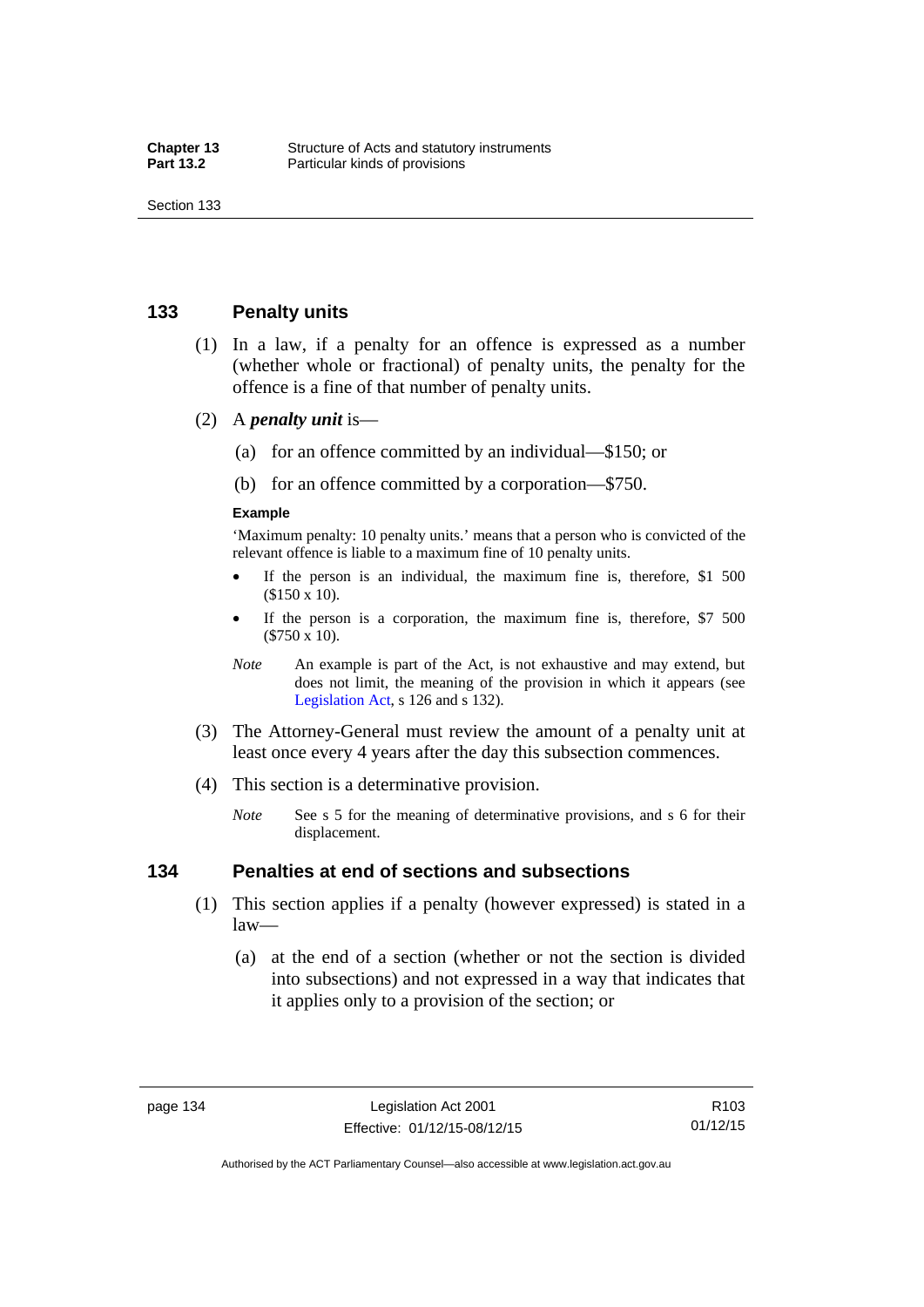## 133 Penalty units

(1) In a law, if a penalty for an offence is expressed as a number (whether whole or fractional) of penalty units, the penalty for the offence is a fine of that number of penalty units.

(2) A ***penalty unit*** is—

(a) for an offence committed by an individual—$150; or

(b) for an offence committed by a corporation—$750.

**Example**

'Maximum penalty: 10 penalty units.' means that a person who is convicted of the relevant offence is liable to a maximum fine of 10 penalty units.

- If the person is an individual, the maximum fine is, therefore, $1 500 ($150 x 10).
- If the person is a corporation, the maximum fine is, therefore, $7 500 ($750 x 10).

*Note* An example is part of the Act, is not exhaustive and may extend, but does not limit, the meaning of the provision in which it appears (see Legislation Act, s 126 and s 132).

(3) The Attorney-General must review the amount of a penalty unit at least once every 4 years after the day this subsection commences.

(4) This section is a determinative provision.

*Note* See s 5 for the meaning of determinative provisions, and s 6 for their displacement.

## 134 Penalties at end of sections and subsections

(1) This section applies if a penalty (however expressed) is stated in a law—

(a) at the end of a section (whether or not the section is divided into subsections) and not expressed in a way that indicates that it applies only to a provision of the section; or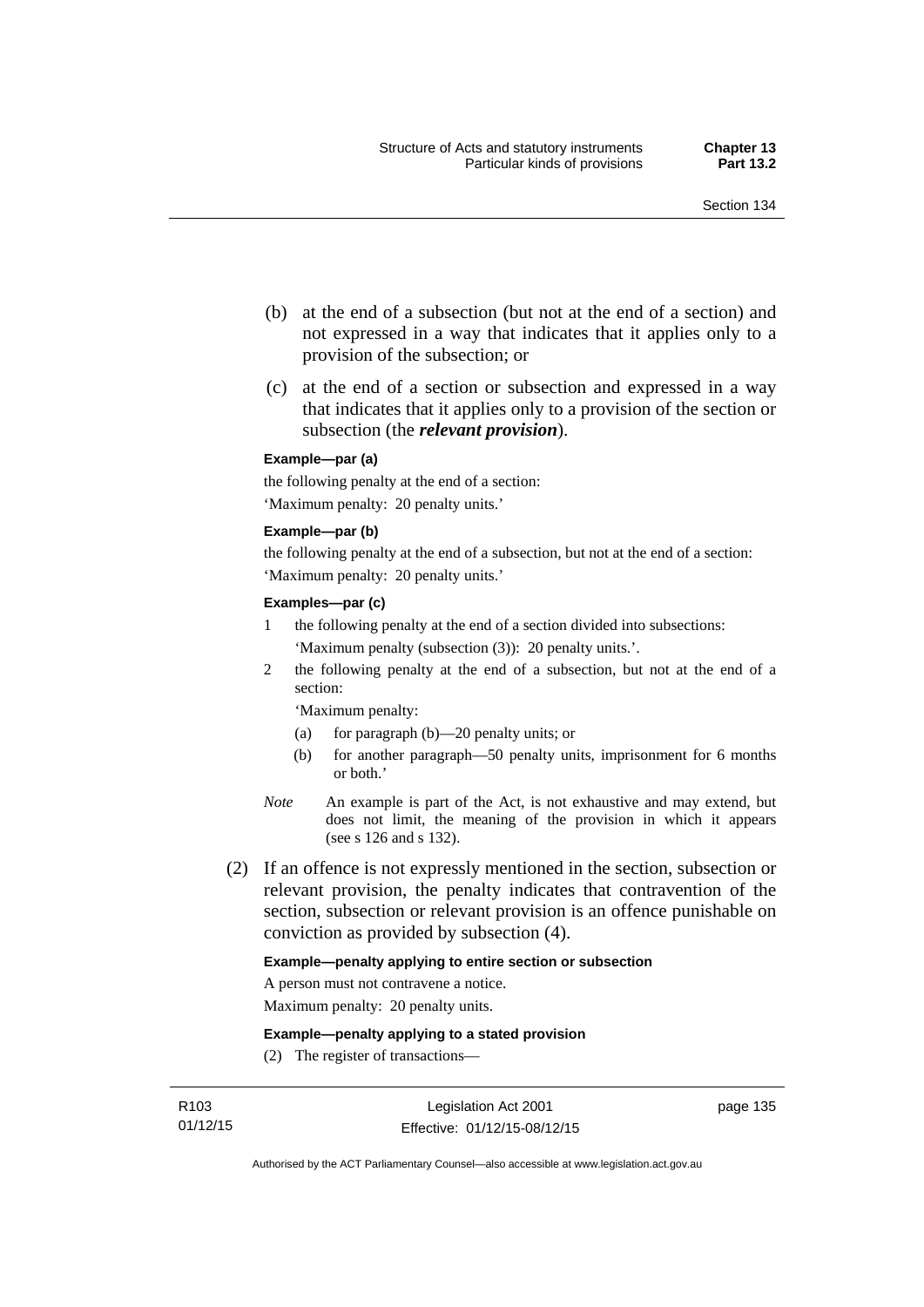(b) at the end of a subsection (but not at the end of a section) and not expressed in a way that indicates that it applies only to a provision of the subsection; or

(c) at the end of a section or subsection and expressed in a way that indicates that it applies only to a provision of the section or subsection (the ***relevant provision***).

**Example—par (a)**

the following penalty at the end of a section:

'Maximum penalty: 20 penalty units.'

**Example—par (b)**

the following penalty at the end of a subsection, but not at the end of a section:

'Maximum penalty: 20 penalty units.'

**Examples—par (c)**

1 the following penalty at the end of a section divided into subsections:

'Maximum penalty (subsection (3)): 20 penalty units.'.

2 the following penalty at the end of a subsection, but not at the end of a section:

'Maximum penalty:

(a) for paragraph (b)—20 penalty units; or

(b) for another paragraph—50 penalty units, imprisonment for 6 months or both.'

*Note* An example is part of the Act, is not exhaustive and may extend, but does not limit, the meaning of the provision in which it appears (see s 126 and s 132).

(2) If an offence is not expressly mentioned in the section, subsection or relevant provision, the penalty indicates that contravention of the section, subsection or relevant provision is an offence punishable on conviction as provided by subsection (4).

**Example—penalty applying to entire section or subsection**

A person must not contravene a notice.

Maximum penalty: 20 penalty units.

**Example—penalty applying to a stated provision**

(2) The register of transactions—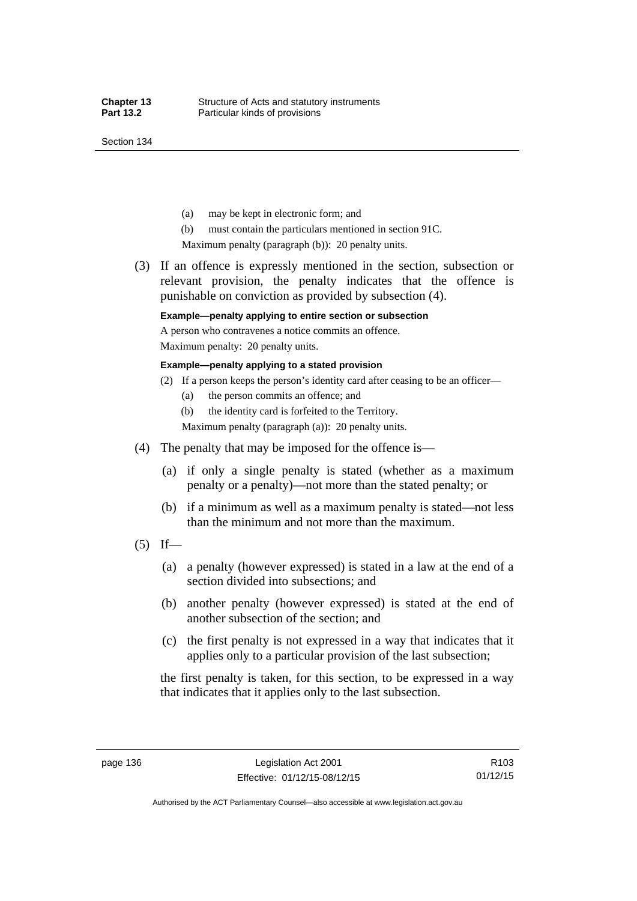(a) may be kept in electronic form; and

(b) must contain the particulars mentioned in section 91C.

Maximum penalty (paragraph (b)): 20 penalty units.

(3) If an offence is expressly mentioned in the section, subsection or relevant provision, the penalty indicates that the offence is punishable on conviction as provided by subsection (4).

**Example—penalty applying to entire section or subsection**

A person who contravenes a notice commits an offence.

Maximum penalty: 20 penalty units.

**Example—penalty applying to a stated provision**

(2) If a person keeps the person's identity card after ceasing to be an officer—

(a) the person commits an offence; and

(b) the identity card is forfeited to the Territory.

Maximum penalty (paragraph (a)): 20 penalty units.

(4) The penalty that may be imposed for the offence is—

(a) if only a single penalty is stated (whether as a maximum penalty or a penalty)—not more than the stated penalty; or

(b) if a minimum as well as a maximum penalty is stated—not less than the minimum and not more than the maximum.

(5) If—

(a) a penalty (however expressed) is stated in a law at the end of a section divided into subsections; and

(b) another penalty (however expressed) is stated at the end of another subsection of the section; and

(c) the first penalty is not expressed in a way that indicates that it applies only to a particular provision of the last subsection;

the first penalty is taken, for this section, to be expressed in a way that indicates that it applies only to the last subsection.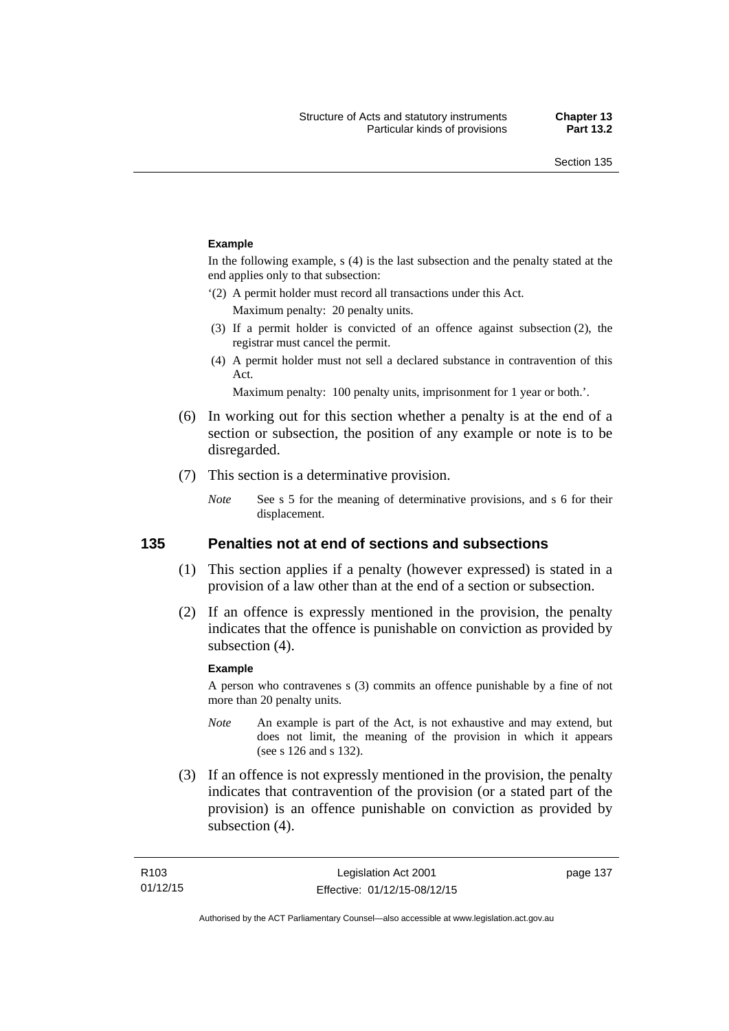**Example**

In the following example, s (4) is the last subsection and the penalty stated at the end applies only to that subsection:

'(2) A permit holder must record all transactions under this Act.

Maximum penalty: 20 penalty units.

(3) If a permit holder is convicted of an offence against subsection (2), the registrar must cancel the permit.

(4) A permit holder must not sell a declared substance in contravention of this Act.

Maximum penalty: 100 penalty units, imprisonment for 1 year or both.'.

(6) In working out for this section whether a penalty is at the end of a section or subsection, the position of any example or note is to be disregarded.

(7) This section is a determinative provision.

*Note* See s 5 for the meaning of determinative provisions, and s 6 for their displacement.

## 135 Penalties not at end of sections and subsections

(1) This section applies if a penalty (however expressed) is stated in a provision of a law other than at the end of a section or subsection.

(2) If an offence is expressly mentioned in the provision, the penalty indicates that the offence is punishable on conviction as provided by subsection (4).

**Example**

A person who contravenes s (3) commits an offence punishable by a fine of not more than 20 penalty units.

*Note* An example is part of the Act, is not exhaustive and may extend, but does not limit, the meaning of the provision in which it appears (see s 126 and s 132).

(3) If an offence is not expressly mentioned in the provision, the penalty indicates that contravention of the provision (or a stated part of the provision) is an offence punishable on conviction as provided by subsection (4).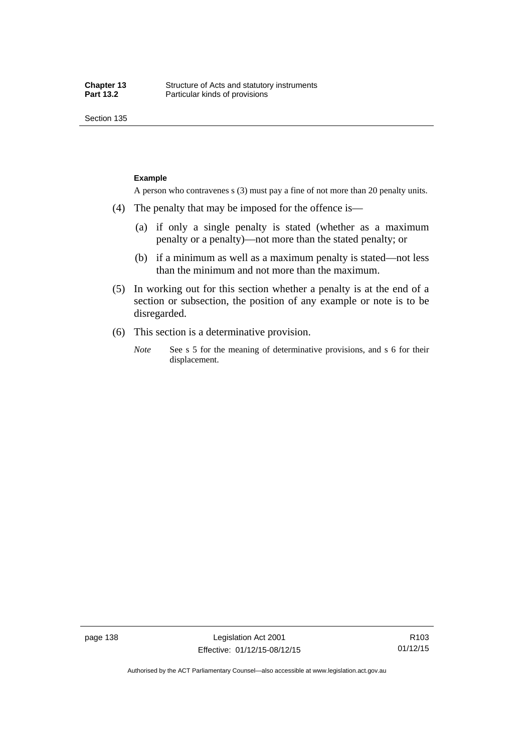**Example**

A person who contravenes s (3) must pay a fine of not more than 20 penalty units.

(4) The penalty that may be imposed for the offence is—

(a) if only a single penalty is stated (whether as a maximum penalty or a penalty)—not more than the stated penalty; or

(b) if a minimum as well as a maximum penalty is stated—not less than the minimum and not more than the maximum.

(5) In working out for this section whether a penalty is at the end of a section or subsection, the position of any example or note is to be disregarded.

(6) This section is a determinative provision.

*Note* See s 5 for the meaning of determinative provisions, and s 6 for their displacement.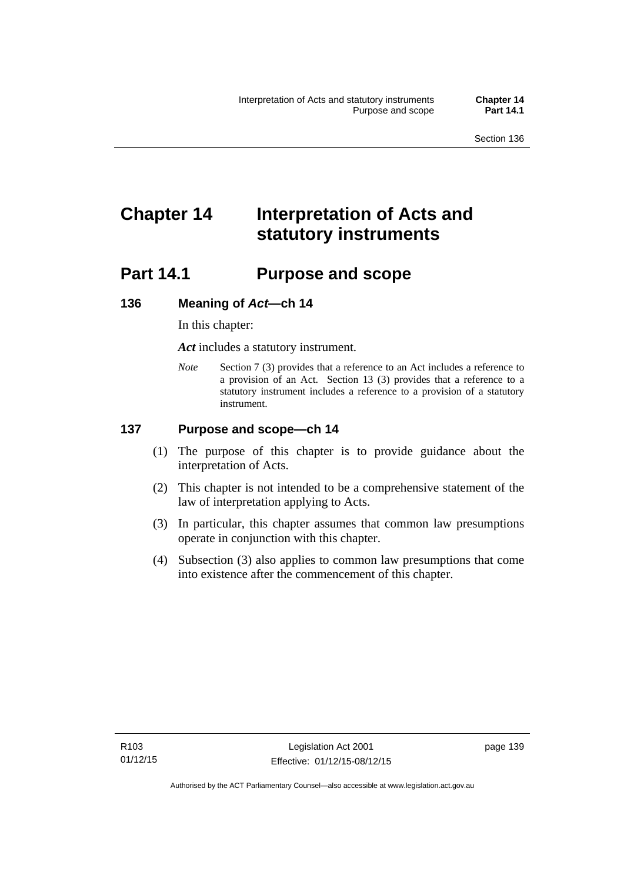# Chapter 14 Interpretation of Acts and statutory instruments

## Part 14.1 Purpose and scope

### 136 Meaning of *Act*—ch 14

In this chapter:

***Act*** includes a statutory instrument.

*Note* Section 7 (3) provides that a reference to an Act includes a reference to a provision of an Act. Section 13 (3) provides that a reference to a statutory instrument includes a reference to a provision of a statutory instrument.

### 137 Purpose and scope—ch 14

(1) The purpose of this chapter is to provide guidance about the interpretation of Acts.

(2) This chapter is not intended to be a comprehensive statement of the law of interpretation applying to Acts.

(3) In particular, this chapter assumes that common law presumptions operate in conjunction with this chapter.

(4) Subsection (3) also applies to common law presumptions that come into existence after the commencement of this chapter.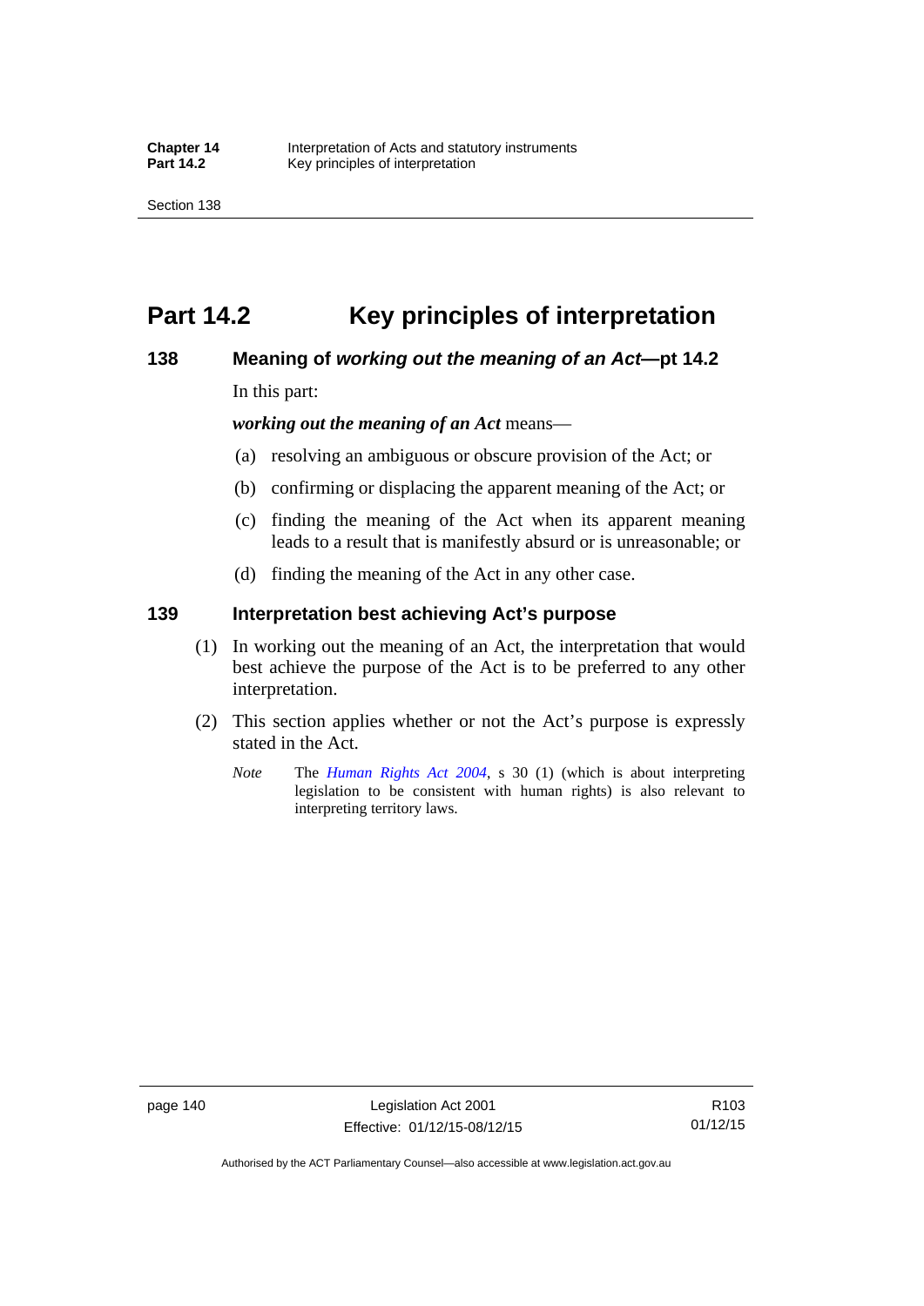# Part 14.2 Key principles of interpretation

## 138 Meaning of *working out the meaning of an Act*—pt 14.2

In this part:

***working out the meaning of an Act*** means—

(a) resolving an ambiguous or obscure provision of the Act; or

(b) confirming or displacing the apparent meaning of the Act; or

(c) finding the meaning of the Act when its apparent meaning leads to a result that is manifestly absurd or is unreasonable; or

(d) finding the meaning of the Act in any other case.

## 139 Interpretation best achieving Act's purpose

(1) In working out the meaning of an Act, the interpretation that would best achieve the purpose of the Act is to be preferred to any other interpretation.

(2) This section applies whether or not the Act's purpose is expressly stated in the Act.

*Note* The *Human Rights Act 2004*, s 30 (1) (which is about interpreting legislation to be consistent with human rights) is also relevant to interpreting territory laws.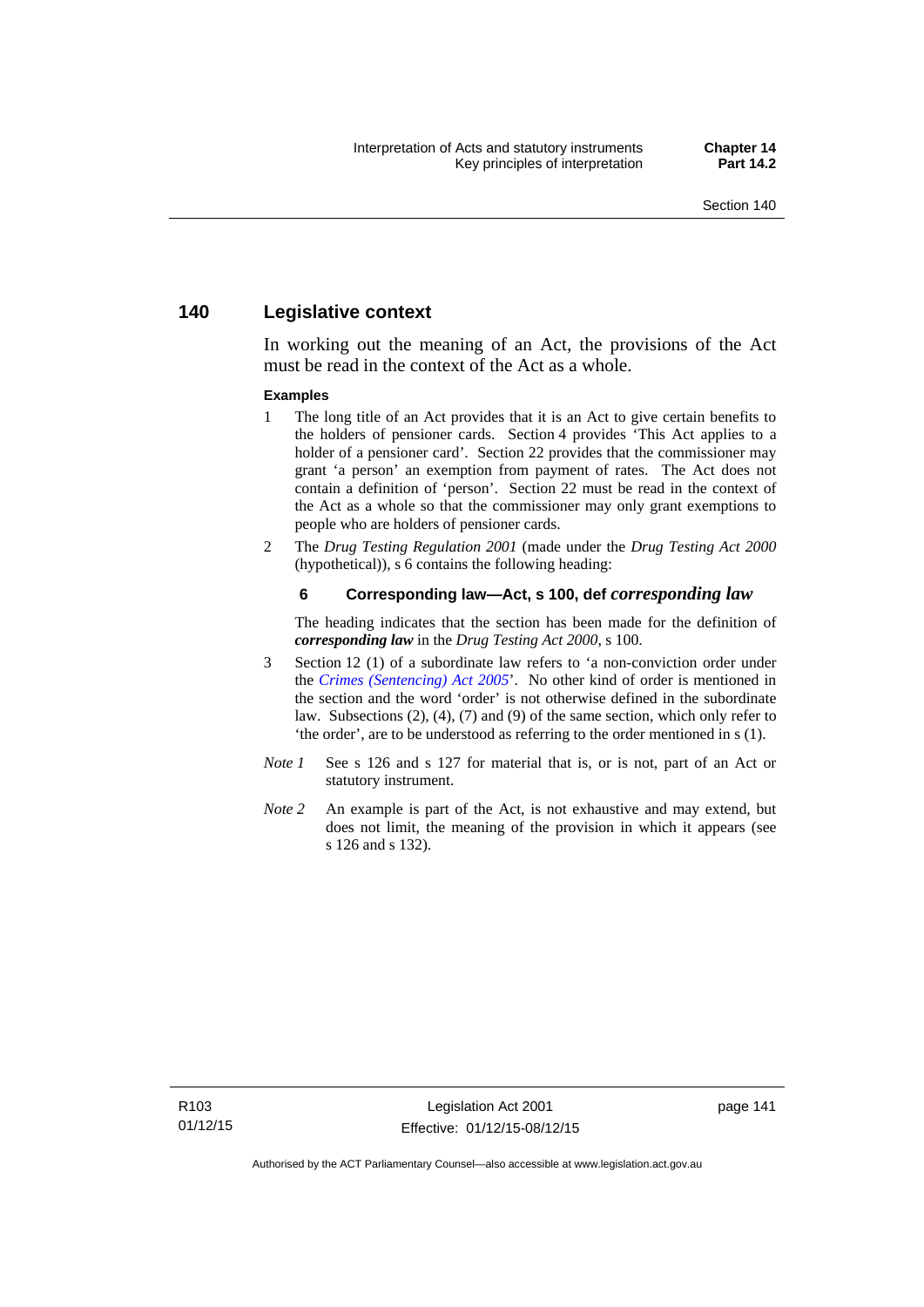## 140 Legislative context

In working out the meaning of an Act, the provisions of the Act must be read in the context of the Act as a whole.

**Examples**

1 The long title of an Act provides that it is an Act to give certain benefits to the holders of pensioner cards. Section 4 provides 'This Act applies to a holder of a pensioner card'. Section 22 provides that the commissioner may grant 'a person' an exemption from payment of rates. The Act does not contain a definition of 'person'. Section 22 must be read in the context of the Act as a whole so that the commissioner may only grant exemptions to people who are holders of pensioner cards.

2 The *Drug Testing Regulation 2001* (made under the *Drug Testing Act 2000* (hypothetical)), s 6 contains the following heading:

**6 Corresponding law—Act, s 100, def *corresponding law***

The heading indicates that the section has been made for the definition of ***corresponding law*** in the *Drug Testing Act 2000*, s 100.

3 Section 12 (1) of a subordinate law refers to 'a non-conviction order under the *Crimes (Sentencing) Act 2005*'. No other kind of order is mentioned in the section and the word 'order' is not otherwise defined in the subordinate law. Subsections (2), (4), (7) and (9) of the same section, which only refer to 'the order', are to be understood as referring to the order mentioned in s (1).

*Note 1* See s 126 and s 127 for material that is, or is not, part of an Act or statutory instrument.

*Note 2* An example is part of the Act, is not exhaustive and may extend, but does not limit, the meaning of the provision in which it appears (see s 126 and s 132).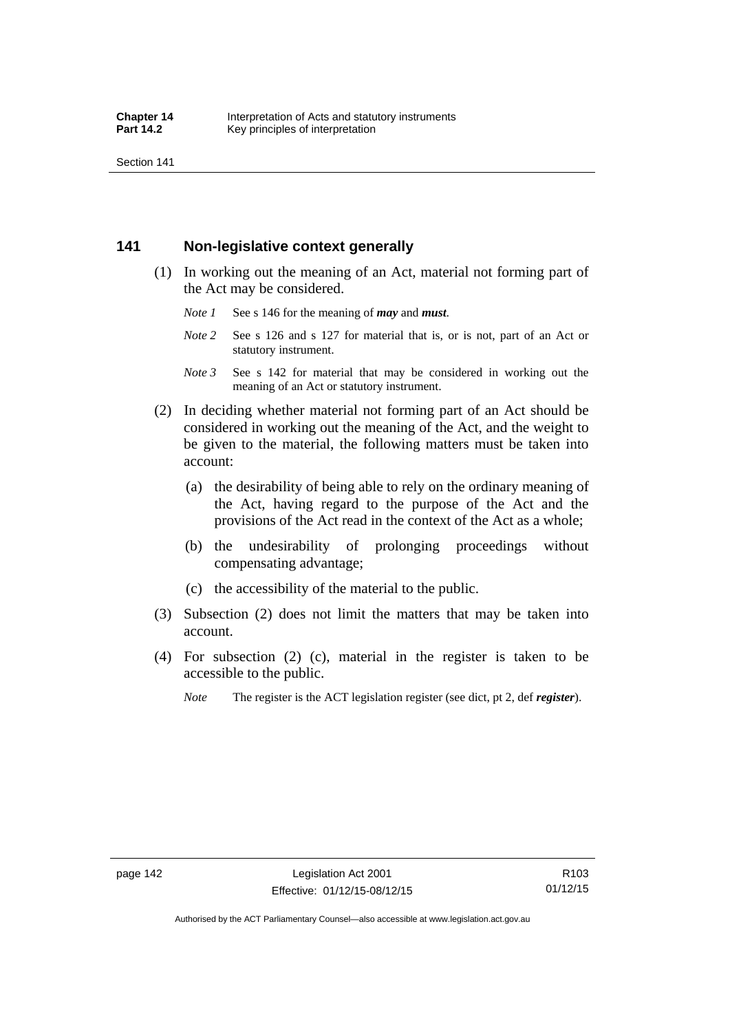## 141 Non-legislative context generally

(1) In working out the meaning of an Act, material not forming part of the Act may be considered.

*Note 1* See s 146 for the meaning of ***may*** and ***must***.

*Note 2* See s 126 and s 127 for material that is, or is not, part of an Act or statutory instrument.

*Note 3* See s 142 for material that may be considered in working out the meaning of an Act or statutory instrument.

(2) In deciding whether material not forming part of an Act should be considered in working out the meaning of the Act, and the weight to be given to the material, the following matters must be taken into account:

(a) the desirability of being able to rely on the ordinary meaning of the Act, having regard to the purpose of the Act and the provisions of the Act read in the context of the Act as a whole;

(b) the undesirability of prolonging proceedings without compensating advantage;

(c) the accessibility of the material to the public.

(3) Subsection (2) does not limit the matters that may be taken into account.

(4) For subsection (2) (c), material in the register is taken to be accessible to the public.

*Note* The register is the ACT legislation register (see dict, pt 2, def ***register***).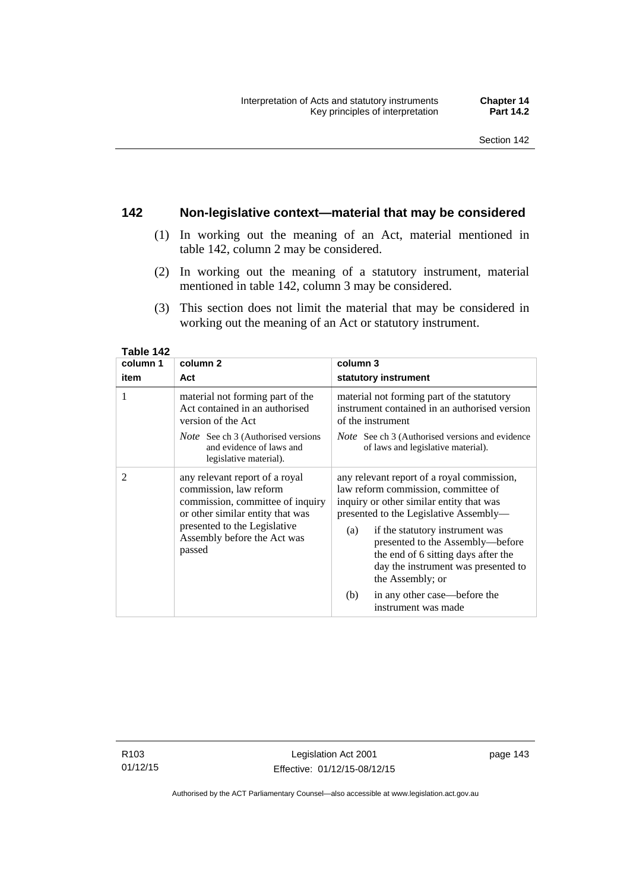## 142 Non-legislative context—material that may be considered

(1) In working out the meaning of an Act, material mentioned in table 142, column 2 may be considered.

(2) In working out the meaning of a statutory instrument, material mentioned in table 142, column 3 may be considered.

(3) This section does not limit the material that may be considered in working out the meaning of an Act or statutory instrument.

**Table 142**

| column 1 item | column 2 Act | column 3 statutory instrument |
|---|---|---|
| 1 | material not forming part of the Act contained in an authorised version of the Act<br>*Note* See ch 3 (Authorised versions and evidence of laws and legislative material). | material not forming part of the statutory instrument contained in an authorised version of the instrument<br>*Note* See ch 3 (Authorised versions and evidence of laws and legislative material). |
| 2 | any relevant report of a royal commission, law reform commission, committee of inquiry or other similar entity that was presented to the Legislative Assembly before the Act was passed | any relevant report of a royal commission, law reform commission, committee of inquiry or other similar entity that was presented to the Legislative Assembly—<br>(a) if the statutory instrument was presented to the Assembly—before the end of 6 sitting days after the day the instrument was presented to the Assembly; or<br>(b) in any other case—before the instrument was made |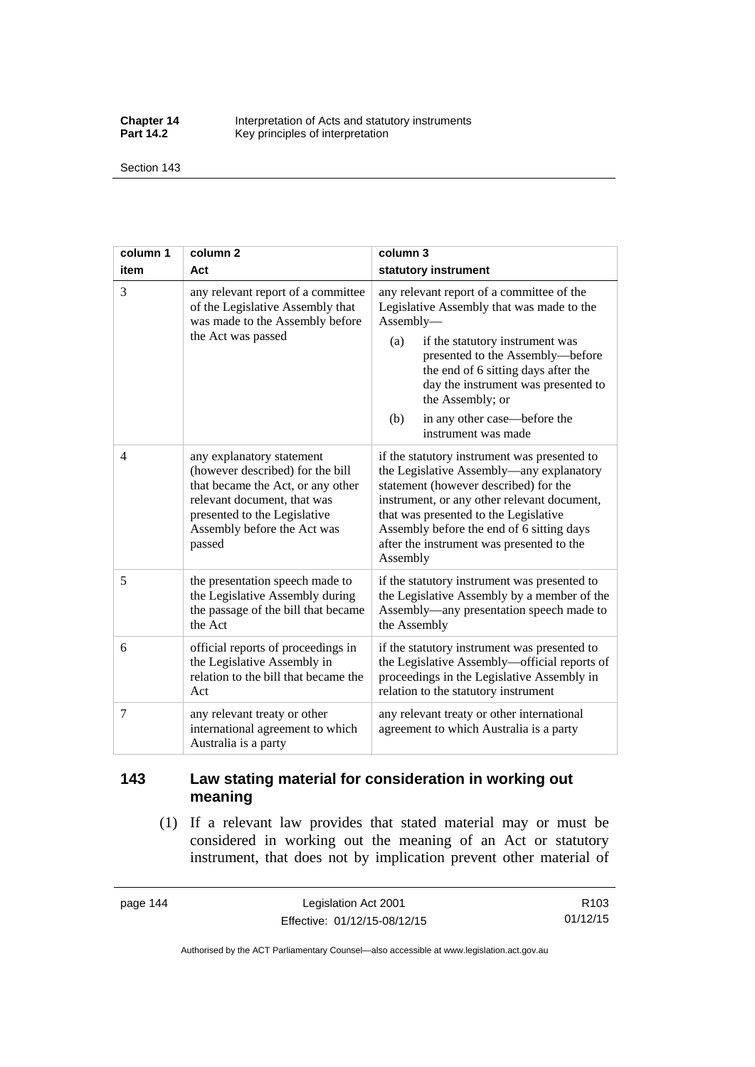| column 1 item | column 2 Act | column 3 statutory instrument |
|---|---|---|
| 3 | any relevant report of a committee of the Legislative Assembly that was made to the Assembly before the Act was passed | any relevant report of a committee of the Legislative Assembly that was made to the Assembly— (a) if the statutory instrument was presented to the Assembly—before the end of 6 sitting days after the day the instrument was presented to the Assembly; or (b) in any other case—before the instrument was made |
| 4 | any explanatory statement (however described) for the bill that became the Act, or any other relevant document, that was presented to the Legislative Assembly before the Act was passed | if the statutory instrument was presented to the Legislative Assembly—any explanatory statement (however described) for the instrument, or any other relevant document, that was presented to the Legislative Assembly before the end of 6 sitting days after the instrument was presented to the Assembly |
| 5 | the presentation speech made to the Legislative Assembly during the passage of the bill that became the Act | if the statutory instrument was presented to the Legislative Assembly by a member of the Assembly—any presentation speech made to the Assembly |
| 6 | official reports of proceedings in the Legislative Assembly in relation to the bill that became the Act | if the statutory instrument was presented to the Legislative Assembly—official reports of proceedings in the Legislative Assembly in relation to the statutory instrument |
| 7 | any relevant treaty or other international agreement to which Australia is a party | any relevant treaty or other international agreement to which Australia is a party |

## 143 Law stating material for consideration in working out meaning

(1) If a relevant law provides that stated material may or must be considered in working out the meaning of an Act or statutory instrument, that does not by implication prevent other material of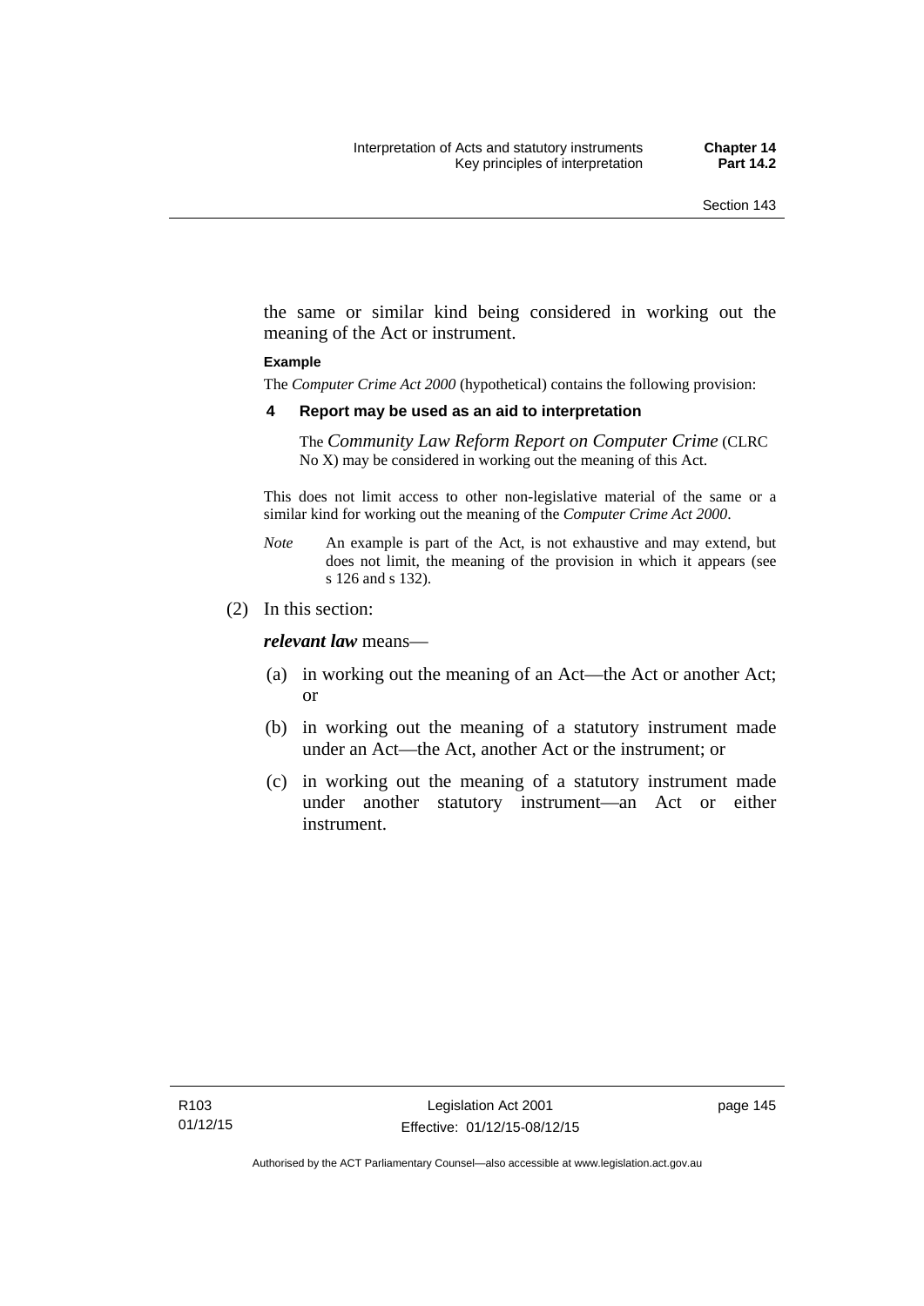the same or similar kind being considered in working out the meaning of the Act or instrument.

**Example**

The *Computer Crime Act 2000* (hypothetical) contains the following provision:

**4 Report may be used as an aid to interpretation**

The *Community Law Reform Report on Computer Crime* (CLRC No X) may be considered in working out the meaning of this Act.

This does not limit access to other non-legislative material of the same or a similar kind for working out the meaning of the *Computer Crime Act 2000*.

*Note* An example is part of the Act, is not exhaustive and may extend, but does not limit, the meaning of the provision in which it appears (see s 126 and s 132).

(2) In this section:

***relevant law*** means—

(a) in working out the meaning of an Act—the Act or another Act; or

(b) in working out the meaning of a statutory instrument made under an Act—the Act, another Act or the instrument; or

(c) in working out the meaning of a statutory instrument made under another statutory instrument—an Act or either instrument.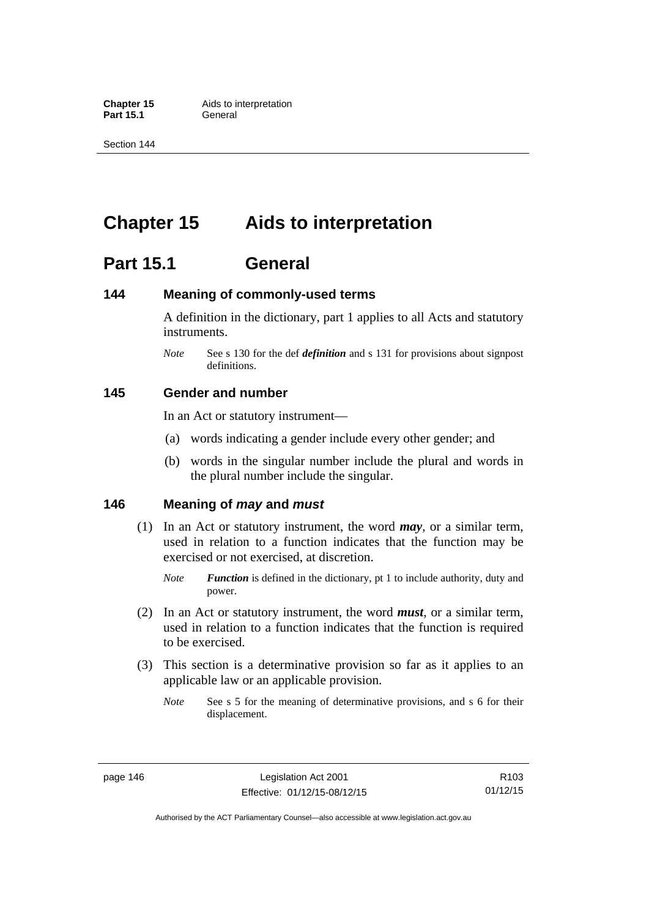# Chapter 15 Aids to interpretation

## Part 15.1 General

### 144 Meaning of commonly-used terms

A definition in the dictionary, part 1 applies to all Acts and statutory instruments.

*Note* See s 130 for the def ***definition*** and s 131 for provisions about signpost definitions.

### 145 Gender and number

In an Act or statutory instrument—

(a) words indicating a gender include every other gender; and

(b) words in the singular number include the plural and words in the plural number include the singular.

### 146 Meaning of *may* and *must*

(1) In an Act or statutory instrument, the word ***may***, or a similar term, used in relation to a function indicates that the function may be exercised or not exercised, at discretion.

*Note* ***Function*** is defined in the dictionary, pt 1 to include authority, duty and power.

(2) In an Act or statutory instrument, the word ***must***, or a similar term, used in relation to a function indicates that the function is required to be exercised.

(3) This section is a determinative provision so far as it applies to an applicable law or an applicable provision.

*Note* See s 5 for the meaning of determinative provisions, and s 6 for their displacement.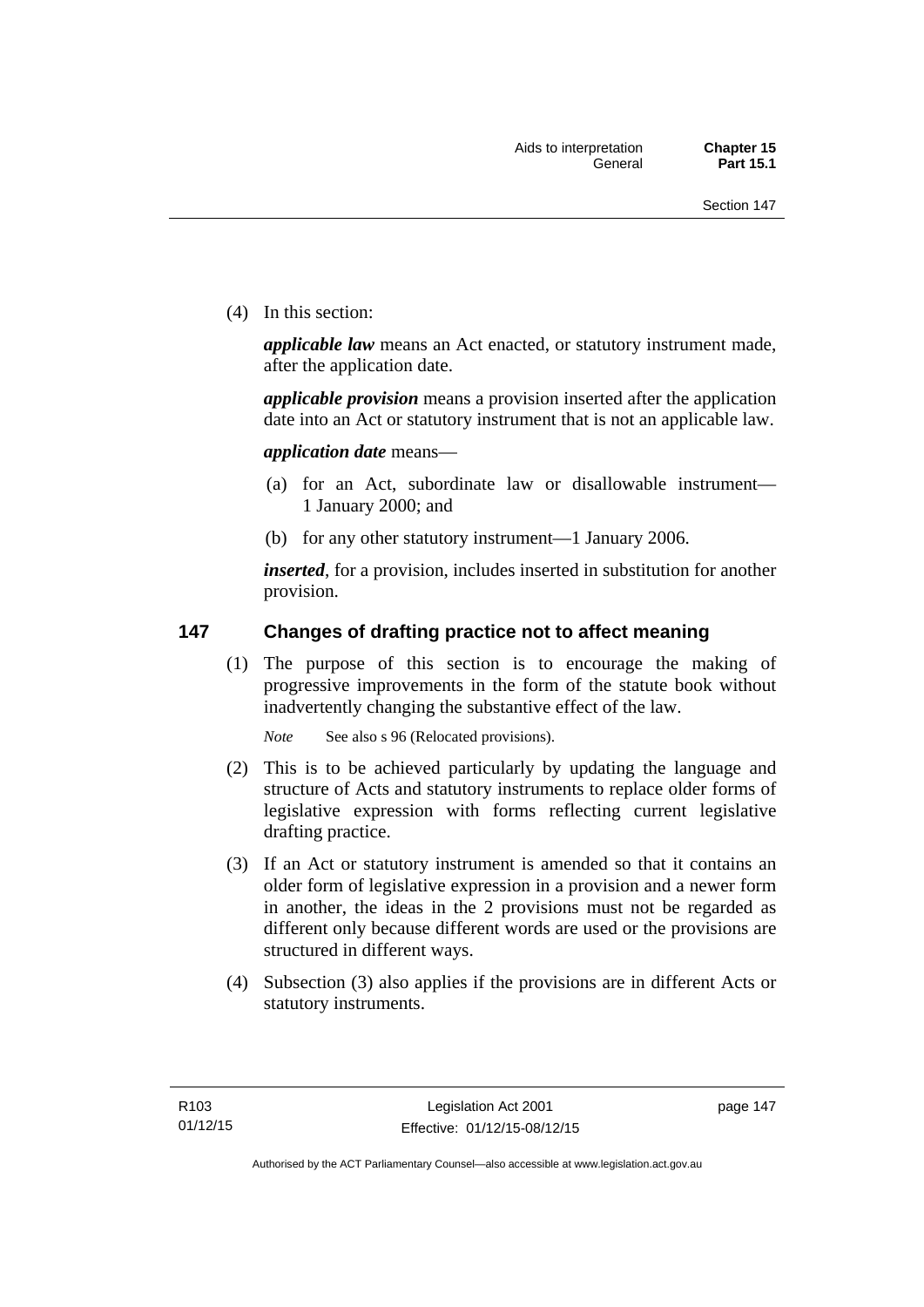(4) In this section:

***applicable law*** means an Act enacted, or statutory instrument made, after the application date.

***applicable provision*** means a provision inserted after the application date into an Act or statutory instrument that is not an applicable law.

***application date*** means—

(a) for an Act, subordinate law or disallowable instrument—1 January 2000; and

(b) for any other statutory instrument—1 January 2006.

***inserted***, for a provision, includes inserted in substitution for another provision.

## 147 Changes of drafting practice not to affect meaning

(1) The purpose of this section is to encourage the making of progressive improvements in the form of the statute book without inadvertently changing the substantive effect of the law.

*Note* See also s 96 (Relocated provisions).

(2) This is to be achieved particularly by updating the language and structure of Acts and statutory instruments to replace older forms of legislative expression with forms reflecting current legislative drafting practice.

(3) If an Act or statutory instrument is amended so that it contains an older form of legislative expression in a provision and a newer form in another, the ideas in the 2 provisions must not be regarded as different only because different words are used or the provisions are structured in different ways.

(4) Subsection (3) also applies if the provisions are in different Acts or statutory instruments.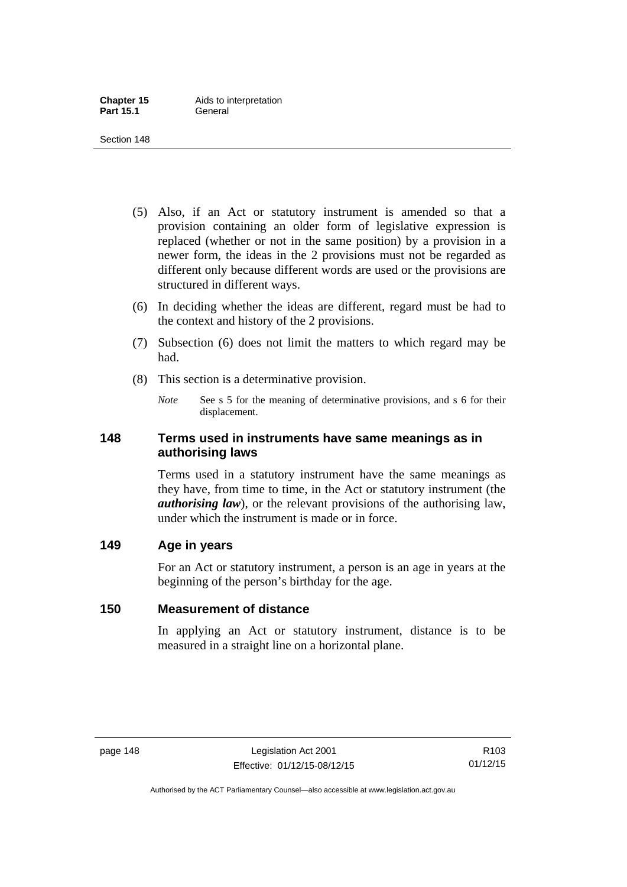(5) Also, if an Act or statutory instrument is amended so that a provision containing an older form of legislative expression is replaced (whether or not in the same position) by a provision in a newer form, the ideas in the 2 provisions must not be regarded as different only because different words are used or the provisions are structured in different ways.

(6) In deciding whether the ideas are different, regard must be had to the context and history of the 2 provisions.

(7) Subsection (6) does not limit the matters to which regard may be had.

(8) This section is a determinative provision.

*Note* See s 5 for the meaning of determinative provisions, and s 6 for their displacement.

## 148 Terms used in instruments have same meanings as in authorising laws

Terms used in a statutory instrument have the same meanings as they have, from time to time, in the Act or statutory instrument (the ***authorising law***), or the relevant provisions of the authorising law, under which the instrument is made or in force.

## 149 Age in years

For an Act or statutory instrument, a person is an age in years at the beginning of the person's birthday for the age.

## 150 Measurement of distance

In applying an Act or statutory instrument, distance is to be measured in a straight line on a horizontal plane.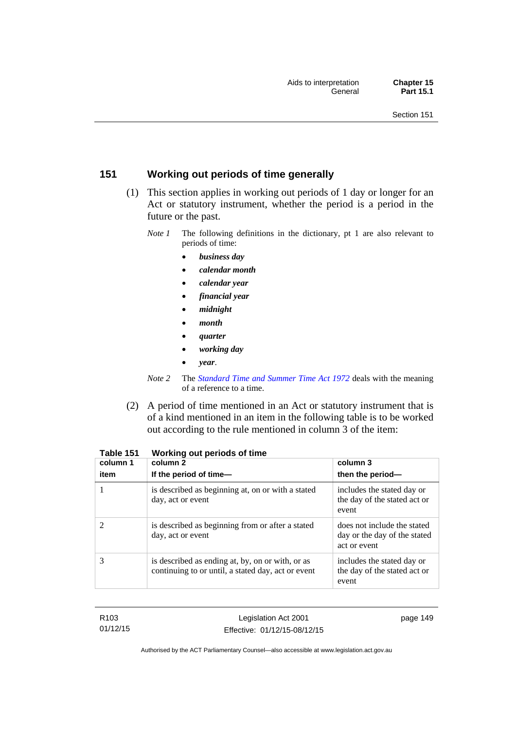## 151 Working out periods of time generally

(1) This section applies in working out periods of 1 day or longer for an Act or statutory instrument, whether the period is a period in the future or the past.

*Note 1* The following definitions in the dictionary, pt 1 are also relevant to periods of time:

- ***business day***
- ***calendar month***
- ***calendar year***
- ***financial year***
- ***midnight***
- ***month***
- ***quarter***
- ***working day***
- ***year***.

*Note 2* The *Standard Time and Summer Time Act 1972* deals with the meaning of a reference to a time.

(2) A period of time mentioned in an Act or statutory instrument that is of a kind mentioned in an item in the following table is to be worked out according to the rule mentioned in column 3 of the item:

**Table 151 Working out periods of time**

| column 1<br>item | column 2<br>If the period of time— | column 3<br>then the period— |
|---|---|---|
| 1 | is described as beginning at, on or with a stated day, act or event | includes the stated day or the day of the stated act or event |
| 2 | is described as beginning from or after a stated day, act or event | does not include the stated day or the day of the stated act or event |
| 3 | is described as ending at, by, on or with, or as continuing to or until, a stated day, act or event | includes the stated day or the day of the stated act or event |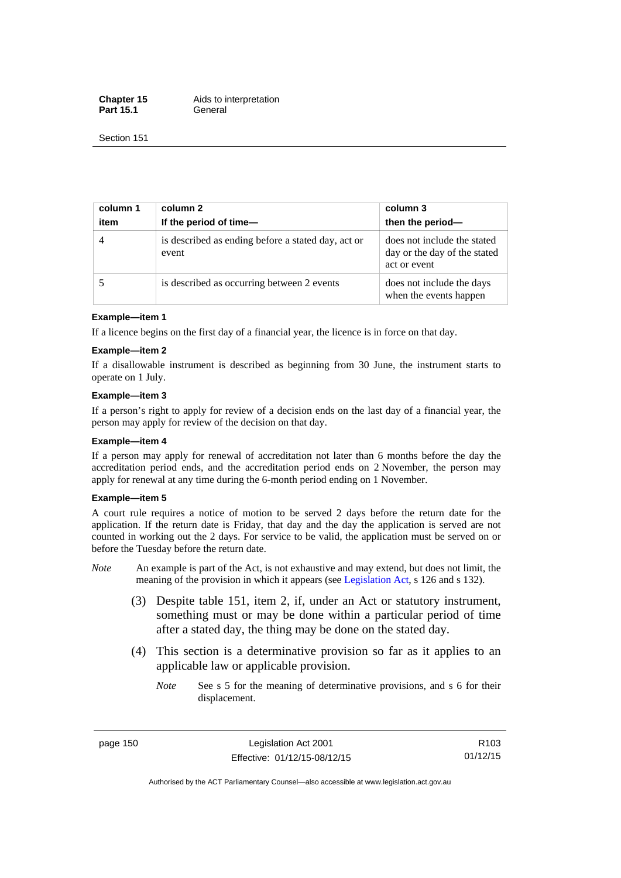| column 1<br>item | column 2<br>If the period of time— | column 3<br>then the period— |
|---|---|---|
| 4 | is described as ending before a stated day, act or event | does not include the stated day or the day of the stated act or event |
| 5 | is described as occurring between 2 events | does not include the days when the events happen |

**Example—item 1**

If a licence begins on the first day of a financial year, the licence is in force on that day.

**Example—item 2**

If a disallowable instrument is described as beginning from 30 June, the instrument starts to operate on 1 July.

**Example—item 3**

If a person's right to apply for review of a decision ends on the last day of a financial year, the person may apply for review of the decision on that day.

**Example—item 4**

If a person may apply for renewal of accreditation not later than 6 months before the day the accreditation period ends, and the accreditation period ends on 2 November, the person may apply for renewal at any time during the 6-month period ending on 1 November.

**Example—item 5**

A court rule requires a notice of motion to be served 2 days before the return date for the application. If the return date is Friday, that day and the day the application is served are not counted in working out the 2 days. For service to be valid, the application must be served on or before the Tuesday before the return date.

*Note* An example is part of the Act, is not exhaustive and may extend, but does not limit, the meaning of the provision in which it appears (see Legislation Act, s 126 and s 132).

(3) Despite table 151, item 2, if, under an Act or statutory instrument, something must or may be done within a particular period of time after a stated day, the thing may be done on the stated day.

(4) This section is a determinative provision so far as it applies to an applicable law or applicable provision.

*Note* See s 5 for the meaning of determinative provisions, and s 6 for their displacement.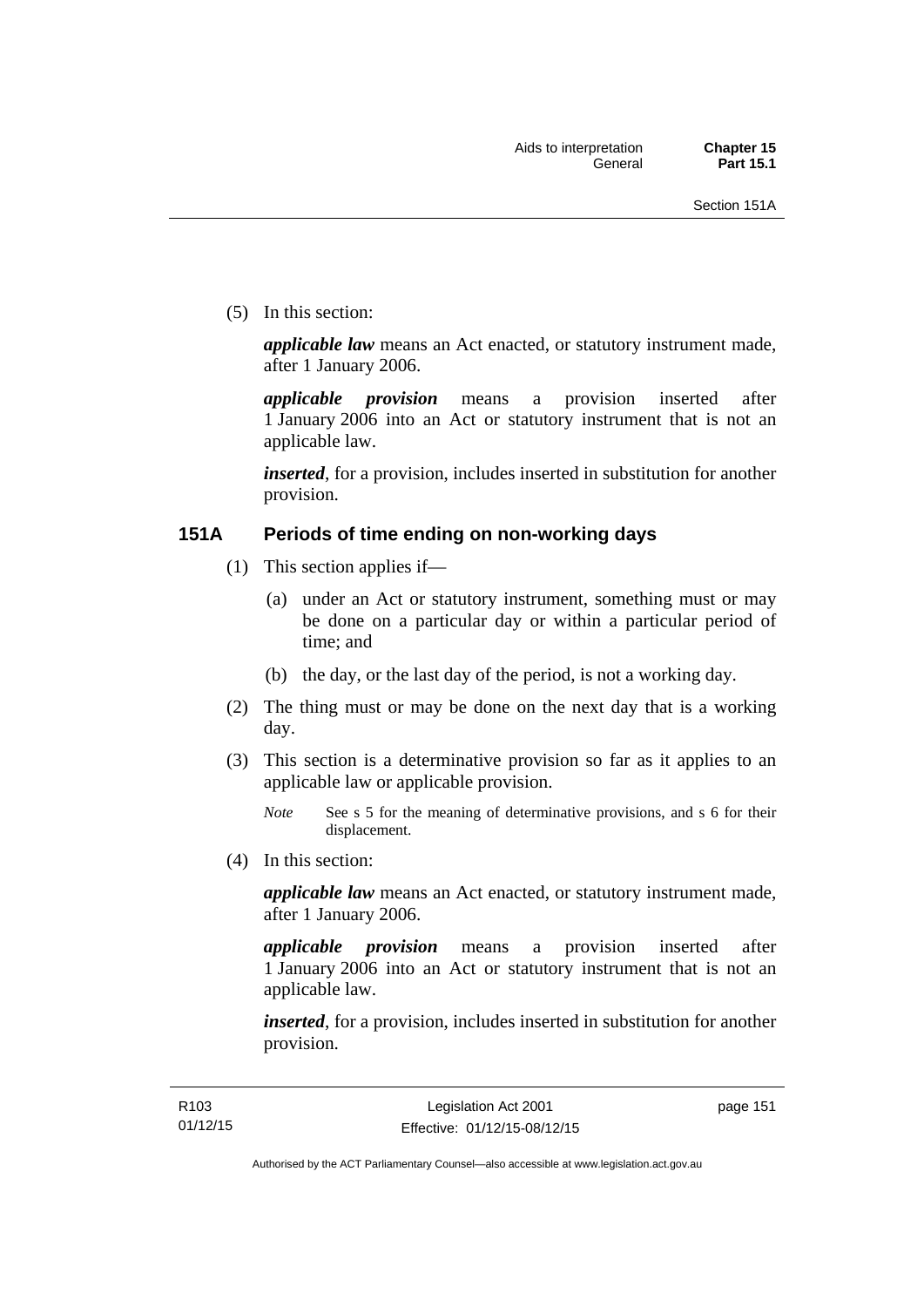(5) In this section:

***applicable law*** means an Act enacted, or statutory instrument made, after 1 January 2006.

***applicable provision*** means a provision inserted after 1 January 2006 into an Act or statutory instrument that is not an applicable law.

***inserted***, for a provision, includes inserted in substitution for another provision.

## 151A Periods of time ending on non-working days

(1) This section applies if—

(a) under an Act or statutory instrument, something must or may be done on a particular day or within a particular period of time; and

(b) the day, or the last day of the period, is not a working day.

(2) The thing must or may be done on the next day that is a working day.

(3) This section is a determinative provision so far as it applies to an applicable law or applicable provision.

*Note* See s 5 for the meaning of determinative provisions, and s 6 for their displacement.

(4) In this section:

***applicable law*** means an Act enacted, or statutory instrument made, after 1 January 2006.

***applicable provision*** means a provision inserted after 1 January 2006 into an Act or statutory instrument that is not an applicable law.

***inserted***, for a provision, includes inserted in substitution for another provision.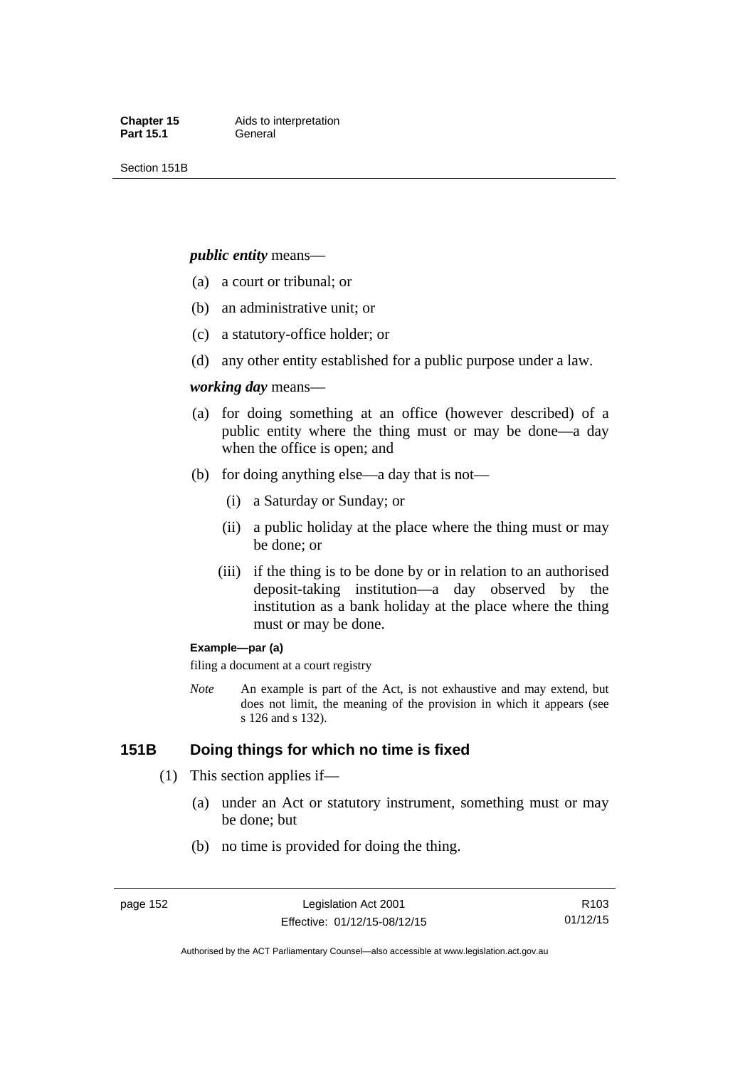***public entity*** means—

(a) a court or tribunal; or

(b) an administrative unit; or

(c) a statutory-office holder; or

(d) any other entity established for a public purpose under a law.

***working day*** means—

(a) for doing something at an office (however described) of a public entity where the thing must or may be done—a day when the office is open; and

(b) for doing anything else—a day that is not—

(i) a Saturday or Sunday; or

(ii) a public holiday at the place where the thing must or may be done; or

(iii) if the thing is to be done by or in relation to an authorised deposit-taking institution—a day observed by the institution as a bank holiday at the place where the thing must or may be done.

**Example—par (a)**

filing a document at a court registry

*Note* An example is part of the Act, is not exhaustive and may extend, but does not limit, the meaning of the provision in which it appears (see s 126 and s 132).

## 151B Doing things for which no time is fixed

(1) This section applies if—

(a) under an Act or statutory instrument, something must or may be done; but

(b) no time is provided for doing the thing.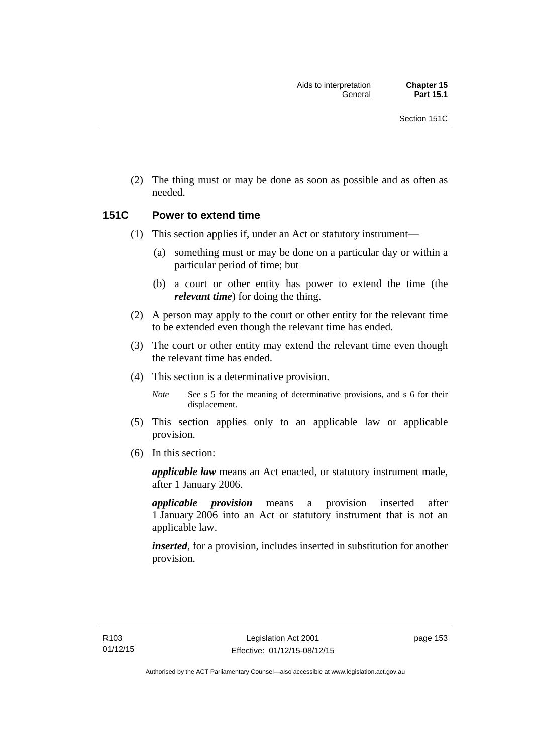(2) The thing must or may be done as soon as possible and as often as needed.

## 151C Power to extend time

(1) This section applies if, under an Act or statutory instrument—

(a) something must or may be done on a particular day or within a particular period of time; but

(b) a court or other entity has power to extend the time (the ***relevant time***) for doing the thing.

(2) A person may apply to the court or other entity for the relevant time to be extended even though the relevant time has ended.

(3) The court or other entity may extend the relevant time even though the relevant time has ended.

(4) This section is a determinative provision.

*Note* See s 5 for the meaning of determinative provisions, and s 6 for their displacement.

(5) This section applies only to an applicable law or applicable provision.

(6) In this section:

***applicable law*** means an Act enacted, or statutory instrument made, after 1 January 2006.

***applicable provision*** means a provision inserted after 1 January 2006 into an Act or statutory instrument that is not an applicable law.

***inserted***, for a provision, includes inserted in substitution for another provision.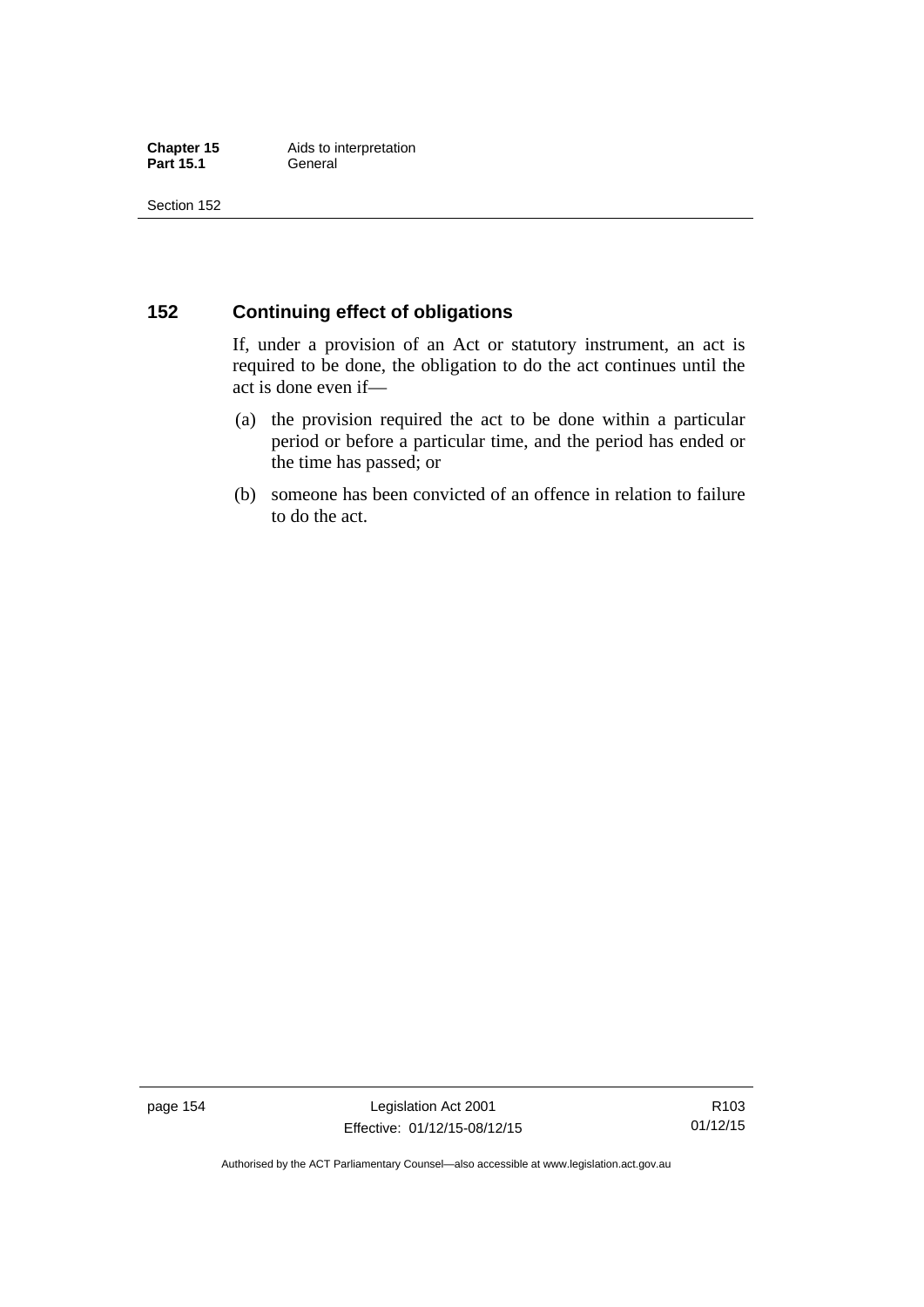## 152 Continuing effect of obligations

If, under a provision of an Act or statutory instrument, an act is required to be done, the obligation to do the act continues until the act is done even if—

(a) the provision required the act to be done within a particular period or before a particular time, and the period has ended or the time has passed; or

(b) someone has been convicted of an offence in relation to failure to do the act.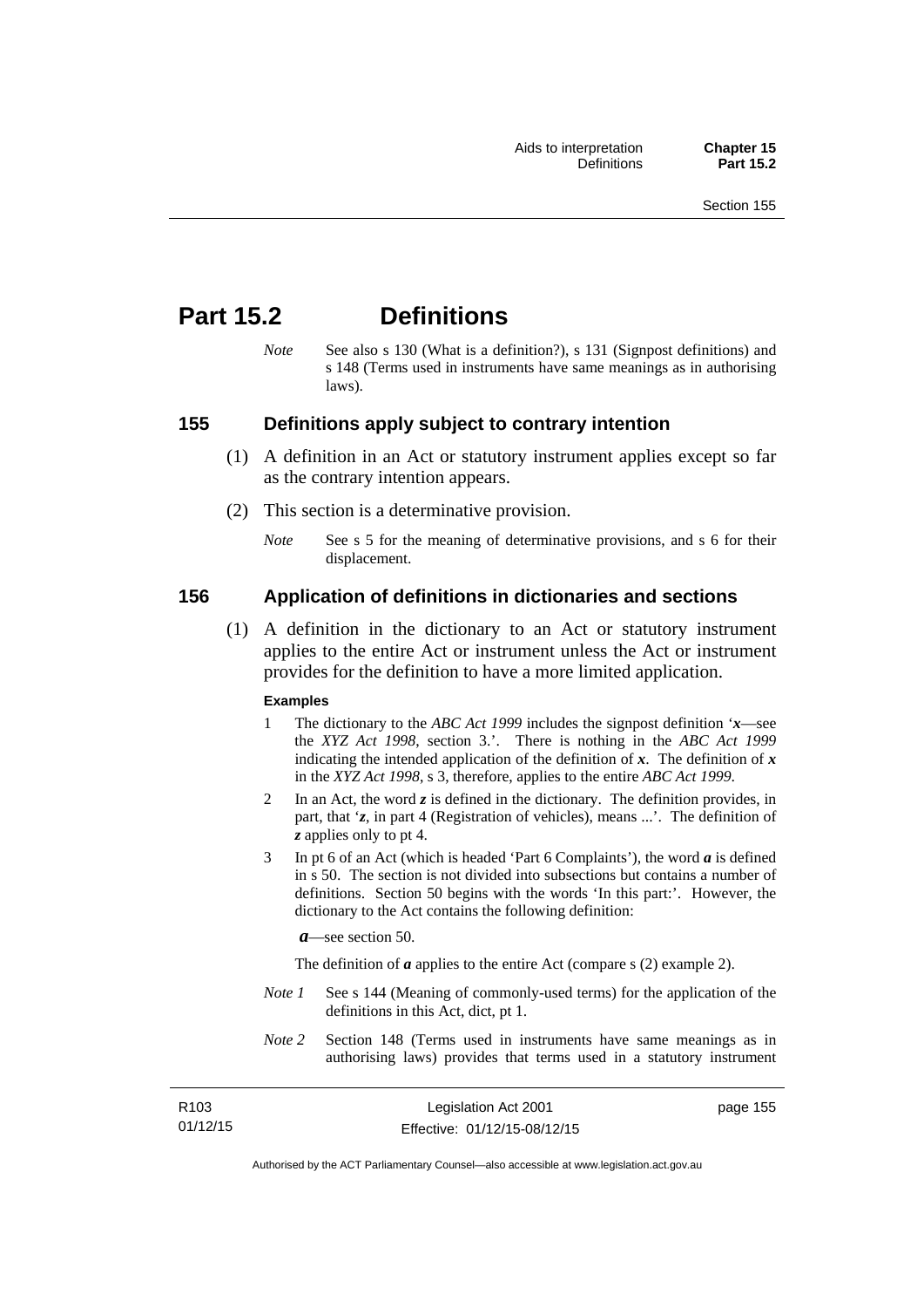# Part 15.2 Definitions

*Note* See also s 130 (What is a definition?), s 131 (Signpost definitions) and s 148 (Terms used in instruments have same meanings as in authorising laws).

## 155 Definitions apply subject to contrary intention

(1) A definition in an Act or statutory instrument applies except so far as the contrary intention appears.

(2) This section is a determinative provision.

*Note* See s 5 for the meaning of determinative provisions, and s 6 for their displacement.

## 156 Application of definitions in dictionaries and sections

(1) A definition in the dictionary to an Act or statutory instrument applies to the entire Act or instrument unless the Act or instrument provides for the definition to have a more limited application.

**Examples**

1 The dictionary to the *ABC Act 1999* includes the signpost definition '***x***—see the *XYZ Act 1998*, section 3.'. There is nothing in the *ABC Act 1999* indicating the intended application of the definition of ***x***. The definition of ***x*** in the *XYZ Act 1998*, s 3, therefore, applies to the entire *ABC Act 1999*.

2 In an Act, the word ***z*** is defined in the dictionary. The definition provides, in part, that '***z***, in part 4 (Registration of vehicles), means ...'. The definition of ***z*** applies only to pt 4.

3 In pt 6 of an Act (which is headed 'Part 6 Complaints'), the word ***a*** is defined in s 50. The section is not divided into subsections but contains a number of definitions. Section 50 begins with the words 'In this part:'. However, the dictionary to the Act contains the following definition:

***a***—see section 50.

The definition of ***a*** applies to the entire Act (compare s (2) example 2).

*Note 1* See s 144 (Meaning of commonly-used terms) for the application of the definitions in this Act, dict, pt 1.

*Note 2* Section 148 (Terms used in instruments have same meanings as in authorising laws) provides that terms used in a statutory instrument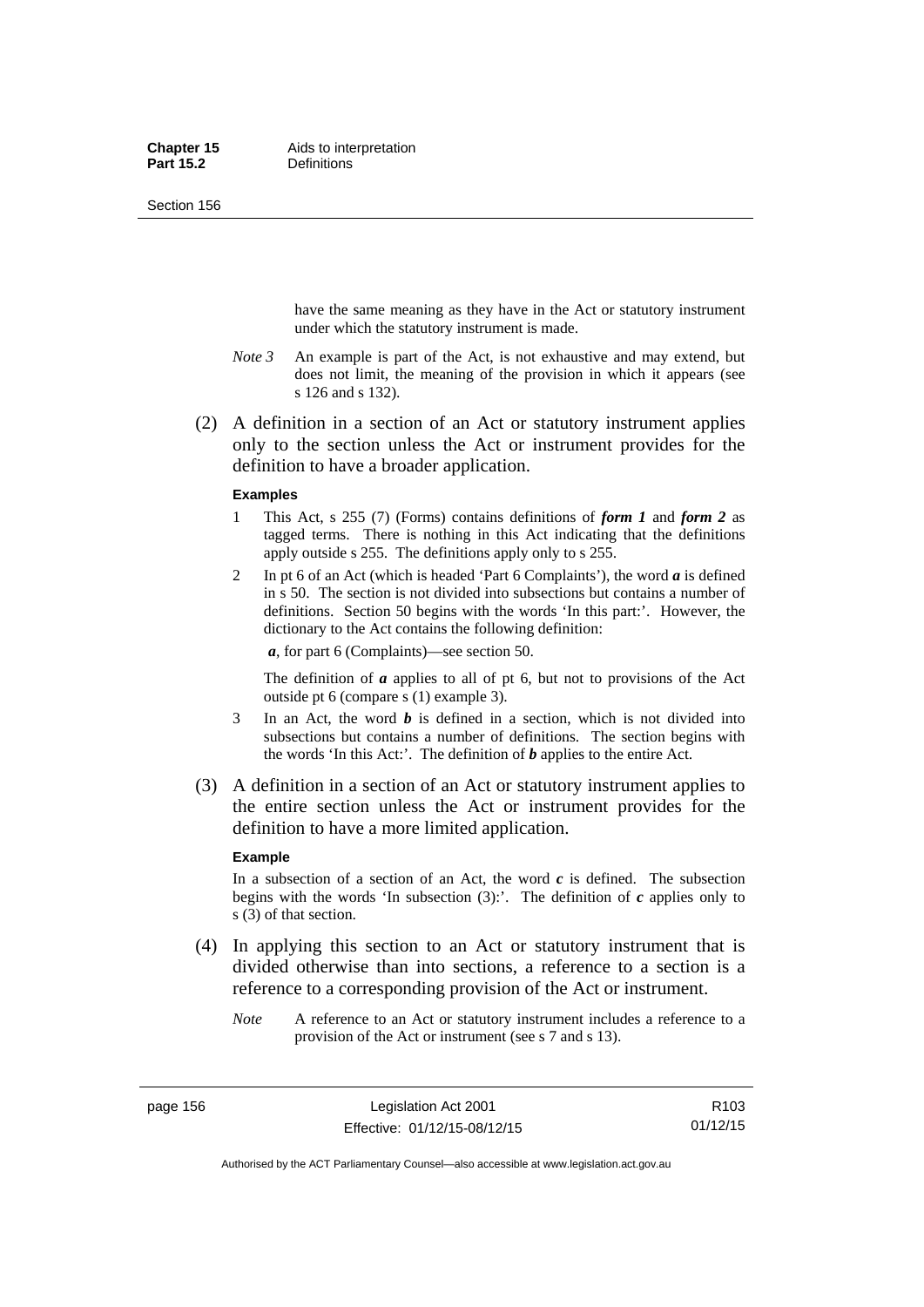have the same meaning as they have in the Act or statutory instrument under which the statutory instrument is made.

*Note 3* An example is part of the Act, is not exhaustive and may extend, but does not limit, the meaning of the provision in which it appears (see s 126 and s 132).

(2) A definition in a section of an Act or statutory instrument applies only to the section unless the Act or instrument provides for the definition to have a broader application.

**Examples**

1 This Act, s 255 (7) (Forms) contains definitions of ***form 1*** and ***form 2*** as tagged terms. There is nothing in this Act indicating that the definitions apply outside s 255. The definitions apply only to s 255.

2 In pt 6 of an Act (which is headed 'Part 6 Complaints'), the word ***a*** is defined in s 50. The section is not divided into subsections but contains a number of definitions. Section 50 begins with the words 'In this part:'. However, the dictionary to the Act contains the following definition:

***a***, for part 6 (Complaints)—see section 50.

The definition of ***a*** applies to all of pt 6, but not to provisions of the Act outside pt 6 (compare s (1) example 3).

3 In an Act, the word ***b*** is defined in a section, which is not divided into subsections but contains a number of definitions. The section begins with the words 'In this Act:'. The definition of ***b*** applies to the entire Act.

(3) A definition in a section of an Act or statutory instrument applies to the entire section unless the Act or instrument provides for the definition to have a more limited application.

**Example**

In a subsection of a section of an Act, the word ***c*** is defined. The subsection begins with the words 'In subsection (3):'. The definition of ***c*** applies only to s (3) of that section.

(4) In applying this section to an Act or statutory instrument that is divided otherwise than into sections, a reference to a section is a reference to a corresponding provision of the Act or instrument.

*Note* A reference to an Act or statutory instrument includes a reference to a provision of the Act or instrument (see s 7 and s 13).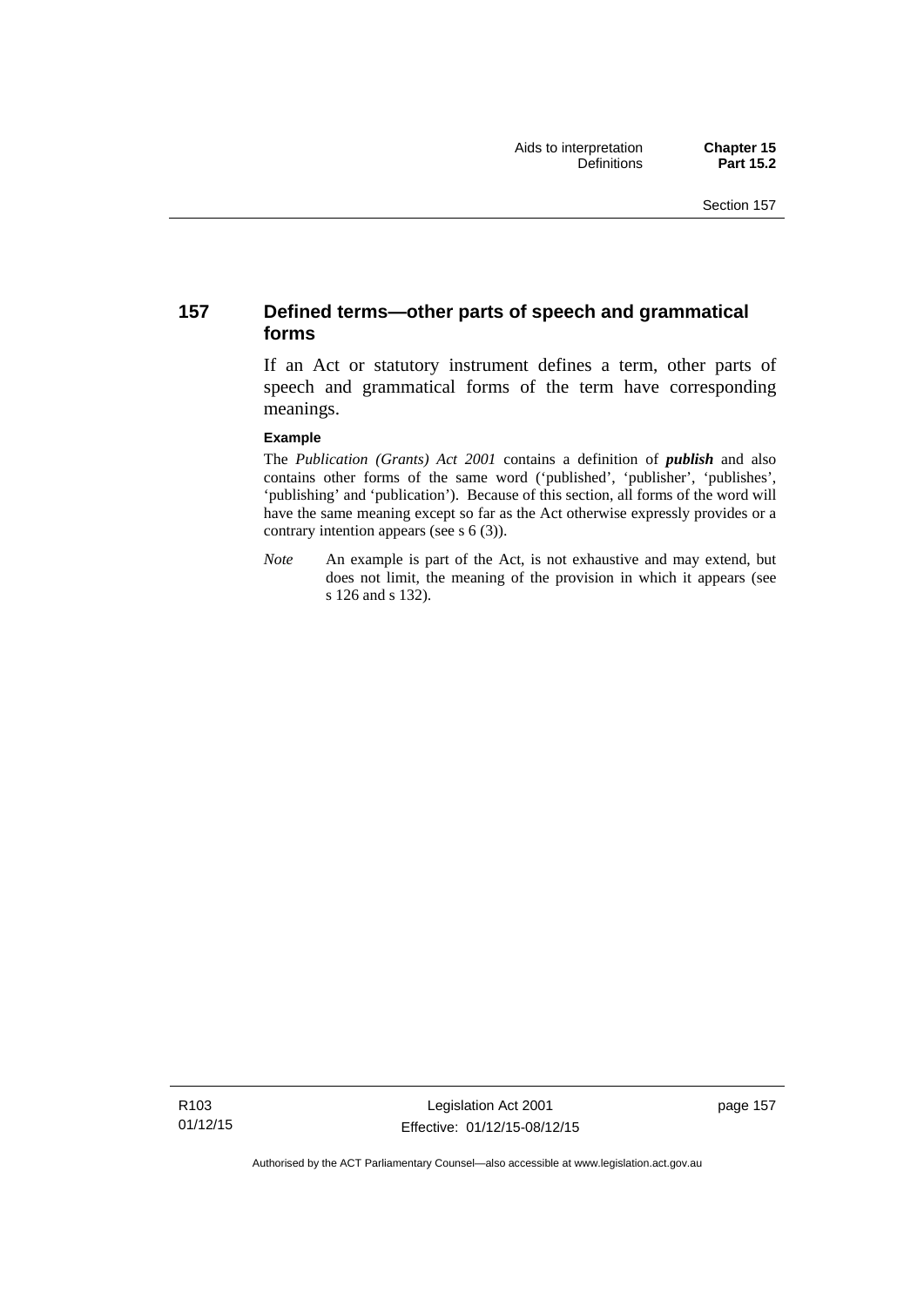## 157 Defined terms—other parts of speech and grammatical forms

If an Act or statutory instrument defines a term, other parts of speech and grammatical forms of the term have corresponding meanings.

**Example**

The *Publication (Grants) Act 2001* contains a definition of ***publish*** and also contains other forms of the same word ('published', 'publisher', 'publishes', 'publishing' and 'publication'). Because of this section, all forms of the word will have the same meaning except so far as the Act otherwise expressly provides or a contrary intention appears (see s 6 (3)).

*Note* An example is part of the Act, is not exhaustive and may extend, but does not limit, the meaning of the provision in which it appears (see s 126 and s 132).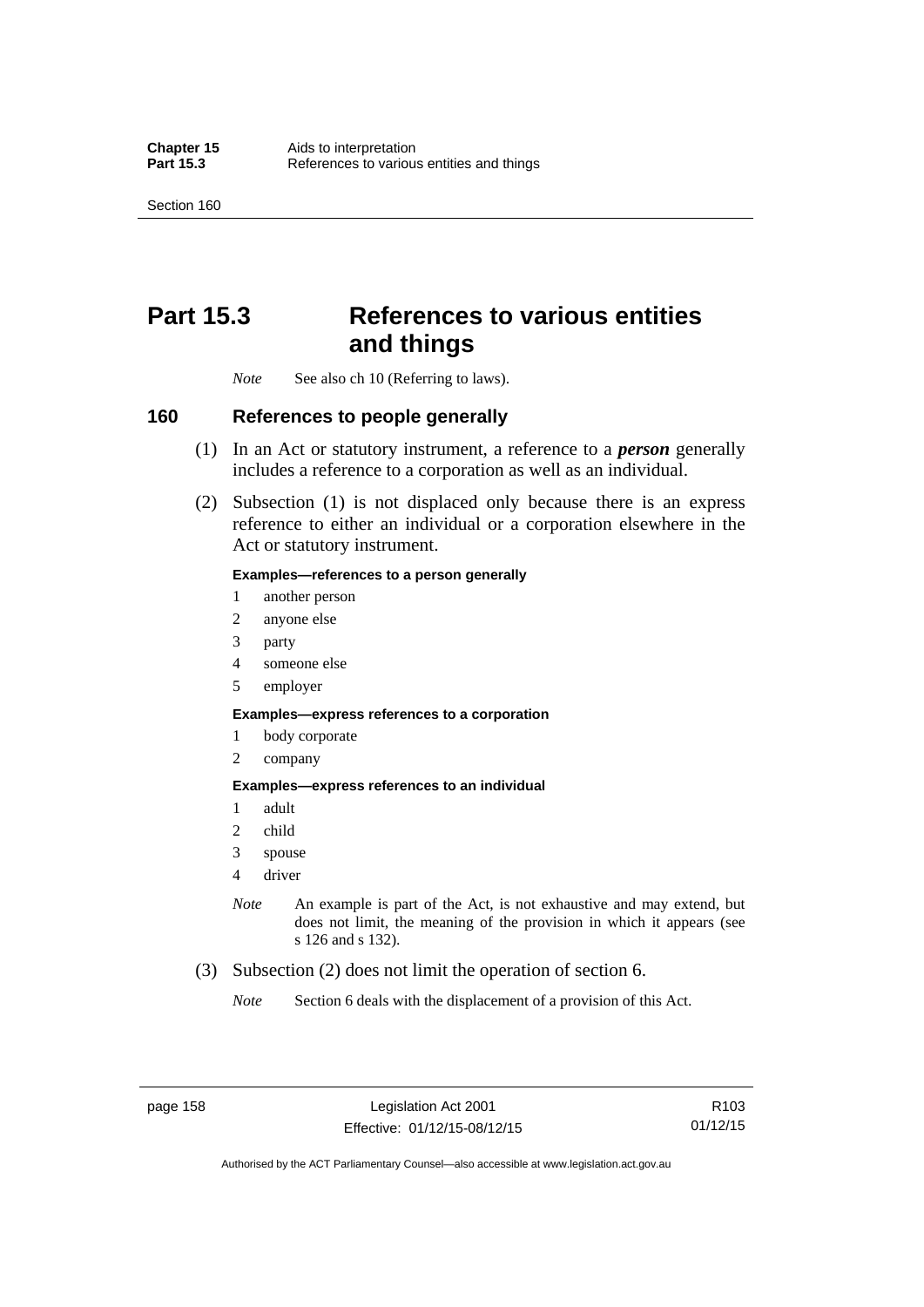# Part 15.3 References to various entities and things

*Note* See also ch 10 (Referring to laws).

## 160 References to people generally

(1) In an Act or statutory instrument, a reference to a ***person*** generally includes a reference to a corporation as well as an individual.

(2) Subsection (1) is not displaced only because there is an express reference to either an individual or a corporation elsewhere in the Act or statutory instrument.

**Examples—references to a person generally**

1 another person
2 anyone else
3 party
4 someone else
5 employer

**Examples—express references to a corporation**

1 body corporate
2 company

**Examples—express references to an individual**

1 adult
2 child
3 spouse
4 driver

*Note* An example is part of the Act, is not exhaustive and may extend, but does not limit, the meaning of the provision in which it appears (see s 126 and s 132).

(3) Subsection (2) does not limit the operation of section 6.

*Note* Section 6 deals with the displacement of a provision of this Act.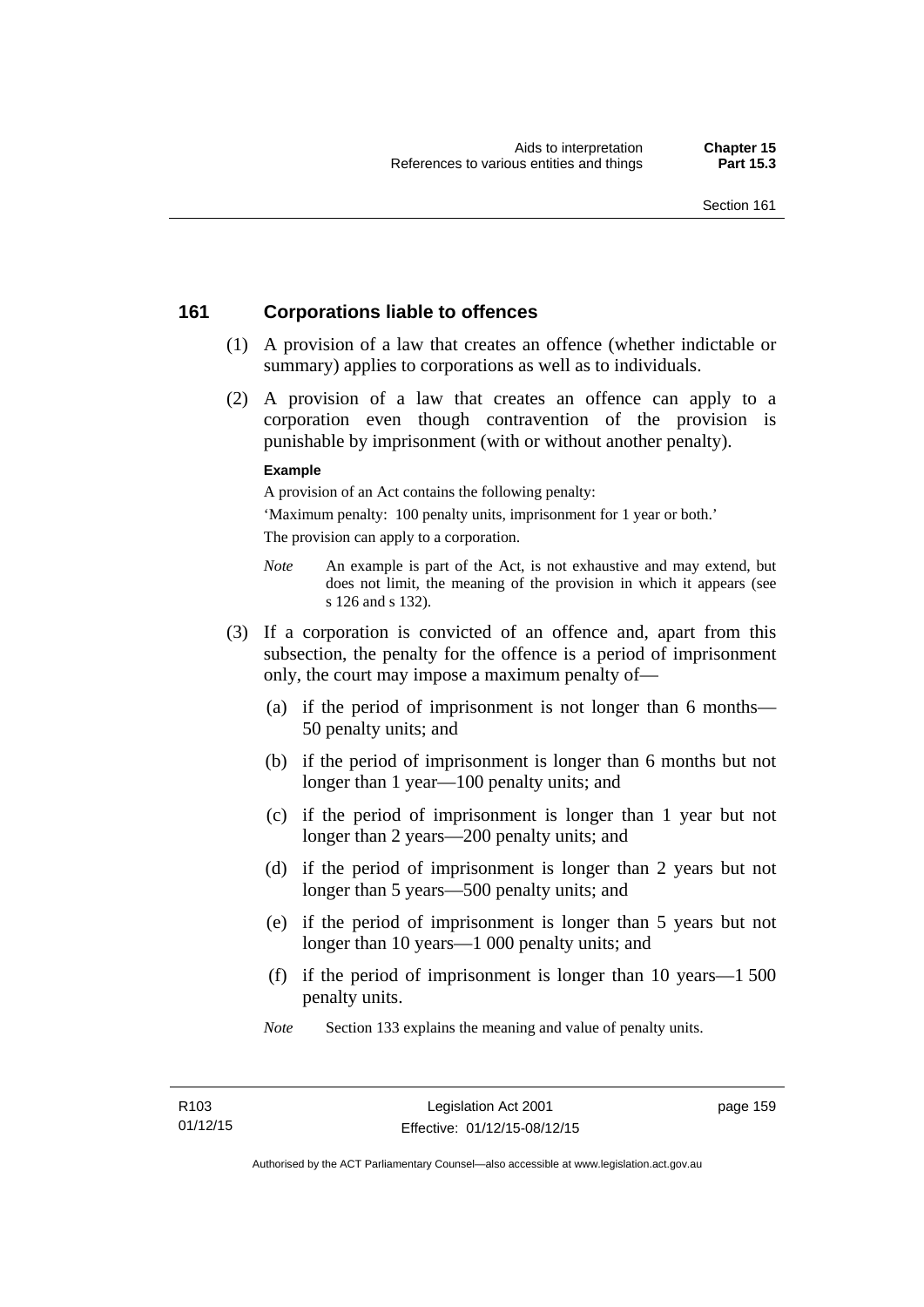## 161 Corporations liable to offences

(1) A provision of a law that creates an offence (whether indictable or summary) applies to corporations as well as to individuals.

(2) A provision of a law that creates an offence can apply to a corporation even though contravention of the provision is punishable by imprisonment (with or without another penalty).

**Example**

A provision of an Act contains the following penalty:

'Maximum penalty: 100 penalty units, imprisonment for 1 year or both.'

The provision can apply to a corporation.

*Note* An example is part of the Act, is not exhaustive and may extend, but does not limit, the meaning of the provision in which it appears (see s 126 and s 132).

(3) If a corporation is convicted of an offence and, apart from this subsection, the penalty for the offence is a period of imprisonment only, the court may impose a maximum penalty of—

(a) if the period of imprisonment is not longer than 6 months—50 penalty units; and

(b) if the period of imprisonment is longer than 6 months but not longer than 1 year—100 penalty units; and

(c) if the period of imprisonment is longer than 1 year but not longer than 2 years—200 penalty units; and

(d) if the period of imprisonment is longer than 2 years but not longer than 5 years—500 penalty units; and

(e) if the period of imprisonment is longer than 5 years but not longer than 10 years—1 000 penalty units; and

(f) if the period of imprisonment is longer than 10 years—1 500 penalty units.

*Note* Section 133 explains the meaning and value of penalty units.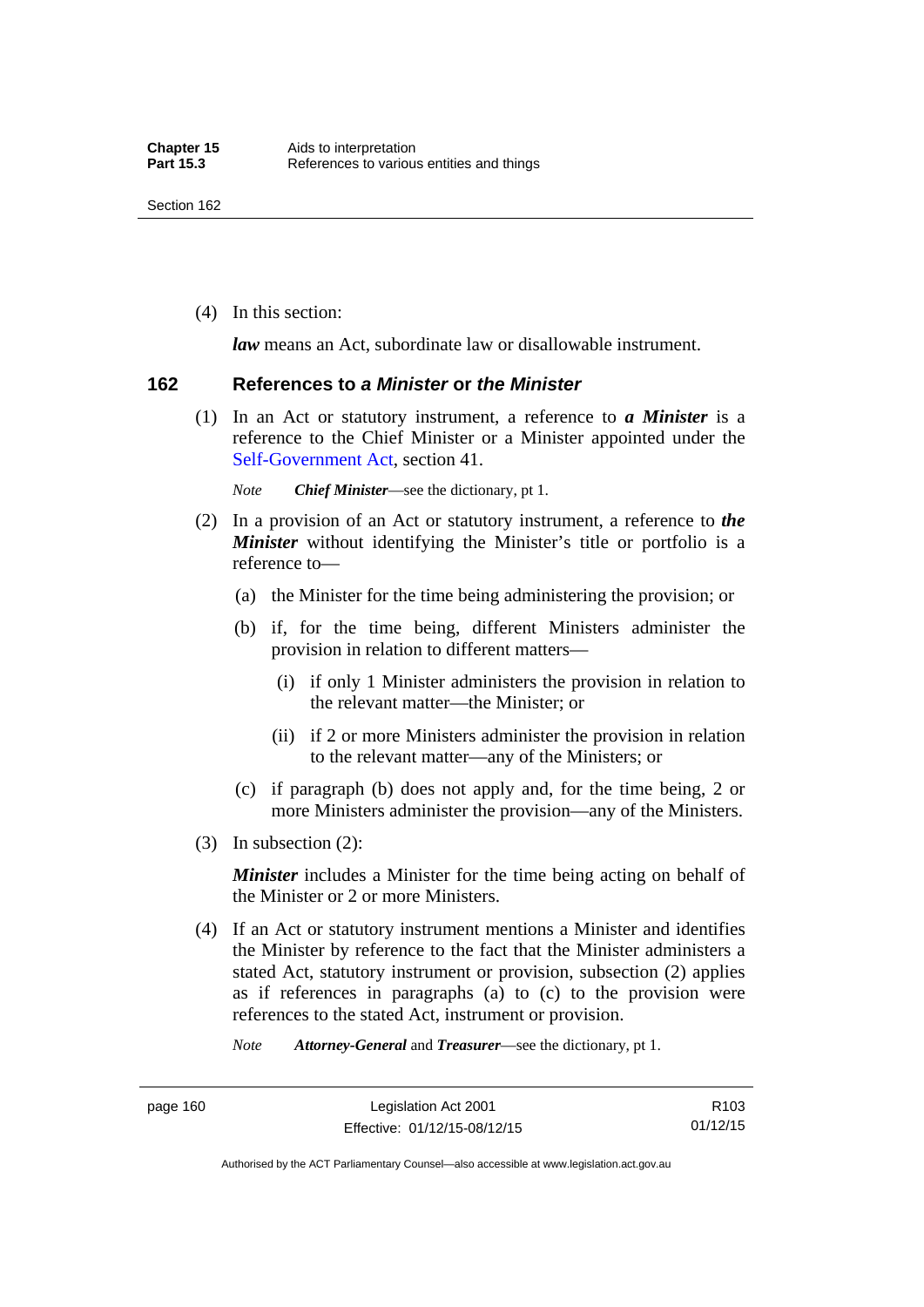(4) In this section:

***law*** means an Act, subordinate law or disallowable instrument.

## 162 References to *a Minister* or *the Minister*

(1) In an Act or statutory instrument, a reference to ***a Minister*** is a reference to the Chief Minister or a Minister appointed under the Self-Government Act, section 41.

*Note* ***Chief Minister***—see the dictionary, pt 1.

(2) In a provision of an Act or statutory instrument, a reference to ***the Minister*** without identifying the Minister's title or portfolio is a reference to—

(a) the Minister for the time being administering the provision; or

(b) if, for the time being, different Ministers administer the provision in relation to different matters—

(i) if only 1 Minister administers the provision in relation to the relevant matter—the Minister; or

(ii) if 2 or more Ministers administer the provision in relation to the relevant matter—any of the Ministers; or

(c) if paragraph (b) does not apply and, for the time being, 2 or more Ministers administer the provision—any of the Ministers.

(3) In subsection (2):

***Minister*** includes a Minister for the time being acting on behalf of the Minister or 2 or more Ministers.

(4) If an Act or statutory instrument mentions a Minister and identifies the Minister by reference to the fact that the Minister administers a stated Act, statutory instrument or provision, subsection (2) applies as if references in paragraphs (a) to (c) to the provision were references to the stated Act, instrument or provision.

*Note* ***Attorney-General*** and ***Treasurer***—see the dictionary, pt 1.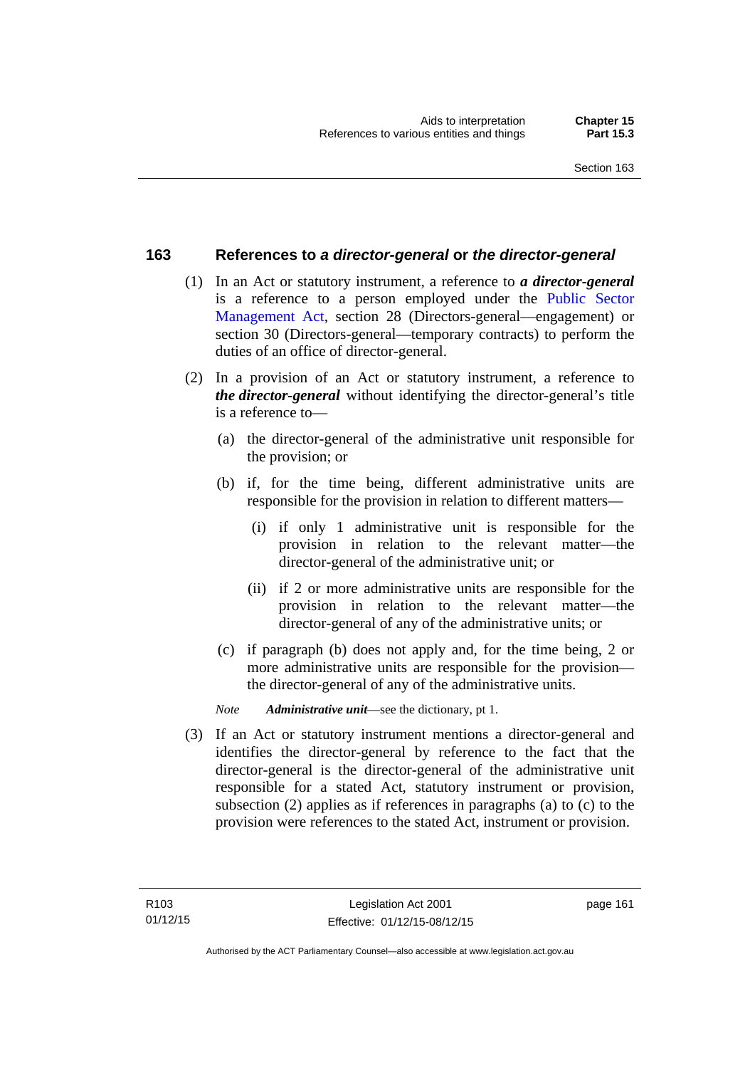## 163 References to *a director-general* or *the director-general*

(1) In an Act or statutory instrument, a reference to ***a director-general*** is a reference to a person employed under the Public Sector Management Act, section 28 (Directors-general—engagement) or section 30 (Directors-general—temporary contracts) to perform the duties of an office of director-general.

(2) In a provision of an Act or statutory instrument, a reference to ***the director-general*** without identifying the director-general's title is a reference to—

(a) the director-general of the administrative unit responsible for the provision; or

(b) if, for the time being, different administrative units are responsible for the provision in relation to different matters—

(i) if only 1 administrative unit is responsible for the provision in relation to the relevant matter—the director-general of the administrative unit; or

(ii) if 2 or more administrative units are responsible for the provision in relation to the relevant matter—the director-general of any of the administrative units; or

(c) if paragraph (b) does not apply and, for the time being, 2 or more administrative units are responsible for the provision—the director-general of any of the administrative units.

*Note* ***Administrative unit***—see the dictionary, pt 1.

(3) If an Act or statutory instrument mentions a director-general and identifies the director-general by reference to the fact that the director-general is the director-general of the administrative unit responsible for a stated Act, statutory instrument or provision, subsection (2) applies as if references in paragraphs (a) to (c) to the provision were references to the stated Act, instrument or provision.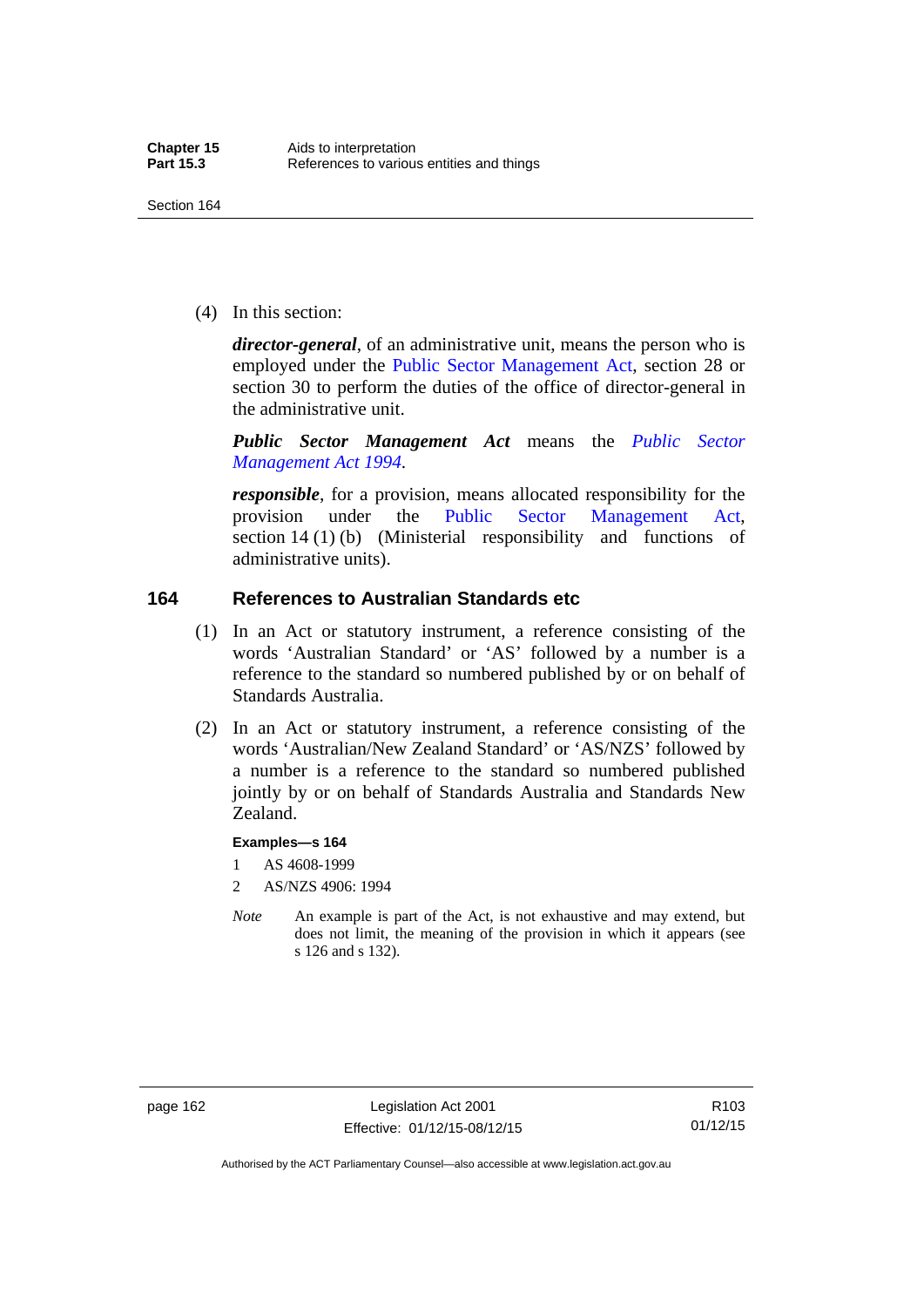(4) In this section:

***director-general***, of an administrative unit, means the person who is employed under the Public Sector Management Act, section 28 or section 30 to perform the duties of the office of director-general in the administrative unit.

***Public Sector Management Act*** means the *Public Sector Management Act 1994*.

***responsible***, for a provision, means allocated responsibility for the provision under the Public Sector Management Act, section 14 (1) (b) (Ministerial responsibility and functions of administrative units).

## 164 References to Australian Standards etc

(1) In an Act or statutory instrument, a reference consisting of the words 'Australian Standard' or 'AS' followed by a number is a reference to the standard so numbered published by or on behalf of Standards Australia.

(2) In an Act or statutory instrument, a reference consisting of the words 'Australian/New Zealand Standard' or 'AS/NZS' followed by a number is a reference to the standard so numbered published jointly by or on behalf of Standards Australia and Standards New Zealand.

**Examples—s 164**

1 AS 4608-1999

2 AS/NZS 4906: 1994

*Note* An example is part of the Act, is not exhaustive and may extend, but does not limit, the meaning of the provision in which it appears (see s 126 and s 132).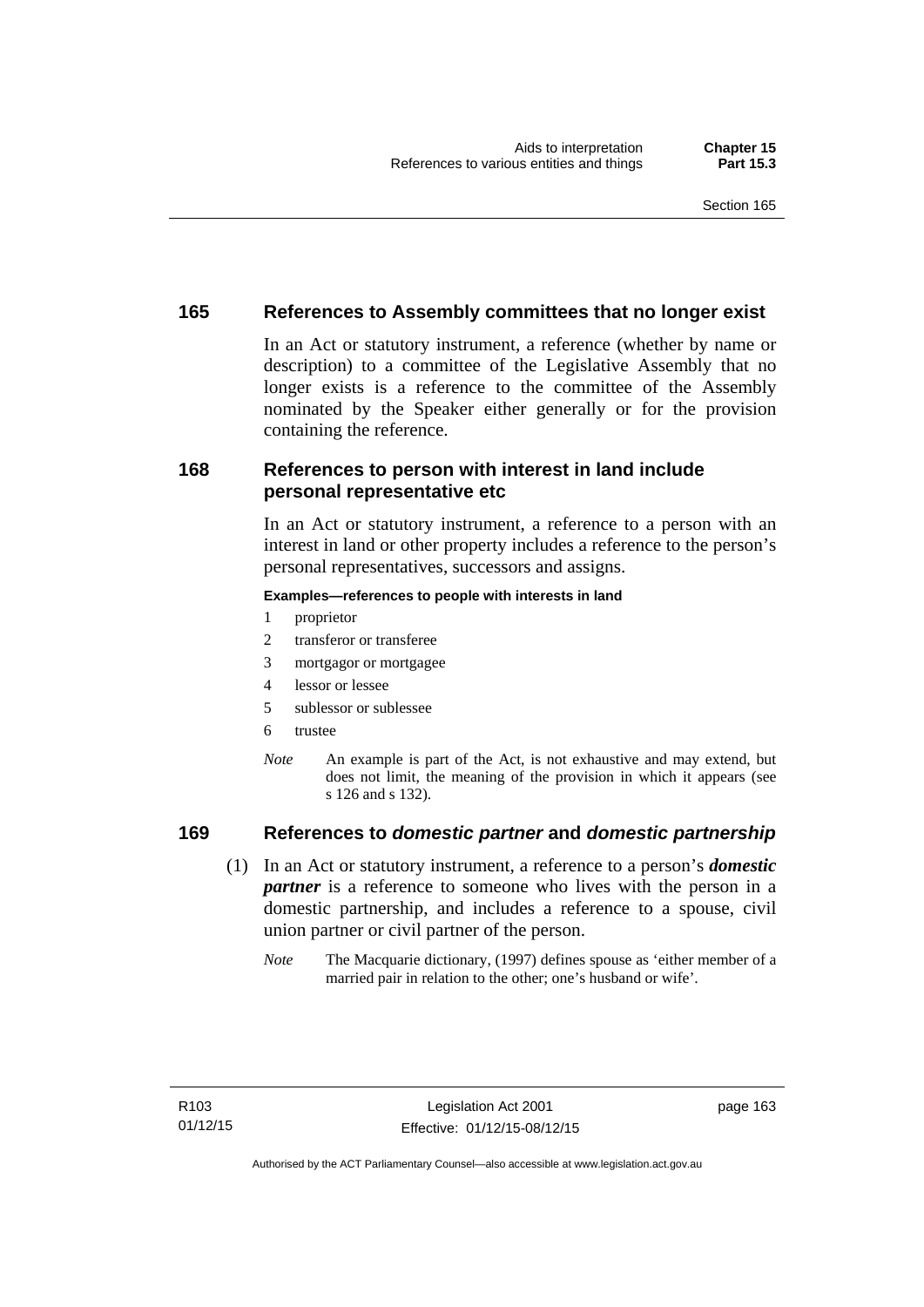## 165 References to Assembly committees that no longer exist

In an Act or statutory instrument, a reference (whether by name or description) to a committee of the Legislative Assembly that no longer exists is a reference to the committee of the Assembly nominated by the Speaker either generally or for the provision containing the reference.

## 168 References to person with interest in land include personal representative etc

In an Act or statutory instrument, a reference to a person with an interest in land or other property includes a reference to the person's personal representatives, successors and assigns.

**Examples—references to people with interests in land**

1 proprietor
2 transferor or transferee
3 mortgagor or mortgagee
4 lessor or lessee
5 sublessor or sublessee
6 trustee

*Note* An example is part of the Act, is not exhaustive and may extend, but does not limit, the meaning of the provision in which it appears (see s 126 and s 132).

## 169 References to *domestic partner* and *domestic partnership*

(1) In an Act or statutory instrument, a reference to a person's ***domestic partner*** is a reference to someone who lives with the person in a domestic partnership, and includes a reference to a spouse, civil union partner or civil partner of the person.

*Note* The Macquarie dictionary, (1997) defines spouse as 'either member of a married pair in relation to the other; one's husband or wife'.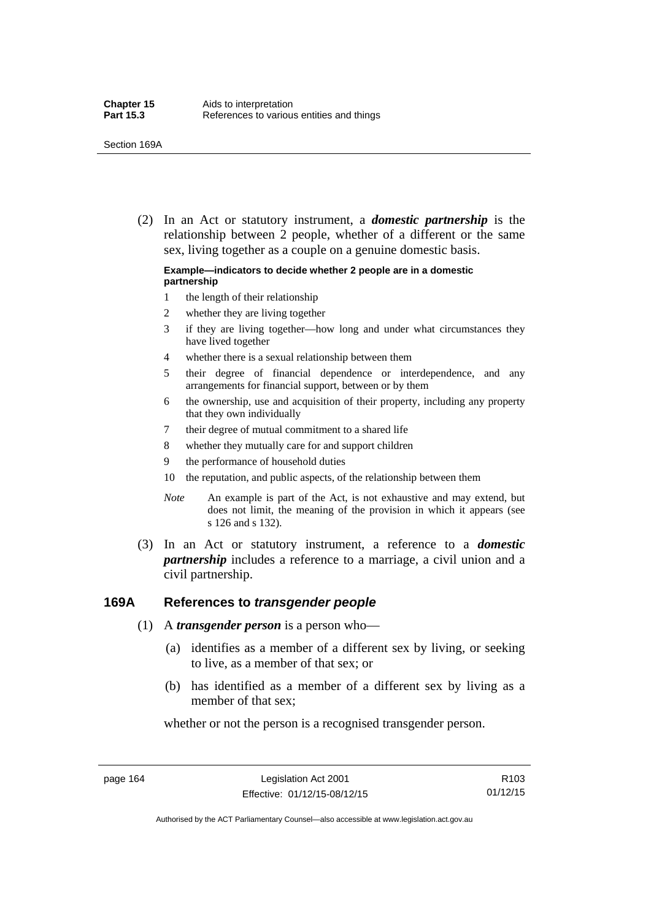(2) In an Act or statutory instrument, a ***domestic partnership*** is the relationship between 2 people, whether of a different or the same sex, living together as a couple on a genuine domestic basis.

**Example—indicators to decide whether 2 people are in a domestic partnership**

1. the length of their relationship
2. whether they are living together
3. if they are living together—how long and under what circumstances they have lived together
4. whether there is a sexual relationship between them
5. their degree of financial dependence or interdependence, and any arrangements for financial support, between or by them
6. the ownership, use and acquisition of their property, including any property that they own individually
7. their degree of mutual commitment to a shared life
8. whether they mutually care for and support children
9. the performance of household duties
10. the reputation, and public aspects, of the relationship between them

*Note* An example is part of the Act, is not exhaustive and may extend, but does not limit, the meaning of the provision in which it appears (see s 126 and s 132).

(3) In an Act or statutory instrument, a reference to a ***domestic partnership*** includes a reference to a marriage, a civil union and a civil partnership.

## 169A References to *transgender people*

(1) A ***transgender person*** is a person who—

(a) identifies as a member of a different sex by living, or seeking to live, as a member of that sex; or

(b) has identified as a member of a different sex by living as a member of that sex;

whether or not the person is a recognised transgender person.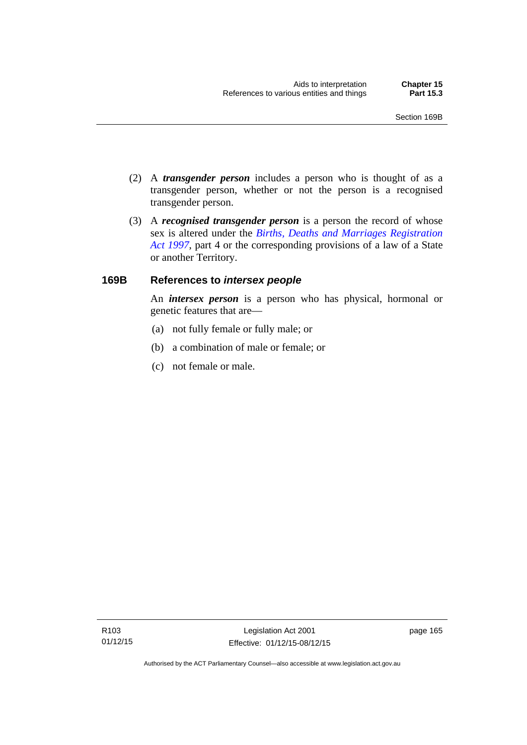(2) A ***transgender person*** includes a person who is thought of as a transgender person, whether or not the person is a recognised transgender person.

(3) A ***recognised transgender person*** is a person the record of whose sex is altered under the *Births, Deaths and Marriages Registration Act 1997*, part 4 or the corresponding provisions of a law of a State or another Territory.

### 169B References to *intersex people*

An ***intersex person*** is a person who has physical, hormonal or genetic features that are—

(a) not fully female or fully male; or

(b) a combination of male or female; or

(c) not female or male.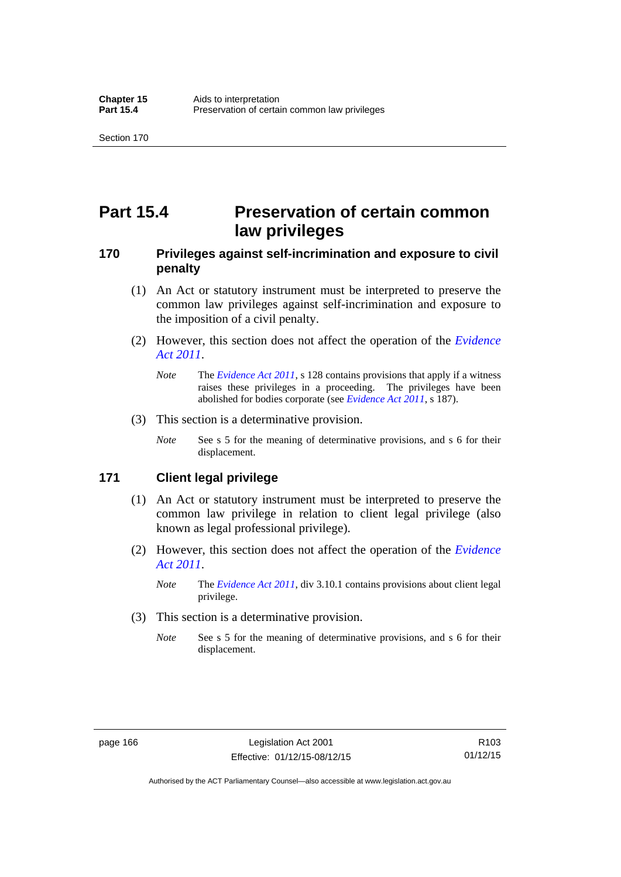# Part 15.4 Preservation of certain common law privileges

## 170 Privileges against self-incrimination and exposure to civil penalty

(1) An Act or statutory instrument must be interpreted to preserve the common law privileges against self-incrimination and exposure to the imposition of a civil penalty.

(2) However, this section does not affect the operation of the *Evidence Act 2011*.

*Note* The *Evidence Act 2011*, s 128 contains provisions that apply if a witness raises these privileges in a proceeding. The privileges have been abolished for bodies corporate (see *Evidence Act 2011*, s 187).

(3) This section is a determinative provision.

*Note* See s 5 for the meaning of determinative provisions, and s 6 for their displacement.

## 171 Client legal privilege

(1) An Act or statutory instrument must be interpreted to preserve the common law privilege in relation to client legal privilege (also known as legal professional privilege).

(2) However, this section does not affect the operation of the *Evidence Act 2011*.

*Note* The *Evidence Act 2011*, div 3.10.1 contains provisions about client legal privilege.

(3) This section is a determinative provision.

*Note* See s 5 for the meaning of determinative provisions, and s 6 for their displacement.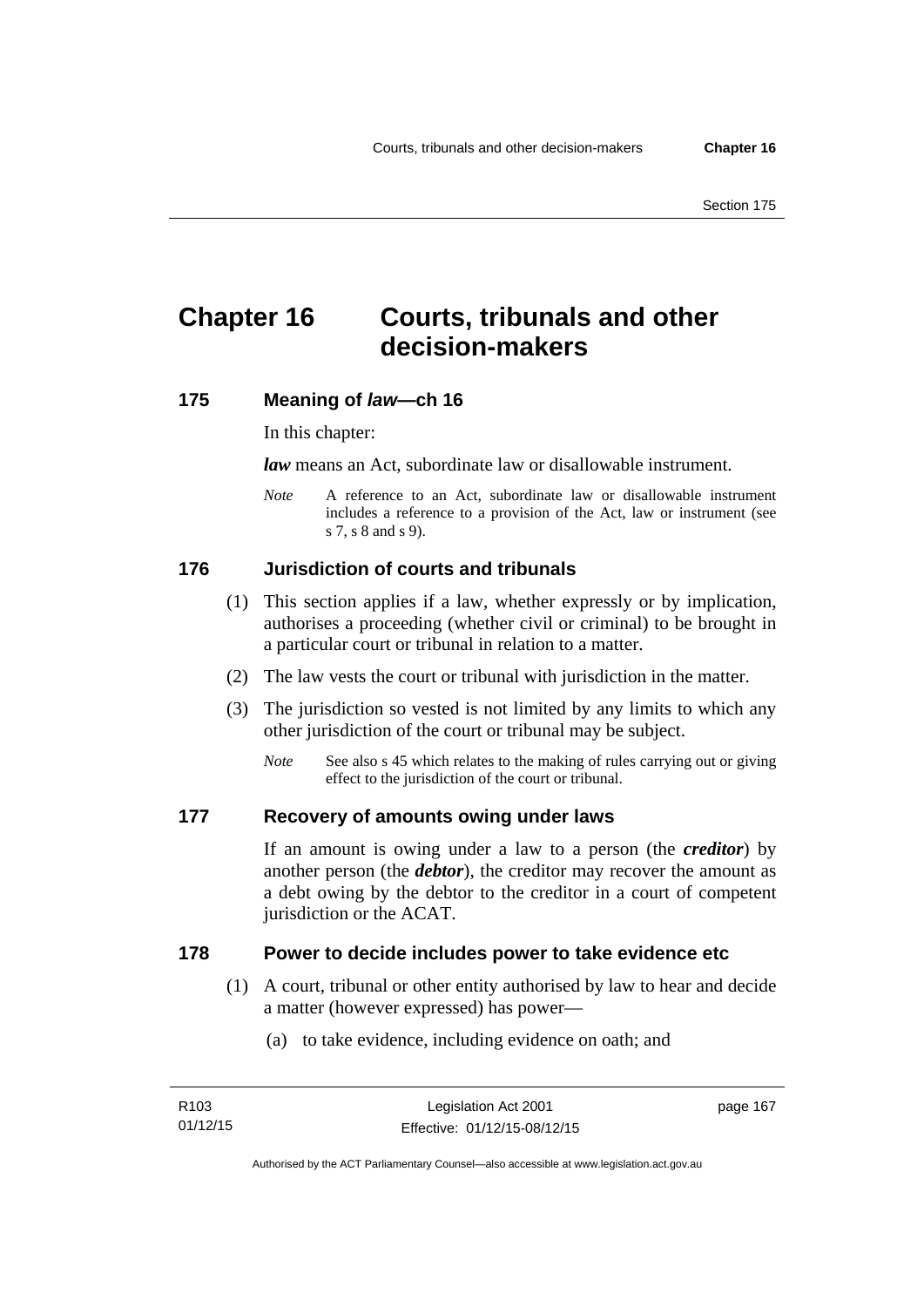# Chapter 16 Courts, tribunals and other decision-makers

## 175 Meaning of *law*—ch 16

In this chapter:

***law*** means an Act, subordinate law or disallowable instrument.

*Note* A reference to an Act, subordinate law or disallowable instrument includes a reference to a provision of the Act, law or instrument (see s 7, s 8 and s 9).

## 176 Jurisdiction of courts and tribunals

(1) This section applies if a law, whether expressly or by implication, authorises a proceeding (whether civil or criminal) to be brought in a particular court or tribunal in relation to a matter.

(2) The law vests the court or tribunal with jurisdiction in the matter.

(3) The jurisdiction so vested is not limited by any limits to which any other jurisdiction of the court or tribunal may be subject.

*Note* See also s 45 which relates to the making of rules carrying out or giving effect to the jurisdiction of the court or tribunal.

## 177 Recovery of amounts owing under laws

If an amount is owing under a law to a person (the ***creditor***) by another person (the ***debtor***), the creditor may recover the amount as a debt owing by the debtor to the creditor in a court of competent jurisdiction or the ACAT.

## 178 Power to decide includes power to take evidence etc

(1) A court, tribunal or other entity authorised by law to hear and decide a matter (however expressed) has power—

(a) to take evidence, including evidence on oath; and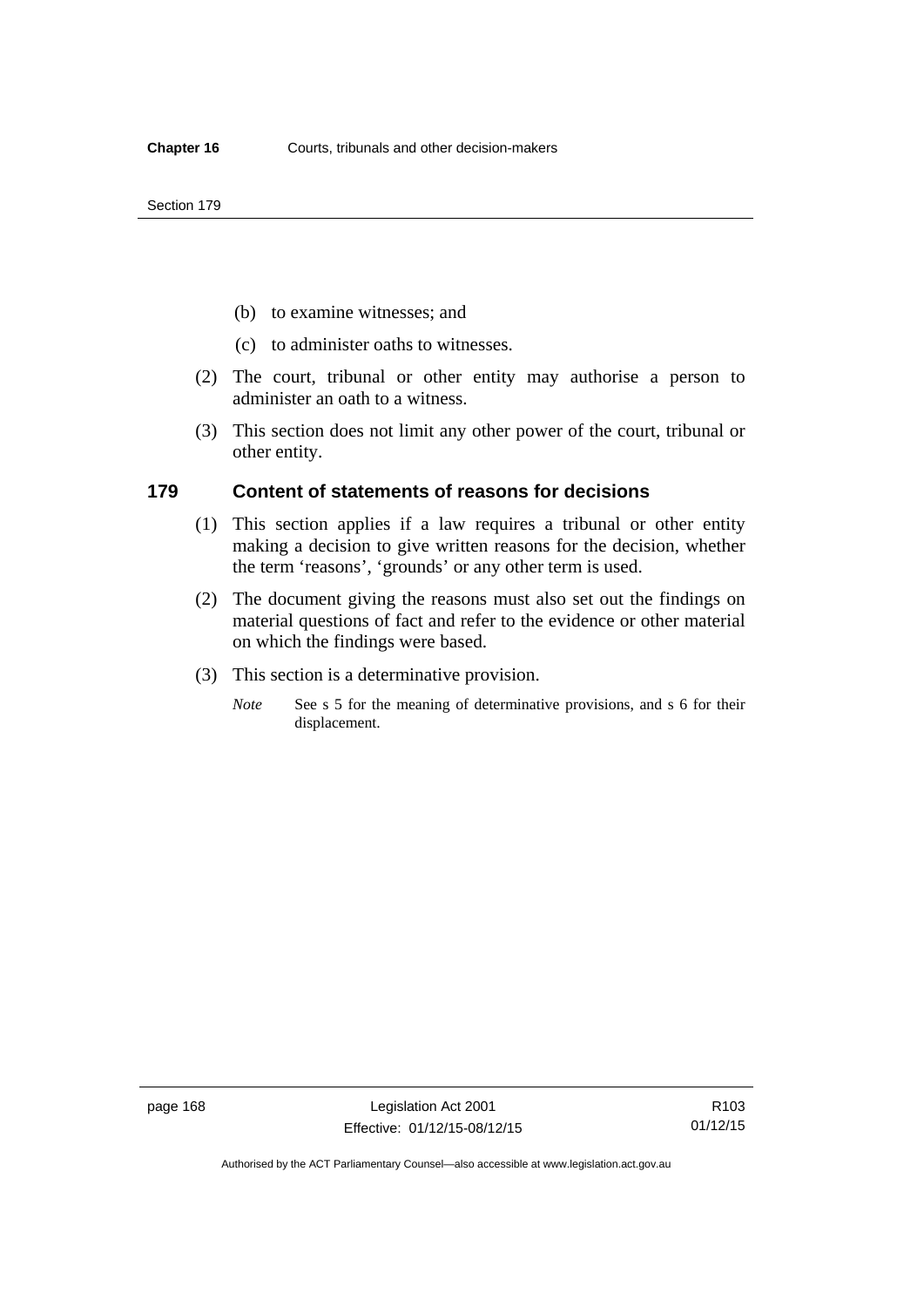(b) to examine witnesses; and

(c) to administer oaths to witnesses.

(2) The court, tribunal or other entity may authorise a person to administer an oath to a witness.

(3) This section does not limit any other power of the court, tribunal or other entity.

### 179 Content of statements of reasons for decisions

(1) This section applies if a law requires a tribunal or other entity making a decision to give written reasons for the decision, whether the term 'reasons', 'grounds' or any other term is used.

(2) The document giving the reasons must also set out the findings on material questions of fact and refer to the evidence or other material on which the findings were based.

(3) This section is a determinative provision.

*Note* See s 5 for the meaning of determinative provisions, and s 6 for their displacement.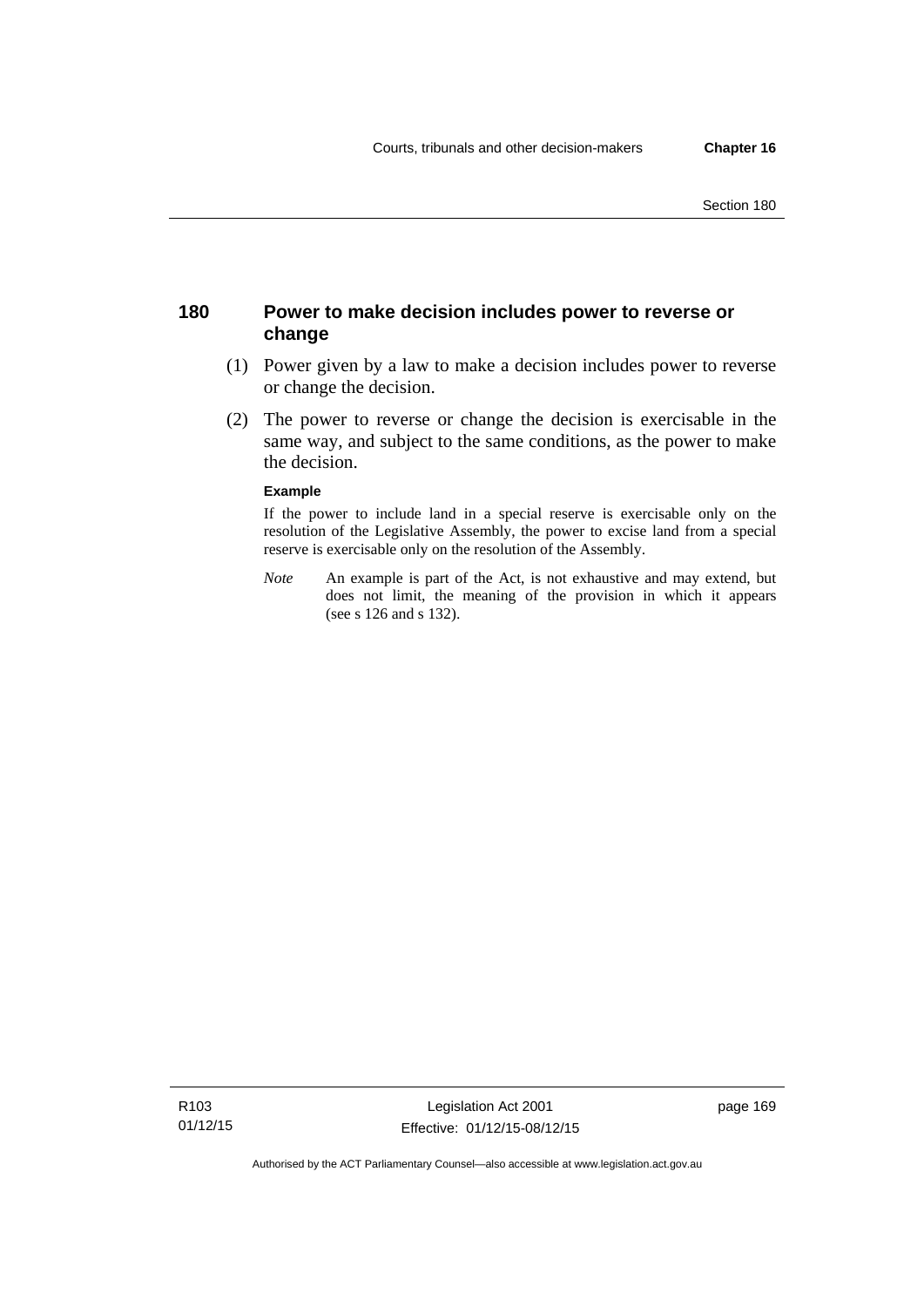## 180 Power to make decision includes power to reverse or change

(1) Power given by a law to make a decision includes power to reverse or change the decision.

(2) The power to reverse or change the decision is exercisable in the same way, and subject to the same conditions, as the power to make the decision.

**Example**

If the power to include land in a special reserve is exercisable only on the resolution of the Legislative Assembly, the power to excise land from a special reserve is exercisable only on the resolution of the Assembly.

*Note* An example is part of the Act, is not exhaustive and may extend, but does not limit, the meaning of the provision in which it appears (see s 126 and s 132).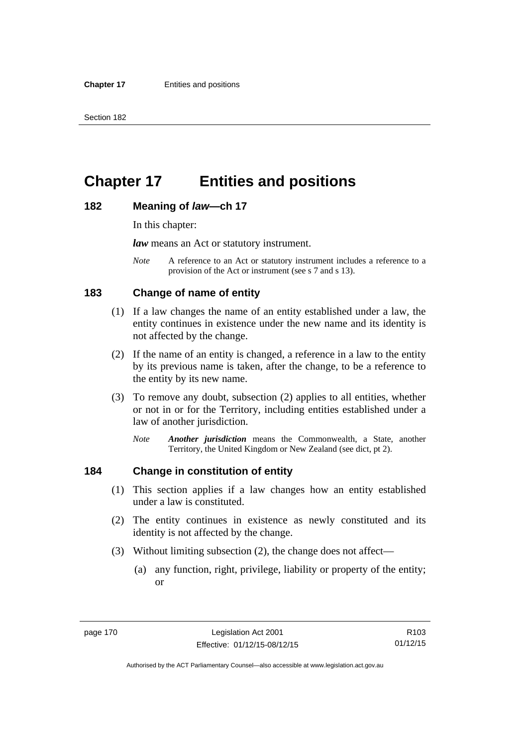# Chapter 17 Entities and positions

## 182 Meaning of *law*—ch 17

In this chapter:

***law*** means an Act or statutory instrument.

*Note* A reference to an Act or statutory instrument includes a reference to a provision of the Act or instrument (see s 7 and s 13).

## 183 Change of name of entity

(1) If a law changes the name of an entity established under a law, the entity continues in existence under the new name and its identity is not affected by the change.

(2) If the name of an entity is changed, a reference in a law to the entity by its previous name is taken, after the change, to be a reference to the entity by its new name.

(3) To remove any doubt, subsection (2) applies to all entities, whether or not in or for the Territory, including entities established under a law of another jurisdiction.

*Note* ***Another jurisdiction*** means the Commonwealth, a State, another Territory, the United Kingdom or New Zealand (see dict, pt 2).

## 184 Change in constitution of entity

(1) This section applies if a law changes how an entity established under a law is constituted.

(2) The entity continues in existence as newly constituted and its identity is not affected by the change.

(3) Without limiting subsection (2), the change does not affect—

(a) any function, right, privilege, liability or property of the entity; or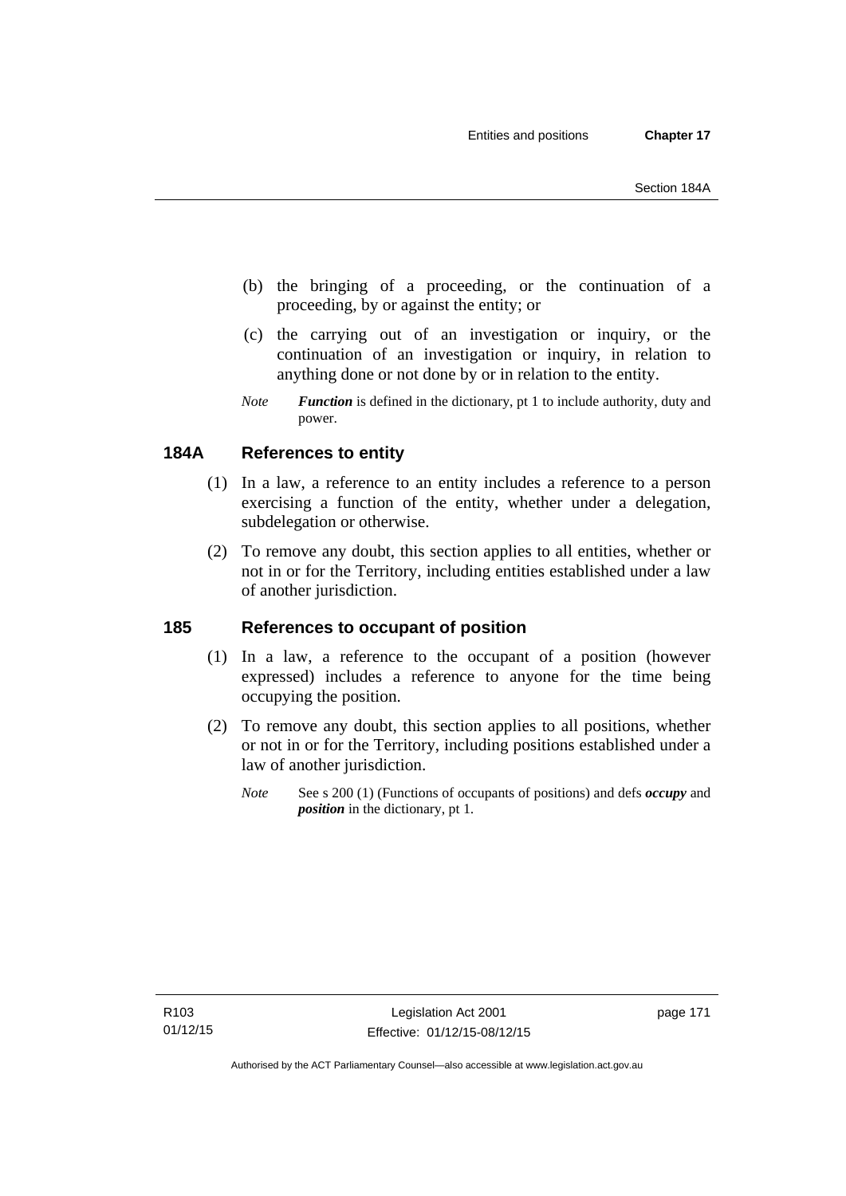(b) the bringing of a proceeding, or the continuation of a proceeding, by or against the entity; or

(c) the carrying out of an investigation or inquiry, or the continuation of an investigation or inquiry, in relation to anything done or not done by or in relation to the entity.

*Note* ***Function*** is defined in the dictionary, pt 1 to include authority, duty and power.

## 184A References to entity

(1) In a law, a reference to an entity includes a reference to a person exercising a function of the entity, whether under a delegation, subdelegation or otherwise.

(2) To remove any doubt, this section applies to all entities, whether or not in or for the Territory, including entities established under a law of another jurisdiction.

## 185 References to occupant of position

(1) In a law, a reference to the occupant of a position (however expressed) includes a reference to anyone for the time being occupying the position.

(2) To remove any doubt, this section applies to all positions, whether or not in or for the Territory, including positions established under a law of another jurisdiction.

*Note* See s 200 (1) (Functions of occupants of positions) and defs ***occupy*** and ***position*** in the dictionary, pt 1.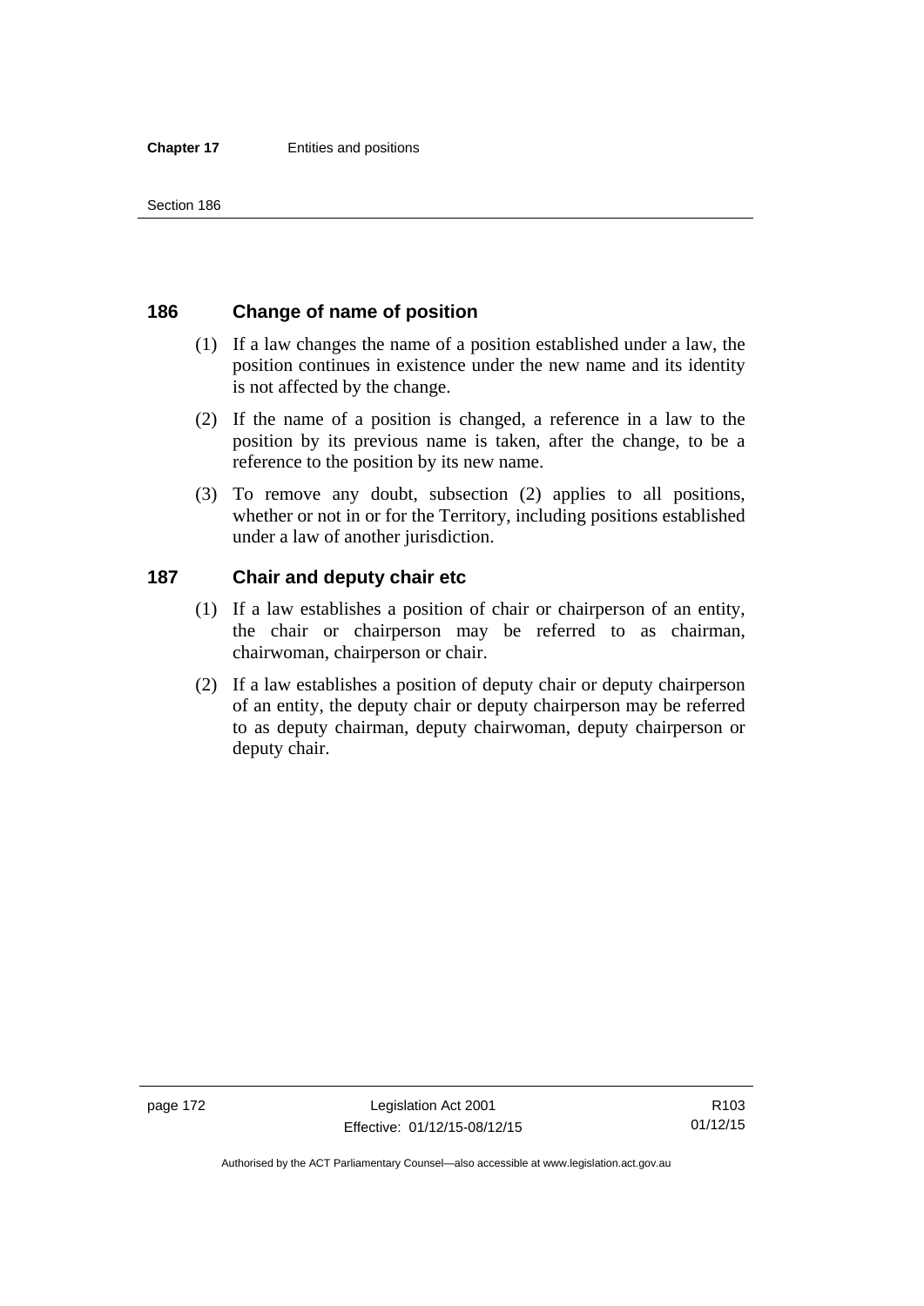## 186 Change of name of position

(1) If a law changes the name of a position established under a law, the position continues in existence under the new name and its identity is not affected by the change.

(2) If the name of a position is changed, a reference in a law to the position by its previous name is taken, after the change, to be a reference to the position by its new name.

(3) To remove any doubt, subsection (2) applies to all positions, whether or not in or for the Territory, including positions established under a law of another jurisdiction.

## 187 Chair and deputy chair etc

(1) If a law establishes a position of chair or chairperson of an entity, the chair or chairperson may be referred to as chairman, chairwoman, chairperson or chair.

(2) If a law establishes a position of deputy chair or deputy chairperson of an entity, the deputy chair or deputy chairperson may be referred to as deputy chairman, deputy chairwoman, deputy chairperson or deputy chair.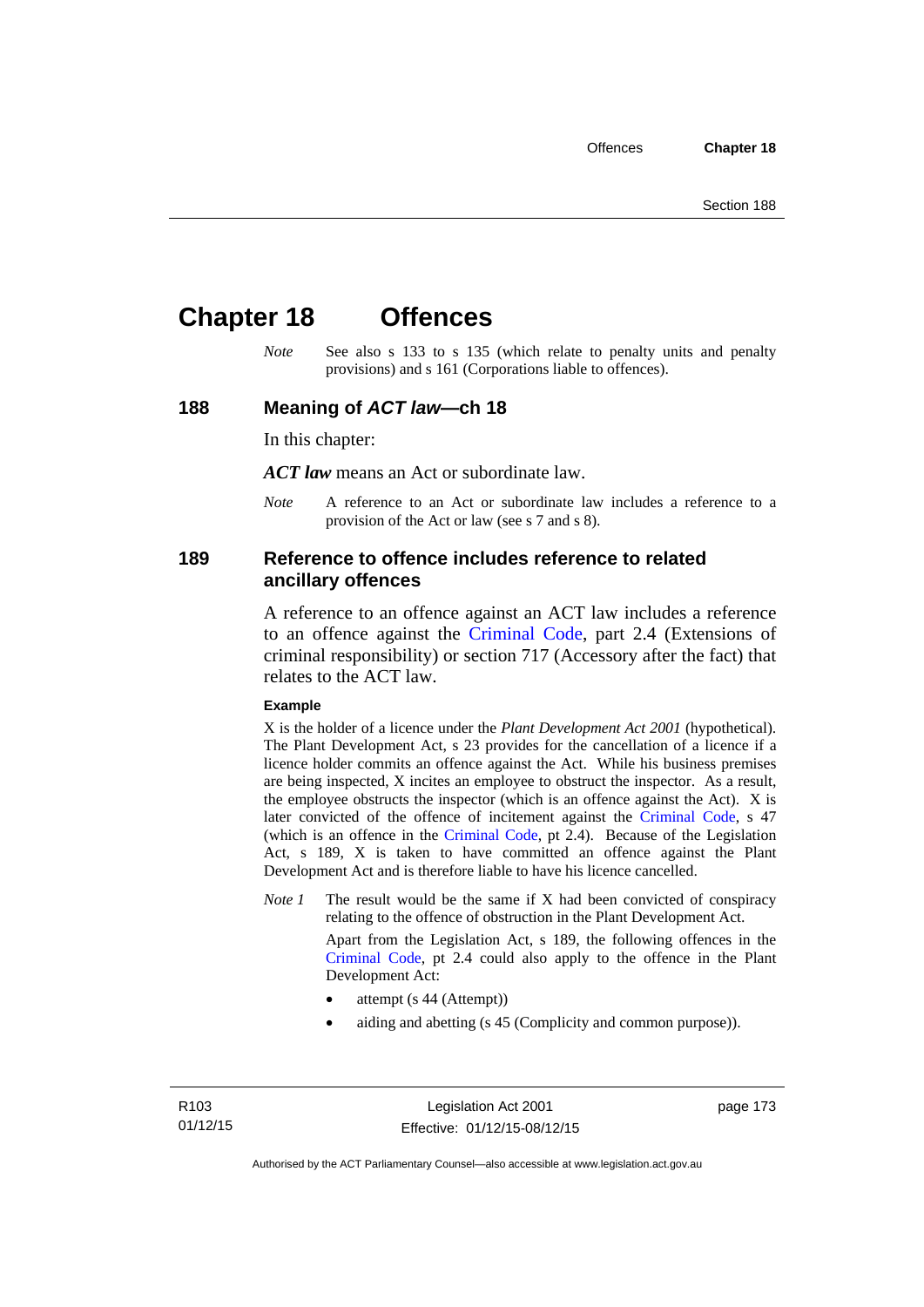# Chapter 18 Offences

*Note* See also s 133 to s 135 (which relate to penalty units and penalty provisions) and s 161 (Corporations liable to offences).

## 188 Meaning of *ACT law*—ch 18

In this chapter:

***ACT law*** means an Act or subordinate law.

*Note* A reference to an Act or subordinate law includes a reference to a provision of the Act or law (see s 7 and s 8).

## 189 Reference to offence includes reference to related ancillary offences

A reference to an offence against an ACT law includes a reference to an offence against the Criminal Code, part 2.4 (Extensions of criminal responsibility) or section 717 (Accessory after the fact) that relates to the ACT law.

**Example**

X is the holder of a licence under the *Plant Development Act 2001* (hypothetical). The Plant Development Act, s 23 provides for the cancellation of a licence if a licence holder commits an offence against the Act. While his business premises are being inspected, X incites an employee to obstruct the inspector. As a result, the employee obstructs the inspector (which is an offence against the Act). X is later convicted of the offence of incitement against the Criminal Code, s 47 (which is an offence in the Criminal Code, pt 2.4). Because of the Legislation Act, s 189, X is taken to have committed an offence against the Plant Development Act and is therefore liable to have his licence cancelled.

*Note 1* The result would be the same if X had been convicted of conspiracy relating to the offence of obstruction in the Plant Development Act.

Apart from the Legislation Act, s 189, the following offences in the Criminal Code, pt 2.4 could also apply to the offence in the Plant Development Act:

- attempt (s 44 (Attempt))
- aiding and abetting (s 45 (Complicity and common purpose)).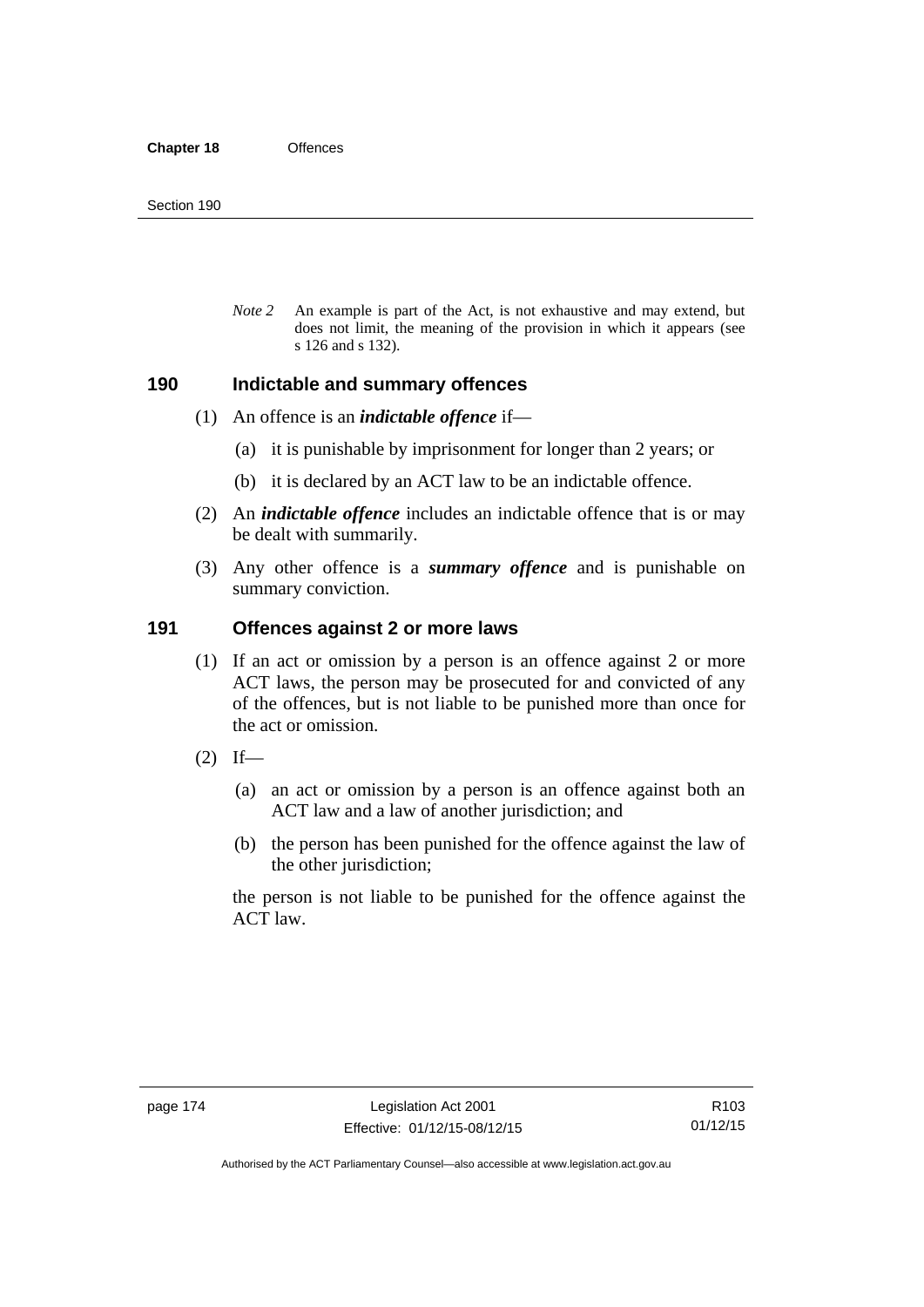*Note 2* An example is part of the Act, is not exhaustive and may extend, but does not limit, the meaning of the provision in which it appears (see s 126 and s 132).

## 190 Indictable and summary offences

(1) An offence is an ***indictable offence*** if—

(a) it is punishable by imprisonment for longer than 2 years; or

(b) it is declared by an ACT law to be an indictable offence.

(2) An ***indictable offence*** includes an indictable offence that is or may be dealt with summarily.

(3) Any other offence is a ***summary offence*** and is punishable on summary conviction.

## 191 Offences against 2 or more laws

(1) If an act or omission by a person is an offence against 2 or more ACT laws, the person may be prosecuted for and convicted of any of the offences, but is not liable to be punished more than once for the act or omission.

(2) If—

(a) an act or omission by a person is an offence against both an ACT law and a law of another jurisdiction; and

(b) the person has been punished for the offence against the law of the other jurisdiction;

the person is not liable to be punished for the offence against the ACT law.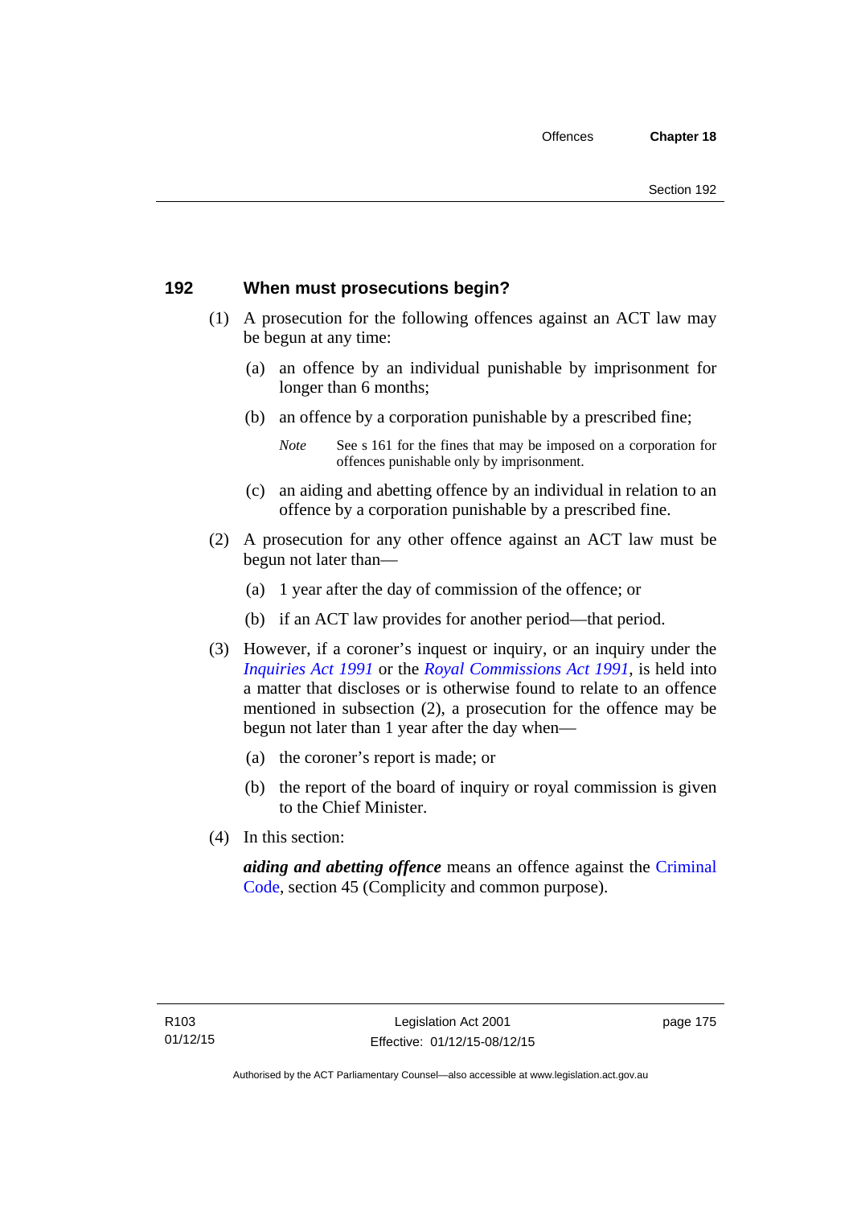## 192 When must prosecutions begin?

(1) A prosecution for the following offences against an ACT law may be begun at any time:

(a) an offence by an individual punishable by imprisonment for longer than 6 months;

(b) an offence by a corporation punishable by a prescribed fine;

*Note* See s 161 for the fines that may be imposed on a corporation for offences punishable only by imprisonment.

(c) an aiding and abetting offence by an individual in relation to an offence by a corporation punishable by a prescribed fine.

(2) A prosecution for any other offence against an ACT law must be begun not later than—

(a) 1 year after the day of commission of the offence; or

(b) if an ACT law provides for another period—that period.

(3) However, if a coroner's inquest or inquiry, or an inquiry under the *Inquiries Act 1991* or the *Royal Commissions Act 1991*, is held into a matter that discloses or is otherwise found to relate to an offence mentioned in subsection (2), a prosecution for the offence may be begun not later than 1 year after the day when—

(a) the coroner's report is made; or

(b) the report of the board of inquiry or royal commission is given to the Chief Minister.

(4) In this section:

***aiding and abetting offence*** means an offence against the Criminal Code, section 45 (Complicity and common purpose).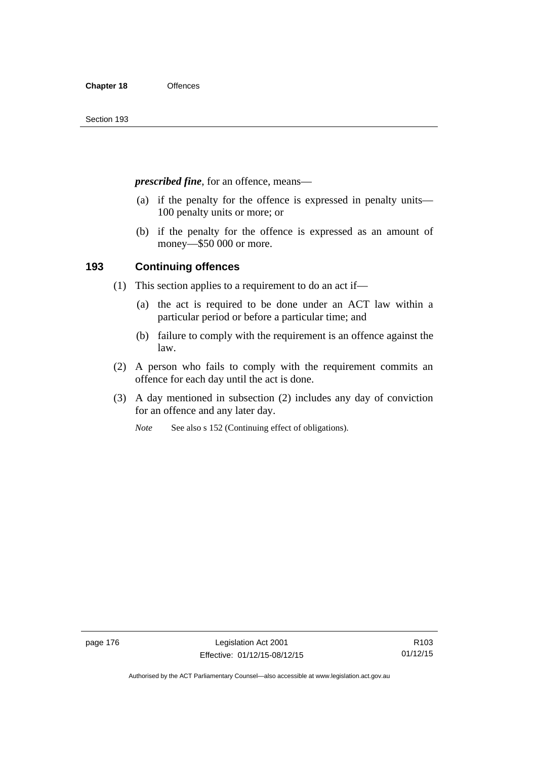***prescribed fine***, for an offence, means—

(a) if the penalty for the offence is expressed in penalty units—100 penalty units or more; or

(b) if the penalty for the offence is expressed as an amount of money—$50 000 or more.

## 193 Continuing offences

(1) This section applies to a requirement to do an act if—

(a) the act is required to be done under an ACT law within a particular period or before a particular time; and

(b) failure to comply with the requirement is an offence against the law.

(2) A person who fails to comply with the requirement commits an offence for each day until the act is done.

(3) A day mentioned in subsection (2) includes any day of conviction for an offence and any later day.

*Note* See also s 152 (Continuing effect of obligations).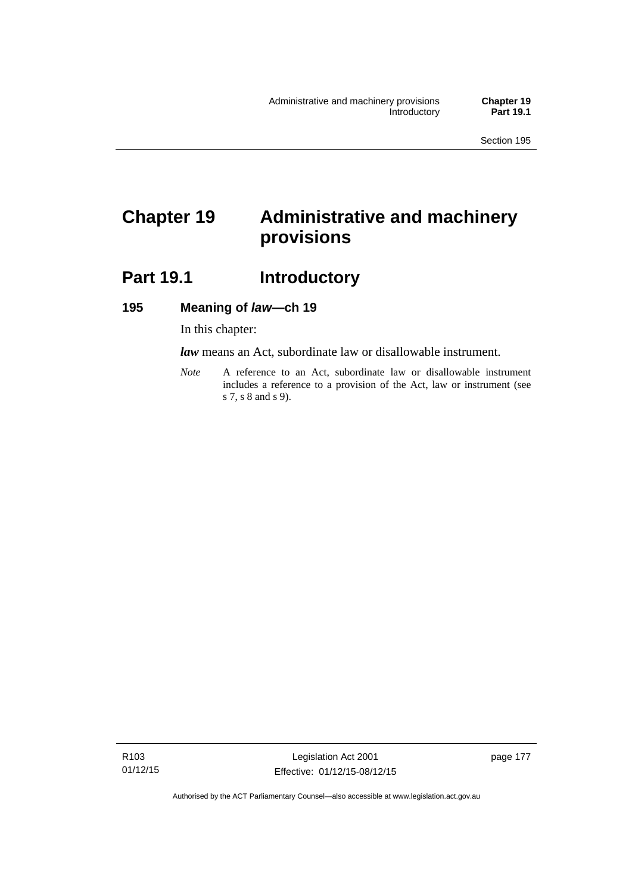# Chapter 19 Administrative and machinery provisions

## Part 19.1 Introductory

### 195 Meaning of *law*—ch 19

In this chapter:

***law*** means an Act, subordinate law or disallowable instrument.

*Note* A reference to an Act, subordinate law or disallowable instrument includes a reference to a provision of the Act, law or instrument (see s 7, s 8 and s 9).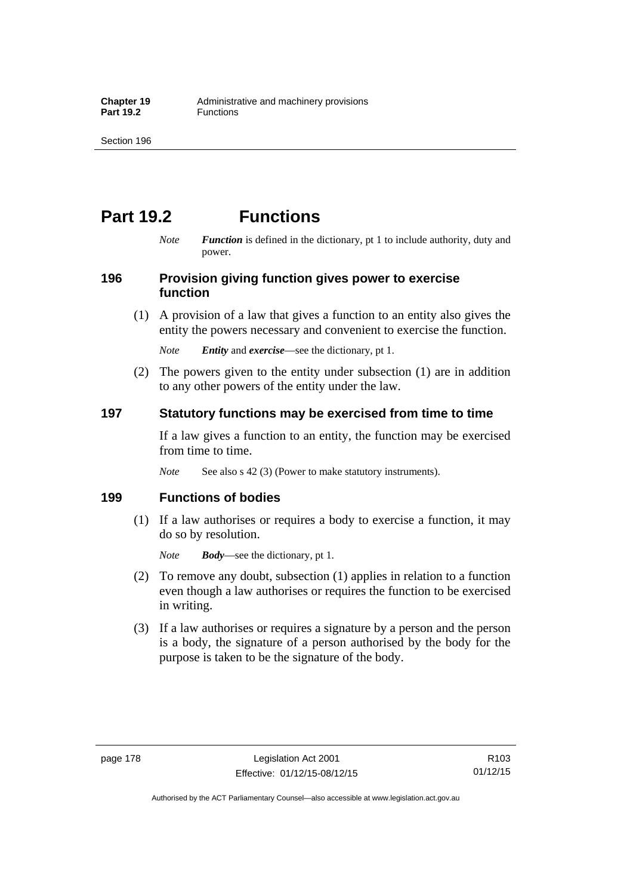# Part 19.2 Functions

*Note* ***Function*** is defined in the dictionary, pt 1 to include authority, duty and power.

## 196 Provision giving function gives power to exercise function

(1) A provision of a law that gives a function to an entity also gives the entity the powers necessary and convenient to exercise the function.

*Note* ***Entity*** and ***exercise***—see the dictionary, pt 1.

(2) The powers given to the entity under subsection (1) are in addition to any other powers of the entity under the law.

## 197 Statutory functions may be exercised from time to time

If a law gives a function to an entity, the function may be exercised from time to time.

*Note* See also s 42 (3) (Power to make statutory instruments).

## 199 Functions of bodies

(1) If a law authorises or requires a body to exercise a function, it may do so by resolution.

*Note* ***Body***—see the dictionary, pt 1.

(2) To remove any doubt, subsection (1) applies in relation to a function even though a law authorises or requires the function to be exercised in writing.

(3) If a law authorises or requires a signature by a person and the person is a body, the signature of a person authorised by the body for the purpose is taken to be the signature of the body.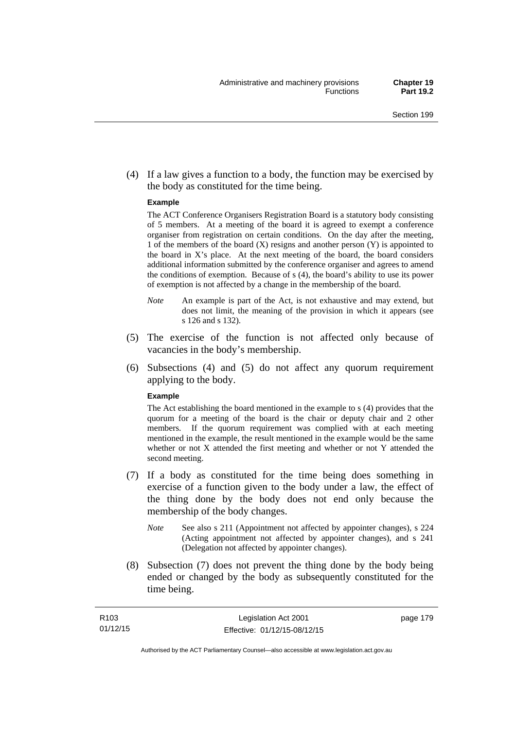(4) If a law gives a function to a body, the function may be exercised by the body as constituted for the time being.

**Example**

The ACT Conference Organisers Registration Board is a statutory body consisting of 5 members. At a meeting of the board it is agreed to exempt a conference organiser from registration on certain conditions. On the day after the meeting, 1 of the members of the board (X) resigns and another person (Y) is appointed to the board in X's place. At the next meeting of the board, the board considers additional information submitted by the conference organiser and agrees to amend the conditions of exemption. Because of s (4), the board's ability to use its power of exemption is not affected by a change in the membership of the board.

*Note* An example is part of the Act, is not exhaustive and may extend, but does not limit, the meaning of the provision in which it appears (see s 126 and s 132).

(5) The exercise of the function is not affected only because of vacancies in the body's membership.

(6) Subsections (4) and (5) do not affect any quorum requirement applying to the body.

**Example**

The Act establishing the board mentioned in the example to s (4) provides that the quorum for a meeting of the board is the chair or deputy chair and 2 other members. If the quorum requirement was complied with at each meeting mentioned in the example, the result mentioned in the example would be the same whether or not X attended the first meeting and whether or not Y attended the second meeting.

(7) If a body as constituted for the time being does something in exercise of a function given to the body under a law, the effect of the thing done by the body does not end only because the membership of the body changes.

*Note* See also s 211 (Appointment not affected by appointer changes), s 224 (Acting appointment not affected by appointer changes), and s 241 (Delegation not affected by appointer changes).

(8) Subsection (7) does not prevent the thing done by the body being ended or changed by the body as subsequently constituted for the time being.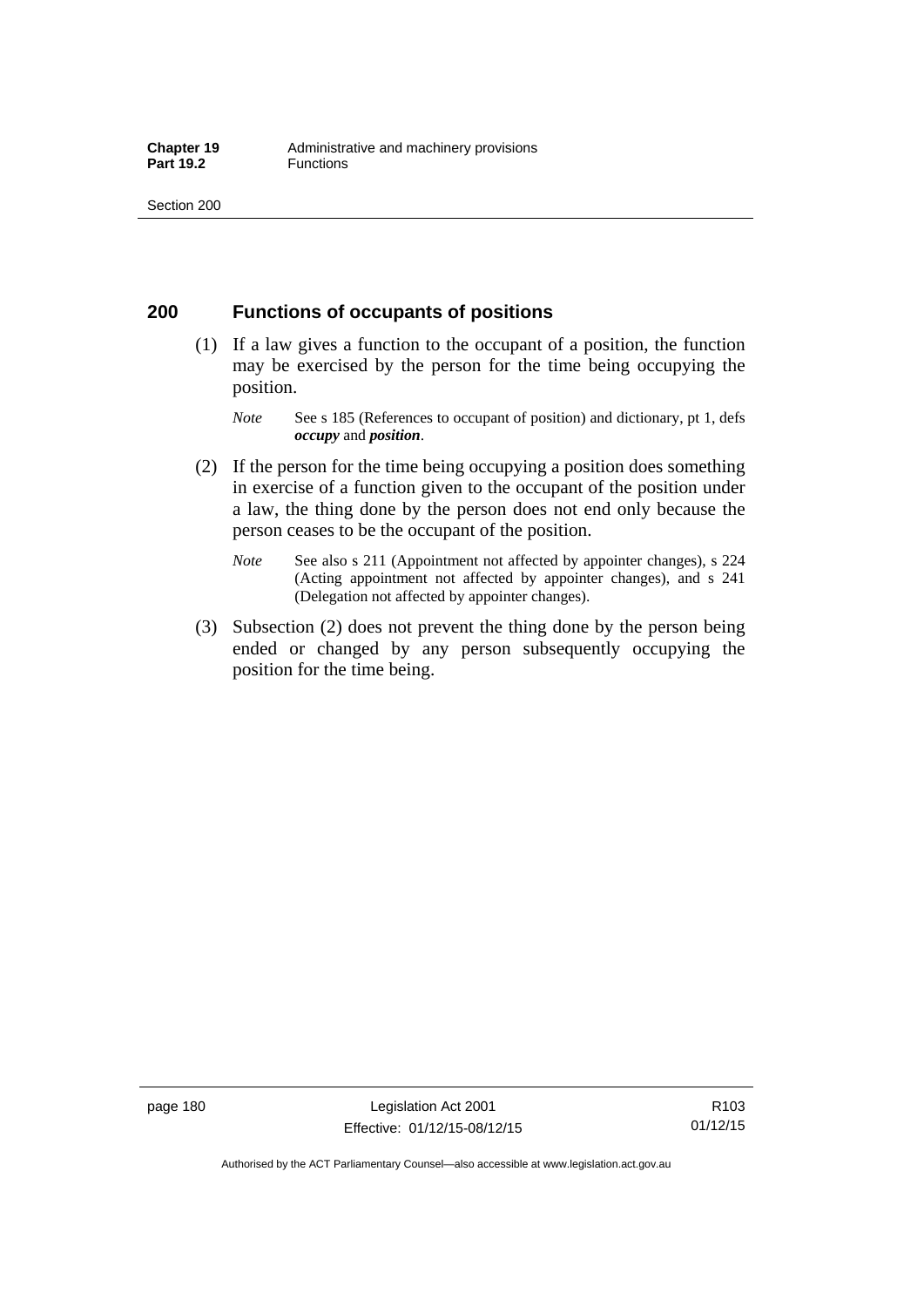## 200 Functions of occupants of positions

(1) If a law gives a function to the occupant of a position, the function may be exercised by the person for the time being occupying the position.

*Note* See s 185 (References to occupant of position) and dictionary, pt 1, defs ***occupy*** and ***position***.

(2) If the person for the time being occupying a position does something in exercise of a function given to the occupant of the position under a law, the thing done by the person does not end only because the person ceases to be the occupant of the position.

*Note* See also s 211 (Appointment not affected by appointer changes), s 224 (Acting appointment not affected by appointer changes), and s 241 (Delegation not affected by appointer changes).

(3) Subsection (2) does not prevent the thing done by the person being ended or changed by any person subsequently occupying the position for the time being.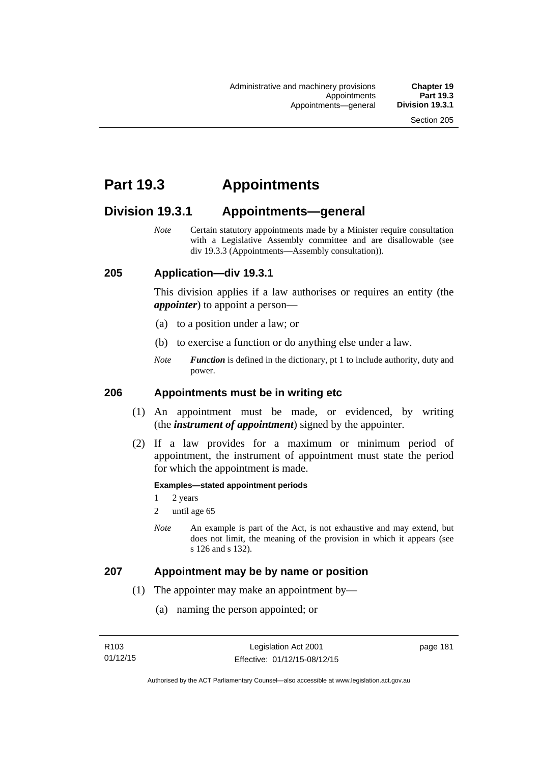# Part 19.3 Appointments

## Division 19.3.1 Appointments—general

*Note* Certain statutory appointments made by a Minister require consultation with a Legislative Assembly committee and are disallowable (see div 19.3.3 (Appointments—Assembly consultation)).

### 205 Application—div 19.3.1

This division applies if a law authorises or requires an entity (the ***appointer***) to appoint a person—

(a) to a position under a law; or

(b) to exercise a function or do anything else under a law.

*Note* ***Function*** is defined in the dictionary, pt 1 to include authority, duty and power.

### 206 Appointments must be in writing etc

(1) An appointment must be made, or evidenced, by writing (the ***instrument of appointment***) signed by the appointer.

(2) If a law provides for a maximum or minimum period of appointment, the instrument of appointment must state the period for which the appointment is made.

**Examples—stated appointment periods**

1 2 years

2 until age 65

*Note* An example is part of the Act, is not exhaustive and may extend, but does not limit, the meaning of the provision in which it appears (see s 126 and s 132).

### 207 Appointment may be by name or position

(1) The appointer may make an appointment by—

(a) naming the person appointed; or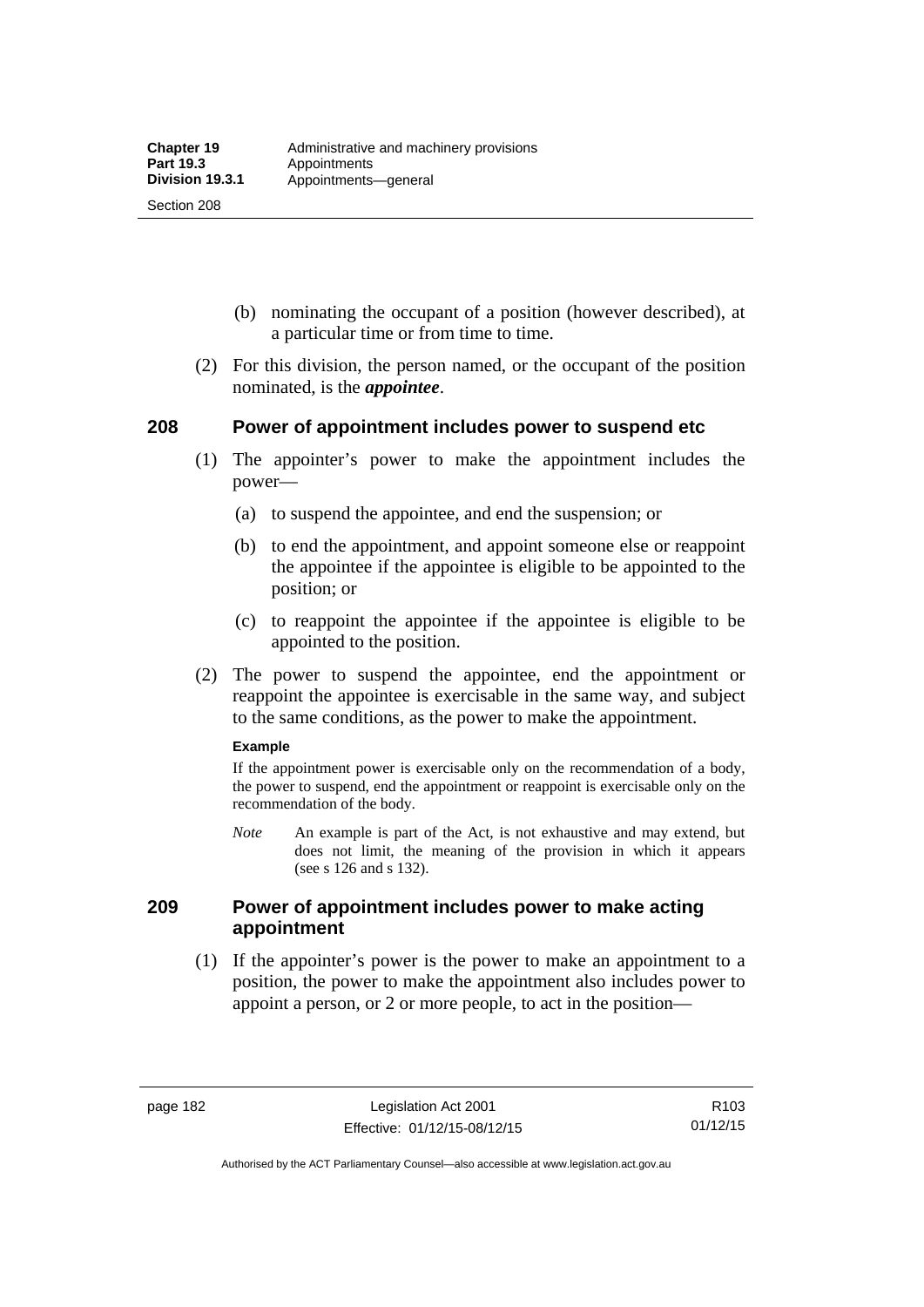(b) nominating the occupant of a position (however described), at a particular time or from time to time.

(2) For this division, the person named, or the occupant of the position nominated, is the ***appointee***.

## 208 Power of appointment includes power to suspend etc

(1) The appointer's power to make the appointment includes the power—

(a) to suspend the appointee, and end the suspension; or

(b) to end the appointment, and appoint someone else or reappoint the appointee if the appointee is eligible to be appointed to the position; or

(c) to reappoint the appointee if the appointee is eligible to be appointed to the position.

(2) The power to suspend the appointee, end the appointment or reappoint the appointee is exercisable in the same way, and subject to the same conditions, as the power to make the appointment.

**Example**

If the appointment power is exercisable only on the recommendation of a body, the power to suspend, end the appointment or reappoint is exercisable only on the recommendation of the body.

*Note* An example is part of the Act, is not exhaustive and may extend, but does not limit, the meaning of the provision in which it appears (see s 126 and s 132).

## 209 Power of appointment includes power to make acting appointment

(1) If the appointer's power is the power to make an appointment to a position, the power to make the appointment also includes power to appoint a person, or 2 or more people, to act in the position—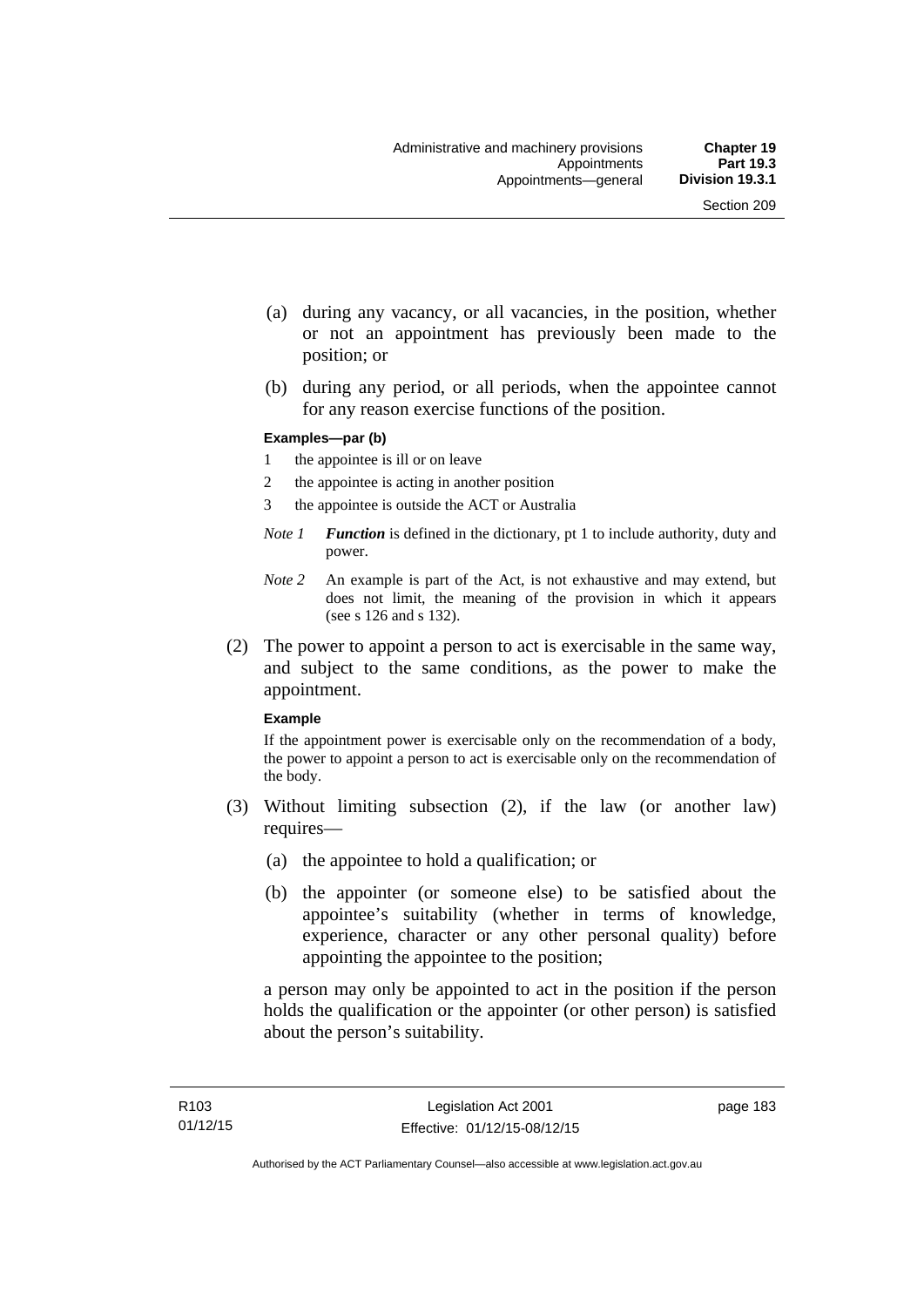(a) during any vacancy, or all vacancies, in the position, whether or not an appointment has previously been made to the position; or

(b) during any period, or all periods, when the appointee cannot for any reason exercise functions of the position.

**Examples—par (b)**

1 the appointee is ill or on leave

2 the appointee is acting in another position

3 the appointee is outside the ACT or Australia

*Note 1* ***Function*** is defined in the dictionary, pt 1 to include authority, duty and power.

*Note 2* An example is part of the Act, is not exhaustive and may extend, but does not limit, the meaning of the provision in which it appears (see s 126 and s 132).

(2) The power to appoint a person to act is exercisable in the same way, and subject to the same conditions, as the power to make the appointment.

**Example**

If the appointment power is exercisable only on the recommendation of a body, the power to appoint a person to act is exercisable only on the recommendation of the body.

(3) Without limiting subsection (2), if the law (or another law) requires—

(a) the appointee to hold a qualification; or

(b) the appointer (or someone else) to be satisfied about the appointee's suitability (whether in terms of knowledge, experience, character or any other personal quality) before appointing the appointee to the position;

a person may only be appointed to act in the position if the person holds the qualification or the appointer (or other person) is satisfied about the person's suitability.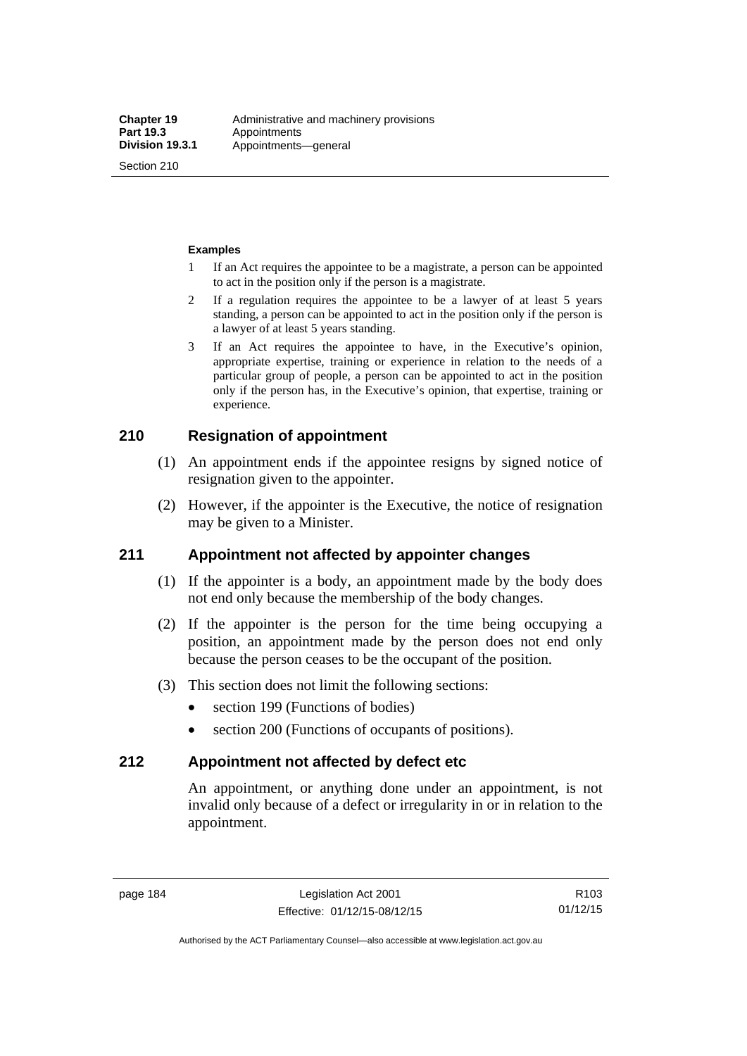**Examples**

1 If an Act requires the appointee to be a magistrate, a person can be appointed to act in the position only if the person is a magistrate.

2 If a regulation requires the appointee to be a lawyer of at least 5 years standing, a person can be appointed to act in the position only if the person is a lawyer of at least 5 years standing.

3 If an Act requires the appointee to have, in the Executive's opinion, appropriate expertise, training or experience in relation to the needs of a particular group of people, a person can be appointed to act in the position only if the person has, in the Executive's opinion, that expertise, training or experience.

## 210 Resignation of appointment

(1) An appointment ends if the appointee resigns by signed notice of resignation given to the appointer.

(2) However, if the appointer is the Executive, the notice of resignation may be given to a Minister.

## 211 Appointment not affected by appointer changes

(1) If the appointer is a body, an appointment made by the body does not end only because the membership of the body changes.

(2) If the appointer is the person for the time being occupying a position, an appointment made by the person does not end only because the person ceases to be the occupant of the position.

(3) This section does not limit the following sections:

- section 199 (Functions of bodies)
- section 200 (Functions of occupants of positions).

## 212 Appointment not affected by defect etc

An appointment, or anything done under an appointment, is not invalid only because of a defect or irregularity in or in relation to the appointment.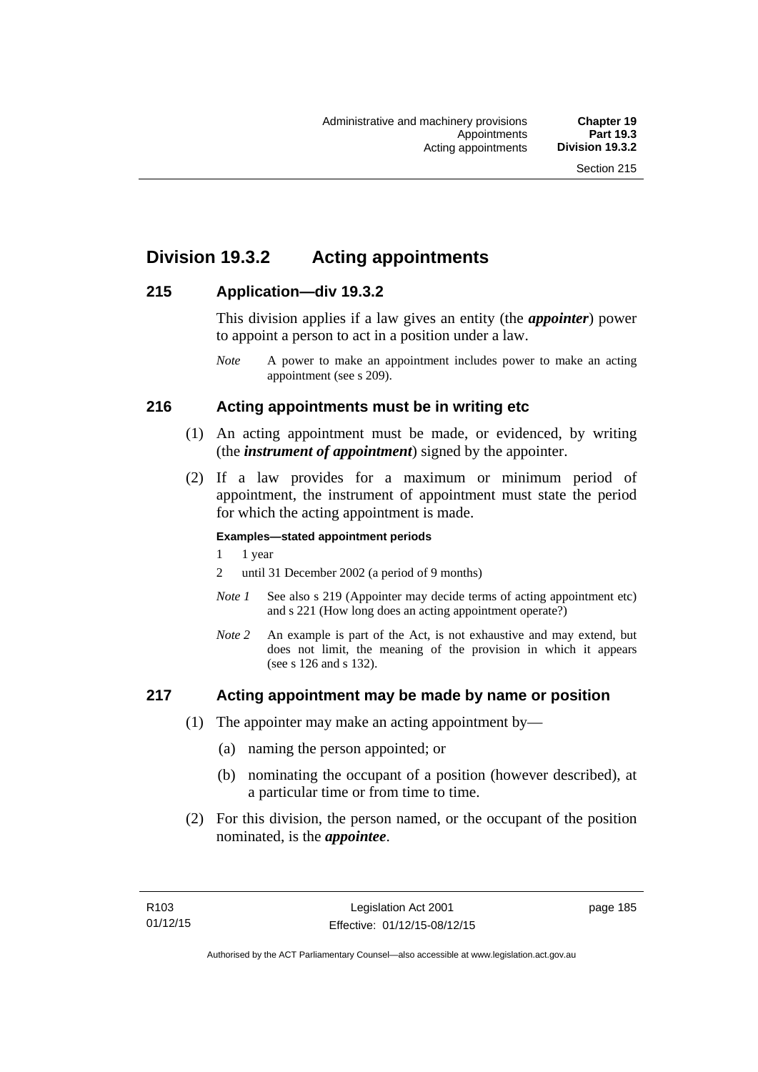## Division 19.3.2 Acting appointments

### 215 Application—div 19.3.2

This division applies if a law gives an entity (the ***appointer***) power to appoint a person to act in a position under a law.

*Note* A power to make an appointment includes power to make an acting appointment (see s 209).

### 216 Acting appointments must be in writing etc

(1) An acting appointment must be made, or evidenced, by writing (the ***instrument of appointment***) signed by the appointer.

(2) If a law provides for a maximum or minimum period of appointment, the instrument of appointment must state the period for which the acting appointment is made.

**Examples—stated appointment periods**

1 1 year

2 until 31 December 2002 (a period of 9 months)

*Note 1* See also s 219 (Appointer may decide terms of acting appointment etc) and s 221 (How long does an acting appointment operate?)

*Note 2* An example is part of the Act, is not exhaustive and may extend, but does not limit, the meaning of the provision in which it appears (see s 126 and s 132).

### 217 Acting appointment may be made by name or position

(1) The appointer may make an acting appointment by—

(a) naming the person appointed; or

(b) nominating the occupant of a position (however described), at a particular time or from time to time.

(2) For this division, the person named, or the occupant of the position nominated, is the ***appointee***.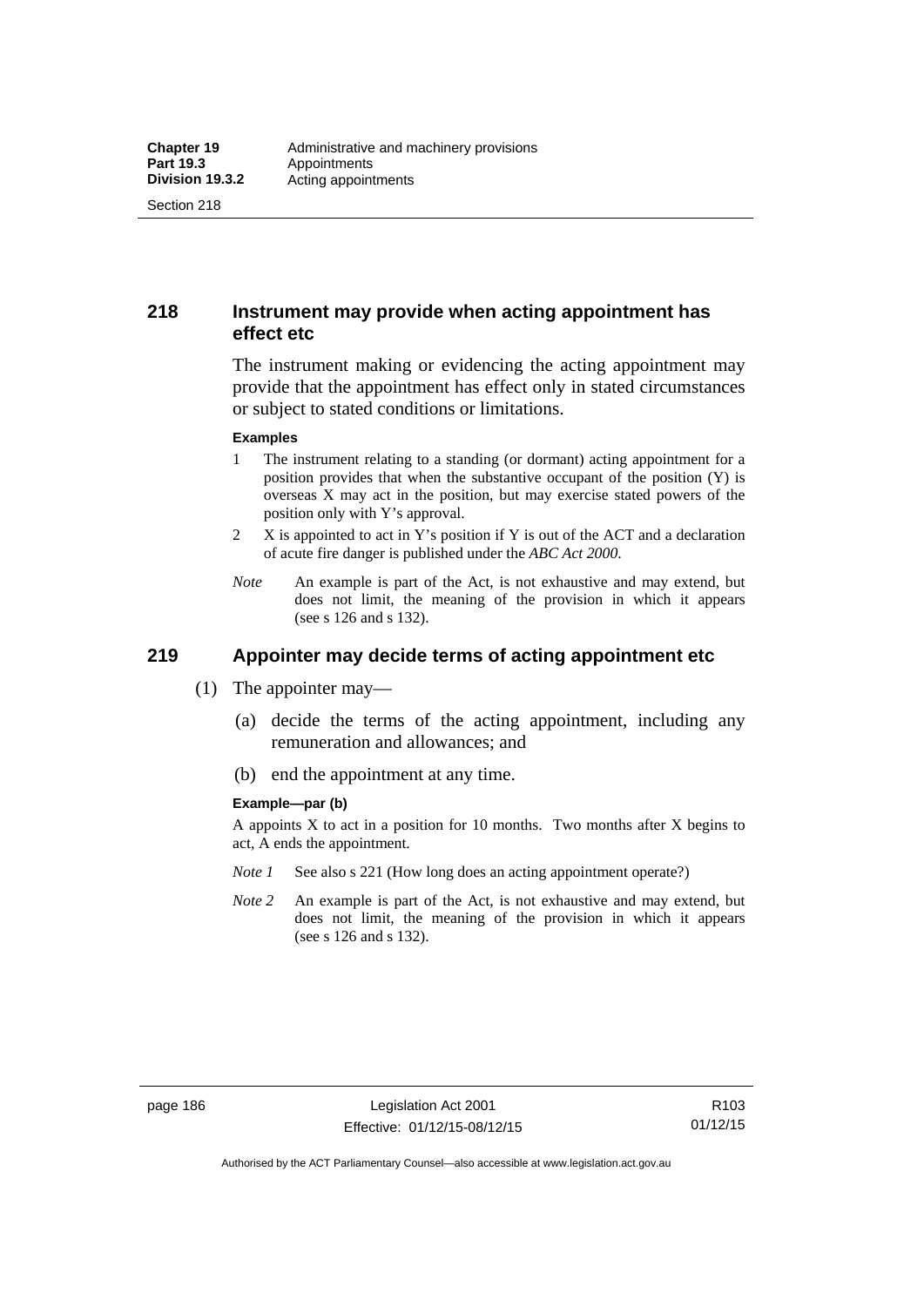## 218 Instrument may provide when acting appointment has effect etc

The instrument making or evidencing the acting appointment may provide that the appointment has effect only in stated circumstances or subject to stated conditions or limitations.

**Examples**

1 The instrument relating to a standing (or dormant) acting appointment for a position provides that when the substantive occupant of the position (Y) is overseas X may act in the position, but may exercise stated powers of the position only with Y's approval.

2 X is appointed to act in Y's position if Y is out of the ACT and a declaration of acute fire danger is published under the *ABC Act 2000*.

*Note* An example is part of the Act, is not exhaustive and may extend, but does not limit, the meaning of the provision in which it appears (see s 126 and s 132).

## 219 Appointer may decide terms of acting appointment etc

(1) The appointer may—

(a) decide the terms of the acting appointment, including any remuneration and allowances; and

(b) end the appointment at any time.

**Example—par (b)**

A appoints X to act in a position for 10 months. Two months after X begins to act, A ends the appointment.

*Note 1* See also s 221 (How long does an acting appointment operate?)

*Note 2* An example is part of the Act, is not exhaustive and may extend, but does not limit, the meaning of the provision in which it appears (see s 126 and s 132).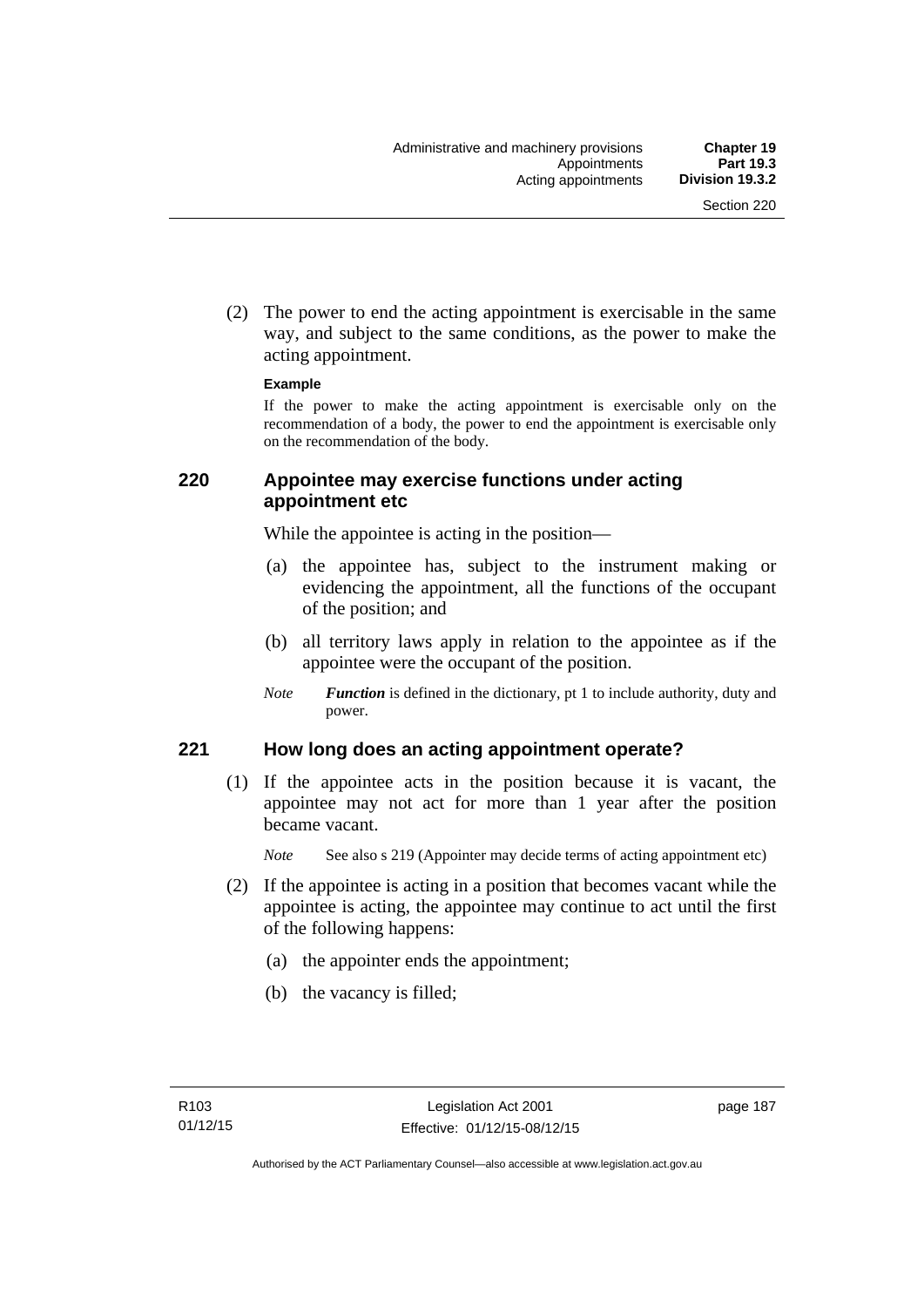(2) The power to end the acting appointment is exercisable in the same way, and subject to the same conditions, as the power to make the acting appointment.

**Example**

If the power to make the acting appointment is exercisable only on the recommendation of a body, the power to end the appointment is exercisable only on the recommendation of the body.

## 220 Appointee may exercise functions under acting appointment etc

While the appointee is acting in the position—

(a) the appointee has, subject to the instrument making or evidencing the appointment, all the functions of the occupant of the position; and

(b) all territory laws apply in relation to the appointee as if the appointee were the occupant of the position.

*Note* ***Function*** is defined in the dictionary, pt 1 to include authority, duty and power.

## 221 How long does an acting appointment operate?

(1) If the appointee acts in the position because it is vacant, the appointee may not act for more than 1 year after the position became vacant.

*Note* See also s 219 (Appointer may decide terms of acting appointment etc)

(2) If the appointee is acting in a position that becomes vacant while the appointee is acting, the appointee may continue to act until the first of the following happens:

(a) the appointer ends the appointment;

(b) the vacancy is filled;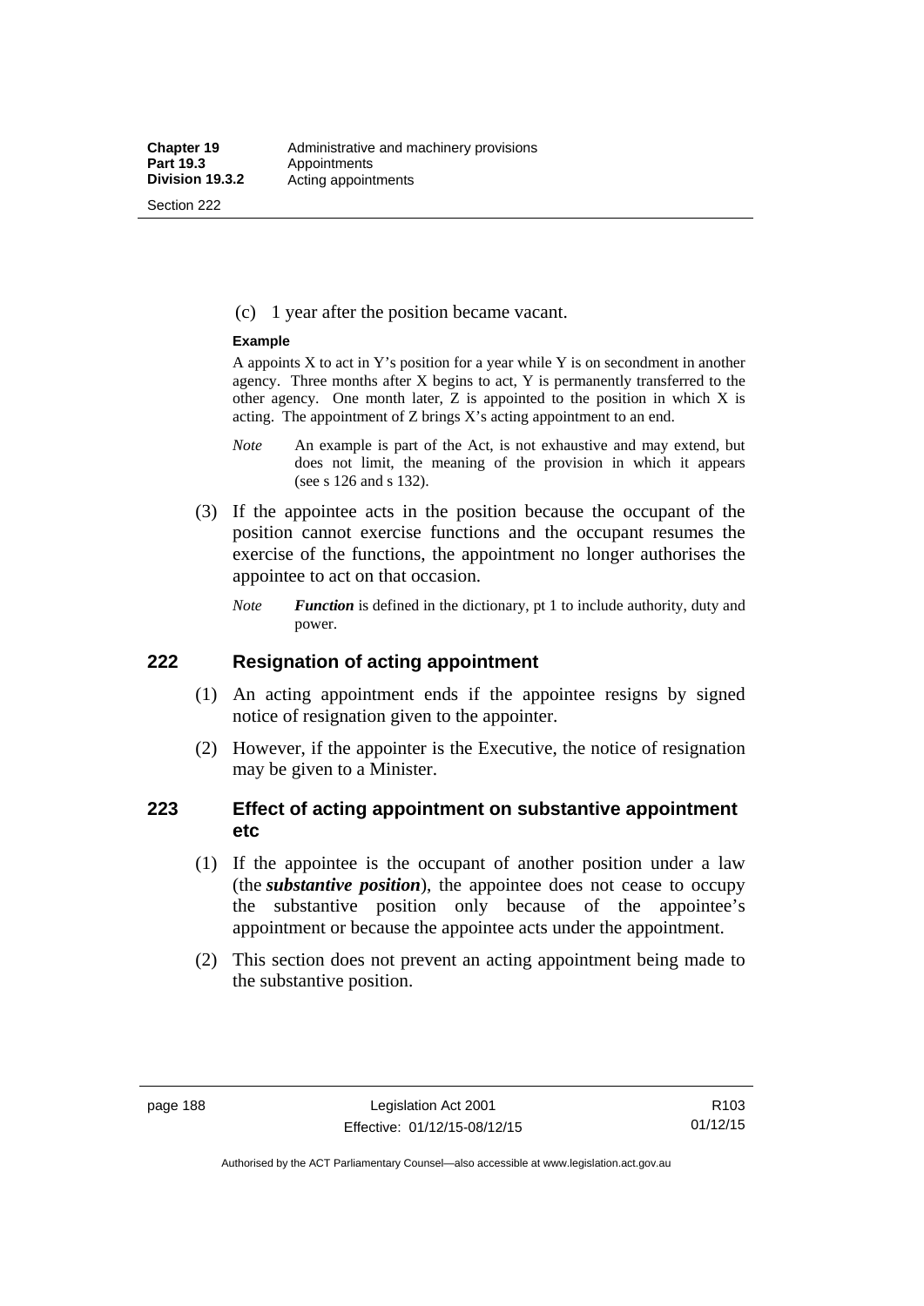(c) 1 year after the position became vacant.

**Example**

A appoints X to act in Y's position for a year while Y is on secondment in another agency. Three months after X begins to act, Y is permanently transferred to the other agency. One month later, Z is appointed to the position in which X is acting. The appointment of Z brings X's acting appointment to an end.

*Note* An example is part of the Act, is not exhaustive and may extend, but does not limit, the meaning of the provision in which it appears (see s 126 and s 132).

(3) If the appointee acts in the position because the occupant of the position cannot exercise functions and the occupant resumes the exercise of the functions, the appointment no longer authorises the appointee to act on that occasion.

*Note* ***Function*** is defined in the dictionary, pt 1 to include authority, duty and power.

## 222 Resignation of acting appointment

(1) An acting appointment ends if the appointee resigns by signed notice of resignation given to the appointer.

(2) However, if the appointer is the Executive, the notice of resignation may be given to a Minister.

## 223 Effect of acting appointment on substantive appointment etc

(1) If the appointee is the occupant of another position under a law (the ***substantive position***), the appointee does not cease to occupy the substantive position only because of the appointee's appointment or because the appointee acts under the appointment.

(2) This section does not prevent an acting appointment being made to the substantive position.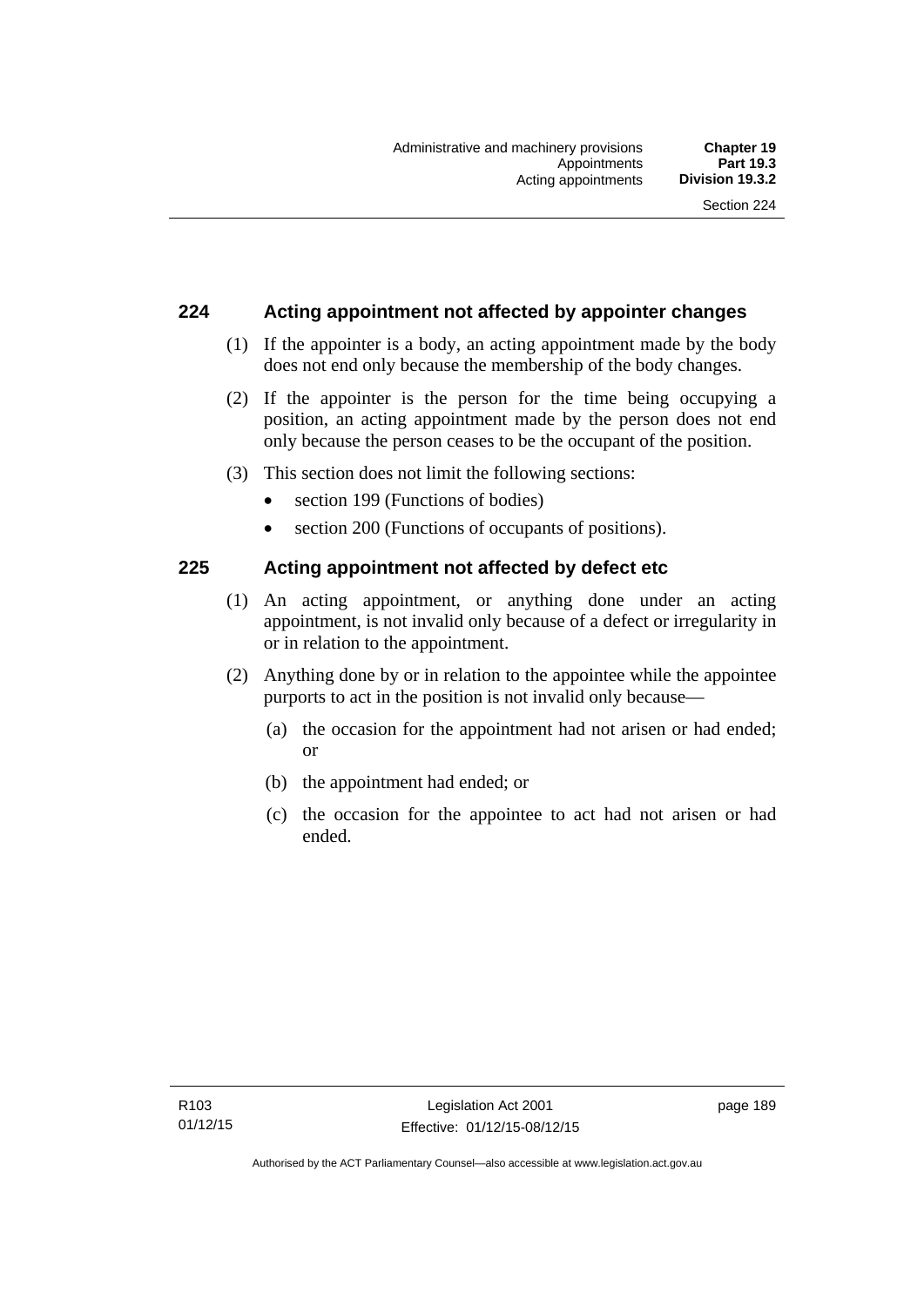## 224 Acting appointment not affected by appointer changes

(1) If the appointer is a body, an acting appointment made by the body does not end only because the membership of the body changes.

(2) If the appointer is the person for the time being occupying a position, an acting appointment made by the person does not end only because the person ceases to be the occupant of the position.

(3) This section does not limit the following sections:

- section 199 (Functions of bodies)
- section 200 (Functions of occupants of positions).

## 225 Acting appointment not affected by defect etc

(1) An acting appointment, or anything done under an acting appointment, is not invalid only because of a defect or irregularity in or in relation to the appointment.

(2) Anything done by or in relation to the appointee while the appointee purports to act in the position is not invalid only because—

(a) the occasion for the appointment had not arisen or had ended; or

(b) the appointment had ended; or

(c) the occasion for the appointee to act had not arisen or had ended.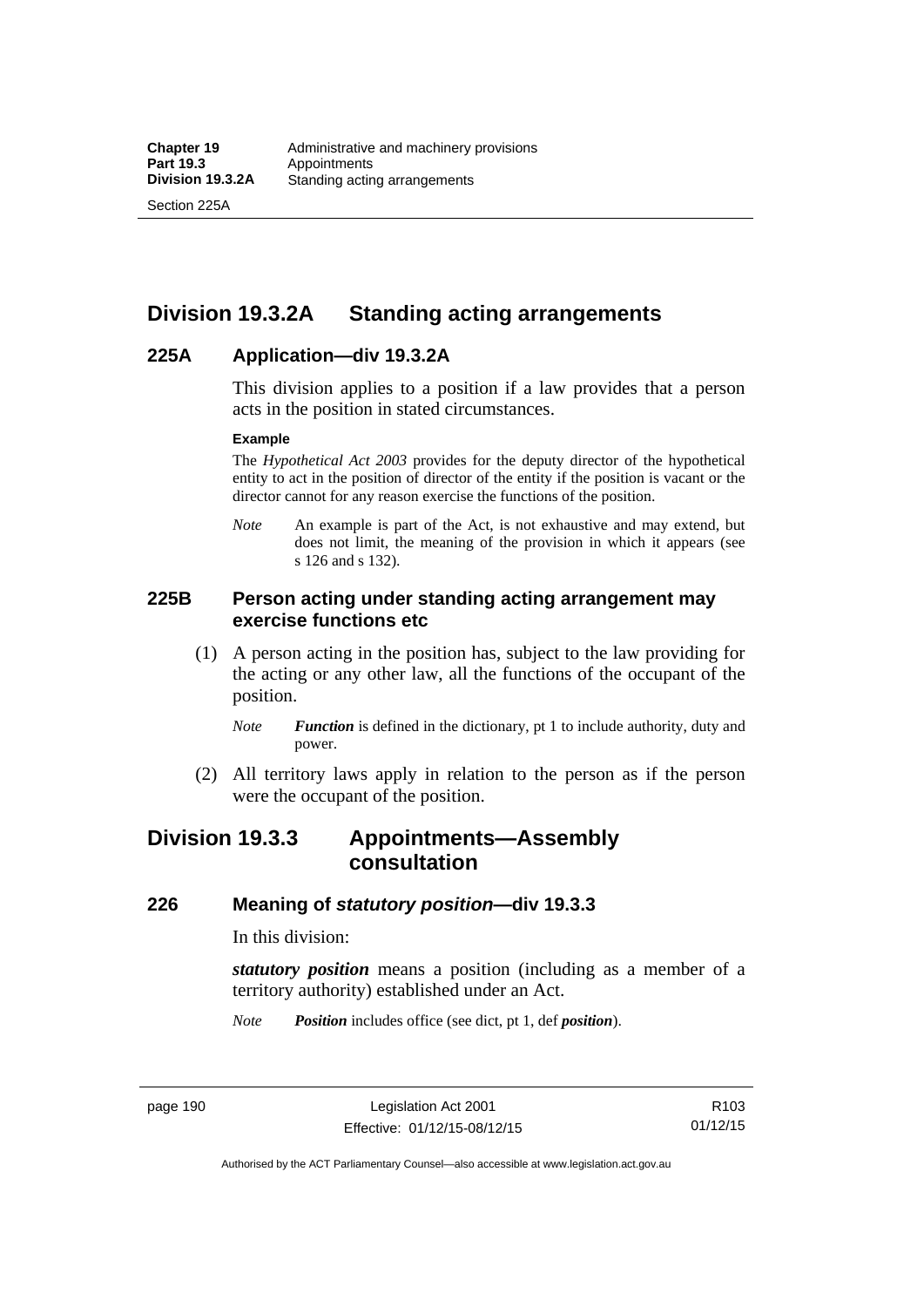## Division 19.3.2A Standing acting arrangements

### 225A Application—div 19.3.2A

This division applies to a position if a law provides that a person acts in the position in stated circumstances.

**Example**

The *Hypothetical Act 2003* provides for the deputy director of the hypothetical entity to act in the position of director of the entity if the position is vacant or the director cannot for any reason exercise the functions of the position.

*Note* An example is part of the Act, is not exhaustive and may extend, but does not limit, the meaning of the provision in which it appears (see s 126 and s 132).

### 225B Person acting under standing acting arrangement may exercise functions etc

(1) A person acting in the position has, subject to the law providing for the acting or any other law, all the functions of the occupant of the position.

*Note* ***Function*** is defined in the dictionary, pt 1 to include authority, duty and power.

(2) All territory laws apply in relation to the person as if the person were the occupant of the position.

## Division 19.3.3 Appointments—Assembly consultation

### 226 Meaning of *statutory position*—div 19.3.3

In this division:

***statutory position*** means a position (including as a member of a territory authority) established under an Act.

*Note* ***Position*** includes office (see dict, pt 1, def ***position***).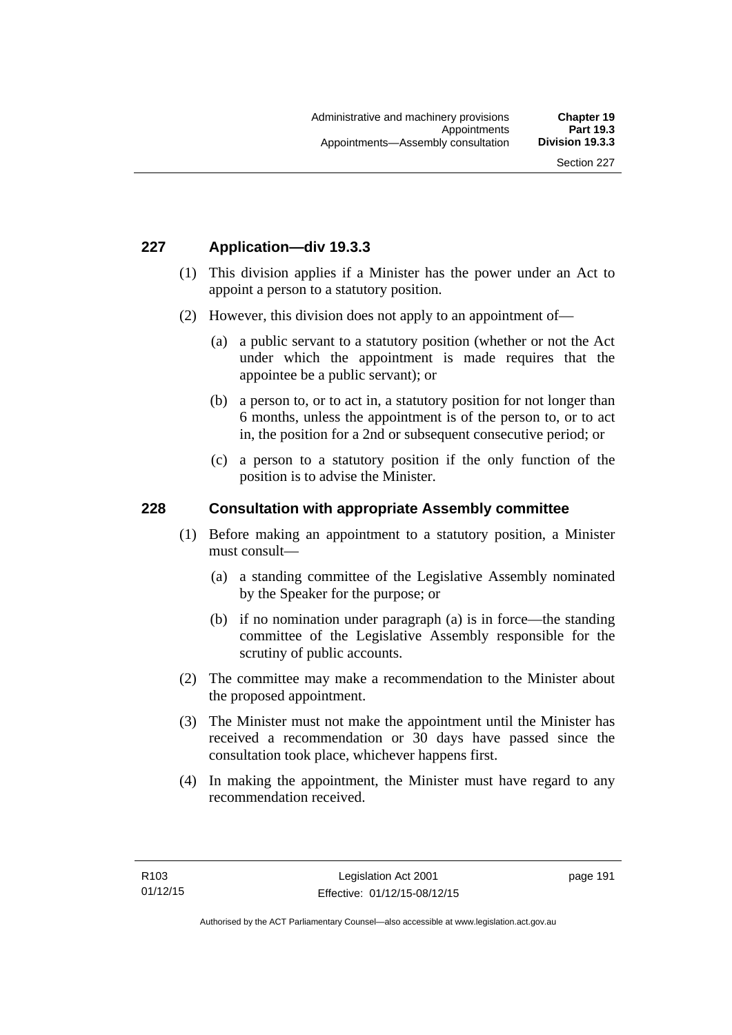## 227 Application—div 19.3.3

(1) This division applies if a Minister has the power under an Act to appoint a person to a statutory position.

(2) However, this division does not apply to an appointment of—

  (a) a public servant to a statutory position (whether or not the Act under which the appointment is made requires that the appointee be a public servant); or

  (b) a person to, or to act in, a statutory position for not longer than 6 months, unless the appointment is of the person to, or to act in, the position for a 2nd or subsequent consecutive period; or

  (c) a person to a statutory position if the only function of the position is to advise the Minister.

## 228 Consultation with appropriate Assembly committee

(1) Before making an appointment to a statutory position, a Minister must consult—

  (a) a standing committee of the Legislative Assembly nominated by the Speaker for the purpose; or

  (b) if no nomination under paragraph (a) is in force—the standing committee of the Legislative Assembly responsible for the scrutiny of public accounts.

(2) The committee may make a recommendation to the Minister about the proposed appointment.

(3) The Minister must not make the appointment until the Minister has received a recommendation or 30 days have passed since the consultation took place, whichever happens first.

(4) In making the appointment, the Minister must have regard to any recommendation received.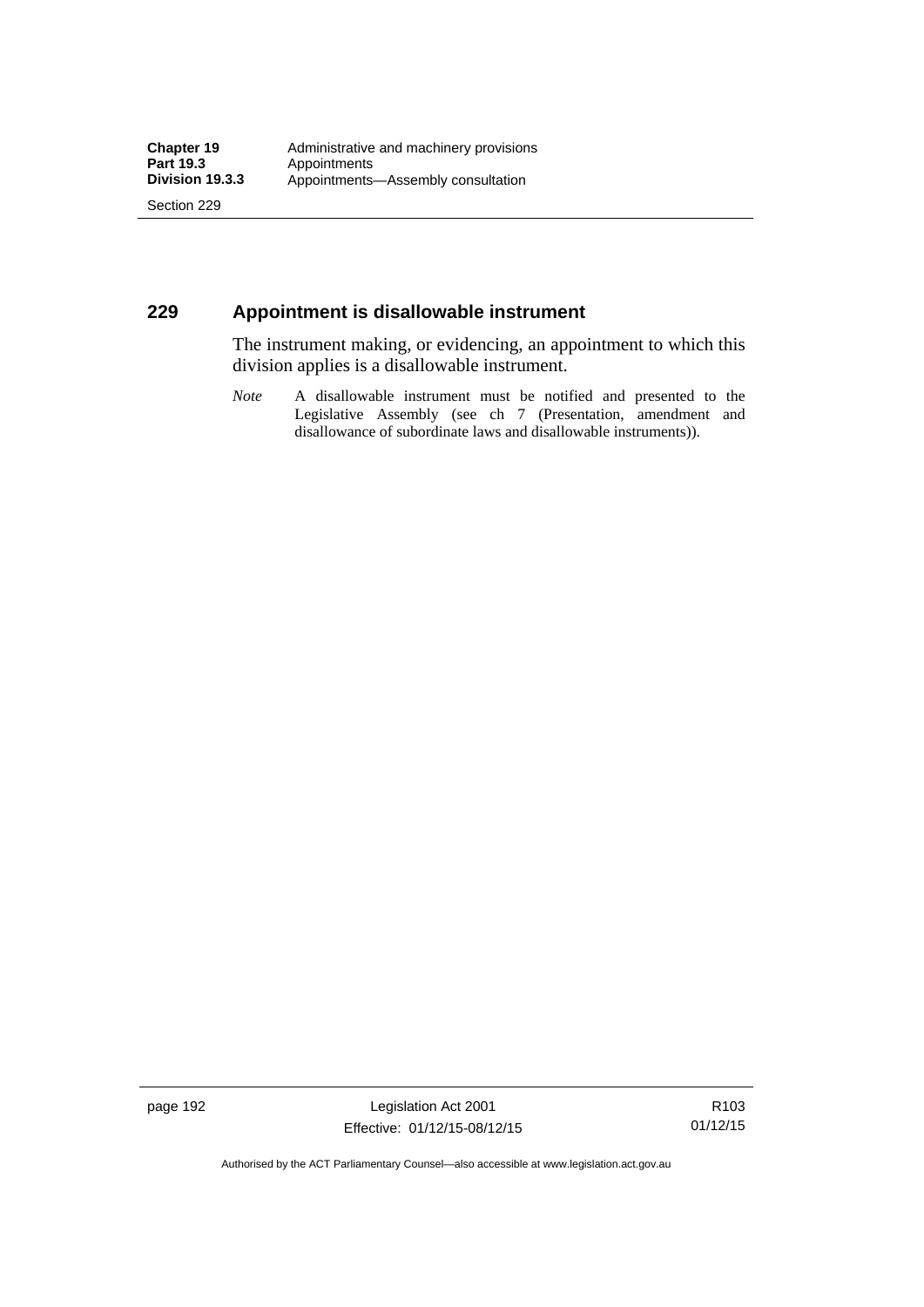## 229 Appointment is disallowable instrument

The instrument making, or evidencing, an appointment to which this division applies is a disallowable instrument.

*Note* A disallowable instrument must be notified and presented to the Legislative Assembly (see ch 7 (Presentation, amendment and disallowance of subordinate laws and disallowable instruments)).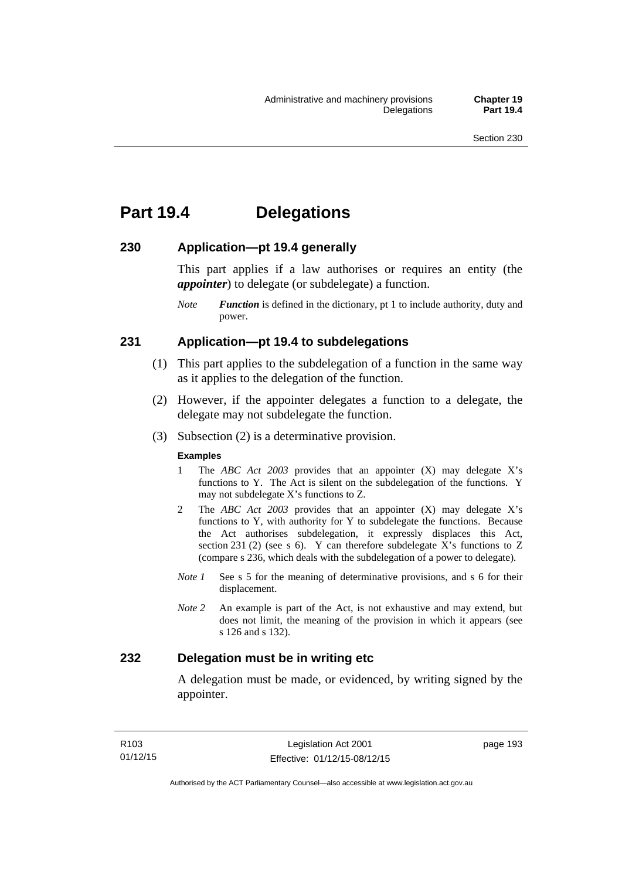# Part 19.4 Delegations

## 230 Application—pt 19.4 generally

This part applies if a law authorises or requires an entity (the ***appointer***) to delegate (or subdelegate) a function.

*Note* ***Function*** is defined in the dictionary, pt 1 to include authority, duty and power.

## 231 Application—pt 19.4 to subdelegations

(1) This part applies to the subdelegation of a function in the same way as it applies to the delegation of the function.

(2) However, if the appointer delegates a function to a delegate, the delegate may not subdelegate the function.

(3) Subsection (2) is a determinative provision.

**Examples**

1 The *ABC Act 2003* provides that an appointer (X) may delegate X's functions to Y. The Act is silent on the subdelegation of the functions. Y may not subdelegate X's functions to Z.

2 The *ABC Act 2003* provides that an appointer (X) may delegate X's functions to Y, with authority for Y to subdelegate the functions. Because the Act authorises subdelegation, it expressly displaces this Act, section 231 (2) (see s 6). Y can therefore subdelegate X's functions to Z (compare s 236, which deals with the subdelegation of a power to delegate).

*Note 1* See s 5 for the meaning of determinative provisions, and s 6 for their displacement.

*Note 2* An example is part of the Act, is not exhaustive and may extend, but does not limit, the meaning of the provision in which it appears (see s 126 and s 132).

## 232 Delegation must be in writing etc

A delegation must be made, or evidenced, by writing signed by the appointer.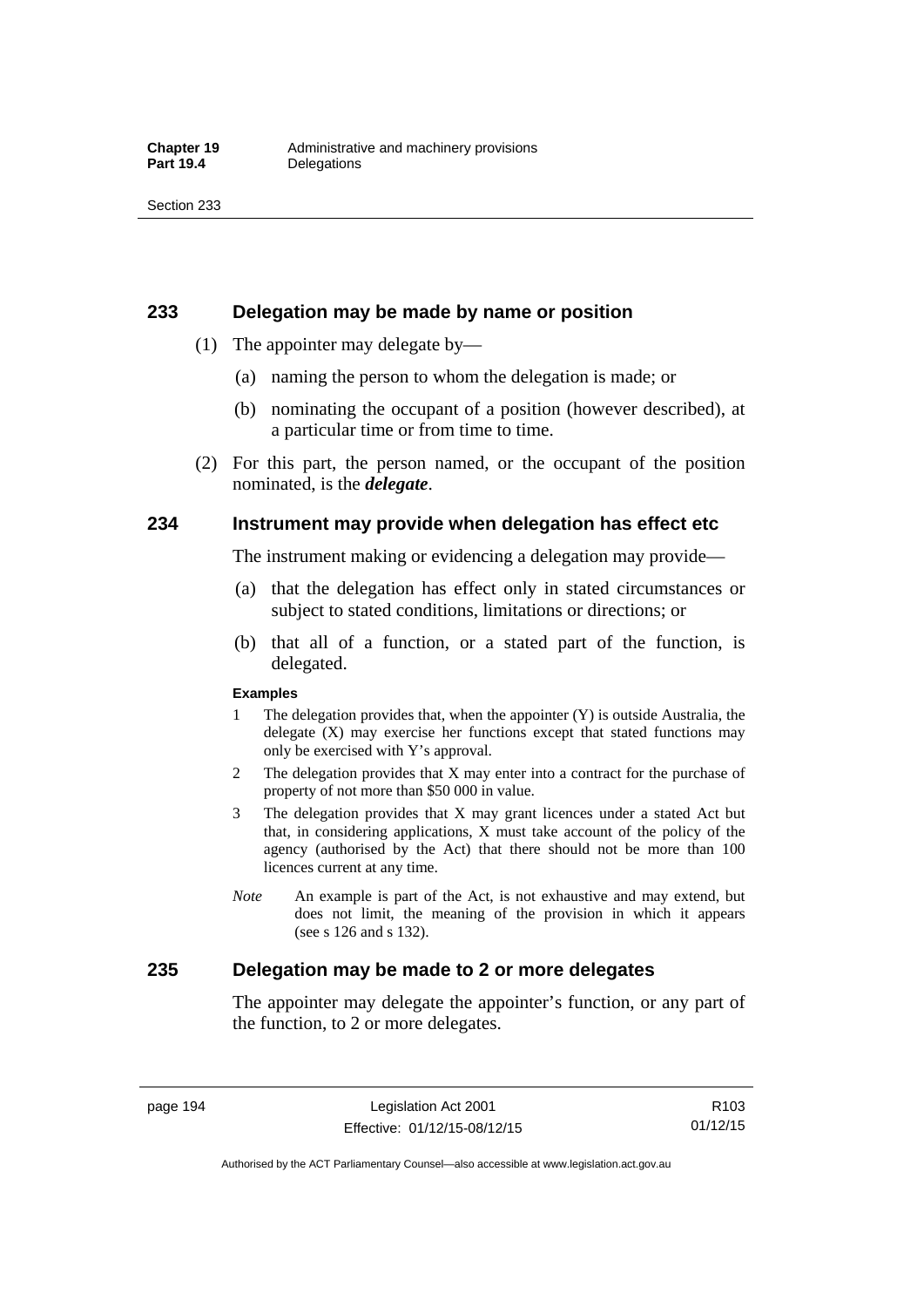## 233 Delegation may be made by name or position

(1) The appointer may delegate by—

(a) naming the person to whom the delegation is made; or

(b) nominating the occupant of a position (however described), at a particular time or from time to time.

(2) For this part, the person named, or the occupant of the position nominated, is the ***delegate***.

## 234 Instrument may provide when delegation has effect etc

The instrument making or evidencing a delegation may provide—

(a) that the delegation has effect only in stated circumstances or subject to stated conditions, limitations or directions; or

(b) that all of a function, or a stated part of the function, is delegated.

**Examples**

1 The delegation provides that, when the appointer (Y) is outside Australia, the delegate (X) may exercise her functions except that stated functions may only be exercised with Y's approval.

2 The delegation provides that X may enter into a contract for the purchase of property of not more than $50 000 in value.

3 The delegation provides that X may grant licences under a stated Act but that, in considering applications, X must take account of the policy of the agency (authorised by the Act) that there should not be more than 100 licences current at any time.

*Note* An example is part of the Act, is not exhaustive and may extend, but does not limit, the meaning of the provision in which it appears (see s 126 and s 132).

## 235 Delegation may be made to 2 or more delegates

The appointer may delegate the appointer's function, or any part of the function, to 2 or more delegates.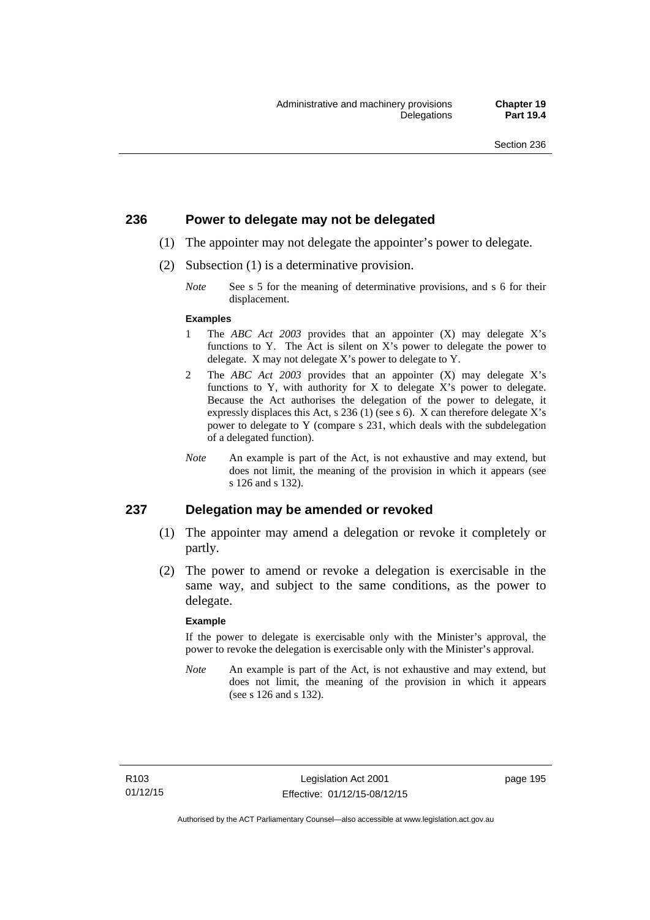## 236 Power to delegate may not be delegated

(1) The appointer may not delegate the appointer's power to delegate.

(2) Subsection (1) is a determinative provision.

*Note* See s 5 for the meaning of determinative provisions, and s 6 for their displacement.

**Examples**

1 The *ABC Act 2003* provides that an appointer (X) may delegate X's functions to Y. The Act is silent on X's power to delegate the power to delegate. X may not delegate X's power to delegate to Y.

2 The *ABC Act 2003* provides that an appointer (X) may delegate X's functions to Y, with authority for X to delegate X's power to delegate. Because the Act authorises the delegation of the power to delegate, it expressly displaces this Act, s 236 (1) (see s 6). X can therefore delegate X's power to delegate to Y (compare s 231, which deals with the subdelegation of a delegated function).

*Note* An example is part of the Act, is not exhaustive and may extend, but does not limit, the meaning of the provision in which it appears (see s 126 and s 132).

## 237 Delegation may be amended or revoked

(1) The appointer may amend a delegation or revoke it completely or partly.

(2) The power to amend or revoke a delegation is exercisable in the same way, and subject to the same conditions, as the power to delegate.

**Example**

If the power to delegate is exercisable only with the Minister's approval, the power to revoke the delegation is exercisable only with the Minister's approval.

*Note* An example is part of the Act, is not exhaustive and may extend, but does not limit, the meaning of the provision in which it appears (see s 126 and s 132).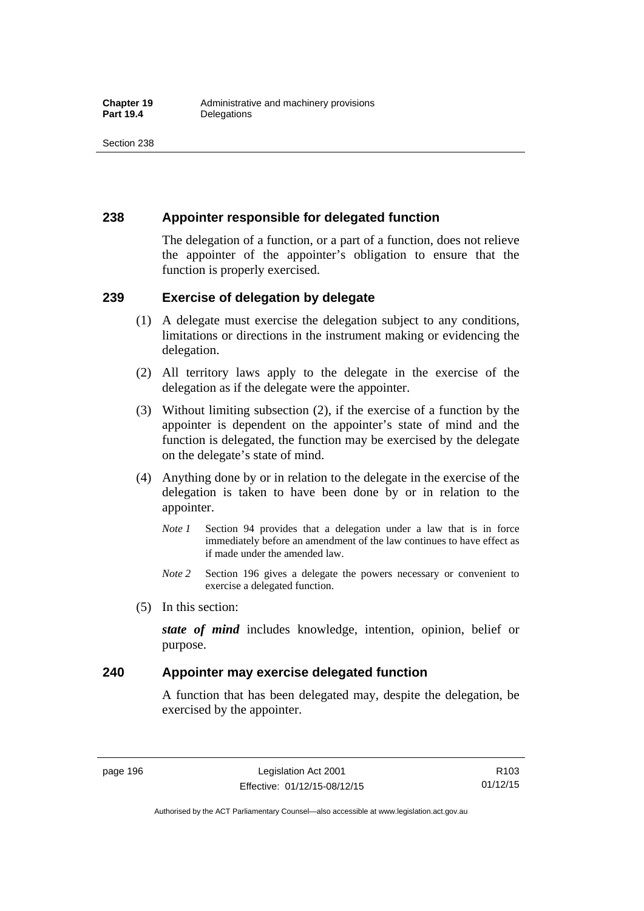## 238 Appointer responsible for delegated function

The delegation of a function, or a part of a function, does not relieve the appointer of the appointer's obligation to ensure that the function is properly exercised.

## 239 Exercise of delegation by delegate

(1) A delegate must exercise the delegation subject to any conditions, limitations or directions in the instrument making or evidencing the delegation.

(2) All territory laws apply to the delegate in the exercise of the delegation as if the delegate were the appointer.

(3) Without limiting subsection (2), if the exercise of a function by the appointer is dependent on the appointer's state of mind and the function is delegated, the function may be exercised by the delegate on the delegate's state of mind.

(4) Anything done by or in relation to the delegate in the exercise of the delegation is taken to have been done by or in relation to the appointer.

*Note 1* Section 94 provides that a delegation under a law that is in force immediately before an amendment of the law continues to have effect as if made under the amended law.

*Note 2* Section 196 gives a delegate the powers necessary or convenient to exercise a delegated function.

(5) In this section:

***state of mind*** includes knowledge, intention, opinion, belief or purpose.

## 240 Appointer may exercise delegated function

A function that has been delegated may, despite the delegation, be exercised by the appointer.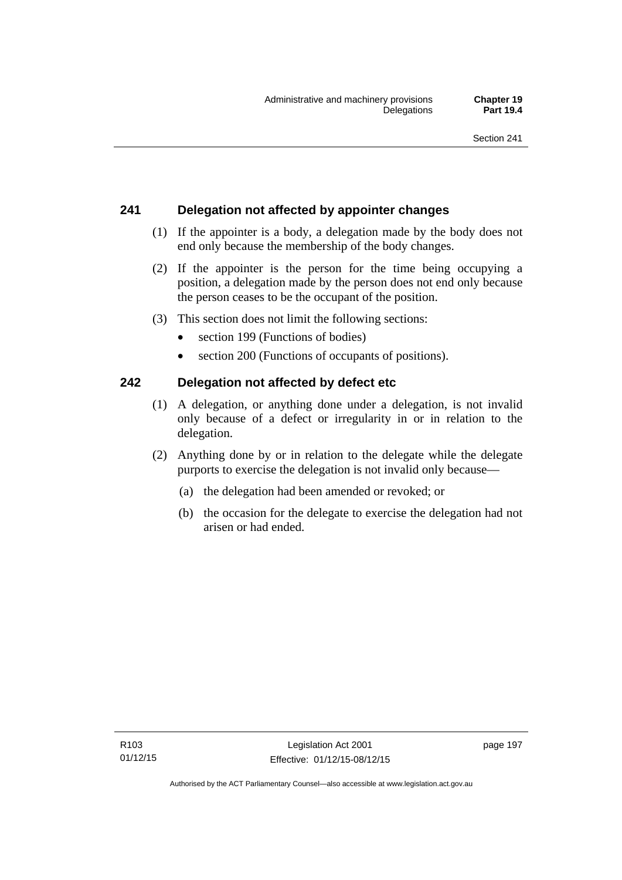## 241 Delegation not affected by appointer changes

(1) If the appointer is a body, a delegation made by the body does not end only because the membership of the body changes.

(2) If the appointer is the person for the time being occupying a position, a delegation made by the person does not end only because the person ceases to be the occupant of the position.

(3) This section does not limit the following sections:

- section 199 (Functions of bodies)
- section 200 (Functions of occupants of positions).

## 242 Delegation not affected by defect etc

(1) A delegation, or anything done under a delegation, is not invalid only because of a defect or irregularity in or in relation to the delegation.

(2) Anything done by or in relation to the delegate while the delegate purports to exercise the delegation is not invalid only because—

(a) the delegation had been amended or revoked; or

(b) the occasion for the delegate to exercise the delegation had not arisen or had ended.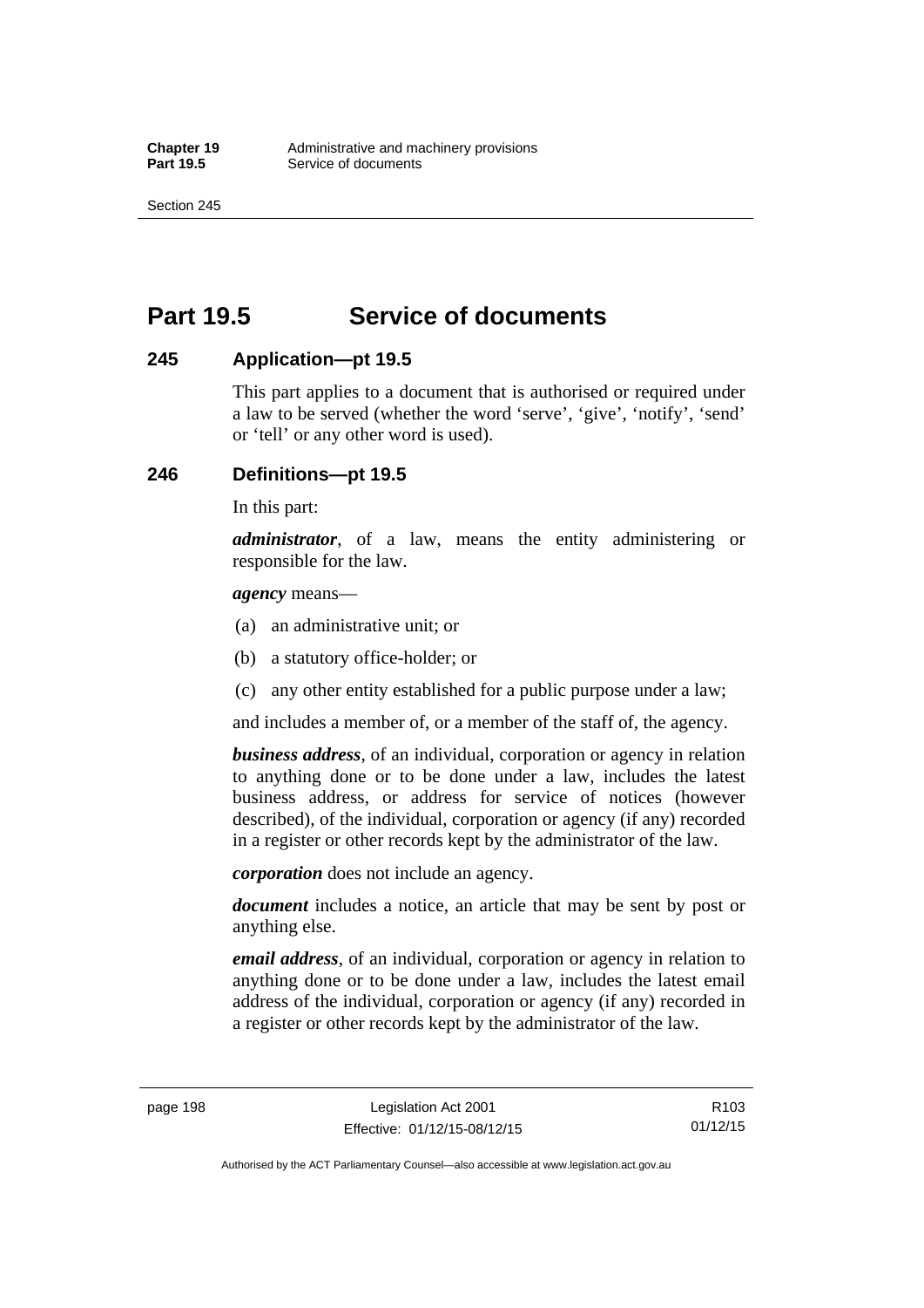# Part 19.5 Service of documents

## 245 Application—pt 19.5

This part applies to a document that is authorised or required under a law to be served (whether the word 'serve', 'give', 'notify', 'send' or 'tell' or any other word is used).

## 246 Definitions—pt 19.5

In this part:

***administrator***, of a law, means the entity administering or responsible for the law.

***agency*** means—

(a) an administrative unit; or

(b) a statutory office-holder; or

(c) any other entity established for a public purpose under a law;

and includes a member of, or a member of the staff of, the agency.

***business address***, of an individual, corporation or agency in relation to anything done or to be done under a law, includes the latest business address, or address for service of notices (however described), of the individual, corporation or agency (if any) recorded in a register or other records kept by the administrator of the law.

***corporation*** does not include an agency.

***document*** includes a notice, an article that may be sent by post or anything else.

***email address***, of an individual, corporation or agency in relation to anything done or to be done under a law, includes the latest email address of the individual, corporation or agency (if any) recorded in a register or other records kept by the administrator of the law.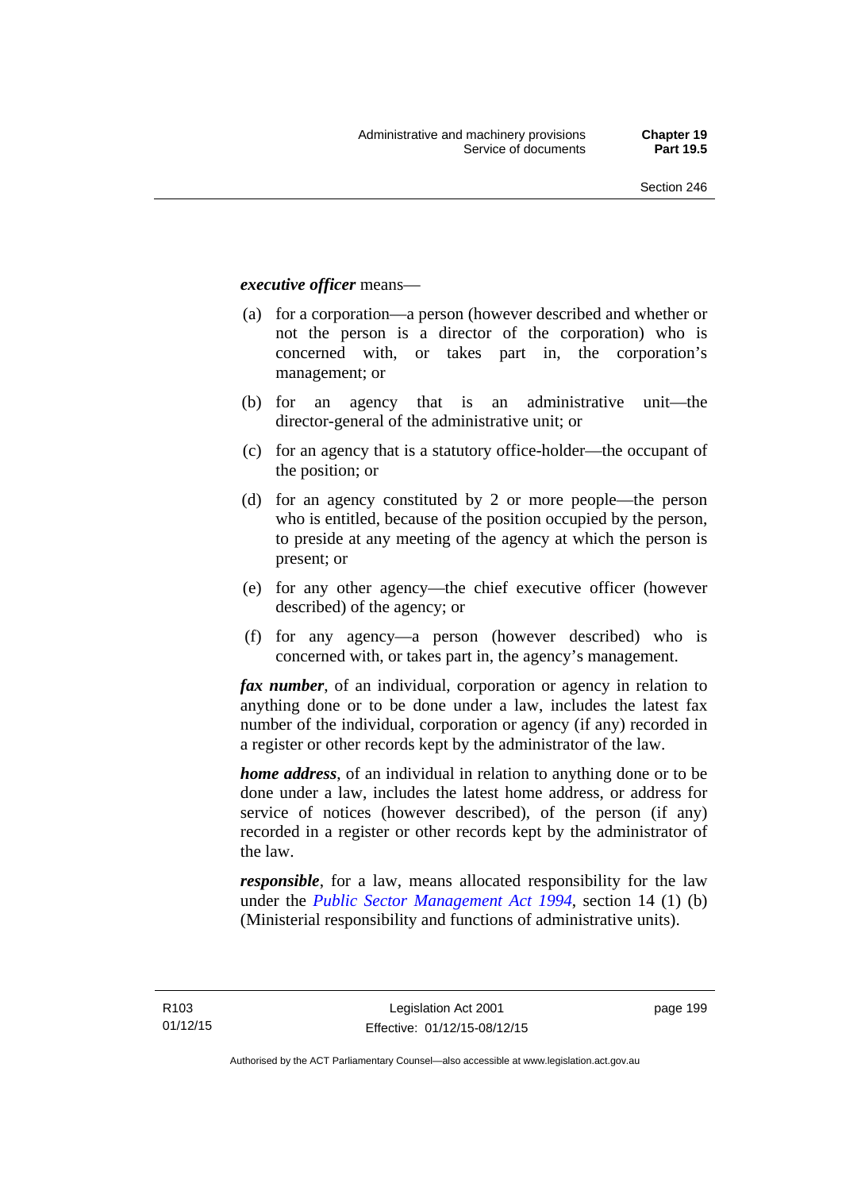***executive officer*** means—

(a) for a corporation—a person (however described and whether or not the person is a director of the corporation) who is concerned with, or takes part in, the corporation's management; or

(b) for an agency that is an administrative unit—the director-general of the administrative unit; or

(c) for an agency that is a statutory office-holder—the occupant of the position; or

(d) for an agency constituted by 2 or more people—the person who is entitled, because of the position occupied by the person, to preside at any meeting of the agency at which the person is present; or

(e) for any other agency—the chief executive officer (however described) of the agency; or

(f) for any agency—a person (however described) who is concerned with, or takes part in, the agency's management.

***fax number***, of an individual, corporation or agency in relation to anything done or to be done under a law, includes the latest fax number of the individual, corporation or agency (if any) recorded in a register or other records kept by the administrator of the law.

***home address***, of an individual in relation to anything done or to be done under a law, includes the latest home address, or address for service of notices (however described), of the person (if any) recorded in a register or other records kept by the administrator of the law.

***responsible***, for a law, means allocated responsibility for the law under the *Public Sector Management Act 1994*, section 14 (1) (b) (Ministerial responsibility and functions of administrative units).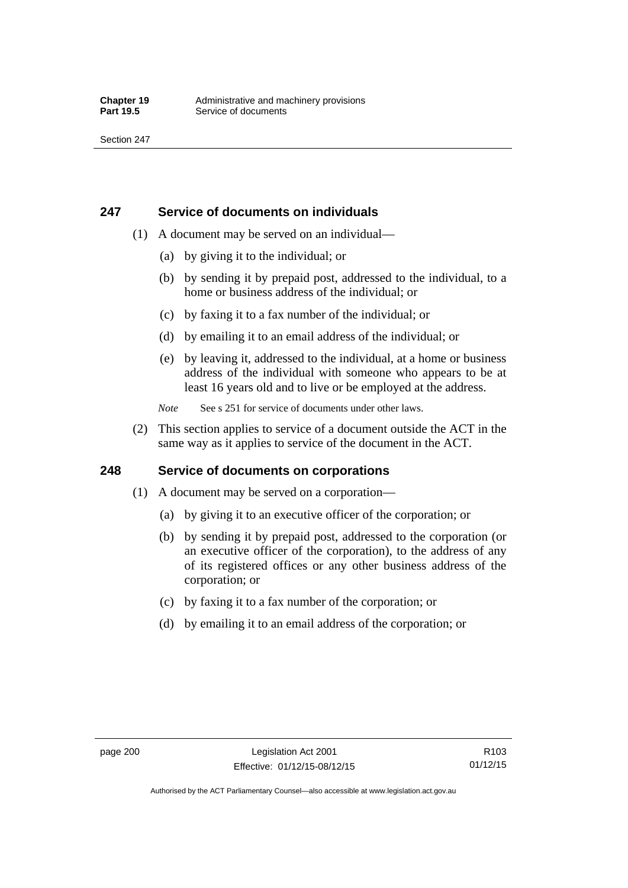## 247 Service of documents on individuals

(1) A document may be served on an individual—

(a) by giving it to the individual; or

(b) by sending it by prepaid post, addressed to the individual, to a home or business address of the individual; or

(c) by faxing it to a fax number of the individual; or

(d) by emailing it to an email address of the individual; or

(e) by leaving it, addressed to the individual, at a home or business address of the individual with someone who appears to be at least 16 years old and to live or be employed at the address.

*Note* See s 251 for service of documents under other laws.

(2) This section applies to service of a document outside the ACT in the same way as it applies to service of the document in the ACT.

## 248 Service of documents on corporations

(1) A document may be served on a corporation—

(a) by giving it to an executive officer of the corporation; or

(b) by sending it by prepaid post, addressed to the corporation (or an executive officer of the corporation), to the address of any of its registered offices or any other business address of the corporation; or

(c) by faxing it to a fax number of the corporation; or

(d) by emailing it to an email address of the corporation; or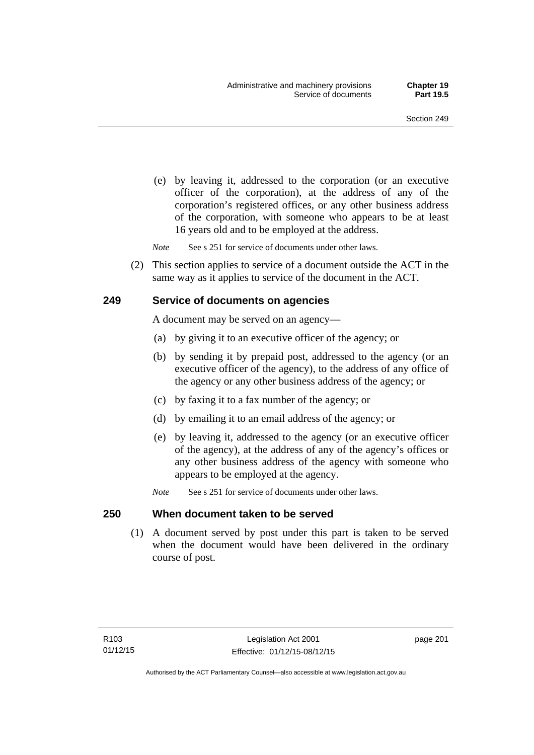(e) by leaving it, addressed to the corporation (or an executive officer of the corporation), at the address of any of the corporation's registered offices, or any other business address of the corporation, with someone who appears to be at least 16 years old and to be employed at the address.

*Note* See s 251 for service of documents under other laws.

(2) This section applies to service of a document outside the ACT in the same way as it applies to service of the document in the ACT.

## 249 Service of documents on agencies

A document may be served on an agency—

(a) by giving it to an executive officer of the agency; or

(b) by sending it by prepaid post, addressed to the agency (or an executive officer of the agency), to the address of any office of the agency or any other business address of the agency; or

(c) by faxing it to a fax number of the agency; or

(d) by emailing it to an email address of the agency; or

(e) by leaving it, addressed to the agency (or an executive officer of the agency), at the address of any of the agency's offices or any other business address of the agency with someone who appears to be employed at the agency.

*Note* See s 251 for service of documents under other laws.

## 250 When document taken to be served

(1) A document served by post under this part is taken to be served when the document would have been delivered in the ordinary course of post.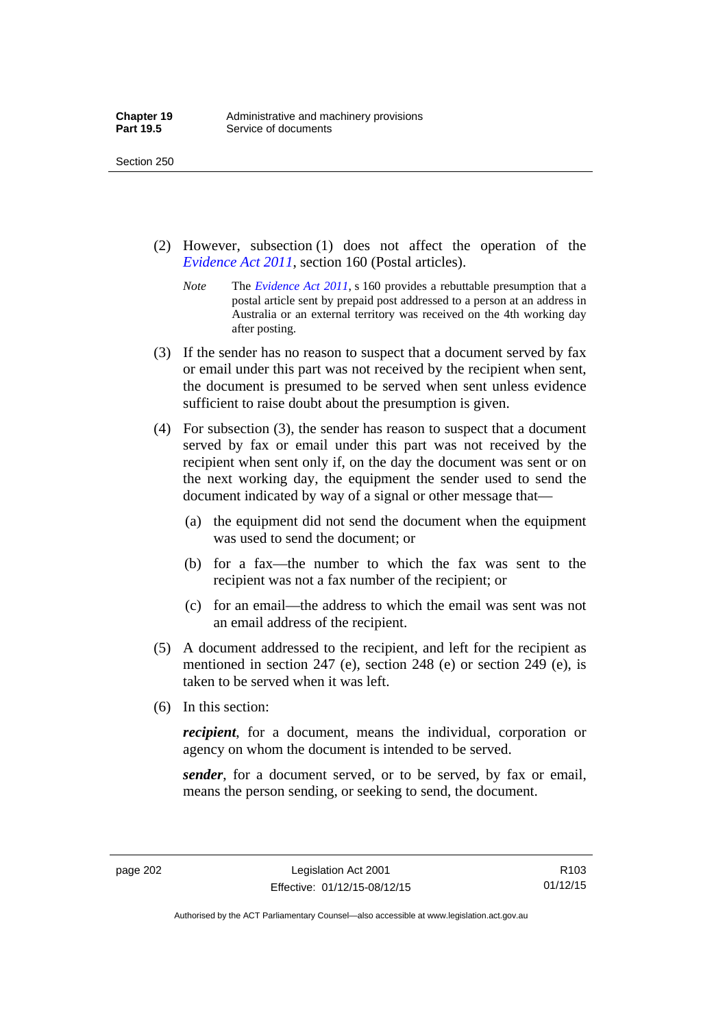(2) However, subsection (1) does not affect the operation of the *Evidence Act 2011*, section 160 (Postal articles).

*Note* The *Evidence Act 2011*, s 160 provides a rebuttable presumption that a postal article sent by prepaid post addressed to a person at an address in Australia or an external territory was received on the 4th working day after posting.

(3) If the sender has no reason to suspect that a document served by fax or email under this part was not received by the recipient when sent, the document is presumed to be served when sent unless evidence sufficient to raise doubt about the presumption is given.

(4) For subsection (3), the sender has reason to suspect that a document served by fax or email under this part was not received by the recipient when sent only if, on the day the document was sent or on the next working day, the equipment the sender used to send the document indicated by way of a signal or other message that—

(a) the equipment did not send the document when the equipment was used to send the document; or

(b) for a fax—the number to which the fax was sent to the recipient was not a fax number of the recipient; or

(c) for an email—the address to which the email was sent was not an email address of the recipient.

(5) A document addressed to the recipient, and left for the recipient as mentioned in section 247 (e), section 248 (e) or section 249 (e), is taken to be served when it was left.

(6) In this section:

***recipient***, for a document, means the individual, corporation or agency on whom the document is intended to be served.

***sender***, for a document served, or to be served, by fax or email, means the person sending, or seeking to send, the document.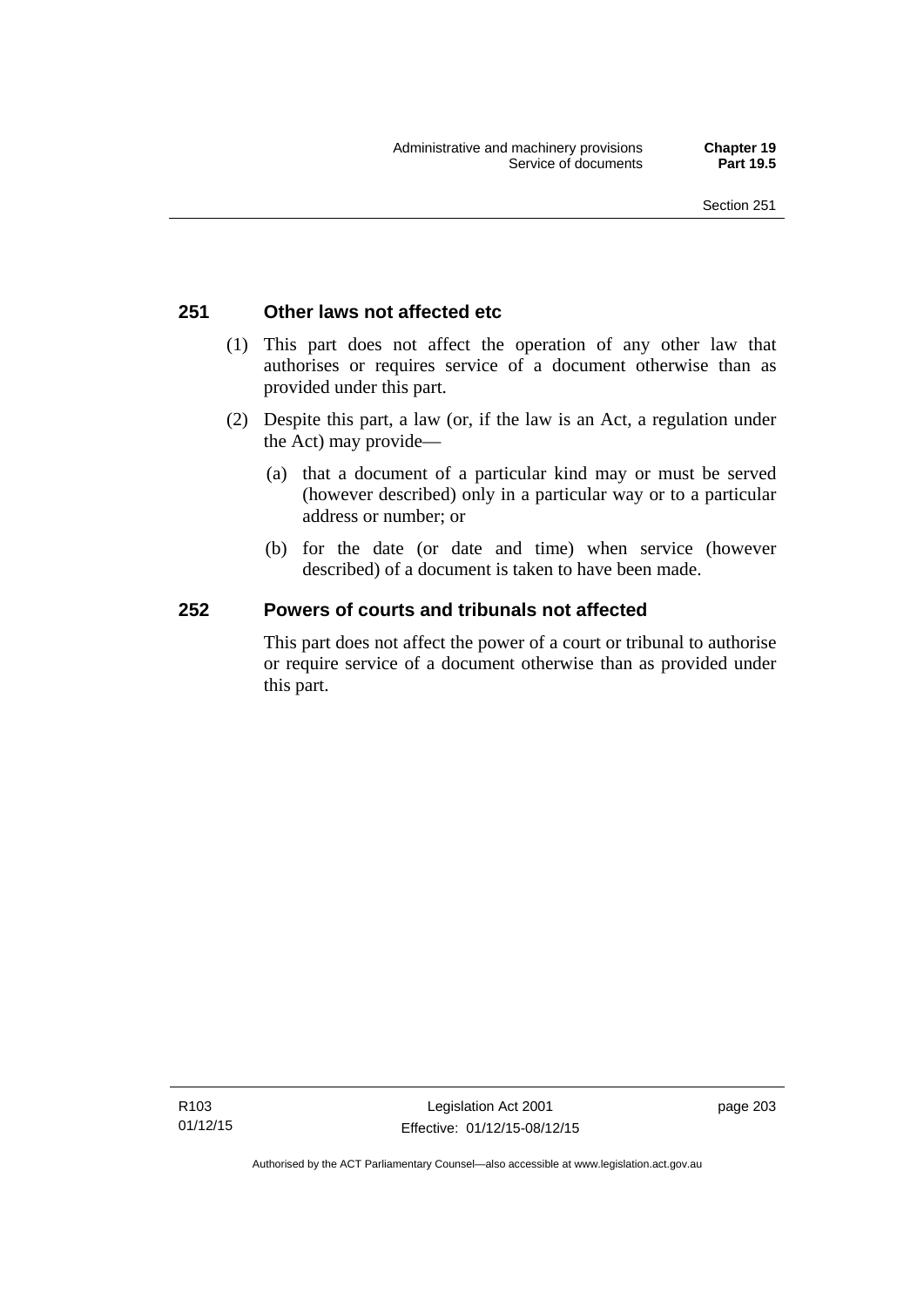### 251 Other laws not affected etc

(1) This part does not affect the operation of any other law that authorises or requires service of a document otherwise than as provided under this part.

(2) Despite this part, a law (or, if the law is an Act, a regulation under the Act) may provide—

(a) that a document of a particular kind may or must be served (however described) only in a particular way or to a particular address or number; or

(b) for the date (or date and time) when service (however described) of a document is taken to have been made.

### 252 Powers of courts and tribunals not affected

This part does not affect the power of a court or tribunal to authorise or require service of a document otherwise than as provided under this part.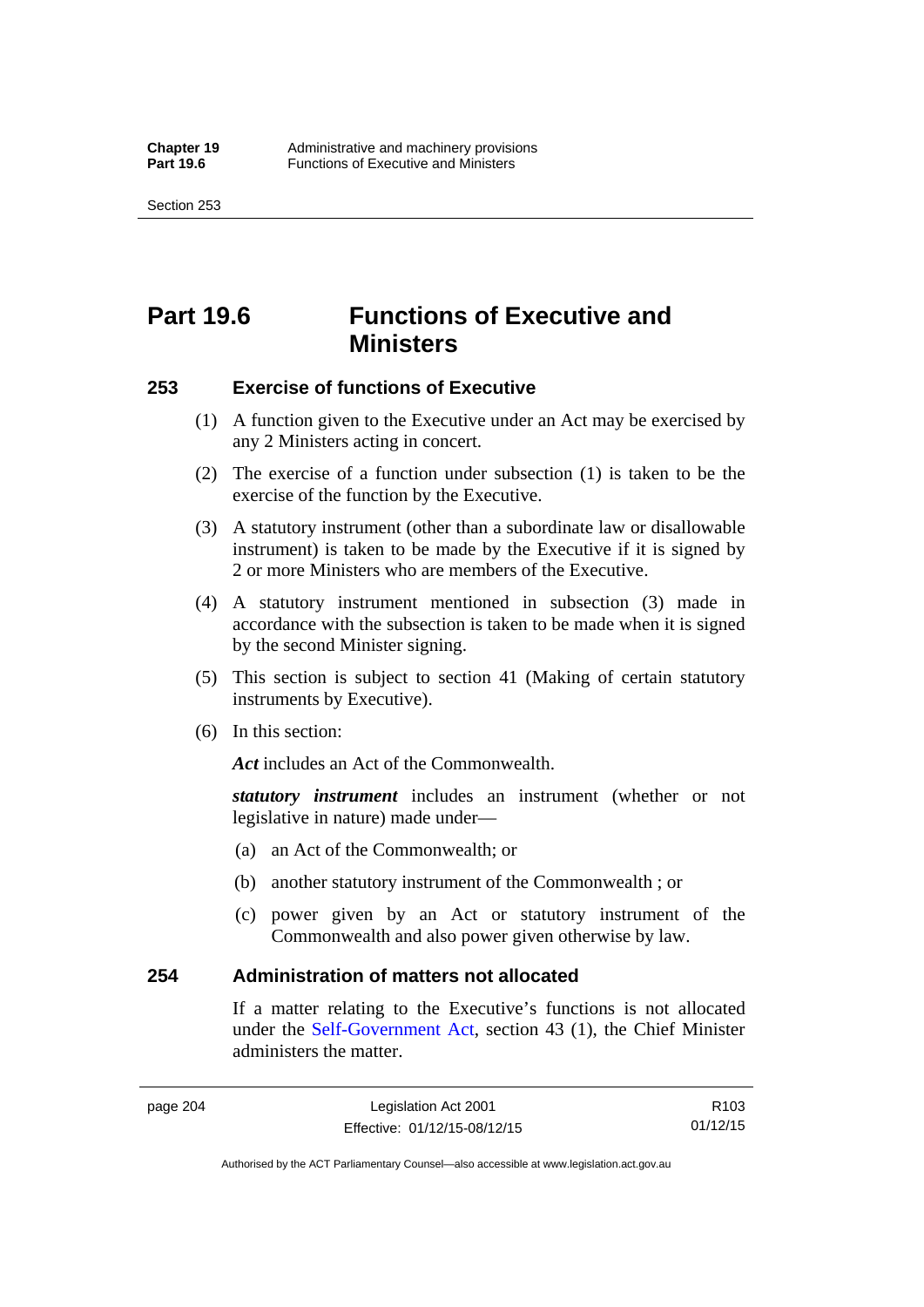# Part 19.6 Functions of Executive and Ministers

### 253 Exercise of functions of Executive

(1) A function given to the Executive under an Act may be exercised by any 2 Ministers acting in concert.

(2) The exercise of a function under subsection (1) is taken to be the exercise of the function by the Executive.

(3) A statutory instrument (other than a subordinate law or disallowable instrument) is taken to be made by the Executive if it is signed by 2 or more Ministers who are members of the Executive.

(4) A statutory instrument mentioned in subsection (3) made in accordance with the subsection is taken to be made when it is signed by the second Minister signing.

(5) This section is subject to section 41 (Making of certain statutory instruments by Executive).

(6) In this section:

***Act*** includes an Act of the Commonwealth.

***statutory instrument*** includes an instrument (whether or not legislative in nature) made under—

(a) an Act of the Commonwealth; or

(b) another statutory instrument of the Commonwealth ; or

(c) power given by an Act or statutory instrument of the Commonwealth and also power given otherwise by law.

### 254 Administration of matters not allocated

If a matter relating to the Executive's functions is not allocated under the Self-Government Act, section 43 (1), the Chief Minister administers the matter.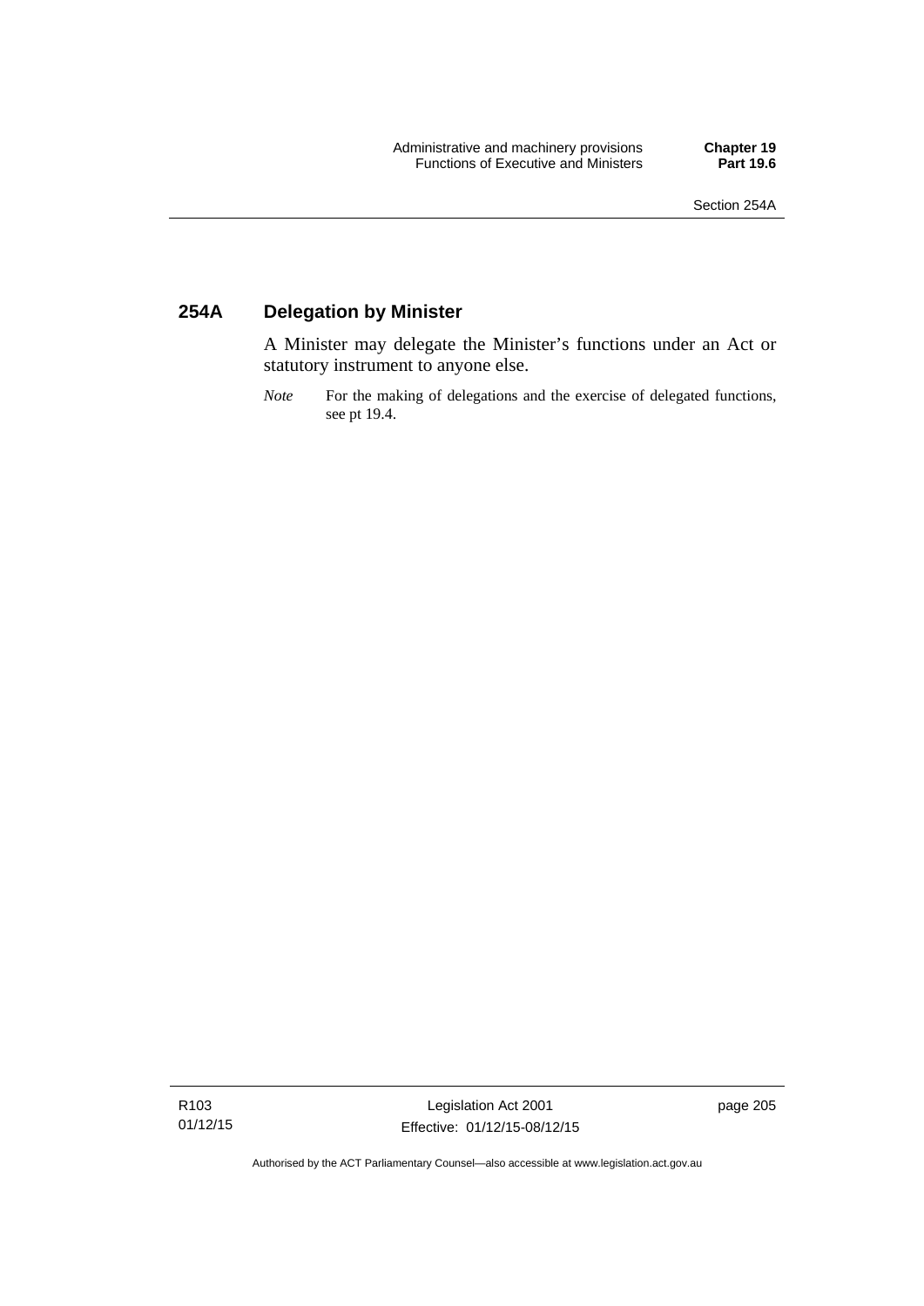### 254A Delegation by Minister

A Minister may delegate the Minister's functions under an Act or statutory instrument to anyone else.

*Note* For the making of delegations and the exercise of delegated functions, see pt 19.4.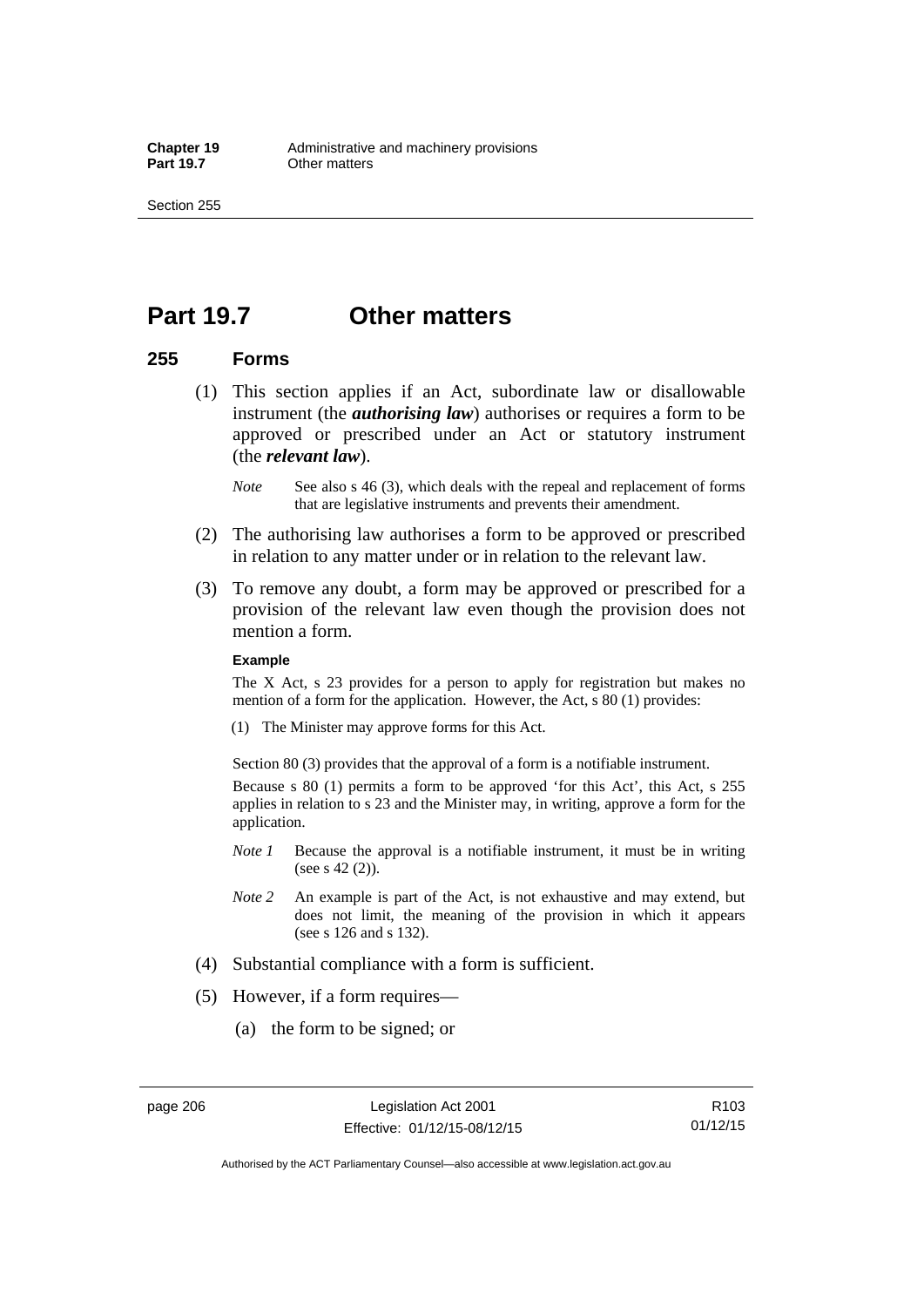# Part 19.7 Other matters

## 255 Forms

(1) This section applies if an Act, subordinate law or disallowable instrument (the ***authorising law***) authorises or requires a form to be approved or prescribed under an Act or statutory instrument (the ***relevant law***).

*Note* See also s 46 (3), which deals with the repeal and replacement of forms that are legislative instruments and prevents their amendment.

(2) The authorising law authorises a form to be approved or prescribed in relation to any matter under or in relation to the relevant law.

(3) To remove any doubt, a form may be approved or prescribed for a provision of the relevant law even though the provision does not mention a form.

**Example**

The X Act, s 23 provides for a person to apply for registration but makes no mention of a form for the application. However, the Act, s 80 (1) provides:

(1) The Minister may approve forms for this Act.

Section 80 (3) provides that the approval of a form is a notifiable instrument.

Because s 80 (1) permits a form to be approved 'for this Act', this Act, s 255 applies in relation to s 23 and the Minister may, in writing, approve a form for the application.

*Note 1* Because the approval is a notifiable instrument, it must be in writing (see s 42 (2)).

*Note 2* An example is part of the Act, is not exhaustive and may extend, but does not limit, the meaning of the provision in which it appears (see s 126 and s 132).

(4) Substantial compliance with a form is sufficient.

(5) However, if a form requires—

(a) the form to be signed; or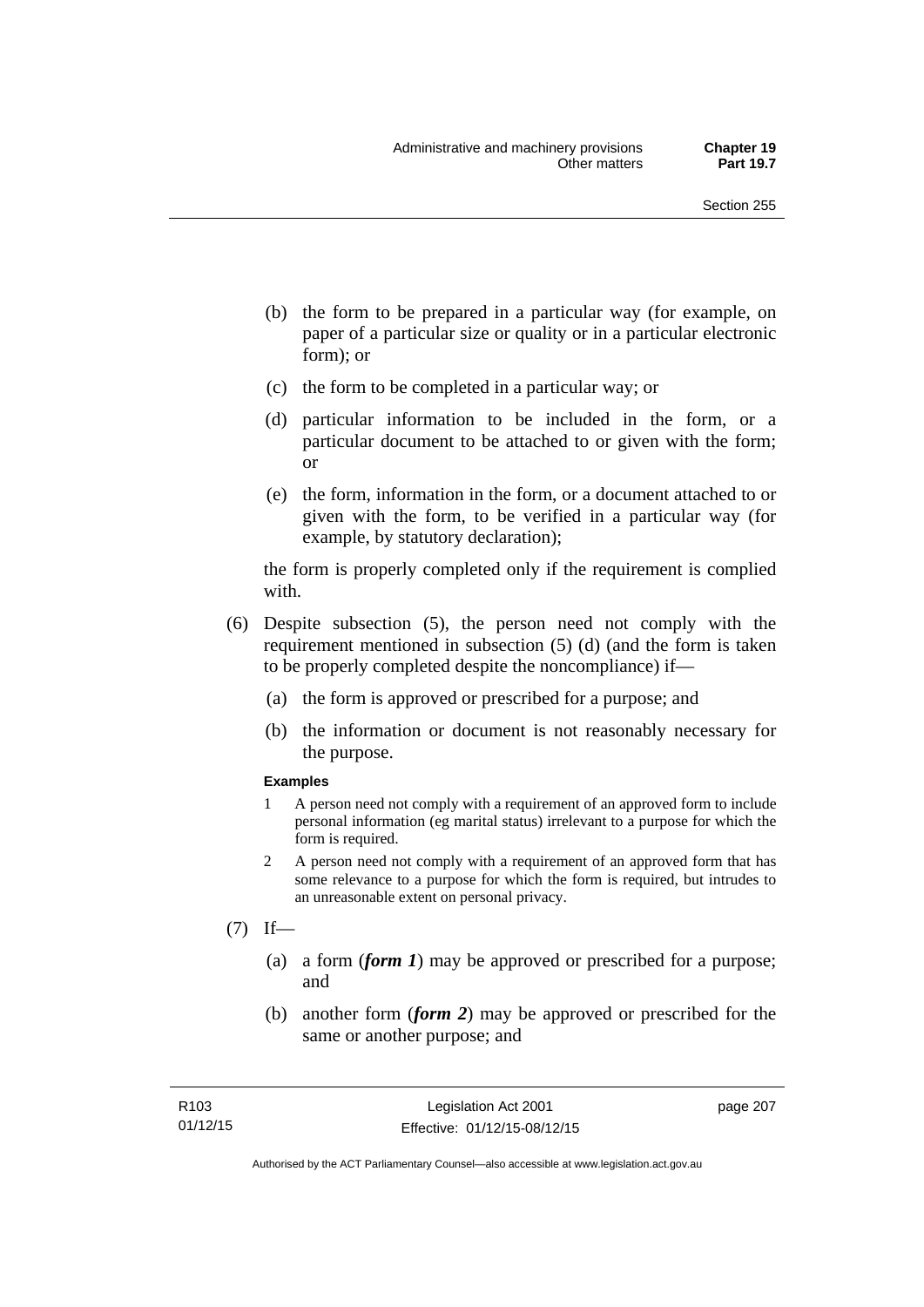(b) the form to be prepared in a particular way (for example, on paper of a particular size or quality or in a particular electronic form); or

(c) the form to be completed in a particular way; or

(d) particular information to be included in the form, or a particular document to be attached to or given with the form; or

(e) the form, information in the form, or a document attached to or given with the form, to be verified in a particular way (for example, by statutory declaration);

the form is properly completed only if the requirement is complied with.

(6) Despite subsection (5), the person need not comply with the requirement mentioned in subsection (5) (d) (and the form is taken to be properly completed despite the noncompliance) if—

(a) the form is approved or prescribed for a purpose; and

(b) the information or document is not reasonably necessary for the purpose.

**Examples**

1 A person need not comply with a requirement of an approved form to include personal information (eg marital status) irrelevant to a purpose for which the form is required.

2 A person need not comply with a requirement of an approved form that has some relevance to a purpose for which the form is required, but intrudes to an unreasonable extent on personal privacy.

(7) If—

(a) a form (***form 1***) may be approved or prescribed for a purpose; and

(b) another form (***form 2***) may be approved or prescribed for the same or another purpose; and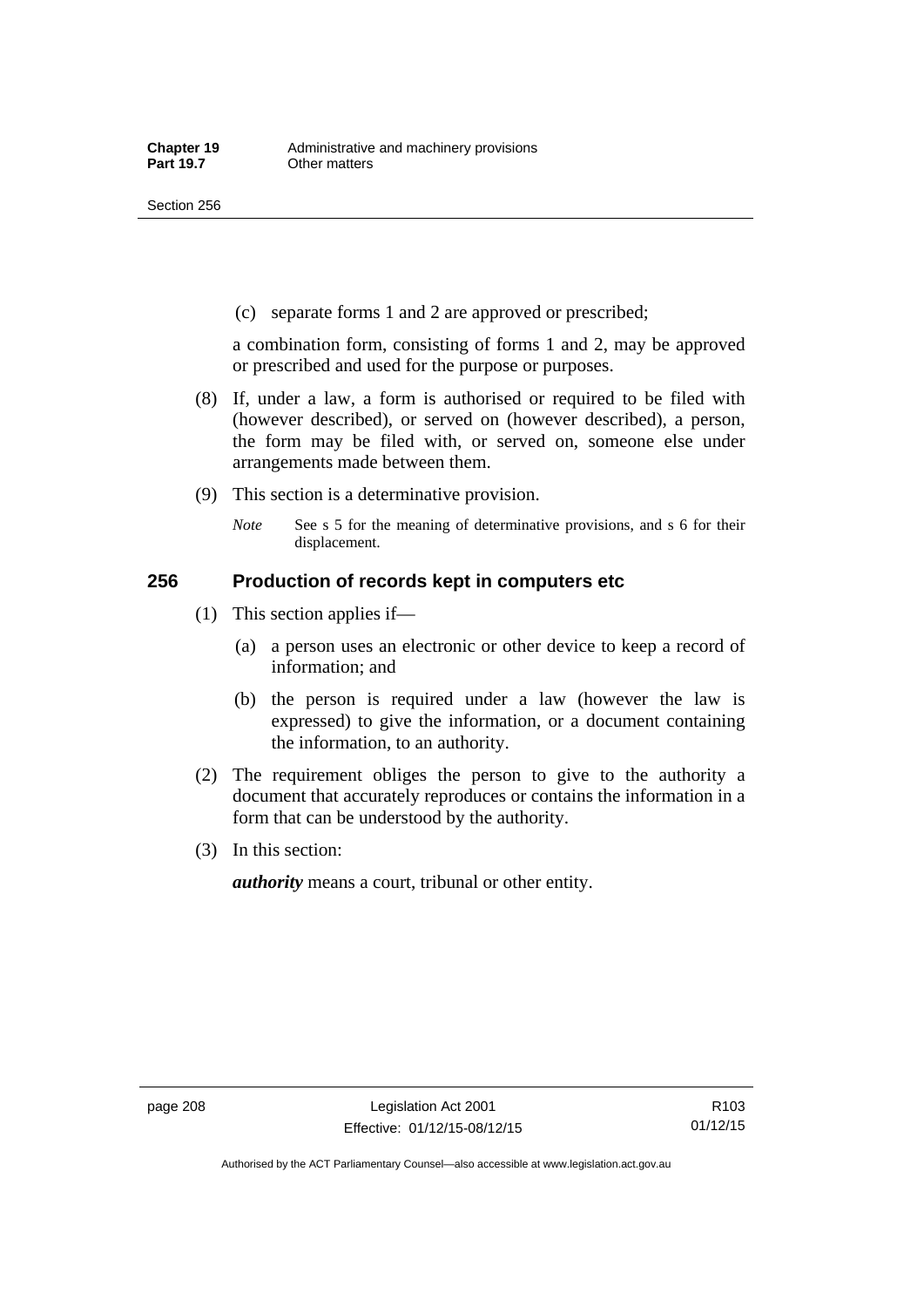(c) separate forms 1 and 2 are approved or prescribed;

a combination form, consisting of forms 1 and 2, may be approved or prescribed and used for the purpose or purposes.

(8) If, under a law, a form is authorised or required to be filed with (however described), or served on (however described), a person, the form may be filed with, or served on, someone else under arrangements made between them.

(9) This section is a determinative provision.

*Note* See s 5 for the meaning of determinative provisions, and s 6 for their displacement.

## 256 Production of records kept in computers etc

(1) This section applies if—

(a) a person uses an electronic or other device to keep a record of information; and

(b) the person is required under a law (however the law is expressed) to give the information, or a document containing the information, to an authority.

(2) The requirement obliges the person to give to the authority a document that accurately reproduces or contains the information in a form that can be understood by the authority.

(3) In this section:

***authority*** means a court, tribunal or other entity.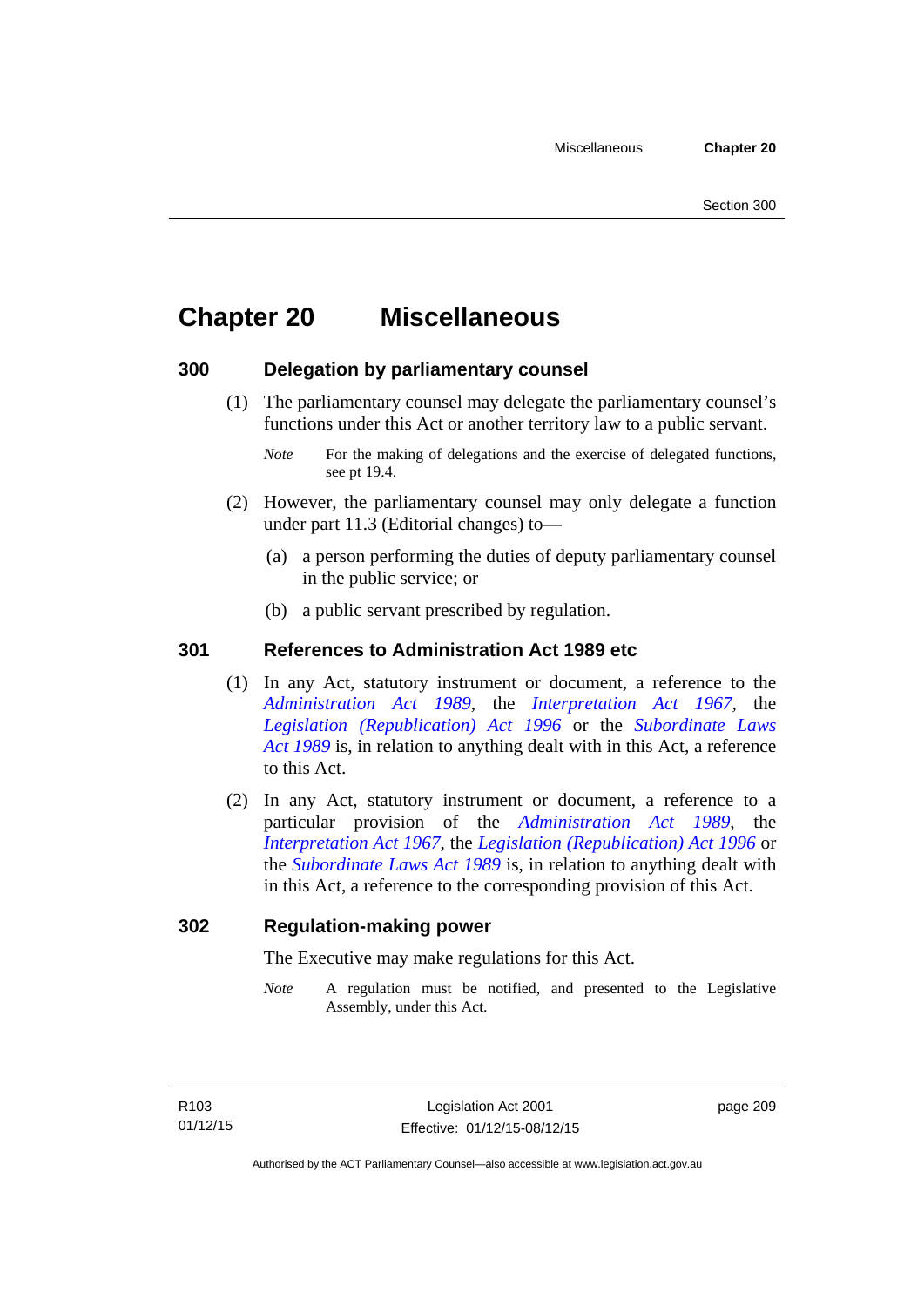# Chapter 20 Miscellaneous

## 300 Delegation by parliamentary counsel

(1) The parliamentary counsel may delegate the parliamentary counsel's functions under this Act or another territory law to a public servant.

*Note* For the making of delegations and the exercise of delegated functions, see pt 19.4.

(2) However, the parliamentary counsel may only delegate a function under part 11.3 (Editorial changes) to—

(a) a person performing the duties of deputy parliamentary counsel in the public service; or

(b) a public servant prescribed by regulation.

## 301 References to Administration Act 1989 etc

(1) In any Act, statutory instrument or document, a reference to the *Administration Act 1989*, the *Interpretation Act 1967*, the *Legislation (Republication) Act 1996* or the *Subordinate Laws Act 1989* is, in relation to anything dealt with in this Act, a reference to this Act.

(2) In any Act, statutory instrument or document, a reference to a particular provision of the *Administration Act 1989*, the *Interpretation Act 1967*, the *Legislation (Republication) Act 1996* or the *Subordinate Laws Act 1989* is, in relation to anything dealt with in this Act, a reference to the corresponding provision of this Act.

## 302 Regulation-making power

The Executive may make regulations for this Act.

*Note* A regulation must be notified, and presented to the Legislative Assembly, under this Act.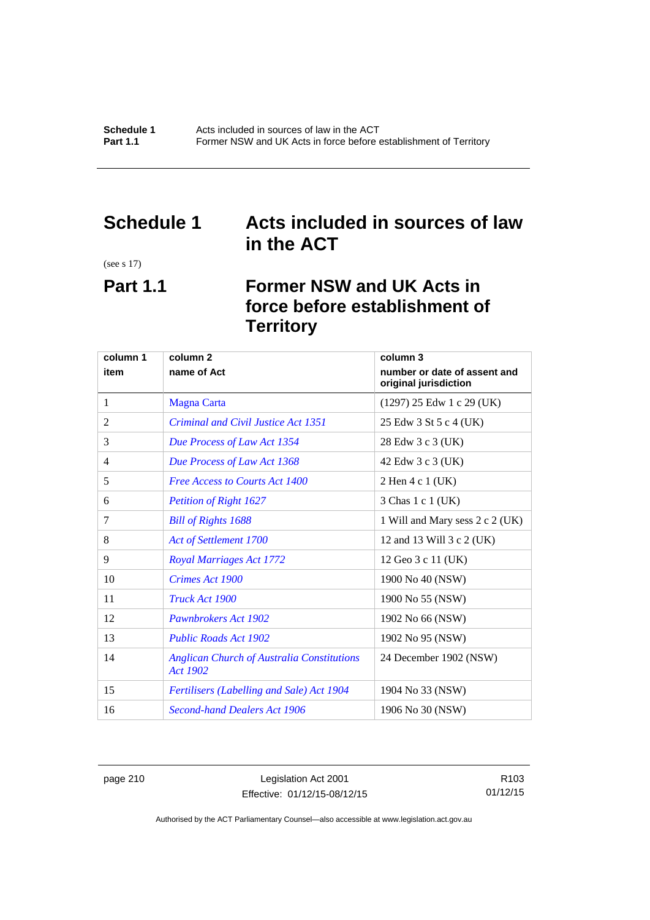# Schedule 1 Acts included in sources of law in the ACT

(see s 17)

## Part 1.1 Former NSW and UK Acts in force before establishment of Territory

| column 1<br>item | column 2<br>name of Act | column 3<br>number or date of assent and original jurisdiction |
|---|---|---|
| 1 | Magna Carta | (1297) 25 Edw 1 c 29 (UK) |
| 2 | *Criminal and Civil Justice Act 1351* | 25 Edw 3 St 5 c 4 (UK) |
| 3 | *Due Process of Law Act 1354* | 28 Edw 3 c 3 (UK) |
| 4 | *Due Process of Law Act 1368* | 42 Edw 3 c 3 (UK) |
| 5 | *Free Access to Courts Act 1400* | 2 Hen 4 c 1 (UK) |
| 6 | *Petition of Right 1627* | 3 Chas 1 c 1 (UK) |
| 7 | *Bill of Rights 1688* | 1 Will and Mary sess 2 c 2 (UK) |
| 8 | *Act of Settlement 1700* | 12 and 13 Will 3 c 2 (UK) |
| 9 | *Royal Marriages Act 1772* | 12 Geo 3 c 11 (UK) |
| 10 | *Crimes Act 1900* | 1900 No 40 (NSW) |
| 11 | *Truck Act 1900* | 1900 No 55 (NSW) |
| 12 | *Pawnbrokers Act 1902* | 1902 No 66 (NSW) |
| 13 | *Public Roads Act 1902* | 1902 No 95 (NSW) |
| 14 | *Anglican Church of Australia Constitutions Act 1902* | 24 December 1902 (NSW) |
| 15 | *Fertilisers (Labelling and Sale) Act 1904* | 1904 No 33 (NSW) |
| 16 | *Second-hand Dealers Act 1906* | 1906 No 30 (NSW) |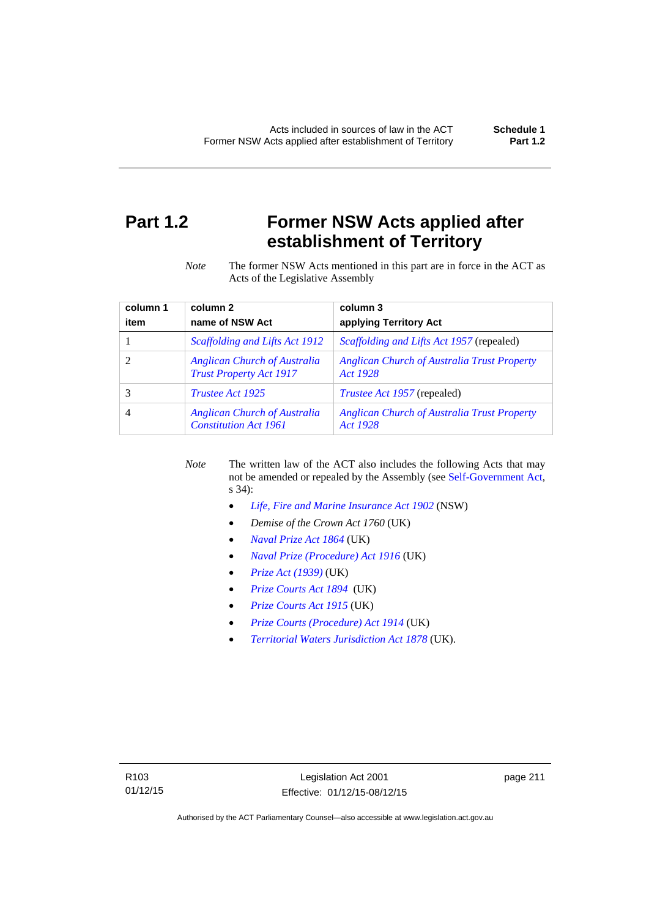# Part 1.2 Former NSW Acts applied after establishment of Territory

*Note* The former NSW Acts mentioned in this part are in force in the ACT as Acts of the Legislative Assembly

| column 1 item | column 2 name of NSW Act | column 3 applying Territory Act |
|---|---|---|
| 1 | *Scaffolding and Lifts Act 1912* | *Scaffolding and Lifts Act 1957* (repealed) |
| 2 | *Anglican Church of Australia Trust Property Act 1917* | *Anglican Church of Australia Trust Property Act 1928* |
| 3 | *Trustee Act 1925* | *Trustee Act 1957* (repealed) |
| 4 | *Anglican Church of Australia Constitution Act 1961* | *Anglican Church of Australia Trust Property Act 1928* |

*Note* The written law of the ACT also includes the following Acts that may not be amended or repealed by the Assembly (see Self-Government Act, s 34):

- *Life, Fire and Marine Insurance Act 1902* (NSW)
- *Demise of the Crown Act 1760* (UK)
- *Naval Prize Act 1864* (UK)
- *Naval Prize (Procedure) Act 1916* (UK)
- *Prize Act (1939)* (UK)
- *Prize Courts Act 1894* (UK)
- *Prize Courts Act 1915* (UK)
- *Prize Courts (Procedure) Act 1914* (UK)
- *Territorial Waters Jurisdiction Act 1878* (UK).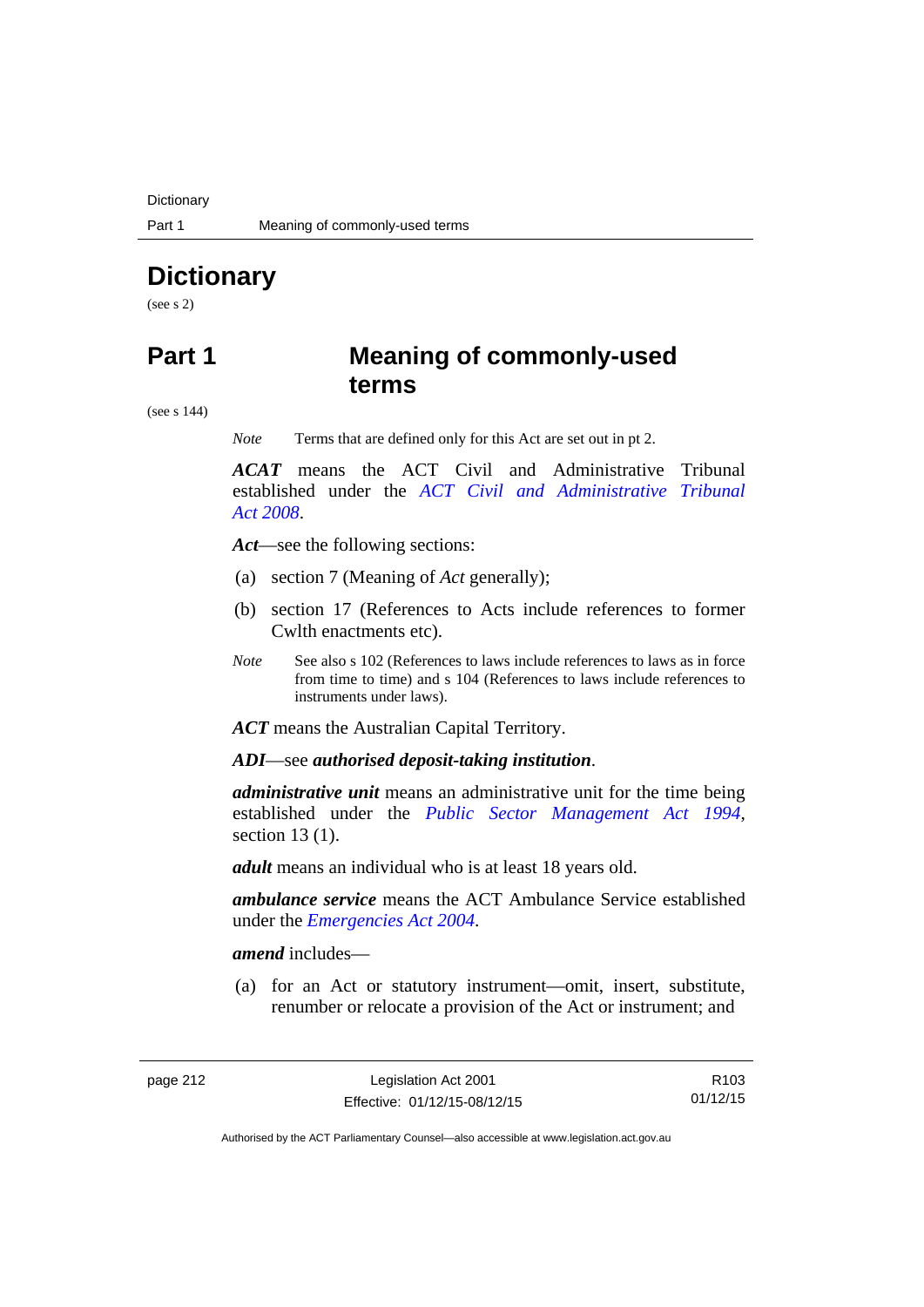# Dictionary

(see s 2)

## Part 1 Meaning of commonly-used terms

(see s 144)

*Note* Terms that are defined only for this Act are set out in pt 2.

***ACAT*** means the ACT Civil and Administrative Tribunal established under the *ACT Civil and Administrative Tribunal Act 2008*.

***Act***—see the following sections:

(a) section 7 (Meaning of *Act* generally);

(b) section 17 (References to Acts include references to former Cwlth enactments etc).

*Note* See also s 102 (References to laws include references to laws as in force from time to time) and s 104 (References to laws include references to instruments under laws).

***ACT*** means the Australian Capital Territory.

***ADI***—see ***authorised deposit-taking institution***.

***administrative unit*** means an administrative unit for the time being established under the *Public Sector Management Act 1994*, section 13 (1).

***adult*** means an individual who is at least 18 years old.

***ambulance service*** means the ACT Ambulance Service established under the *Emergencies Act 2004*.

***amend*** includes—

(a) for an Act or statutory instrument—omit, insert, substitute, renumber or relocate a provision of the Act or instrument; and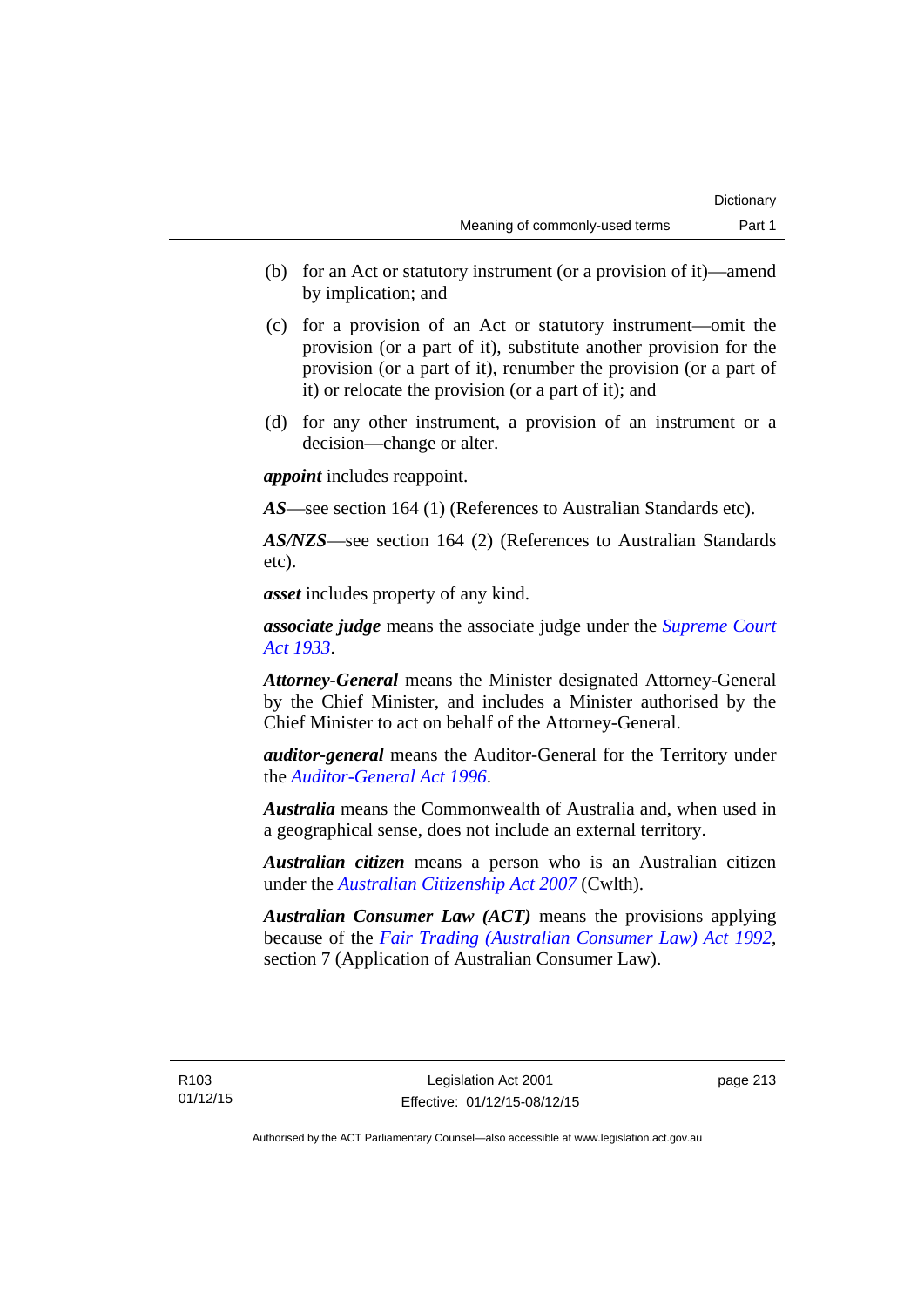(b) for an Act or statutory instrument (or a provision of it)—amend by implication; and

(c) for a provision of an Act or statutory instrument—omit the provision (or a part of it), substitute another provision for the provision (or a part of it), renumber the provision (or a part of it) or relocate the provision (or a part of it); and

(d) for any other instrument, a provision of an instrument or a decision—change or alter.

***appoint*** includes reappoint.

***AS***—see section 164 (1) (References to Australian Standards etc).

***AS/NZS***—see section 164 (2) (References to Australian Standards etc).

***asset*** includes property of any kind.

***associate judge*** means the associate judge under the *Supreme Court Act 1933*.

***Attorney-General*** means the Minister designated Attorney-General by the Chief Minister, and includes a Minister authorised by the Chief Minister to act on behalf of the Attorney-General.

***auditor-general*** means the Auditor-General for the Territory under the *Auditor-General Act 1996*.

***Australia*** means the Commonwealth of Australia and, when used in a geographical sense, does not include an external territory.

***Australian citizen*** means a person who is an Australian citizen under the *Australian Citizenship Act 2007* (Cwlth).

***Australian Consumer Law (ACT)*** means the provisions applying because of the *Fair Trading (Australian Consumer Law) Act 1992*, section 7 (Application of Australian Consumer Law).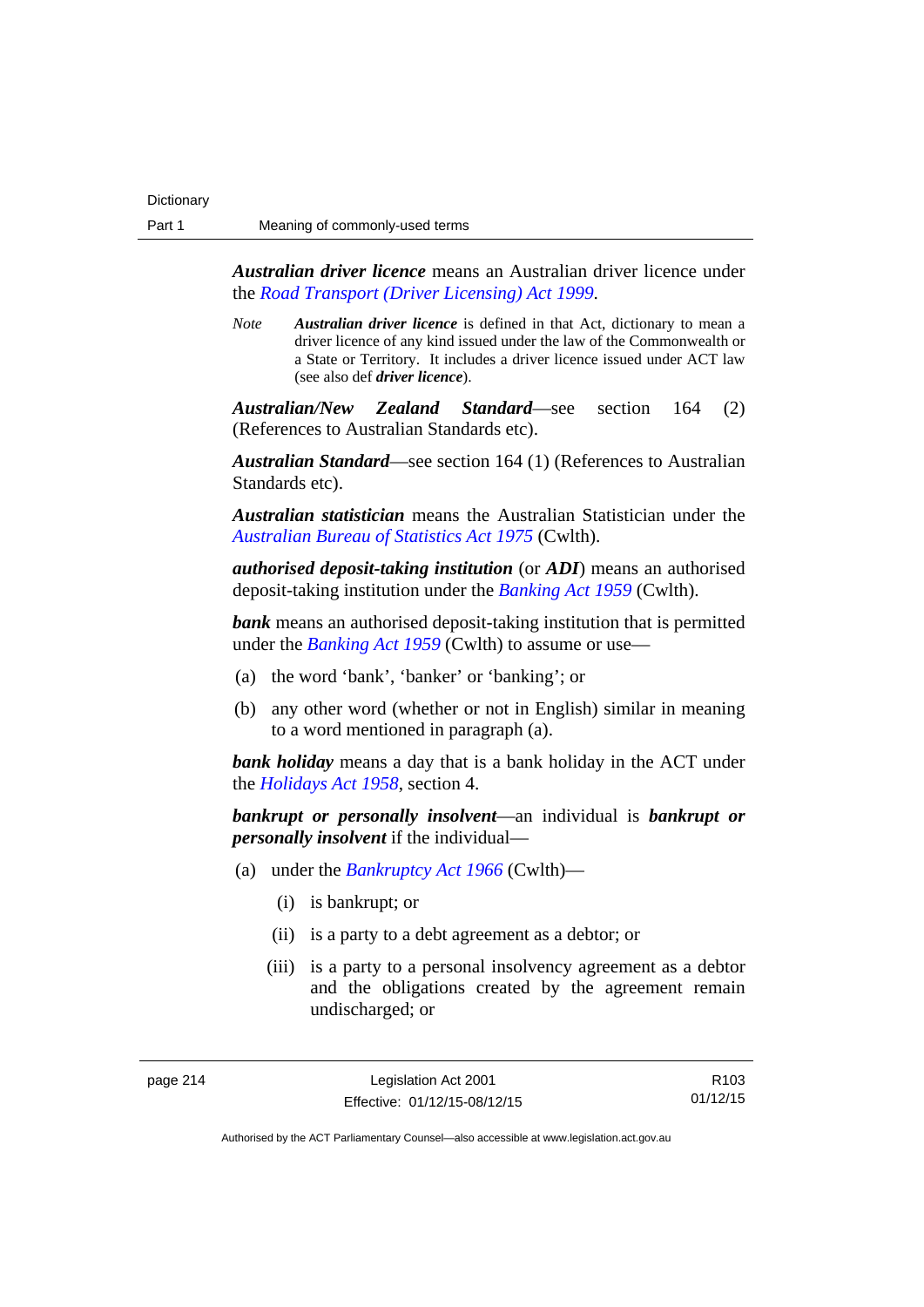***Australian driver licence*** means an Australian driver licence under the *Road Transport (Driver Licensing) Act 1999*.

*Note* ***Australian driver licence*** is defined in that Act, dictionary to mean a driver licence of any kind issued under the law of the Commonwealth or a State or Territory. It includes a driver licence issued under ACT law (see also def ***driver licence***).

***Australian/New Zealand Standard***—see section 164 (2) (References to Australian Standards etc).

***Australian Standard***—see section 164 (1) (References to Australian Standards etc).

***Australian statistician*** means the Australian Statistician under the *Australian Bureau of Statistics Act 1975* (Cwlth).

***authorised deposit-taking institution*** (or ***ADI***) means an authorised deposit-taking institution under the *Banking Act 1959* (Cwlth).

***bank*** means an authorised deposit-taking institution that is permitted under the *Banking Act 1959* (Cwlth) to assume or use—

(a) the word 'bank', 'banker' or 'banking'; or

(b) any other word (whether or not in English) similar in meaning to a word mentioned in paragraph (a).

***bank holiday*** means a day that is a bank holiday in the ACT under the *Holidays Act 1958*, section 4.

***bankrupt or personally insolvent***—an individual is ***bankrupt or personally insolvent*** if the individual—

(a) under the *Bankruptcy Act 1966* (Cwlth)—

(i) is bankrupt; or

(ii) is a party to a debt agreement as a debtor; or

(iii) is a party to a personal insolvency agreement as a debtor and the obligations created by the agreement remain undischarged; or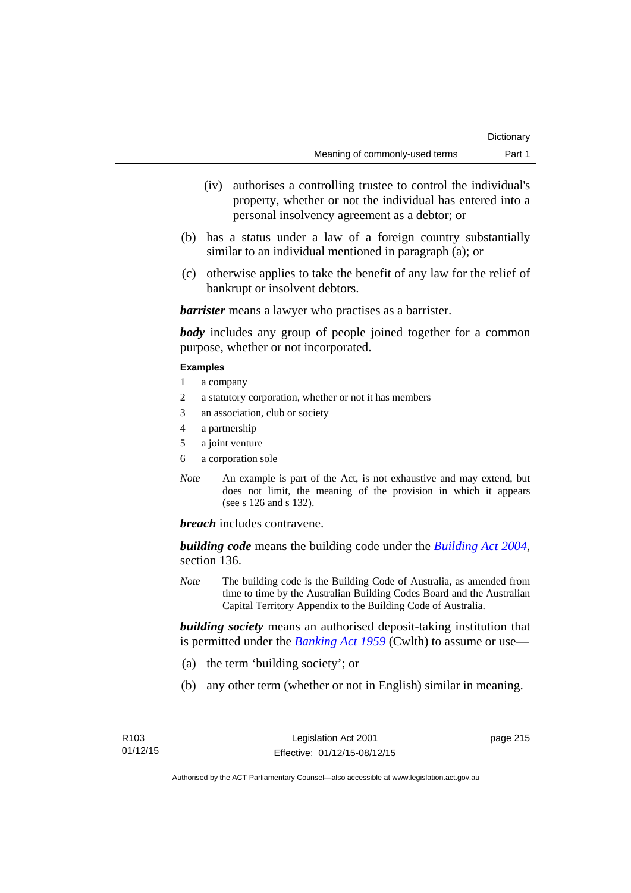(iv) authorises a controlling trustee to control the individual's property, whether or not the individual has entered into a personal insolvency agreement as a debtor; or

(b) has a status under a law of a foreign country substantially similar to an individual mentioned in paragraph (a); or

(c) otherwise applies to take the benefit of any law for the relief of bankrupt or insolvent debtors.

***barrister*** means a lawyer who practises as a barrister.

***body*** includes any group of people joined together for a common purpose, whether or not incorporated.

**Examples**

1 a company
2 a statutory corporation, whether or not it has members
3 an association, club or society
4 a partnership
5 a joint venture
6 a corporation sole

*Note* An example is part of the Act, is not exhaustive and may extend, but does not limit, the meaning of the provision in which it appears (see s 126 and s 132).

***breach*** includes contravene.

***building code*** means the building code under the *Building Act 2004*, section 136.

*Note* The building code is the Building Code of Australia, as amended from time to time by the Australian Building Codes Board and the Australian Capital Territory Appendix to the Building Code of Australia.

***building society*** means an authorised deposit-taking institution that is permitted under the *Banking Act 1959* (Cwlth) to assume or use—

(a) the term 'building society'; or

(b) any other term (whether or not in English) similar in meaning.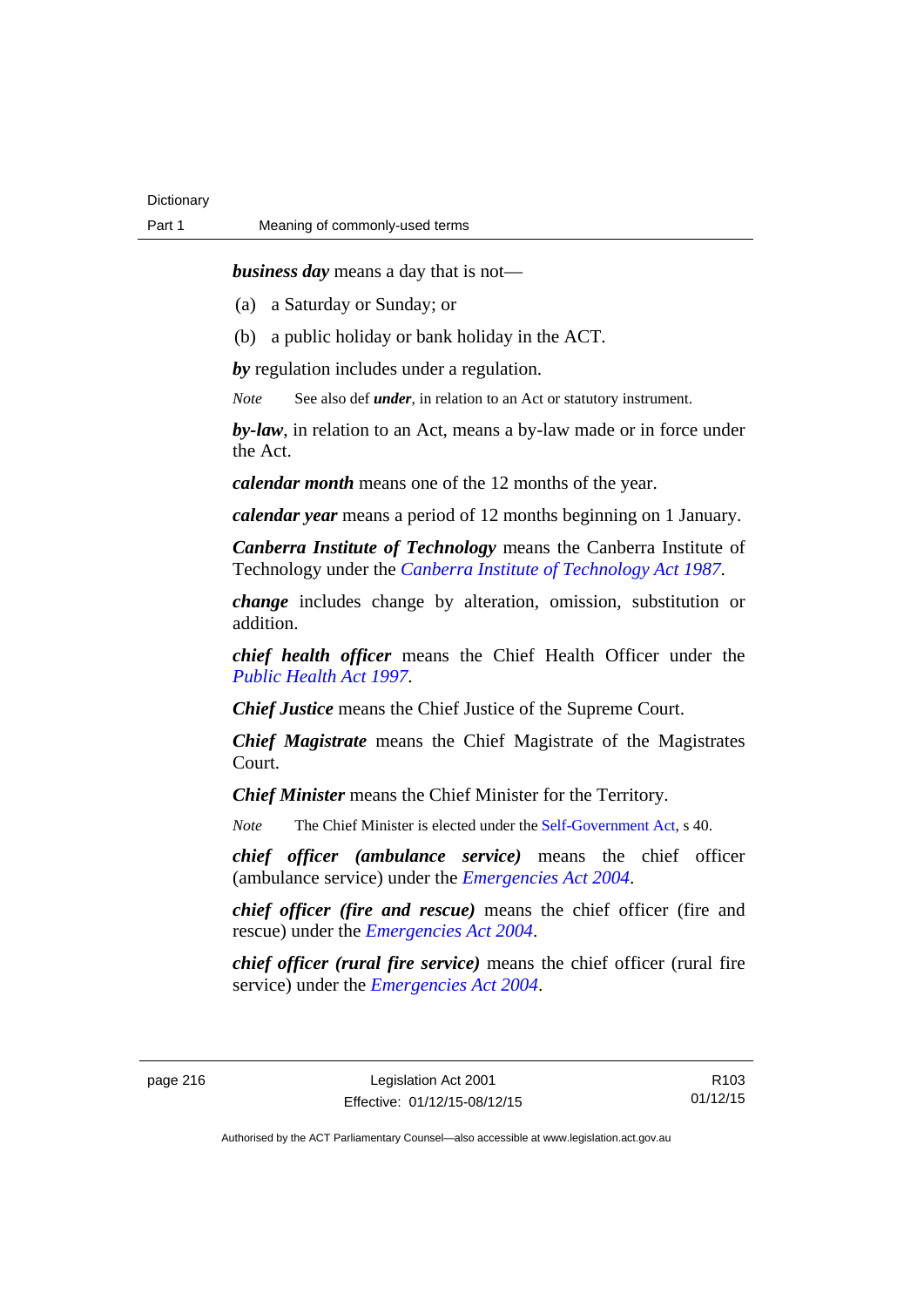***business day*** means a day that is not—

(a) a Saturday or Sunday; or

(b) a public holiday or bank holiday in the ACT.

***by*** regulation includes under a regulation.

*Note* See also def ***under***, in relation to an Act or statutory instrument.

***by-law***, in relation to an Act, means a by-law made or in force under the Act.

***calendar month*** means one of the 12 months of the year.

***calendar year*** means a period of 12 months beginning on 1 January.

***Canberra Institute of Technology*** means the Canberra Institute of Technology under the *Canberra Institute of Technology Act 1987*.

***change*** includes change by alteration, omission, substitution or addition.

***chief health officer*** means the Chief Health Officer under the *Public Health Act 1997*.

***Chief Justice*** means the Chief Justice of the Supreme Court.

***Chief Magistrate*** means the Chief Magistrate of the Magistrates Court.

***Chief Minister*** means the Chief Minister for the Territory.

*Note* The Chief Minister is elected under the Self-Government Act, s 40.

***chief officer (ambulance service)*** means the chief officer (ambulance service) under the *Emergencies Act 2004*.

***chief officer (fire and rescue)*** means the chief officer (fire and rescue) under the *Emergencies Act 2004*.

***chief officer (rural fire service)*** means the chief officer (rural fire service) under the *Emergencies Act 2004*.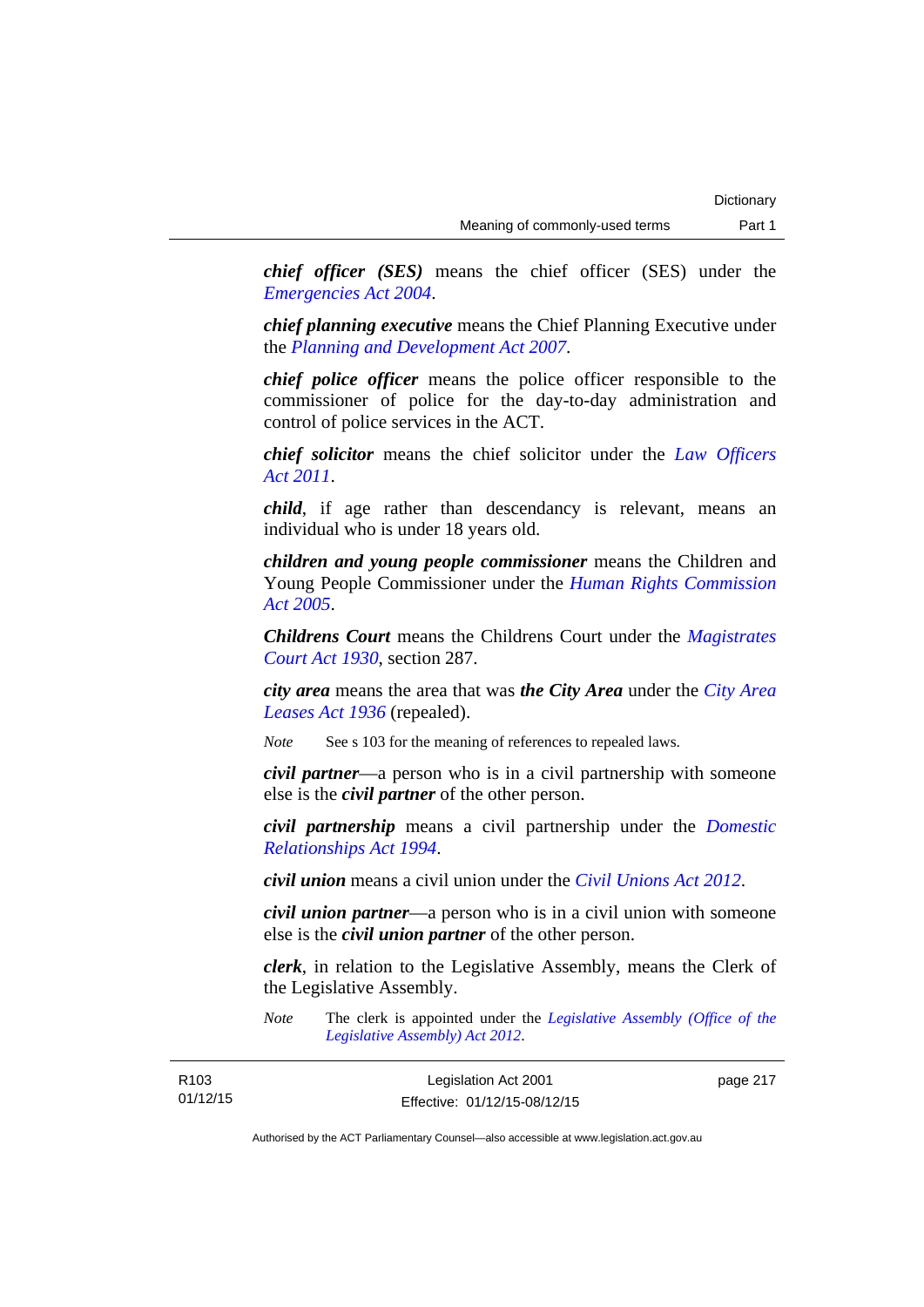***chief officer (SES)*** means the chief officer (SES) under the *Emergencies Act 2004*.

***chief planning executive*** means the Chief Planning Executive under the *Planning and Development Act 2007*.

***chief police officer*** means the police officer responsible to the commissioner of police for the day-to-day administration and control of police services in the ACT.

***chief solicitor*** means the chief solicitor under the *Law Officers Act 2011*.

***child***, if age rather than descendancy is relevant, means an individual who is under 18 years old.

***children and young people commissioner*** means the Children and Young People Commissioner under the *Human Rights Commission Act 2005*.

***Childrens Court*** means the Childrens Court under the *Magistrates Court Act 1930*, section 287.

***city area*** means the area that was ***the City Area*** under the *City Area Leases Act 1936* (repealed).

*Note* See s 103 for the meaning of references to repealed laws.

***civil partner***—a person who is in a civil partnership with someone else is the ***civil partner*** of the other person.

***civil partnership*** means a civil partnership under the *Domestic Relationships Act 1994*.

***civil union*** means a civil union under the *Civil Unions Act 2012*.

***civil union partner***—a person who is in a civil union with someone else is the ***civil union partner*** of the other person.

***clerk***, in relation to the Legislative Assembly, means the Clerk of the Legislative Assembly.

*Note* The clerk is appointed under the *Legislative Assembly (Office of the Legislative Assembly) Act 2012*.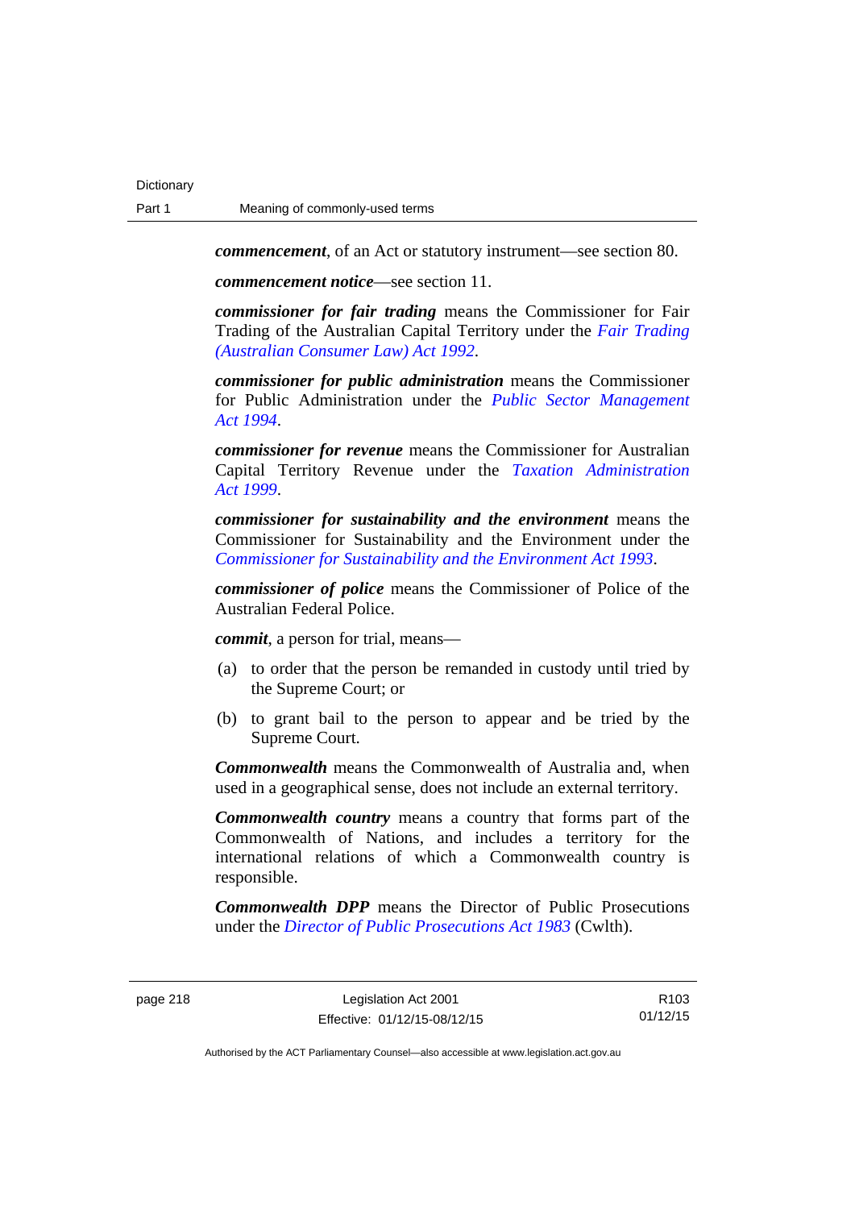***commencement***, of an Act or statutory instrument—see section 80.

***commencement notice***—see section 11.

***commissioner for fair trading*** means the Commissioner for Fair Trading of the Australian Capital Territory under the *Fair Trading (Australian Consumer Law) Act 1992*.

***commissioner for public administration*** means the Commissioner for Public Administration under the *Public Sector Management Act 1994*.

***commissioner for revenue*** means the Commissioner for Australian Capital Territory Revenue under the *Taxation Administration Act 1999*.

***commissioner for sustainability and the environment*** means the Commissioner for Sustainability and the Environment under the *Commissioner for Sustainability and the Environment Act 1993*.

***commissioner of police*** means the Commissioner of Police of the Australian Federal Police.

***commit***, a person for trial, means—

(a) to order that the person be remanded in custody until tried by the Supreme Court; or

(b) to grant bail to the person to appear and be tried by the Supreme Court.

***Commonwealth*** means the Commonwealth of Australia and, when used in a geographical sense, does not include an external territory.

***Commonwealth country*** means a country that forms part of the Commonwealth of Nations, and includes a territory for the international relations of which a Commonwealth country is responsible.

***Commonwealth DPP*** means the Director of Public Prosecutions under the *Director of Public Prosecutions Act 1983* (Cwlth).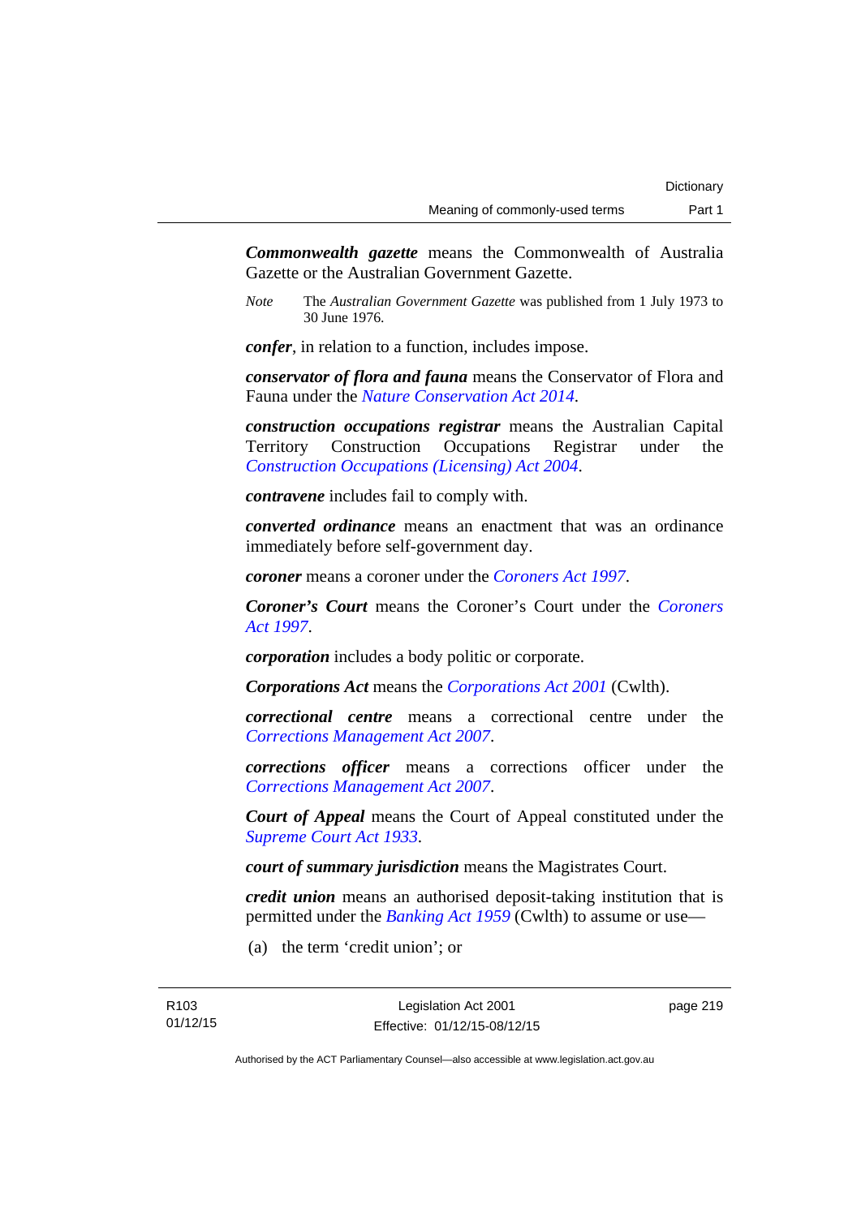***Commonwealth gazette*** means the Commonwealth of Australia Gazette or the Australian Government Gazette.

*Note* The *Australian Government Gazette* was published from 1 July 1973 to 30 June 1976.

***confer***, in relation to a function, includes impose.

***conservator of flora and fauna*** means the Conservator of Flora and Fauna under the *Nature Conservation Act 2014*.

***construction occupations registrar*** means the Australian Capital Territory Construction Occupations Registrar under the *Construction Occupations (Licensing) Act 2004*.

***contravene*** includes fail to comply with.

***converted ordinance*** means an enactment that was an ordinance immediately before self-government day.

***coroner*** means a coroner under the *Coroners Act 1997*.

***Coroner's Court*** means the Coroner's Court under the *Coroners Act 1997*.

***corporation*** includes a body politic or corporate.

***Corporations Act*** means the *Corporations Act 2001* (Cwlth).

***correctional centre*** means a correctional centre under the *Corrections Management Act 2007*.

***corrections officer*** means a corrections officer under the *Corrections Management Act 2007*.

***Court of Appeal*** means the Court of Appeal constituted under the *Supreme Court Act 1933*.

***court of summary jurisdiction*** means the Magistrates Court.

***credit union*** means an authorised deposit-taking institution that is permitted under the *Banking Act 1959* (Cwlth) to assume or use—

(a) the term 'credit union'; or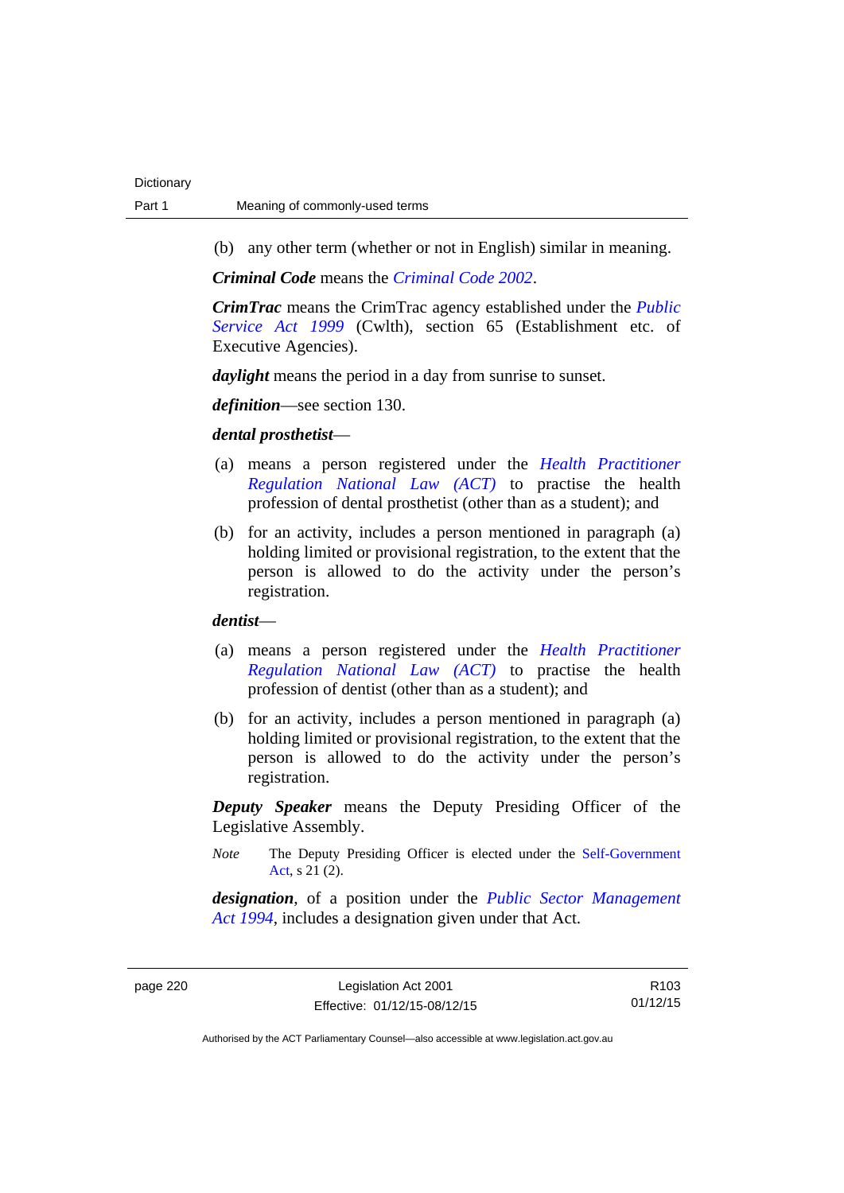(b) any other term (whether or not in English) similar in meaning.

***Criminal Code*** means the *Criminal Code 2002*.

***CrimTrac*** means the CrimTrac agency established under the *Public Service Act 1999* (Cwlth), section 65 (Establishment etc. of Executive Agencies).

***daylight*** means the period in a day from sunrise to sunset.

***definition***—see section 130.

***dental prosthetist***—

(a) means a person registered under the *Health Practitioner Regulation National Law (ACT)* to practise the health profession of dental prosthetist (other than as a student); and

(b) for an activity, includes a person mentioned in paragraph (a) holding limited or provisional registration, to the extent that the person is allowed to do the activity under the person's registration.

***dentist***—

(a) means a person registered under the *Health Practitioner Regulation National Law (ACT)* to practise the health profession of dentist (other than as a student); and

(b) for an activity, includes a person mentioned in paragraph (a) holding limited or provisional registration, to the extent that the person is allowed to do the activity under the person's registration.

***Deputy Speaker*** means the Deputy Presiding Officer of the Legislative Assembly.

*Note* The Deputy Presiding Officer is elected under the Self-Government Act, s 21 (2).

***designation***, of a position under the *Public Sector Management Act 1994*, includes a designation given under that Act.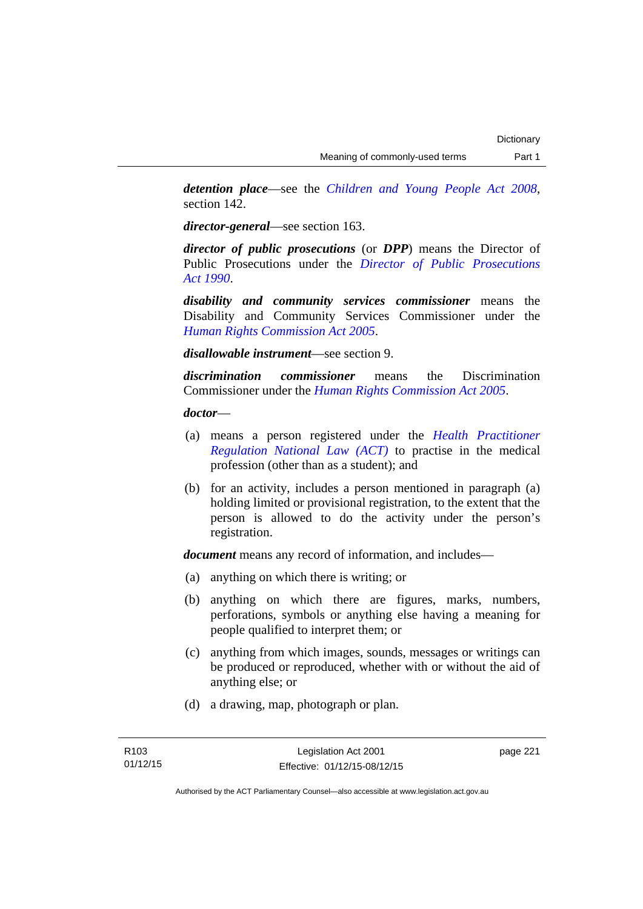***detention place***—see the *Children and Young People Act 2008*, section 142.

***director-general***—see section 163.

***director of public prosecutions*** (or ***DPP***) means the Director of Public Prosecutions under the *Director of Public Prosecutions Act 1990*.

***disability and community services commissioner*** means the Disability and Community Services Commissioner under the *Human Rights Commission Act 2005*.

***disallowable instrument***—see section 9.

***discrimination commissioner*** means the Discrimination Commissioner under the *Human Rights Commission Act 2005*.

***doctor***—

(a) means a person registered under the *Health Practitioner Regulation National Law (ACT)* to practise in the medical profession (other than as a student); and

(b) for an activity, includes a person mentioned in paragraph (a) holding limited or provisional registration, to the extent that the person is allowed to do the activity under the person's registration.

***document*** means any record of information, and includes—

(a) anything on which there is writing; or

(b) anything on which there are figures, marks, numbers, perforations, symbols or anything else having a meaning for people qualified to interpret them; or

(c) anything from which images, sounds, messages or writings can be produced or reproduced, whether with or without the aid of anything else; or

(d) a drawing, map, photograph or plan.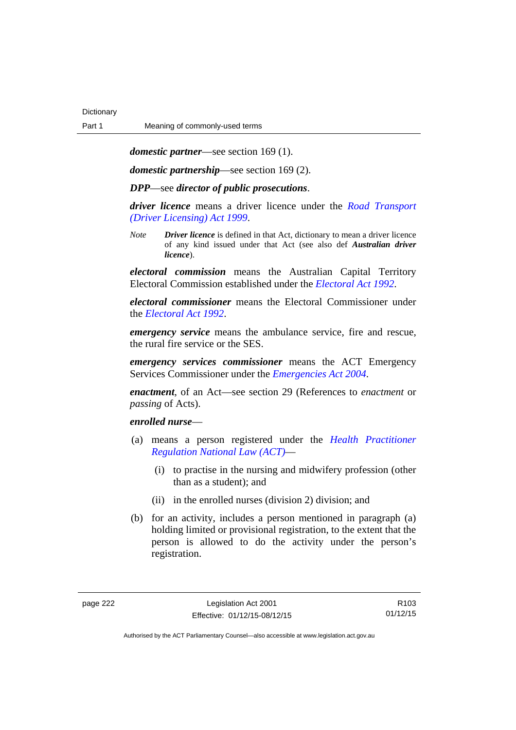***domestic partner***—see section 169 (1).

***domestic partnership***—see section 169 (2).

***DPP***—see ***director of public prosecutions***.

***driver licence*** means a driver licence under the *Road Transport (Driver Licensing) Act 1999*.

*Note* **Driver licence** is defined in that Act, dictionary to mean a driver licence of any kind issued under that Act (see also def ***Australian driver licence***).

***electoral commission*** means the Australian Capital Territory Electoral Commission established under the *Electoral Act 1992*.

***electoral commissioner*** means the Electoral Commissioner under the *Electoral Act 1992*.

***emergency service*** means the ambulance service, fire and rescue, the rural fire service or the SES.

***emergency services commissioner*** means the ACT Emergency Services Commissioner under the *Emergencies Act 2004*.

***enactment***, of an Act—see section 29 (References to *enactment* or *passing* of Acts).

***enrolled nurse***—

(a) means a person registered under the *Health Practitioner Regulation National Law (ACT)*—

(i) to practise in the nursing and midwifery profession (other than as a student); and

(ii) in the enrolled nurses (division 2) division; and

(b) for an activity, includes a person mentioned in paragraph (a) holding limited or provisional registration, to the extent that the person is allowed to do the activity under the person's registration.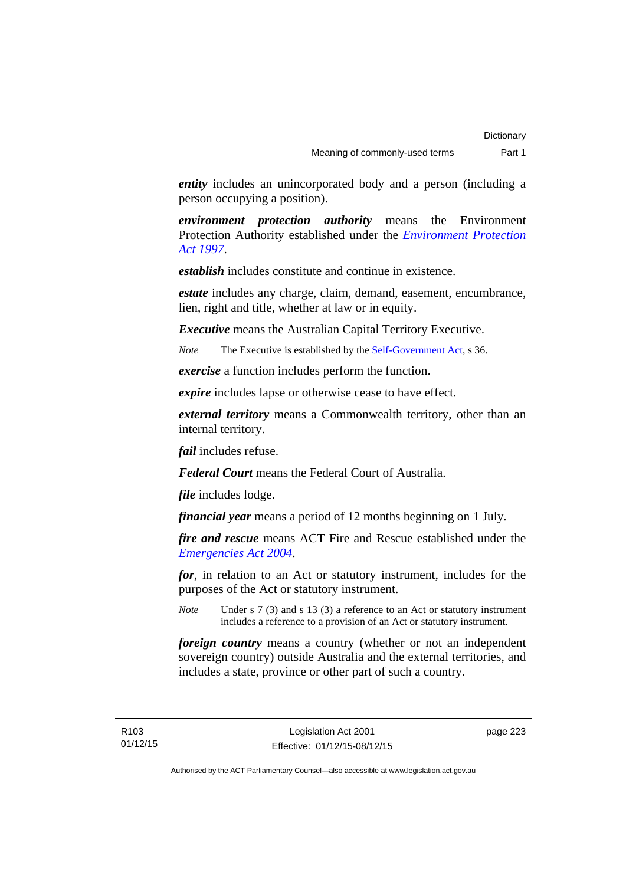***entity*** includes an unincorporated body and a person (including a person occupying a position).

***environment protection authority*** means the Environment Protection Authority established under the *Environment Protection Act 1997*.

***establish*** includes constitute and continue in existence.

***estate*** includes any charge, claim, demand, easement, encumbrance, lien, right and title, whether at law or in equity.

***Executive*** means the Australian Capital Territory Executive.

*Note* The Executive is established by the Self-Government Act, s 36.

***exercise*** a function includes perform the function.

***expire*** includes lapse or otherwise cease to have effect.

***external territory*** means a Commonwealth territory, other than an internal territory.

***fail*** includes refuse.

***Federal Court*** means the Federal Court of Australia.

***file*** includes lodge.

***financial year*** means a period of 12 months beginning on 1 July.

***fire and rescue*** means ACT Fire and Rescue established under the *Emergencies Act 2004*.

***for***, in relation to an Act or statutory instrument, includes for the purposes of the Act or statutory instrument.

*Note* Under s 7 (3) and s 13 (3) a reference to an Act or statutory instrument includes a reference to a provision of an Act or statutory instrument.

***foreign country*** means a country (whether or not an independent sovereign country) outside Australia and the external territories, and includes a state, province or other part of such a country.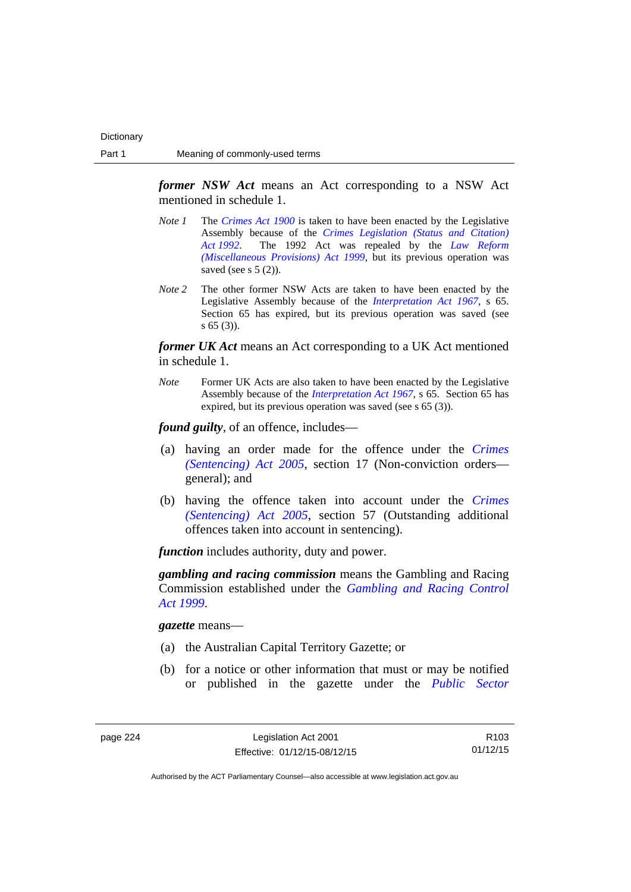***former NSW Act*** means an Act corresponding to a NSW Act mentioned in schedule 1.

*Note 1* The *Crimes Act 1900* is taken to have been enacted by the Legislative Assembly because of the *Crimes Legislation (Status and Citation) Act 1992*. The 1992 Act was repealed by the *Law Reform (Miscellaneous Provisions) Act 1999*, but its previous operation was saved (see s 5 (2)).

*Note 2* The other former NSW Acts are taken to have been enacted by the Legislative Assembly because of the *Interpretation Act 1967*, s 65. Section 65 has expired, but its previous operation was saved (see s 65 (3)).

***former UK Act*** means an Act corresponding to a UK Act mentioned in schedule 1.

*Note* Former UK Acts are also taken to have been enacted by the Legislative Assembly because of the *Interpretation Act 1967*, s 65. Section 65 has expired, but its previous operation was saved (see s 65 (3)).

***found guilty***, of an offence, includes—

(a) having an order made for the offence under the *Crimes (Sentencing) Act 2005*, section 17 (Non-conviction orders—general); and

(b) having the offence taken into account under the *Crimes (Sentencing) Act 2005*, section 57 (Outstanding additional offences taken into account in sentencing).

***function*** includes authority, duty and power.

***gambling and racing commission*** means the Gambling and Racing Commission established under the *Gambling and Racing Control Act 1999*.

***gazette*** means—

(a) the Australian Capital Territory Gazette; or

(b) for a notice or other information that must or may be notified or published in the gazette under the *Public Sector*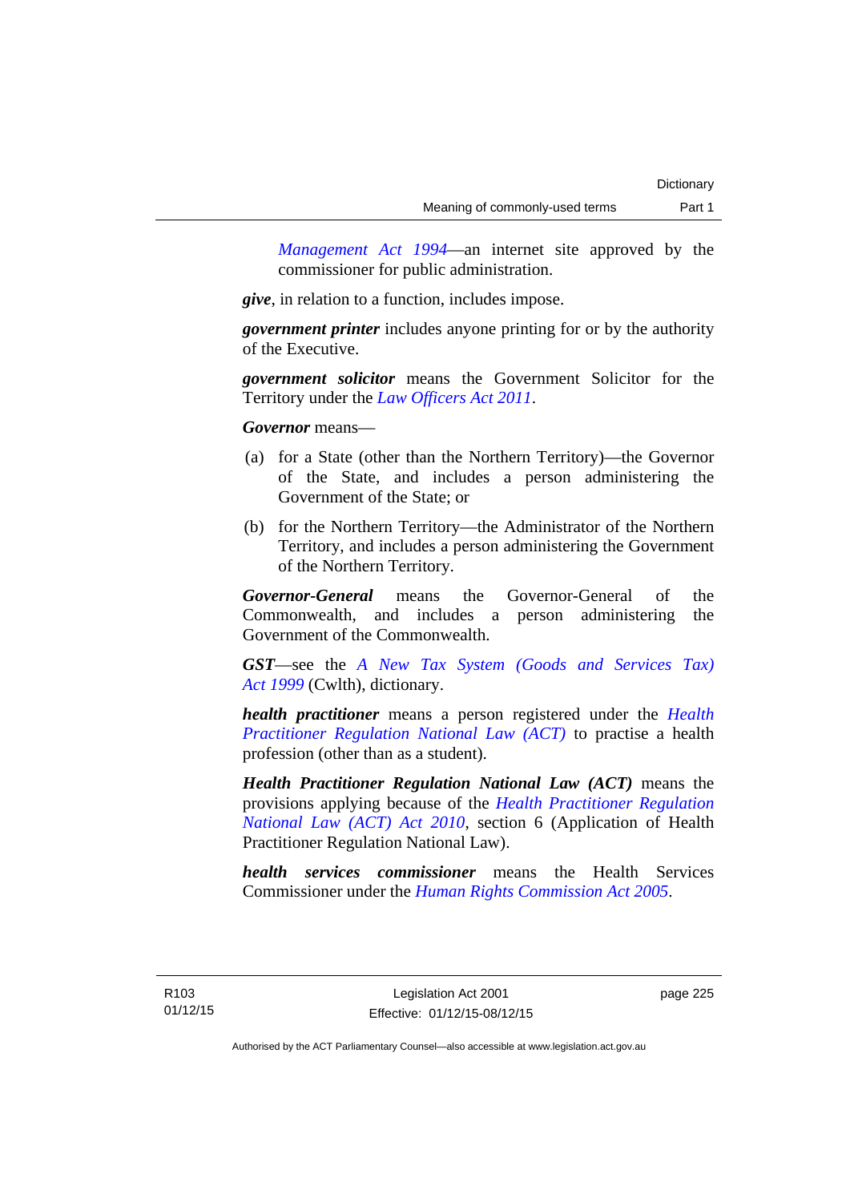*Management Act 1994*—an internet site approved by the commissioner for public administration.

***give***, in relation to a function, includes impose.

***government printer*** includes anyone printing for or by the authority of the Executive.

***government solicitor*** means the Government Solicitor for the Territory under the *Law Officers Act 2011*.

***Governor*** means—

(a) for a State (other than the Northern Territory)—the Governor of the State, and includes a person administering the Government of the State; or

(b) for the Northern Territory—the Administrator of the Northern Territory, and includes a person administering the Government of the Northern Territory.

***Governor-General*** means the Governor-General of the Commonwealth, and includes a person administering the Government of the Commonwealth.

***GST***—see the *A New Tax System (Goods and Services Tax) Act 1999* (Cwlth), dictionary.

***health practitioner*** means a person registered under the *Health Practitioner Regulation National Law (ACT)* to practise a health profession (other than as a student).

***Health Practitioner Regulation National Law (ACT)*** means the provisions applying because of the *Health Practitioner Regulation National Law (ACT) Act 2010*, section 6 (Application of Health Practitioner Regulation National Law).

***health services commissioner*** means the Health Services Commissioner under the *Human Rights Commission Act 2005*.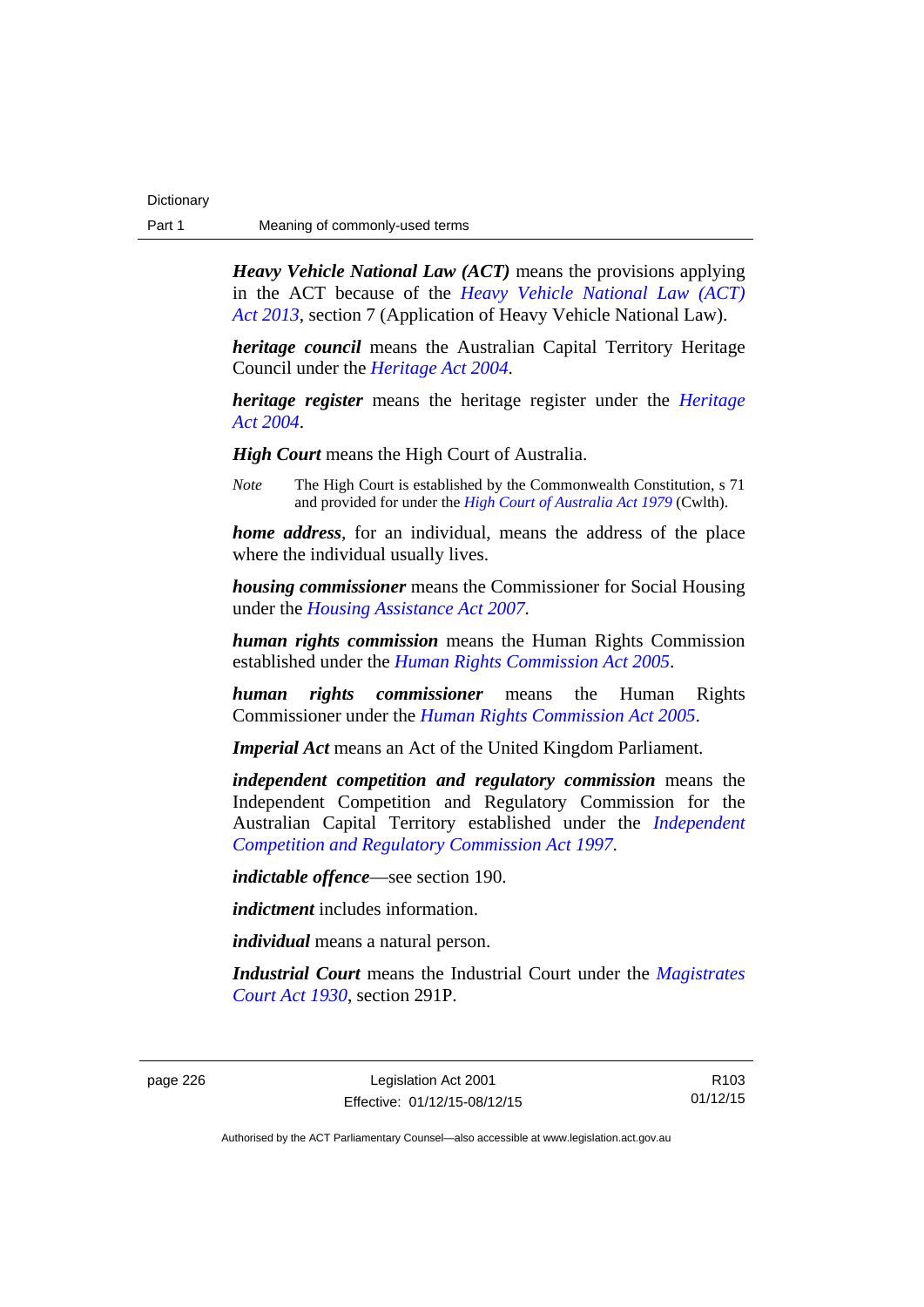***Heavy Vehicle National Law (ACT)*** means the provisions applying in the ACT because of the *Heavy Vehicle National Law (ACT) Act 2013*, section 7 (Application of Heavy Vehicle National Law).

***heritage council*** means the Australian Capital Territory Heritage Council under the *Heritage Act 2004*.

***heritage register*** means the heritage register under the *Heritage Act 2004*.

***High Court*** means the High Court of Australia.

*Note* The High Court is established by the Commonwealth Constitution, s 71 and provided for under the *High Court of Australia Act 1979* (Cwlth).

***home address***, for an individual, means the address of the place where the individual usually lives.

***housing commissioner*** means the Commissioner for Social Housing under the *Housing Assistance Act 2007*.

***human rights commission*** means the Human Rights Commission established under the *Human Rights Commission Act 2005*.

***human rights commissioner*** means the Human Rights Commissioner under the *Human Rights Commission Act 2005*.

***Imperial Act*** means an Act of the United Kingdom Parliament.

***independent competition and regulatory commission*** means the Independent Competition and Regulatory Commission for the Australian Capital Territory established under the *Independent Competition and Regulatory Commission Act 1997*.

***indictable offence***—see section 190.

***indictment*** includes information.

***individual*** means a natural person.

***Industrial Court*** means the Industrial Court under the *Magistrates Court Act 1930*, section 291P.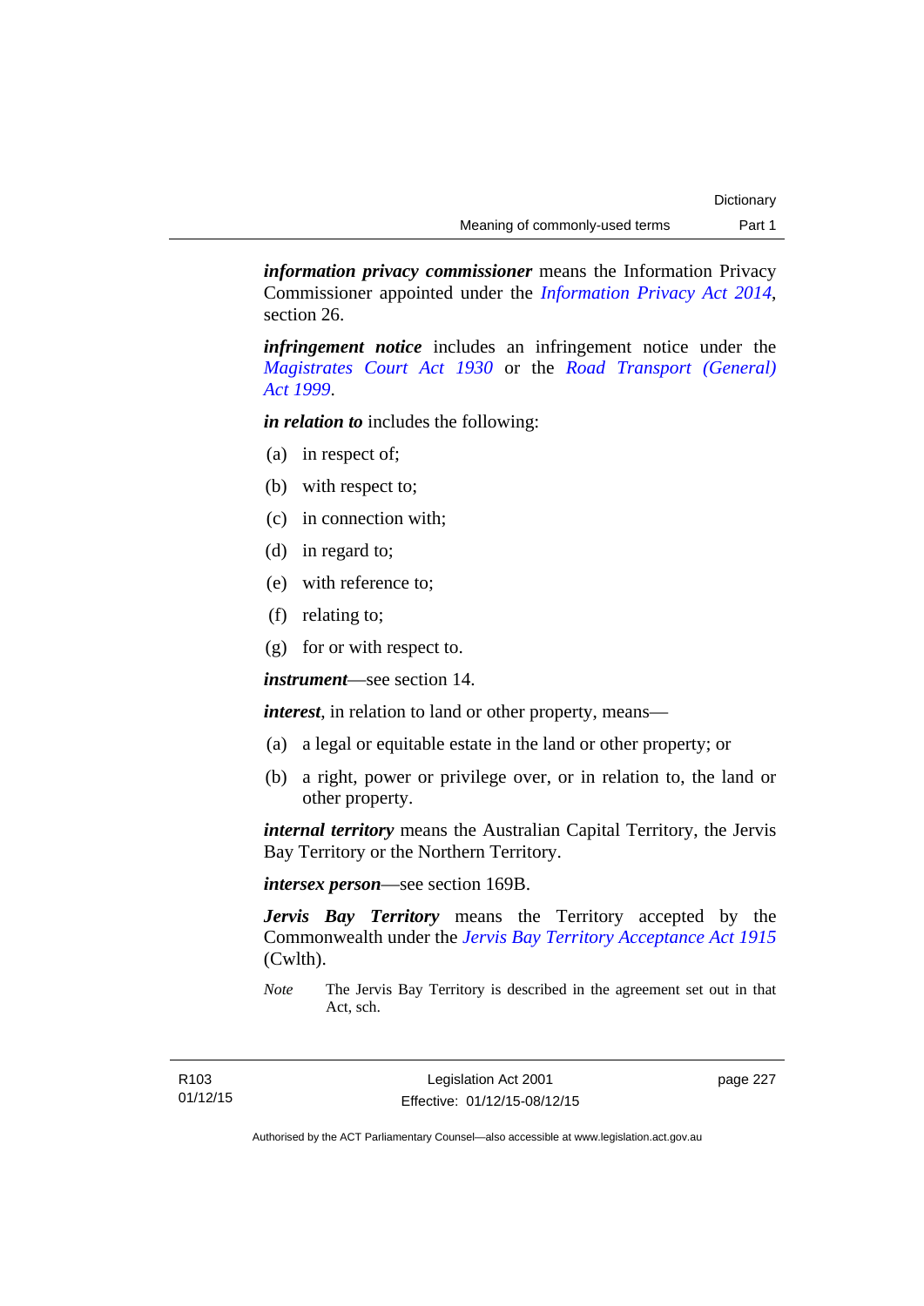***information privacy commissioner*** means the Information Privacy Commissioner appointed under the *Information Privacy Act 2014*, section 26.

***infringement notice*** includes an infringement notice under the *Magistrates Court Act 1930* or the *Road Transport (General) Act 1999*.

***in relation to*** includes the following:

(a) in respect of;

(b) with respect to;

(c) in connection with;

(d) in regard to;

(e) with reference to;

(f) relating to;

(g) for or with respect to.

***instrument***—see section 14.

***interest***, in relation to land or other property, means—

(a) a legal or equitable estate in the land or other property; or

(b) a right, power or privilege over, or in relation to, the land or other property.

***internal territory*** means the Australian Capital Territory, the Jervis Bay Territory or the Northern Territory.

***intersex person***—see section 169B.

***Jervis Bay Territory*** means the Territory accepted by the Commonwealth under the *Jervis Bay Territory Acceptance Act 1915* (Cwlth).

*Note* The Jervis Bay Territory is described in the agreement set out in that Act, sch.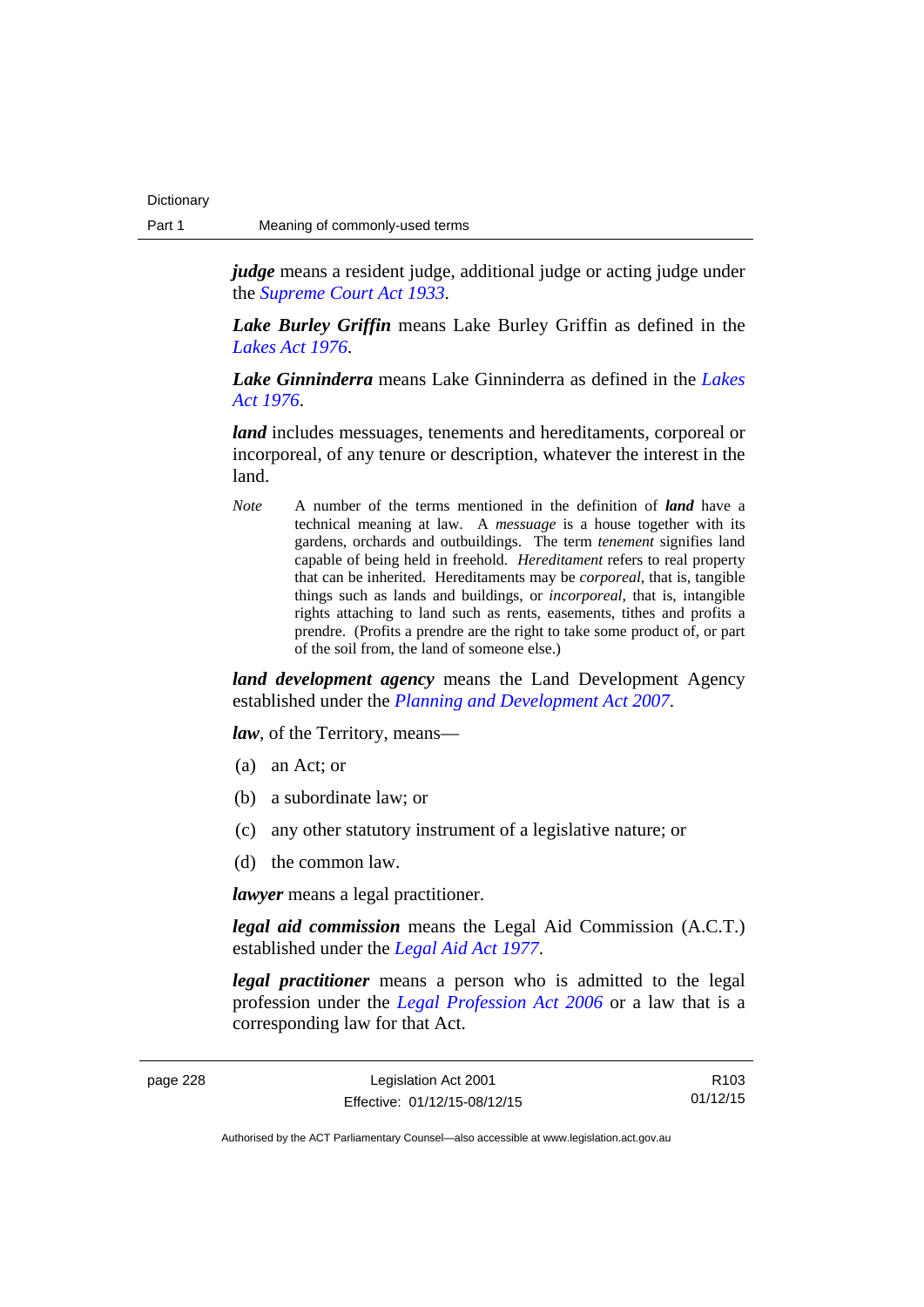***judge*** means a resident judge, additional judge or acting judge under the *Supreme Court Act 1933*.

***Lake Burley Griffin*** means Lake Burley Griffin as defined in the *Lakes Act 1976*.

***Lake Ginninderra*** means Lake Ginninderra as defined in the *Lakes Act 1976*.

***land*** includes messuages, tenements and hereditaments, corporeal or incorporeal, of any tenure or description, whatever the interest in the land.

*Note* A number of the terms mentioned in the definition of ***land*** have a technical meaning at law. A *messuage* is a house together with its gardens, orchards and outbuildings. The term *tenement* signifies land capable of being held in freehold. *Hereditament* refers to real property that can be inherited. Hereditaments may be *corporeal*, that is, tangible things such as lands and buildings, or *incorporeal*, that is, intangible rights attaching to land such as rents, easements, tithes and profits a prendre. (Profits a prendre are the right to take some product of, or part of the soil from, the land of someone else.)

***land development agency*** means the Land Development Agency established under the *Planning and Development Act 2007*.

***law***, of the Territory, means—

(a) an Act; or

(b) a subordinate law; or

(c) any other statutory instrument of a legislative nature; or

(d) the common law.

***lawyer*** means a legal practitioner.

***legal aid commission*** means the Legal Aid Commission (A.C.T.) established under the *Legal Aid Act 1977*.

***legal practitioner*** means a person who is admitted to the legal profession under the *Legal Profession Act 2006* or a law that is a corresponding law for that Act.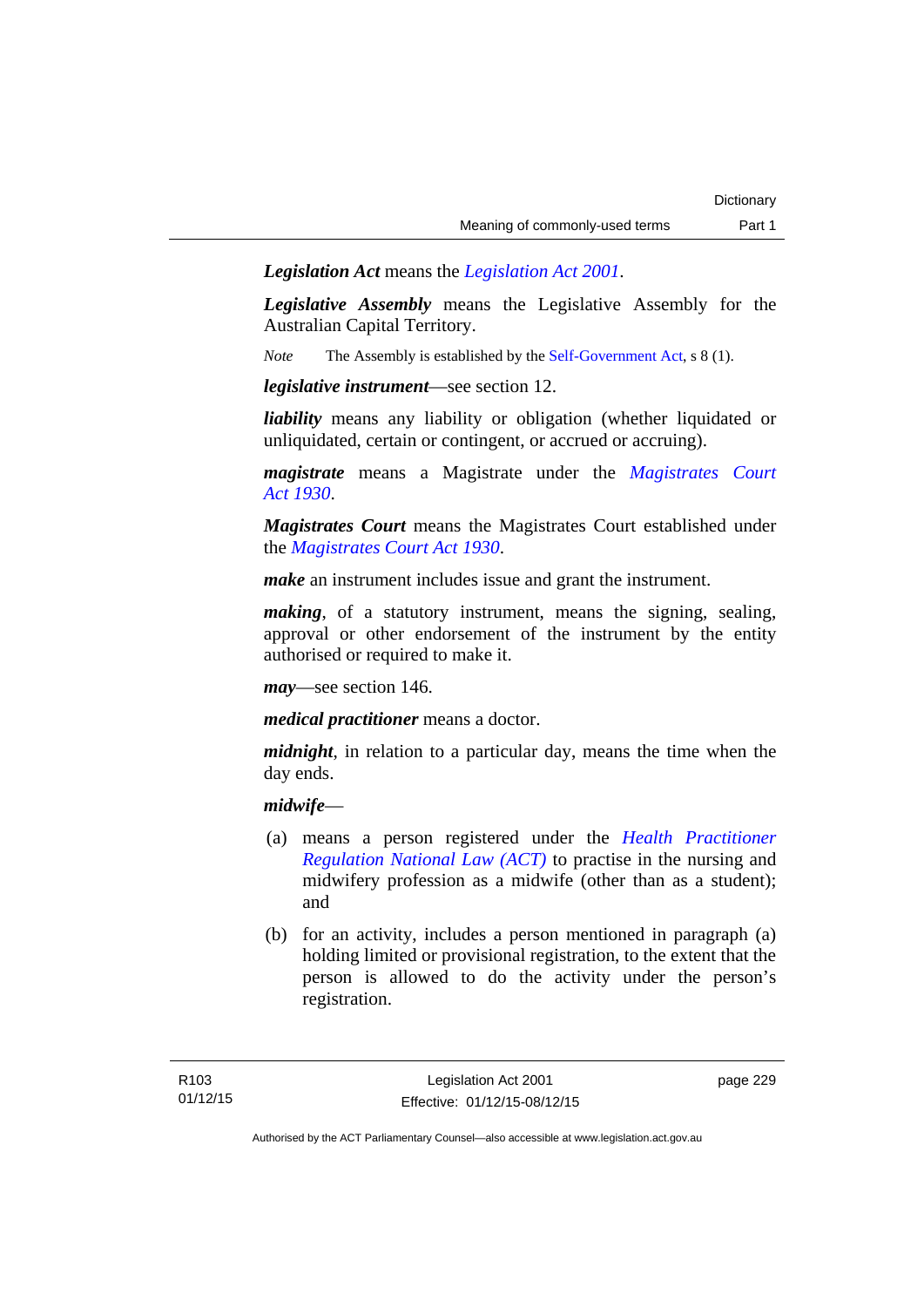***Legislation Act*** means the *Legislation Act 2001*.

***Legislative Assembly*** means the Legislative Assembly for the Australian Capital Territory.

*Note* The Assembly is established by the Self-Government Act, s 8 (1).

***legislative instrument***—see section 12.

***liability*** means any liability or obligation (whether liquidated or unliquidated, certain or contingent, or accrued or accruing).

***magistrate*** means a Magistrate under the *Magistrates Court Act 1930*.

***Magistrates Court*** means the Magistrates Court established under the *Magistrates Court Act 1930*.

***make*** an instrument includes issue and grant the instrument.

***making***, of a statutory instrument, means the signing, sealing, approval or other endorsement of the instrument by the entity authorised or required to make it.

***may***—see section 146.

***medical practitioner*** means a doctor.

***midnight***, in relation to a particular day, means the time when the day ends.

***midwife***—

(a) means a person registered under the *Health Practitioner Regulation National Law (ACT)* to practise in the nursing and midwifery profession as a midwife (other than as a student); and

(b) for an activity, includes a person mentioned in paragraph (a) holding limited or provisional registration, to the extent that the person is allowed to do the activity under the person's registration.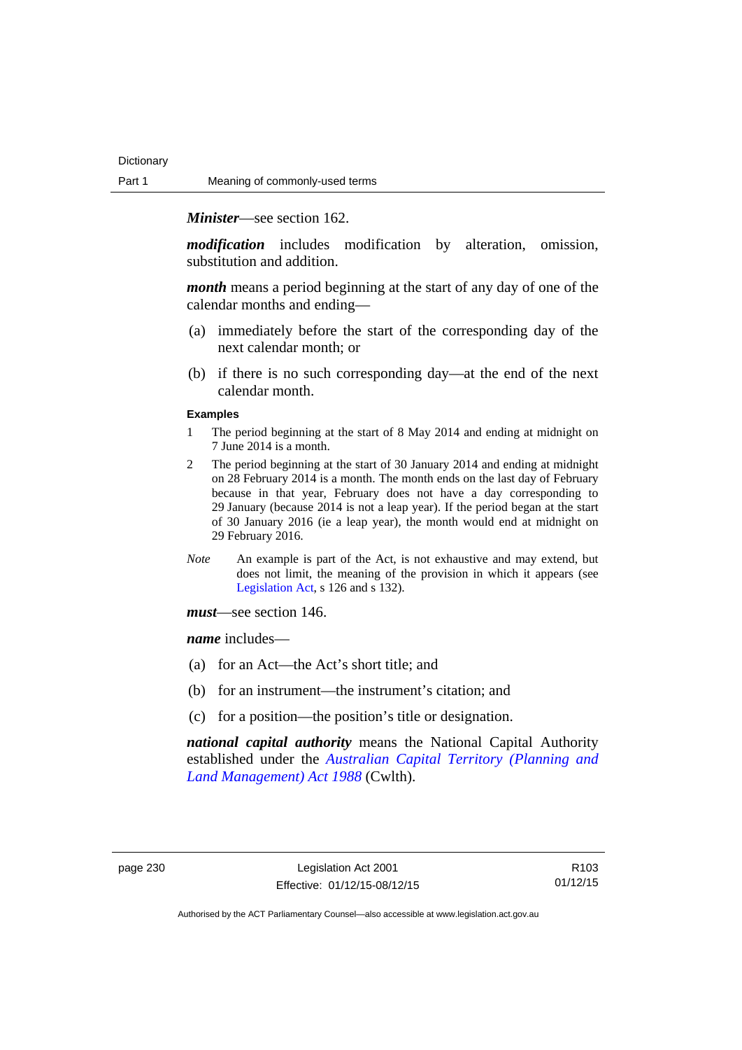***Minister***—see section 162.

***modification*** includes modification by alteration, omission, substitution and addition.

***month*** means a period beginning at the start of any day of one of the calendar months and ending—

(a) immediately before the start of the corresponding day of the next calendar month; or

(b) if there is no such corresponding day—at the end of the next calendar month.

**Examples**

1 The period beginning at the start of 8 May 2014 and ending at midnight on 7 June 2014 is a month.

2 The period beginning at the start of 30 January 2014 and ending at midnight on 28 February 2014 is a month. The month ends on the last day of February because in that year, February does not have a day corresponding to 29 January (because 2014 is not a leap year). If the period began at the start of 30 January 2016 (ie a leap year), the month would end at midnight on 29 February 2016.

*Note* An example is part of the Act, is not exhaustive and may extend, but does not limit, the meaning of the provision in which it appears (see Legislation Act, s 126 and s 132).

***must***—see section 146.

***name*** includes—

(a) for an Act—the Act's short title; and

(b) for an instrument—the instrument's citation; and

(c) for a position—the position's title or designation.

***national capital authority*** means the National Capital Authority established under the *Australian Capital Territory (Planning and Land Management) Act 1988* (Cwlth).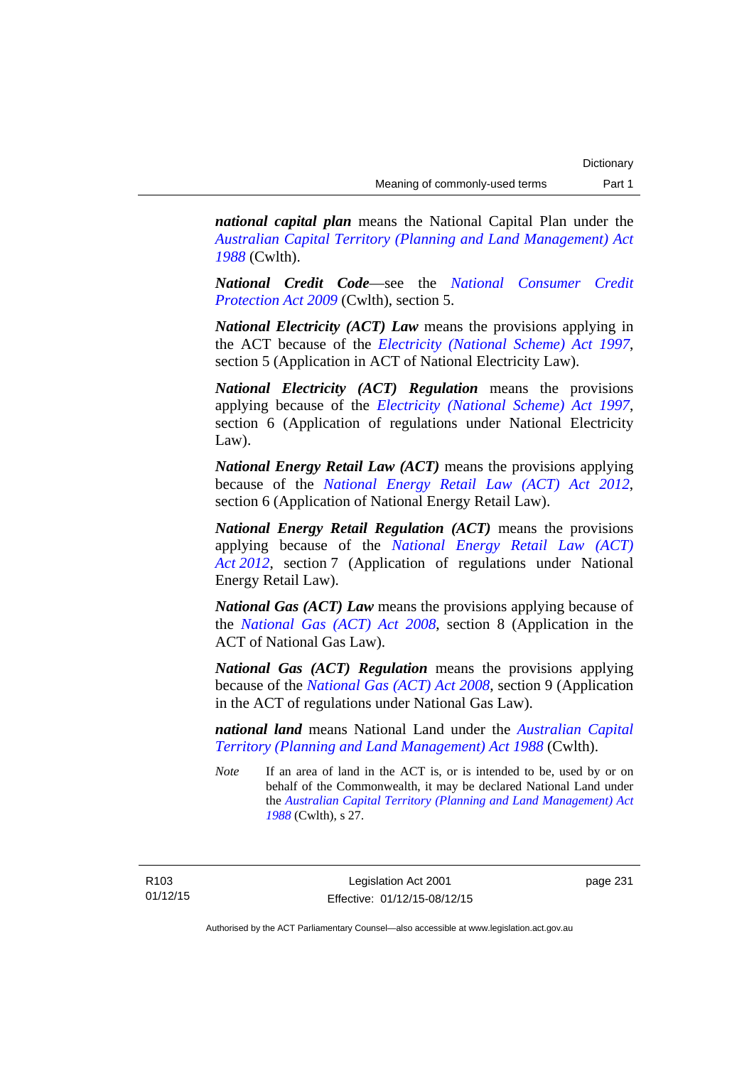***national capital plan*** means the National Capital Plan under the *Australian Capital Territory (Planning and Land Management) Act 1988* (Cwlth).

***National Credit Code***—see the *National Consumer Credit Protection Act 2009* (Cwlth), section 5.

***National Electricity (ACT) Law*** means the provisions applying in the ACT because of the *Electricity (National Scheme) Act 1997*, section 5 (Application in ACT of National Electricity Law).

***National Electricity (ACT) Regulation*** means the provisions applying because of the *Electricity (National Scheme) Act 1997*, section 6 (Application of regulations under National Electricity Law).

***National Energy Retail Law (ACT)*** means the provisions applying because of the *National Energy Retail Law (ACT) Act 2012*, section 6 (Application of National Energy Retail Law).

***National Energy Retail Regulation (ACT)*** means the provisions applying because of the *National Energy Retail Law (ACT) Act 2012*, section 7 (Application of regulations under National Energy Retail Law).

***National Gas (ACT) Law*** means the provisions applying because of the *National Gas (ACT) Act 2008*, section 8 (Application in the ACT of National Gas Law).

***National Gas (ACT) Regulation*** means the provisions applying because of the *National Gas (ACT) Act 2008*, section 9 (Application in the ACT of regulations under National Gas Law).

***national land*** means National Land under the *Australian Capital Territory (Planning and Land Management) Act 1988* (Cwlth).

*Note* If an area of land in the ACT is, or is intended to be, used by or on behalf of the Commonwealth, it may be declared National Land under the *Australian Capital Territory (Planning and Land Management) Act 1988* (Cwlth), s 27.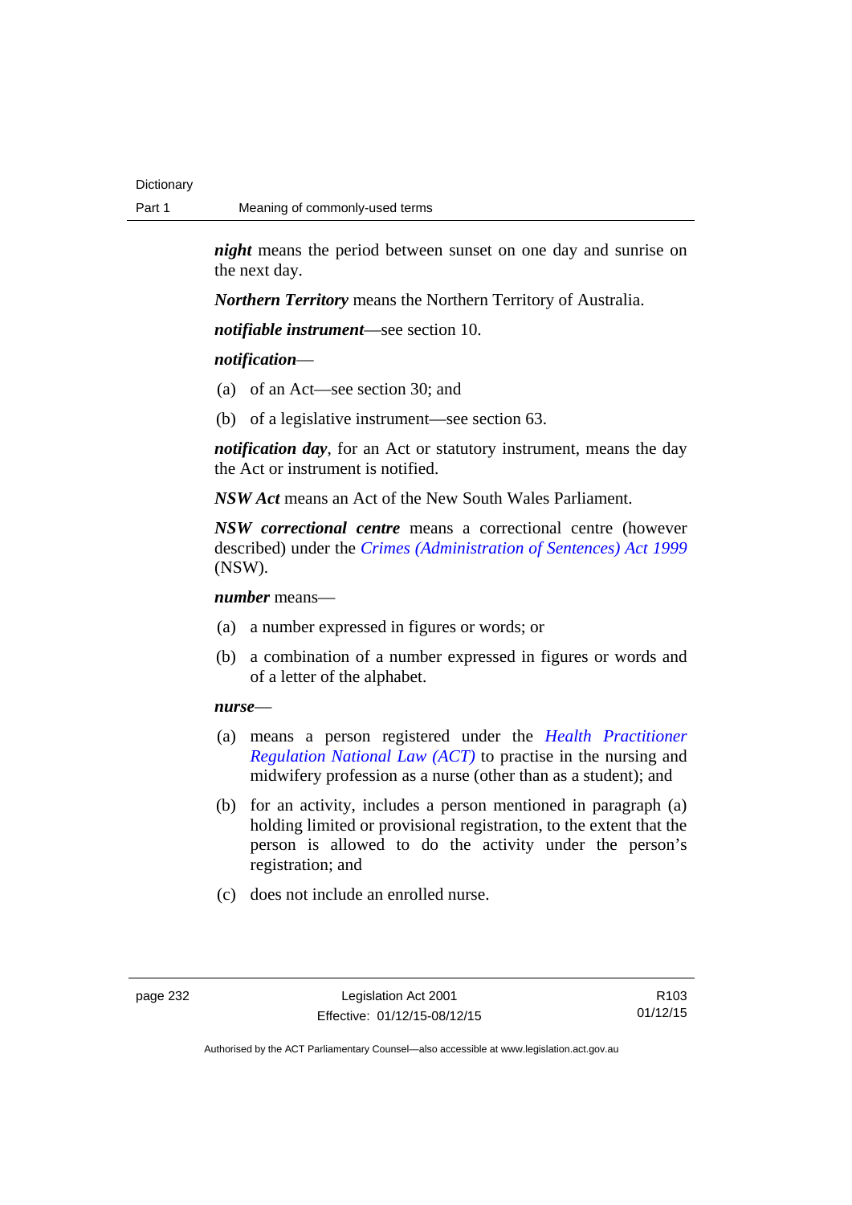***night*** means the period between sunset on one day and sunrise on the next day.

***Northern Territory*** means the Northern Territory of Australia.

***notifiable instrument***—see section 10.

***notification***—

(a) of an Act—see section 30; and

(b) of a legislative instrument—see section 63.

***notification day***, for an Act or statutory instrument, means the day the Act or instrument is notified.

***NSW Act*** means an Act of the New South Wales Parliament.

***NSW correctional centre*** means a correctional centre (however described) under the *Crimes (Administration of Sentences) Act 1999* (NSW).

***number*** means—

(a) a number expressed in figures or words; or

(b) a combination of a number expressed in figures or words and of a letter of the alphabet.

***nurse***—

(a) means a person registered under the *Health Practitioner Regulation National Law (ACT)* to practise in the nursing and midwifery profession as a nurse (other than as a student); and

(b) for an activity, includes a person mentioned in paragraph (a) holding limited or provisional registration, to the extent that the person is allowed to do the activity under the person's registration; and

(c) does not include an enrolled nurse.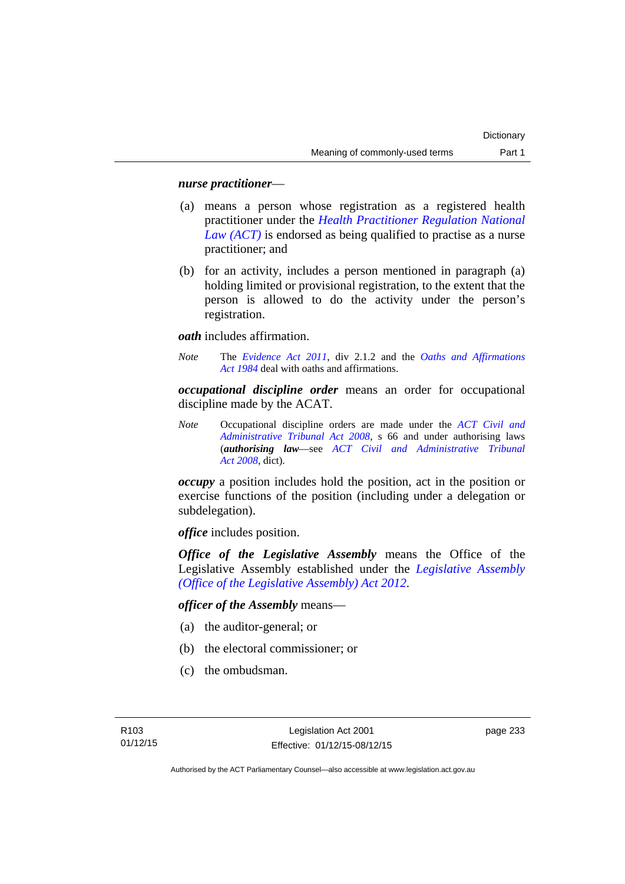***nurse practitioner***—

(a) means a person whose registration as a registered health practitioner under the *Health Practitioner Regulation National Law (ACT)* is endorsed as being qualified to practise as a nurse practitioner; and

(b) for an activity, includes a person mentioned in paragraph (a) holding limited or provisional registration, to the extent that the person is allowed to do the activity under the person's registration.

***oath*** includes affirmation.

*Note* The *Evidence Act 2011*, div 2.1.2 and the *Oaths and Affirmations Act 1984* deal with oaths and affirmations.

***occupational discipline order*** means an order for occupational discipline made by the ACAT.

*Note* Occupational discipline orders are made under the *ACT Civil and Administrative Tribunal Act 2008*, s 66 and under authorising laws (***authorising law***—see *ACT Civil and Administrative Tribunal Act 2008*, dict).

***occupy*** a position includes hold the position, act in the position or exercise functions of the position (including under a delegation or subdelegation).

***office*** includes position.

***Office of the Legislative Assembly*** means the Office of the Legislative Assembly established under the *Legislative Assembly (Office of the Legislative Assembly) Act 2012*.

***officer of the Assembly*** means—

(a) the auditor-general; or

(b) the electoral commissioner; or

(c) the ombudsman.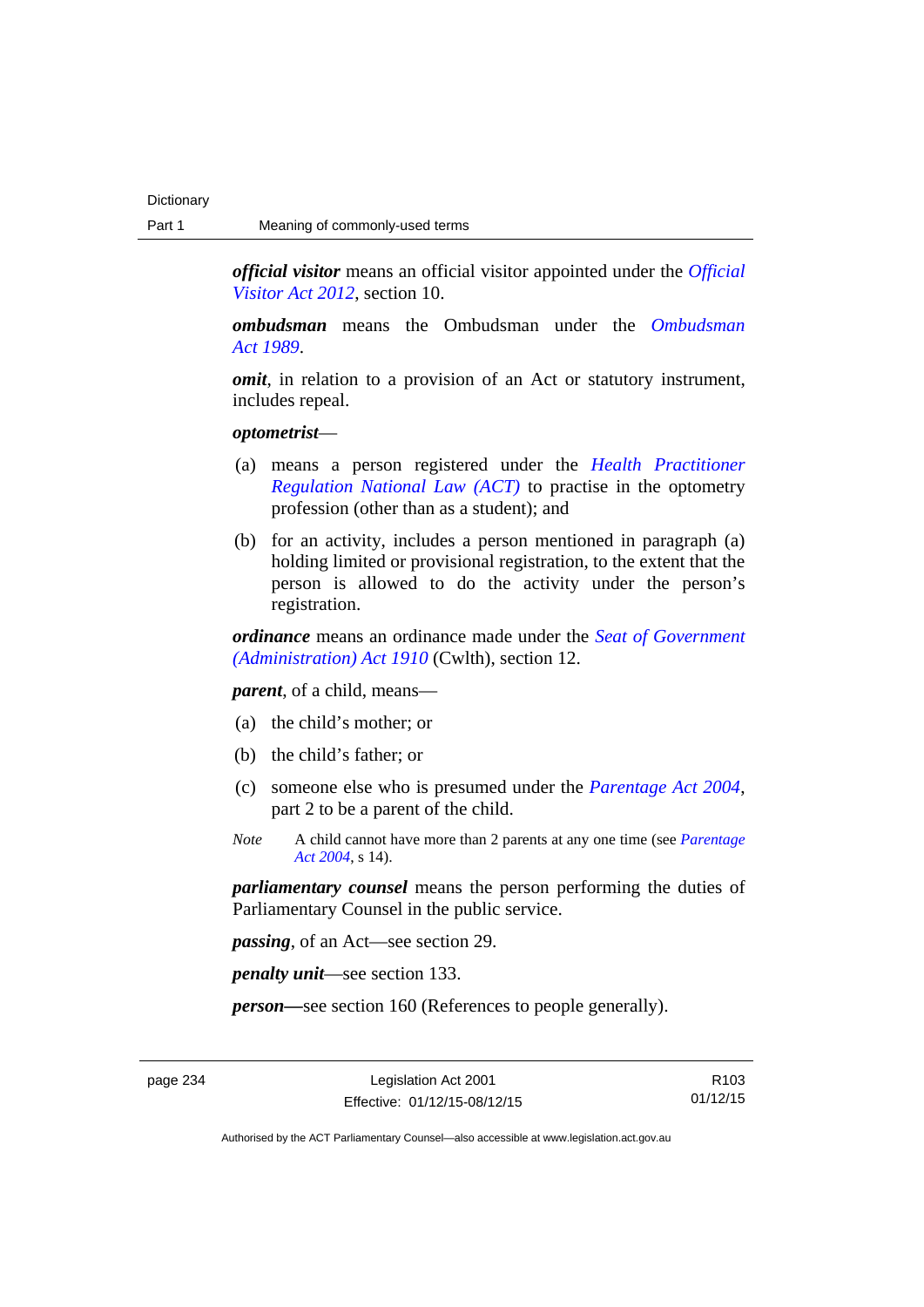***official visitor*** means an official visitor appointed under the *Official Visitor Act 2012*, section 10.

***ombudsman*** means the Ombudsman under the *Ombudsman Act 1989*.

***omit***, in relation to a provision of an Act or statutory instrument, includes repeal.

***optometrist***—

(a) means a person registered under the *Health Practitioner Regulation National Law (ACT)* to practise in the optometry profession (other than as a student); and

(b) for an activity, includes a person mentioned in paragraph (a) holding limited or provisional registration, to the extent that the person is allowed to do the activity under the person's registration.

***ordinance*** means an ordinance made under the *Seat of Government (Administration) Act 1910* (Cwlth), section 12.

***parent***, of a child, means—

(a) the child's mother; or

(b) the child's father; or

(c) someone else who is presumed under the *Parentage Act 2004*, part 2 to be a parent of the child.

*Note* A child cannot have more than 2 parents at any one time (see *Parentage Act 2004*, s 14).

***parliamentary counsel*** means the person performing the duties of Parliamentary Counsel in the public service.

***passing***, of an Act—see section 29.

***penalty unit***—see section 133.

***person***—see section 160 (References to people generally).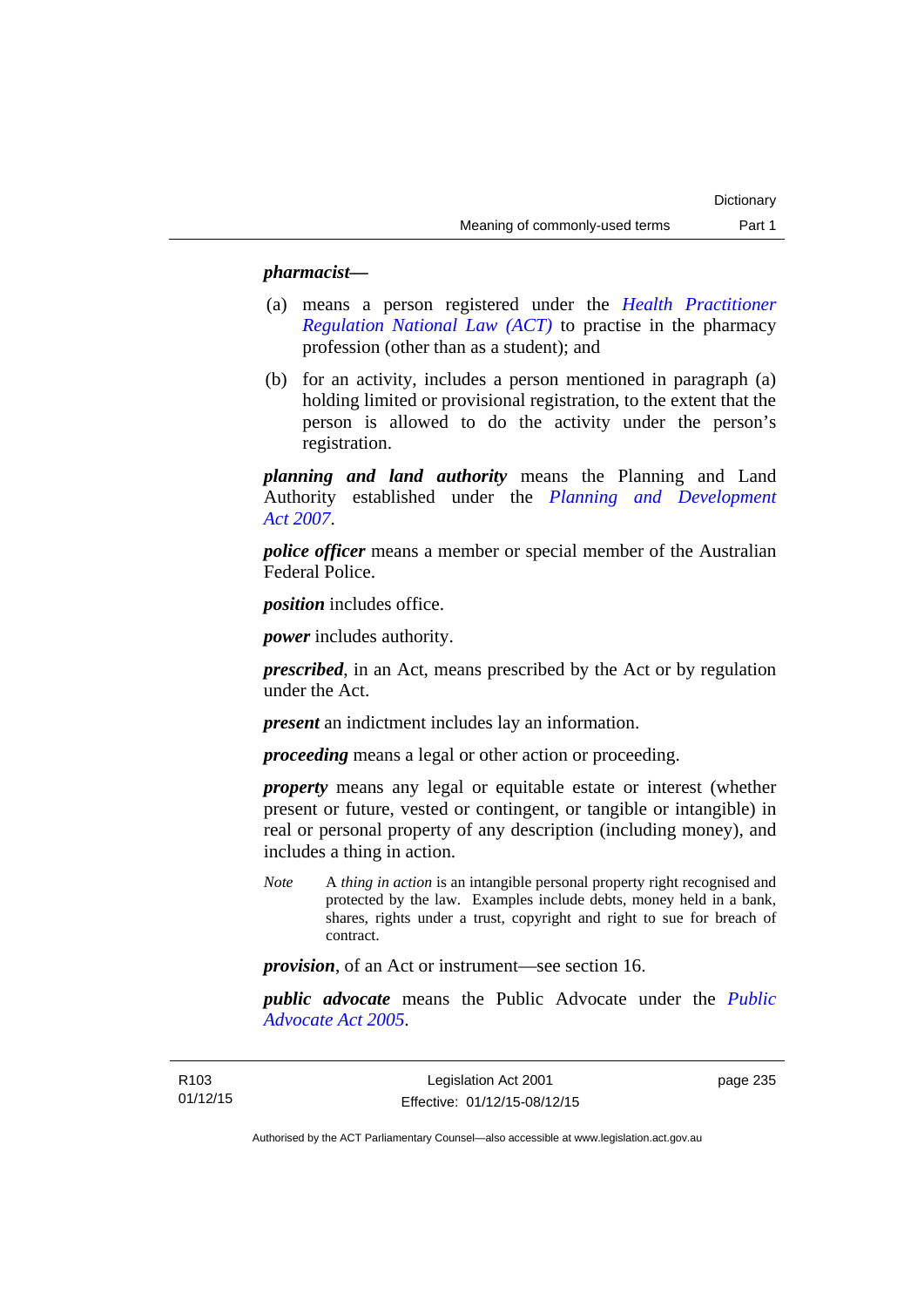***pharmacist***—

(a) means a person registered under the *Health Practitioner Regulation National Law (ACT)* to practise in the pharmacy profession (other than as a student); and

(b) for an activity, includes a person mentioned in paragraph (a) holding limited or provisional registration, to the extent that the person is allowed to do the activity under the person's registration.

***planning and land authority*** means the Planning and Land Authority established under the *Planning and Development Act 2007*.

***police officer*** means a member or special member of the Australian Federal Police.

***position*** includes office.

***power*** includes authority.

***prescribed***, in an Act, means prescribed by the Act or by regulation under the Act.

***present*** an indictment includes lay an information.

***proceeding*** means a legal or other action or proceeding.

***property*** means any legal or equitable estate or interest (whether present or future, vested or contingent, or tangible or intangible) in real or personal property of any description (including money), and includes a thing in action.

*Note* A *thing in action* is an intangible personal property right recognised and protected by the law. Examples include debts, money held in a bank, shares, rights under a trust, copyright and right to sue for breach of contract.

***provision***, of an Act or instrument—see section 16.

***public advocate*** means the Public Advocate under the *Public Advocate Act 2005*.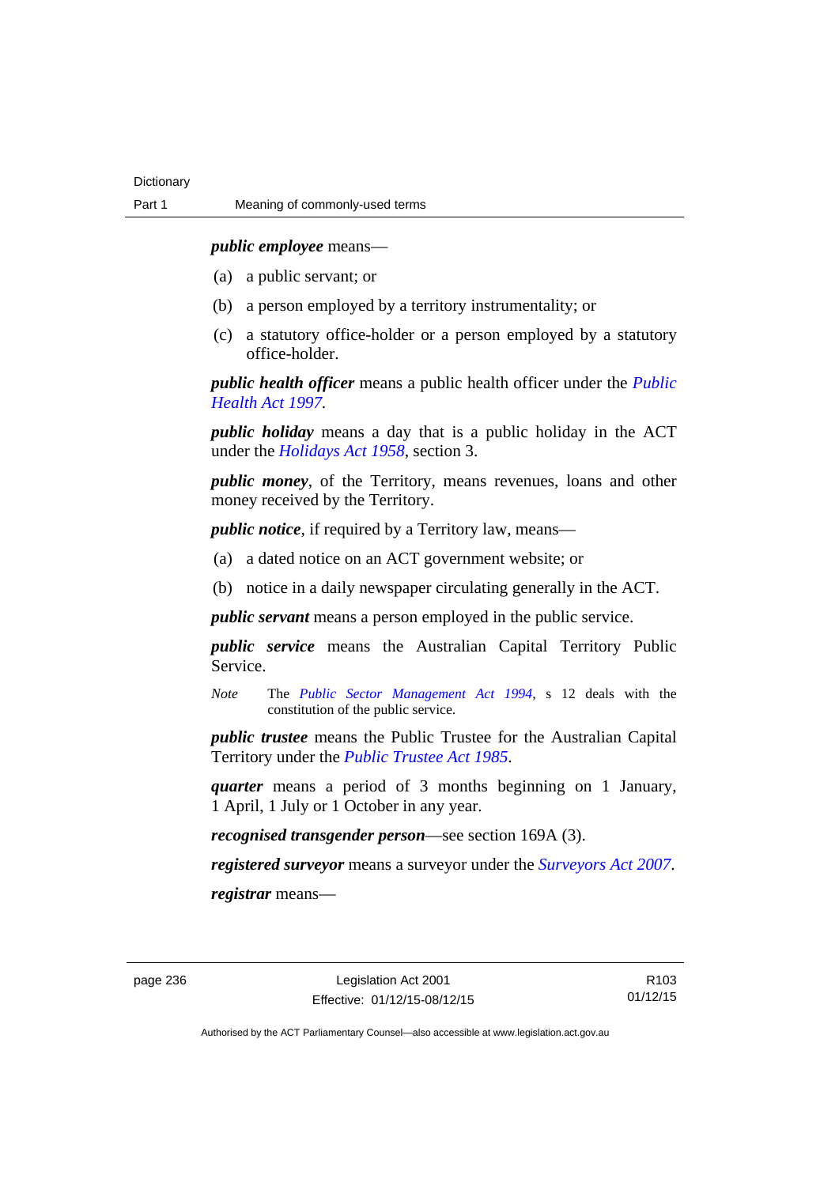***public employee*** means—

(a) a public servant; or

(b) a person employed by a territory instrumentality; or

(c) a statutory office-holder or a person employed by a statutory office-holder.

***public health officer*** means a public health officer under the *Public Health Act 1997*.

***public holiday*** means a day that is a public holiday in the ACT under the *Holidays Act 1958*, section 3.

***public money***, of the Territory, means revenues, loans and other money received by the Territory.

***public notice***, if required by a Territory law, means—

(a) a dated notice on an ACT government website; or

(b) notice in a daily newspaper circulating generally in the ACT.

***public servant*** means a person employed in the public service.

***public service*** means the Australian Capital Territory Public Service.

*Note* The *Public Sector Management Act 1994*, s 12 deals with the constitution of the public service.

***public trustee*** means the Public Trustee for the Australian Capital Territory under the *Public Trustee Act 1985*.

***quarter*** means a period of 3 months beginning on 1 January, 1 April, 1 July or 1 October in any year.

***recognised transgender person***—see section 169A (3).

***registered surveyor*** means a surveyor under the *Surveyors Act 2007*.

***registrar*** means—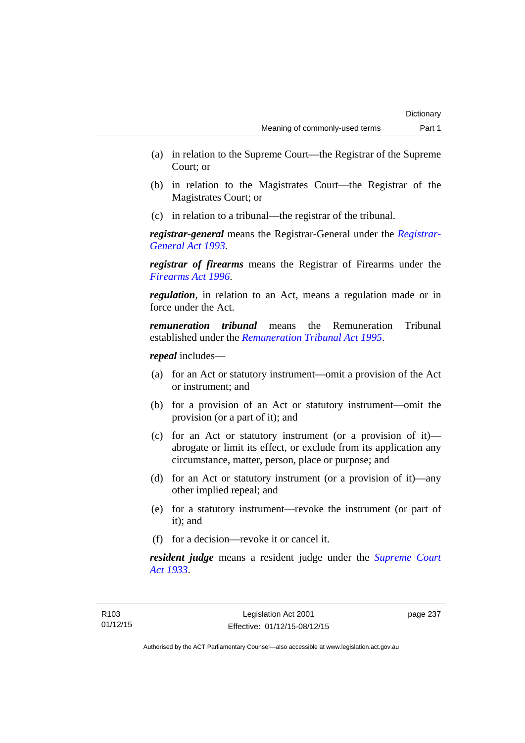(a) in relation to the Supreme Court—the Registrar of the Supreme Court; or

(b) in relation to the Magistrates Court—the Registrar of the Magistrates Court; or

(c) in relation to a tribunal—the registrar of the tribunal.

***registrar-general*** means the Registrar-General under the *Registrar-General Act 1993*.

***registrar of firearms*** means the Registrar of Firearms under the *Firearms Act 1996*.

***regulation***, in relation to an Act, means a regulation made or in force under the Act.

***remuneration tribunal*** means the Remuneration Tribunal established under the *Remuneration Tribunal Act 1995*.

***repeal*** includes—

(a) for an Act or statutory instrument—omit a provision of the Act or instrument; and

(b) for a provision of an Act or statutory instrument—omit the provision (or a part of it); and

(c) for an Act or statutory instrument (or a provision of it)—abrogate or limit its effect, or exclude from its application any circumstance, matter, person, place or purpose; and

(d) for an Act or statutory instrument (or a provision of it)—any other implied repeal; and

(e) for a statutory instrument—revoke the instrument (or part of it); and

(f) for a decision—revoke it or cancel it.

***resident judge*** means a resident judge under the *Supreme Court Act 1933*.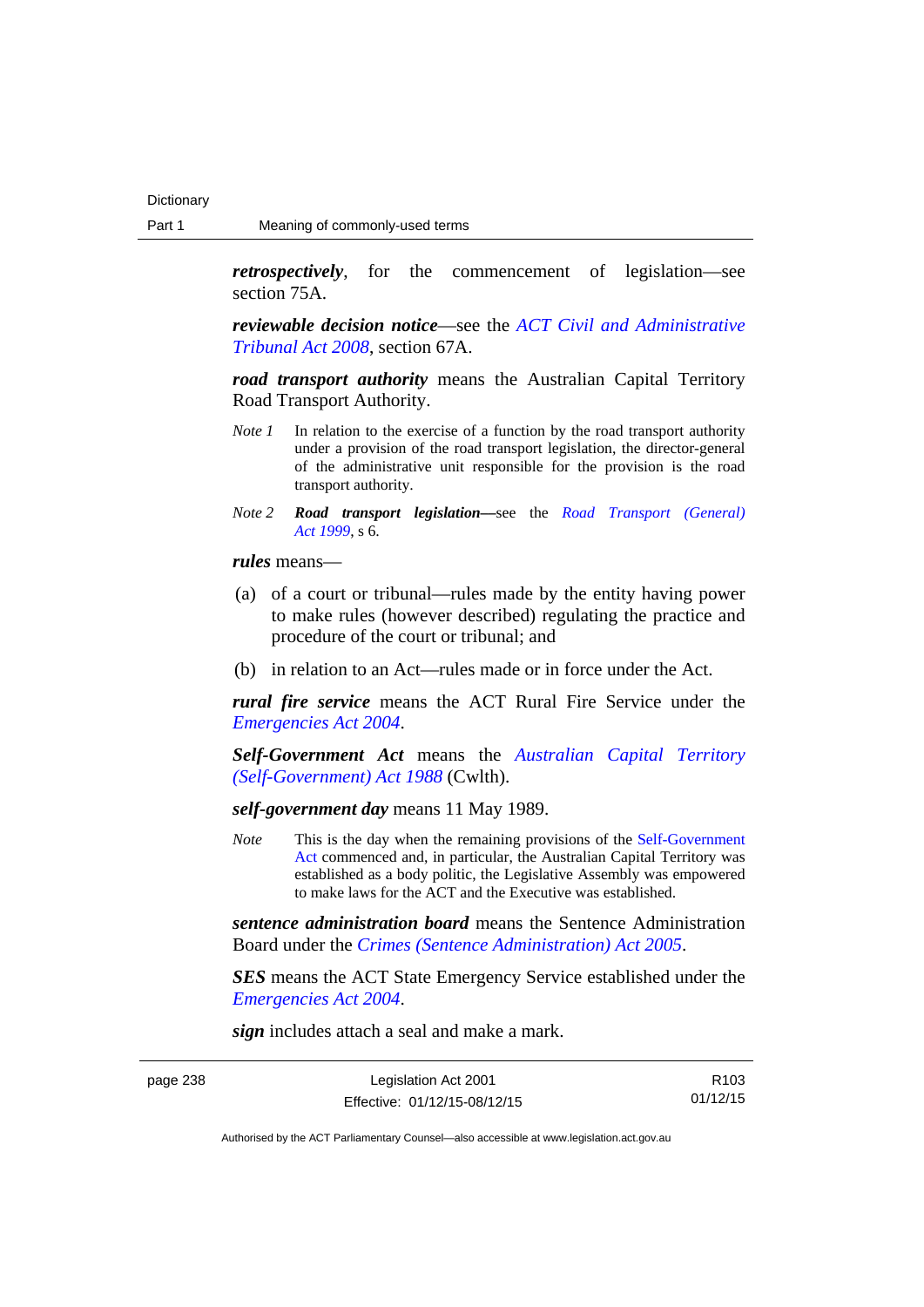***retrospectively***, for the commencement of legislation—see section 75A.

***reviewable decision notice***—see the *ACT Civil and Administrative Tribunal Act 2008*, section 67A.

***road transport authority*** means the Australian Capital Territory Road Transport Authority.

*Note 1* In relation to the exercise of a function by the road transport authority under a provision of the road transport legislation, the director-general of the administrative unit responsible for the provision is the road transport authority.

*Note 2* ***Road transport legislation***—see the *Road Transport (General) Act 1999*, s 6.

***rules*** means—

(a) of a court or tribunal—rules made by the entity having power to make rules (however described) regulating the practice and procedure of the court or tribunal; and

(b) in relation to an Act—rules made or in force under the Act.

***rural fire service*** means the ACT Rural Fire Service under the *Emergencies Act 2004*.

***Self-Government Act*** means the *Australian Capital Territory (Self-Government) Act 1988* (Cwlth).

***self-government day*** means 11 May 1989.

*Note* This is the day when the remaining provisions of the Self-Government Act commenced and, in particular, the Australian Capital Territory was established as a body politic, the Legislative Assembly was empowered to make laws for the ACT and the Executive was established.

***sentence administration board*** means the Sentence Administration Board under the *Crimes (Sentence Administration) Act 2005*.

***SES*** means the ACT State Emergency Service established under the *Emergencies Act 2004*.

***sign*** includes attach a seal and make a mark.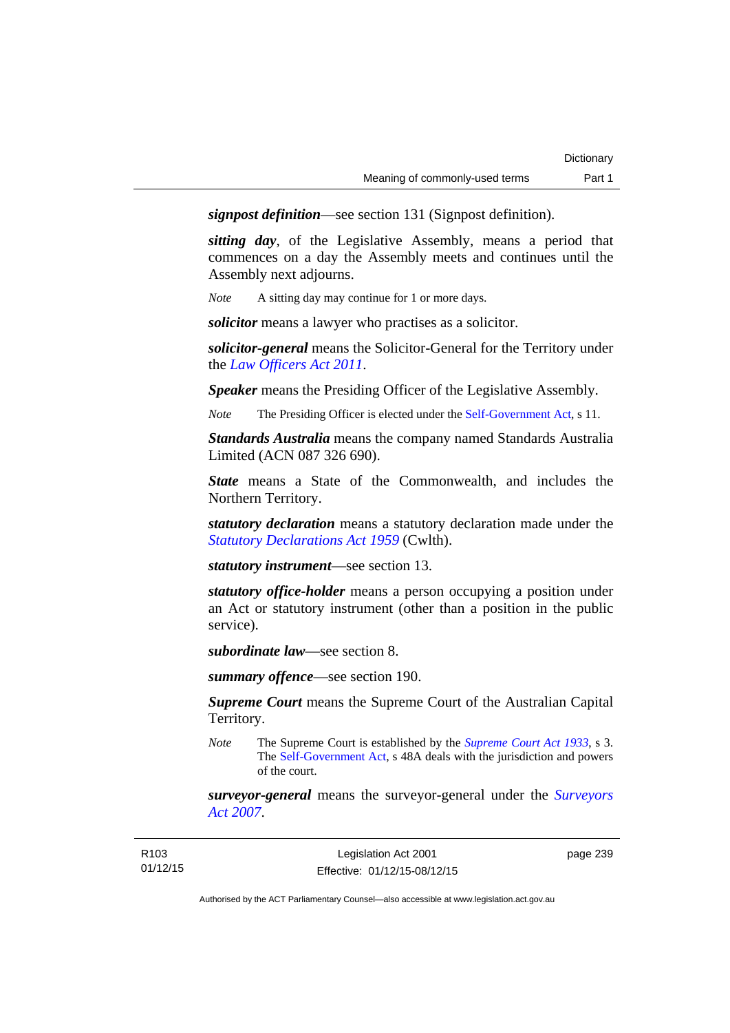***signpost definition***—see section 131 (Signpost definition).

***sitting day***, of the Legislative Assembly, means a period that commences on a day the Assembly meets and continues until the Assembly next adjourns.

*Note* A sitting day may continue for 1 or more days.

***solicitor*** means a lawyer who practises as a solicitor.

***solicitor-general*** means the Solicitor-General for the Territory under the *Law Officers Act 2011*.

***Speaker*** means the Presiding Officer of the Legislative Assembly.

*Note* The Presiding Officer is elected under the Self-Government Act, s 11.

***Standards Australia*** means the company named Standards Australia Limited (ACN 087 326 690).

***State*** means a State of the Commonwealth, and includes the Northern Territory.

***statutory declaration*** means a statutory declaration made under the *Statutory Declarations Act 1959* (Cwlth).

***statutory instrument***—see section 13.

***statutory office-holder*** means a person occupying a position under an Act or statutory instrument (other than a position in the public service).

***subordinate law***—see section 8.

***summary offence***—see section 190.

***Supreme Court*** means the Supreme Court of the Australian Capital Territory.

*Note* The Supreme Court is established by the *Supreme Court Act 1933*, s 3. The Self-Government Act, s 48A deals with the jurisdiction and powers of the court.

***surveyor-general*** means the surveyor-general under the *Surveyors Act 2007*.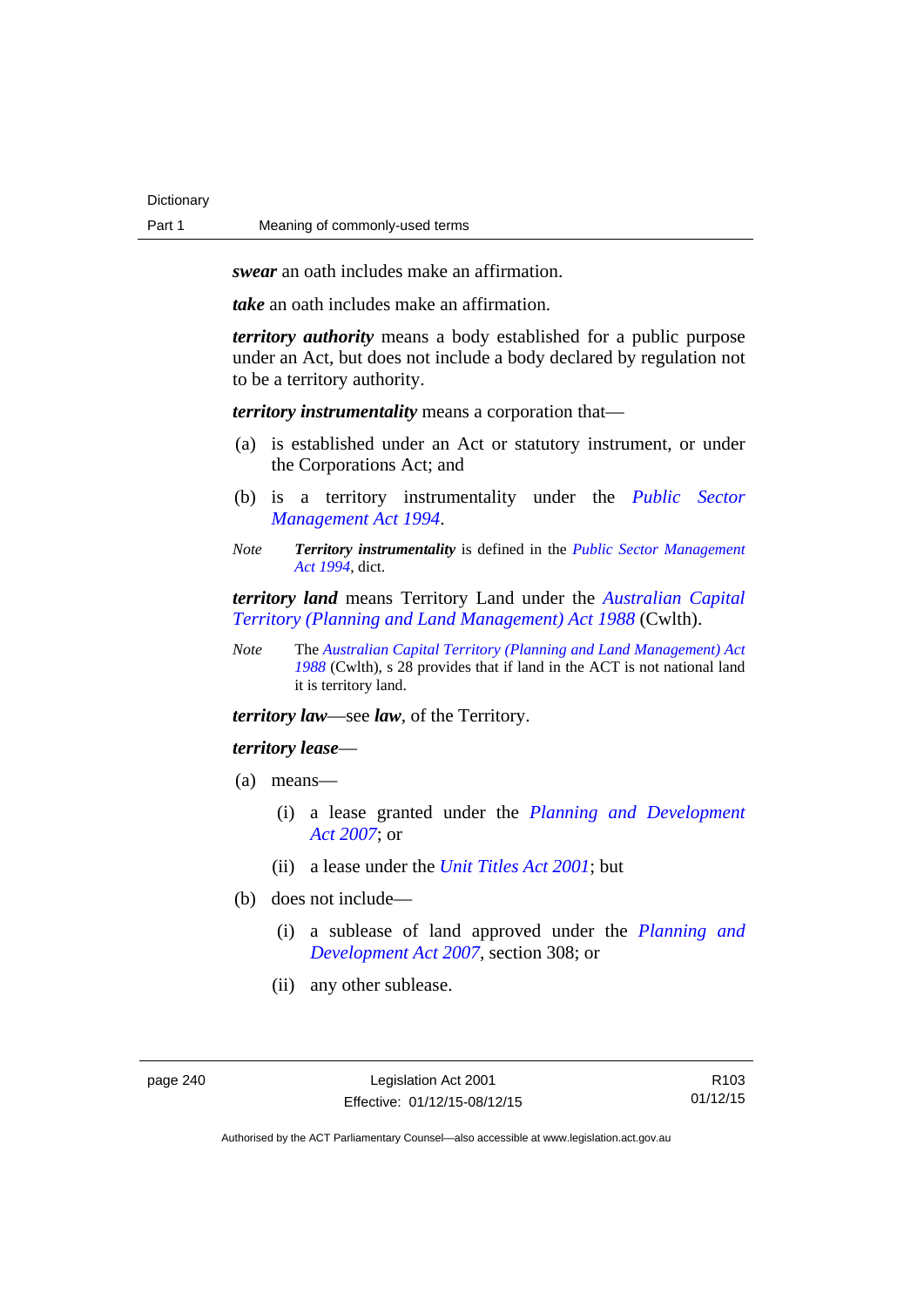***swear*** an oath includes make an affirmation.

***take*** an oath includes make an affirmation.

***territory authority*** means a body established for a public purpose under an Act, but does not include a body declared by regulation not to be a territory authority.

***territory instrumentality*** means a corporation that—

(a) is established under an Act or statutory instrument, or under the Corporations Act; and

(b) is a territory instrumentality under the *Public Sector Management Act 1994*.

*Note* ***Territory instrumentality*** is defined in the *Public Sector Management Act 1994*, dict.

***territory land*** means Territory Land under the *Australian Capital Territory (Planning and Land Management) Act 1988* (Cwlth).

*Note* The *Australian Capital Territory (Planning and Land Management) Act 1988* (Cwlth), s 28 provides that if land in the ACT is not national land it is territory land.

***territory law***—see ***law***, of the Territory.

***territory lease***—

(a) means—

(i) a lease granted under the *Planning and Development Act 2007*; or

(ii) a lease under the *Unit Titles Act 2001*; but

(b) does not include—

(i) a sublease of land approved under the *Planning and Development Act 2007*, section 308; or

(ii) any other sublease.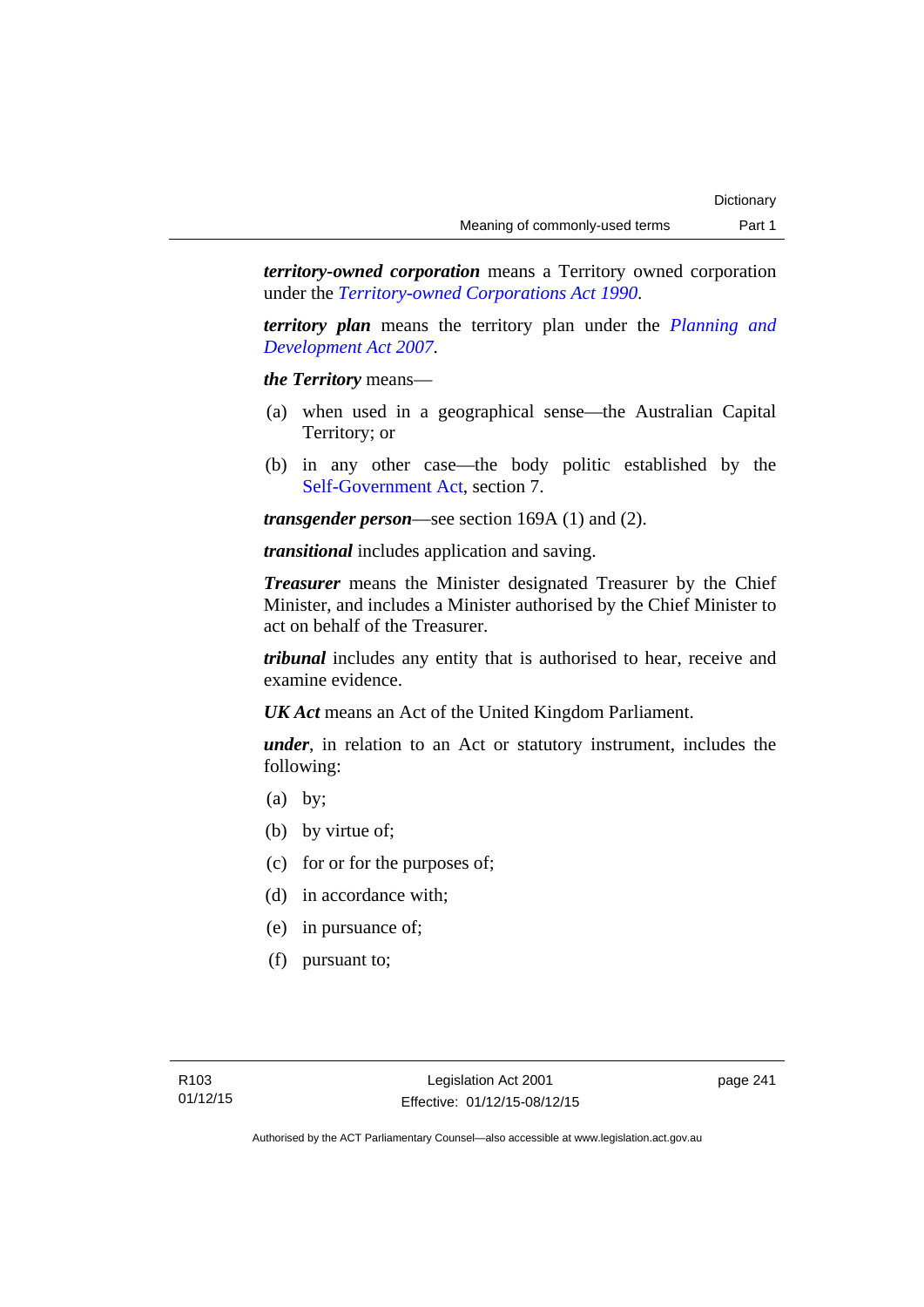***territory-owned corporation*** means a Territory owned corporation under the *Territory-owned Corporations Act 1990*.

***territory plan*** means the territory plan under the *Planning and Development Act 2007*.

***the Territory*** means—

(a) when used in a geographical sense—the Australian Capital Territory; or

(b) in any other case—the body politic established by the Self-Government Act, section 7.

***transgender person***—see section 169A (1) and (2).

***transitional*** includes application and saving.

***Treasurer*** means the Minister designated Treasurer by the Chief Minister, and includes a Minister authorised by the Chief Minister to act on behalf of the Treasurer.

***tribunal*** includes any entity that is authorised to hear, receive and examine evidence.

***UK Act*** means an Act of the United Kingdom Parliament.

***under***, in relation to an Act or statutory instrument, includes the following:

(a) by;

(b) by virtue of;

(c) for or for the purposes of;

(d) in accordance with;

(e) in pursuance of;

(f) pursuant to;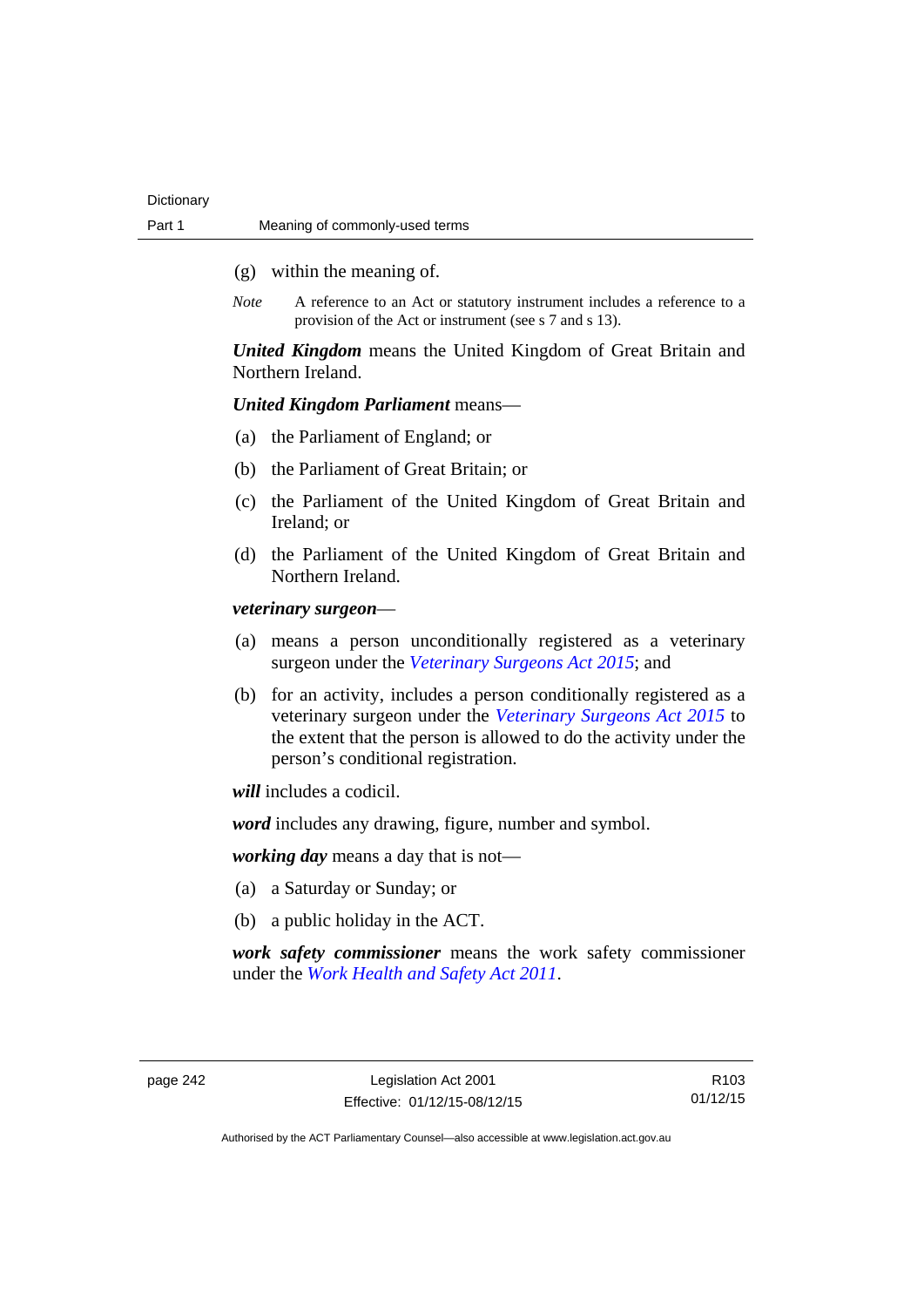(g) within the meaning of.

*Note* A reference to an Act or statutory instrument includes a reference to a provision of the Act or instrument (see s 7 and s 13).

***United Kingdom*** means the United Kingdom of Great Britain and Northern Ireland.

***United Kingdom Parliament*** means—

(a) the Parliament of England; or

(b) the Parliament of Great Britain; or

(c) the Parliament of the United Kingdom of Great Britain and Ireland; or

(d) the Parliament of the United Kingdom of Great Britain and Northern Ireland.

***veterinary surgeon***—

(a) means a person unconditionally registered as a veterinary surgeon under the *Veterinary Surgeons Act 2015*; and

(b) for an activity, includes a person conditionally registered as a veterinary surgeon under the *Veterinary Surgeons Act 2015* to the extent that the person is allowed to do the activity under the person's conditional registration.

***will*** includes a codicil.

***word*** includes any drawing, figure, number and symbol.

***working day*** means a day that is not—

(a) a Saturday or Sunday; or

(b) a public holiday in the ACT.

***work safety commissioner*** means the work safety commissioner under the *Work Health and Safety Act 2011*.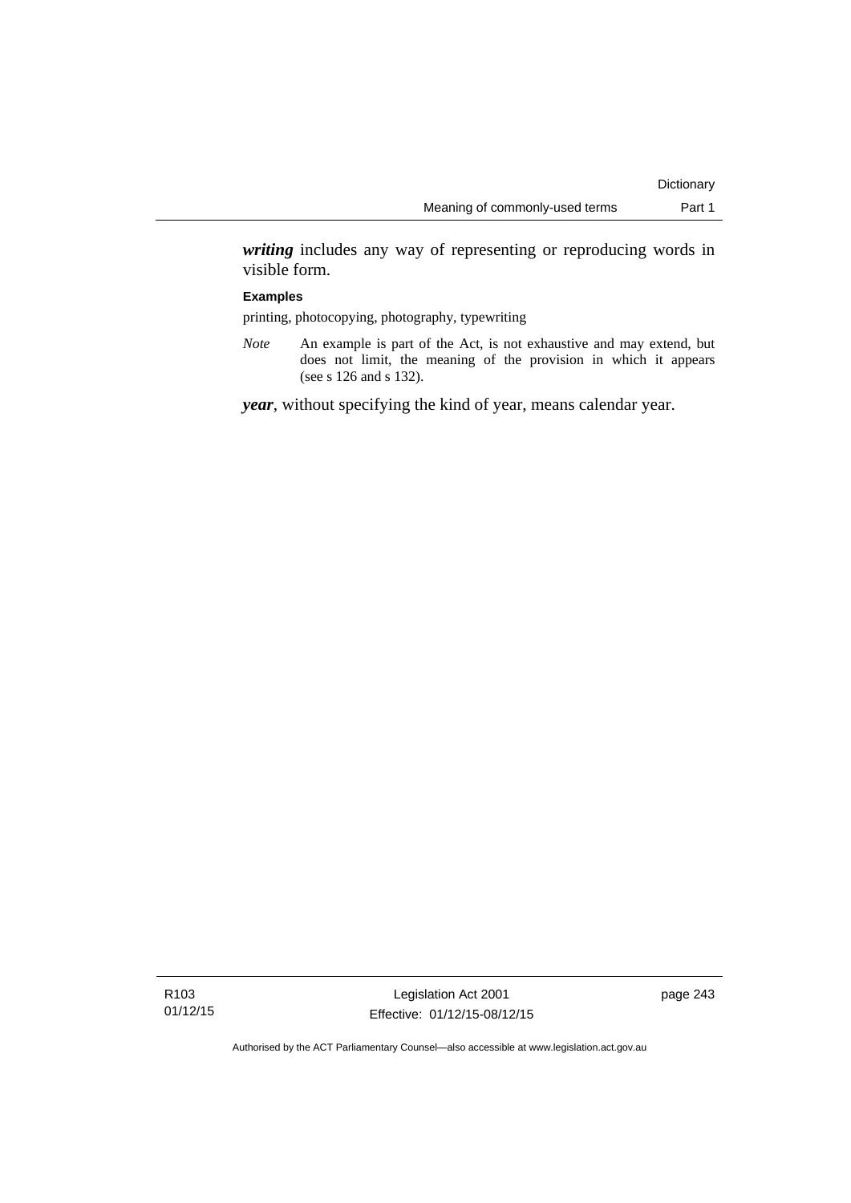***writing*** includes any way of representing or reproducing words in visible form.

**Examples**

printing, photocopying, photography, typewriting

*Note* An example is part of the Act, is not exhaustive and may extend, but does not limit, the meaning of the provision in which it appears (see s 126 and s 132).

***year***, without specifying the kind of year, means calendar year.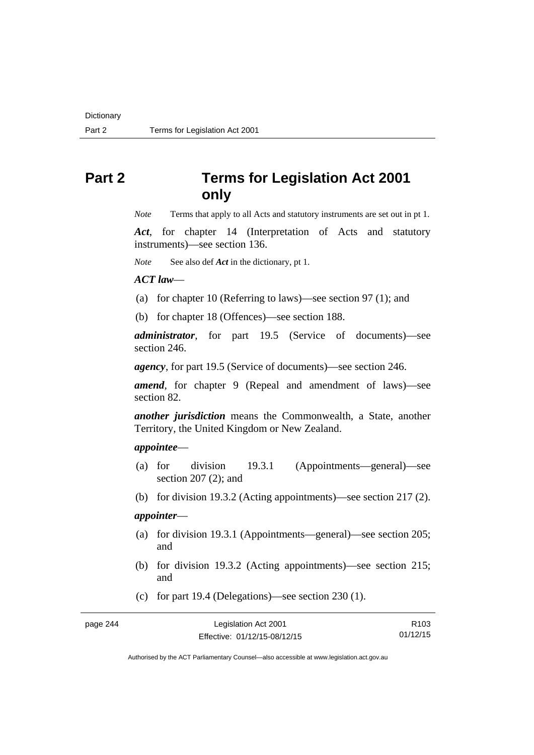# Part 2 Terms for Legislation Act 2001 only

*Note* Terms that apply to all Acts and statutory instruments are set out in pt 1.

***Act***, for chapter 14 (Interpretation of Acts and statutory instruments)—see section 136.

*Note* See also def ***Act*** in the dictionary, pt 1.

***ACT law***—

(a) for chapter 10 (Referring to laws)—see section 97 (1); and

(b) for chapter 18 (Offences)—see section 188.

***administrator***, for part 19.5 (Service of documents)—see section 246.

***agency***, for part 19.5 (Service of documents)—see section 246.

***amend***, for chapter 9 (Repeal and amendment of laws)—see section 82.

***another jurisdiction*** means the Commonwealth, a State, another Territory, the United Kingdom or New Zealand.

***appointee***—

(a) for division 19.3.1 (Appointments—general)—see section 207 (2); and

(b) for division 19.3.2 (Acting appointments)—see section 217 (2).

***appointer***—

(a) for division 19.3.1 (Appointments—general)—see section 205; and

(b) for division 19.3.2 (Acting appointments)—see section 215; and

(c) for part 19.4 (Delegations)—see section 230 (1).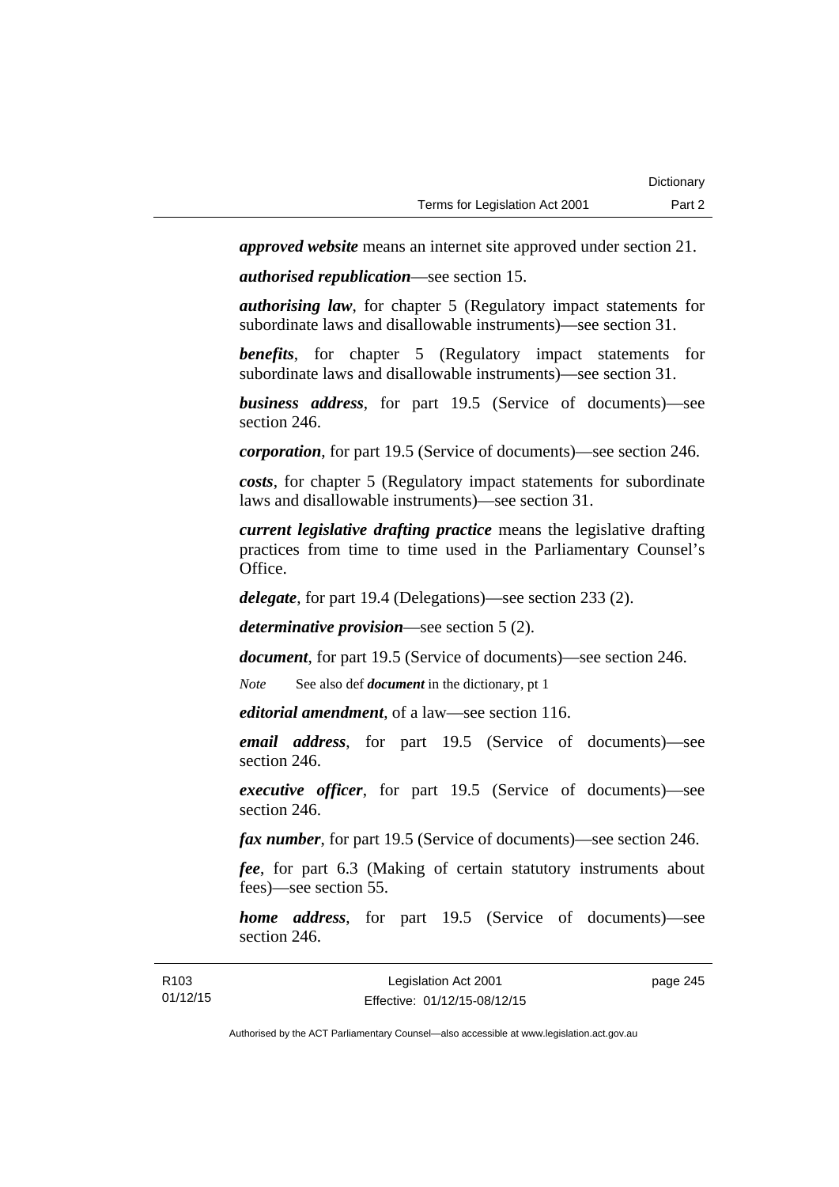***approved website*** means an internet site approved under section 21.

***authorised republication***—see section 15.

***authorising law***, for chapter 5 (Regulatory impact statements for subordinate laws and disallowable instruments)—see section 31.

***benefits***, for chapter 5 (Regulatory impact statements for subordinate laws and disallowable instruments)—see section 31.

***business address***, for part 19.5 (Service of documents)—see section 246.

***corporation***, for part 19.5 (Service of documents)—see section 246.

***costs***, for chapter 5 (Regulatory impact statements for subordinate laws and disallowable instruments)—see section 31.

***current legislative drafting practice*** means the legislative drafting practices from time to time used in the Parliamentary Counsel's Office.

***delegate***, for part 19.4 (Delegations)—see section 233 (2).

***determinative provision***—see section 5 (2).

***document***, for part 19.5 (Service of documents)—see section 246.

*Note* See also def ***document*** in the dictionary, pt 1

***editorial amendment***, of a law—see section 116.

***email address***, for part 19.5 (Service of documents)—see section 246.

***executive officer***, for part 19.5 (Service of documents)—see section 246.

***fax number***, for part 19.5 (Service of documents)—see section 246.

***fee***, for part 6.3 (Making of certain statutory instruments about fees)—see section 55.

***home address***, for part 19.5 (Service of documents)—see section 246.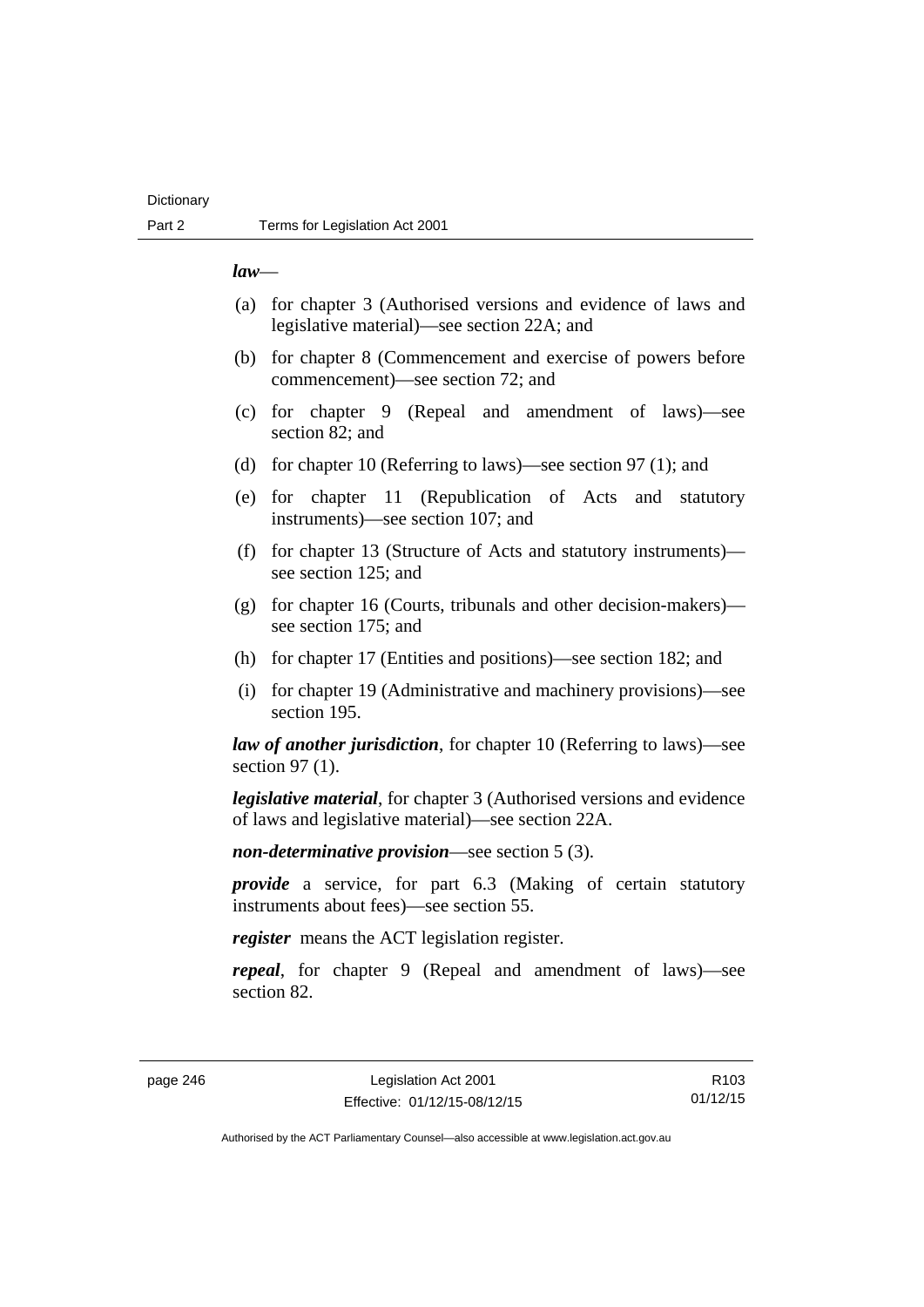***law***—

(a) for chapter 3 (Authorised versions and evidence of laws and legislative material)—see section 22A; and

(b) for chapter 8 (Commencement and exercise of powers before commencement)—see section 72; and

(c) for chapter 9 (Repeal and amendment of laws)—see section 82; and

(d) for chapter 10 (Referring to laws)—see section 97 (1); and

(e) for chapter 11 (Republication of Acts and statutory instruments)—see section 107; and

(f) for chapter 13 (Structure of Acts and statutory instruments)—see section 125; and

(g) for chapter 16 (Courts, tribunals and other decision-makers)—see section 175; and

(h) for chapter 17 (Entities and positions)—see section 182; and

(i) for chapter 19 (Administrative and machinery provisions)—see section 195.

***law of another jurisdiction***, for chapter 10 (Referring to laws)—see section 97 (1).

***legislative material***, for chapter 3 (Authorised versions and evidence of laws and legislative material)—see section 22A.

***non-determinative provision***—see section 5 (3).

***provide*** a service, for part 6.3 (Making of certain statutory instruments about fees)—see section 55.

***register*** means the ACT legislation register.

***repeal***, for chapter 9 (Repeal and amendment of laws)—see section 82.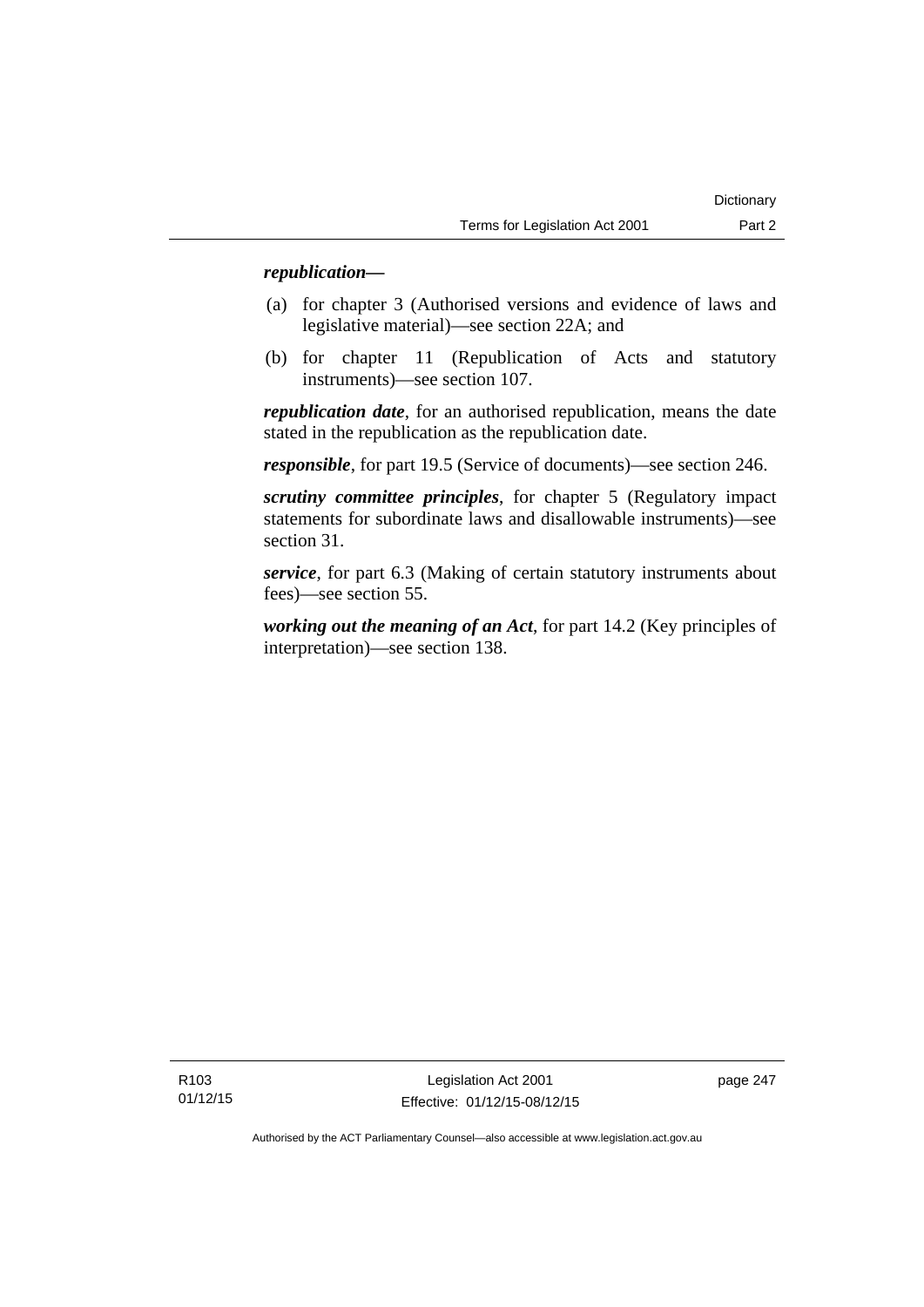***republication***—

(a) for chapter 3 (Authorised versions and evidence of laws and legislative material)—see section 22A; and

(b) for chapter 11 (Republication of Acts and statutory instruments)—see section 107.

***republication date***, for an authorised republication, means the date stated in the republication as the republication date.

***responsible***, for part 19.5 (Service of documents)—see section 246.

***scrutiny committee principles***, for chapter 5 (Regulatory impact statements for subordinate laws and disallowable instruments)—see section 31.

***service***, for part 6.3 (Making of certain statutory instruments about fees)—see section 55.

***working out the meaning of an Act***, for part 14.2 (Key principles of interpretation)—see section 138.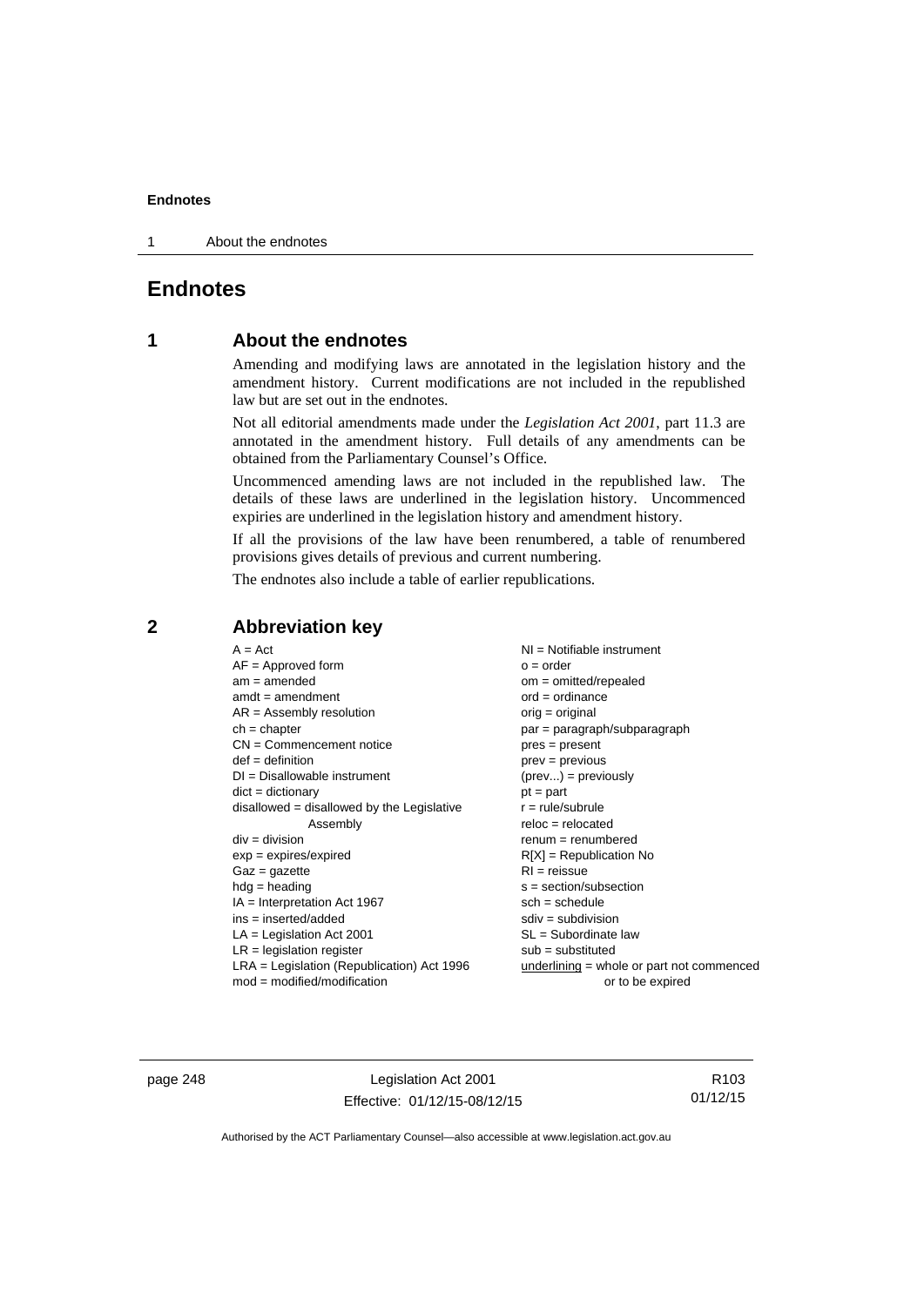# Endnotes

## 1 About the endnotes

Amending and modifying laws are annotated in the legislation history and the amendment history. Current modifications are not included in the republished law but are set out in the endnotes.

Not all editorial amendments made under the *Legislation Act 2001*, part 11.3 are annotated in the amendment history. Full details of any amendments can be obtained from the Parliamentary Counsel's Office.

Uncommenced amending laws are not included in the republished law. The details of these laws are underlined in the legislation history. Uncommenced expiries are underlined in the legislation history and amendment history.

If all the provisions of the law have been renumbered, a table of renumbered provisions gives details of previous and current numbering.

The endnotes also include a table of earlier republications.

## 2 Abbreviation key

A = Act
AF = Approved form
am = amended
amdt = amendment
AR = Assembly resolution
ch = chapter
CN = Commencement notice
def = definition
DI = Disallowable instrument
dict = dictionary
disallowed = disallowed by the Legislative Assembly
div = division
exp = expires/expired
Gaz = gazette
hdg = heading
IA = Interpretation Act 1967
ins = inserted/added
LA = Legislation Act 2001
LR = legislation register
LRA = Legislation (Republication) Act 1996
mod = modified/modification
NI = Notifiable instrument
o = order
om = omitted/repealed
ord = ordinance
orig = original
par = paragraph/subparagraph
pres = present
prev = previous
(prev...) = previously
pt = part
r = rule/subrule
reloc = relocated
renum = renumbered
R[X] = Republication No
RI = reissue
s = section/subsection
sch = schedule
sdiv = subdivision
SL = Subordinate law
sub = substituted
underlining = whole or part not commenced or to be expired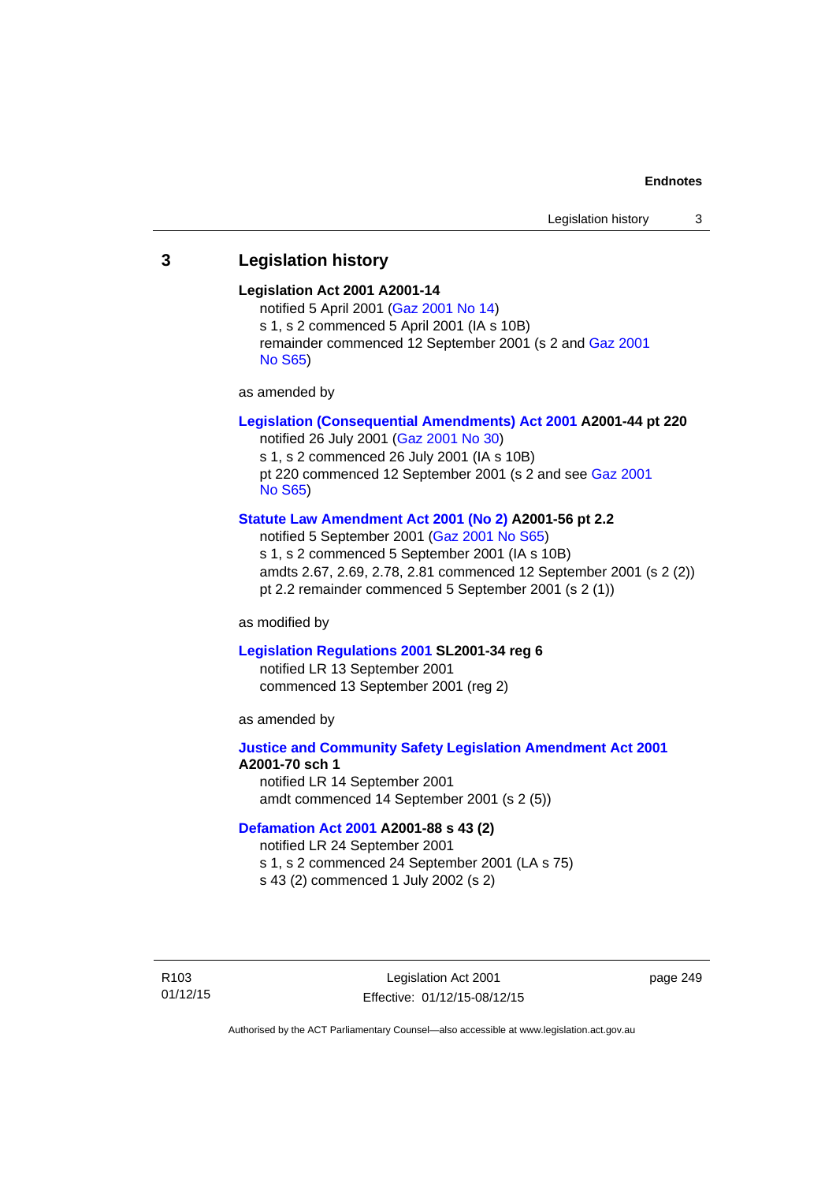## 3 Legislation history

**Legislation Act 2001 A2001-14**

notified 5 April 2001 (Gaz 2001 No 14)
s 1, s 2 commenced 5 April 2001 (IA s 10B)
remainder commenced 12 September 2001 (s 2 and Gaz 2001 No S65)

as amended by

**Legislation (Consequential Amendments) Act 2001 A2001-44 pt 220**

notified 26 July 2001 (Gaz 2001 No 30)
s 1, s 2 commenced 26 July 2001 (IA s 10B)
pt 220 commenced 12 September 2001 (s 2 and see Gaz 2001 No S65)

**Statute Law Amendment Act 2001 (No 2) A2001-56 pt 2.2**

notified 5 September 2001 (Gaz 2001 No S65)
s 1, s 2 commenced 5 September 2001 (IA s 10B)
amdts 2.67, 2.69, 2.78, 2.81 commenced 12 September 2001 (s 2 (2))
pt 2.2 remainder commenced 5 September 2001 (s 2 (1))

as modified by

**Legislation Regulations 2001 SL2001-34 reg 6**

notified LR 13 September 2001
commenced 13 September 2001 (reg 2)

as amended by

**Justice and Community Safety Legislation Amendment Act 2001 A2001-70 sch 1**

notified LR 14 September 2001
amdt commenced 14 September 2001 (s 2 (5))

**Defamation Act 2001 A2001-88 s 43 (2)**

notified LR 24 September 2001
s 1, s 2 commenced 24 September 2001 (LA s 75)
s 43 (2) commenced 1 July 2002 (s 2)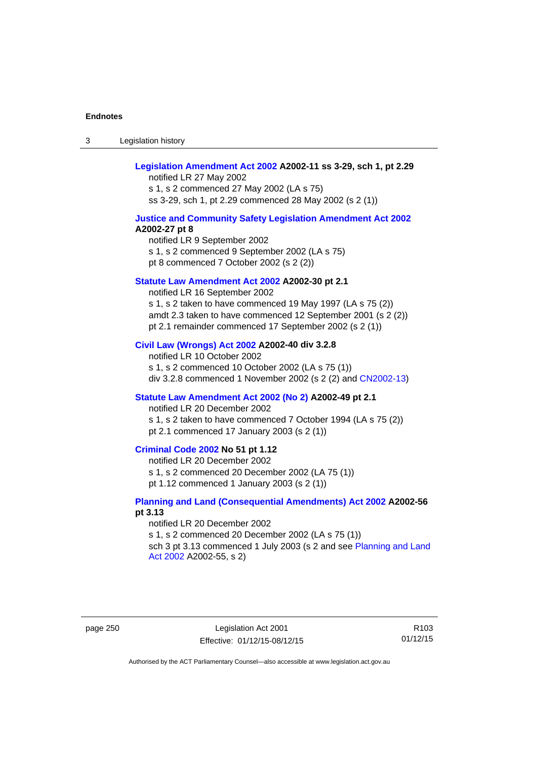**Legislation Amendment Act 2002 A2002-11 ss 3-29, sch 1, pt 2.29**

notified LR 27 May 2002

s 1, s 2 commenced 27 May 2002 (LA s 75)

ss 3-29, sch 1, pt 2.29 commenced 28 May 2002 (s 2 (1))

**Justice and Community Safety Legislation Amendment Act 2002 A2002-27 pt 8**

notified LR 9 September 2002

s 1, s 2 commenced 9 September 2002 (LA s 75)

pt 8 commenced 7 October 2002 (s 2 (2))

**Statute Law Amendment Act 2002 A2002-30 pt 2.1**

notified LR 16 September 2002

s 1, s 2 taken to have commenced 19 May 1997 (LA s 75 (2))

amdt 2.3 taken to have commenced 12 September 2001 (s 2 (2))

pt 2.1 remainder commenced 17 September 2002 (s 2 (1))

**Civil Law (Wrongs) Act 2002 A2002-40 div 3.2.8**

notified LR 10 October 2002

s 1, s 2 commenced 10 October 2002 (LA s 75 (1))

div 3.2.8 commenced 1 November 2002 (s 2 (2) and CN2002-13)

**Statute Law Amendment Act 2002 (No 2) A2002-49 pt 2.1**

notified LR 20 December 2002

s 1, s 2 taken to have commenced 7 October 1994 (LA s 75 (2))

pt 2.1 commenced 17 January 2003 (s 2 (1))

**Criminal Code 2002 No 51 pt 1.12**

notified LR 20 December 2002

s 1, s 2 commenced 20 December 2002 (LA 75 (1))

pt 1.12 commenced 1 January 2003 (s 2 (1))

**Planning and Land (Consequential Amendments) Act 2002 A2002-56 pt 3.13**

notified LR 20 December 2002

s 1, s 2 commenced 20 December 2002 (LA s 75 (1))

sch 3 pt 3.13 commenced 1 July 2003 (s 2 and see Planning and Land Act 2002 A2002-55, s 2)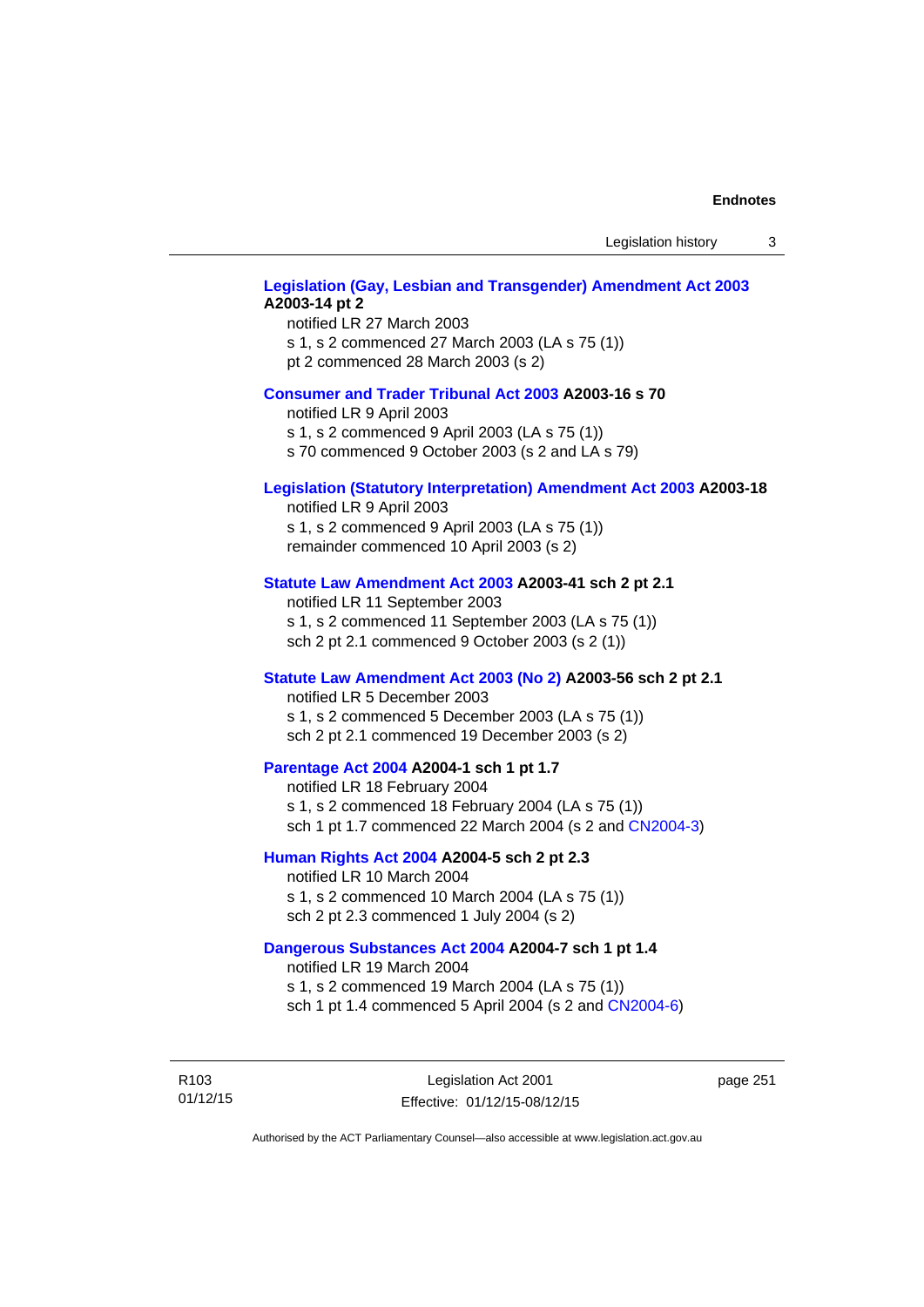**Legislation (Gay, Lesbian and Transgender) Amendment Act 2003 A2003-14 pt 2**

notified LR 27 March 2003
s 1, s 2 commenced 27 March 2003 (LA s 75 (1))
pt 2 commenced 28 March 2003 (s 2)

**Consumer and Trader Tribunal Act 2003 A2003-16 s 70**

notified LR 9 April 2003
s 1, s 2 commenced 9 April 2003 (LA s 75 (1))
s 70 commenced 9 October 2003 (s 2 and LA s 79)

**Legislation (Statutory Interpretation) Amendment Act 2003 A2003-18**

notified LR 9 April 2003
s 1, s 2 commenced 9 April 2003 (LA s 75 (1))
remainder commenced 10 April 2003 (s 2)

**Statute Law Amendment Act 2003 A2003-41 sch 2 pt 2.1**

notified LR 11 September 2003
s 1, s 2 commenced 11 September 2003 (LA s 75 (1))
sch 2 pt 2.1 commenced 9 October 2003 (s 2 (1))

**Statute Law Amendment Act 2003 (No 2) A2003-56 sch 2 pt 2.1**

notified LR 5 December 2003
s 1, s 2 commenced 5 December 2003 (LA s 75 (1))
sch 2 pt 2.1 commenced 19 December 2003 (s 2)

**Parentage Act 2004 A2004-1 sch 1 pt 1.7**

notified LR 18 February 2004
s 1, s 2 commenced 18 February 2004 (LA s 75 (1))
sch 1 pt 1.7 commenced 22 March 2004 (s 2 and CN2004-3)

**Human Rights Act 2004 A2004-5 sch 2 pt 2.3**

notified LR 10 March 2004
s 1, s 2 commenced 10 March 2004 (LA s 75 (1))
sch 2 pt 2.3 commenced 1 July 2004 (s 2)

**Dangerous Substances Act 2004 A2004-7 sch 1 pt 1.4**

notified LR 19 March 2004
s 1, s 2 commenced 19 March 2004 (LA s 75 (1))
sch 1 pt 1.4 commenced 5 April 2004 (s 2 and CN2004-6)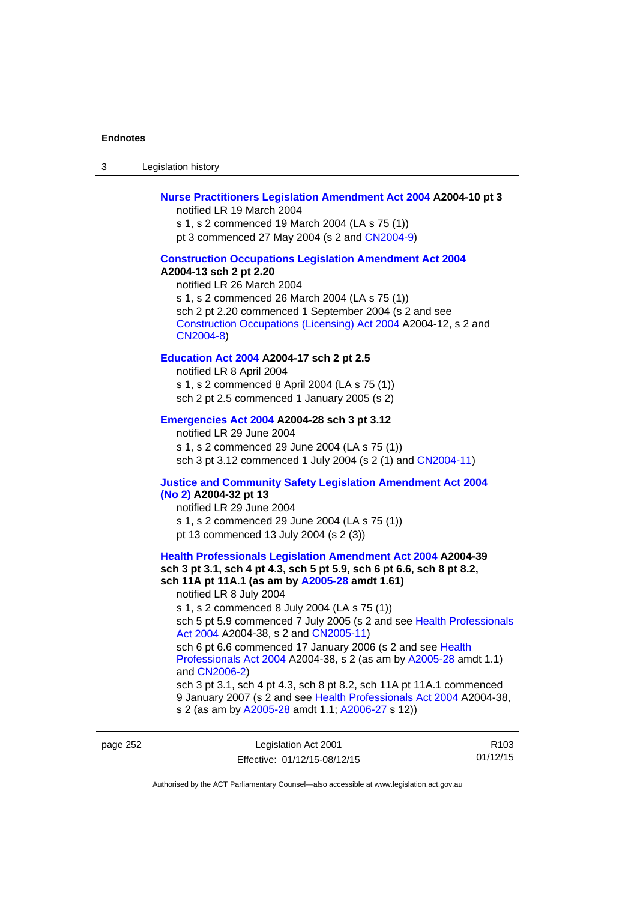**Nurse Practitioners Legislation Amendment Act 2004 A2004-10 pt 3**

notified LR 19 March 2004

s 1, s 2 commenced 19 March 2004 (LA s 75 (1))

pt 3 commenced 27 May 2004 (s 2 and CN2004-9)

**Construction Occupations Legislation Amendment Act 2004 A2004-13 sch 2 pt 2.20**

notified LR 26 March 2004

s 1, s 2 commenced 26 March 2004 (LA s 75 (1))

sch 2 pt 2.20 commenced 1 September 2004 (s 2 and see Construction Occupations (Licensing) Act 2004 A2004-12, s 2 and CN2004-8)

**Education Act 2004 A2004-17 sch 2 pt 2.5**

notified LR 8 April 2004

s 1, s 2 commenced 8 April 2004 (LA s 75 (1))

sch 2 pt 2.5 commenced 1 January 2005 (s 2)

**Emergencies Act 2004 A2004-28 sch 3 pt 3.12**

notified LR 29 June 2004

s 1, s 2 commenced 29 June 2004 (LA s 75 (1))

sch 3 pt 3.12 commenced 1 July 2004 (s 2 (1) and CN2004-11)

**Justice and Community Safety Legislation Amendment Act 2004 (No 2) A2004-32 pt 13**

notified LR 29 June 2004

s 1, s 2 commenced 29 June 2004 (LA s 75 (1))

pt 13 commenced 13 July 2004 (s 2 (3))

**Health Professionals Legislation Amendment Act 2004 A2004-39 sch 3 pt 3.1, sch 4 pt 4.3, sch 5 pt 5.9, sch 6 pt 6.6, sch 8 pt 8.2, sch 11A pt 11A.1 (as am by A2005-28 amdt 1.61)**

notified LR 8 July 2004

s 1, s 2 commenced 8 July 2004 (LA s 75 (1))

sch 5 pt 5.9 commenced 7 July 2005 (s 2 and see Health Professionals Act 2004 A2004-38, s 2 and CN2005-11)

sch 6 pt 6.6 commenced 17 January 2006 (s 2 and see Health Professionals Act 2004 A2004-38, s 2 (as am by A2005-28 amdt 1.1) and CN2006-2)

sch 3 pt 3.1, sch 4 pt 4.3, sch 8 pt 8.2, sch 11A pt 11A.1 commenced 9 January 2007 (s 2 and see Health Professionals Act 2004 A2004-38, s 2 (as am by A2005-28 amdt 1.1; A2006-27 s 12))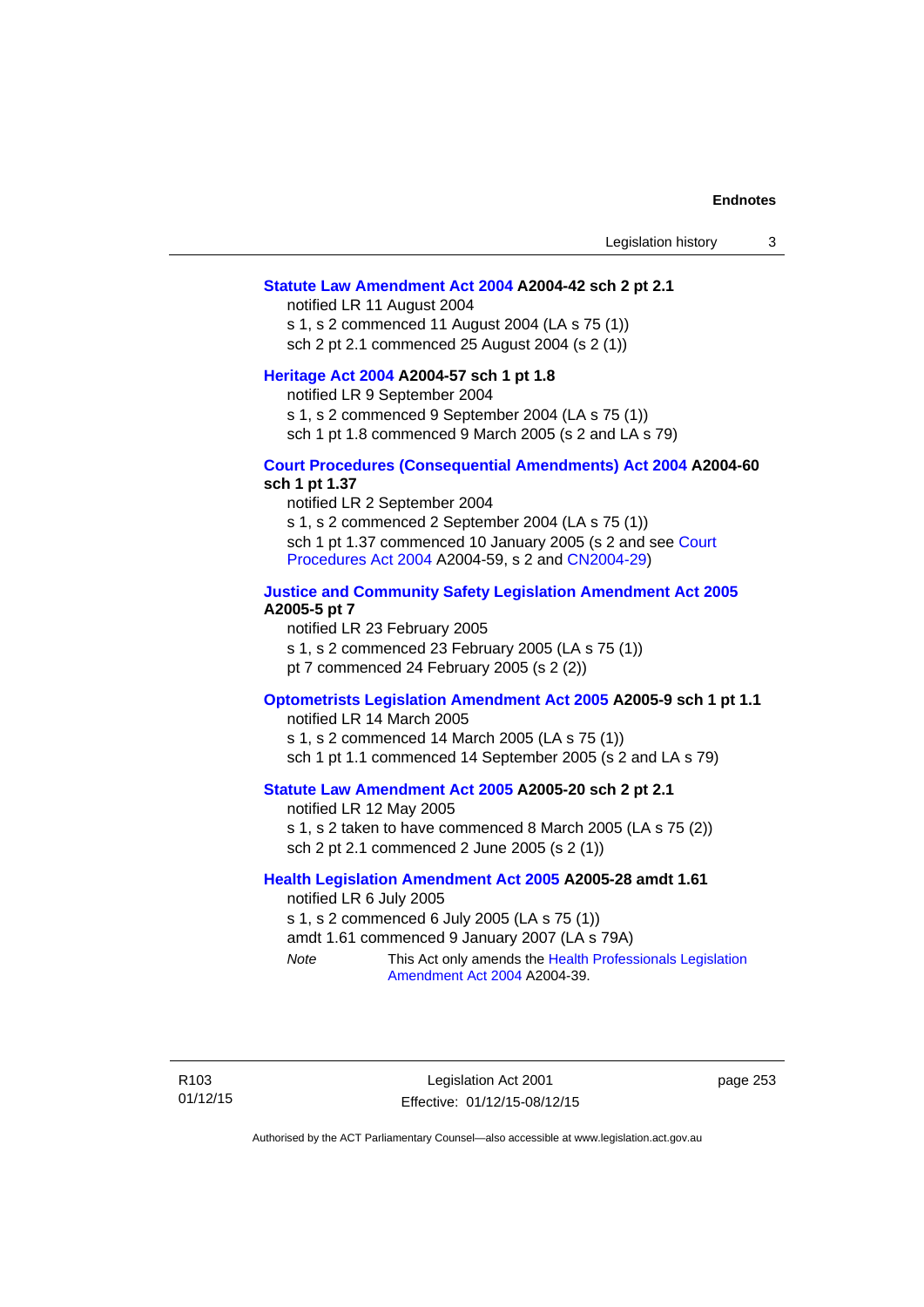**Statute Law Amendment Act 2004 A2004-42 sch 2 pt 2.1**

notified LR 11 August 2004

s 1, s 2 commenced 11 August 2004 (LA s 75 (1))

sch 2 pt 2.1 commenced 25 August 2004 (s 2 (1))

**Heritage Act 2004 A2004-57 sch 1 pt 1.8**

notified LR 9 September 2004

s 1, s 2 commenced 9 September 2004 (LA s 75 (1))

sch 1 pt 1.8 commenced 9 March 2005 (s 2 and LA s 79)

**Court Procedures (Consequential Amendments) Act 2004 A2004-60 sch 1 pt 1.37**

notified LR 2 September 2004

s 1, s 2 commenced 2 September 2004 (LA s 75 (1))

sch 1 pt 1.37 commenced 10 January 2005 (s 2 and see Court Procedures Act 2004 A2004-59, s 2 and CN2004-29)

**Justice and Community Safety Legislation Amendment Act 2005 A2005-5 pt 7**

notified LR 23 February 2005

s 1, s 2 commenced 23 February 2005 (LA s 75 (1))

pt 7 commenced 24 February 2005 (s 2 (2))

**Optometrists Legislation Amendment Act 2005 A2005-9 sch 1 pt 1.1**

notified LR 14 March 2005

s 1, s 2 commenced 14 March 2005 (LA s 75 (1))

sch 1 pt 1.1 commenced 14 September 2005 (s 2 and LA s 79)

**Statute Law Amendment Act 2005 A2005-20 sch 2 pt 2.1**

notified LR 12 May 2005

s 1, s 2 taken to have commenced 8 March 2005 (LA s 75 (2))

sch 2 pt 2.1 commenced 2 June 2005 (s 2 (1))

**Health Legislation Amendment Act 2005 A2005-28 amdt 1.61**

notified LR 6 July 2005

s 1, s 2 commenced 6 July 2005 (LA s 75 (1))

amdt 1.61 commenced 9 January 2007 (LA s 79A)

*Note* This Act only amends the Health Professionals Legislation Amendment Act 2004 A2004-39.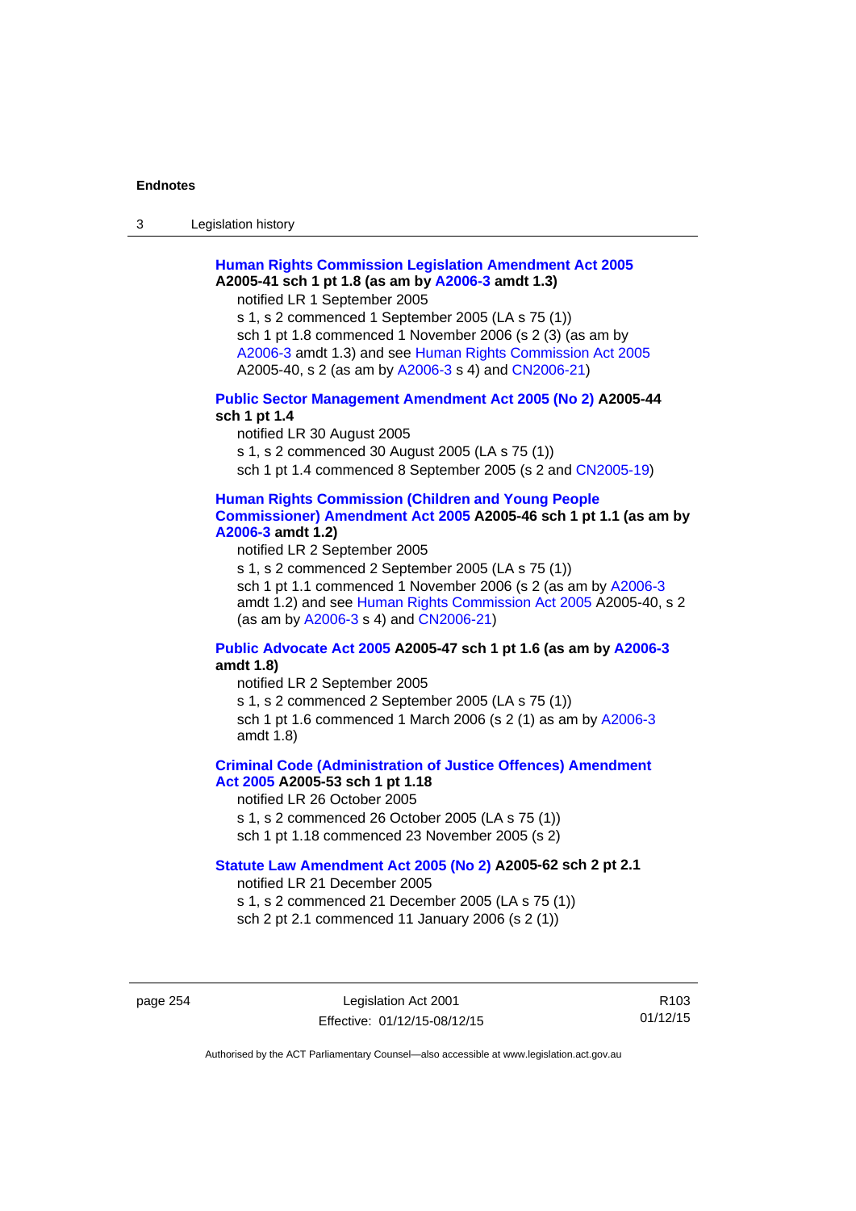**Human Rights Commission Legislation Amendment Act 2005 A2005-41 sch 1 pt 1.8 (as am by A2006-3 amdt 1.3)**

notified LR 1 September 2005
s 1, s 2 commenced 1 September 2005 (LA s 75 (1))
sch 1 pt 1.8 commenced 1 November 2006 (s 2 (3) (as am by A2006-3 amdt 1.3) and see Human Rights Commission Act 2005 A2005-40, s 2 (as am by A2006-3 s 4) and CN2006-21)

**Public Sector Management Amendment Act 2005 (No 2) A2005-44 sch 1 pt 1.4**

notified LR 30 August 2005
s 1, s 2 commenced 30 August 2005 (LA s 75 (1))
sch 1 pt 1.4 commenced 8 September 2005 (s 2 and CN2005-19)

**Human Rights Commission (Children and Young People Commissioner) Amendment Act 2005 A2005-46 sch 1 pt 1.1 (as am by A2006-3 amdt 1.2)**

notified LR 2 September 2005
s 1, s 2 commenced 2 September 2005 (LA s 75 (1))
sch 1 pt 1.1 commenced 1 November 2006 (s 2 (as am by A2006-3 amdt 1.2) and see Human Rights Commission Act 2005 A2005-40, s 2 (as am by A2006-3 s 4) and CN2006-21)

**Public Advocate Act 2005 A2005-47 sch 1 pt 1.6 (as am by A2006-3 amdt 1.8)**

notified LR 2 September 2005
s 1, s 2 commenced 2 September 2005 (LA s 75 (1))
sch 1 pt 1.6 commenced 1 March 2006 (s 2 (1) as am by A2006-3 amdt 1.8)

**Criminal Code (Administration of Justice Offences) Amendment Act 2005 A2005-53 sch 1 pt 1.18**

notified LR 26 October 2005
s 1, s 2 commenced 26 October 2005 (LA s 75 (1))
sch 1 pt 1.18 commenced 23 November 2005 (s 2)

**Statute Law Amendment Act 2005 (No 2) A2005-62 sch 2 pt 2.1**

notified LR 21 December 2005
s 1, s 2 commenced 21 December 2005 (LA s 75 (1))
sch 2 pt 2.1 commenced 11 January 2006 (s 2 (1))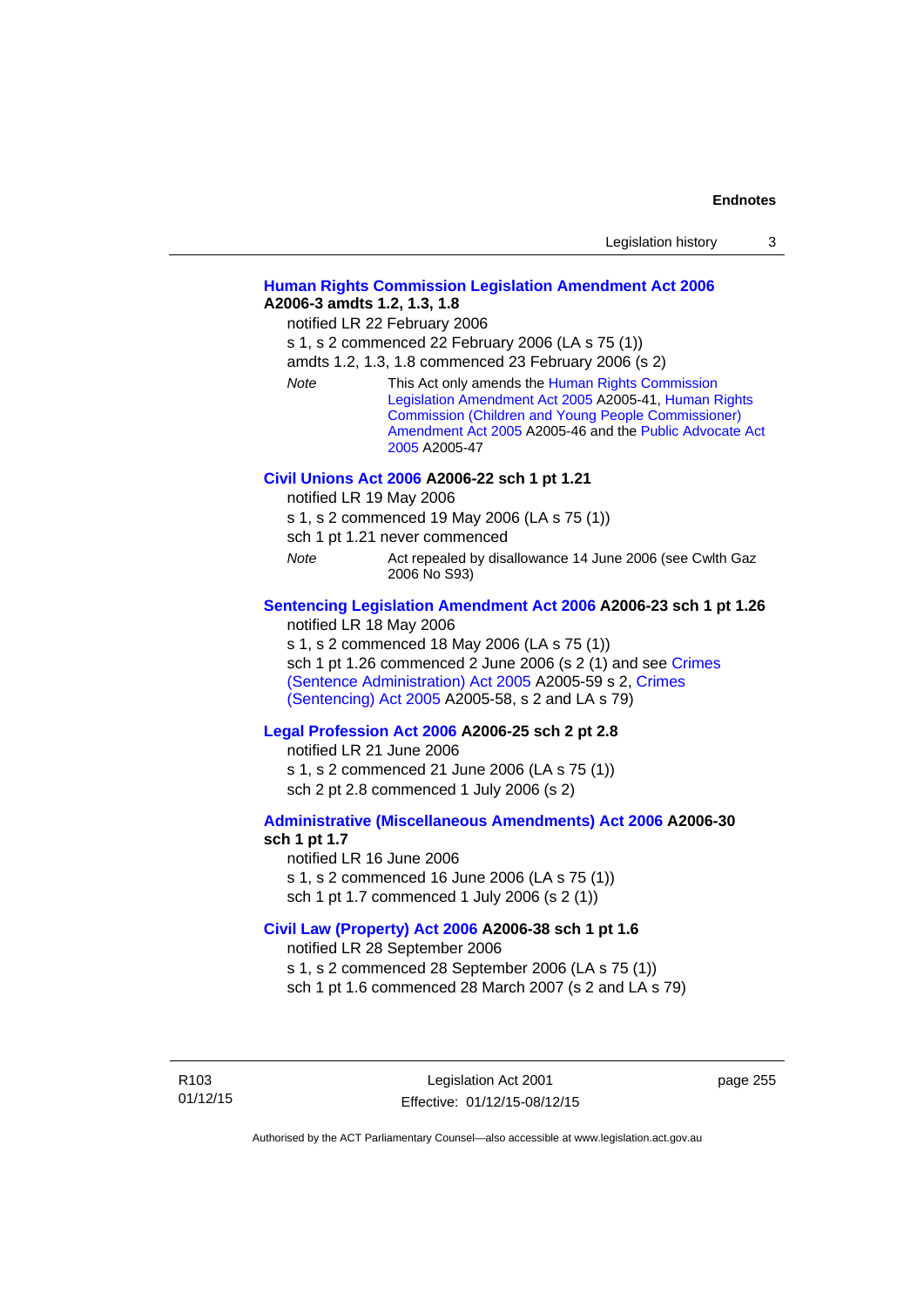**Human Rights Commission Legislation Amendment Act 2006**
**A2006-3 amdts 1.2, 1.3, 1.8**

notified LR 22 February 2006

s 1, s 2 commenced 22 February 2006 (LA s 75 (1))

amdts 1.2, 1.3, 1.8 commenced 23 February 2006 (s 2)

*Note* This Act only amends the Human Rights Commission Legislation Amendment Act 2005 A2005-41, Human Rights Commission (Children and Young People Commissioner) Amendment Act 2005 A2005-46 and the Public Advocate Act 2005 A2005-47

**Civil Unions Act 2006 A2006-22 sch 1 pt 1.21**

notified LR 19 May 2006

s 1, s 2 commenced 19 May 2006 (LA s 75 (1))

sch 1 pt 1.21 never commenced

*Note* Act repealed by disallowance 14 June 2006 (see Cwlth Gaz 2006 No S93)

**Sentencing Legislation Amendment Act 2006 A2006-23 sch 1 pt 1.26**

notified LR 18 May 2006

s 1, s 2 commenced 18 May 2006 (LA s 75 (1))

sch 1 pt 1.26 commenced 2 June 2006 (s 2 (1) and see Crimes (Sentence Administration) Act 2005 A2005-59 s 2, Crimes (Sentencing) Act 2005 A2005-58, s 2 and LA s 79)

**Legal Profession Act 2006 A2006-25 sch 2 pt 2.8**

notified LR 21 June 2006

s 1, s 2 commenced 21 June 2006 (LA s 75 (1))

sch 2 pt 2.8 commenced 1 July 2006 (s 2)

**Administrative (Miscellaneous Amendments) Act 2006 A2006-30 sch 1 pt 1.7**

notified LR 16 June 2006

s 1, s 2 commenced 16 June 2006 (LA s 75 (1))

sch 1 pt 1.7 commenced 1 July 2006 (s 2 (1))

**Civil Law (Property) Act 2006 A2006-38 sch 1 pt 1.6**

notified LR 28 September 2006

s 1, s 2 commenced 28 September 2006 (LA s 75 (1))

sch 1 pt 1.6 commenced 28 March 2007 (s 2 and LA s 79)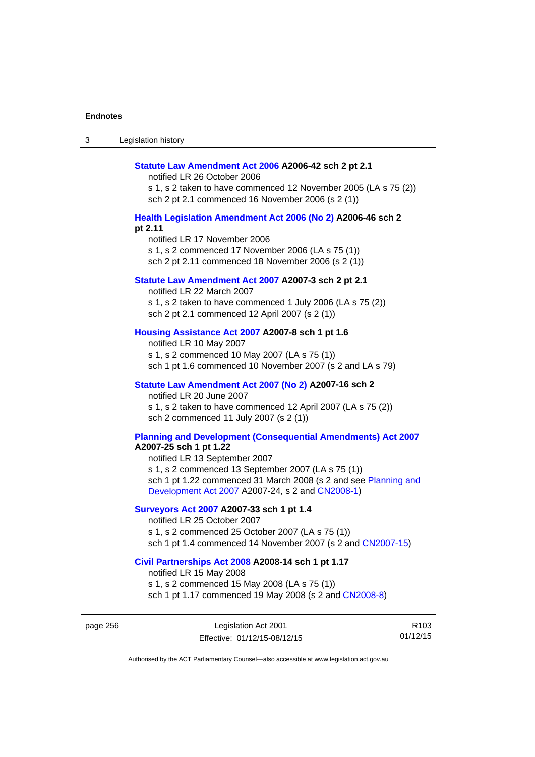**Statute Law Amendment Act 2006 A2006-42 sch 2 pt 2.1**

notified LR 26 October 2006

s 1, s 2 taken to have commenced 12 November 2005 (LA s 75 (2))

sch 2 pt 2.1 commenced 16 November 2006 (s 2 (1))

**Health Legislation Amendment Act 2006 (No 2) A2006-46 sch 2 pt 2.11**

notified LR 17 November 2006

s 1, s 2 commenced 17 November 2006 (LA s 75 (1))

sch 2 pt 2.11 commenced 18 November 2006 (s 2 (1))

**Statute Law Amendment Act 2007 A2007-3 sch 2 pt 2.1**

notified LR 22 March 2007

s 1, s 2 taken to have commenced 1 July 2006 (LA s 75 (2))

sch 2 pt 2.1 commenced 12 April 2007 (s 2 (1))

**Housing Assistance Act 2007 A2007-8 sch 1 pt 1.6**

notified LR 10 May 2007

s 1, s 2 commenced 10 May 2007 (LA s 75 (1))

sch 1 pt 1.6 commenced 10 November 2007 (s 2 and LA s 79)

**Statute Law Amendment Act 2007 (No 2) A2007-16 sch 2**

notified LR 20 June 2007

s 1, s 2 taken to have commenced 12 April 2007 (LA s 75 (2))

sch 2 commenced 11 July 2007 (s 2 (1))

**Planning and Development (Consequential Amendments) Act 2007 A2007-25 sch 1 pt 1.22**

notified LR 13 September 2007

s 1, s 2 commenced 13 September 2007 (LA s 75 (1))

sch 1 pt 1.22 commenced 31 March 2008 (s 2 and see Planning and Development Act 2007 A2007-24, s 2 and CN2008-1)

**Surveyors Act 2007 A2007-33 sch 1 pt 1.4**

notified LR 25 October 2007

s 1, s 2 commenced 25 October 2007 (LA s 75 (1))

sch 1 pt 1.4 commenced 14 November 2007 (s 2 and CN2007-15)

**Civil Partnerships Act 2008 A2008-14 sch 1 pt 1.17**

notified LR 15 May 2008

s 1, s 2 commenced 15 May 2008 (LA s 75 (1))

sch 1 pt 1.17 commenced 19 May 2008 (s 2 and CN2008-8)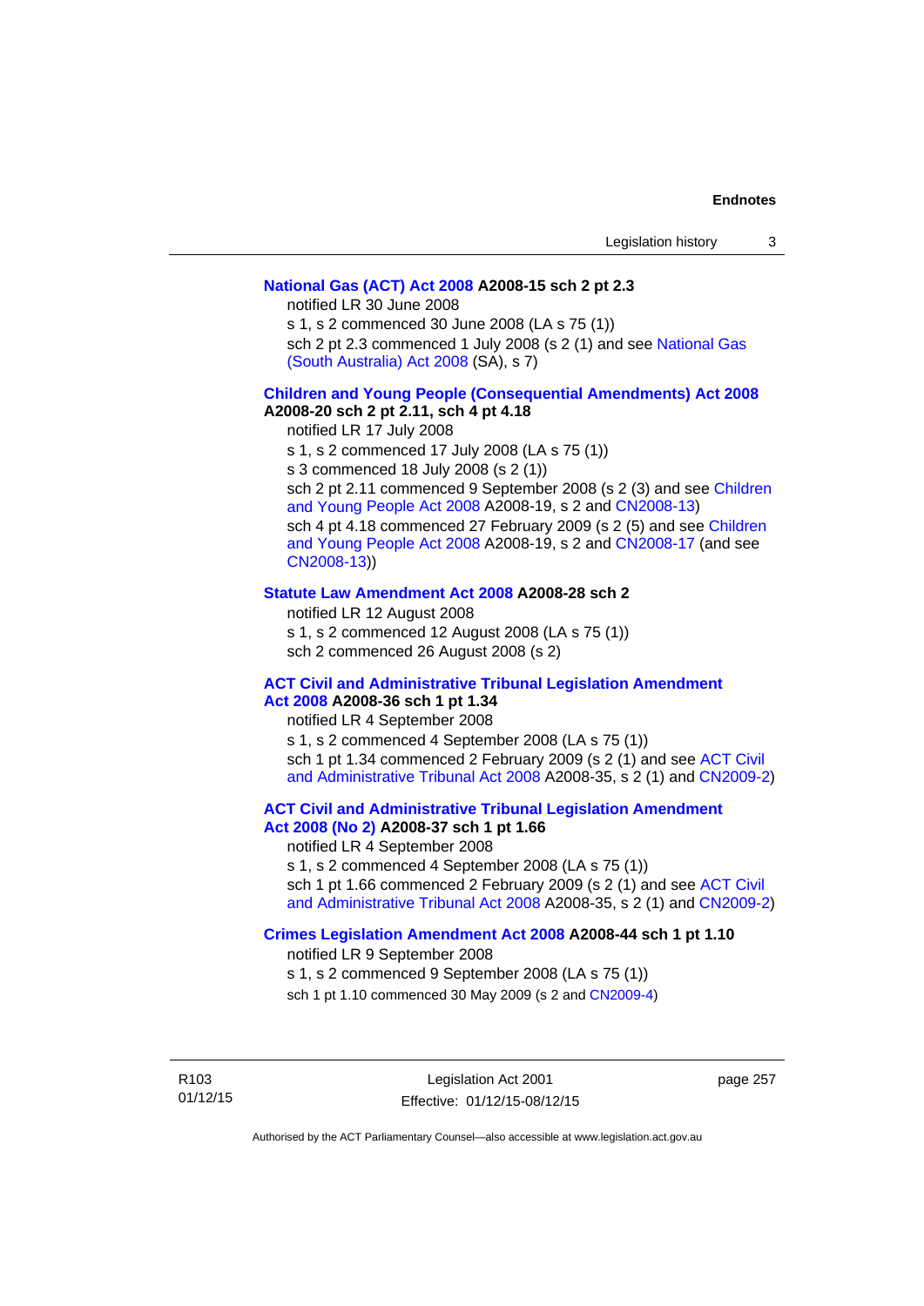**National Gas (ACT) Act 2008 A2008-15 sch 2 pt 2.3**

notified LR 30 June 2008

s 1, s 2 commenced 30 June 2008 (LA s 75 (1))

sch 2 pt 2.3 commenced 1 July 2008 (s 2 (1) and see National Gas (South Australia) Act 2008 (SA), s 7)

**Children and Young People (Consequential Amendments) Act 2008 A2008-20 sch 2 pt 2.11, sch 4 pt 4.18**

notified LR 17 July 2008

s 1, s 2 commenced 17 July 2008 (LA s 75 (1))

s 3 commenced 18 July 2008 (s 2 (1))

sch 2 pt 2.11 commenced 9 September 2008 (s 2 (3) and see Children and Young People Act 2008 A2008-19, s 2 and CN2008-13)

sch 4 pt 4.18 commenced 27 February 2009 (s 2 (5) and see Children and Young People Act 2008 A2008-19, s 2 and CN2008-17 (and see CN2008-13))

**Statute Law Amendment Act 2008 A2008-28 sch 2**

notified LR 12 August 2008

s 1, s 2 commenced 12 August 2008 (LA s 75 (1))

sch 2 commenced 26 August 2008 (s 2)

**ACT Civil and Administrative Tribunal Legislation Amendment Act 2008 A2008-36 sch 1 pt 1.34**

notified LR 4 September 2008

s 1, s 2 commenced 4 September 2008 (LA s 75 (1))

sch 1 pt 1.34 commenced 2 February 2009 (s 2 (1) and see ACT Civil and Administrative Tribunal Act 2008 A2008-35, s 2 (1) and CN2009-2)

**ACT Civil and Administrative Tribunal Legislation Amendment Act 2008 (No 2) A2008-37 sch 1 pt 1.66**

notified LR 4 September 2008

s 1, s 2 commenced 4 September 2008 (LA s 75 (1))

sch 1 pt 1.66 commenced 2 February 2009 (s 2 (1) and see ACT Civil and Administrative Tribunal Act 2008 A2008-35, s 2 (1) and CN2009-2)

**Crimes Legislation Amendment Act 2008 A2008-44 sch 1 pt 1.10**

notified LR 9 September 2008

s 1, s 2 commenced 9 September 2008 (LA s 75 (1))

sch 1 pt 1.10 commenced 30 May 2009 (s 2 and CN2009-4)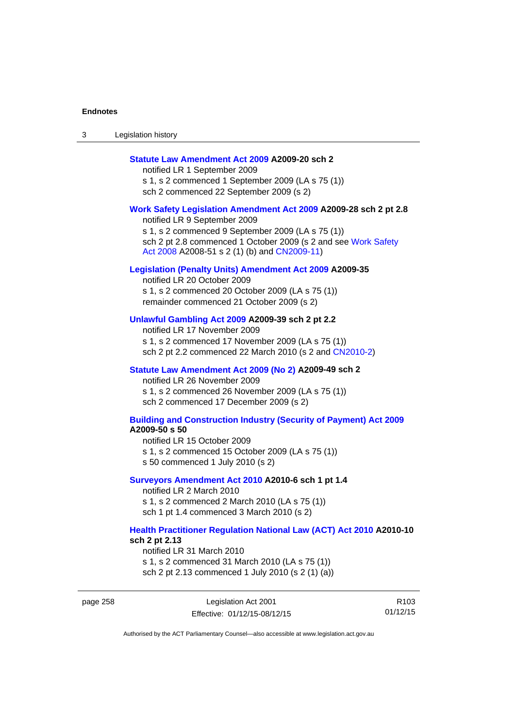**Statute Law Amendment Act 2009 A2009-20 sch 2**
notified LR 1 September 2009
s 1, s 2 commenced 1 September 2009 (LA s 75 (1))
sch 2 commenced 22 September 2009 (s 2)

**Work Safety Legislation Amendment Act 2009 A2009-28 sch 2 pt 2.8**
notified LR 9 September 2009
s 1, s 2 commenced 9 September 2009 (LA s 75 (1))
sch 2 pt 2.8 commenced 1 October 2009 (s 2 and see Work Safety Act 2008 A2008-51 s 2 (1) (b) and CN2009-11)

**Legislation (Penalty Units) Amendment Act 2009 A2009-35**
notified LR 20 October 2009
s 1, s 2 commenced 20 October 2009 (LA s 75 (1))
remainder commenced 21 October 2009 (s 2)

**Unlawful Gambling Act 2009 A2009-39 sch 2 pt 2.2**
notified LR 17 November 2009
s 1, s 2 commenced 17 November 2009 (LA s 75 (1))
sch 2 pt 2.2 commenced 22 March 2010 (s 2 and CN2010-2)

**Statute Law Amendment Act 2009 (No 2) A2009-49 sch 2**
notified LR 26 November 2009
s 1, s 2 commenced 26 November 2009 (LA s 75 (1))
sch 2 commenced 17 December 2009 (s 2)

**Building and Construction Industry (Security of Payment) Act 2009 A2009-50 s 50**
notified LR 15 October 2009
s 1, s 2 commenced 15 October 2009 (LA s 75 (1))
s 50 commenced 1 July 2010 (s 2)

**Surveyors Amendment Act 2010 A2010-6 sch 1 pt 1.4**
notified LR 2 March 2010
s 1, s 2 commenced 2 March 2010 (LA s 75 (1))
sch 1 pt 1.4 commenced 3 March 2010 (s 2)

**Health Practitioner Regulation National Law (ACT) Act 2010 A2010-10 sch 2 pt 2.13**
notified LR 31 March 2010
s 1, s 2 commenced 31 March 2010 (LA s 75 (1))
sch 2 pt 2.13 commenced 1 July 2010 (s 2 (1) (a))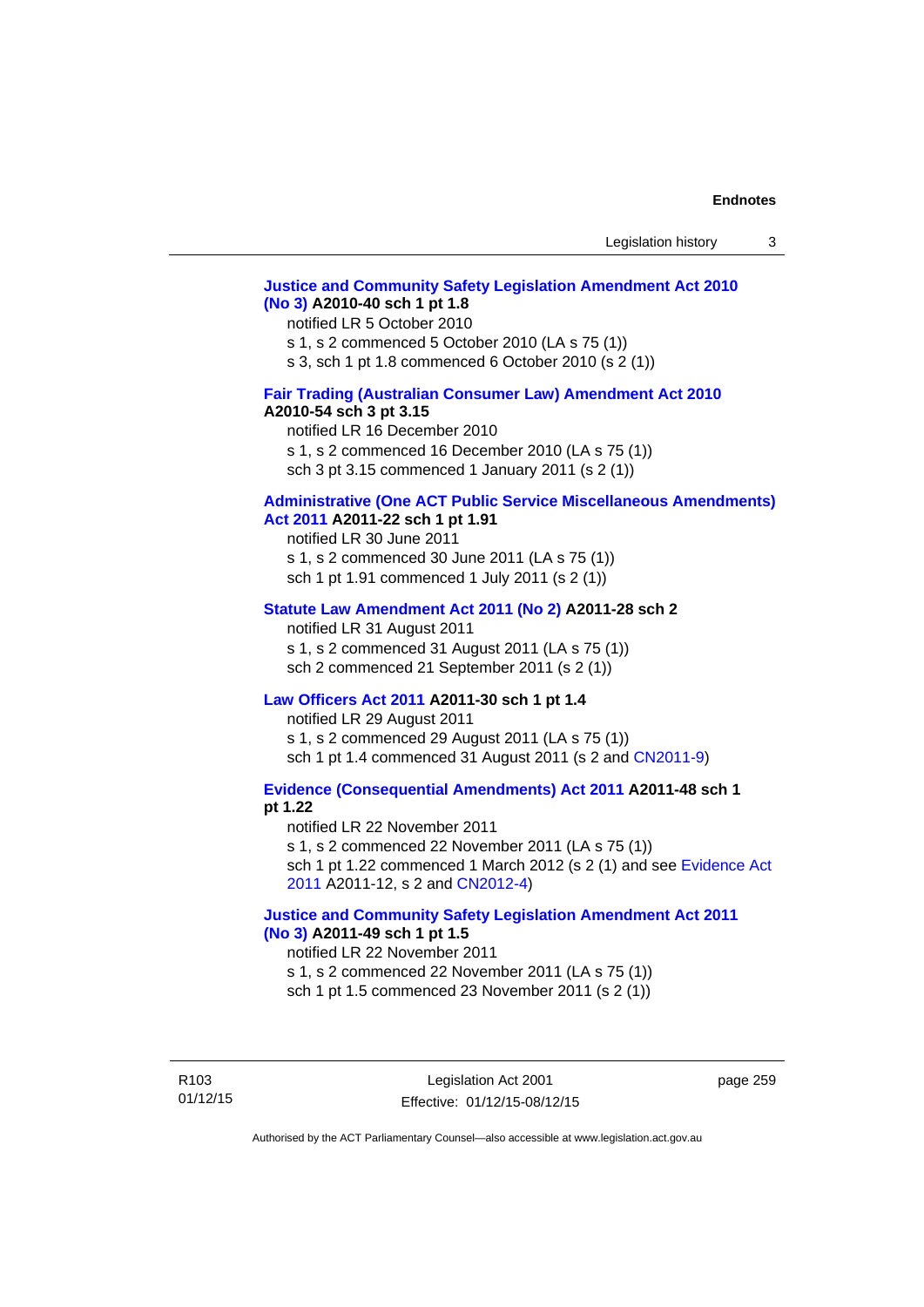**Justice and Community Safety Legislation Amendment Act 2010 (No 3) A2010-40 sch 1 pt 1.8**

notified LR 5 October 2010
s 1, s 2 commenced 5 October 2010 (LA s 75 (1))
s 3, sch 1 pt 1.8 commenced 6 October 2010 (s 2 (1))

**Fair Trading (Australian Consumer Law) Amendment Act 2010 A2010-54 sch 3 pt 3.15**

notified LR 16 December 2010
s 1, s 2 commenced 16 December 2010 (LA s 75 (1))
sch 3 pt 3.15 commenced 1 January 2011 (s 2 (1))

**Administrative (One ACT Public Service Miscellaneous Amendments) Act 2011 A2011-22 sch 1 pt 1.91**

notified LR 30 June 2011
s 1, s 2 commenced 30 June 2011 (LA s 75 (1))
sch 1 pt 1.91 commenced 1 July 2011 (s 2 (1))

**Statute Law Amendment Act 2011 (No 2) A2011-28 sch 2**

notified LR 31 August 2011
s 1, s 2 commenced 31 August 2011 (LA s 75 (1))
sch 2 commenced 21 September 2011 (s 2 (1))

**Law Officers Act 2011 A2011-30 sch 1 pt 1.4**

notified LR 29 August 2011
s 1, s 2 commenced 29 August 2011 (LA s 75 (1))
sch 1 pt 1.4 commenced 31 August 2011 (s 2 and CN2011-9)

**Evidence (Consequential Amendments) Act 2011 A2011-48 sch 1 pt 1.22**

notified LR 22 November 2011
s 1, s 2 commenced 22 November 2011 (LA s 75 (1))
sch 1 pt 1.22 commenced 1 March 2012 (s 2 (1) and see Evidence Act 2011 A2011-12, s 2 and CN2012-4)

**Justice and Community Safety Legislation Amendment Act 2011 (No 3) A2011-49 sch 1 pt 1.5**

notified LR 22 November 2011
s 1, s 2 commenced 22 November 2011 (LA s 75 (1))
sch 1 pt 1.5 commenced 23 November 2011 (s 2 (1))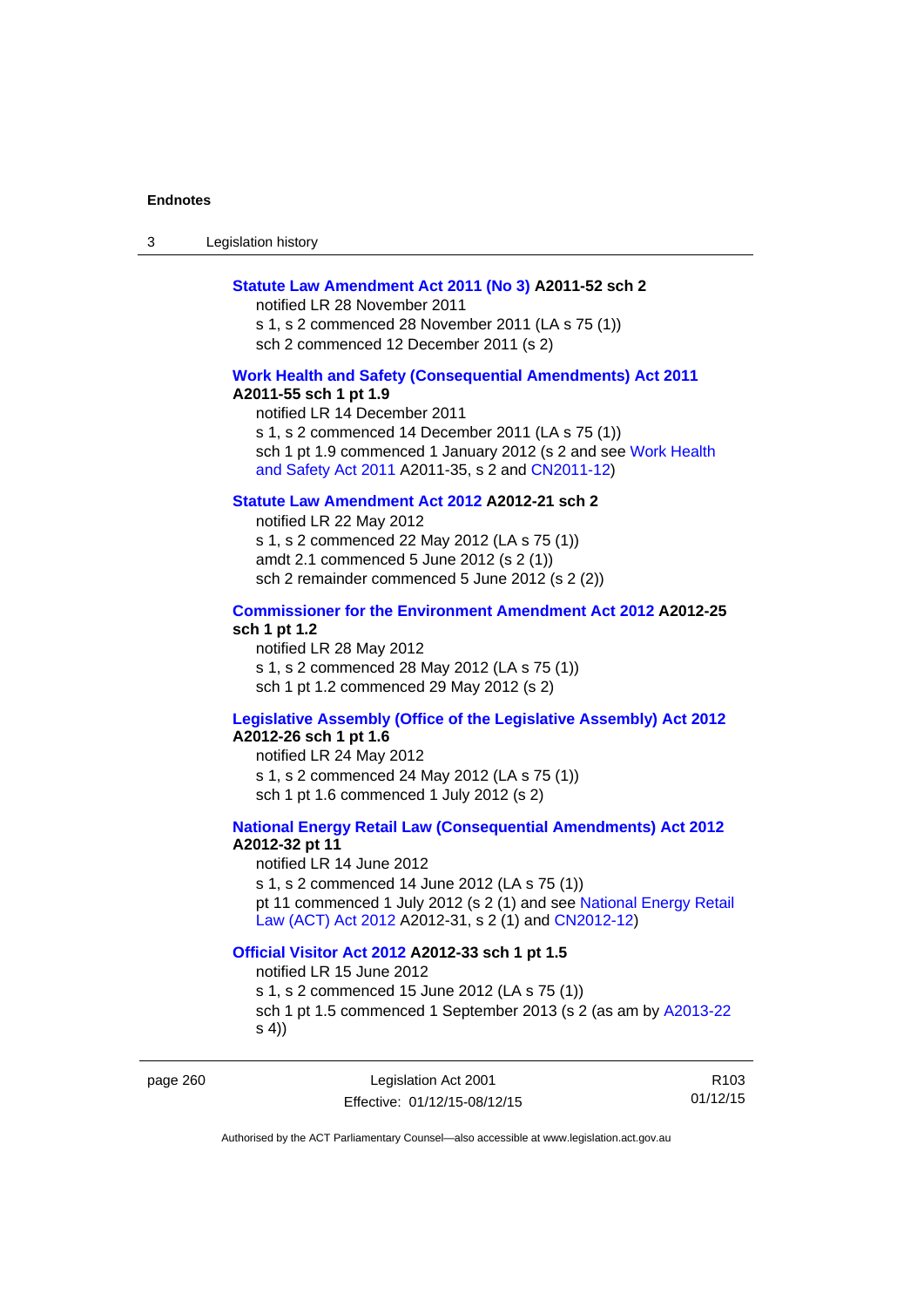**Statute Law Amendment Act 2011 (No 3) A2011-52 sch 2**

notified LR 28 November 2011
s 1, s 2 commenced 28 November 2011 (LA s 75 (1))
sch 2 commenced 12 December 2011 (s 2)

**Work Health and Safety (Consequential Amendments) Act 2011 A2011-55 sch 1 pt 1.9**

notified LR 14 December 2011
s 1, s 2 commenced 14 December 2011 (LA s 75 (1))
sch 1 pt 1.9 commenced 1 January 2012 (s 2 and see Work Health and Safety Act 2011 A2011-35, s 2 and CN2011-12)

**Statute Law Amendment Act 2012 A2012-21 sch 2**

notified LR 22 May 2012
s 1, s 2 commenced 22 May 2012 (LA s 75 (1))
amdt 2.1 commenced 5 June 2012 (s 2 (1))
sch 2 remainder commenced 5 June 2012 (s 2 (2))

**Commissioner for the Environment Amendment Act 2012 A2012-25 sch 1 pt 1.2**

notified LR 28 May 2012
s 1, s 2 commenced 28 May 2012 (LA s 75 (1))
sch 1 pt 1.2 commenced 29 May 2012 (s 2)

**Legislative Assembly (Office of the Legislative Assembly) Act 2012 A2012-26 sch 1 pt 1.6**

notified LR 24 May 2012
s 1, s 2 commenced 24 May 2012 (LA s 75 (1))
sch 1 pt 1.6 commenced 1 July 2012 (s 2)

**National Energy Retail Law (Consequential Amendments) Act 2012 A2012-32 pt 11**

notified LR 14 June 2012
s 1, s 2 commenced 14 June 2012 (LA s 75 (1))
pt 11 commenced 1 July 2012 (s 2 (1) and see National Energy Retail Law (ACT) Act 2012 A2012-31, s 2 (1) and CN2012-12)

**Official Visitor Act 2012 A2012-33 sch 1 pt 1.5**

notified LR 15 June 2012
s 1, s 2 commenced 15 June 2012 (LA s 75 (1))
sch 1 pt 1.5 commenced 1 September 2013 (s 2 (as am by A2013-22 s 4))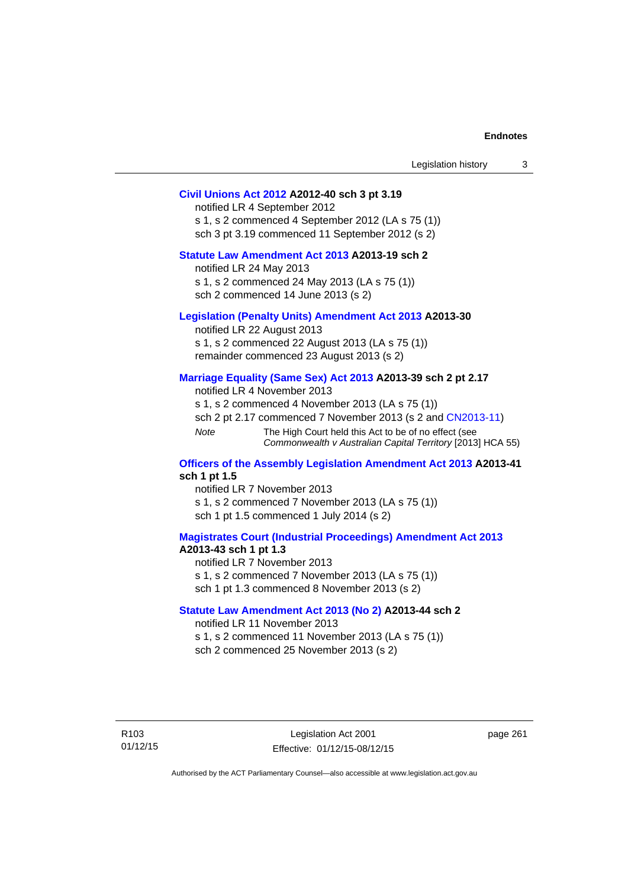**Civil Unions Act 2012 A2012-40 sch 3 pt 3.19**

notified LR 4 September 2012

s 1, s 2 commenced 4 September 2012 (LA s 75 (1))

sch 3 pt 3.19 commenced 11 September 2012 (s 2)

**Statute Law Amendment Act 2013 A2013-19 sch 2**

notified LR 24 May 2013

s 1, s 2 commenced 24 May 2013 (LA s 75 (1))

sch 2 commenced 14 June 2013 (s 2)

**Legislation (Penalty Units) Amendment Act 2013 A2013-30**

notified LR 22 August 2013

s 1, s 2 commenced 22 August 2013 (LA s 75 (1))

remainder commenced 23 August 2013 (s 2)

**Marriage Equality (Same Sex) Act 2013 A2013-39 sch 2 pt 2.17**

notified LR 4 November 2013

s 1, s 2 commenced 4 November 2013 (LA s 75 (1))

sch 2 pt 2.17 commenced 7 November 2013 (s 2 and CN2013-11)

*Note* The High Court held this Act to be of no effect (see *Commonwealth v Australian Capital Territory* [2013] HCA 55)

**Officers of the Assembly Legislation Amendment Act 2013 A2013-41 sch 1 pt 1.5**

notified LR 7 November 2013

s 1, s 2 commenced 7 November 2013 (LA s 75 (1))

sch 1 pt 1.5 commenced 1 July 2014 (s 2)

**Magistrates Court (Industrial Proceedings) Amendment Act 2013 A2013-43 sch 1 pt 1.3**

notified LR 7 November 2013

s 1, s 2 commenced 7 November 2013 (LA s 75 (1))

sch 1 pt 1.3 commenced 8 November 2013 (s 2)

**Statute Law Amendment Act 2013 (No 2) A2013-44 sch 2**

notified LR 11 November 2013

s 1, s 2 commenced 11 November 2013 (LA s 75 (1))

sch 2 commenced 25 November 2013 (s 2)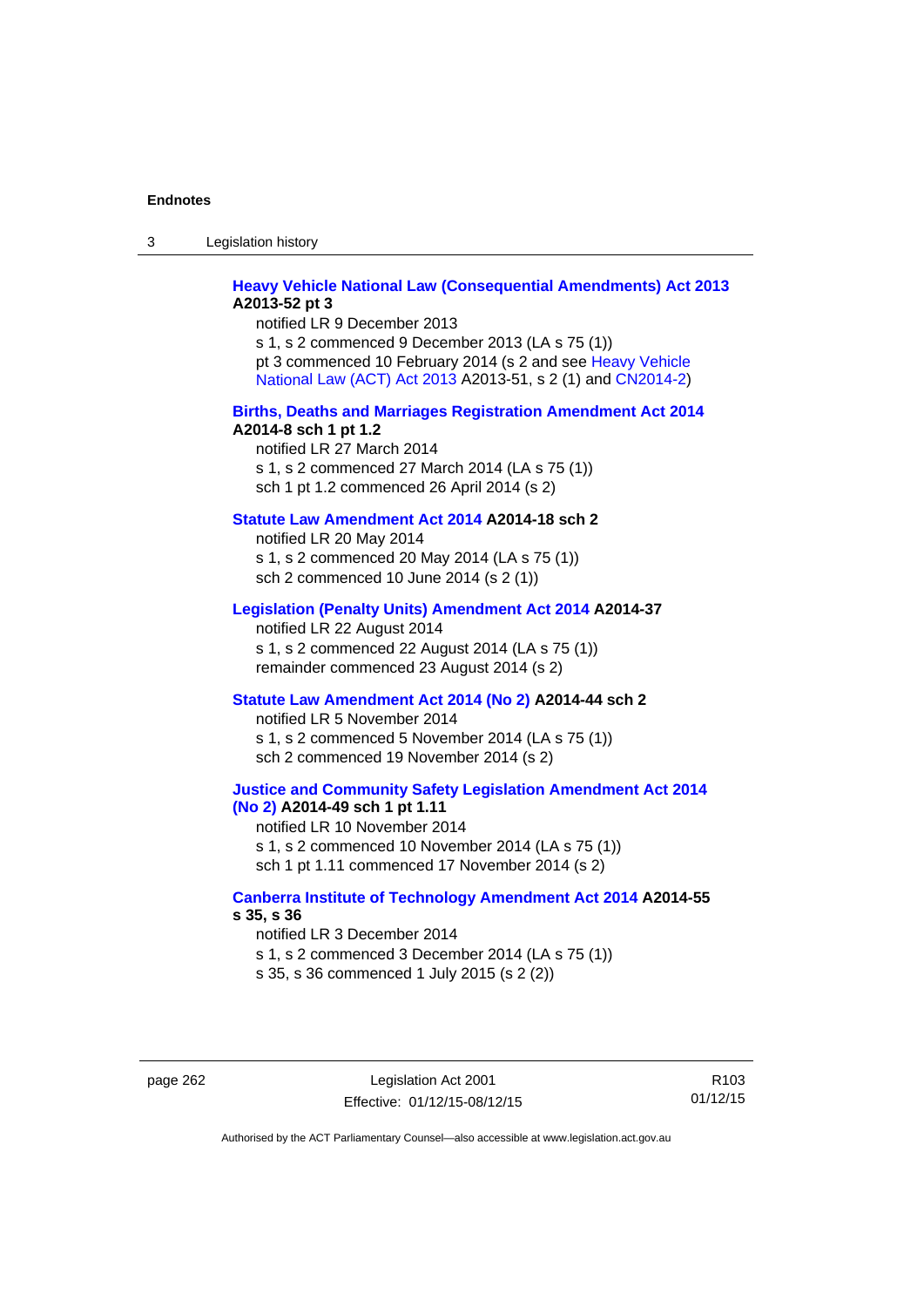**Heavy Vehicle National Law (Consequential Amendments) Act 2013 A2013-52 pt 3**

notified LR 9 December 2013

s 1, s 2 commenced 9 December 2013 (LA s 75 (1))

pt 3 commenced 10 February 2014 (s 2 and see Heavy Vehicle National Law (ACT) Act 2013 A2013-51, s 2 (1) and CN2014-2)

**Births, Deaths and Marriages Registration Amendment Act 2014 A2014-8 sch 1 pt 1.2**

notified LR 27 March 2014

s 1, s 2 commenced 27 March 2014 (LA s 75 (1))

sch 1 pt 1.2 commenced 26 April 2014 (s 2)

**Statute Law Amendment Act 2014 A2014-18 sch 2**

notified LR 20 May 2014

s 1, s 2 commenced 20 May 2014 (LA s 75 (1))

sch 2 commenced 10 June 2014 (s 2 (1))

**Legislation (Penalty Units) Amendment Act 2014 A2014-37**

notified LR 22 August 2014

s 1, s 2 commenced 22 August 2014 (LA s 75 (1))

remainder commenced 23 August 2014 (s 2)

**Statute Law Amendment Act 2014 (No 2) A2014-44 sch 2**

notified LR 5 November 2014

s 1, s 2 commenced 5 November 2014 (LA s 75 (1))

sch 2 commenced 19 November 2014 (s 2)

**Justice and Community Safety Legislation Amendment Act 2014 (No 2) A2014-49 sch 1 pt 1.11**

notified LR 10 November 2014

s 1, s 2 commenced 10 November 2014 (LA s 75 (1))

sch 1 pt 1.11 commenced 17 November 2014 (s 2)

**Canberra Institute of Technology Amendment Act 2014 A2014-55 s 35, s 36**

notified LR 3 December 2014

s 1, s 2 commenced 3 December 2014 (LA s 75 (1))

s 35, s 36 commenced 1 July 2015 (s 2 (2))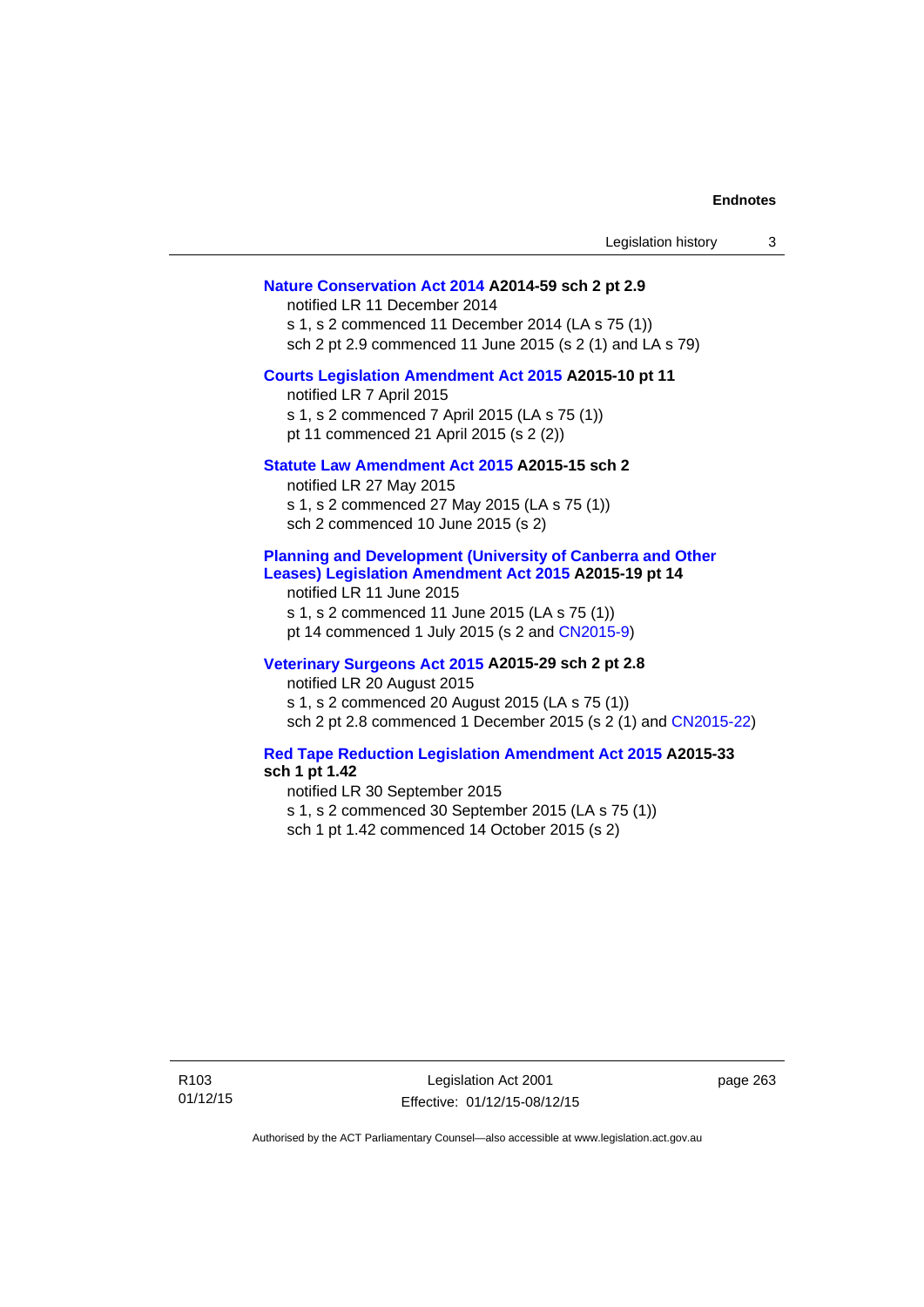**Nature Conservation Act 2014 A2014-59 sch 2 pt 2.9**

notified LR 11 December 2014

s 1, s 2 commenced 11 December 2014 (LA s 75 (1))

sch 2 pt 2.9 commenced 11 June 2015 (s 2 (1) and LA s 79)

**Courts Legislation Amendment Act 2015 A2015-10 pt 11**

notified LR 7 April 2015

s 1, s 2 commenced 7 April 2015 (LA s 75 (1))

pt 11 commenced 21 April 2015 (s 2 (2))

**Statute Law Amendment Act 2015 A2015-15 sch 2**

notified LR 27 May 2015

s 1, s 2 commenced 27 May 2015 (LA s 75 (1))

sch 2 commenced 10 June 2015 (s 2)

**Planning and Development (University of Canberra and Other Leases) Legislation Amendment Act 2015 A2015-19 pt 14**

notified LR 11 June 2015

s 1, s 2 commenced 11 June 2015 (LA s 75 (1))

pt 14 commenced 1 July 2015 (s 2 and CN2015-9)

**Veterinary Surgeons Act 2015 A2015-29 sch 2 pt 2.8**

notified LR 20 August 2015

s 1, s 2 commenced 20 August 2015 (LA s 75 (1))

sch 2 pt 2.8 commenced 1 December 2015 (s 2 (1) and CN2015-22)

**Red Tape Reduction Legislation Amendment Act 2015 A2015-33 sch 1 pt 1.42**

notified LR 30 September 2015

s 1, s 2 commenced 30 September 2015 (LA s 75 (1))

sch 1 pt 1.42 commenced 14 October 2015 (s 2)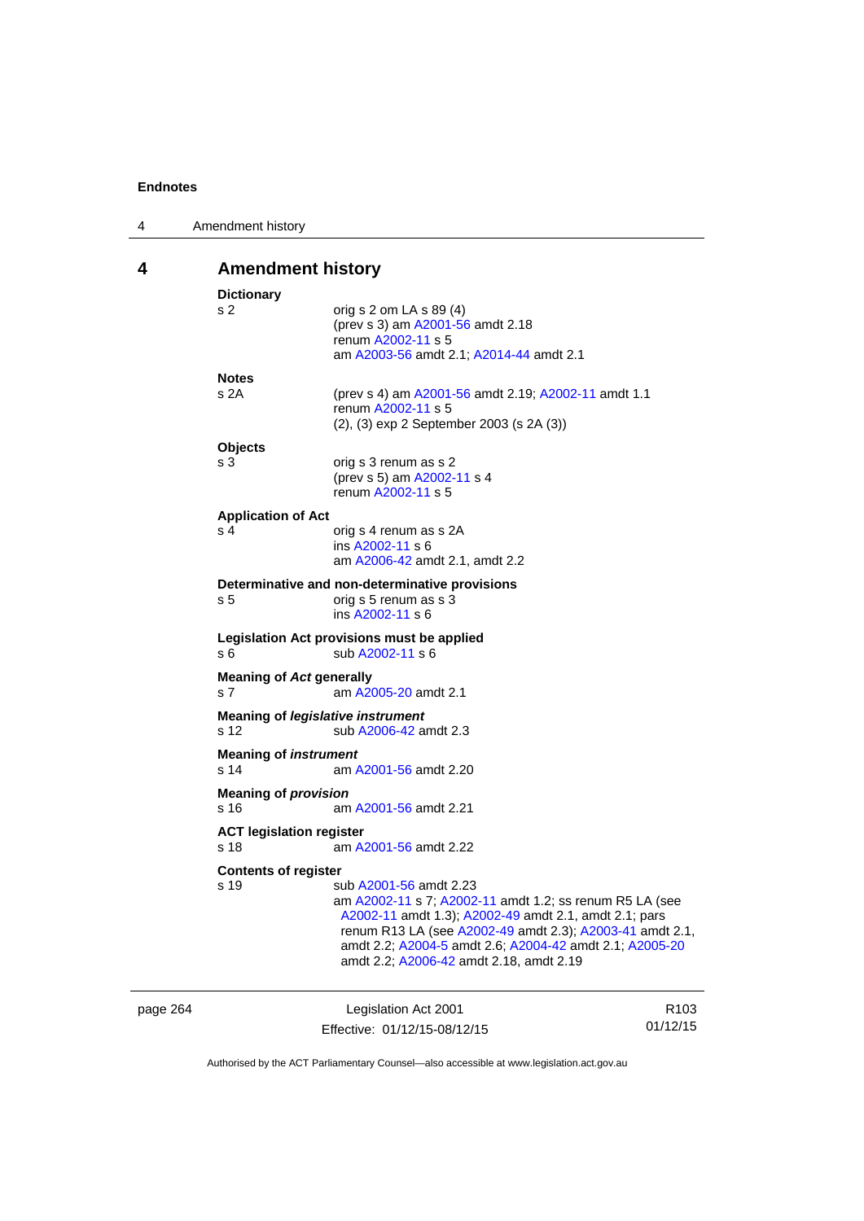## 4 Amendment history

**Dictionary**

| | |
|---|---|
| s 2 | orig s 2 om LA s 89 (4)<br>(prev s 3) am A2001-56 amdt 2.18<br>renum A2002-11 s 5<br>am A2003-56 amdt 2.1; A2014-44 amdt 2.1 |

**Notes**

| | |
|---|---|
| s 2A | (prev s 4) am A2001-56 amdt 2.19; A2002-11 amdt 1.1<br>renum A2002-11 s 5<br>(2), (3) exp 2 September 2003 (s 2A (3)) |

**Objects**

| | |
|---|---|
| s 3 | orig s 3 renum as s 2<br>(prev s 5) am A2002-11 s 4<br>renum A2002-11 s 5 |

**Application of Act**

| | |
|---|---|
| s 4 | orig s 4 renum as s 2A<br>ins A2002-11 s 6<br>am A2006-42 amdt 2.1, amdt 2.2 |

**Determinative and non-determinative provisions**

| | |
|---|---|
| s 5 | orig s 5 renum as s 3<br>ins A2002-11 s 6 |

**Legislation Act provisions must be applied**

| | |
|---|---|
| s 6 | sub A2002-11 s 6 |

**Meaning of *Act* generally**

| | |
|---|---|
| s 7 | am A2005-20 amdt 2.1 |

**Meaning of *legislative instrument***

| | |
|---|---|
| s 12 | sub A2006-42 amdt 2.3 |

**Meaning of *instrument***

| | |
|---|---|
| s 14 | am A2001-56 amdt 2.20 |

**Meaning of *provision***

| | |
|---|---|
| s 16 | am A2001-56 amdt 2.21 |

**ACT legislation register**

| | |
|---|---|
| s 18 | am A2001-56 amdt 2.22 |

**Contents of register**

| | |
|---|---|
| s 19 | sub A2001-56 amdt 2.23<br>am A2002-11 s 7; A2002-11 amdt 1.2; ss renum R5 LA (see A2002-11 amdt 1.3); A2002-49 amdt 2.1, amdt 2.1; pars renum R13 LA (see A2002-49 amdt 2.3); A2003-41 amdt 2.1, amdt 2.2; A2004-5 amdt 2.6; A2004-42 amdt 2.1; A2005-20 amdt 2.2; A2006-42 amdt 2.18, amdt 2.19 |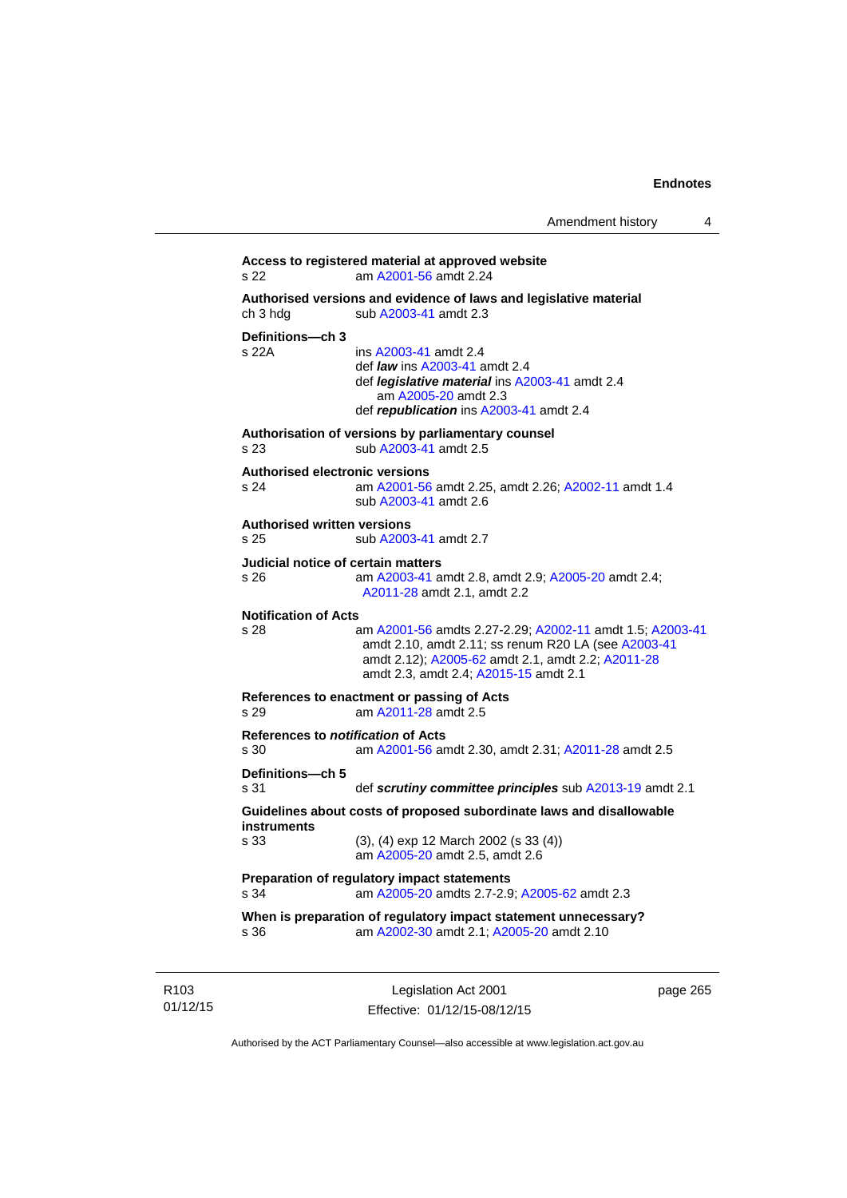**Access to registered material at approved website**
s 22 am A2001-56 amdt 2.24

**Authorised versions and evidence of laws and legislative material**
ch 3 hdg sub A2003-41 amdt 2.3

**Definitions—ch 3**
s 22A ins A2003-41 amdt 2.4
def ***law*** ins A2003-41 amdt 2.4
def ***legislative material*** ins A2003-41 amdt 2.4
am A2005-20 amdt 2.3
def ***republication*** ins A2003-41 amdt 2.4

**Authorisation of versions by parliamentary counsel**
s 23 sub A2003-41 amdt 2.5

**Authorised electronic versions**
s 24 am A2001-56 amdt 2.25, amdt 2.26; A2002-11 amdt 1.4
sub A2003-41 amdt 2.6

**Authorised written versions**
s 25 sub A2003-41 amdt 2.7

**Judicial notice of certain matters**
s 26 am A2003-41 amdt 2.8, amdt 2.9; A2005-20 amdt 2.4; A2011-28 amdt 2.1, amdt 2.2

**Notification of Acts**
s 28 am A2001-56 amdts 2.27-2.29; A2002-11 amdt 1.5; A2003-41 amdt 2.10, amdt 2.11; ss renum R20 LA (see A2003-41 amdt 2.12); A2005-62 amdt 2.1, amdt 2.2; A2011-28 amdt 2.3, amdt 2.4; A2015-15 amdt 2.1

**References to enactment or passing of Acts**
s 29 am A2011-28 amdt 2.5

**References to *notification* of Acts**
s 30 am A2001-56 amdt 2.30, amdt 2.31; A2011-28 amdt 2.5

**Definitions—ch 5**
s 31 def ***scrutiny committee principles*** sub A2013-19 amdt 2.1

**Guidelines about costs of proposed subordinate laws and disallowable instruments**
s 33 (3), (4) exp 12 March 2002 (s 33 (4))
am A2005-20 amdt 2.5, amdt 2.6

**Preparation of regulatory impact statements**
s 34 am A2005-20 amdts 2.7-2.9; A2005-62 amdt 2.3

**When is preparation of regulatory impact statement unnecessary?**
s 36 am A2002-30 amdt 2.1; A2005-20 amdt 2.10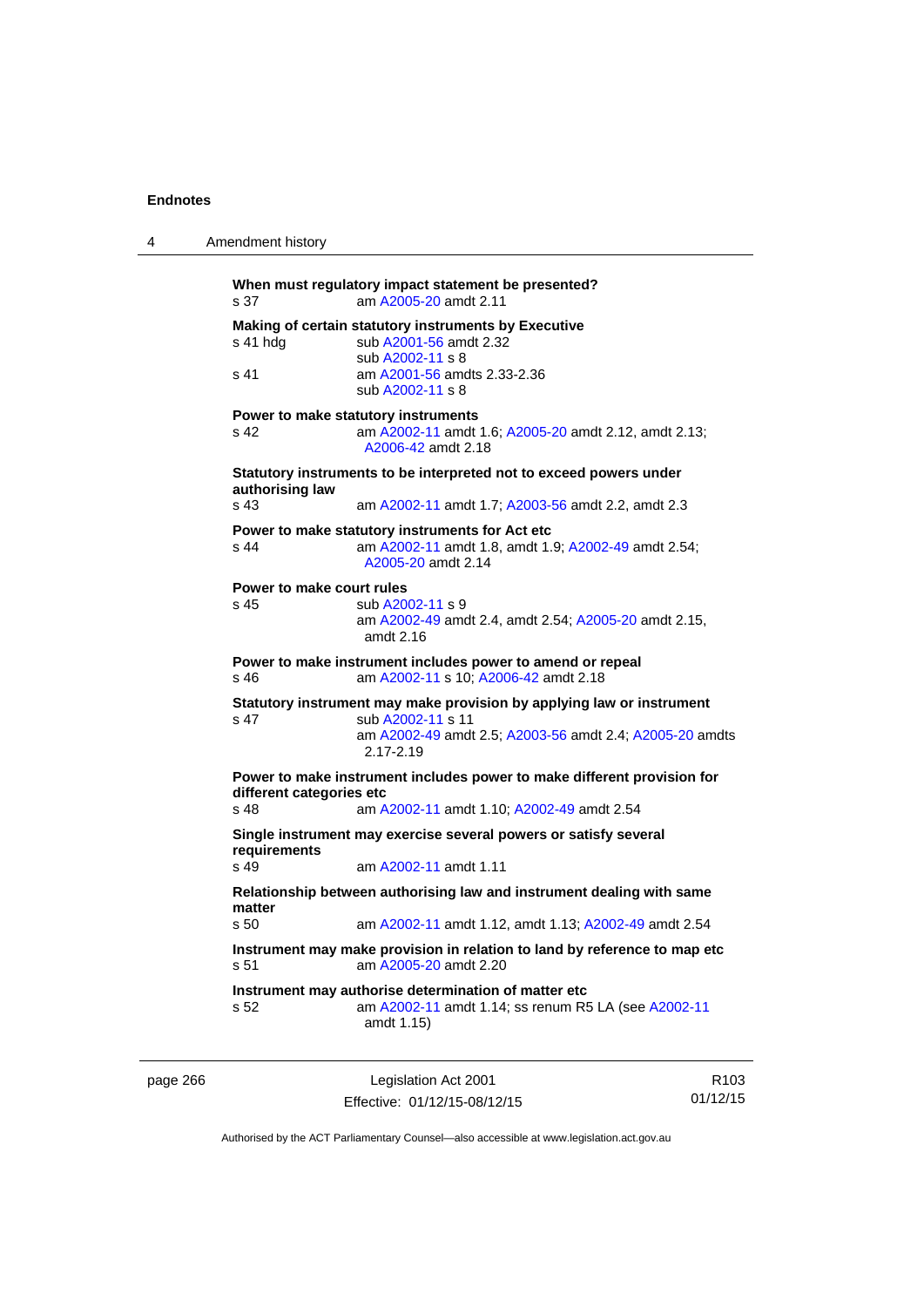**When must regulatory impact statement be presented?**
s 37 am A2005-20 amdt 2.11

**Making of certain statutory instruments by Executive**
s 41 hdg sub A2001-56 amdt 2.32
sub A2002-11 s 8
s 41 am A2001-56 amdts 2.33-2.36
sub A2002-11 s 8

**Power to make statutory instruments**
s 42 am A2002-11 amdt 1.6; A2005-20 amdt 2.12, amdt 2.13; A2006-42 amdt 2.18

**Statutory instruments to be interpreted not to exceed powers under authorising law**
s 43 am A2002-11 amdt 1.7; A2003-56 amdt 2.2, amdt 2.3

**Power to make statutory instruments for Act etc**
s 44 am A2002-11 amdt 1.8, amdt 1.9; A2002-49 amdt 2.54; A2005-20 amdt 2.14

**Power to make court rules**
s 45 sub A2002-11 s 9
am A2002-49 amdt 2.4, amdt 2.54; A2005-20 amdt 2.15, amdt 2.16

**Power to make instrument includes power to amend or repeal**
s 46 am A2002-11 s 10; A2006-42 amdt 2.18

**Statutory instrument may make provision by applying law or instrument**
s 47 sub A2002-11 s 11
am A2002-49 amdt 2.5; A2003-56 amdt 2.4; A2005-20 amdts 2.17-2.19

**Power to make instrument includes power to make different provision for different categories etc**
s 48 am A2002-11 amdt 1.10; A2002-49 amdt 2.54

**Single instrument may exercise several powers or satisfy several requirements**
s 49 am A2002-11 amdt 1.11

**Relationship between authorising law and instrument dealing with same matter**
s 50 am A2002-11 amdt 1.12, amdt 1.13; A2002-49 amdt 2.54

**Instrument may make provision in relation to land by reference to map etc**
s 51 am A2005-20 amdt 2.20

**Instrument may authorise determination of matter etc**
s 52 am A2002-11 amdt 1.14; ss renum R5 LA (see A2002-11 amdt 1.15)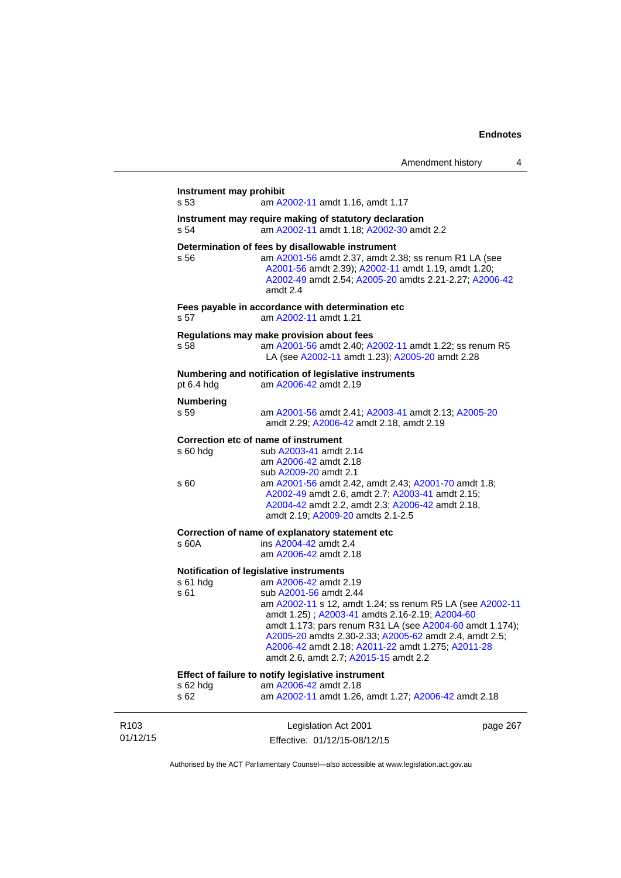**Instrument may prohibit**

s 53 am A2002-11 amdt 1.16, amdt 1.17

**Instrument may require making of statutory declaration**

s 54 am A2002-11 amdt 1.18; A2002-30 amdt 2.2

**Determination of fees by disallowable instrument**

s 56 am A2001-56 amdt 2.37, amdt 2.38; ss renum R1 LA (see A2001-56 amdt 2.39); A2002-11 amdt 1.19, amdt 1.20; A2002-49 amdt 2.54; A2005-20 amdts 2.21-2.27; A2006-42 amdt 2.4

**Fees payable in accordance with determination etc**

s 57 am A2002-11 amdt 1.21

**Regulations may make provision about fees**

s 58 am A2001-56 amdt 2.40; A2002-11 amdt 1.22; ss renum R5 LA (see A2002-11 amdt 1.23); A2005-20 amdt 2.28

**Numbering and notification of legislative instruments**

pt 6.4 hdg am A2006-42 amdt 2.19

**Numbering**

s 59 am A2001-56 amdt 2.41; A2003-41 amdt 2.13; A2005-20 amdt 2.29; A2006-42 amdt 2.18, amdt 2.19

**Correction etc of name of instrument**

s 60 hdg sub A2003-41 amdt 2.14
am A2006-42 amdt 2.18
sub A2009-20 amdt 2.1

s 60 am A2001-56 amdt 2.42, amdt 2.43; A2001-70 amdt 1.8; A2002-49 amdt 2.6, amdt 2.7; A2003-41 amdt 2.15; A2004-42 amdt 2.2, amdt 2.3; A2006-42 amdt 2.18, amdt 2.19; A2009-20 amdts 2.1-2.5

**Correction of name of explanatory statement etc**

s 60A ins A2004-42 amdt 2.4
am A2006-42 amdt 2.18

**Notification of legislative instruments**

s 61 hdg am A2006-42 amdt 2.19

s 61 sub A2001-56 amdt 2.44
am A2002-11 s 12, amdt 1.24; ss renum R5 LA (see A2002-11 amdt 1.25) ; A2003-41 amdts 2.16-2.19; A2004-60 amdt 1.173; pars renum R31 LA (see A2004-60 amdt 1.174); A2005-20 amdts 2.30-2.33; A2005-62 amdt 2.4, amdt 2.5; A2006-42 amdt 2.18; A2011-22 amdt 1.275; A2011-28 amdt 2.6, amdt 2.7; A2015-15 amdt 2.2

**Effect of failure to notify legislative instrument**

s 62 hdg am A2006-42 amdt 2.18

s 62 am A2002-11 amdt 1.26, amdt 1.27; A2006-42 amdt 2.18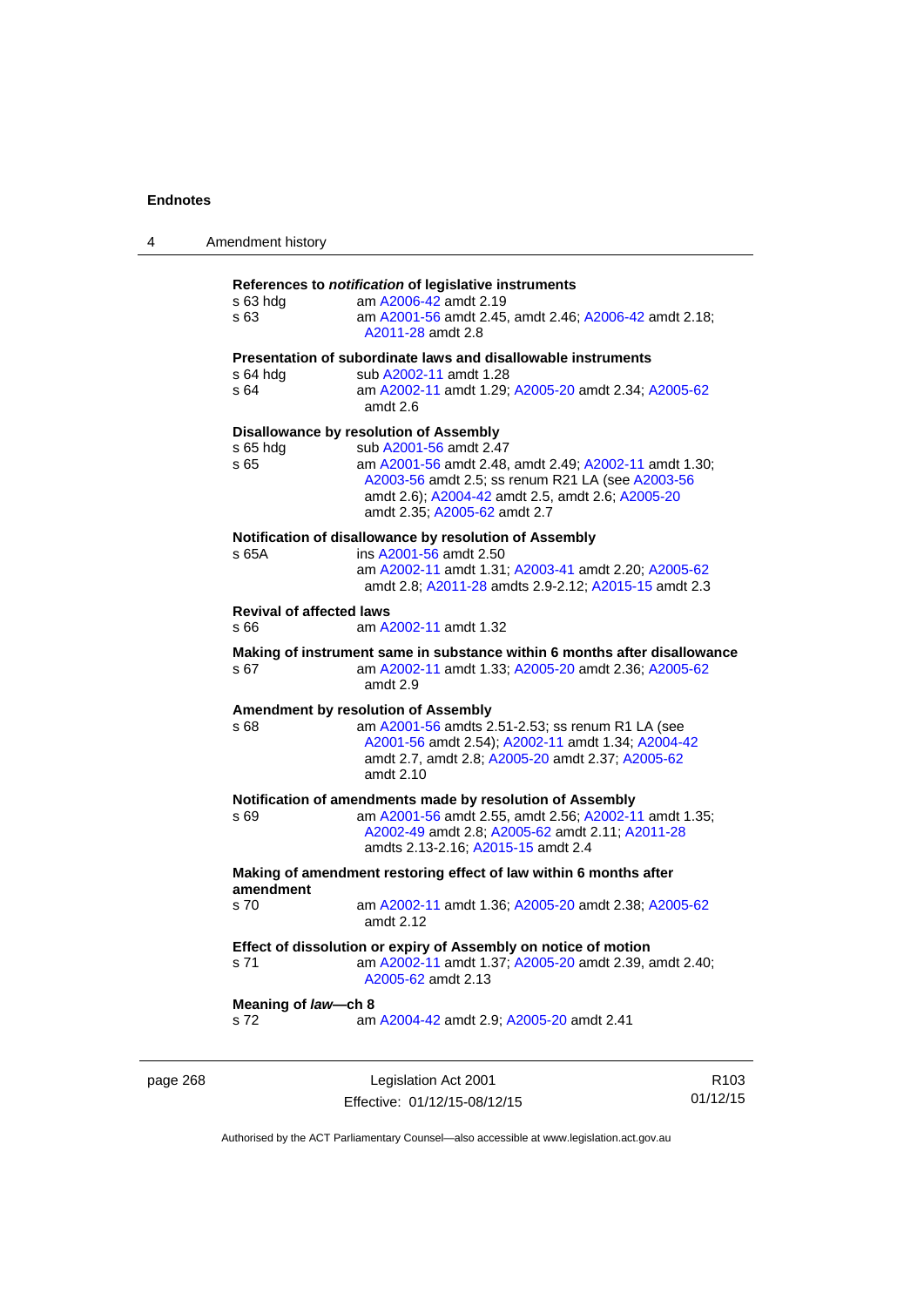**References to *notification* of legislative instruments**

s 63 hdg am A2006-42 amdt 2.19

s 63 am A2001-56 amdt 2.45, amdt 2.46; A2006-42 amdt 2.18; A2011-28 amdt 2.8

**Presentation of subordinate laws and disallowable instruments**

s 64 hdg sub A2002-11 amdt 1.28

s 64 am A2002-11 amdt 1.29; A2005-20 amdt 2.34; A2005-62 amdt 2.6

**Disallowance by resolution of Assembly**

s 65 hdg sub A2001-56 amdt 2.47

s 65 am A2001-56 amdt 2.48, amdt 2.49; A2002-11 amdt 1.30; A2003-56 amdt 2.5; ss renum R21 LA (see A2003-56 amdt 2.6); A2004-42 amdt 2.5, amdt 2.6; A2005-20 amdt 2.35; A2005-62 amdt 2.7

**Notification of disallowance by resolution of Assembly**

s 65A ins A2001-56 amdt 2.50
am A2002-11 amdt 1.31; A2003-41 amdt 2.20; A2005-62 amdt 2.8; A2011-28 amdts 2.9-2.12; A2015-15 amdt 2.3

**Revival of affected laws**

s 66 am A2002-11 amdt 1.32

**Making of instrument same in substance within 6 months after disallowance**

s 67 am A2002-11 amdt 1.33; A2005-20 amdt 2.36; A2005-62 amdt 2.9

**Amendment by resolution of Assembly**

s 68 am A2001-56 amdts 2.51-2.53; ss renum R1 LA (see A2001-56 amdt 2.54); A2002-11 amdt 1.34; A2004-42 amdt 2.7, amdt 2.8; A2005-20 amdt 2.37; A2005-62 amdt 2.10

**Notification of amendments made by resolution of Assembly**

s 69 am A2001-56 amdt 2.55, amdt 2.56; A2002-11 amdt 1.35; A2002-49 amdt 2.8; A2005-62 amdt 2.11; A2011-28 amdts 2.13-2.16; A2015-15 amdt 2.4

**Making of amendment restoring effect of law within 6 months after amendment**

s 70 am A2002-11 amdt 1.36; A2005-20 amdt 2.38; A2005-62 amdt 2.12

**Effect of dissolution or expiry of Assembly on notice of motion**

s 71 am A2002-11 amdt 1.37; A2005-20 amdt 2.39, amdt 2.40; A2005-62 amdt 2.13

**Meaning of *law*—ch 8**

s 72 am A2004-42 amdt 2.9; A2005-20 amdt 2.41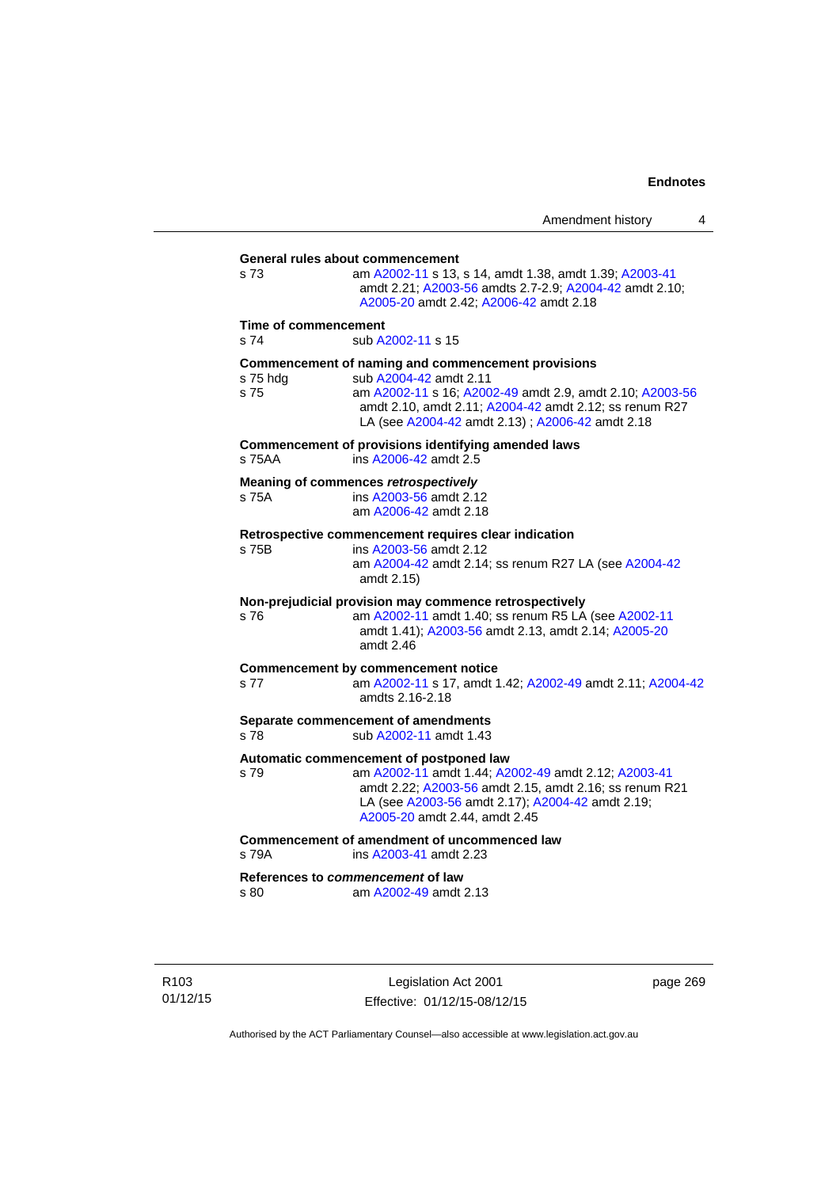**General rules about commencement**

s 73 — am A2002-11 s 13, s 14, amdt 1.38, amdt 1.39; A2003-41 amdt 2.21; A2003-56 amdts 2.7-2.9; A2004-42 amdt 2.10; A2005-20 amdt 2.42; A2006-42 amdt 2.18

**Time of commencement**

s 74 — sub A2002-11 s 15

**Commencement of naming and commencement provisions**

s 75 hdg — sub A2004-42 amdt 2.11

s 75 — am A2002-11 s 16; A2002-49 amdt 2.9, amdt 2.10; A2003-56 amdt 2.10, amdt 2.11; A2004-42 amdt 2.12; ss renum R27 LA (see A2004-42 amdt 2.13) ; A2006-42 amdt 2.18

**Commencement of provisions identifying amended laws**

s 75AA — ins A2006-42 amdt 2.5

**Meaning of commences *retrospectively***

s 75A — ins A2003-56 amdt 2.12
am A2006-42 amdt 2.18

**Retrospective commencement requires clear indication**

s 75B — ins A2003-56 amdt 2.12
am A2004-42 amdt 2.14; ss renum R27 LA (see A2004-42 amdt 2.15)

**Non-prejudicial provision may commence retrospectively**

s 76 — am A2002-11 amdt 1.40; ss renum R5 LA (see A2002-11 amdt 1.41); A2003-56 amdt 2.13, amdt 2.14; A2005-20 amdt 2.46

**Commencement by commencement notice**

s 77 — am A2002-11 s 17, amdt 1.42; A2002-49 amdt 2.11; A2004-42 amdts 2.16-2.18

**Separate commencement of amendments**

s 78 — sub A2002-11 amdt 1.43

**Automatic commencement of postponed law**

s 79 — am A2002-11 amdt 1.44; A2002-49 amdt 2.12; A2003-41 amdt 2.22; A2003-56 amdt 2.15, amdt 2.16; ss renum R21 LA (see A2003-56 amdt 2.17); A2004-42 amdt 2.19; A2005-20 amdt 2.44, amdt 2.45

**Commencement of amendment of uncommenced law**

s 79A — ins A2003-41 amdt 2.23

**References to *commencement* of law**

s 80 — am A2002-49 amdt 2.13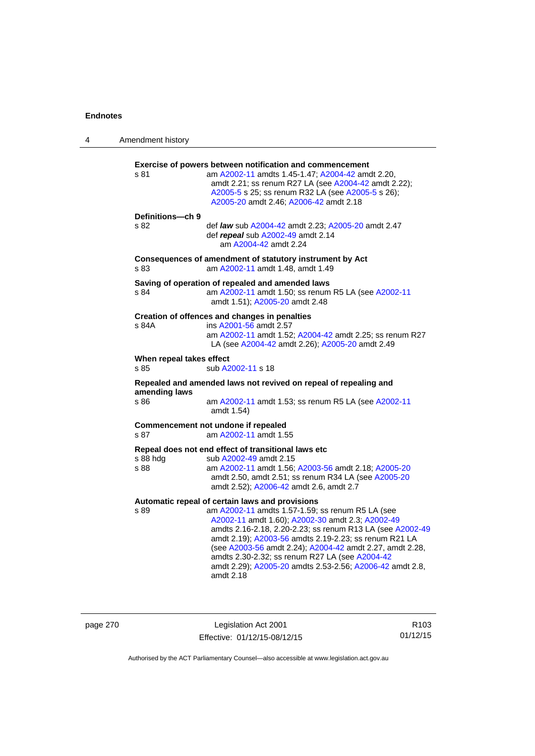**Exercise of powers between notification and commencement**

s 81 am A2002-11 amdts 1.45-1.47; A2004-42 amdt 2.20, amdt 2.21; ss renum R27 LA (see A2004-42 amdt 2.22); A2005-5 s 25; ss renum R32 LA (see A2005-5 s 26); A2005-20 amdt 2.46; A2006-42 amdt 2.18

**Definitions—ch 9**

s 82 def ***law*** sub A2004-42 amdt 2.23; A2005-20 amdt 2.47
def ***repeal*** sub A2002-49 amdt 2.14
am A2004-42 amdt 2.24

**Consequences of amendment of statutory instrument by Act**

s 83 am A2002-11 amdt 1.48, amdt 1.49

**Saving of operation of repealed and amended laws**

s 84 am A2002-11 amdt 1.50; ss renum R5 LA (see A2002-11 amdt 1.51); A2005-20 amdt 2.48

**Creation of offences and changes in penalties**

s 84A ins A2001-56 amdt 2.57
am A2002-11 amdt 1.52; A2004-42 amdt 2.25; ss renum R27 LA (see A2004-42 amdt 2.26); A2005-20 amdt 2.49

**When repeal takes effect**

s 85 sub A2002-11 s 18

**Repealed and amended laws not revived on repeal of repealing and amending laws**

s 86 am A2002-11 amdt 1.53; ss renum R5 LA (see A2002-11 amdt 1.54)

**Commencement not undone if repealed**

s 87 am A2002-11 amdt 1.55

**Repeal does not end effect of transitional laws etc**

s 88 hdg sub A2002-49 amdt 2.15
s 88 am A2002-11 amdt 1.56; A2003-56 amdt 2.18; A2005-20 amdt 2.50, amdt 2.51; ss renum R34 LA (see A2005-20 amdt 2.52); A2006-42 amdt 2.6, amdt 2.7

**Automatic repeal of certain laws and provisions**

s 89 am A2002-11 amdts 1.57-1.59; ss renum R5 LA (see A2002-11 amdt 1.60); A2002-30 amdt 2.3; A2002-49 amdts 2.16-2.18, 2.20-2.23; ss renum R13 LA (see A2002-49 amdt 2.19); A2003-56 amdts 2.19-2.23; ss renum R21 LA (see A2003-56 amdt 2.24); A2004-42 amdt 2.27, amdt 2.28, amdts 2.30-2.32; ss renum R27 LA (see A2004-42 amdt 2.29); A2005-20 amdts 2.53-2.56; A2006-42 amdt 2.8, amdt 2.18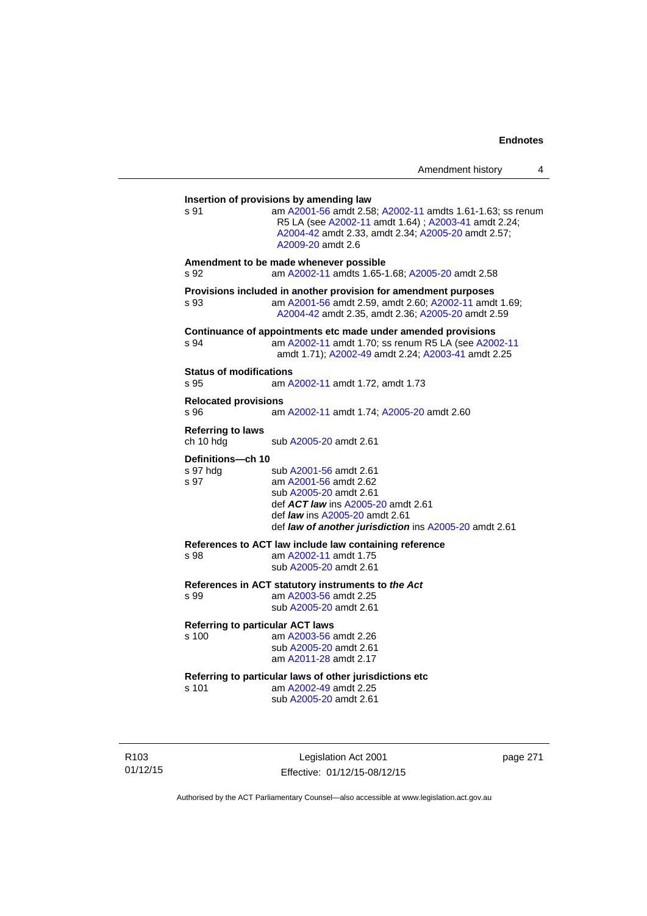**Insertion of provisions by amending law**

s 91 am A2001-56 amdt 2.58; A2002-11 amdts 1.61-1.63; ss renum R5 LA (see A2002-11 amdt 1.64) ; A2003-41 amdt 2.24; A2004-42 amdt 2.33, amdt 2.34; A2005-20 amdt 2.57; A2009-20 amdt 2.6

**Amendment to be made whenever possible**

s 92 am A2002-11 amdts 1.65-1.68; A2005-20 amdt 2.58

**Provisions included in another provision for amendment purposes**

s 93 am A2001-56 amdt 2.59, amdt 2.60; A2002-11 amdt 1.69; A2004-42 amdt 2.35, amdt 2.36; A2005-20 amdt 2.59

**Continuance of appointments etc made under amended provisions**

s 94 am A2002-11 amdt 1.70; ss renum R5 LA (see A2002-11 amdt 1.71); A2002-49 amdt 2.24; A2003-41 amdt 2.25

**Status of modifications**

s 95 am A2002-11 amdt 1.72, amdt 1.73

**Relocated provisions**

s 96 am A2002-11 amdt 1.74; A2005-20 amdt 2.60

**Referring to laws**

ch 10 hdg sub A2005-20 amdt 2.61

**Definitions—ch 10**

s 97 hdg sub A2001-56 amdt 2.61
s 97 am A2001-56 amdt 2.62
sub A2005-20 amdt 2.61
def ***ACT law*** ins A2005-20 amdt 2.61
def ***law*** ins A2005-20 amdt 2.61
def ***law of another jurisdiction*** ins A2005-20 amdt 2.61

**References to ACT law include law containing reference**

s 98 am A2002-11 amdt 1.75
sub A2005-20 amdt 2.61

**References in ACT statutory instruments to *the Act***

s 99 am A2003-56 amdt 2.25
sub A2005-20 amdt 2.61

**Referring to particular ACT laws**

s 100 am A2003-56 amdt 2.26
sub A2005-20 amdt 2.61
am A2011-28 amdt 2.17

**Referring to particular laws of other jurisdictions etc**

s 101 am A2002-49 amdt 2.25
sub A2005-20 amdt 2.61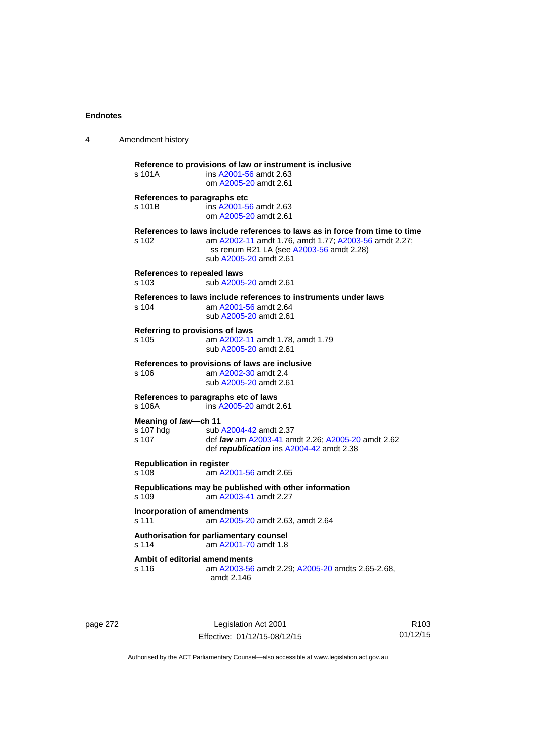**Reference to provisions of law or instrument is inclusive**

s 101A ins A2001-56 amdt 2.63
om A2005-20 amdt 2.61

**References to paragraphs etc**

s 101B ins A2001-56 amdt 2.63
om A2005-20 amdt 2.61

**References to laws include references to laws as in force from time to time**

s 102 am A2002-11 amdt 1.76, amdt 1.77; A2003-56 amdt 2.27;
ss renum R21 LA (see A2003-56 amdt 2.28)
sub A2005-20 amdt 2.61

**References to repealed laws**

s 103 sub A2005-20 amdt 2.61

**References to laws include references to instruments under laws**

s 104 am A2001-56 amdt 2.64
sub A2005-20 amdt 2.61

**Referring to provisions of laws**

s 105 am A2002-11 amdt 1.78, amdt 1.79
sub A2005-20 amdt 2.61

**References to provisions of laws are inclusive**

s 106 am A2002-30 amdt 2.4
sub A2005-20 amdt 2.61

**References to paragraphs etc of laws**

s 106A ins A2005-20 amdt 2.61

**Meaning of *law*—ch 11**

s 107 hdg sub A2004-42 amdt 2.37
s 107 def ***law*** am A2003-41 amdt 2.26; A2005-20 amdt 2.62
def ***republication*** ins A2004-42 amdt 2.38

**Republication in register**

s 108 am A2001-56 amdt 2.65

**Republications may be published with other information**

s 109 am A2003-41 amdt 2.27

**Incorporation of amendments**

s 111 am A2005-20 amdt 2.63, amdt 2.64

**Authorisation for parliamentary counsel**

s 114 am A2001-70 amdt 1.8

**Ambit of editorial amendments**

s 116 am A2003-56 amdt 2.29; A2005-20 amdts 2.65-2.68,
amdt 2.146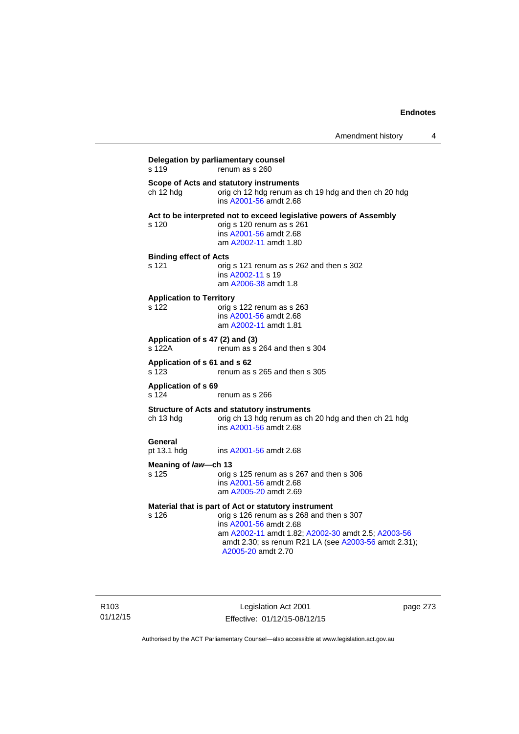**Delegation by parliamentary counsel**
s 119 renum as s 260

**Scope of Acts and statutory instruments**
ch 12 hdg orig ch 12 hdg renum as ch 19 hdg and then ch 20 hdg
ins A2001-56 amdt 2.68

**Act to be interpreted not to exceed legislative powers of Assembly**
s 120 orig s 120 renum as s 261
ins A2001-56 amdt 2.68
am A2002-11 amdt 1.80

**Binding effect of Acts**
s 121 orig s 121 renum as s 262 and then s 302
ins A2002-11 s 19
am A2006-38 amdt 1.8

**Application to Territory**
s 122 orig s 122 renum as s 263
ins A2001-56 amdt 2.68
am A2002-11 amdt 1.81

**Application of s 47 (2) and (3)**
s 122A renum as s 264 and then s 304

**Application of s 61 and s 62**
s 123 renum as s 265 and then s 305

**Application of s 69**
s 124 renum as s 266

**Structure of Acts and statutory instruments**
ch 13 hdg orig ch 13 hdg renum as ch 20 hdg and then ch 21 hdg
ins A2001-56 amdt 2.68

**General**
pt 13.1 hdg ins A2001-56 amdt 2.68

**Meaning of *law*—ch 13**
s 125 orig s 125 renum as s 267 and then s 306
ins A2001-56 amdt 2.68
am A2005-20 amdt 2.69

**Material that is part of Act or statutory instrument**
s 126 orig s 126 renum as s 268 and then s 307
ins A2001-56 amdt 2.68
am A2002-11 amdt 1.82; A2002-30 amdt 2.5; A2003-56 amdt 2.30; ss renum R21 LA (see A2003-56 amdt 2.31); A2005-20 amdt 2.70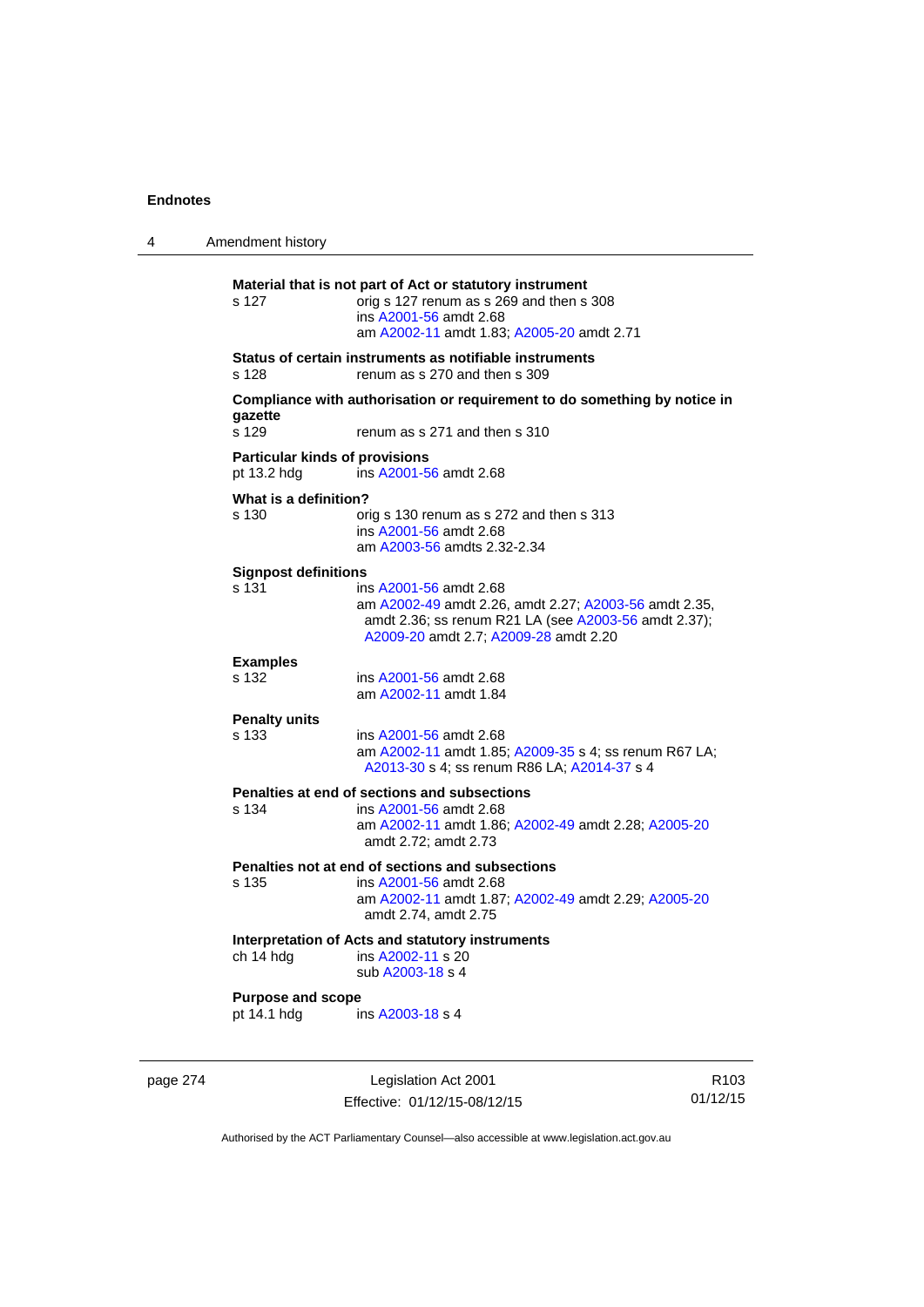**Material that is not part of Act or statutory instrument**

s 127 — orig s 127 renum as s 269 and then s 308
ins A2001-56 amdt 2.68
am A2002-11 amdt 1.83; A2005-20 amdt 2.71

**Status of certain instruments as notifiable instruments**

s 128 — renum as s 270 and then s 309

**Compliance with authorisation or requirement to do something by notice in gazette**

s 129 — renum as s 271 and then s 310

**Particular kinds of provisions**

pt 13.2 hdg — ins A2001-56 amdt 2.68

**What is a definition?**

s 130 — orig s 130 renum as s 272 and then s 313
ins A2001-56 amdt 2.68
am A2003-56 amdts 2.32-2.34

**Signpost definitions**

s 131 — ins A2001-56 amdt 2.68
am A2002-49 amdt 2.26, amdt 2.27; A2003-56 amdt 2.35, amdt 2.36; ss renum R21 LA (see A2003-56 amdt 2.37); A2009-20 amdt 2.7; A2009-28 amdt 2.20

**Examples**

s 132 — ins A2001-56 amdt 2.68
am A2002-11 amdt 1.84

**Penalty units**

s 133 — ins A2001-56 amdt 2.68
am A2002-11 amdt 1.85; A2009-35 s 4; ss renum R67 LA; A2013-30 s 4; ss renum R86 LA; A2014-37 s 4

**Penalties at end of sections and subsections**

s 134 — ins A2001-56 amdt 2.68
am A2002-11 amdt 1.86; A2002-49 amdt 2.28; A2005-20 amdt 2.72; amdt 2.73

**Penalties not at end of sections and subsections**

s 135 — ins A2001-56 amdt 2.68
am A2002-11 amdt 1.87; A2002-49 amdt 2.29; A2005-20 amdt 2.74, amdt 2.75

**Interpretation of Acts and statutory instruments**

ch 14 hdg — ins A2002-11 s 20
sub A2003-18 s 4

**Purpose and scope**

pt 14.1 hdg — ins A2003-18 s 4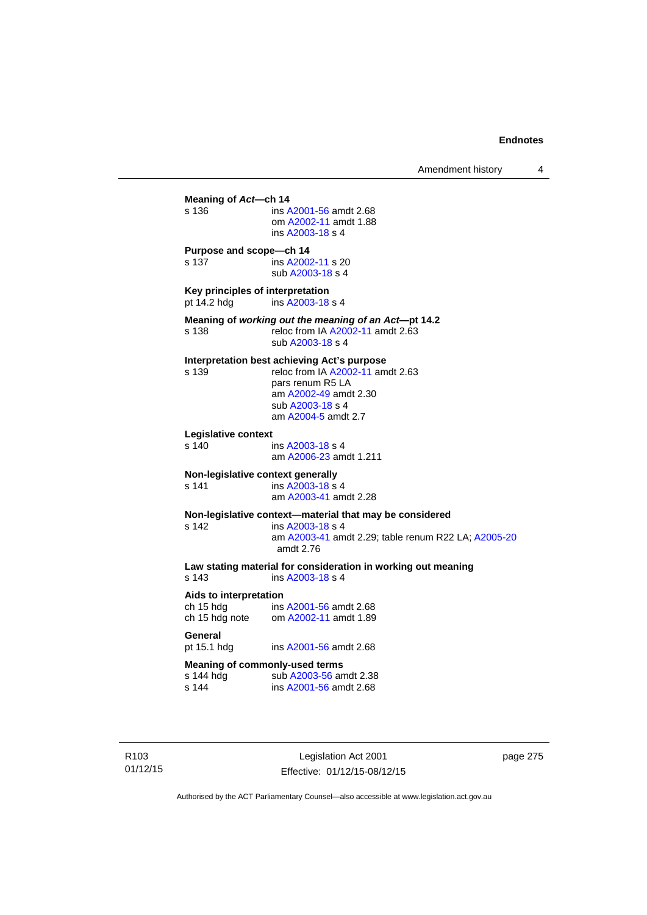**Meaning of *Act*—ch 14**

s 136 ins A2001-56 amdt 2.68
om A2002-11 amdt 1.88
ins A2003-18 s 4

**Purpose and scope—ch 14**

s 137 ins A2002-11 s 20
sub A2003-18 s 4

**Key principles of interpretation**

pt 14.2 hdg ins A2003-18 s 4

**Meaning of *working out the meaning of an Act*—pt 14.2**

s 138 reloc from IA A2002-11 amdt 2.63
sub A2003-18 s 4

**Interpretation best achieving Act's purpose**

s 139 reloc from IA A2002-11 amdt 2.63
pars renum R5 LA
am A2002-49 amdt 2.30
sub A2003-18 s 4
am A2004-5 amdt 2.7

**Legislative context**

s 140 ins A2003-18 s 4
am A2006-23 amdt 1.211

**Non-legislative context generally**

s 141 ins A2003-18 s 4
am A2003-41 amdt 2.28

**Non-legislative context—material that may be considered**

s 142 ins A2003-18 s 4
am A2003-41 amdt 2.29; table renum R22 LA; A2005-20 amdt 2.76

**Law stating material for consideration in working out meaning**

s 143 ins A2003-18 s 4

**Aids to interpretation**

ch 15 hdg ins A2001-56 amdt 2.68
ch 15 hdg note om A2002-11 amdt 1.89

**General**

pt 15.1 hdg ins A2001-56 amdt 2.68

**Meaning of commonly-used terms**

s 144 hdg sub A2003-56 amdt 2.38
s 144 ins A2001-56 amdt 2.68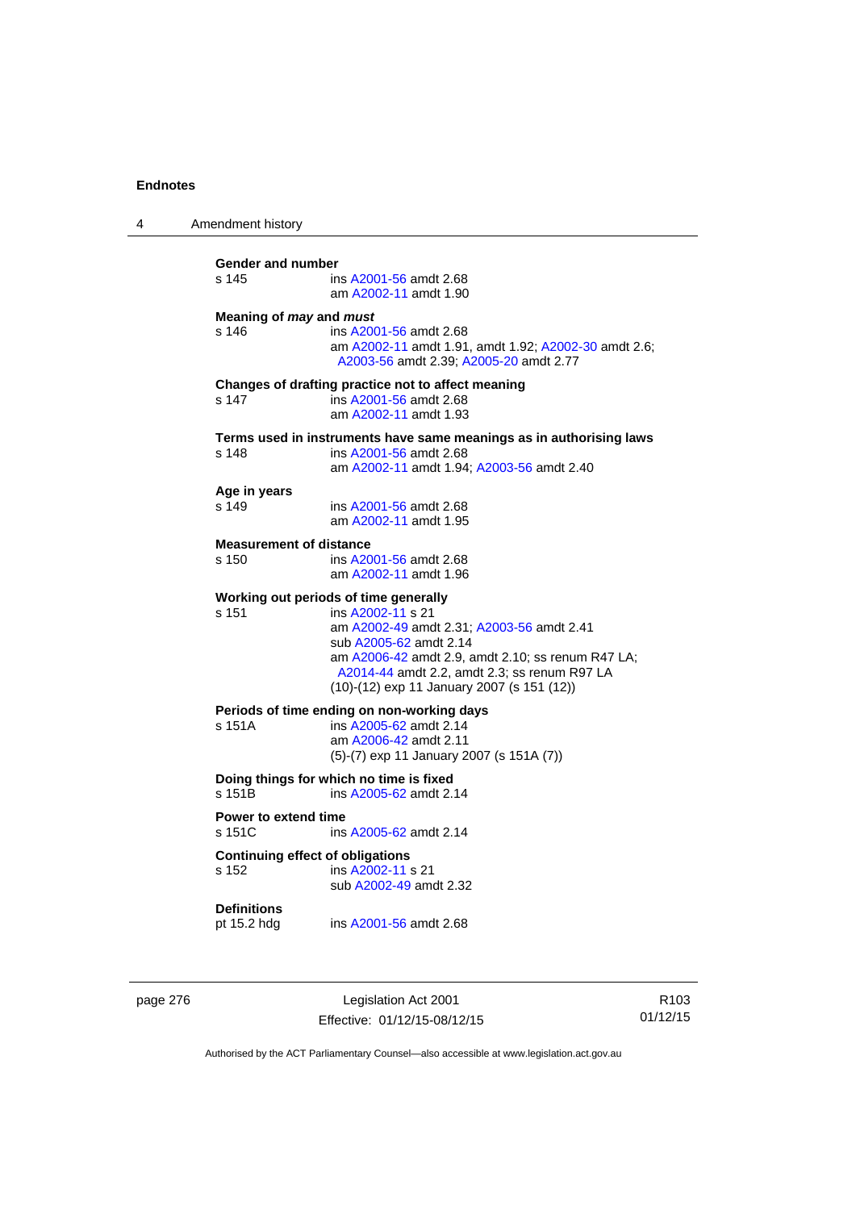**Gender and number**

s 145 ins A2001-56 amdt 2.68
am A2002-11 amdt 1.90

**Meaning of *may* and *must***

s 146 ins A2001-56 amdt 2.68
am A2002-11 amdt 1.91, amdt 1.92; A2002-30 amdt 2.6; A2003-56 amdt 2.39; A2005-20 amdt 2.77

**Changes of drafting practice not to affect meaning**

s 147 ins A2001-56 amdt 2.68
am A2002-11 amdt 1.93

**Terms used in instruments have same meanings as in authorising laws**

s 148 ins A2001-56 amdt 2.68
am A2002-11 amdt 1.94; A2003-56 amdt 2.40

**Age in years**

s 149 ins A2001-56 amdt 2.68
am A2002-11 amdt 1.95

**Measurement of distance**

s 150 ins A2001-56 amdt 2.68
am A2002-11 amdt 1.96

**Working out periods of time generally**

s 151 ins A2002-11 s 21
am A2002-49 amdt 2.31; A2003-56 amdt 2.41
sub A2005-62 amdt 2.14
am A2006-42 amdt 2.9, amdt 2.10; ss renum R47 LA; A2014-44 amdt 2.2, amdt 2.3; ss renum R97 LA
(10)-(12) exp 11 January 2007 (s 151 (12))

**Periods of time ending on non-working days**

s 151A ins A2005-62 amdt 2.14
am A2006-42 amdt 2.11
(5)-(7) exp 11 January 2007 (s 151A (7))

**Doing things for which no time is fixed**

s 151B ins A2005-62 amdt 2.14

**Power to extend time**

s 151C ins A2005-62 amdt 2.14

**Continuing effect of obligations**

s 152 ins A2002-11 s 21
sub A2002-49 amdt 2.32

**Definitions**

pt 15.2 hdg ins A2001-56 amdt 2.68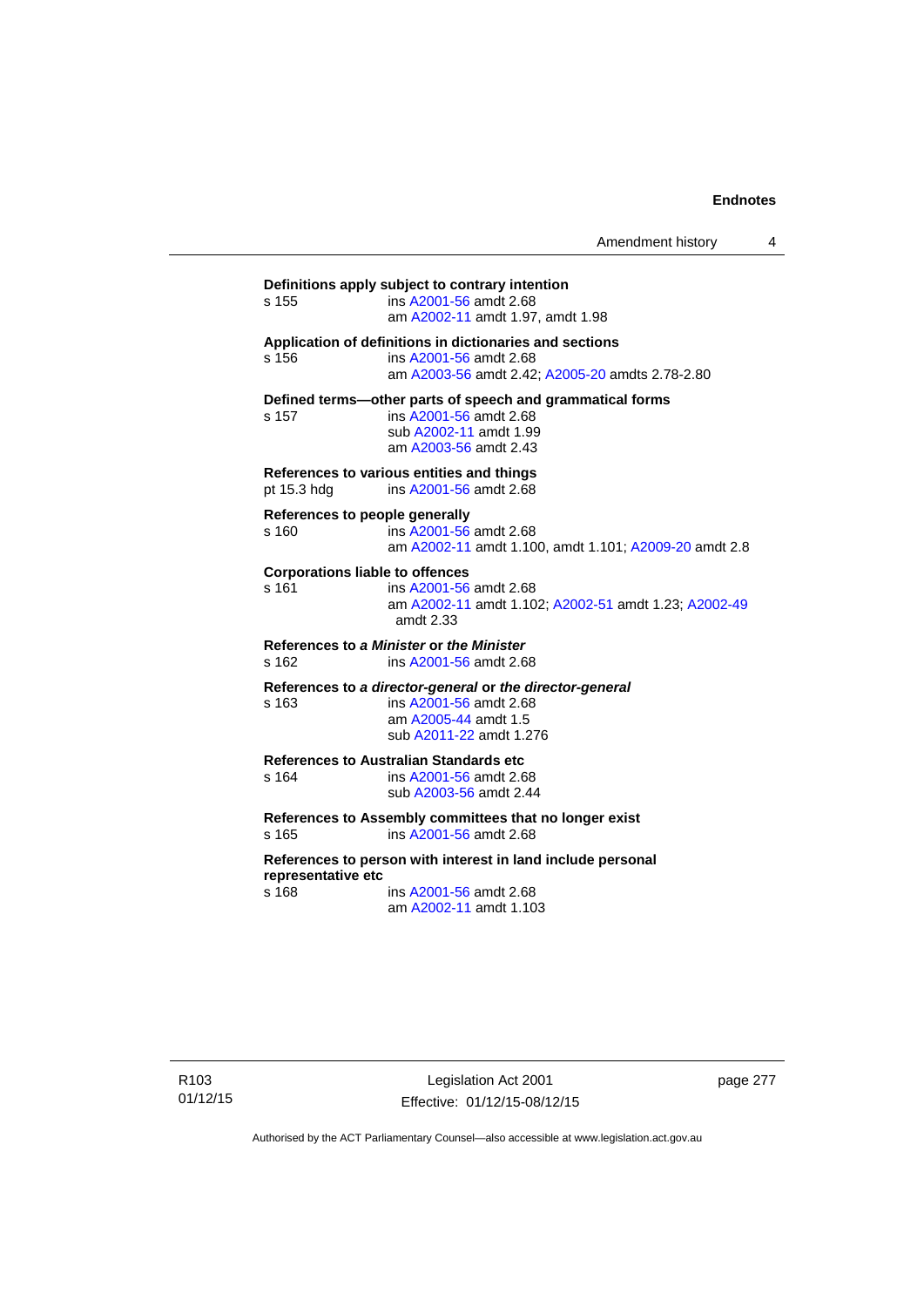**Definitions apply subject to contrary intention**

s 155 ins A2001-56 amdt 2.68
am A2002-11 amdt 1.97, amdt 1.98

**Application of definitions in dictionaries and sections**

s 156 ins A2001-56 amdt 2.68
am A2003-56 amdt 2.42; A2005-20 amdts 2.78-2.80

**Defined terms—other parts of speech and grammatical forms**

s 157 ins A2001-56 amdt 2.68
sub A2002-11 amdt 1.99
am A2003-56 amdt 2.43

**References to various entities and things**

pt 15.3 hdg ins A2001-56 amdt 2.68

**References to people generally**

s 160 ins A2001-56 amdt 2.68
am A2002-11 amdt 1.100, amdt 1.101; A2009-20 amdt 2.8

**Corporations liable to offences**

s 161 ins A2001-56 amdt 2.68
am A2002-11 amdt 1.102; A2002-51 amdt 1.23; A2002-49 amdt 2.33

**References to *a Minister* or *the Minister***

s 162 ins A2001-56 amdt 2.68

**References to *a director-general* or *the director-general***

s 163 ins A2001-56 amdt 2.68
am A2005-44 amdt 1.5
sub A2011-22 amdt 1.276

**References to Australian Standards etc**

s 164 ins A2001-56 amdt 2.68
sub A2003-56 amdt 2.44

**References to Assembly committees that no longer exist**

s 165 ins A2001-56 amdt 2.68

**References to person with interest in land include personal representative etc**

s 168 ins A2001-56 amdt 2.68
am A2002-11 amdt 1.103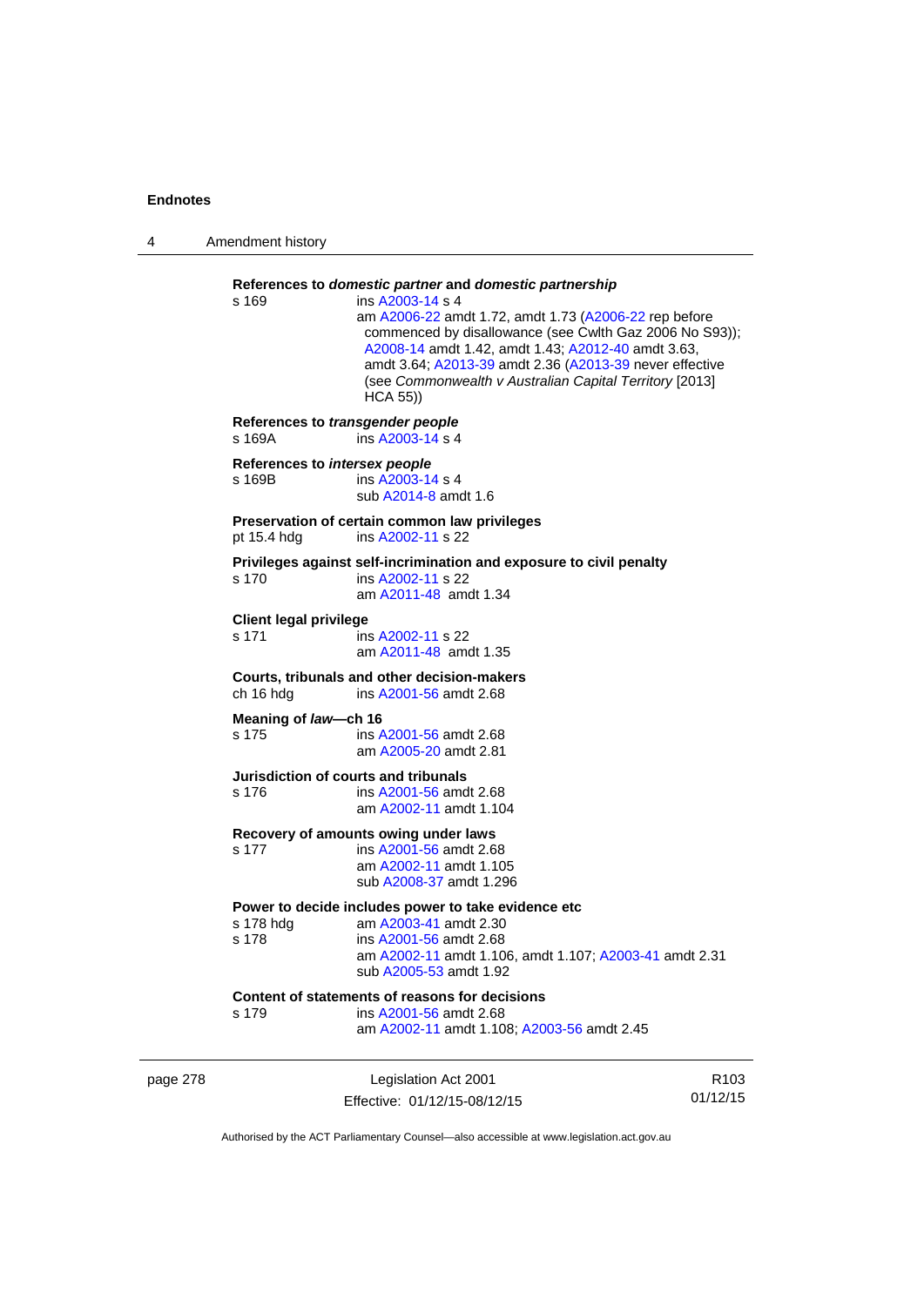**References to *domestic partner* and *domestic partnership***

s 169 ins A2003-14 s 4
am A2006-22 amdt 1.72, amdt 1.73 (A2006-22 rep before commenced by disallowance (see Cwlth Gaz 2006 No S93)); A2008-14 amdt 1.42, amdt 1.43; A2012-40 amdt 3.63, amdt 3.64; A2013-39 amdt 2.36 (A2013-39 never effective (see *Commonwealth v Australian Capital Territory* [2013] HCA 55))

**References to *transgender people***

s 169A ins A2003-14 s 4

**References to *intersex people***

s 169B ins A2003-14 s 4
sub A2014-8 amdt 1.6

**Preservation of certain common law privileges**

pt 15.4 hdg ins A2002-11 s 22

**Privileges against self-incrimination and exposure to civil penalty**

s 170 ins A2002-11 s 22
am A2011-48 amdt 1.34

**Client legal privilege**

s 171 ins A2002-11 s 22
am A2011-48 amdt 1.35

**Courts, tribunals and other decision-makers**

ch 16 hdg ins A2001-56 amdt 2.68

**Meaning of *law*—ch 16**

s 175 ins A2001-56 amdt 2.68
am A2005-20 amdt 2.81

**Jurisdiction of courts and tribunals**

s 176 ins A2001-56 amdt 2.68
am A2002-11 amdt 1.104

**Recovery of amounts owing under laws**

s 177 ins A2001-56 amdt 2.68
am A2002-11 amdt 1.105
sub A2008-37 amdt 1.296

**Power to decide includes power to take evidence etc**

s 178 hdg am A2003-41 amdt 2.30
s 178 ins A2001-56 amdt 2.68
am A2002-11 amdt 1.106, amdt 1.107; A2003-41 amdt 2.31
sub A2005-53 amdt 1.92

**Content of statements of reasons for decisions**

s 179 ins A2001-56 amdt 2.68
am A2002-11 amdt 1.108; A2003-56 amdt 2.45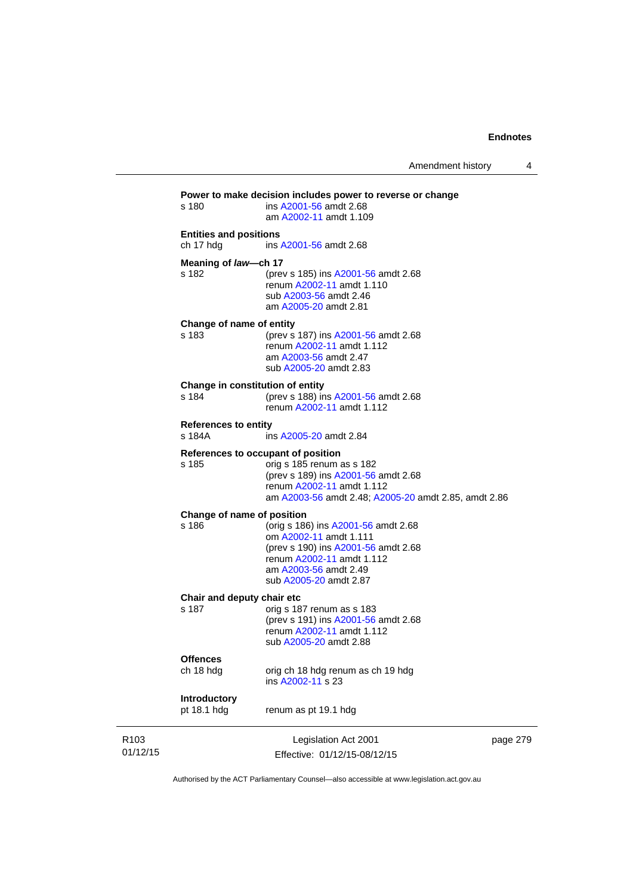**Power to make decision includes power to reverse or change**

s 180 ins A2001-56 amdt 2.68
am A2002-11 amdt 1.109

**Entities and positions**

ch 17 hdg ins A2001-56 amdt 2.68

**Meaning of *law*—ch 17**

s 182 (prev s 185) ins A2001-56 amdt 2.68
renum A2002-11 amdt 1.110
sub A2003-56 amdt 2.46
am A2005-20 amdt 2.81

**Change of name of entity**

s 183 (prev s 187) ins A2001-56 amdt 2.68
renum A2002-11 amdt 1.112
am A2003-56 amdt 2.47
sub A2005-20 amdt 2.83

**Change in constitution of entity**

s 184 (prev s 188) ins A2001-56 amdt 2.68
renum A2002-11 amdt 1.112

**References to entity**

s 184A ins A2005-20 amdt 2.84

**References to occupant of position**

s 185 orig s 185 renum as s 182
(prev s 189) ins A2001-56 amdt 2.68
renum A2002-11 amdt 1.112
am A2003-56 amdt 2.48; A2005-20 amdt 2.85, amdt 2.86

**Change of name of position**

s 186 (orig s 186) ins A2001-56 amdt 2.68
om A2002-11 amdt 1.111
(prev s 190) ins A2001-56 amdt 2.68
renum A2002-11 amdt 1.112
am A2003-56 amdt 2.49
sub A2005-20 amdt 2.87

**Chair and deputy chair etc**

s 187 orig s 187 renum as s 183
(prev s 191) ins A2001-56 amdt 2.68
renum A2002-11 amdt 1.112
sub A2005-20 amdt 2.88

**Offences**

ch 18 hdg orig ch 18 hdg renum as ch 19 hdg
ins A2002-11 s 23

**Introductory**

pt 18.1 hdg renum as pt 19.1 hdg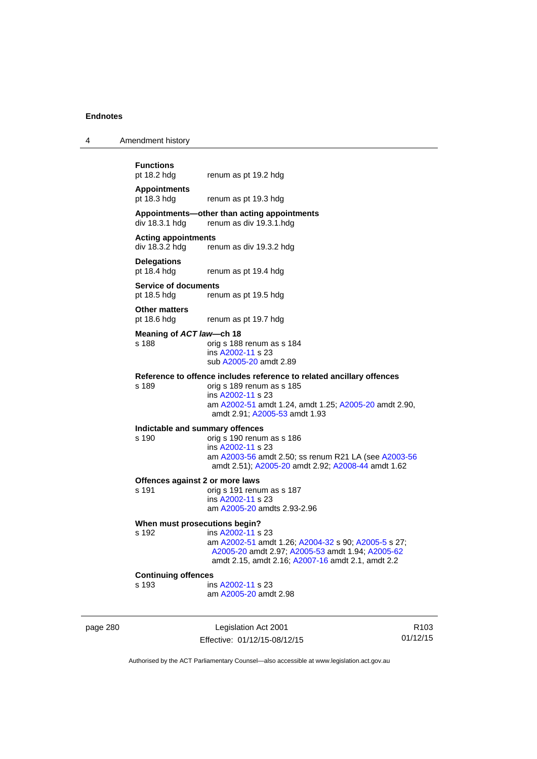**Functions**
pt 18.2 hdg  renum as pt 19.2 hdg

**Appointments**
pt 18.3 hdg  renum as pt 19.3 hdg

**Appointments—other than acting appointments**
div 18.3.1 hdg  renum as div 19.3.1.hdg

**Acting appointments**
div 18.3.2 hdg  renum as div 19.3.2 hdg

**Delegations**
pt 18.4 hdg  renum as pt 19.4 hdg

**Service of documents**
pt 18.5 hdg  renum as pt 19.5 hdg

**Other matters**
pt 18.6 hdg  renum as pt 19.7 hdg

**Meaning of *ACT law*—ch 18**
s 188  orig s 188 renum as s 184
ins A2002-11 s 23
sub A2005-20 amdt 2.89

**Reference to offence includes reference to related ancillary offences**
s 189  orig s 189 renum as s 185
ins A2002-11 s 23
am A2002-51 amdt 1.24, amdt 1.25; A2005-20 amdt 2.90, amdt 2.91; A2005-53 amdt 1.93

**Indictable and summary offences**
s 190  orig s 190 renum as s 186
ins A2002-11 s 23
am A2003-56 amdt 2.50; ss renum R21 LA (see A2003-56 amdt 2.51); A2005-20 amdt 2.92; A2008-44 amdt 1.62

**Offences against 2 or more laws**
s 191  orig s 191 renum as s 187
ins A2002-11 s 23
am A2005-20 amdts 2.93-2.96

**When must prosecutions begin?**
s 192  ins A2002-11 s 23
am A2002-51 amdt 1.26; A2004-32 s 90; A2005-5 s 27; A2005-20 amdt 2.97; A2005-53 amdt 1.94; A2005-62 amdt 2.15, amdt 2.16; A2007-16 amdt 2.1, amdt 2.2

**Continuing offences**
s 193  ins A2002-11 s 23
am A2005-20 amdt 2.98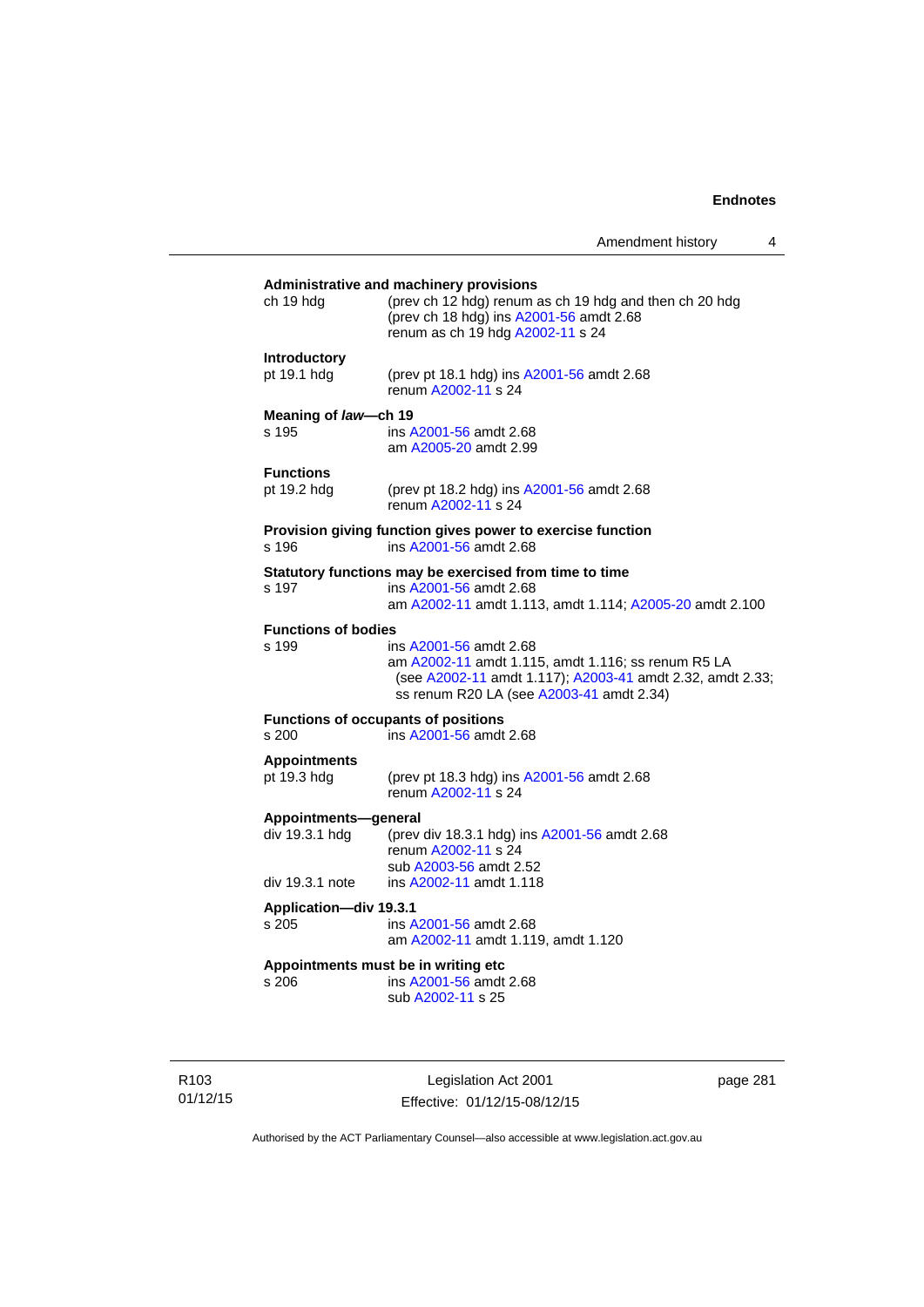**Administrative and machinery provisions**

ch 19 hdg — (prev ch 12 hdg) renum as ch 19 hdg and then ch 20 hdg
(prev ch 18 hdg) ins A2001-56 amdt 2.68
renum as ch 19 hdg A2002-11 s 24

**Introductory**

pt 19.1 hdg — (prev pt 18.1 hdg) ins A2001-56 amdt 2.68
renum A2002-11 s 24

**Meaning of *law*—ch 19**

s 195 — ins A2001-56 amdt 2.68
am A2005-20 amdt 2.99

**Functions**

pt 19.2 hdg — (prev pt 18.2 hdg) ins A2001-56 amdt 2.68
renum A2002-11 s 24

**Provision giving function gives power to exercise function**

s 196 — ins A2001-56 amdt 2.68

**Statutory functions may be exercised from time to time**

s 197 — ins A2001-56 amdt 2.68
am A2002-11 amdt 1.113, amdt 1.114; A2005-20 amdt 2.100

**Functions of bodies**

s 199 — ins A2001-56 amdt 2.68
am A2002-11 amdt 1.115, amdt 1.116; ss renum R5 LA (see A2002-11 amdt 1.117); A2003-41 amdt 2.32, amdt 2.33; ss renum R20 LA (see A2003-41 amdt 2.34)

**Functions of occupants of positions**

s 200 — ins A2001-56 amdt 2.68

**Appointments**

pt 19.3 hdg — (prev pt 18.3 hdg) ins A2001-56 amdt 2.68
renum A2002-11 s 24

**Appointments—general**

div 19.3.1 hdg — (prev div 18.3.1 hdg) ins A2001-56 amdt 2.68
renum A2002-11 s 24
sub A2003-56 amdt 2.52

div 19.3.1 note — ins A2002-11 amdt 1.118

**Application—div 19.3.1**

s 205 — ins A2001-56 amdt 2.68
am A2002-11 amdt 1.119, amdt 1.120

**Appointments must be in writing etc**

s 206 — ins A2001-56 amdt 2.68
sub A2002-11 s 25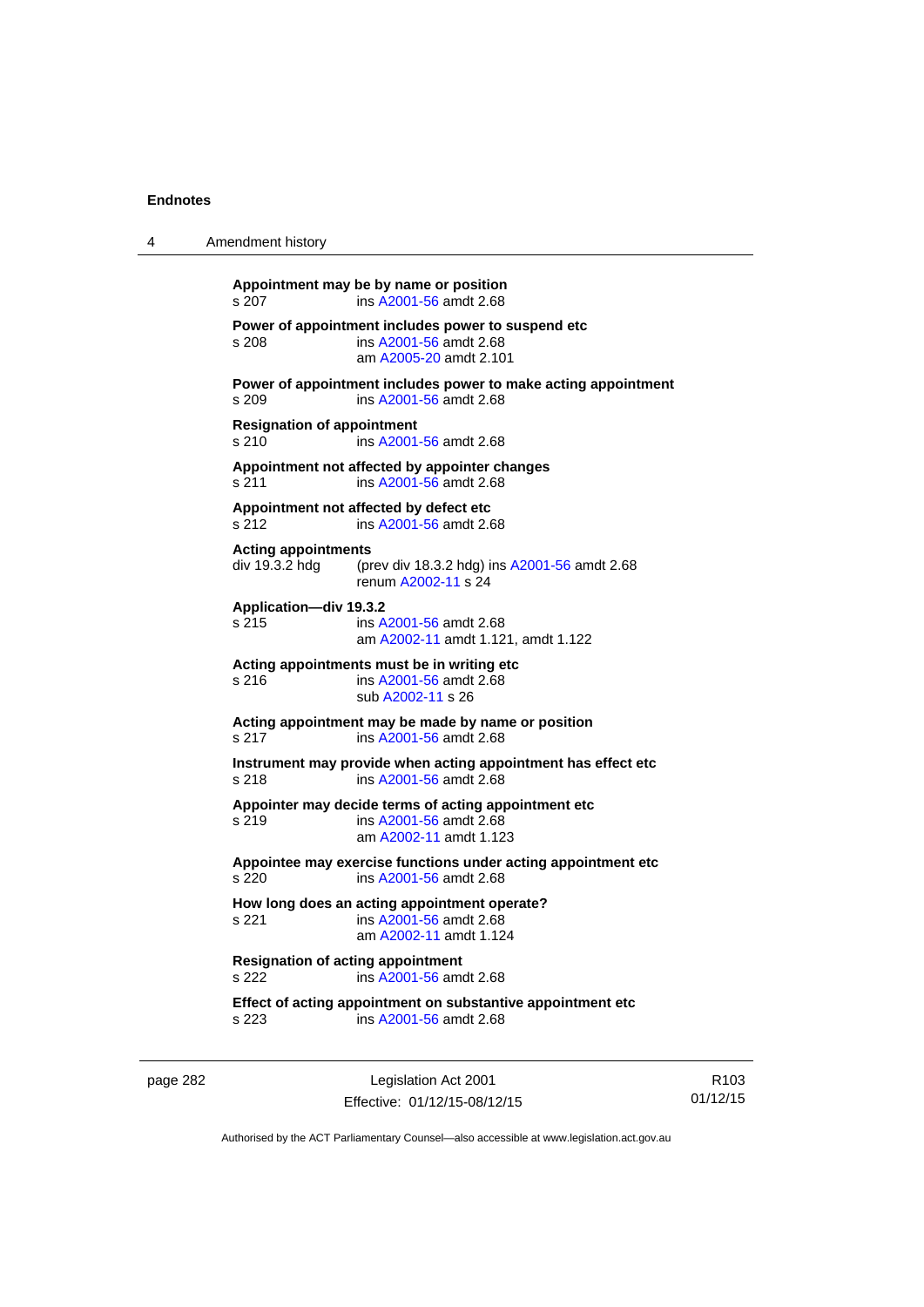**Appointment may be by name or position**
s 207 ins A2001-56 amdt 2.68

**Power of appointment includes power to suspend etc**
s 208 ins A2001-56 amdt 2.68
am A2005-20 amdt 2.101

**Power of appointment includes power to make acting appointment**
s 209 ins A2001-56 amdt 2.68

**Resignation of appointment**
s 210 ins A2001-56 amdt 2.68

**Appointment not affected by appointer changes**
s 211 ins A2001-56 amdt 2.68

**Appointment not affected by defect etc**
s 212 ins A2001-56 amdt 2.68

**Acting appointments**
div 19.3.2 hdg (prev div 18.3.2 hdg) ins A2001-56 amdt 2.68
renum A2002-11 s 24

**Application—div 19.3.2**
s 215 ins A2001-56 amdt 2.68
am A2002-11 amdt 1.121, amdt 1.122

**Acting appointments must be in writing etc**
s 216 ins A2001-56 amdt 2.68
sub A2002-11 s 26

**Acting appointment may be made by name or position**
s 217 ins A2001-56 amdt 2.68

**Instrument may provide when acting appointment has effect etc**
s 218 ins A2001-56 amdt 2.68

**Appointer may decide terms of acting appointment etc**
s 219 ins A2001-56 amdt 2.68
am A2002-11 amdt 1.123

**Appointee may exercise functions under acting appointment etc**
s 220 ins A2001-56 amdt 2.68

**How long does an acting appointment operate?**
s 221 ins A2001-56 amdt 2.68
am A2002-11 amdt 1.124

**Resignation of acting appointment**
s 222 ins A2001-56 amdt 2.68

**Effect of acting appointment on substantive appointment etc**
s 223 ins A2001-56 amdt 2.68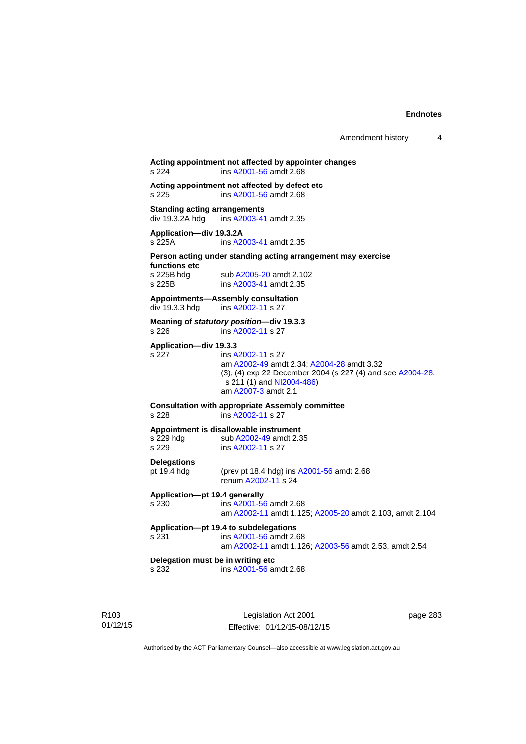**Acting appointment not affected by appointer changes**
s 224 ins A2001-56 amdt 2.68

**Acting appointment not affected by defect etc**
s 225 ins A2001-56 amdt 2.68

**Standing acting arrangements**
div 19.3.2A hdg ins A2003-41 amdt 2.35

**Application—div 19.3.2A**
s 225A ins A2003-41 amdt 2.35

**Person acting under standing acting arrangement may exercise functions etc**
s 225B hdg sub A2005-20 amdt 2.102
s 225B ins A2003-41 amdt 2.35

**Appointments—Assembly consultation**
div 19.3.3 hdg ins A2002-11 s 27

**Meaning of *statutory position*—div 19.3.3**
s 226 ins A2002-11 s 27

**Application—div 19.3.3**
s 227 ins A2002-11 s 27
am A2002-49 amdt 2.34; A2004-28 amdt 3.32
(3), (4) exp 22 December 2004 (s 227 (4) and see A2004-28, s 211 (1) and NI2004-486)
am A2007-3 amdt 2.1

**Consultation with appropriate Assembly committee**
s 228 ins A2002-11 s 27

**Appointment is disallowable instrument**
s 229 hdg sub A2002-49 amdt 2.35
s 229 ins A2002-11 s 27

**Delegations**
pt 19.4 hdg (prev pt 18.4 hdg) ins A2001-56 amdt 2.68
renum A2002-11 s 24

**Application—pt 19.4 generally**
s 230 ins A2001-56 amdt 2.68
am A2002-11 amdt 1.125; A2005-20 amdt 2.103, amdt 2.104

**Application—pt 19.4 to subdelegations**
s 231 ins A2001-56 amdt 2.68
am A2002-11 amdt 1.126; A2003-56 amdt 2.53, amdt 2.54

**Delegation must be in writing etc**
s 232 ins A2001-56 amdt 2.68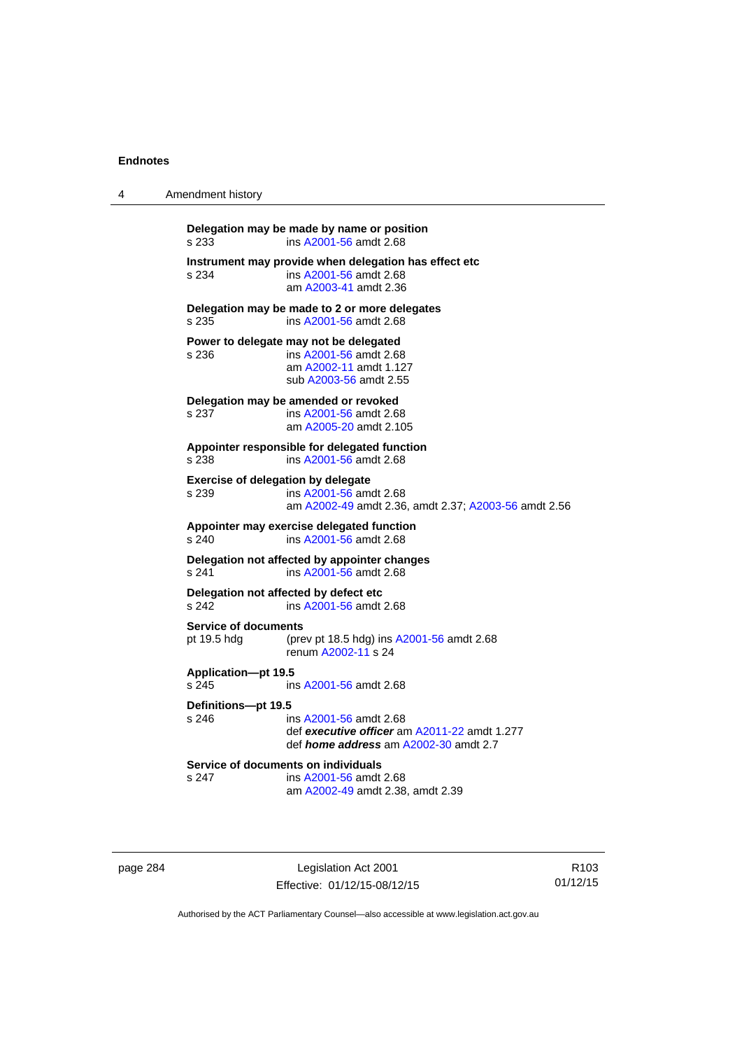**Delegation may be made by name or position**
s 233 ins A2001-56 amdt 2.68

**Instrument may provide when delegation has effect etc**
s 234 ins A2001-56 amdt 2.68
am A2003-41 amdt 2.36

**Delegation may be made to 2 or more delegates**
s 235 ins A2001-56 amdt 2.68

**Power to delegate may not be delegated**
s 236 ins A2001-56 amdt 2.68
am A2002-11 amdt 1.127
sub A2003-56 amdt 2.55

**Delegation may be amended or revoked**
s 237 ins A2001-56 amdt 2.68
am A2005-20 amdt 2.105

**Appointer responsible for delegated function**
s 238 ins A2001-56 amdt 2.68

**Exercise of delegation by delegate**
s 239 ins A2001-56 amdt 2.68
am A2002-49 amdt 2.36, amdt 2.37; A2003-56 amdt 2.56

**Appointer may exercise delegated function**
s 240 ins A2001-56 amdt 2.68

**Delegation not affected by appointer changes**
s 241 ins A2001-56 amdt 2.68

**Delegation not affected by defect etc**
s 242 ins A2001-56 amdt 2.68

**Service of documents**
pt 19.5 hdg (prev pt 18.5 hdg) ins A2001-56 amdt 2.68
renum A2002-11 s 24

**Application—pt 19.5**
s 245 ins A2001-56 amdt 2.68

**Definitions—pt 19.5**
s 246 ins A2001-56 amdt 2.68
def ***executive officer*** am A2011-22 amdt 1.277
def ***home address*** am A2002-30 amdt 2.7

**Service of documents on individuals**
s 247 ins A2001-56 amdt 2.68
am A2002-49 amdt 2.38, amdt 2.39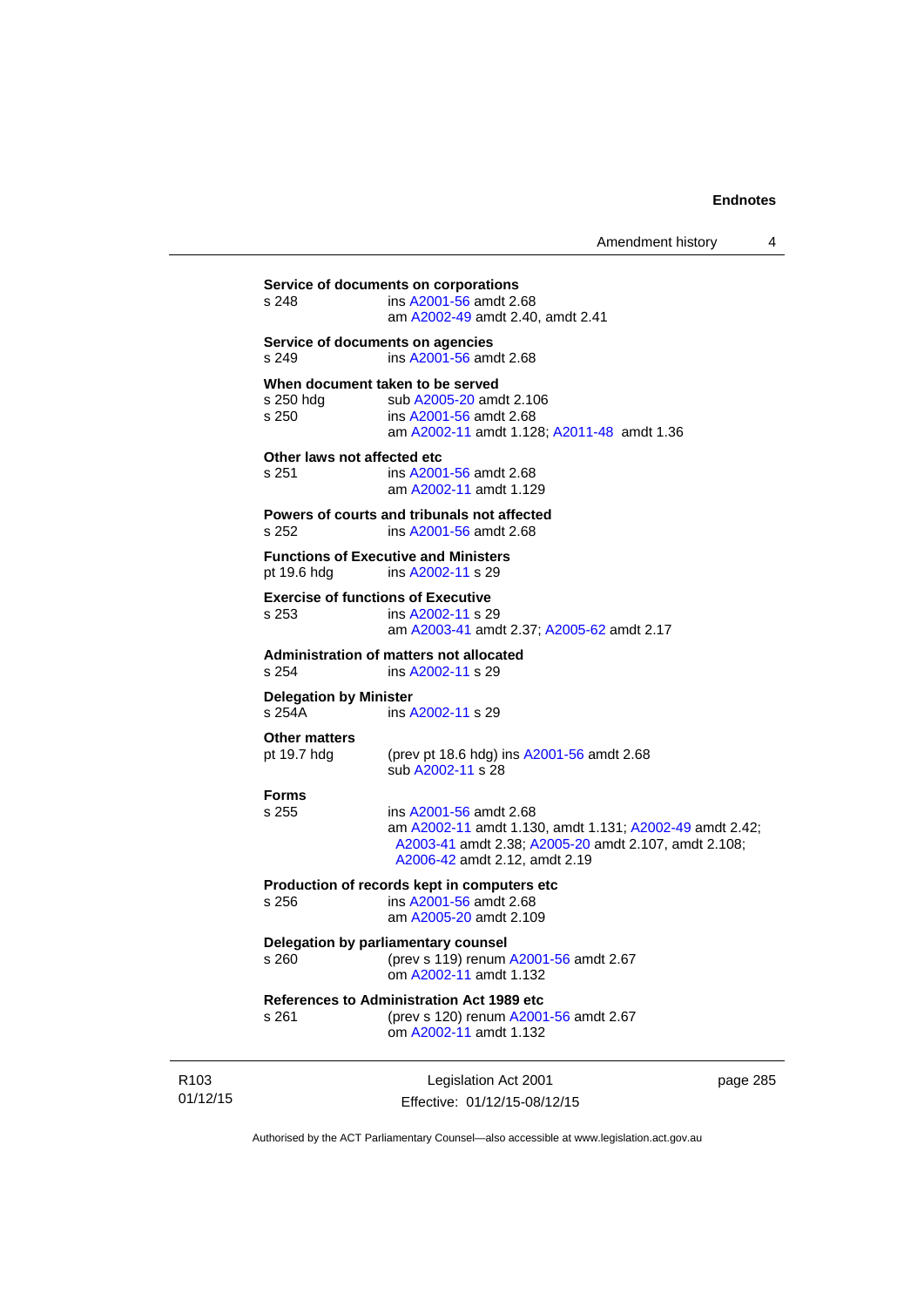**Service of documents on corporations**
s 248 ins A2001-56 amdt 2.68
am A2002-49 amdt 2.40, amdt 2.41

**Service of documents on agencies**
s 249 ins A2001-56 amdt 2.68

**When document taken to be served**
s 250 hdg sub A2005-20 amdt 2.106
s 250 ins A2001-56 amdt 2.68
am A2002-11 amdt 1.128; A2011-48 amdt 1.36

**Other laws not affected etc**
s 251 ins A2001-56 amdt 2.68
am A2002-11 amdt 1.129

**Powers of courts and tribunals not affected**
s 252 ins A2001-56 amdt 2.68

**Functions of Executive and Ministers**
pt 19.6 hdg ins A2002-11 s 29

**Exercise of functions of Executive**
s 253 ins A2002-11 s 29
am A2003-41 amdt 2.37; A2005-62 amdt 2.17

**Administration of matters not allocated**
s 254 ins A2002-11 s 29

**Delegation by Minister**
s 254A ins A2002-11 s 29

**Other matters**
pt 19.7 hdg (prev pt 18.6 hdg) ins A2001-56 amdt 2.68
sub A2002-11 s 28

**Forms**
s 255 ins A2001-56 amdt 2.68
am A2002-11 amdt 1.130, amdt 1.131; A2002-49 amdt 2.42; A2003-41 amdt 2.38; A2005-20 amdt 2.107, amdt 2.108; A2006-42 amdt 2.12, amdt 2.19

**Production of records kept in computers etc**
s 256 ins A2001-56 amdt 2.68
am A2005-20 amdt 2.109

**Delegation by parliamentary counsel**
s 260 (prev s 119) renum A2001-56 amdt 2.67
om A2002-11 amdt 1.132

**References to Administration Act 1989 etc**
s 261 (prev s 120) renum A2001-56 amdt 2.67
om A2002-11 amdt 1.132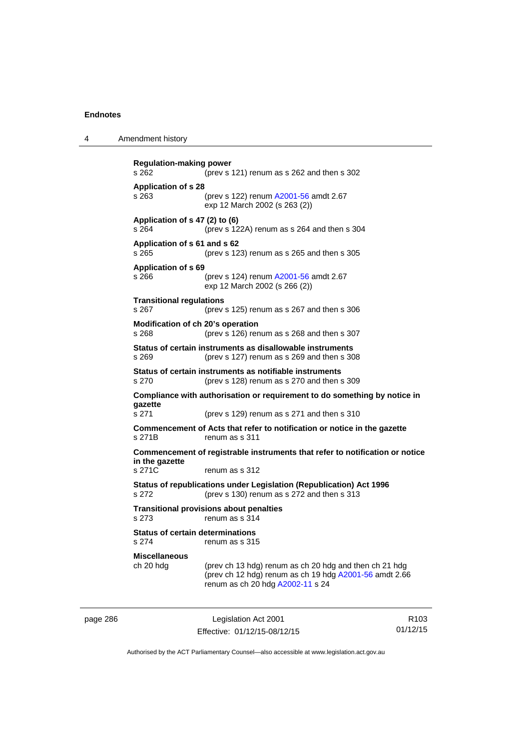**Regulation-making power**
s 262 (prev s 121) renum as s 262 and then s 302

**Application of s 28**
s 263 (prev s 122) renum A2001-56 amdt 2.67
exp 12 March 2002 (s 263 (2))

**Application of s 47 (2) to (6)**
s 264 (prev s 122A) renum as s 264 and then s 304

**Application of s 61 and s 62**
s 265 (prev s 123) renum as s 265 and then s 305

**Application of s 69**
s 266 (prev s 124) renum A2001-56 amdt 2.67
exp 12 March 2002 (s 266 (2))

**Transitional regulations**
s 267 (prev s 125) renum as s 267 and then s 306

**Modification of ch 20's operation**
s 268 (prev s 126) renum as s 268 and then s 307

**Status of certain instruments as disallowable instruments**
s 269 (prev s 127) renum as s 269 and then s 308

**Status of certain instruments as notifiable instruments**
s 270 (prev s 128) renum as s 270 and then s 309

**Compliance with authorisation or requirement to do something by notice in gazette**
s 271 (prev s 129) renum as s 271 and then s 310

**Commencement of Acts that refer to notification or notice in the gazette**
s 271B renum as s 311

**Commencement of registrable instruments that refer to notification or notice in the gazette**
s 271C renum as s 312

**Status of republications under Legislation (Republication) Act 1996**
s 272 (prev s 130) renum as s 272 and then s 313

**Transitional provisions about penalties**
s 273 renum as s 314

**Status of certain determinations**
s 274 renum as s 315

**Miscellaneous**
ch 20 hdg (prev ch 13 hdg) renum as ch 20 hdg and then ch 21 hdg
(prev ch 12 hdg) renum as ch 19 hdg A2001-56 amdt 2.66
renum as ch 20 hdg A2002-11 s 24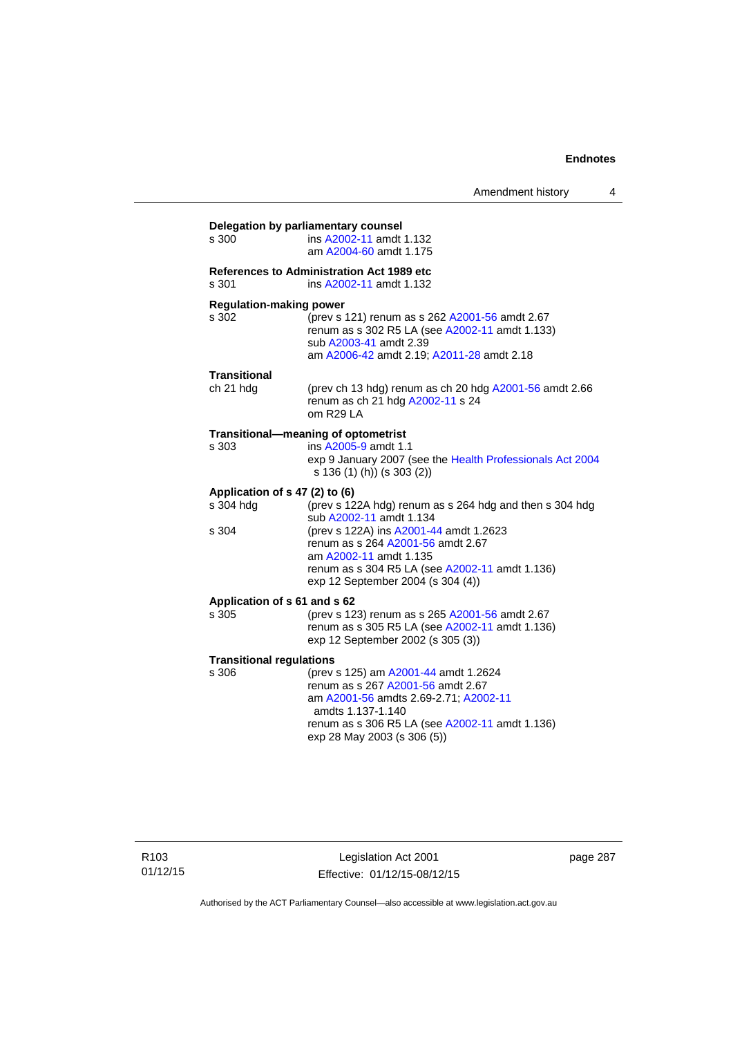**Delegation by parliamentary counsel**

s 300 ins A2002-11 amdt 1.132
am A2004-60 amdt 1.175

**References to Administration Act 1989 etc**

s 301 ins A2002-11 amdt 1.132

**Regulation-making power**

s 302 (prev s 121) renum as s 262 A2001-56 amdt 2.67
renum as s 302 R5 LA (see A2002-11 amdt 1.133)
sub A2003-41 amdt 2.39
am A2006-42 amdt 2.19; A2011-28 amdt 2.18

**Transitional**

ch 21 hdg (prev ch 13 hdg) renum as ch 20 hdg A2001-56 amdt 2.66
renum as ch 21 hdg A2002-11 s 24
om R29 LA

**Transitional—meaning of optometrist**

s 303 ins A2005-9 amdt 1.1
exp 9 January 2007 (see the Health Professionals Act 2004 s 136 (1) (h)) (s 303 (2))

**Application of s 47 (2) to (6)**

s 304 hdg (prev s 122A hdg) renum as s 264 hdg and then s 304 hdg
sub A2002-11 amdt 1.134

s 304 (prev s 122A) ins A2001-44 amdt 1.2623
renum as s 264 A2001-56 amdt 2.67
am A2002-11 amdt 1.135
renum as s 304 R5 LA (see A2002-11 amdt 1.136)
exp 12 September 2004 (s 304 (4))

**Application of s 61 and s 62**

s 305 (prev s 123) renum as s 265 A2001-56 amdt 2.67
renum as s 305 R5 LA (see A2002-11 amdt 1.136)
exp 12 September 2002 (s 305 (3))

**Transitional regulations**

s 306 (prev s 125) am A2001-44 amdt 1.2624
renum as s 267 A2001-56 amdt 2.67
am A2001-56 amdts 2.69-2.71; A2002-11 amdts 1.137-1.140
renum as s 306 R5 LA (see A2002-11 amdt 1.136)
exp 28 May 2003 (s 306 (5))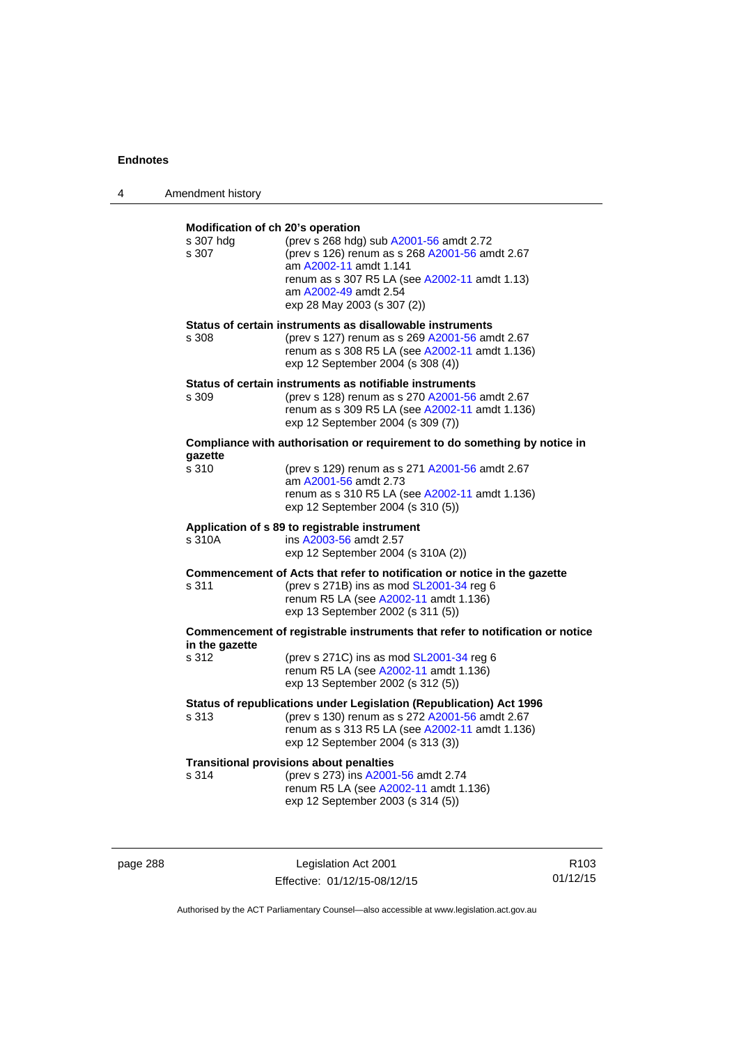**Modification of ch 20's operation**

s 307 hdg (prev s 268 hdg) sub A2001-56 amdt 2.72

s 307 (prev s 126) renum as s 268 A2001-56 amdt 2.67
am A2002-11 amdt 1.141
renum as s 307 R5 LA (see A2002-11 amdt 1.13)
am A2002-49 amdt 2.54
exp 28 May 2003 (s 307 (2))

**Status of certain instruments as disallowable instruments**

s 308 (prev s 127) renum as s 269 A2001-56 amdt 2.67
renum as s 308 R5 LA (see A2002-11 amdt 1.136)
exp 12 September 2004 (s 308 (4))

**Status of certain instruments as notifiable instruments**

s 309 (prev s 128) renum as s 270 A2001-56 amdt 2.67
renum as s 309 R5 LA (see A2002-11 amdt 1.136)
exp 12 September 2004 (s 309 (7))

**Compliance with authorisation or requirement to do something by notice in gazette**

s 310 (prev s 129) renum as s 271 A2001-56 amdt 2.67
am A2001-56 amdt 2.73
renum as s 310 R5 LA (see A2002-11 amdt 1.136)
exp 12 September 2004 (s 310 (5))

**Application of s 89 to registrable instrument**

s 310A ins A2003-56 amdt 2.57
exp 12 September 2004 (s 310A (2))

**Commencement of Acts that refer to notification or notice in the gazette**

s 311 (prev s 271B) ins as mod SL2001-34 reg 6
renum R5 LA (see A2002-11 amdt 1.136)
exp 13 September 2002 (s 311 (5))

**Commencement of registrable instruments that refer to notification or notice in the gazette**

s 312 (prev s 271C) ins as mod SL2001-34 reg 6
renum R5 LA (see A2002-11 amdt 1.136)
exp 13 September 2002 (s 312 (5))

**Status of republications under Legislation (Republication) Act 1996**

s 313 (prev s 130) renum as s 272 A2001-56 amdt 2.67
renum as s 313 R5 LA (see A2002-11 amdt 1.136)
exp 12 September 2004 (s 313 (3))

**Transitional provisions about penalties**

s 314 (prev s 273) ins A2001-56 amdt 2.74
renum R5 LA (see A2002-11 amdt 1.136)
exp 12 September 2003 (s 314 (5))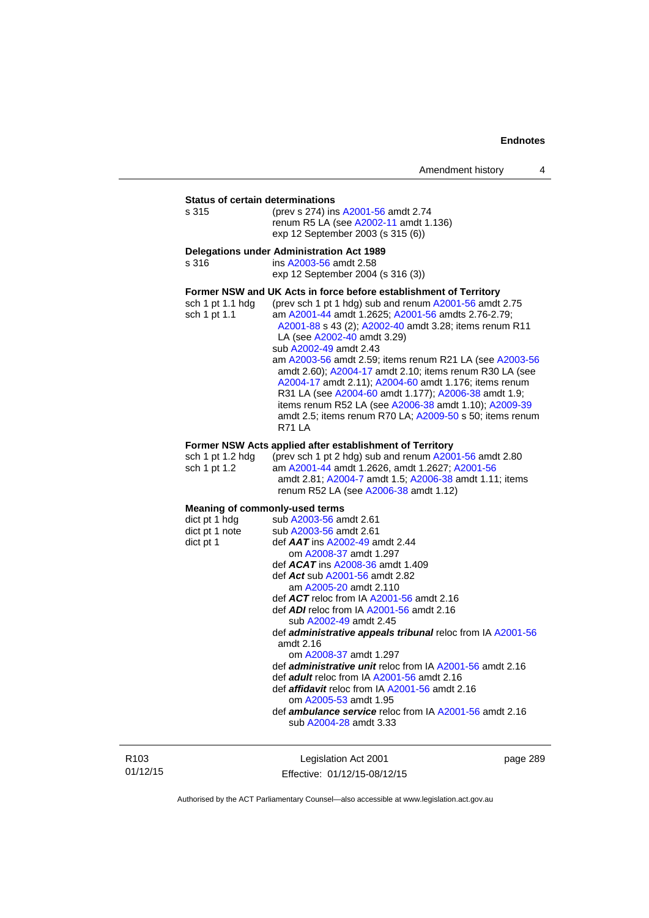**Status of certain determinations**

s 315 — (prev s 274) ins A2001-56 amdt 2.74
renum R5 LA (see A2002-11 amdt 1.136)
exp 12 September 2003 (s 315 (6))

**Delegations under Administration Act 1989**

s 316 — ins A2003-56 amdt 2.58
exp 12 September 2004 (s 316 (3))

**Former NSW and UK Acts in force before establishment of Territory**

sch 1 pt 1.1 hdg — (prev sch 1 pt 1 hdg) sub and renum A2001-56 amdt 2.75

sch 1 pt 1.1 — am A2001-44 amdt 1.2625; A2001-56 amdts 2.76-2.79; A2001-88 s 43 (2); A2002-40 amdt 3.28; items renum R11 LA (see A2002-40 amdt 3.29)
sub A2002-49 amdt 2.43
am A2003-56 amdt 2.59; items renum R21 LA (see A2003-56 amdt 2.60); A2004-17 amdt 2.10; items renum R30 LA (see A2004-17 amdt 2.11); A2004-60 amdt 1.176; items renum R31 LA (see A2004-60 amdt 1.177); A2006-38 amdt 1.9; items renum R52 LA (see A2006-38 amdt 1.10); A2009-39 amdt 2.5; items renum R70 LA; A2009-50 s 50; items renum R71 LA

**Former NSW Acts applied after establishment of Territory**

sch 1 pt 1.2 hdg — (prev sch 1 pt 2 hdg) sub and renum A2001-56 amdt 2.80

sch 1 pt 1.2 — am A2001-44 amdt 1.2626, amdt 1.2627; A2001-56 amdt 2.81; A2004-7 amdt 1.5; A2006-38 amdt 1.11; items renum R52 LA (see A2006-38 amdt 1.12)

**Meaning of commonly-used terms**

dict pt 1 hdg — sub A2003-56 amdt 2.61

dict pt 1 note — sub A2003-56 amdt 2.61

dict pt 1 — def ***AAT*** ins A2002-49 amdt 2.44
om A2008-37 amdt 1.297
def ***ACAT*** ins A2008-36 amdt 1.409
def ***Act*** sub A2001-56 amdt 2.82
am A2005-20 amdt 2.110
def ***ACT*** reloc from IA A2001-56 amdt 2.16
def ***ADI*** reloc from IA A2001-56 amdt 2.16
sub A2002-49 amdt 2.45
def ***administrative appeals tribunal*** reloc from IA A2001-56 amdt 2.16
om A2008-37 amdt 1.297
def ***administrative unit*** reloc from IA A2001-56 amdt 2.16
def ***adult*** reloc from IA A2001-56 amdt 2.16
def ***affidavit*** reloc from IA A2001-56 amdt 2.16
om A2005-53 amdt 1.95
def ***ambulance service*** reloc from IA A2001-56 amdt 2.16
sub A2004-28 amdt 3.33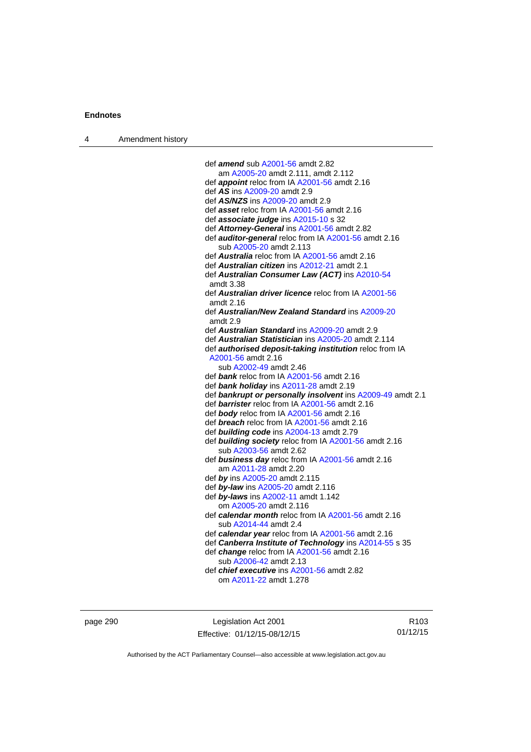def ***amend*** sub A2001-56 amdt 2.82
am A2005-20 amdt 2.111, amdt 2.112
def ***appoint*** reloc from IA A2001-56 amdt 2.16
def ***AS*** ins A2009-20 amdt 2.9
def ***AS/NZS*** ins A2009-20 amdt 2.9
def ***asset*** reloc from IA A2001-56 amdt 2.16
def ***associate judge*** ins A2015-10 s 32
def ***Attorney-General*** ins A2001-56 amdt 2.82
def ***auditor-general*** reloc from IA A2001-56 amdt 2.16
sub A2005-20 amdt 2.113
def ***Australia*** reloc from IA A2001-56 amdt 2.16
def ***Australian citizen*** ins A2012-21 amdt 2.1
def ***Australian Consumer Law (ACT)*** ins A2010-54 amdt 3.38
def ***Australian driver licence*** reloc from IA A2001-56 amdt 2.16
def ***Australian/New Zealand Standard*** ins A2009-20 amdt 2.9
def ***Australian Standard*** ins A2009-20 amdt 2.9
def ***Australian Statistician*** ins A2005-20 amdt 2.114
def ***authorised deposit-taking institution*** reloc from IA A2001-56 amdt 2.16
sub A2002-49 amdt 2.46
def ***bank*** reloc from IA A2001-56 amdt 2.16
def ***bank holiday*** ins A2011-28 amdt 2.19
def ***bankrupt or personally insolvent*** ins A2009-49 amdt 2.1
def ***barrister*** reloc from IA A2001-56 amdt 2.16
def ***body*** reloc from IA A2001-56 amdt 2.16
def ***breach*** reloc from IA A2001-56 amdt 2.16
def ***building code*** ins A2004-13 amdt 2.79
def ***building society*** reloc from IA A2001-56 amdt 2.16
sub A2003-56 amdt 2.62
def ***business day*** reloc from IA A2001-56 amdt 2.16
am A2011-28 amdt 2.20
def ***by*** ins A2005-20 amdt 2.115
def ***by-law*** ins A2005-20 amdt 2.116
def ***by-laws*** ins A2002-11 amdt 1.142
om A2005-20 amdt 2.116
def ***calendar month*** reloc from IA A2001-56 amdt 2.16
sub A2014-44 amdt 2.4
def ***calendar year*** reloc from IA A2001-56 amdt 2.16
def ***Canberra Institute of Technology*** ins A2014-55 s 35
def ***change*** reloc from IA A2001-56 amdt 2.16
sub A2006-42 amdt 2.13
def ***chief executive*** ins A2001-56 amdt 2.82
om A2011-22 amdt 1.278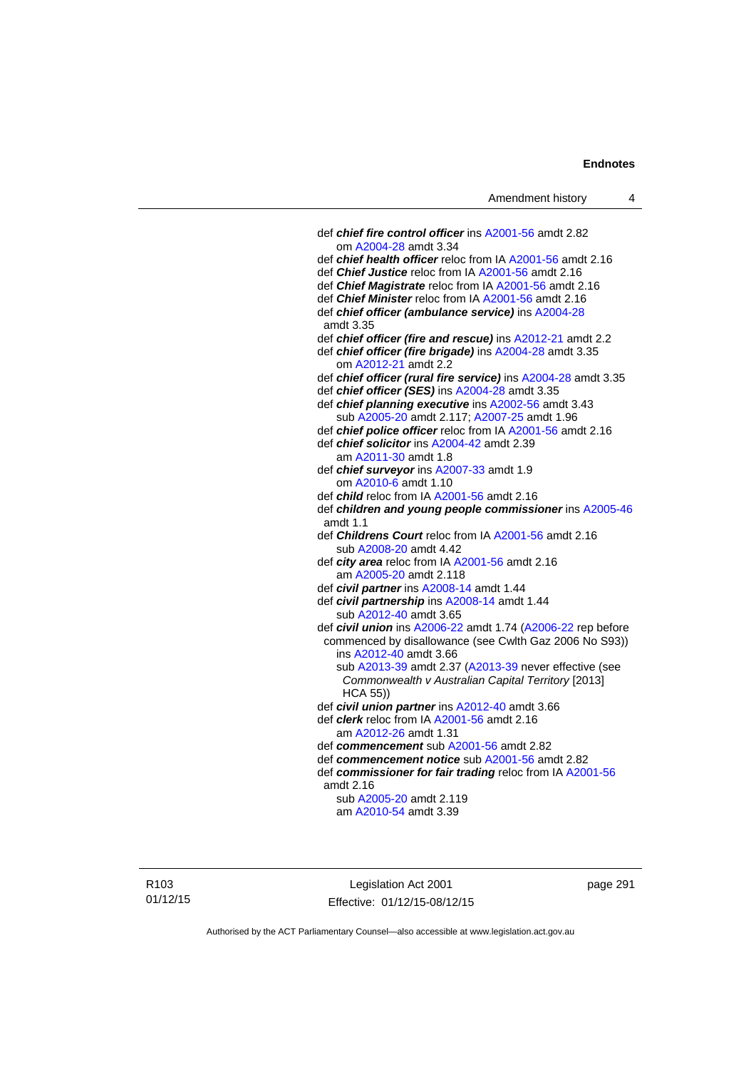def ***chief fire control officer*** ins A2001-56 amdt 2.82
om A2004-28 amdt 3.34

def ***chief health officer*** reloc from IA A2001-56 amdt 2.16

def ***Chief Justice*** reloc from IA A2001-56 amdt 2.16

def ***Chief Magistrate*** reloc from IA A2001-56 amdt 2.16

def ***Chief Minister*** reloc from IA A2001-56 amdt 2.16

def ***chief officer (ambulance service)*** ins A2004-28 amdt 3.35

def ***chief officer (fire and rescue)*** ins A2012-21 amdt 2.2

def ***chief officer (fire brigade)*** ins A2004-28 amdt 3.35
om A2012-21 amdt 2.2

def ***chief officer (rural fire service)*** ins A2004-28 amdt 3.35

def ***chief officer (SES)*** ins A2004-28 amdt 3.35

def ***chief planning executive*** ins A2002-56 amdt 3.43
sub A2005-20 amdt 2.117; A2007-25 amdt 1.96

def ***chief police officer*** reloc from IA A2001-56 amdt 2.16

def ***chief solicitor*** ins A2004-42 amdt 2.39
am A2011-30 amdt 1.8

def ***chief surveyor*** ins A2007-33 amdt 1.9
om A2010-6 amdt 1.10

def ***child*** reloc from IA A2001-56 amdt 2.16

def ***children and young people commissioner*** ins A2005-46 amdt 1.1

def ***Childrens Court*** reloc from IA A2001-56 amdt 2.16
sub A2008-20 amdt 4.42

def ***city area*** reloc from IA A2001-56 amdt 2.16
am A2005-20 amdt 2.118

def ***civil partner*** ins A2008-14 amdt 1.44

def ***civil partnership*** ins A2008-14 amdt 1.44
sub A2012-40 amdt 3.65

def ***civil union*** ins A2006-22 amdt 1.74 (A2006-22 rep before commenced by disallowance (see Cwlth Gaz 2006 No S93))
ins A2012-40 amdt 3.66
sub A2013-39 amdt 2.37 (A2013-39 never effective (see *Commonwealth v Australian Capital Territory* [2013] HCA 55))

def ***civil union partner*** ins A2012-40 amdt 3.66

def ***clerk*** reloc from IA A2001-56 amdt 2.16
am A2012-26 amdt 1.31

def ***commencement*** sub A2001-56 amdt 2.82

def ***commencement notice*** sub A2001-56 amdt 2.82

def ***commissioner for fair trading*** reloc from IA A2001-56 amdt 2.16
sub A2005-20 amdt 2.119
am A2010-54 amdt 3.39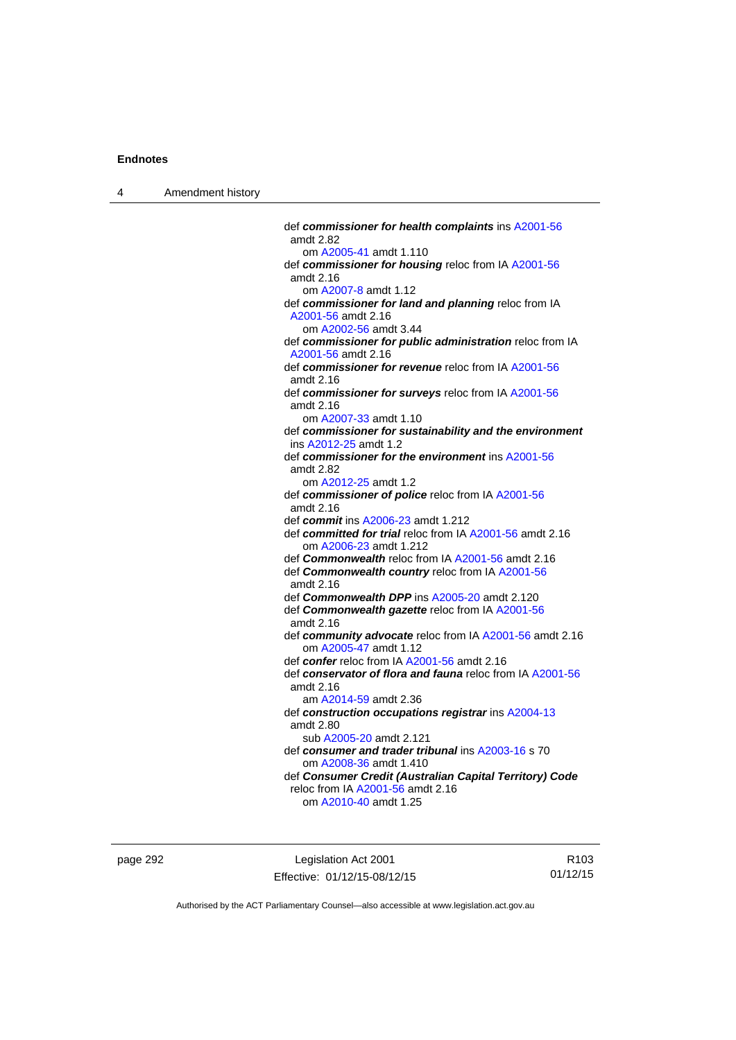def ***commissioner for health complaints*** ins A2001-56 amdt 2.82
  om A2005-41 amdt 1.110

def ***commissioner for housing*** reloc from IA A2001-56 amdt 2.16
  om A2007-8 amdt 1.12

def ***commissioner for land and planning*** reloc from IA A2001-56 amdt 2.16
  om A2002-56 amdt 3.44

def ***commissioner for public administration*** reloc from IA A2001-56 amdt 2.16

def ***commissioner for revenue*** reloc from IA A2001-56 amdt 2.16

def ***commissioner for surveys*** reloc from IA A2001-56 amdt 2.16
  om A2007-33 amdt 1.10

def ***commissioner for sustainability and the environment*** ins A2012-25 amdt 1.2

def ***commissioner for the environment*** ins A2001-56 amdt 2.82
  om A2012-25 amdt 1.2

def ***commissioner of police*** reloc from IA A2001-56 amdt 2.16

def ***commit*** ins A2006-23 amdt 1.212

def ***committed for trial*** reloc from IA A2001-56 amdt 2.16
  om A2006-23 amdt 1.212

def ***Commonwealth*** reloc from IA A2001-56 amdt 2.16

def ***Commonwealth country*** reloc from IA A2001-56 amdt 2.16

def ***Commonwealth DPP*** ins A2005-20 amdt 2.120

def ***Commonwealth gazette*** reloc from IA A2001-56 amdt 2.16

def ***community advocate*** reloc from IA A2001-56 amdt 2.16
  om A2005-47 amdt 1.12

def ***confer*** reloc from IA A2001-56 amdt 2.16

def ***conservator of flora and fauna*** reloc from IA A2001-56 amdt 2.16
  am A2014-59 amdt 2.36

def ***construction occupations registrar*** ins A2004-13 amdt 2.80
  sub A2005-20 amdt 2.121

def ***consumer and trader tribunal*** ins A2003-16 s 70
  om A2008-36 amdt 1.410

def ***Consumer Credit (Australian Capital Territory) Code*** reloc from IA A2001-56 amdt 2.16
  om A2010-40 amdt 1.25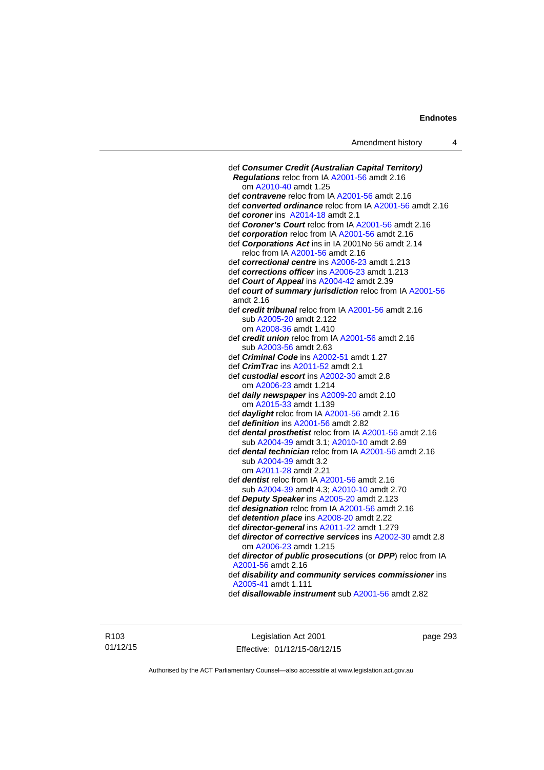def ***Consumer Credit (Australian Capital Territory) Regulations*** reloc from IA A2001-56 amdt 2.16
om A2010-40 amdt 1.25

def ***contravene*** reloc from IA A2001-56 amdt 2.16

def ***converted ordinance*** reloc from IA A2001-56 amdt 2.16

def ***coroner*** ins A2014-18 amdt 2.1

def ***Coroner's Court*** reloc from IA A2001-56 amdt 2.16

def ***corporation*** reloc from IA A2001-56 amdt 2.16

def ***Corporations Act*** ins in IA 2001No 56 amdt 2.14
reloc from IA A2001-56 amdt 2.16

def ***correctional centre*** ins A2006-23 amdt 1.213

def ***corrections officer*** ins A2006-23 amdt 1.213

def ***Court of Appeal*** ins A2004-42 amdt 2.39

def ***court of summary jurisdiction*** reloc from IA A2001-56 amdt 2.16

def ***credit tribunal*** reloc from IA A2001-56 amdt 2.16
sub A2005-20 amdt 2.122
om A2008-36 amdt 1.410

def ***credit union*** reloc from IA A2001-56 amdt 2.16
sub A2003-56 amdt 2.63

def ***Criminal Code*** ins A2002-51 amdt 1.27

def ***CrimTrac*** ins A2011-52 amdt 2.1

def ***custodial escort*** ins A2002-30 amdt 2.8
om A2006-23 amdt 1.214

def ***daily newspaper*** ins A2009-20 amdt 2.10
om A2015-33 amdt 1.139

def ***daylight*** reloc from IA A2001-56 amdt 2.16

def ***definition*** ins A2001-56 amdt 2.82

def ***dental prosthetist*** reloc from IA A2001-56 amdt 2.16
sub A2004-39 amdt 3.1; A2010-10 amdt 2.69

def ***dental technician*** reloc from IA A2001-56 amdt 2.16
sub A2004-39 amdt 3.2
om A2011-28 amdt 2.21

def ***dentist*** reloc from IA A2001-56 amdt 2.16
sub A2004-39 amdt 4.3; A2010-10 amdt 2.70

def ***Deputy Speaker*** ins A2005-20 amdt 2.123

def ***designation*** reloc from IA A2001-56 amdt 2.16

def ***detention place*** ins A2008-20 amdt 2.22

def ***director-general*** ins A2011-22 amdt 1.279

def ***director of corrective services*** ins A2002-30 amdt 2.8
om A2006-23 amdt 1.215

def ***director of public prosecutions*** (or ***DPP***) reloc from IA A2001-56 amdt 2.16

def ***disability and community services commissioner*** ins A2005-41 amdt 1.111

def ***disallowable instrument*** sub A2001-56 amdt 2.82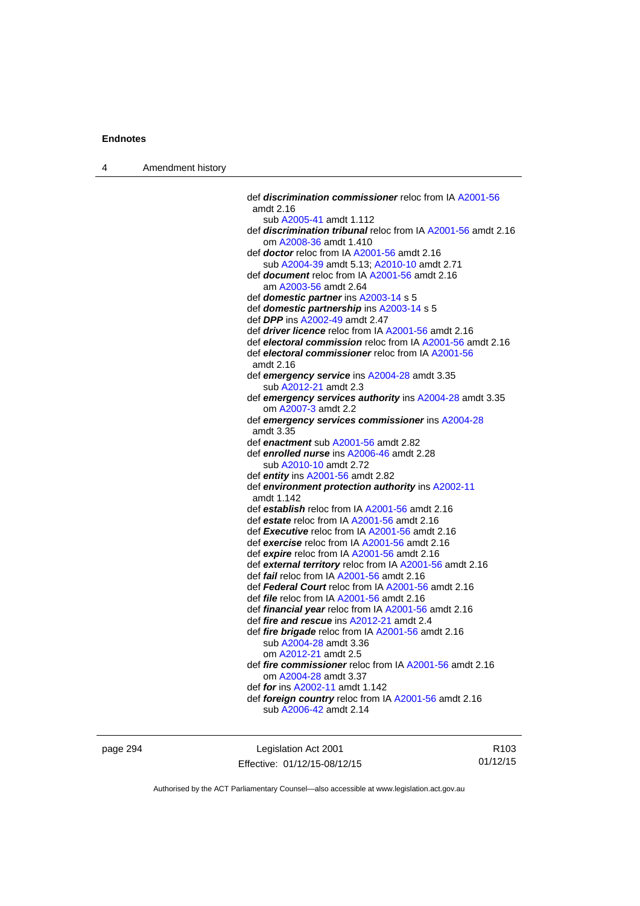def ***discrimination commissioner*** reloc from IA A2001-56 amdt 2.16
sub A2005-41 amdt 1.112
def ***discrimination tribunal*** reloc from IA A2001-56 amdt 2.16
om A2008-36 amdt 1.410
def ***doctor*** reloc from IA A2001-56 amdt 2.16
sub A2004-39 amdt 5.13; A2010-10 amdt 2.71
def ***document*** reloc from IA A2001-56 amdt 2.16
am A2003-56 amdt 2.64
def ***domestic partner*** ins A2003-14 s 5
def ***domestic partnership*** ins A2003-14 s 5
def ***DPP*** ins A2002-49 amdt 2.47
def ***driver licence*** reloc from IA A2001-56 amdt 2.16
def ***electoral commission*** reloc from IA A2001-56 amdt 2.16
def ***electoral commissioner*** reloc from IA A2001-56 amdt 2.16
def ***emergency service*** ins A2004-28 amdt 3.35
sub A2012-21 amdt 2.3
def ***emergency services authority*** ins A2004-28 amdt 3.35
om A2007-3 amdt 2.2
def ***emergency services commissioner*** ins A2004-28 amdt 3.35
def ***enactment*** sub A2001-56 amdt 2.82
def ***enrolled nurse*** ins A2006-46 amdt 2.28
sub A2010-10 amdt 2.72
def ***entity*** ins A2001-56 amdt 2.82
def ***environment protection authority*** ins A2002-11 amdt 1.142
def ***establish*** reloc from IA A2001-56 amdt 2.16
def ***estate*** reloc from IA A2001-56 amdt 2.16
def ***Executive*** reloc from IA A2001-56 amdt 2.16
def ***exercise*** reloc from IA A2001-56 amdt 2.16
def ***expire*** reloc from IA A2001-56 amdt 2.16
def ***external territory*** reloc from IA A2001-56 amdt 2.16
def ***fail*** reloc from IA A2001-56 amdt 2.16
def ***Federal Court*** reloc from IA A2001-56 amdt 2.16
def ***file*** reloc from IA A2001-56 amdt 2.16
def ***financial year*** reloc from IA A2001-56 amdt 2.16
def ***fire and rescue*** ins A2012-21 amdt 2.4
def ***fire brigade*** reloc from IA A2001-56 amdt 2.16
sub A2004-28 amdt 3.36
om A2012-21 amdt 2.5
def ***fire commissioner*** reloc from IA A2001-56 amdt 2.16
om A2004-28 amdt 3.37
def ***for*** ins A2002-11 amdt 1.142
def ***foreign country*** reloc from IA A2001-56 amdt 2.16
sub A2006-42 amdt 2.14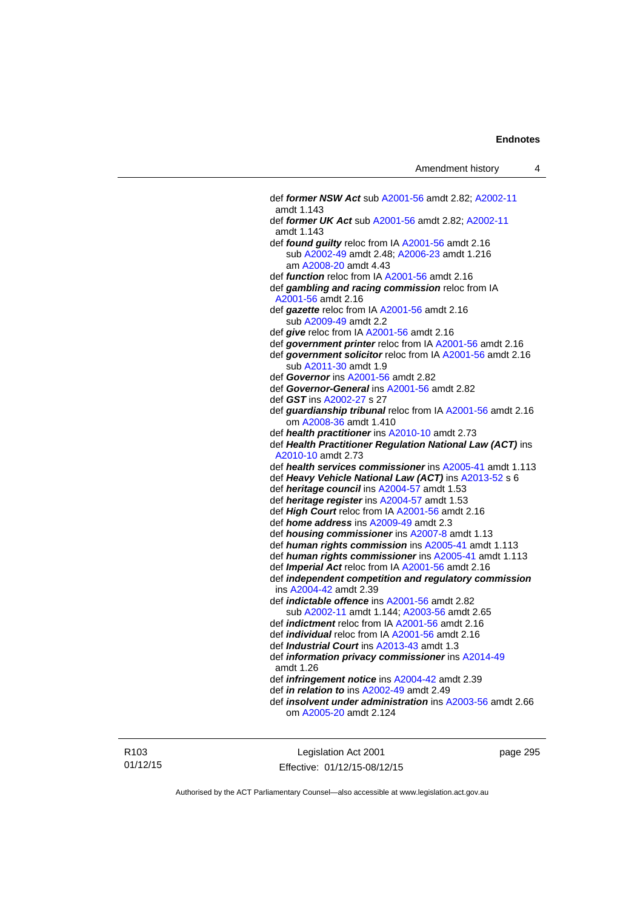def ***former NSW Act*** sub A2001-56 amdt 2.82; A2002-11 amdt 1.143

def ***former UK Act*** sub A2001-56 amdt 2.82; A2002-11 amdt 1.143

def ***found guilty*** reloc from IA A2001-56 amdt 2.16
    sub A2002-49 amdt 2.48; A2006-23 amdt 1.216
    am A2008-20 amdt 4.43

def ***function*** reloc from IA A2001-56 amdt 2.16

def ***gambling and racing commission*** reloc from IA A2001-56 amdt 2.16

def ***gazette*** reloc from IA A2001-56 amdt 2.16
    sub A2009-49 amdt 2.2

def ***give*** reloc from IA A2001-56 amdt 2.16

def ***government printer*** reloc from IA A2001-56 amdt 2.16

def ***government solicitor*** reloc from IA A2001-56 amdt 2.16
    sub A2011-30 amdt 1.9

def ***Governor*** ins A2001-56 amdt 2.82

def ***Governor-General*** ins A2001-56 amdt 2.82

def ***GST*** ins A2002-27 s 27

def ***guardianship tribunal*** reloc from IA A2001-56 amdt 2.16
    om A2008-36 amdt 1.410

def ***health practitioner*** ins A2010-10 amdt 2.73

def ***Health Practitioner Regulation National Law (ACT)*** ins A2010-10 amdt 2.73

def ***health services commissioner*** ins A2005-41 amdt 1.113

def ***Heavy Vehicle National Law (ACT)*** ins A2013-52 s 6

def ***heritage council*** ins A2004-57 amdt 1.53

def ***heritage register*** ins A2004-57 amdt 1.53

def ***High Court*** reloc from IA A2001-56 amdt 2.16

def ***home address*** ins A2009-49 amdt 2.3

def ***housing commissioner*** ins A2007-8 amdt 1.13

def ***human rights commission*** ins A2005-41 amdt 1.113

def ***human rights commissioner*** ins A2005-41 amdt 1.113

def ***Imperial Act*** reloc from IA A2001-56 amdt 2.16

def ***independent competition and regulatory commission*** ins A2004-42 amdt 2.39

def ***indictable offence*** ins A2001-56 amdt 2.82
    sub A2002-11 amdt 1.144; A2003-56 amdt 2.65

def ***indictment*** reloc from IA A2001-56 amdt 2.16

def ***individual*** reloc from IA A2001-56 amdt 2.16

def ***Industrial Court*** ins A2013-43 amdt 1.3

def ***information privacy commissioner*** ins A2014-49 amdt 1.26

def ***infringement notice*** ins A2004-42 amdt 2.39

def ***in relation to*** ins A2002-49 amdt 2.49

def ***insolvent under administration*** ins A2003-56 amdt 2.66
    om A2005-20 amdt 2.124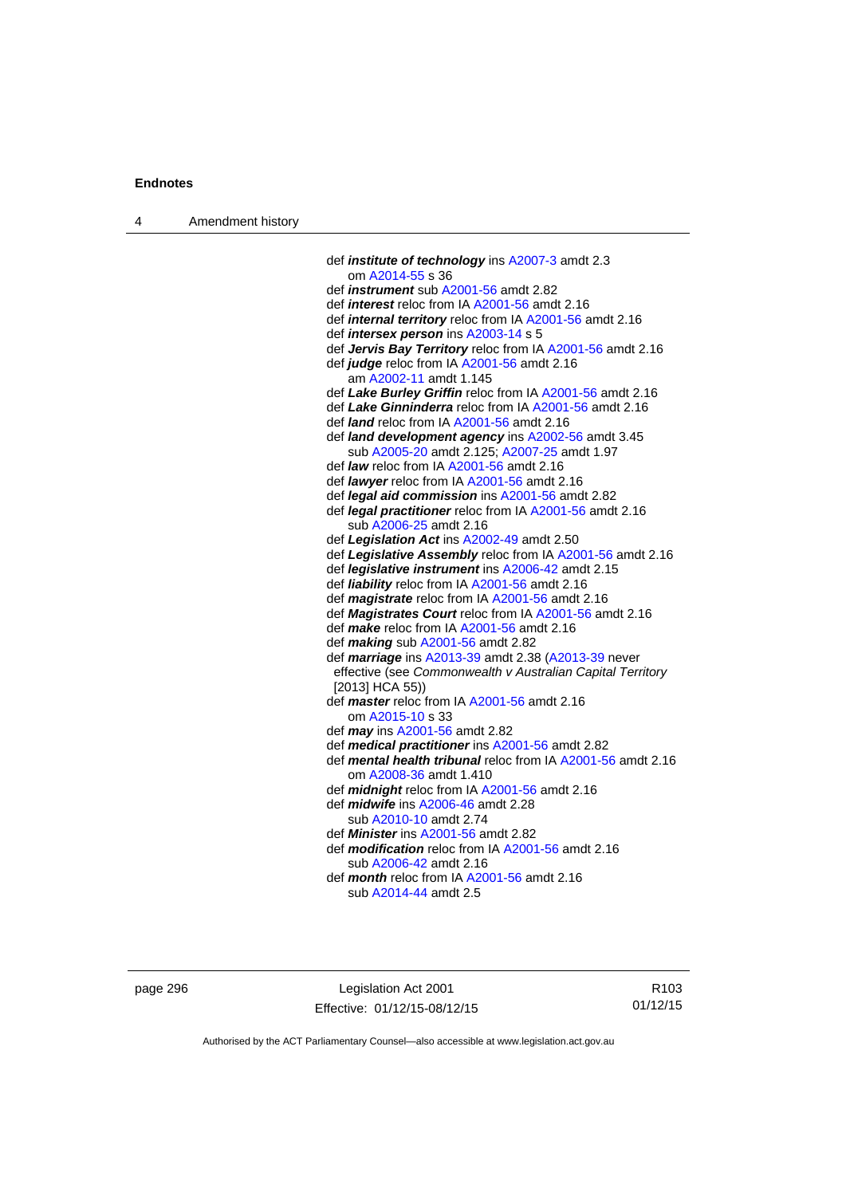def ***institute of technology*** ins A2007-3 amdt 2.3
   om A2014-55 s 36
def ***instrument*** sub A2001-56 amdt 2.82
def ***interest*** reloc from IA A2001-56 amdt 2.16
def ***internal territory*** reloc from IA A2001-56 amdt 2.16
def ***intersex person*** ins A2003-14 s 5
def ***Jervis Bay Territory*** reloc from IA A2001-56 amdt 2.16
def ***judge*** reloc from IA A2001-56 amdt 2.16
   am A2002-11 amdt 1.145
def ***Lake Burley Griffin*** reloc from IA A2001-56 amdt 2.16
def ***Lake Ginninderra*** reloc from IA A2001-56 amdt 2.16
def ***land*** reloc from IA A2001-56 amdt 2.16
def ***land development agency*** ins A2002-56 amdt 3.45
   sub A2005-20 amdt 2.125; A2007-25 amdt 1.97
def ***law*** reloc from IA A2001-56 amdt 2.16
def ***lawyer*** reloc from IA A2001-56 amdt 2.16
def ***legal aid commission*** ins A2001-56 amdt 2.82
def ***legal practitioner*** reloc from IA A2001-56 amdt 2.16
   sub A2006-25 amdt 2.16
def ***Legislation Act*** ins A2002-49 amdt 2.50
def ***Legislative Assembly*** reloc from IA A2001-56 amdt 2.16
def ***legislative instrument*** ins A2006-42 amdt 2.15
def ***liability*** reloc from IA A2001-56 amdt 2.16
def ***magistrate*** reloc from IA A2001-56 amdt 2.16
def ***Magistrates Court*** reloc from IA A2001-56 amdt 2.16
def ***make*** reloc from IA A2001-56 amdt 2.16
def ***making*** sub A2001-56 amdt 2.82
def ***marriage*** ins A2013-39 amdt 2.38 (A2013-39 never effective (see *Commonwealth v Australian Capital Territory* [2013] HCA 55))
def ***master*** reloc from IA A2001-56 amdt 2.16
   om A2015-10 s 33
def ***may*** ins A2001-56 amdt 2.82
def ***medical practitioner*** ins A2001-56 amdt 2.82
def ***mental health tribunal*** reloc from IA A2001-56 amdt 2.16
   om A2008-36 amdt 1.410
def ***midnight*** reloc from IA A2001-56 amdt 2.16
def ***midwife*** ins A2006-46 amdt 2.28
   sub A2010-10 amdt 2.74
def ***Minister*** ins A2001-56 amdt 2.82
def ***modification*** reloc from IA A2001-56 amdt 2.16
   sub A2006-42 amdt 2.16
def ***month*** reloc from IA A2001-56 amdt 2.16
   sub A2014-44 amdt 2.5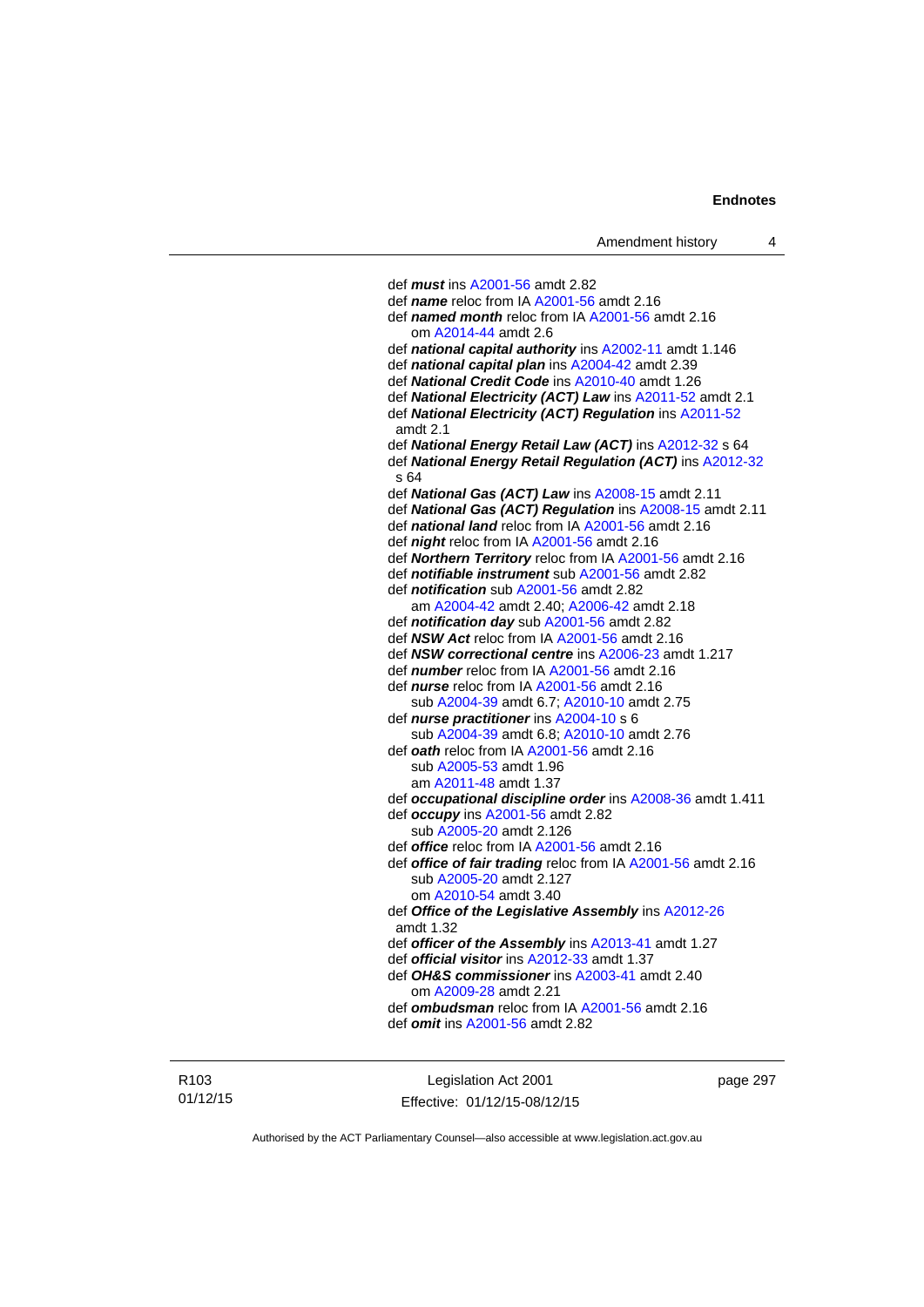def ***must*** ins A2001-56 amdt 2.82
def ***name*** reloc from IA A2001-56 amdt 2.16
def ***named month*** reloc from IA A2001-56 amdt 2.16
  om A2014-44 amdt 2.6
def ***national capital authority*** ins A2002-11 amdt 1.146
def ***national capital plan*** ins A2004-42 amdt 2.39
def ***National Credit Code*** ins A2010-40 amdt 1.26
def ***National Electricity (ACT) Law*** ins A2011-52 amdt 2.1
def ***National Electricity (ACT) Regulation*** ins A2011-52 amdt 2.1
def ***National Energy Retail Law (ACT)*** ins A2012-32 s 64
def ***National Energy Retail Regulation (ACT)*** ins A2012-32 s 64
def ***National Gas (ACT) Law*** ins A2008-15 amdt 2.11
def ***National Gas (ACT) Regulation*** ins A2008-15 amdt 2.11
def ***national land*** reloc from IA A2001-56 amdt 2.16
def ***night*** reloc from IA A2001-56 amdt 2.16
def ***Northern Territory*** reloc from IA A2001-56 amdt 2.16
def ***notifiable instrument*** sub A2001-56 amdt 2.82
def ***notification*** sub A2001-56 amdt 2.82
  am A2004-42 amdt 2.40; A2006-42 amdt 2.18
def ***notification day*** sub A2001-56 amdt 2.82
def ***NSW Act*** reloc from IA A2001-56 amdt 2.16
def ***NSW correctional centre*** ins A2006-23 amdt 1.217
def ***number*** reloc from IA A2001-56 amdt 2.16
def ***nurse*** reloc from IA A2001-56 amdt 2.16
  sub A2004-39 amdt 6.7; A2010-10 amdt 2.75
def ***nurse practitioner*** ins A2004-10 s 6
  sub A2004-39 amdt 6.8; A2010-10 amdt 2.76
def ***oath*** reloc from IA A2001-56 amdt 2.16
  sub A2005-53 amdt 1.96
  am A2011-48 amdt 1.37
def ***occupational discipline order*** ins A2008-36 amdt 1.411
def ***occupy*** ins A2001-56 amdt 2.82
  sub A2005-20 amdt 2.126
def ***office*** reloc from IA A2001-56 amdt 2.16
def ***office of fair trading*** reloc from IA A2001-56 amdt 2.16
  sub A2005-20 amdt 2.127
  om A2010-54 amdt 3.40
def ***Office of the Legislative Assembly*** ins A2012-26 amdt 1.32
def ***officer of the Assembly*** ins A2013-41 amdt 1.27
def ***official visitor*** ins A2012-33 amdt 1.37
def ***OH&S commissioner*** ins A2003-41 amdt 2.40
  om A2009-28 amdt 2.21
def ***ombudsman*** reloc from IA A2001-56 amdt 2.16
def ***omit*** ins A2001-56 amdt 2.82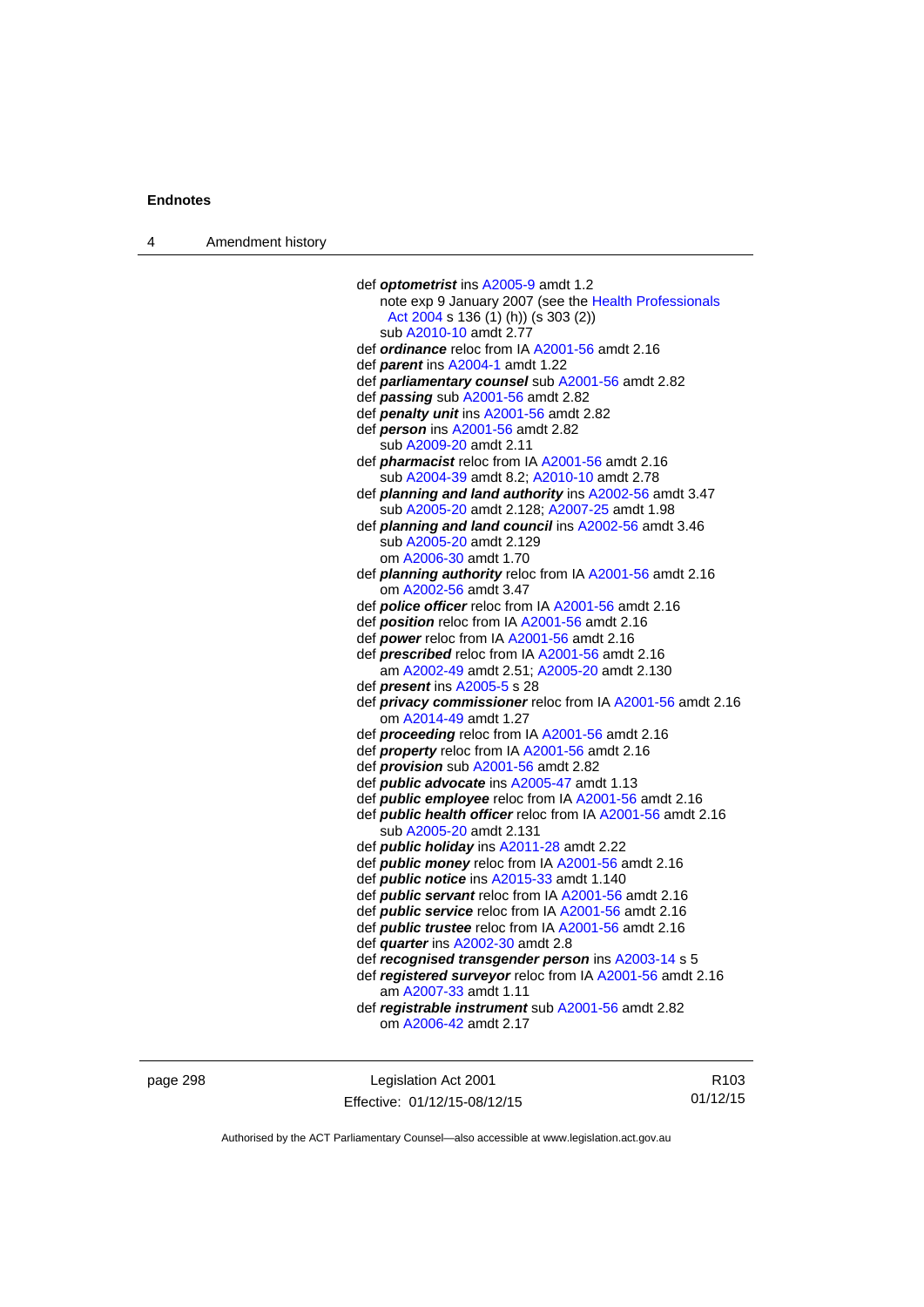def ***optometrist*** ins A2005-9 amdt 1.2
  note exp 9 January 2007 (see the Health Professionals Act 2004 s 136 (1) (h)) (s 303 (2))
  sub A2010-10 amdt 2.77
def ***ordinance*** reloc from IA A2001-56 amdt 2.16
def ***parent*** ins A2004-1 amdt 1.22
def ***parliamentary counsel*** sub A2001-56 amdt 2.82
def ***passing*** sub A2001-56 amdt 2.82
def ***penalty unit*** ins A2001-56 amdt 2.82
def ***person*** ins A2001-56 amdt 2.82
  sub A2009-20 amdt 2.11
def ***pharmacist*** reloc from IA A2001-56 amdt 2.16
  sub A2004-39 amdt 8.2; A2010-10 amdt 2.78
def ***planning and land authority*** ins A2002-56 amdt 3.47
  sub A2005-20 amdt 2.128; A2007-25 amdt 1.98
def ***planning and land council*** ins A2002-56 amdt 3.46
  sub A2005-20 amdt 2.129
  om A2006-30 amdt 1.70
def ***planning authority*** reloc from IA A2001-56 amdt 2.16
  om A2002-56 amdt 3.47
def ***police officer*** reloc from IA A2001-56 amdt 2.16
def ***position*** reloc from IA A2001-56 amdt 2.16
def ***power*** reloc from IA A2001-56 amdt 2.16
def ***prescribed*** reloc from IA A2001-56 amdt 2.16
  am A2002-49 amdt 2.51; A2005-20 amdt 2.130
def ***present*** ins A2005-5 s 28
def ***privacy commissioner*** reloc from IA A2001-56 amdt 2.16
  om A2014-49 amdt 1.27
def ***proceeding*** reloc from IA A2001-56 amdt 2.16
def ***property*** reloc from IA A2001-56 amdt 2.16
def ***provision*** sub A2001-56 amdt 2.82
def ***public advocate*** ins A2005-47 amdt 1.13
def ***public employee*** reloc from IA A2001-56 amdt 2.16
def ***public health officer*** reloc from IA A2001-56 amdt 2.16
  sub A2005-20 amdt 2.131
def ***public holiday*** ins A2011-28 amdt 2.22
def ***public money*** reloc from IA A2001-56 amdt 2.16
def ***public notice*** ins A2015-33 amdt 1.140
def ***public servant*** reloc from IA A2001-56 amdt 2.16
def ***public service*** reloc from IA A2001-56 amdt 2.16
def ***public trustee*** reloc from IA A2001-56 amdt 2.16
def ***quarter*** ins A2002-30 amdt 2.8
def ***recognised transgender person*** ins A2003-14 s 5
def ***registered surveyor*** reloc from IA A2001-56 amdt 2.16
  am A2007-33 amdt 1.11
def ***registrable instrument*** sub A2001-56 amdt 2.82
  om A2006-42 amdt 2.17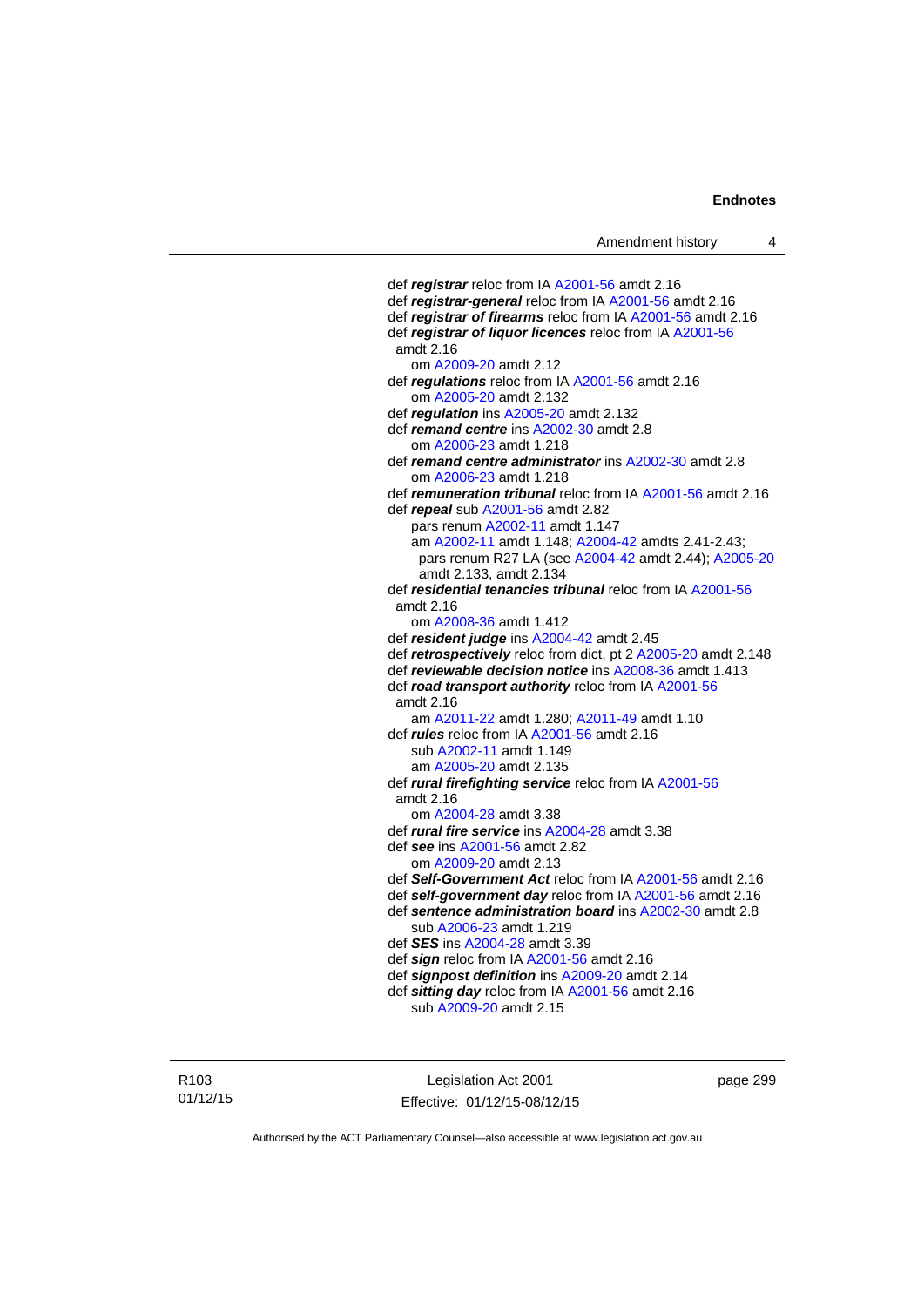def ***registrar*** reloc from IA A2001-56 amdt 2.16
def ***registrar-general*** reloc from IA A2001-56 amdt 2.16
def ***registrar of firearms*** reloc from IA A2001-56 amdt 2.16
def ***registrar of liquor licences*** reloc from IA A2001-56 amdt 2.16
om A2009-20 amdt 2.12
def ***regulations*** reloc from IA A2001-56 amdt 2.16
om A2005-20 amdt 2.132
def ***regulation*** ins A2005-20 amdt 2.132
def ***remand centre*** ins A2002-30 amdt 2.8
om A2006-23 amdt 1.218
def ***remand centre administrator*** ins A2002-30 amdt 2.8
om A2006-23 amdt 1.218
def ***remuneration tribunal*** reloc from IA A2001-56 amdt 2.16
def ***repeal*** sub A2001-56 amdt 2.82
pars renum A2002-11 amdt 1.147
am A2002-11 amdt 1.148; A2004-42 amdts 2.41-2.43; pars renum R27 LA (see A2004-42 amdt 2.44); A2005-20 amdt 2.133, amdt 2.134
def ***residential tenancies tribunal*** reloc from IA A2001-56 amdt 2.16
om A2008-36 amdt 1.412
def ***resident judge*** ins A2004-42 amdt 2.45
def ***retrospectively*** reloc from dict, pt 2 A2005-20 amdt 2.148
def ***reviewable decision notice*** ins A2008-36 amdt 1.413
def ***road transport authority*** reloc from IA A2001-56 amdt 2.16
am A2011-22 amdt 1.280; A2011-49 amdt 1.10
def ***rules*** reloc from IA A2001-56 amdt 2.16
sub A2002-11 amdt 1.149
am A2005-20 amdt 2.135
def ***rural firefighting service*** reloc from IA A2001-56 amdt 2.16
om A2004-28 amdt 3.38
def ***rural fire service*** ins A2004-28 amdt 3.38
def ***see*** ins A2001-56 amdt 2.82
om A2009-20 amdt 2.13
def ***Self-Government Act*** reloc from IA A2001-56 amdt 2.16
def ***self-government day*** reloc from IA A2001-56 amdt 2.16
def ***sentence administration board*** ins A2002-30 amdt 2.8
sub A2006-23 amdt 1.219
def ***SES*** ins A2004-28 amdt 3.39
def ***sign*** reloc from IA A2001-56 amdt 2.16
def ***signpost definition*** ins A2009-20 amdt 2.14
def ***sitting day*** reloc from IA A2001-56 amdt 2.16
sub A2009-20 amdt 2.15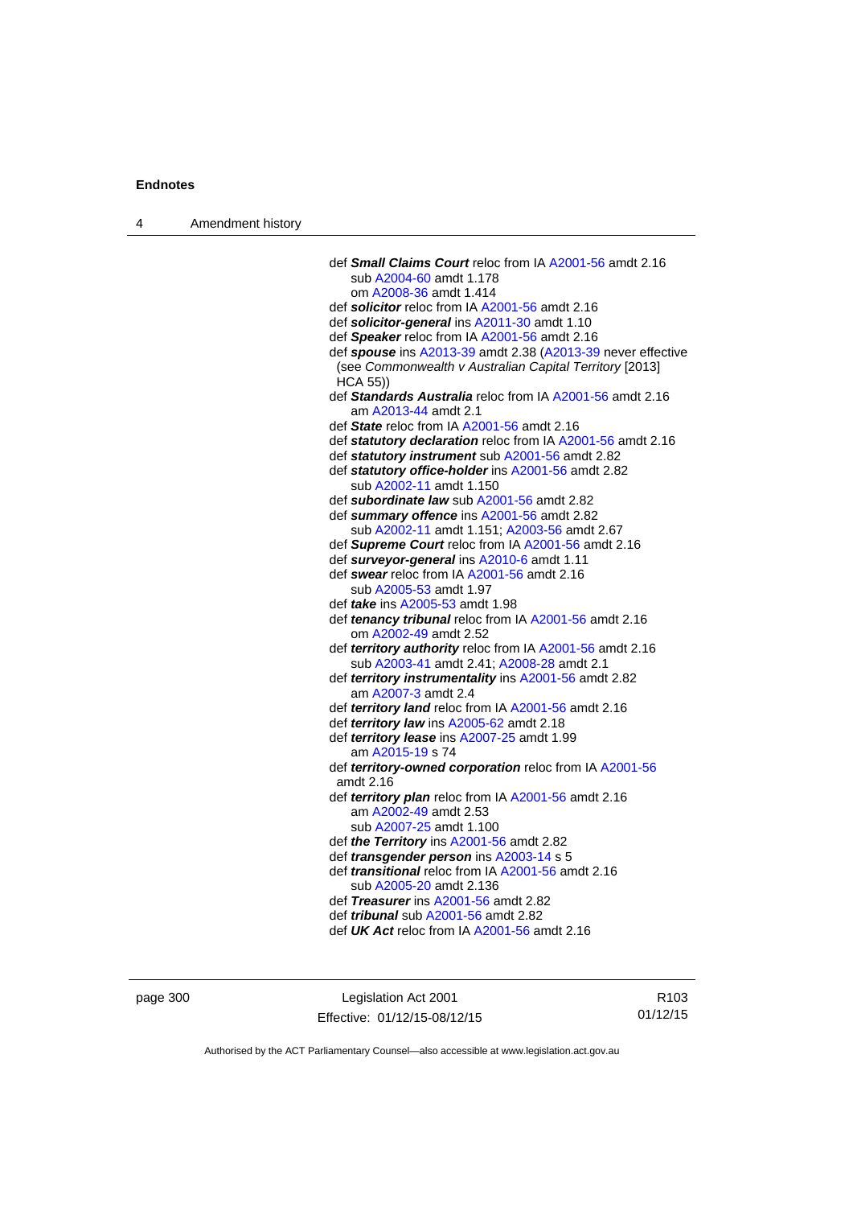def ***Small Claims Court*** reloc from IA A2001-56 amdt 2.16
    sub A2004-60 amdt 1.178
    om A2008-36 amdt 1.414
def ***solicitor*** reloc from IA A2001-56 amdt 2.16
def ***solicitor-general*** ins A2011-30 amdt 1.10
def ***Speaker*** reloc from IA A2001-56 amdt 2.16
def ***spouse*** ins A2013-39 amdt 2.38 (A2013-39 never effective (see *Commonwealth v Australian Capital Territory* [2013] HCA 55))
def ***Standards Australia*** reloc from IA A2001-56 amdt 2.16
    am A2013-44 amdt 2.1
def ***State*** reloc from IA A2001-56 amdt 2.16
def ***statutory declaration*** reloc from IA A2001-56 amdt 2.16
def ***statutory instrument*** sub A2001-56 amdt 2.82
def ***statutory office-holder*** ins A2001-56 amdt 2.82
    sub A2002-11 amdt 1.150
def ***subordinate law*** sub A2001-56 amdt 2.82
def ***summary offence*** ins A2001-56 amdt 2.82
    sub A2002-11 amdt 1.151; A2003-56 amdt 2.67
def ***Supreme Court*** reloc from IA A2001-56 amdt 2.16
def ***surveyor-general*** ins A2010-6 amdt 1.11
def ***swear*** reloc from IA A2001-56 amdt 2.16
    sub A2005-53 amdt 1.97
def ***take*** ins A2005-53 amdt 1.98
def ***tenancy tribunal*** reloc from IA A2001-56 amdt 2.16
    om A2002-49 amdt 2.52
def ***territory authority*** reloc from IA A2001-56 amdt 2.16
    sub A2003-41 amdt 2.41; A2008-28 amdt 2.1
def ***territory instrumentality*** ins A2001-56 amdt 2.82
    am A2007-3 amdt 2.4
def ***territory land*** reloc from IA A2001-56 amdt 2.16
def ***territory law*** ins A2005-62 amdt 2.18
def ***territory lease*** ins A2007-25 amdt 1.99
    am A2015-19 s 74
def ***territory-owned corporation*** reloc from IA A2001-56 amdt 2.16
def ***territory plan*** reloc from IA A2001-56 amdt 2.16
    am A2002-49 amdt 2.53
    sub A2007-25 amdt 1.100
def ***the Territory*** ins A2001-56 amdt 2.82
def ***transgender person*** ins A2003-14 s 5
def ***transitional*** reloc from IA A2001-56 amdt 2.16
    sub A2005-20 amdt 2.136
def ***Treasurer*** ins A2001-56 amdt 2.82
def ***tribunal*** sub A2001-56 amdt 2.82
def ***UK Act*** reloc from IA A2001-56 amdt 2.16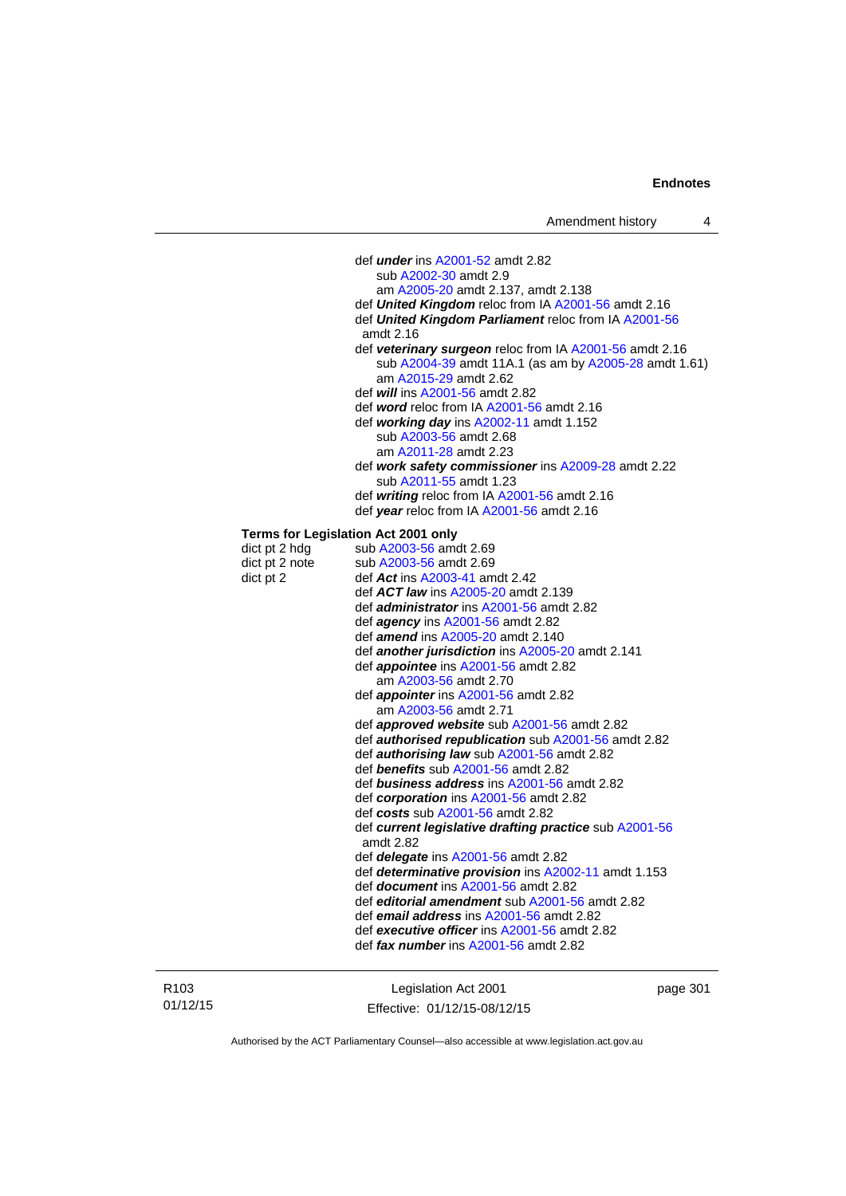def ***under*** ins A2001-52 amdt 2.82
  sub A2002-30 amdt 2.9
  am A2005-20 amdt 2.137, amdt 2.138
def ***United Kingdom*** reloc from IA A2001-56 amdt 2.16
def ***United Kingdom Parliament*** reloc from IA A2001-56 amdt 2.16
def ***veterinary surgeon*** reloc from IA A2001-56 amdt 2.16
  sub A2004-39 amdt 11A.1 (as am by A2005-28 amdt 1.61)
  am A2015-29 amdt 2.62
def ***will*** ins A2001-56 amdt 2.82
def ***word*** reloc from IA A2001-56 amdt 2.16
def ***working day*** ins A2002-11 amdt 1.152
  sub A2003-56 amdt 2.68
  am A2011-28 amdt 2.23
def ***work safety commissioner*** ins A2009-28 amdt 2.22
  sub A2011-55 amdt 1.23
def ***writing*** reloc from IA A2001-56 amdt 2.16
def ***year*** reloc from IA A2001-56 amdt 2.16

**Terms for Legislation Act 2001 only**

dict pt 2 hdg — sub A2003-56 amdt 2.69
dict pt 2 note — sub A2003-56 amdt 2.69
dict pt 2 — def ***Act*** ins A2003-41 amdt 2.42
def ***ACT law*** ins A2005-20 amdt 2.139
def ***administrator*** ins A2001-56 amdt 2.82
def ***agency*** ins A2001-56 amdt 2.82
def ***amend*** ins A2005-20 amdt 2.140
def ***another jurisdiction*** ins A2005-20 amdt 2.141
def ***appointee*** ins A2001-56 amdt 2.82
  am A2003-56 amdt 2.70
def ***appointer*** ins A2001-56 amdt 2.82
  am A2003-56 amdt 2.71
def ***approved website*** sub A2001-56 amdt 2.82
def ***authorised republication*** sub A2001-56 amdt 2.82
def ***authorising law*** sub A2001-56 amdt 2.82
def ***benefits*** sub A2001-56 amdt 2.82
def ***business address*** ins A2001-56 amdt 2.82
def ***corporation*** ins A2001-56 amdt 2.82
def ***costs*** sub A2001-56 amdt 2.82
def ***current legislative drafting practice*** sub A2001-56 amdt 2.82
def ***delegate*** ins A2001-56 amdt 2.82
def ***determinative provision*** ins A2002-11 amdt 1.153
def ***document*** ins A2001-56 amdt 2.82
def ***editorial amendment*** sub A2001-56 amdt 2.82
def ***email address*** ins A2001-56 amdt 2.82
def ***executive officer*** ins A2001-56 amdt 2.82
def ***fax number*** ins A2001-56 amdt 2.82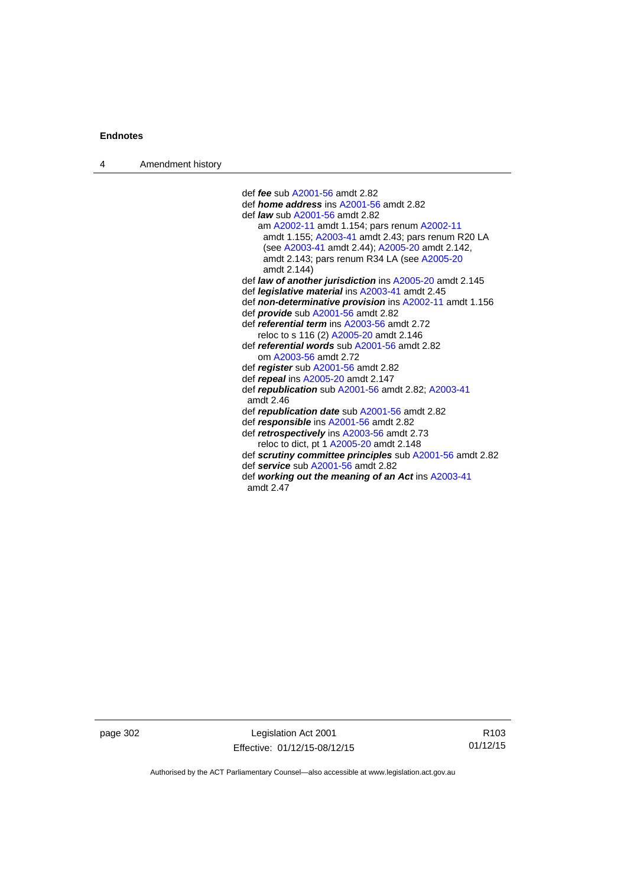def ***fee*** sub A2001-56 amdt 2.82
def ***home address*** ins A2001-56 amdt 2.82
def ***law*** sub A2001-56 amdt 2.82
  am A2002-11 amdt 1.154; pars renum A2002-11 amdt 1.155; A2003-41 amdt 2.43; pars renum R20 LA (see A2003-41 amdt 2.44); A2005-20 amdt 2.142, amdt 2.143; pars renum R34 LA (see A2005-20 amdt 2.144)
def ***law of another jurisdiction*** ins A2005-20 amdt 2.145
def ***legislative material*** ins A2003-41 amdt 2.45
def ***non-determinative provision*** ins A2002-11 amdt 1.156
def ***provide*** sub A2001-56 amdt 2.82
def ***referential term*** ins A2003-56 amdt 2.72
  reloc to s 116 (2) A2005-20 amdt 2.146
def ***referential words*** sub A2001-56 amdt 2.82
  om A2003-56 amdt 2.72
def ***register*** sub A2001-56 amdt 2.82
def ***repeal*** ins A2005-20 amdt 2.147
def ***republication*** sub A2001-56 amdt 2.82; A2003-41 amdt 2.46
def ***republication date*** sub A2001-56 amdt 2.82
def ***responsible*** ins A2001-56 amdt 2.82
def ***retrospectively*** ins A2003-56 amdt 2.73
  reloc to dict, pt 1 A2005-20 amdt 2.148
def ***scrutiny committee principles*** sub A2001-56 amdt 2.82
def ***service*** sub A2001-56 amdt 2.82
def ***working out the meaning of an Act*** ins A2003-41 amdt 2.47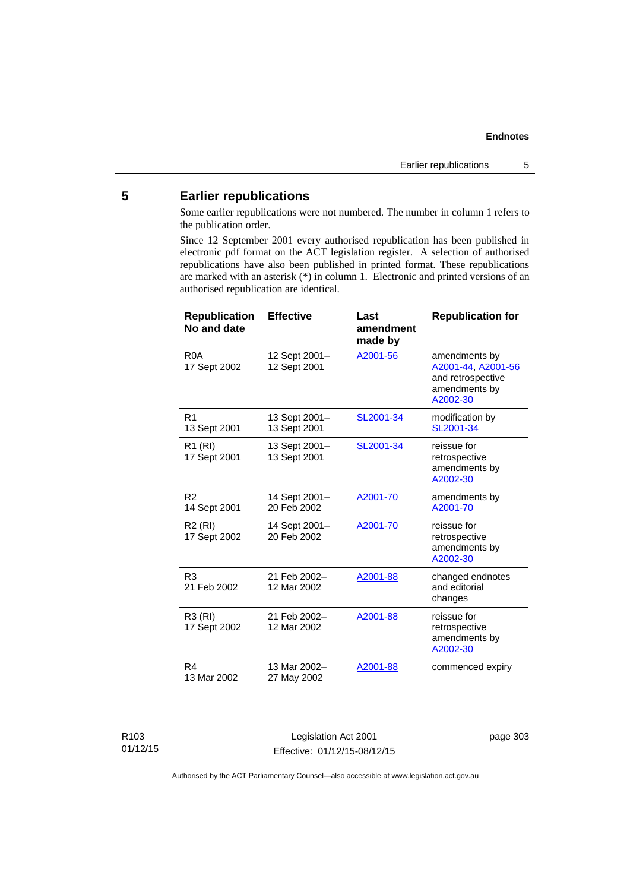## 5 Earlier republications

Some earlier republications were not numbered. The number in column 1 refers to the publication order.

Since 12 September 2001 every authorised republication has been published in electronic pdf format on the ACT legislation register. A selection of authorised republications have also been published in printed format. These republications are marked with an asterisk (*) in column 1. Electronic and printed versions of an authorised republication are identical.

| Republication No and date | Effective | Last amendment made by | Republication for |
|---|---|---|---|
| R0A<br>17 Sept 2002 | 12 Sept 2001–<br>12 Sept 2001 | A2001-56 | amendments by A2001-44, A2001-56 and retrospective amendments by A2002-30 |
| R1<br>13 Sept 2001 | 13 Sept 2001–<br>13 Sept 2001 | SL2001-34 | modification by SL2001-34 |
| R1 (RI)<br>17 Sept 2001 | 13 Sept 2001–<br>13 Sept 2001 | SL2001-34 | reissue for retrospective amendments by A2002-30 |
| R2<br>14 Sept 2001 | 14 Sept 2001–<br>20 Feb 2002 | A2001-70 | amendments by A2001-70 |
| R2 (RI)<br>17 Sept 2002 | 14 Sept 2001–<br>20 Feb 2002 | A2001-70 | reissue for retrospective amendments by A2002-30 |
| R3<br>21 Feb 2002 | 21 Feb 2002–<br>12 Mar 2002 | A2001-88 | changed endnotes and editorial changes |
| R3 (RI)<br>17 Sept 2002 | 21 Feb 2002–<br>12 Mar 2002 | A2001-88 | reissue for retrospective amendments by A2002-30 |
| R4<br>13 Mar 2002 | 13 Mar 2002–<br>27 May 2002 | A2001-88 | commenced expiry |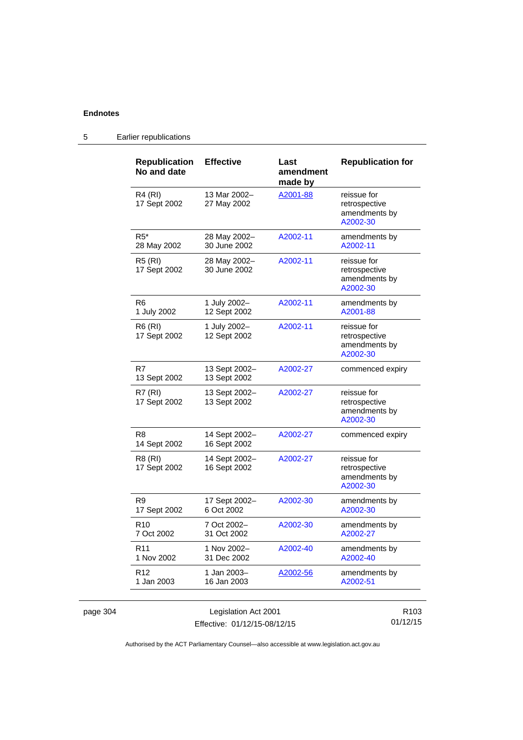## 5 Earlier republications

| Republication No and date | Effective | Last amendment made by | Republication for |
|---|---|---|---|
| R4 (RI) 17 Sept 2002 | 13 Mar 2002– 27 May 2002 | A2001-88 | reissue for retrospective amendments by A2002-30 |
| R5* 28 May 2002 | 28 May 2002– 30 June 2002 | A2002-11 | amendments by A2002-11 |
| R5 (RI) 17 Sept 2002 | 28 May 2002– 30 June 2002 | A2002-11 | reissue for retrospective amendments by A2002-30 |
| R6 1 July 2002 | 1 July 2002– 12 Sept 2002 | A2002-11 | amendments by A2001-88 |
| R6 (RI) 17 Sept 2002 | 1 July 2002– 12 Sept 2002 | A2002-11 | reissue for retrospective amendments by A2002-30 |
| R7 13 Sept 2002 | 13 Sept 2002– 13 Sept 2002 | A2002-27 | commenced expiry |
| R7 (RI) 17 Sept 2002 | 13 Sept 2002– 13 Sept 2002 | A2002-27 | reissue for retrospective amendments by A2002-30 |
| R8 14 Sept 2002 | 14 Sept 2002– 16 Sept 2002 | A2002-27 | commenced expiry |
| R8 (RI) 17 Sept 2002 | 14 Sept 2002– 16 Sept 2002 | A2002-27 | reissue for retrospective amendments by A2002-30 |
| R9 17 Sept 2002 | 17 Sept 2002– 6 Oct 2002 | A2002-30 | amendments by A2002-30 |
| R10 7 Oct 2002 | 7 Oct 2002– 31 Oct 2002 | A2002-30 | amendments by A2002-27 |
| R11 1 Nov 2002 | 1 Nov 2002– 31 Dec 2002 | A2002-40 | amendments by A2002-40 |
| R12 1 Jan 2003 | 1 Jan 2003– 16 Jan 2003 | A2002-56 | amendments by A2002-51 |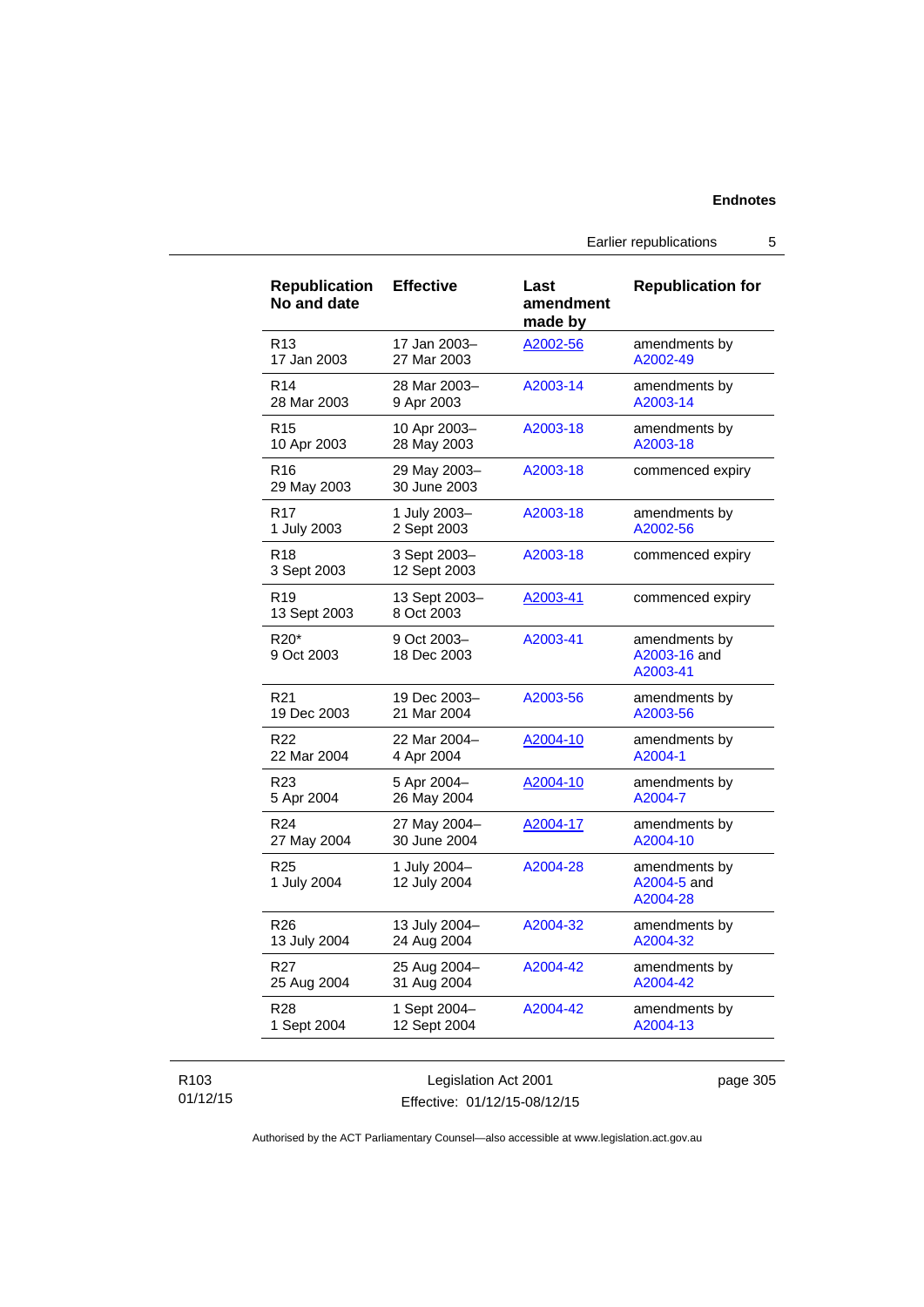| Republication No and date | Effective | Last amendment made by | Republication for |
|---|---|---|---|
| R13<br>17 Jan 2003 | 17 Jan 2003–<br>27 Mar 2003 | A2002-56 | amendments by A2002-49 |
| R14<br>28 Mar 2003 | 28 Mar 2003–<br>9 Apr 2003 | A2003-14 | amendments by A2003-14 |
| R15<br>10 Apr 2003 | 10 Apr 2003–<br>28 May 2003 | A2003-18 | amendments by A2003-18 |
| R16<br>29 May 2003 | 29 May 2003–<br>30 June 2003 | A2003-18 | commenced expiry |
| R17<br>1 July 2003 | 1 July 2003–<br>2 Sept 2003 | A2003-18 | amendments by A2002-56 |
| R18<br>3 Sept 2003 | 3 Sept 2003–<br>12 Sept 2003 | A2003-18 | commenced expiry |
| R19<br>13 Sept 2003 | 13 Sept 2003–<br>8 Oct 2003 | A2003-41 | commenced expiry |
| R20*<br>9 Oct 2003 | 9 Oct 2003–<br>18 Dec 2003 | A2003-41 | amendments by A2003-16 and A2003-41 |
| R21<br>19 Dec 2003 | 19 Dec 2003–<br>21 Mar 2004 | A2003-56 | amendments by A2003-56 |
| R22<br>22 Mar 2004 | 22 Mar 2004–<br>4 Apr 2004 | A2004-10 | amendments by A2004-1 |
| R23<br>5 Apr 2004 | 5 Apr 2004–<br>26 May 2004 | A2004-10 | amendments by A2004-7 |
| R24<br>27 May 2004 | 27 May 2004–<br>30 June 2004 | A2004-17 | amendments by A2004-10 |
| R25<br>1 July 2004 | 1 July 2004–<br>12 July 2004 | A2004-28 | amendments by A2004-5 and A2004-28 |
| R26<br>13 July 2004 | 13 July 2004–<br>24 Aug 2004 | A2004-32 | amendments by A2004-32 |
| R27<br>25 Aug 2004 | 25 Aug 2004–<br>31 Aug 2004 | A2004-42 | amendments by A2004-42 |
| R28<br>1 Sept 2004 | 1 Sept 2004–<br>12 Sept 2004 | A2004-42 | amendments by A2004-13 |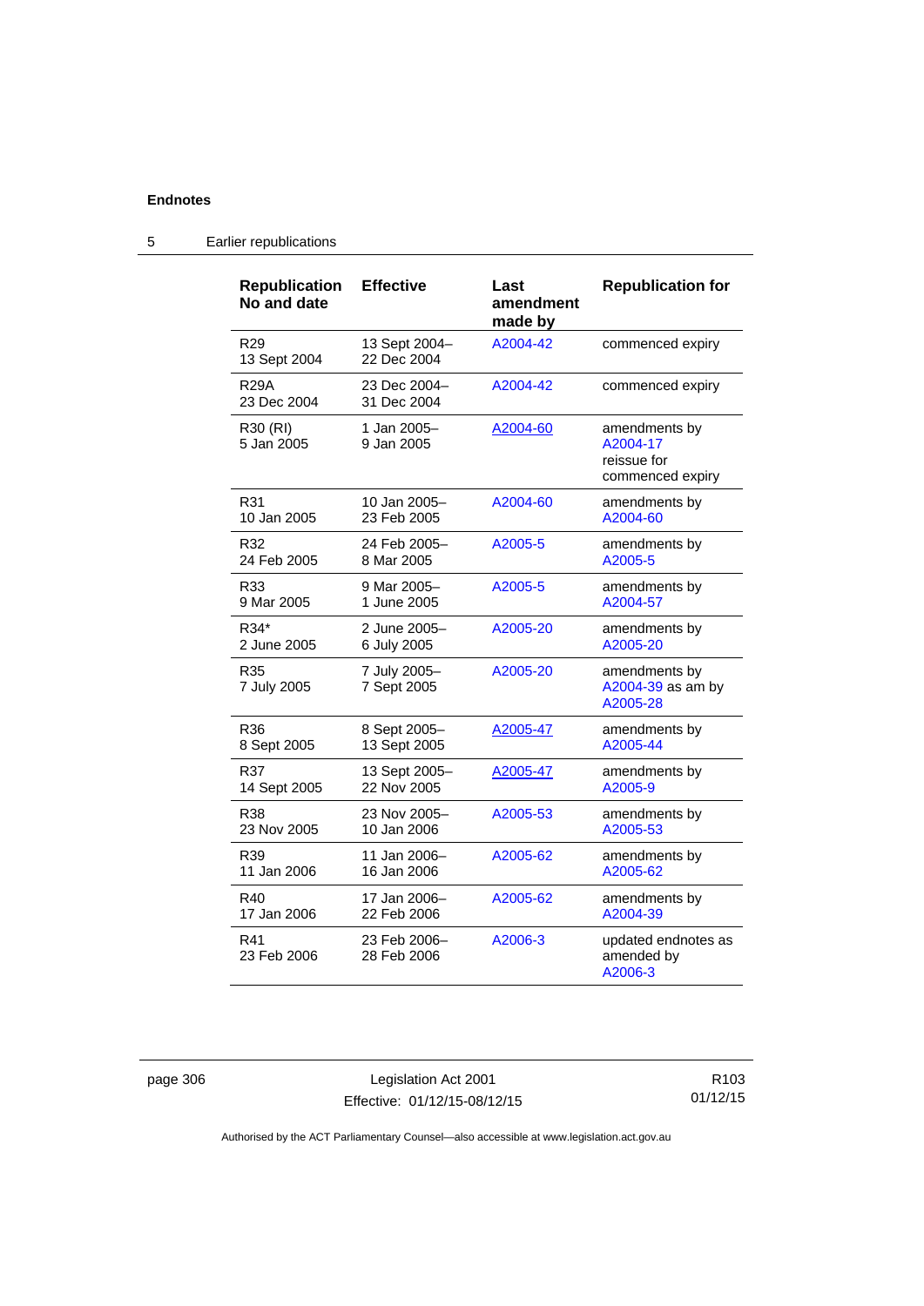| Republication No and date | Effective | Last amendment made by | Republication for |
|---|---|---|---|
| R29 13 Sept 2004 | 13 Sept 2004– 22 Dec 2004 | A2004-42 | commenced expiry |
| R29A 23 Dec 2004 | 23 Dec 2004– 31 Dec 2004 | A2004-42 | commenced expiry |
| R30 (RI) 5 Jan 2005 | 1 Jan 2005– 9 Jan 2005 | A2004-60 | amendments by A2004-17 reissue for commenced expiry |
| R31 10 Jan 2005 | 10 Jan 2005– 23 Feb 2005 | A2004-60 | amendments by A2004-60 |
| R32 24 Feb 2005 | 24 Feb 2005– 8 Mar 2005 | A2005-5 | amendments by A2005-5 |
| R33 9 Mar 2005 | 9 Mar 2005– 1 June 2005 | A2005-5 | amendments by A2004-57 |
| R34* 2 June 2005 | 2 June 2005– 6 July 2005 | A2005-20 | amendments by A2005-20 |
| R35 7 July 2005 | 7 July 2005– 7 Sept 2005 | A2005-20 | amendments by A2004-39 as am by A2005-28 |
| R36 8 Sept 2005 | 8 Sept 2005– 13 Sept 2005 | A2005-47 | amendments by A2005-44 |
| R37 14 Sept 2005 | 13 Sept 2005– 22 Nov 2005 | A2005-47 | amendments by A2005-9 |
| R38 23 Nov 2005 | 23 Nov 2005– 10 Jan 2006 | A2005-53 | amendments by A2005-53 |
| R39 11 Jan 2006 | 11 Jan 2006– 16 Jan 2006 | A2005-62 | amendments by A2005-62 |
| R40 17 Jan 2006 | 17 Jan 2006– 22 Feb 2006 | A2005-62 | amendments by A2004-39 |
| R41 23 Feb 2006 | 23 Feb 2006– 28 Feb 2006 | A2006-3 | updated endnotes as amended by A2006-3 |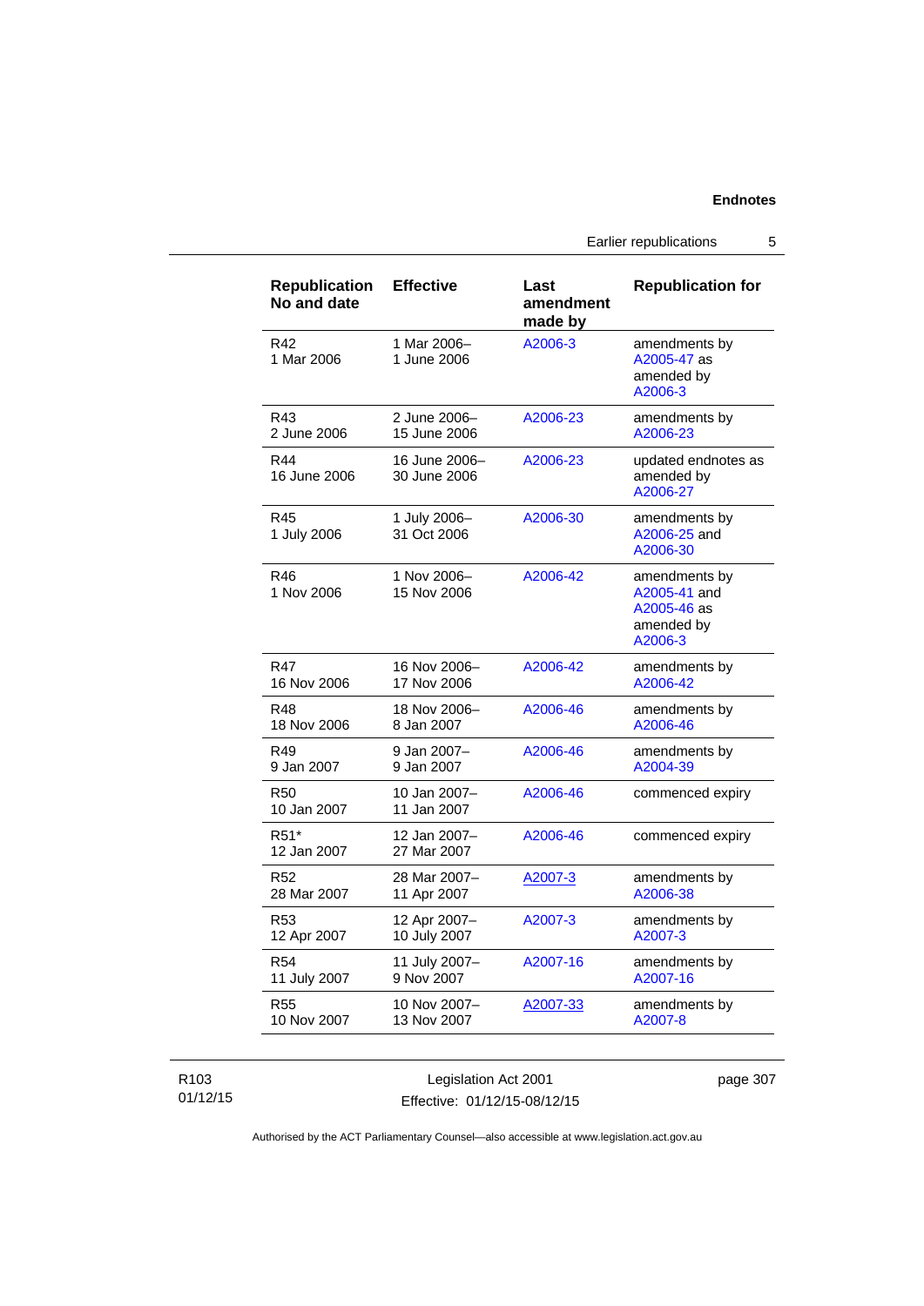| Republication No and date | Effective | Last amendment made by | Republication for |
|---|---|---|---|
| R42 1 Mar 2006 | 1 Mar 2006– 1 June 2006 | A2006-3 | amendments by A2005-47 as amended by A2006-3 |
| R43 2 June 2006 | 2 June 2006– 15 June 2006 | A2006-23 | amendments by A2006-23 |
| R44 16 June 2006 | 16 June 2006– 30 June 2006 | A2006-23 | updated endnotes as amended by A2006-27 |
| R45 1 July 2006 | 1 July 2006– 31 Oct 2006 | A2006-30 | amendments by A2006-25 and A2006-30 |
| R46 1 Nov 2006 | 1 Nov 2006– 15 Nov 2006 | A2006-42 | amendments by A2005-41 and A2005-46 as amended by A2006-3 |
| R47 16 Nov 2006 | 16 Nov 2006– 17 Nov 2006 | A2006-42 | amendments by A2006-42 |
| R48 18 Nov 2006 | 18 Nov 2006– 8 Jan 2007 | A2006-46 | amendments by A2006-46 |
| R49 9 Jan 2007 | 9 Jan 2007– 9 Jan 2007 | A2006-46 | amendments by A2004-39 |
| R50 10 Jan 2007 | 10 Jan 2007– 11 Jan 2007 | A2006-46 | commenced expiry |
| R51* 12 Jan 2007 | 12 Jan 2007– 27 Mar 2007 | A2006-46 | commenced expiry |
| R52 28 Mar 2007 | 28 Mar 2007– 11 Apr 2007 | A2007-3 | amendments by A2006-38 |
| R53 12 Apr 2007 | 12 Apr 2007– 10 July 2007 | A2007-3 | amendments by A2007-3 |
| R54 11 July 2007 | 11 July 2007– 9 Nov 2007 | A2007-16 | amendments by A2007-16 |
| R55 10 Nov 2007 | 10 Nov 2007– 13 Nov 2007 | A2007-33 | amendments by A2007-8 |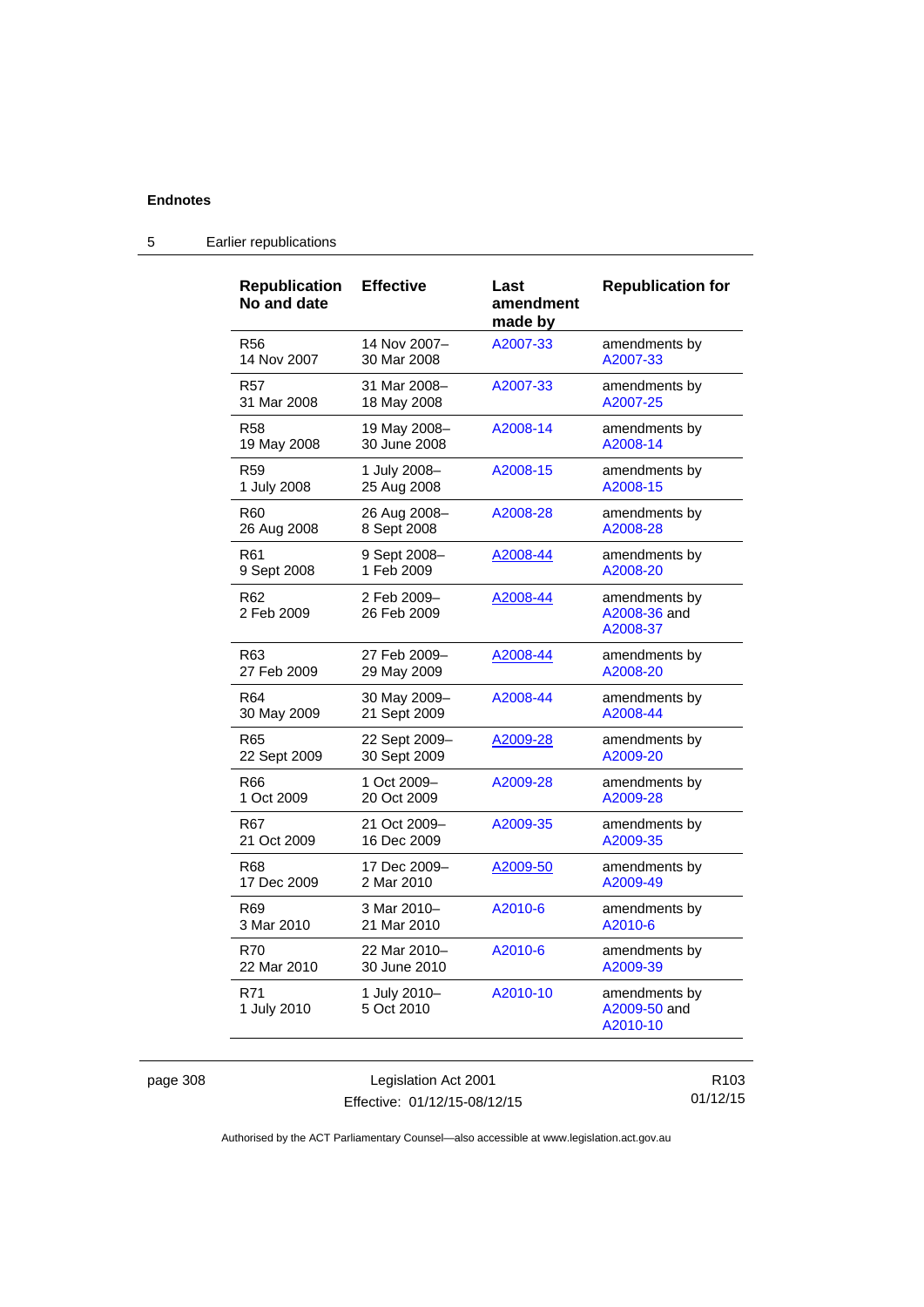## 5 Earlier republications

| Republication No and date | Effective | Last amendment made by | Republication for |
|---|---|---|---|
| R56<br>14 Nov 2007 | 14 Nov 2007–<br>30 Mar 2008 | A2007-33 | amendments by A2007-33 |
| R57<br>31 Mar 2008 | 31 Mar 2008–<br>18 May 2008 | A2007-33 | amendments by A2007-25 |
| R58<br>19 May 2008 | 19 May 2008–<br>30 June 2008 | A2008-14 | amendments by A2008-14 |
| R59<br>1 July 2008 | 1 July 2008–<br>25 Aug 2008 | A2008-15 | amendments by A2008-15 |
| R60<br>26 Aug 2008 | 26 Aug 2008–<br>8 Sept 2008 | A2008-28 | amendments by A2008-28 |
| R61<br>9 Sept 2008 | 9 Sept 2008–<br>1 Feb 2009 | A2008-44 | amendments by A2008-20 |
| R62<br>2 Feb 2009 | 2 Feb 2009–<br>26 Feb 2009 | A2008-44 | amendments by A2008-36 and A2008-37 |
| R63<br>27 Feb 2009 | 27 Feb 2009–<br>29 May 2009 | A2008-44 | amendments by A2008-20 |
| R64<br>30 May 2009 | 30 May 2009–<br>21 Sept 2009 | A2008-44 | amendments by A2008-44 |
| R65<br>22 Sept 2009 | 22 Sept 2009–<br>30 Sept 2009 | A2009-28 | amendments by A2009-20 |
| R66<br>1 Oct 2009 | 1 Oct 2009–<br>20 Oct 2009 | A2009-28 | amendments by A2009-28 |
| R67<br>21 Oct 2009 | 21 Oct 2009–<br>16 Dec 2009 | A2009-35 | amendments by A2009-35 |
| R68<br>17 Dec 2009 | 17 Dec 2009–<br>2 Mar 2010 | A2009-50 | amendments by A2009-49 |
| R69<br>3 Mar 2010 | 3 Mar 2010–<br>21 Mar 2010 | A2010-6 | amendments by A2010-6 |
| R70<br>22 Mar 2010 | 22 Mar 2010–<br>30 June 2010 | A2010-6 | amendments by A2009-39 |
| R71<br>1 July 2010 | 1 July 2010–<br>5 Oct 2010 | A2010-10 | amendments by A2009-50 and A2010-10 |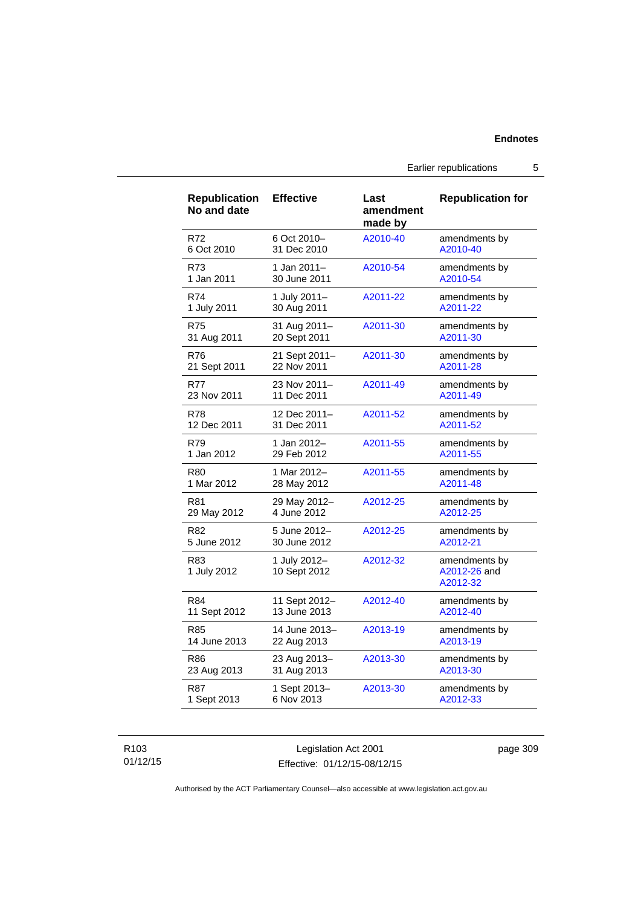| Republication No and date | Effective | Last amendment made by | Republication for |
|---|---|---|---|
| R72<br>6 Oct 2010 | 6 Oct 2010–<br>31 Dec 2010 | A2010-40 | amendments by A2010-40 |
| R73<br>1 Jan 2011 | 1 Jan 2011–<br>30 June 2011 | A2010-54 | amendments by A2010-54 |
| R74<br>1 July 2011 | 1 July 2011–<br>30 Aug 2011 | A2011-22 | amendments by A2011-22 |
| R75<br>31 Aug 2011 | 31 Aug 2011–<br>20 Sept 2011 | A2011-30 | amendments by A2011-30 |
| R76<br>21 Sept 2011 | 21 Sept 2011–<br>22 Nov 2011 | A2011-30 | amendments by A2011-28 |
| R77<br>23 Nov 2011 | 23 Nov 2011–<br>11 Dec 2011 | A2011-49 | amendments by A2011-49 |
| R78<br>12 Dec 2011 | 12 Dec 2011–<br>31 Dec 2011 | A2011-52 | amendments by A2011-52 |
| R79<br>1 Jan 2012 | 1 Jan 2012–<br>29 Feb 2012 | A2011-55 | amendments by A2011-55 |
| R80<br>1 Mar 2012 | 1 Mar 2012–<br>28 May 2012 | A2011-55 | amendments by A2011-48 |
| R81<br>29 May 2012 | 29 May 2012–<br>4 June 2012 | A2012-25 | amendments by A2012-25 |
| R82<br>5 June 2012 | 5 June 2012–<br>30 June 2012 | A2012-25 | amendments by A2012-21 |
| R83<br>1 July 2012 | 1 July 2012–<br>10 Sept 2012 | A2012-32 | amendments by A2012-26 and A2012-32 |
| R84<br>11 Sept 2012 | 11 Sept 2012–<br>13 June 2013 | A2012-40 | amendments by A2012-40 |
| R85<br>14 June 2013 | 14 June 2013–<br>22 Aug 2013 | A2013-19 | amendments by A2013-19 |
| R86<br>23 Aug 2013 | 23 Aug 2013–<br>31 Aug 2013 | A2013-30 | amendments by A2013-30 |
| R87<br>1 Sept 2013 | 1 Sept 2013–<br>6 Nov 2013 | A2013-30 | amendments by A2012-33 |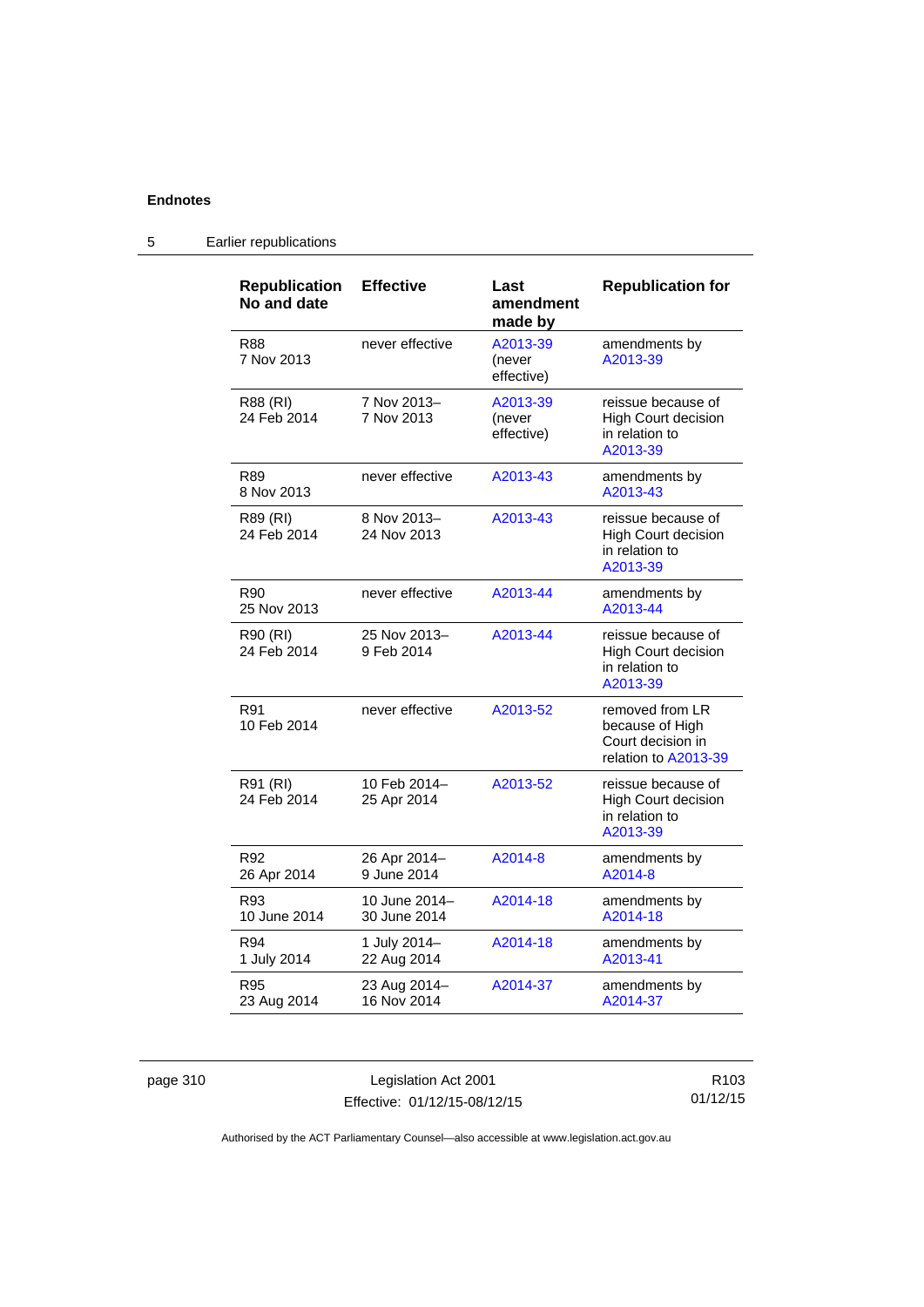## 5 Earlier republications

| Republication No and date | Effective | Last amendment made by | Republication for |
|---|---|---|---|
| R88 7 Nov 2013 | never effective | A2013-39 (never effective) | amendments by A2013-39 |
| R88 (RI) 24 Feb 2014 | 7 Nov 2013– 7 Nov 2013 | A2013-39 (never effective) | reissue because of High Court decision in relation to A2013-39 |
| R89 8 Nov 2013 | never effective | A2013-43 | amendments by A2013-43 |
| R89 (RI) 24 Feb 2014 | 8 Nov 2013– 24 Nov 2013 | A2013-43 | reissue because of High Court decision in relation to A2013-39 |
| R90 25 Nov 2013 | never effective | A2013-44 | amendments by A2013-44 |
| R90 (RI) 24 Feb 2014 | 25 Nov 2013– 9 Feb 2014 | A2013-44 | reissue because of High Court decision in relation to A2013-39 |
| R91 10 Feb 2014 | never effective | A2013-52 | removed from LR because of High Court decision in relation to A2013-39 |
| R91 (RI) 24 Feb 2014 | 10 Feb 2014– 25 Apr 2014 | A2013-52 | reissue because of High Court decision in relation to A2013-39 |
| R92 26 Apr 2014 | 26 Apr 2014– 9 June 2014 | A2014-8 | amendments by A2014-8 |
| R93 10 June 2014 | 10 June 2014– 30 June 2014 | A2014-18 | amendments by A2014-18 |
| R94 1 July 2014 | 1 July 2014– 22 Aug 2014 | A2014-18 | amendments by A2013-41 |
| R95 23 Aug 2014 | 23 Aug 2014– 16 Nov 2014 | A2014-37 | amendments by A2014-37 |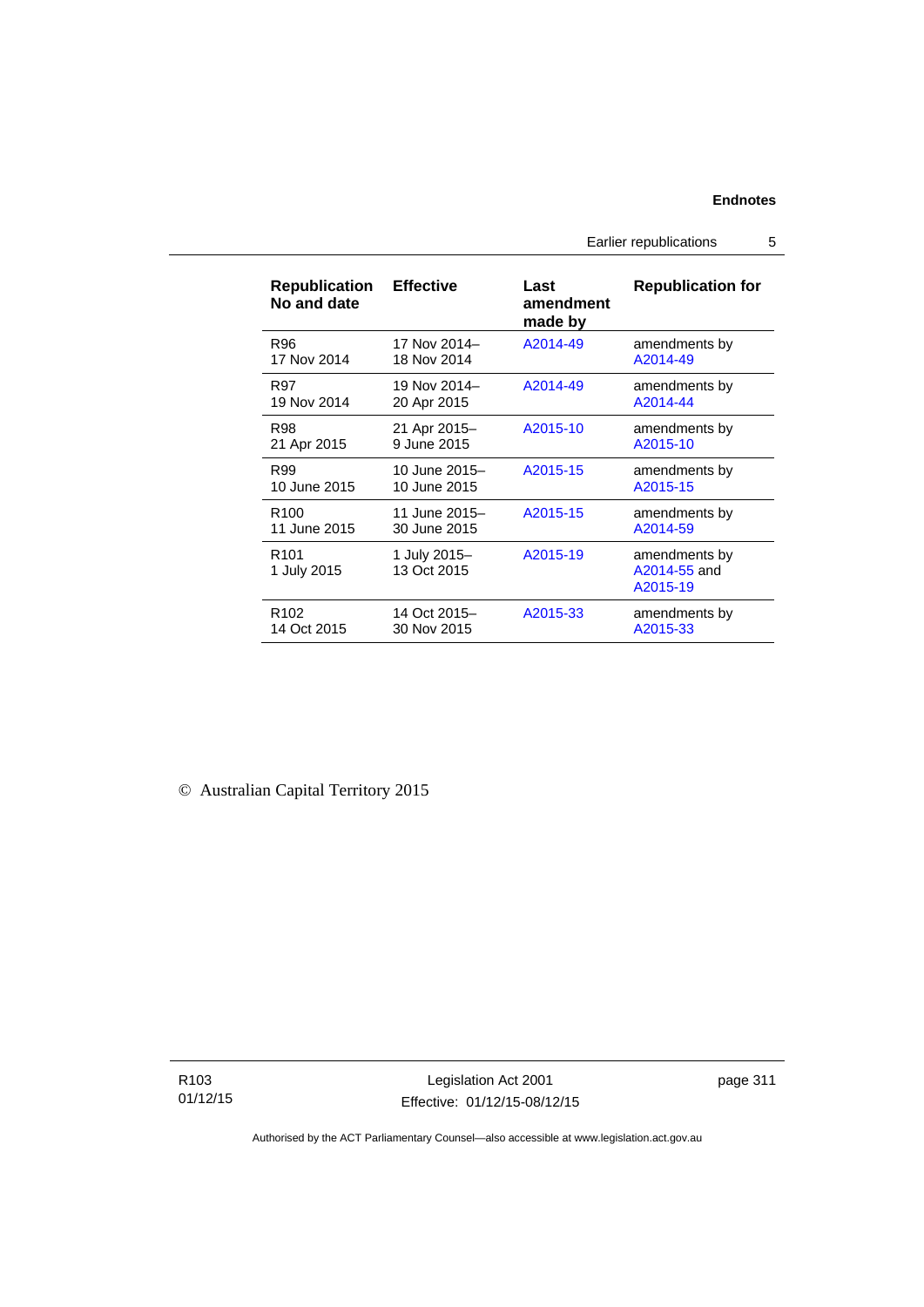| Republication No and date | Effective | Last amendment made by | Republication for |
|---|---|---|---|
| R96<br>17 Nov 2014 | 17 Nov 2014–<br>18 Nov 2014 | A2014-49 | amendments by A2014-49 |
| R97<br>19 Nov 2014 | 19 Nov 2014–<br>20 Apr 2015 | A2014-49 | amendments by A2014-44 |
| R98<br>21 Apr 2015 | 21 Apr 2015–<br>9 June 2015 | A2015-10 | amendments by A2015-10 |
| R99<br>10 June 2015 | 10 June 2015–<br>10 June 2015 | A2015-15 | amendments by A2015-15 |
| R100<br>11 June 2015 | 11 June 2015–<br>30 June 2015 | A2015-15 | amendments by A2014-59 |
| R101<br>1 July 2015 | 1 July 2015–<br>13 Oct 2015 | A2015-19 | amendments by A2014-55 and A2015-19 |
| R102<br>14 Oct 2015 | 14 Oct 2015–<br>30 Nov 2015 | A2015-33 | amendments by A2015-33 |

© Australian Capital Territory 2015